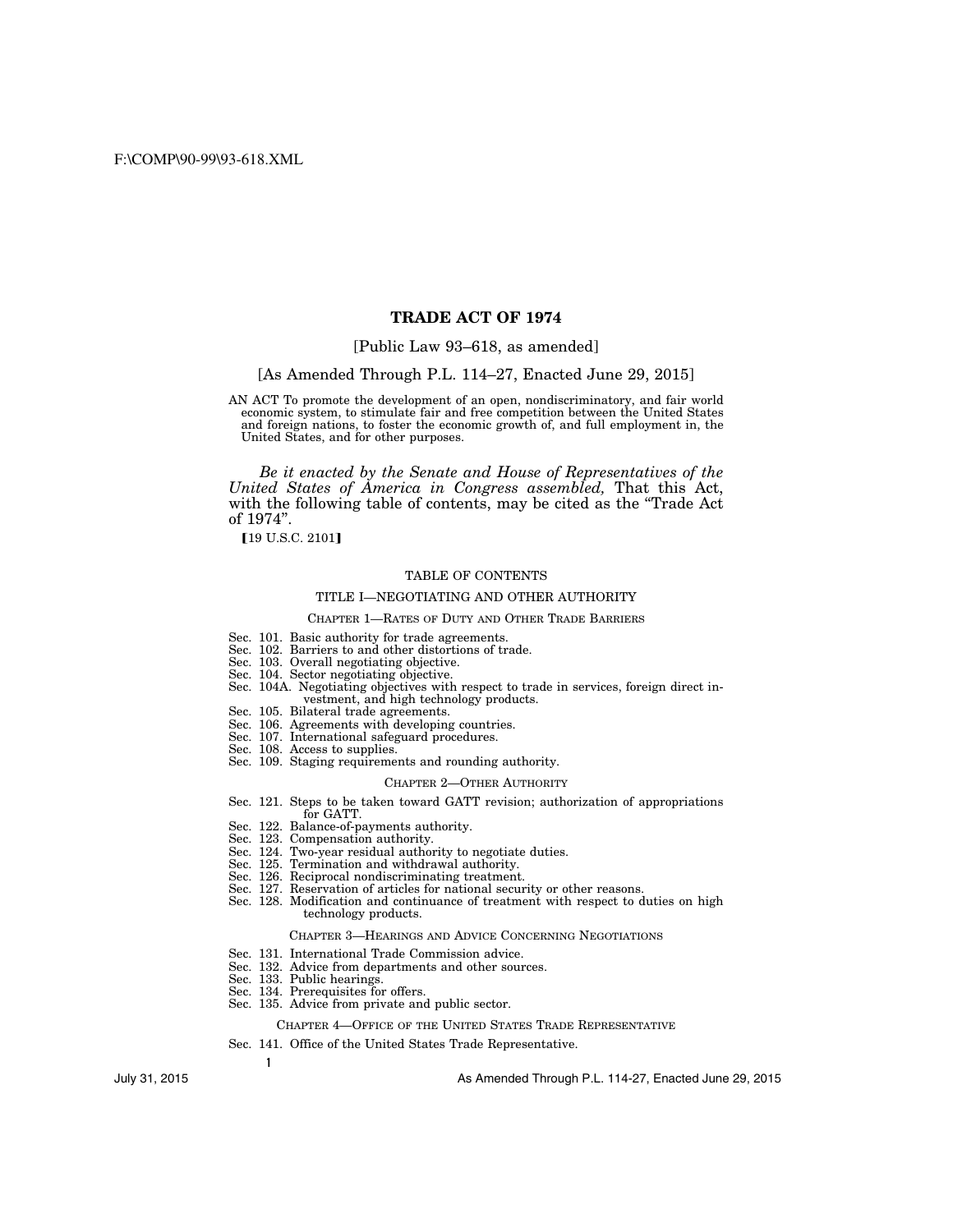# TRADE ACT OF 1974

[Public Law 93–618, as amended]

[As Amended Through P.L. 114–27, Enacted June 29, 2015]

AN ACT To promote the development of an open, nondiscriminatory, and fair world economic system, to stimulate fair and free competition between the United States and foreign nations, to foster the economic growth of, and full employment in, the United States, and for other purposes.

*Be it enacted by the Senate and House of Representatives of the United States of America in Congress assembled,* That this Act, with the following table of contents, may be cited as the "Trade Act of 1974".

【19 U.S.C. 2101】

## TABLE OF CONTENTS

### TITLE I—NEGOTIATING AND OTHER AUTHORITY

#### CHAPTER 1—RATES OF DUTY AND OTHER TRADE BARRIERS

- Sec. 101. Basic authority for trade agreements.
- Sec. 102. Barriers to and other distortions of trade.
- Sec. 103. Overall negotiating objective.
- Sec. 104. Sector negotiating objective.
- Sec. 104A. Negotiating objectives with respect to trade in services, foreign direct investment, and high technology products.
- Sec. 105. Bilateral trade agreements.
- Sec. 106. Agreements with developing countries.
- Sec. 107. International safeguard procedures.
- Sec. 108. Access to supplies.
- Sec. 109. Staging requirements and rounding authority.

#### CHAPTER 2—OTHER AUTHORITY

- Sec. 121. Steps to be taken toward GATT revision; authorization of appropriations for GATT.
- Sec. 122. Balance-of-payments authority.
- Sec. 123. Compensation authority.
- Sec. 124. Two-year residual authority to negotiate duties.
- Sec. 125. Termination and withdrawal authority.
- Sec. 126. Reciprocal nondiscriminating treatment.
- Sec. 127. Reservation of articles for national security or other reasons.
- Sec. 128. Modification and continuance of treatment with respect to duties on high technology products.

#### CHAPTER 3—HEARINGS AND ADVICE CONCERNING NEGOTIATIONS

- Sec. 131. International Trade Commission advice.
- Sec. 132. Advice from departments and other sources.
- Sec. 133. Public hearings.
- Sec. 134. Prerequisites for offers.
- Sec. 135. Advice from private and public sector.

#### CHAPTER 4—OFFICE OF THE UNITED STATES TRADE REPRESENTATIVE

- Sec. 141. Office of the United States Trade Representative.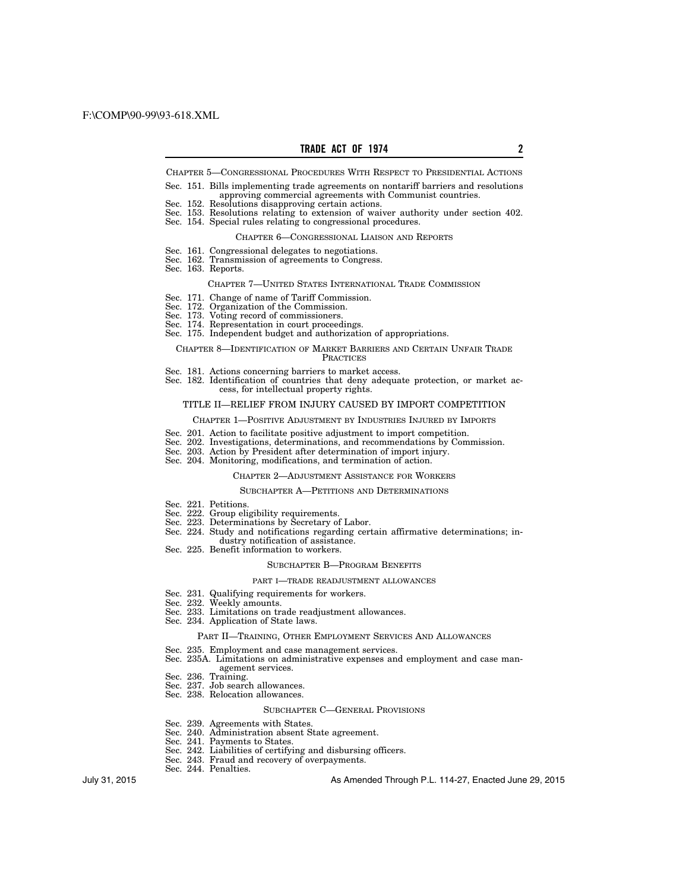CHAPTER 5—CONGRESSIONAL PROCEDURES WITH RESPECT TO PRESIDENTIAL ACTIONS

Sec. 151. Bills implementing trade agreements on nontariff barriers and resolutions approving commercial agreements with Communist countries.
Sec. 152. Resolutions disapproving certain actions.
Sec. 153. Resolutions relating to extension of waiver authority under section 402.
Sec. 154. Special rules relating to congressional procedures.

CHAPTER 6—CONGRESSIONAL LIAISON AND REPORTS

Sec. 161. Congressional delegates to negotiations.
Sec. 162. Transmission of agreements to Congress.
Sec. 163. Reports.

CHAPTER 7—UNITED STATES INTERNATIONAL TRADE COMMISSION

Sec. 171. Change of name of Tariff Commission.
Sec. 172. Organization of the Commission.
Sec. 173. Voting record of commissioners.
Sec. 174. Representation in court proceedings.
Sec. 175. Independent budget and authorization of appropriations.

CHAPTER 8—IDENTIFICATION OF MARKET BARRIERS AND CERTAIN UNFAIR TRADE PRACTICES

Sec. 181. Actions concerning barriers to market access.
Sec. 182. Identification of countries that deny adequate protection, or market access, for intellectual property rights.

TITLE II—RELIEF FROM INJURY CAUSED BY IMPORT COMPETITION

CHAPTER 1—POSITIVE ADJUSTMENT BY INDUSTRIES INJURED BY IMPORTS

Sec. 201. Action to facilitate positive adjustment to import competition.
Sec. 202. Investigations, determinations, and recommendations by Commission.
Sec. 203. Action by President after determination of import injury.
Sec. 204. Monitoring, modifications, and termination of action.

CHAPTER 2—ADJUSTMENT ASSISTANCE FOR WORKERS

SUBCHAPTER A—PETITIONS AND DETERMINATIONS

Sec. 221. Petitions.
Sec. 222. Group eligibility requirements.
Sec. 223. Determinations by Secretary of Labor.
Sec. 224. Study and notifications regarding certain affirmative determinations; industry notification of assistance.
Sec. 225. Benefit information to workers.

SUBCHAPTER B—PROGRAM BENEFITS

PART I—TRADE READJUSTMENT ALLOWANCES

Sec. 231. Qualifying requirements for workers.
Sec. 232. Weekly amounts.
Sec. 233. Limitations on trade readjustment allowances.
Sec. 234. Application of State laws.

PART II—TRAINING, OTHER EMPLOYMENT SERVICES AND ALLOWANCES

Sec. 235. Employment and case management services.
Sec. 235A. Limitations on administrative expenses and employment and case management services.
Sec. 236. Training.
Sec. 237. Job search allowances.
Sec. 238. Relocation allowances.

SUBCHAPTER C—GENERAL PROVISIONS

Sec. 239. Agreements with States.
Sec. 240. Administration absent State agreement.
Sec. 241. Payments to States.
Sec. 242. Liabilities of certifying and disbursing officers.
Sec. 243. Fraud and recovery of overpayments.
Sec. 244. Penalties.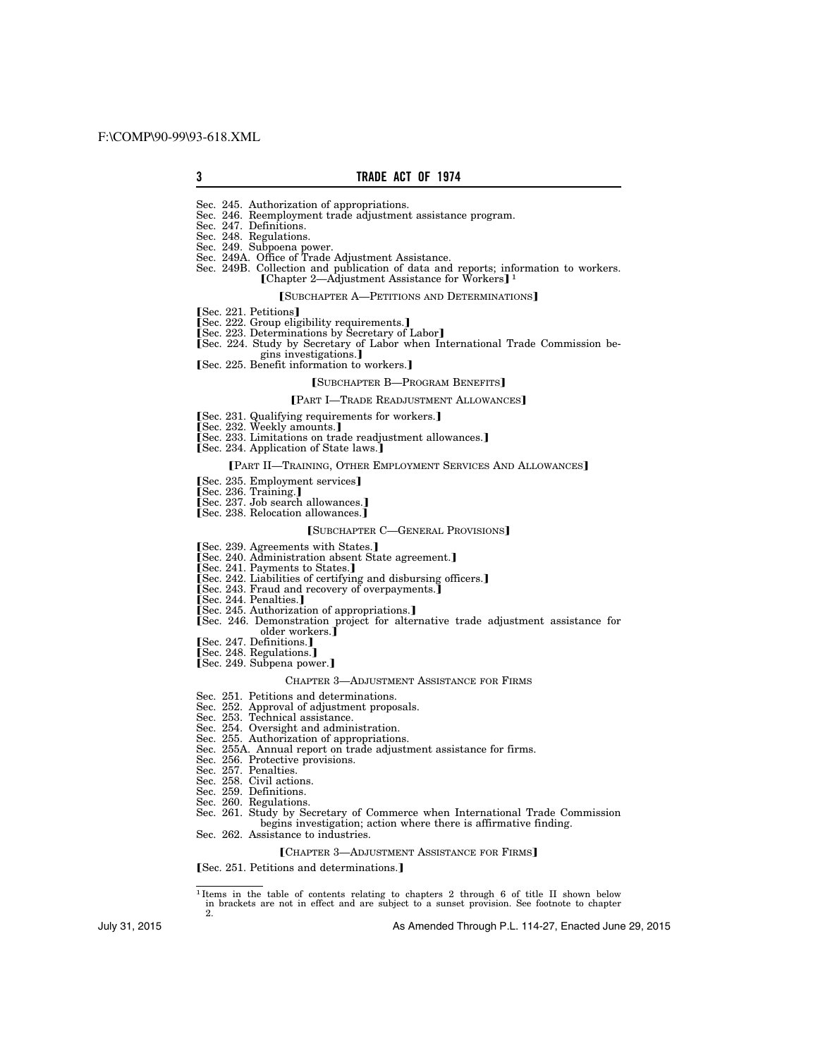Sec. 245. Authorization of appropriations.
Sec. 246. Reemployment trade adjustment assistance program.
Sec. 247. Definitions.
Sec. 248. Regulations.
Sec. 249. Subpoena power.
Sec. 249A. Office of Trade Adjustment Assistance.
Sec. 249B. Collection and publication of data and reports; information to workers.

【Chapter 2—Adjustment Assistance for Workers】[1]

【SUBCHAPTER A—PETITIONS AND DETERMINATIONS】

【Sec. 221. Petitions】
【Sec. 222. Group eligibility requirements.】
【Sec. 223. Determinations by Secretary of Labor】
【Sec. 224. Study by Secretary of Labor when International Trade Commission begins investigations.】
【Sec. 225. Benefit information to workers.】

【SUBCHAPTER B—PROGRAM BENEFITS】

【PART I—TRADE READJUSTMENT ALLOWANCES】

【Sec. 231. Qualifying requirements for workers.】
【Sec. 232. Weekly amounts.】
【Sec. 233. Limitations on trade readjustment allowances.】
【Sec. 234. Application of State laws.】

【PART II—TRAINING, OTHER EMPLOYMENT SERVICES AND ALLOWANCES】

【Sec. 235. Employment services】
【Sec. 236. Training.】
【Sec. 237. Job search allowances.】
【Sec. 238. Relocation allowances.】

【SUBCHAPTER C—GENERAL PROVISIONS】

【Sec. 239. Agreements with States.】
【Sec. 240. Administration absent State agreement.】
【Sec. 241. Payments to States.】
【Sec. 242. Liabilities of certifying and disbursing officers.】
【Sec. 243. Fraud and recovery of overpayments.】
【Sec. 244. Penalties.】
【Sec. 245. Authorization of appropriations.】
【Sec. 246. Demonstration project for alternative trade adjustment assistance for older workers.】
【Sec. 247. Definitions.】
【Sec. 248. Regulations.】
【Sec. 249. Subpena power.】

CHAPTER 3—ADJUSTMENT ASSISTANCE FOR FIRMS

Sec. 251. Petitions and determinations.
Sec. 252. Approval of adjustment proposals.
Sec. 253. Technical assistance.
Sec. 254. Oversight and administration.
Sec. 255. Authorization of appropriations.
Sec. 255A. Annual report on trade adjustment assistance for firms.
Sec. 256. Protective provisions.
Sec. 257. Penalties.
Sec. 258. Civil actions.
Sec. 259. Definitions.
Sec. 260. Regulations.
Sec. 261. Study by Secretary of Commerce when International Trade Commission begins investigation; action where there is affirmative finding.
Sec. 262. Assistance to industries.

【CHAPTER 3—ADJUSTMENT ASSISTANCE FOR FIRMS】

【Sec. 251. Petitions and determinations.】

[1] Items in the table of contents relating to chapters 2 through 6 of title II shown below in brackets are not in effect and are subject to a sunset provision. See footnote to chapter 2.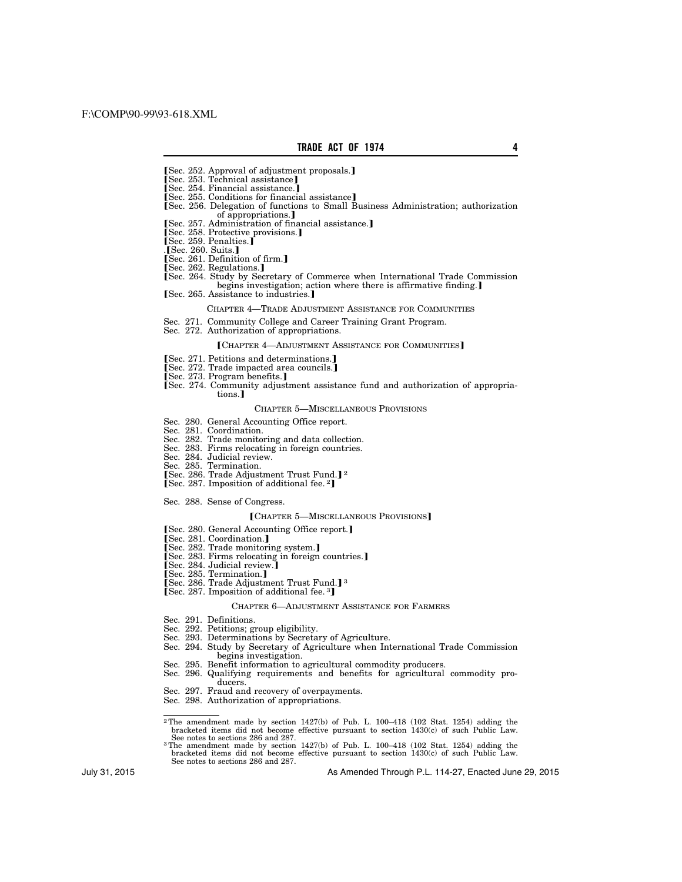【Sec. 252. Approval of adjustment proposals.】
【Sec. 253. Technical assistance】
【Sec. 254. Financial assistance.】
【Sec. 255. Conditions for financial assistance】
【Sec. 256. Delegation of functions to Small Business Administration; authorization of appropriations.】
【Sec. 257. Administration of financial assistance.】
【Sec. 258. Protective provisions.】
【Sec. 259. Penalties.】
.【Sec. 260. Suits.】
【Sec. 261. Definition of firm.】
【Sec. 262. Regulations.】
【Sec. 264. Study by Secretary of Commerce when International Trade Commission begins investigation; action where there is affirmative finding.】
【Sec. 265. Assistance to industries.】

CHAPTER 4—TRADE ADJUSTMENT ASSISTANCE FOR COMMUNITIES

Sec. 271. Community College and Career Training Grant Program.
Sec. 272. Authorization of appropriations.

【CHAPTER 4—ADJUSTMENT ASSISTANCE FOR COMMUNITIES】

【Sec. 271. Petitions and determinations.】
【Sec. 272. Trade impacted area councils.】
【Sec. 273. Program benefits.】
【Sec. 274. Community adjustment assistance fund and authorization of appropriations.】

CHAPTER 5—MISCELLANEOUS PROVISIONS

Sec. 280. General Accounting Office report.
Sec. 281. Coordination.
Sec. 282. Trade monitoring and data collection.
Sec. 283. Firms relocating in foreign countries.
Sec. 284. Judicial review.
Sec. 285. Termination.
【Sec. 286. Trade Adjustment Trust Fund.】[2]
【Sec. 287. Imposition of additional fee. [2]】

Sec. 288. Sense of Congress.

【CHAPTER 5—MISCELLANEOUS PROVISIONS】

【Sec. 280. General Accounting Office report.】
【Sec. 281. Coordination.】
【Sec. 282. Trade monitoring system.】
【Sec. 283. Firms relocating in foreign countries.】
【Sec. 284. Judicial review.】
【Sec. 285. Termination.】
【Sec. 286. Trade Adjustment Trust Fund.】[3]
【Sec. 287. Imposition of additional fee. [3]】

CHAPTER 6—ADJUSTMENT ASSISTANCE FOR FARMERS

Sec. 291. Definitions.
Sec. 292. Petitions; group eligibility.
Sec. 293. Determinations by Secretary of Agriculture.
Sec. 294. Study by Secretary of Agriculture when International Trade Commission begins investigation.
Sec. 295. Benefit information to agricultural commodity producers.
Sec. 296. Qualifying requirements and benefits for agricultural commodity producers.
Sec. 297. Fraud and recovery of overpayments.
Sec. 298. Authorization of appropriations.

---

[2] The amendment made by section 1427(b) of Pub. L. 100–418 (102 Stat. 1254) adding the bracketed items did not become effective pursuant to section 1430(c) of such Public Law. See notes to sections 286 and 287.

[3] The amendment made by section 1427(b) of Pub. L. 100–418 (102 Stat. 1254) adding the bracketed items did not become effective pursuant to section 1430(c) of such Public Law. See notes to sections 286 and 287.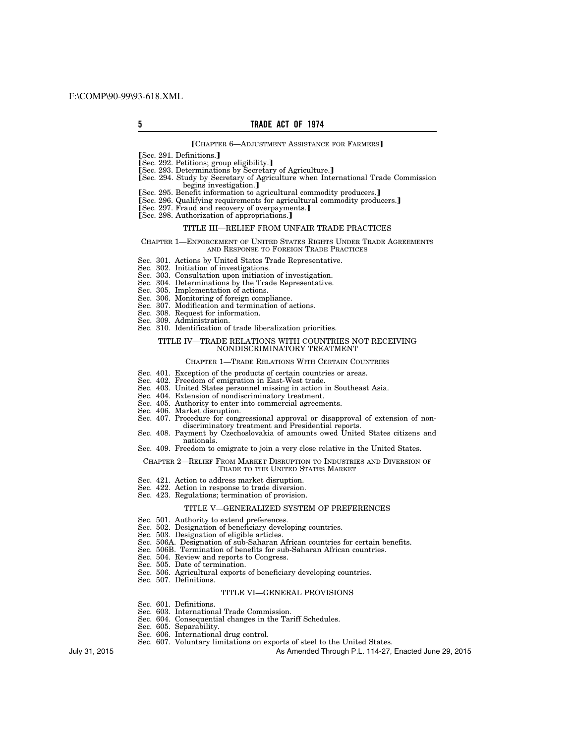**[**CHAPTER 6—ADJUSTMENT ASSISTANCE FOR FARMERS**]**

**[**Sec. 291. Definitions.**]**
**[**Sec. 292. Petitions; group eligibility.**]**
**[**Sec. 293. Determinations by Secretary of Agriculture.**]**
**[**Sec. 294. Study by Secretary of Agriculture when International Trade Commission begins investigation.**]**
**[**Sec. 295. Benefit information to agricultural commodity producers.**]**
**[**Sec. 296. Qualifying requirements for agricultural commodity producers.**]**
**[**Sec. 297. Fraud and recovery of overpayments.**]**
**[**Sec. 298. Authorization of appropriations.**]**

TITLE III—RELIEF FROM UNFAIR TRADE PRACTICES

CHAPTER 1—ENFORCEMENT OF UNITED STATES RIGHTS UNDER TRADE AGREEMENTS AND RESPONSE TO FOREIGN TRADE PRACTICES

Sec. 301. Actions by United States Trade Representative.
Sec. 302. Initiation of investigations.
Sec. 303. Consultation upon initiation of investigation.
Sec. 304. Determinations by the Trade Representative.
Sec. 305. Implementation of actions.
Sec. 306. Monitoring of foreign compliance.
Sec. 307. Modification and termination of actions.
Sec. 308. Request for information.
Sec. 309. Administration.
Sec. 310. Identification of trade liberalization priorities.

TITLE IV—TRADE RELATIONS WITH COUNTRIES NOT RECEIVING NONDISCRIMINATORY TREATMENT

CHAPTER 1—TRADE RELATIONS WITH CERTAIN COUNTRIES

Sec. 401. Exception of the products of certain countries or areas.
Sec. 402. Freedom of emigration in East-West trade.
Sec. 403. United States personnel missing in action in Southeast Asia.
Sec. 404. Extension of nondiscriminatory treatment.
Sec. 405. Authority to enter into commercial agreements.
Sec. 406. Market disruption.
Sec. 407. Procedure for congressional approval or disapproval of extension of nondiscriminatory treatment and Presidential reports.
Sec. 408. Payment by Czechoslovakia of amounts owed United States citizens and nationals.
Sec. 409. Freedom to emigrate to join a very close relative in the United States.

CHAPTER 2—RELIEF FROM MARKET DISRUPTION TO INDUSTRIES AND DIVERSION OF TRADE TO THE UNITED STATES MARKET

Sec. 421. Action to address market disruption.
Sec. 422. Action in response to trade diversion.
Sec. 423. Regulations; termination of provision.

TITLE V—GENERALIZED SYSTEM OF PREFERENCES

Sec. 501. Authority to extend preferences.
Sec. 502. Designation of beneficiary developing countries.
Sec. 503. Designation of eligible articles.
Sec. 506A. Designation of sub-Saharan African countries for certain benefits.
Sec. 506B. Termination of benefits for sub-Saharan African countries.
Sec. 504. Review and reports to Congress.
Sec. 505. Date of termination.
Sec. 506. Agricultural exports of beneficiary developing countries.
Sec. 507. Definitions.

TITLE VI—GENERAL PROVISIONS

Sec. 601. Definitions.
Sec. 603. International Trade Commission.
Sec. 604. Consequential changes in the Tariff Schedules.
Sec. 605. Separability.
Sec. 606. International drug control.
Sec. 607. Voluntary limitations on exports of steel to the United States.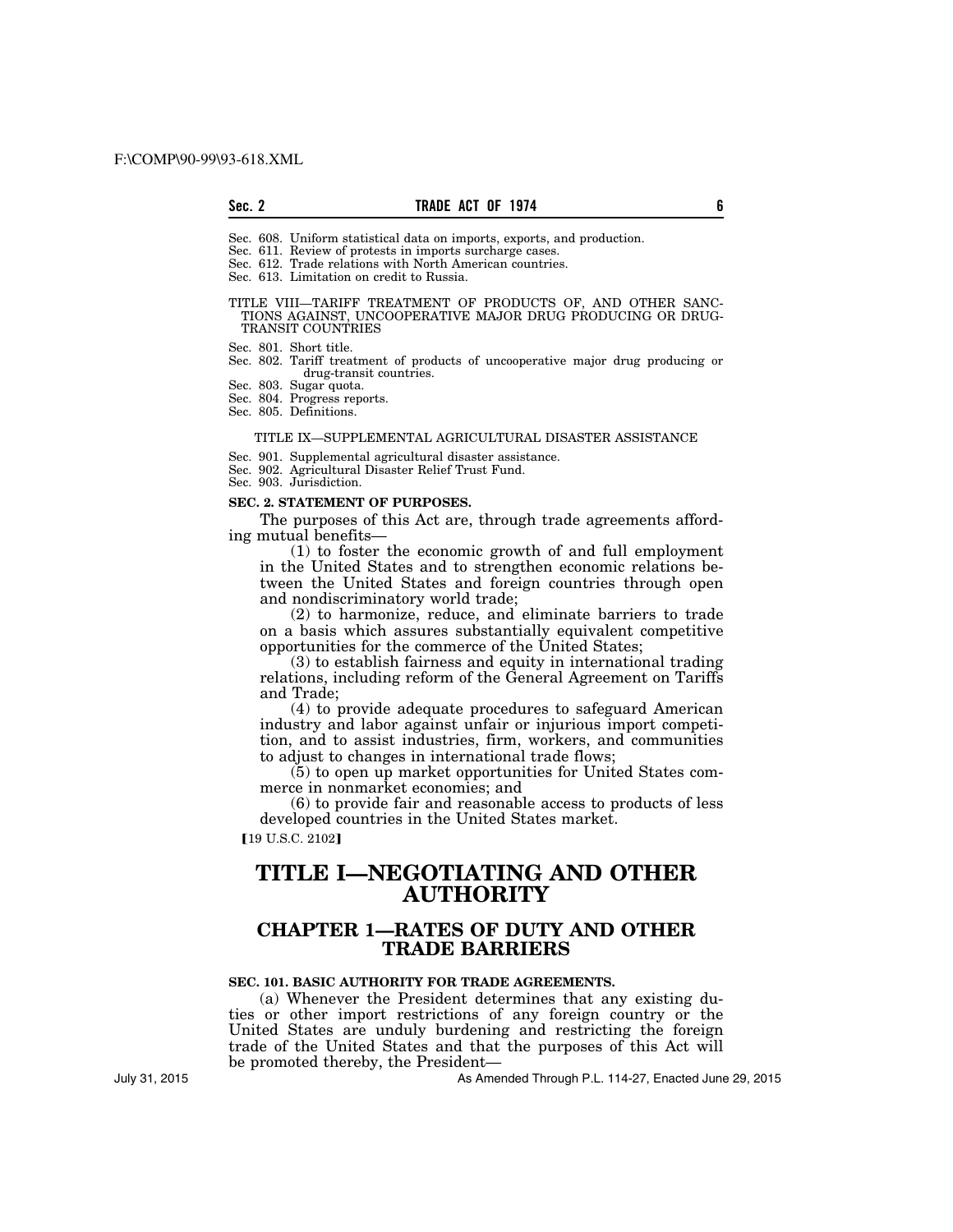Sec. 608. Uniform statistical data on imports, exports, and production.
Sec. 611. Review of protests in imports surcharge cases.
Sec. 612. Trade relations with North American countries.
Sec. 613. Limitation on credit to Russia.

TITLE VIII—TARIFF TREATMENT OF PRODUCTS OF, AND OTHER SANCTIONS AGAINST, UNCOOPERATIVE MAJOR DRUG PRODUCING OR DRUG-TRANSIT COUNTRIES

Sec. 801. Short title.
Sec. 802. Tariff treatment of products of uncooperative major drug producing or drug-transit countries.
Sec. 803. Sugar quota.
Sec. 804. Progress reports.
Sec. 805. Definitions.

TITLE IX—SUPPLEMENTAL AGRICULTURAL DISASTER ASSISTANCE

Sec. 901. Supplemental agricultural disaster assistance.
Sec. 902. Agricultural Disaster Relief Trust Fund.
Sec. 903. Jurisdiction.

**SEC. 2. STATEMENT OF PURPOSES.**

The purposes of this Act are, through trade agreements affording mutual benefits—

(1) to foster the economic growth of and full employment in the United States and to strengthen economic relations between the United States and foreign countries through open and nondiscriminatory world trade;

(2) to harmonize, reduce, and eliminate barriers to trade on a basis which assures substantially equivalent competitive opportunities for the commerce of the United States;

(3) to establish fairness and equity in international trading relations, including reform of the General Agreement on Tariffs and Trade;

(4) to provide adequate procedures to safeguard American industry and labor against unfair or injurious import competition, and to assist industries, firm, workers, and communities to adjust to changes in international trade flows;

(5) to open up market opportunities for United States commerce in nonmarket economies; and

(6) to provide fair and reasonable access to products of less developed countries in the United States market.

【19 U.S.C. 2102】

# TITLE I—NEGOTIATING AND OTHER AUTHORITY

## CHAPTER 1—RATES OF DUTY AND OTHER TRADE BARRIERS

**SEC. 101. BASIC AUTHORITY FOR TRADE AGREEMENTS.**

(a) Whenever the President determines that any existing duties or other import restrictions of any foreign country or the United States are unduly burdening and restricting the foreign trade of the United States and that the purposes of this Act will be promoted thereby, the President—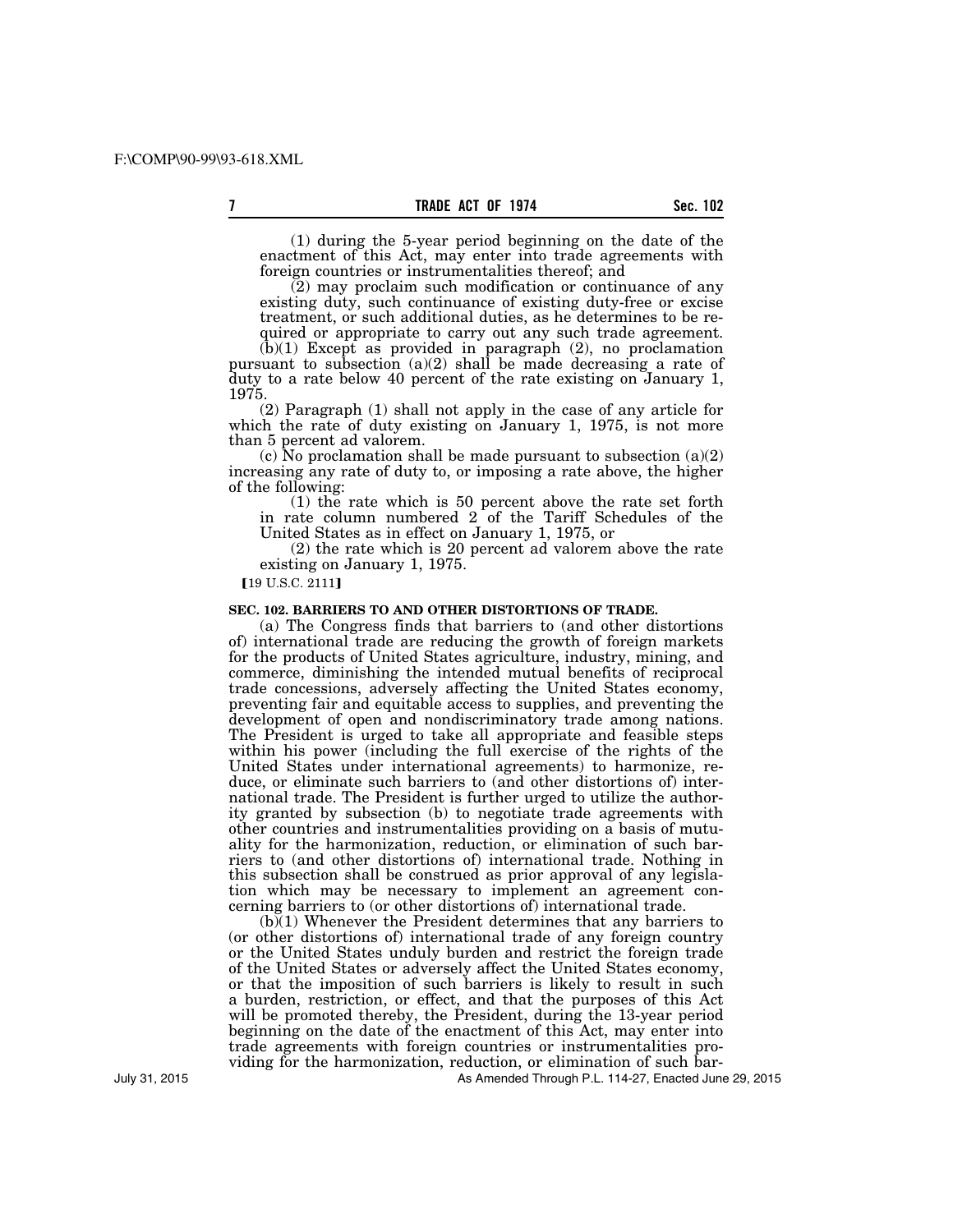(1) during the 5-year period beginning on the date of the enactment of this Act, may enter into trade agreements with foreign countries or instrumentalities thereof; and

(2) may proclaim such modification or continuance of any existing duty, such continuance of existing duty-free or excise treatment, or such additional duties, as he determines to be required or appropriate to carry out any such trade agreement.

(b)(1) Except as provided in paragraph (2), no proclamation pursuant to subsection (a)(2) shall be made decreasing a rate of duty to a rate below 40 percent of the rate existing on January 1, 1975.

(2) Paragraph (1) shall not apply in the case of any article for which the rate of duty existing on January 1, 1975, is not more than 5 percent ad valorem.

(c) No proclamation shall be made pursuant to subsection (a)(2) increasing any rate of duty to, or imposing a rate above, the higher of the following:

(1) the rate which is 50 percent above the rate set forth in rate column numbered 2 of the Tariff Schedules of the United States as in effect on January 1, 1975, or

(2) the rate which is 20 percent ad valorem above the rate existing on January 1, 1975.

【19 U.S.C. 2111】

**SEC. 102. BARRIERS TO AND OTHER DISTORTIONS OF TRADE.**

(a) The Congress finds that barriers to (and other distortions of) international trade are reducing the growth of foreign markets for the products of United States agriculture, industry, mining, and commerce, diminishing the intended mutual benefits of reciprocal trade concessions, adversely affecting the United States economy, preventing fair and equitable access to supplies, and preventing the development of open and nondiscriminatory trade among nations. The President is urged to take all appropriate and feasible steps within his power (including the full exercise of the rights of the United States under international agreements) to harmonize, reduce, or eliminate such barriers to (and other distortions of) international trade. The President is further urged to utilize the authority granted by subsection (b) to negotiate trade agreements with other countries and instrumentalities providing on a basis of mutuality for the harmonization, reduction, or elimination of such barriers to (and other distortions of) international trade. Nothing in this subsection shall be construed as prior approval of any legislation which may be necessary to implement an agreement concerning barriers to (or other distortions of) international trade.

(b)(1) Whenever the President determines that any barriers to (or other distortions of) international trade of any foreign country or the United States unduly burden and restrict the foreign trade of the United States or adversely affect the United States economy, or that the imposition of such barriers is likely to result in such a burden, restriction, or effect, and that the purposes of this Act will be promoted thereby, the President, during the 13-year period beginning on the date of the enactment of this Act, may enter into trade agreements with foreign countries or instrumentalities providing for the harmonization, reduction, or elimination of such bar-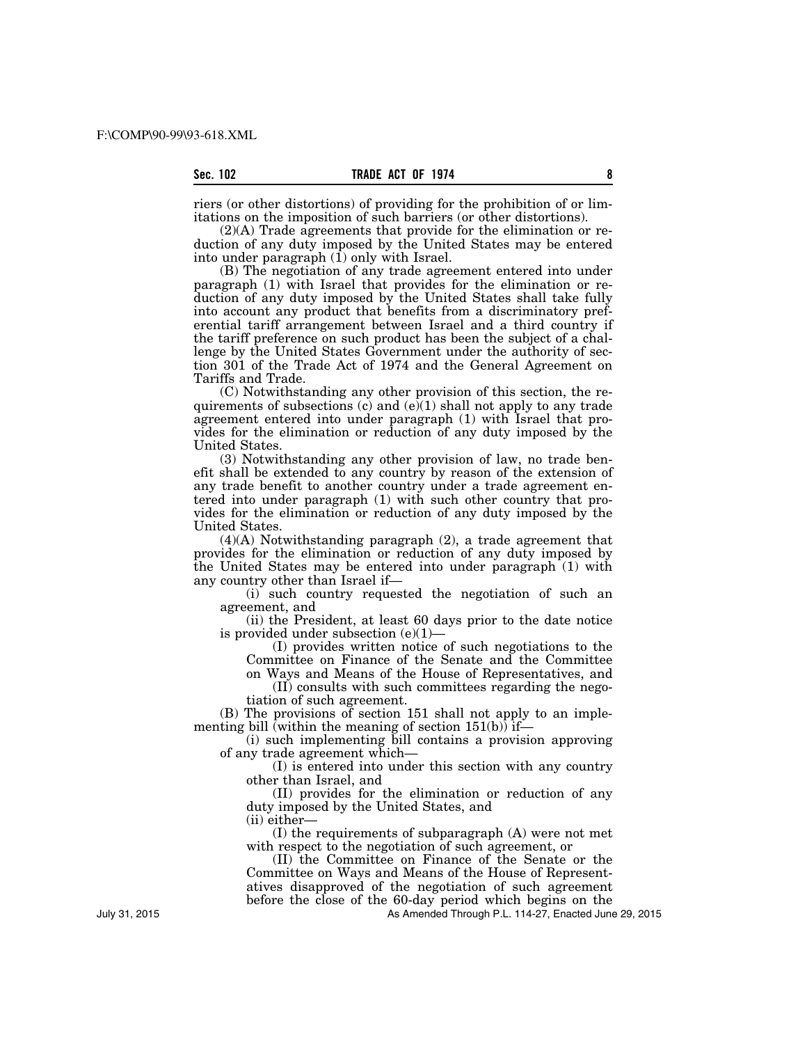riers (or other distortions) of providing for the prohibition of or limitations on the imposition of such barriers (or other distortions).

(2)(A) Trade agreements that provide for the elimination or reduction of any duty imposed by the United States may be entered into under paragraph (1) only with Israel.

(B) The negotiation of any trade agreement entered into under paragraph (1) with Israel that provides for the elimination or reduction of any duty imposed by the United States shall take fully into account any product that benefits from a discriminatory preferential tariff arrangement between Israel and a third country if the tariff preference on such product has been the subject of a challenge by the United States Government under the authority of section 301 of the Trade Act of 1974 and the General Agreement on Tariffs and Trade.

(C) Notwithstanding any other provision of this section, the requirements of subsections (c) and (e)(1) shall not apply to any trade agreement entered into under paragraph (1) with Israel that provides for the elimination or reduction of any duty imposed by the United States.

(3) Notwithstanding any other provision of law, no trade benefit shall be extended to any country by reason of the extension of any trade benefit to another country under a trade agreement entered into under paragraph (1) with such other country that provides for the elimination or reduction of any duty imposed by the United States.

(4)(A) Notwithstanding paragraph (2), a trade agreement that provides for the elimination or reduction of any duty imposed by the United States may be entered into under paragraph (1) with any country other than Israel if—

(i) such country requested the negotiation of such an agreement, and

(ii) the President, at least 60 days prior to the date notice is provided under subsection (e)(1)—

(I) provides written notice of such negotiations to the Committee on Finance of the Senate and the Committee on Ways and Means of the House of Representatives, and

(II) consults with such committees regarding the negotiation of such agreement.

(B) The provisions of section 151 shall not apply to an implementing bill (within the meaning of section 151(b)) if—

(i) such implementing bill contains a provision approving of any trade agreement which—

(I) is entered into under this section with any country other than Israel, and

(II) provides for the elimination or reduction of any duty imposed by the United States, and

(ii) either—

(I) the requirements of subparagraph (A) were not met with respect to the negotiation of such agreement, or

(II) the Committee on Finance of the Senate or the Committee on Ways and Means of the House of Representatives disapproved of the negotiation of such agreement before the close of the 60-day period which begins on the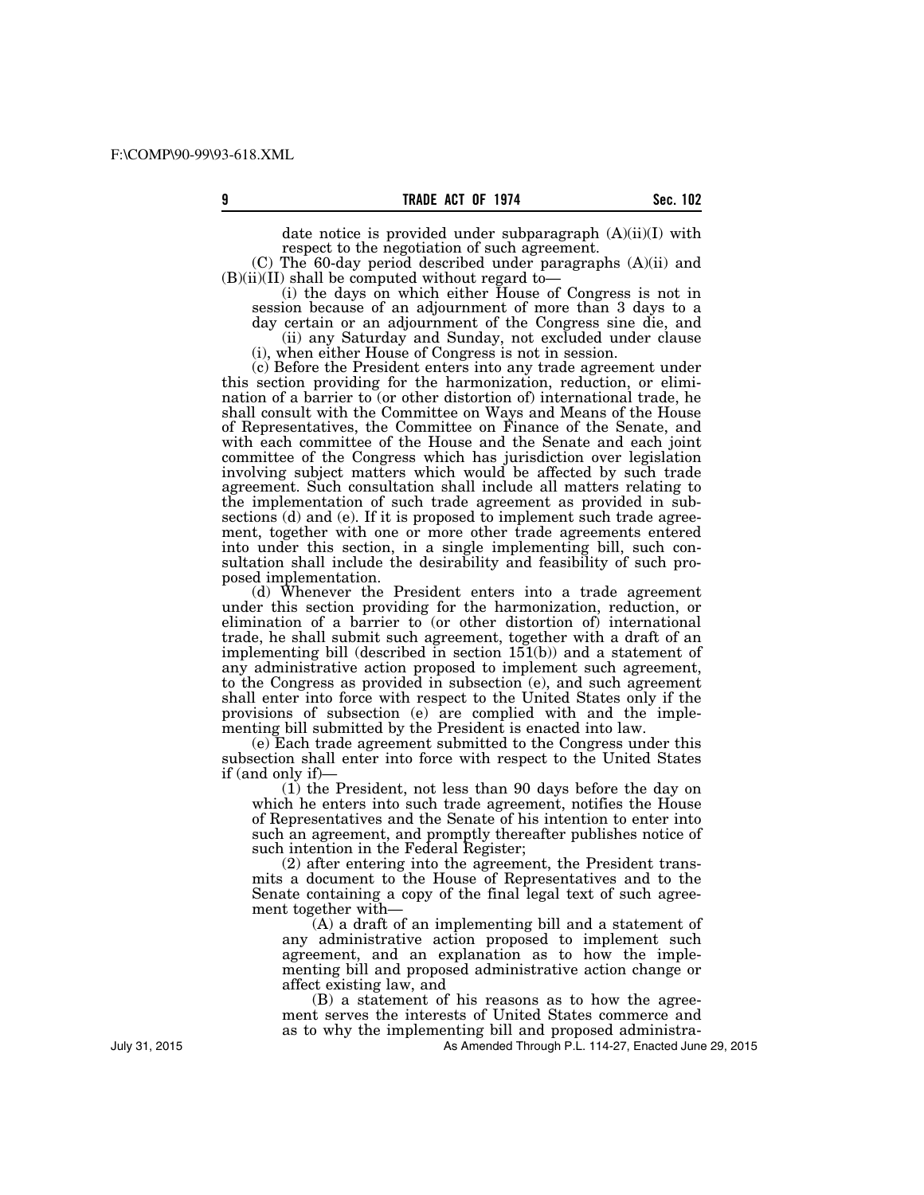date notice is provided under subparagraph (A)(ii)(I) with respect to the negotiation of such agreement.

(C) The 60-day period described under paragraphs (A)(ii) and (B)(ii)(II) shall be computed without regard to—

(i) the days on which either House of Congress is not in session because of an adjournment of more than 3 days to a day certain or an adjournment of the Congress sine die, and

(ii) any Saturday and Sunday, not excluded under clause (i), when either House of Congress is not in session.

(c) Before the President enters into any trade agreement under this section providing for the harmonization, reduction, or elimination of a barrier to (or other distortion of) international trade, he shall consult with the Committee on Ways and Means of the House of Representatives, the Committee on Finance of the Senate, and with each committee of the House and the Senate and each joint committee of the Congress which has jurisdiction over legislation involving subject matters which would be affected by such trade agreement. Such consultation shall include all matters relating to the implementation of such trade agreement as provided in subsections (d) and (e). If it is proposed to implement such trade agreement, together with one or more other trade agreements entered into under this section, in a single implementing bill, such consultation shall include the desirability and feasibility of such proposed implementation.

(d) Whenever the President enters into a trade agreement under this section providing for the harmonization, reduction, or elimination of a barrier to (or other distortion of) international trade, he shall submit such agreement, together with a draft of an implementing bill (described in section 151(b)) and a statement of any administrative action proposed to implement such agreement, to the Congress as provided in subsection (e), and such agreement shall enter into force with respect to the United States only if the provisions of subsection (e) are complied with and the implementing bill submitted by the President is enacted into law.

(e) Each trade agreement submitted to the Congress under this subsection shall enter into force with respect to the United States if (and only if)—

(1) the President, not less than 90 days before the day on which he enters into such trade agreement, notifies the House of Representatives and the Senate of his intention to enter into such an agreement, and promptly thereafter publishes notice of such intention in the Federal Register;

(2) after entering into the agreement, the President transmits a document to the House of Representatives and to the Senate containing a copy of the final legal text of such agreement together with—

(A) a draft of an implementing bill and a statement of any administrative action proposed to implement such agreement, and an explanation as to how the implementing bill and proposed administrative action change or affect existing law, and

(B) a statement of his reasons as to how the agreement serves the interests of United States commerce and as to why the implementing bill and proposed administra-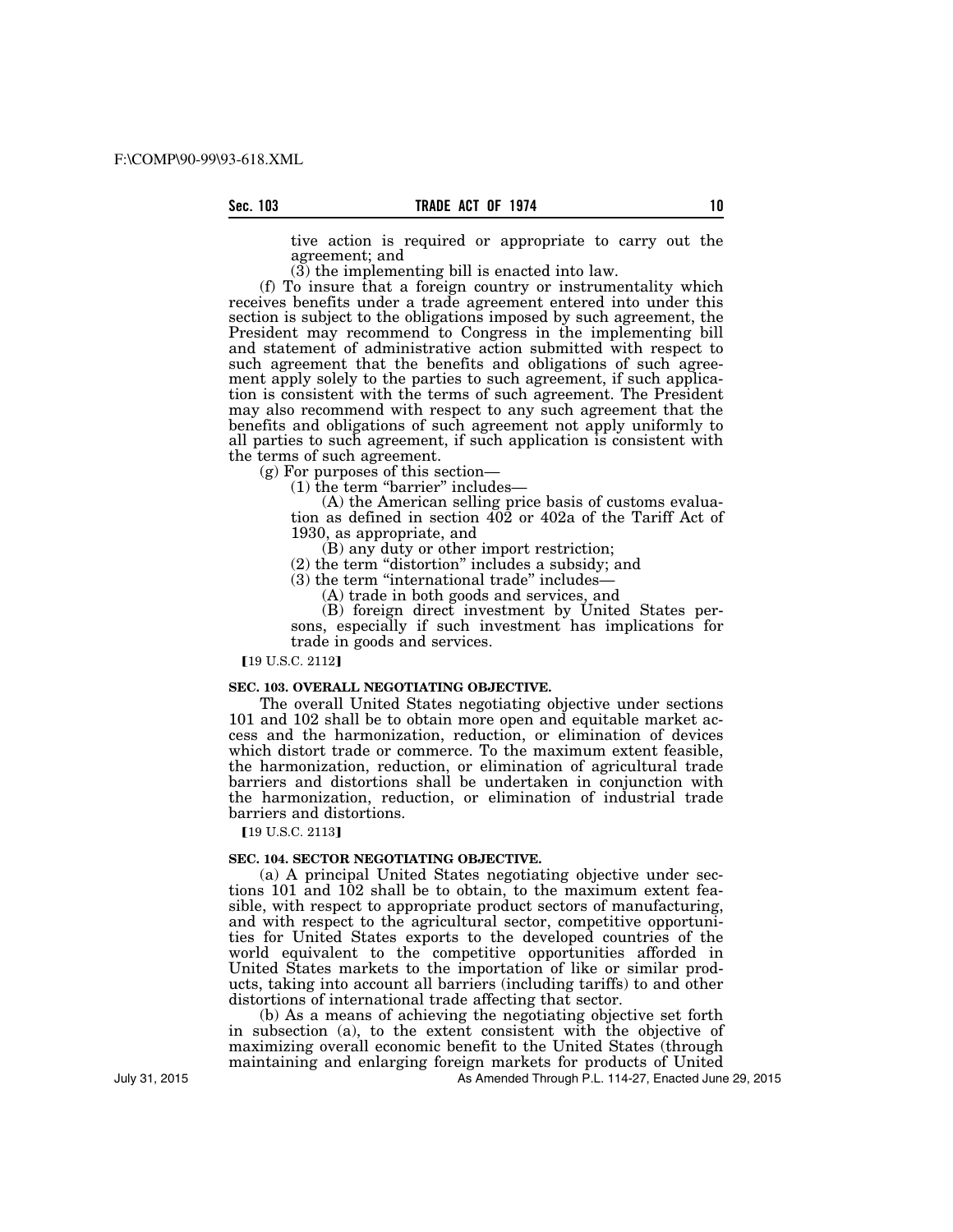tive action is required or appropriate to carry out the agreement; and

(3) the implementing bill is enacted into law.

(f) To insure that a foreign country or instrumentality which receives benefits under a trade agreement entered into under this section is subject to the obligations imposed by such agreement, the President may recommend to Congress in the implementing bill and statement of administrative action submitted with respect to such agreement that the benefits and obligations of such agreement apply solely to the parties to such agreement, if such application is consistent with the terms of such agreement. The President may also recommend with respect to any such agreement that the benefits and obligations of such agreement not apply uniformly to all parties to such agreement, if such application is consistent with the terms of such agreement.

(g) For purposes of this section—

(1) the term "barrier" includes—

(A) the American selling price basis of customs evaluation as defined in section 402 or 402a of the Tariff Act of 1930, as appropriate, and

(B) any duty or other import restriction;

(2) the term "distortion" includes a subsidy; and

(3) the term "international trade" includes—

(A) trade in both goods and services, and

(B) foreign direct investment by United States persons, especially if such investment has implications for trade in goods and services.

【19 U.S.C. 2112】

**SEC. 103. OVERALL NEGOTIATING OBJECTIVE.**

The overall United States negotiating objective under sections 101 and 102 shall be to obtain more open and equitable market access and the harmonization, reduction, or elimination of devices which distort trade or commerce. To the maximum extent feasible, the harmonization, reduction, or elimination of agricultural trade barriers and distortions shall be undertaken in conjunction with the harmonization, reduction, or elimination of industrial trade barriers and distortions.

【19 U.S.C. 2113】

**SEC. 104. SECTOR NEGOTIATING OBJECTIVE.**

(a) A principal United States negotiating objective under sections 101 and 102 shall be to obtain, to the maximum extent feasible, with respect to appropriate product sectors of manufacturing, and with respect to the agricultural sector, competitive opportunities for United States exports to the developed countries of the world equivalent to the competitive opportunities afforded in United States markets to the importation of like or similar products, taking into account all barriers (including tariffs) to and other distortions of international trade affecting that sector.

(b) As a means of achieving the negotiating objective set forth in subsection (a), to the extent consistent with the objective of maximizing overall economic benefit to the United States (through maintaining and enlarging foreign markets for products of United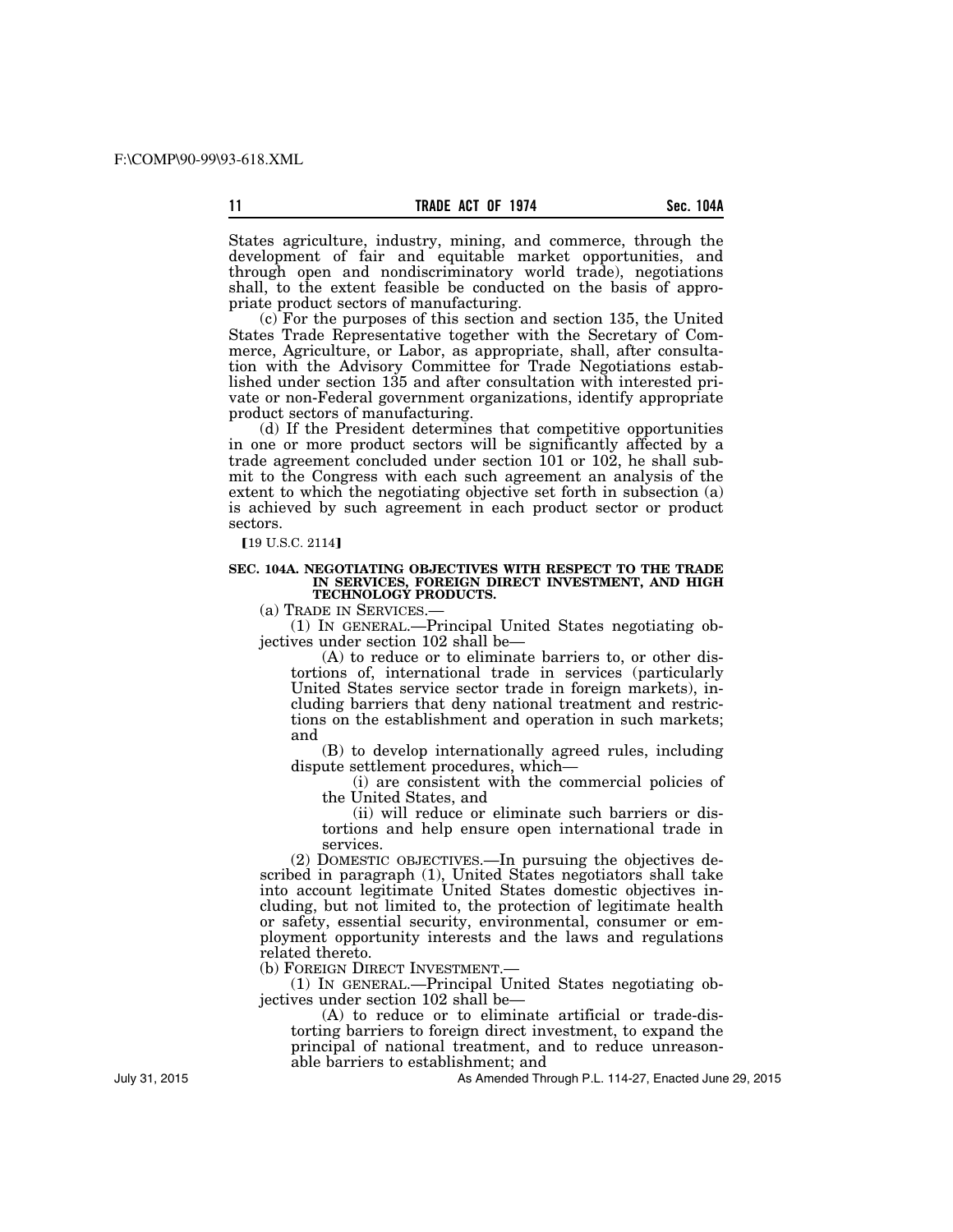States agriculture, industry, mining, and commerce, through the development of fair and equitable market opportunities, and through open and nondiscriminatory world trade), negotiations shall, to the extent feasible be conducted on the basis of appropriate product sectors of manufacturing.

(c) For the purposes of this section and section 135, the United States Trade Representative together with the Secretary of Commerce, Agriculture, or Labor, as appropriate, shall, after consultation with the Advisory Committee for Trade Negotiations established under section 135 and after consultation with interested private or non-Federal government organizations, identify appropriate product sectors of manufacturing.

(d) If the President determines that competitive opportunities in one or more product sectors will be significantly affected by a trade agreement concluded under section 101 or 102, he shall submit to the Congress with each such agreement an analysis of the extent to which the negotiating objective set forth in subsection (a) is achieved by such agreement in each product sector or product sectors.

[19 U.S.C. 2114]

**SEC. 104A. NEGOTIATING OBJECTIVES WITH RESPECT TO THE TRADE IN SERVICES, FOREIGN DIRECT INVESTMENT, AND HIGH TECHNOLOGY PRODUCTS.**

(a) TRADE IN SERVICES.—

(1) IN GENERAL.—Principal United States negotiating objectives under section 102 shall be—

(A) to reduce or to eliminate barriers to, or other distortions of, international trade in services (particularly United States service sector trade in foreign markets), including barriers that deny national treatment and restrictions on the establishment and operation in such markets; and

(B) to develop internationally agreed rules, including dispute settlement procedures, which—

(i) are consistent with the commercial policies of the United States, and

(ii) will reduce or eliminate such barriers or distortions and help ensure open international trade in services.

(2) DOMESTIC OBJECTIVES.—In pursuing the objectives described in paragraph (1), United States negotiators shall take into account legitimate United States domestic objectives including, but not limited to, the protection of legitimate health or safety, essential security, environmental, consumer or employment opportunity interests and the laws and regulations related thereto.

(b) FOREIGN DIRECT INVESTMENT.—

(1) IN GENERAL.—Principal United States negotiating objectives under section 102 shall be—

(A) to reduce or to eliminate artificial or trade-distorting barriers to foreign direct investment, to expand the principal of national treatment, and to reduce unreasonable barriers to establishment; and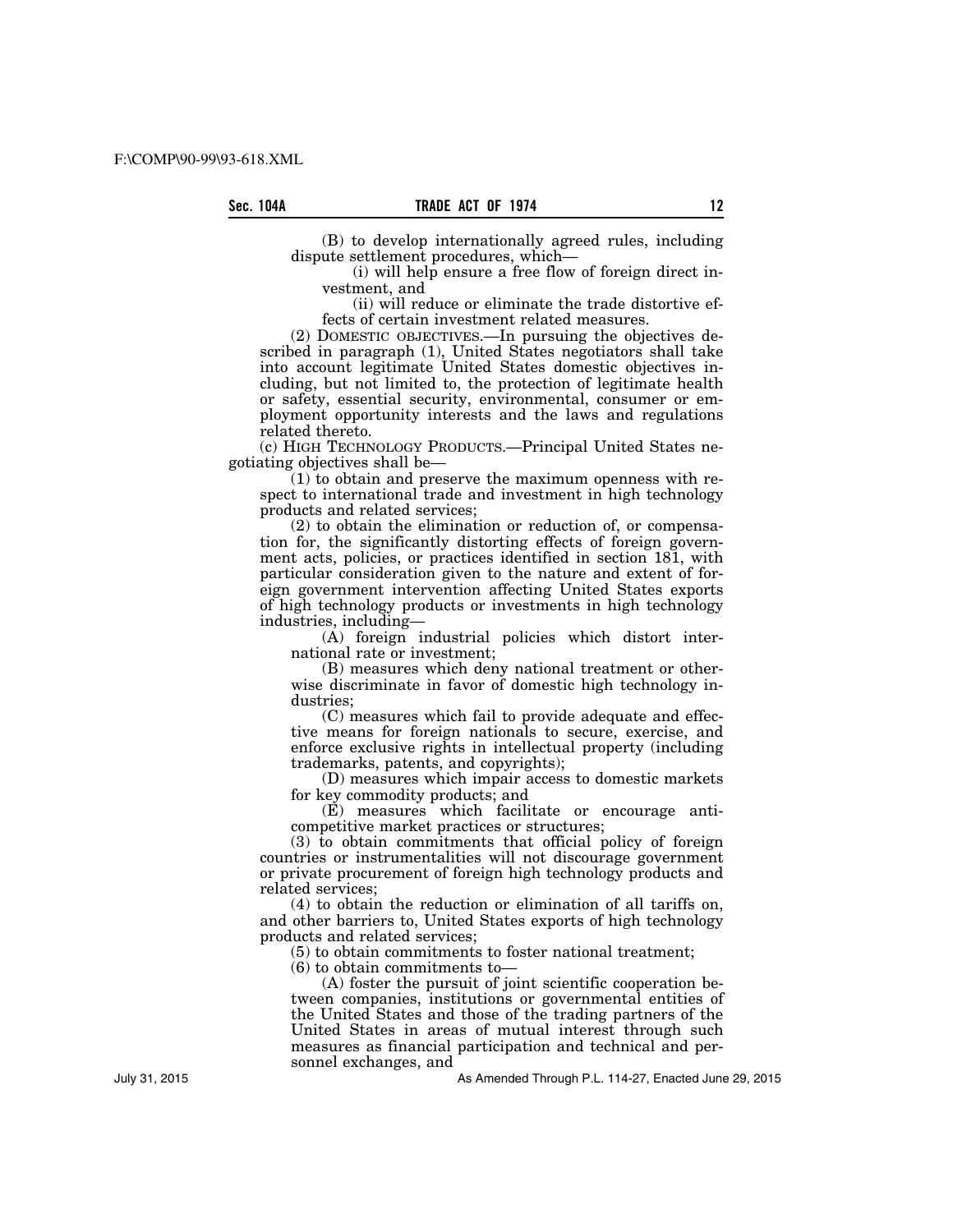(B) to develop internationally agreed rules, including dispute settlement procedures, which—

(i) will help ensure a free flow of foreign direct investment, and

(ii) will reduce or eliminate the trade distortive effects of certain investment related measures.

(2) DOMESTIC OBJECTIVES.—In pursuing the objectives described in paragraph (1), United States negotiators shall take into account legitimate United States domestic objectives including, but not limited to, the protection of legitimate health or safety, essential security, environmental, consumer or employment opportunity interests and the laws and regulations related thereto.

(c) HIGH TECHNOLOGY PRODUCTS.—Principal United States negotiating objectives shall be—

(1) to obtain and preserve the maximum openness with respect to international trade and investment in high technology products and related services;

(2) to obtain the elimination or reduction of, or compensation for, the significantly distorting effects of foreign government acts, policies, or practices identified in section 181, with particular consideration given to the nature and extent of foreign government intervention affecting United States exports of high technology products or investments in high technology industries, including—

(A) foreign industrial policies which distort international rate or investment;

(B) measures which deny national treatment or otherwise discriminate in favor of domestic high technology industries;

(C) measures which fail to provide adequate and effective means for foreign nationals to secure, exercise, and enforce exclusive rights in intellectual property (including trademarks, patents, and copyrights);

(D) measures which impair access to domestic markets for key commodity products; and

(E) measures which facilitate or encourage anticompetitive market practices or structures;

(3) to obtain commitments that official policy of foreign countries or instrumentalities will not discourage government or private procurement of foreign high technology products and related services;

(4) to obtain the reduction or elimination of all tariffs on, and other barriers to, United States exports of high technology products and related services;

(5) to obtain commitments to foster national treatment;

(6) to obtain commitments to—

(A) foster the pursuit of joint scientific cooperation between companies, institutions or governmental entities of the United States and those of the trading partners of the United States in areas of mutual interest through such measures as financial participation and technical and personnel exchanges, and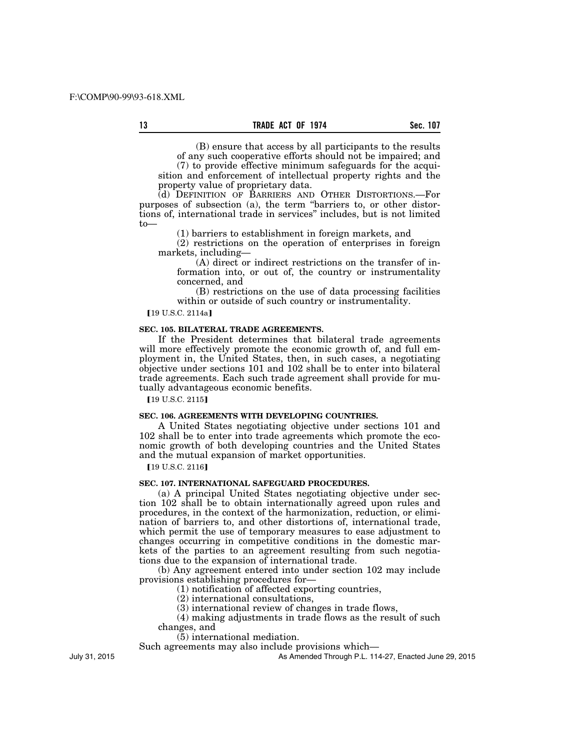(B) ensure that access by all participants to the results of any such cooperative efforts should not be impaired; and

(7) to provide effective minimum safeguards for the acquisition and enforcement of intellectual property rights and the property value of proprietary data.

(d) DEFINITION OF BARRIERS AND OTHER DISTORTIONS.—For purposes of subsection (a), the term "barriers to, or other distortions of, international trade in services" includes, but is not limited to—

(1) barriers to establishment in foreign markets, and

(2) restrictions on the operation of enterprises in foreign markets, including—

(A) direct or indirect restrictions on the transfer of information into, or out of, the country or instrumentality concerned, and

(B) restrictions on the use of data processing facilities within or outside of such country or instrumentality.

【19 U.S.C. 2114a】

### SEC. 105. BILATERAL TRADE AGREEMENTS.

If the President determines that bilateral trade agreements will more effectively promote the economic growth of, and full employment in, the United States, then, in such cases, a negotiating objective under sections 101 and 102 shall be to enter into bilateral trade agreements. Each such trade agreement shall provide for mutually advantageous economic benefits.

【19 U.S.C. 2115】

### SEC. 106. AGREEMENTS WITH DEVELOPING COUNTRIES.

A United States negotiating objective under sections 101 and 102 shall be to enter into trade agreements which promote the economic growth of both developing countries and the United States and the mutual expansion of market opportunities.

【19 U.S.C. 2116】

### SEC. 107. INTERNATIONAL SAFEGUARD PROCEDURES.

(a) A principal United States negotiating objective under section 102 shall be to obtain internationally agreed upon rules and procedures, in the context of the harmonization, reduction, or elimination of barriers to, and other distortions of, international trade, which permit the use of temporary measures to ease adjustment to changes occurring in competitive conditions in the domestic markets of the parties to an agreement resulting from such negotiations due to the expansion of international trade.

(b) Any agreement entered into under section 102 may include provisions establishing procedures for—

(1) notification of affected exporting countries,

(2) international consultations,

(3) international review of changes in trade flows,

(4) making adjustments in trade flows as the result of such changes, and

(5) international mediation.

Such agreements may also include provisions which—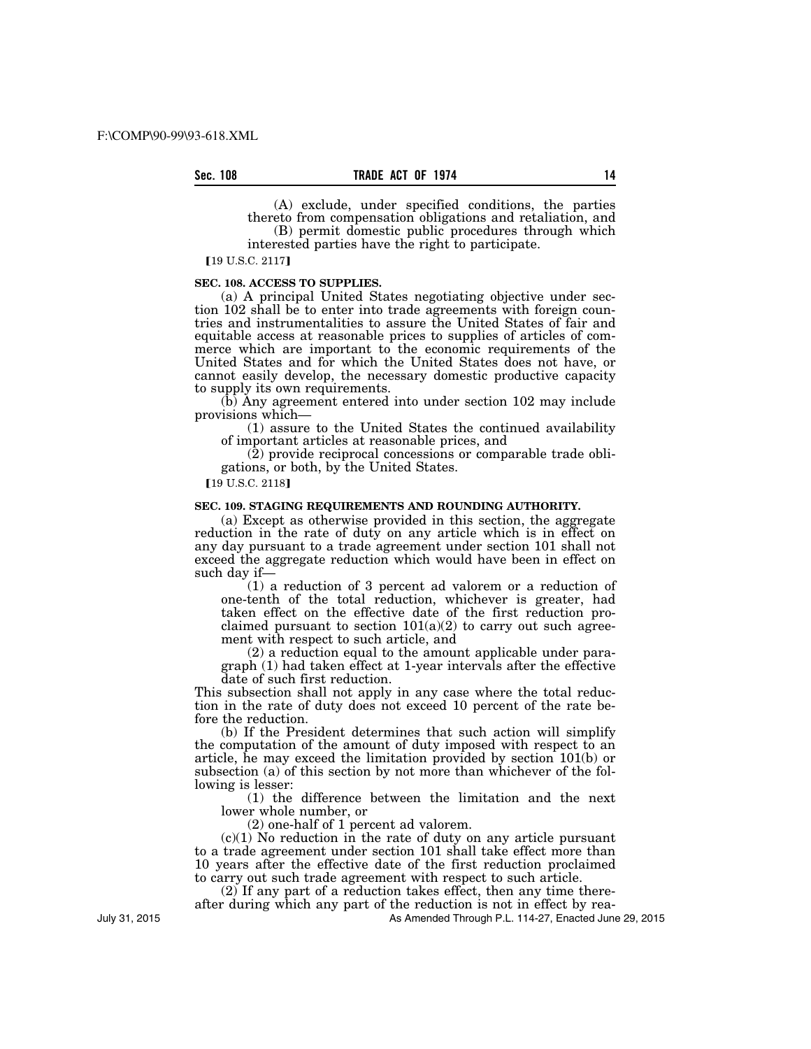(A) exclude, under specified conditions, the parties thereto from compensation obligations and retaliation, and

(B) permit domestic public procedures through which interested parties have the right to participate.

【19 U.S.C. 2117】

**SEC. 108. ACCESS TO SUPPLIES.**

(a) A principal United States negotiating objective under section 102 shall be to enter into trade agreements with foreign countries and instrumentalities to assure the United States of fair and equitable access at reasonable prices to supplies of articles of commerce which are important to the economic requirements of the United States and for which the United States does not have, or cannot easily develop, the necessary domestic productive capacity to supply its own requirements.

(b) Any agreement entered into under section 102 may include provisions which—

(1) assure to the United States the continued availability of important articles at reasonable prices, and

(2) provide reciprocal concessions or comparable trade obligations, or both, by the United States.

【19 U.S.C. 2118】

**SEC. 109. STAGING REQUIREMENTS AND ROUNDING AUTHORITY.**

(a) Except as otherwise provided in this section, the aggregate reduction in the rate of duty on any article which is in effect on any day pursuant to a trade agreement under section 101 shall not exceed the aggregate reduction which would have been in effect on such day if—

(1) a reduction of 3 percent ad valorem or a reduction of one-tenth of the total reduction, whichever is greater, had taken effect on the effective date of the first reduction proclaimed pursuant to section 101(a)(2) to carry out such agreement with respect to such article, and

(2) a reduction equal to the amount applicable under paragraph (1) had taken effect at 1-year intervals after the effective date of such first reduction.

This subsection shall not apply in any case where the total reduction in the rate of duty does not exceed 10 percent of the rate before the reduction.

(b) If the President determines that such action will simplify the computation of the amount of duty imposed with respect to an article, he may exceed the limitation provided by section 101(b) or subsection (a) of this section by not more than whichever of the following is lesser:

(1) the difference between the limitation and the next lower whole number, or

(2) one-half of 1 percent ad valorem.

(c)(1) No reduction in the rate of duty on any article pursuant to a trade agreement under section 101 shall take effect more than 10 years after the effective date of the first reduction proclaimed to carry out such trade agreement with respect to such article.

(2) If any part of a reduction takes effect, then any time thereafter during which any part of the reduction is not in effect by rea-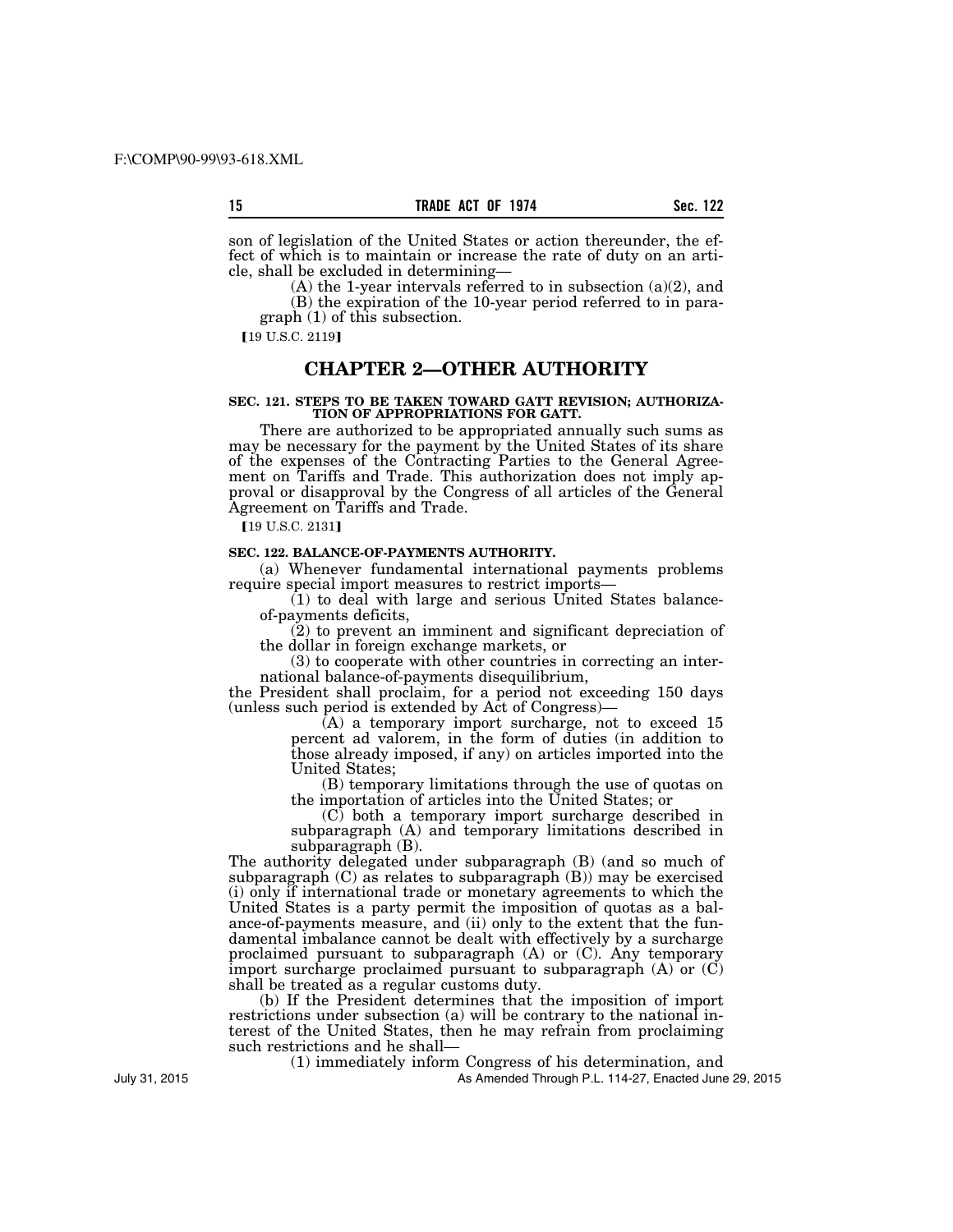son of legislation of the United States or action thereunder, the effect of which is to maintain or increase the rate of duty on an article, shall be excluded in determining—

(A) the 1-year intervals referred to in subsection (a)(2), and

(B) the expiration of the 10-year period referred to in paragraph (1) of this subsection.

【19 U.S.C. 2119】

## CHAPTER 2—OTHER AUTHORITY

### SEC. 121. STEPS TO BE TAKEN TOWARD GATT REVISION; AUTHORIZATION OF APPROPRIATIONS FOR GATT.

There are authorized to be appropriated annually such sums as may be necessary for the payment by the United States of its share of the expenses of the Contracting Parties to the General Agreement on Tariffs and Trade. This authorization does not imply approval or disapproval by the Congress of all articles of the General Agreement on Tariffs and Trade.

【19 U.S.C. 2131】

### SEC. 122. BALANCE-OF-PAYMENTS AUTHORITY.

(a) Whenever fundamental international payments problems require special import measures to restrict imports—

(1) to deal with large and serious United States balance-of-payments deficits,

(2) to prevent an imminent and significant depreciation of the dollar in foreign exchange markets, or

(3) to cooperate with other countries in correcting an international balance-of-payments disequilibrium,

the President shall proclaim, for a period not exceeding 150 days (unless such period is extended by Act of Congress)—

(A) a temporary import surcharge, not to exceed 15 percent ad valorem, in the form of duties (in addition to those already imposed, if any) on articles imported into the United States;

(B) temporary limitations through the use of quotas on the importation of articles into the United States; or

(C) both a temporary import surcharge described in subparagraph (A) and temporary limitations described in subparagraph (B).

The authority delegated under subparagraph (B) (and so much of subparagraph (C) as relates to subparagraph (B)) may be exercised (i) only if international trade or monetary agreements to which the United States is a party permit the imposition of quotas as a balance-of-payments measure, and (ii) only to the extent that the fundamental imbalance cannot be dealt with effectively by a surcharge proclaimed pursuant to subparagraph (A) or (C). Any temporary import surcharge proclaimed pursuant to subparagraph (A) or (C) shall be treated as a regular customs duty.

(b) If the President determines that the imposition of import restrictions under subsection (a) will be contrary to the national interest of the United States, then he may refrain from proclaiming such restrictions and he shall—

(1) immediately inform Congress of his determination, and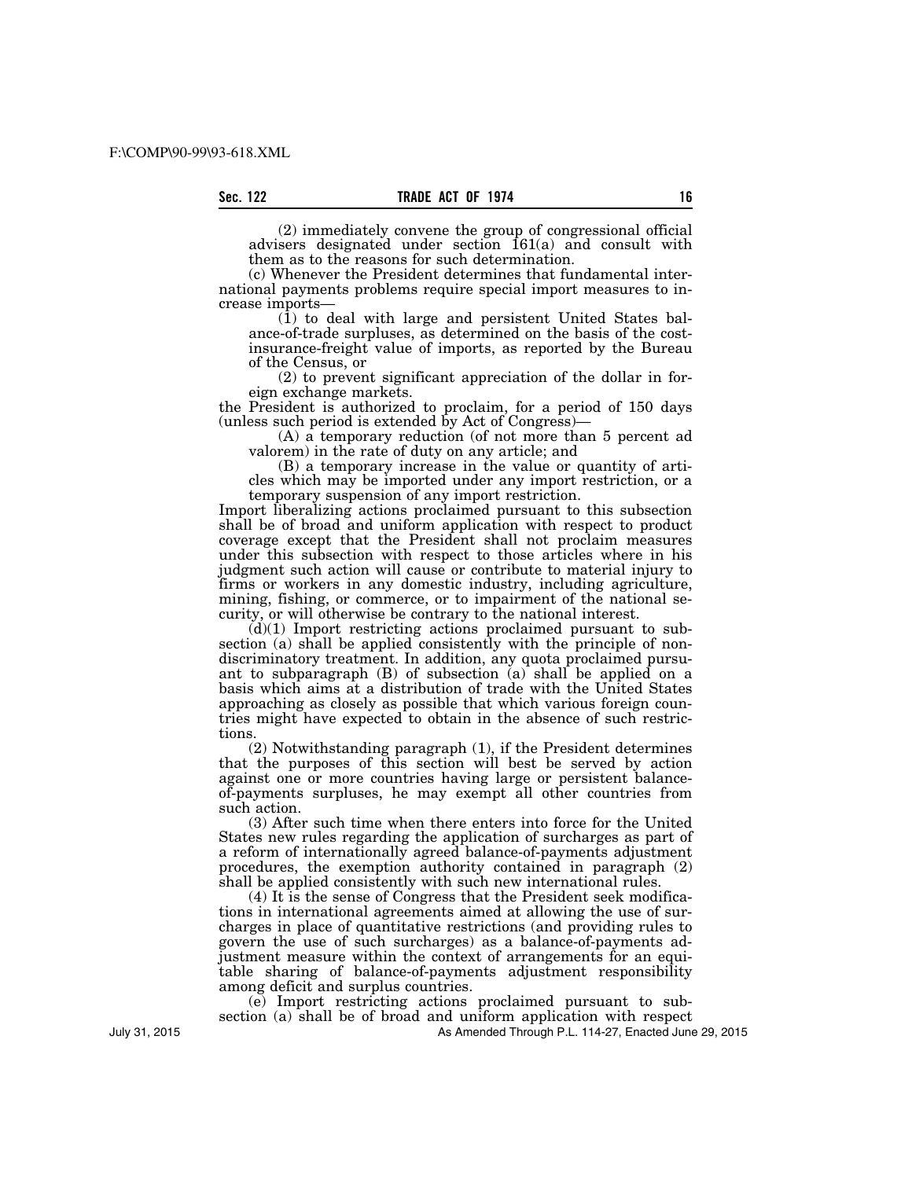(2) immediately convene the group of congressional official advisers designated under section 161(a) and consult with them as to the reasons for such determination.

(c) Whenever the President determines that fundamental international payments problems require special import measures to increase imports—

(1) to deal with large and persistent United States balance-of-trade surpluses, as determined on the basis of the cost-insurance-freight value of imports, as reported by the Bureau of the Census, or

(2) to prevent significant appreciation of the dollar in foreign exchange markets.

the President is authorized to proclaim, for a period of 150 days (unless such period is extended by Act of Congress)—

(A) a temporary reduction (of not more than 5 percent ad valorem) in the rate of duty on any article; and

(B) a temporary increase in the value or quantity of articles which may be imported under any import restriction, or a temporary suspension of any import restriction.

Import liberalizing actions proclaimed pursuant to this subsection shall be of broad and uniform application with respect to product coverage except that the President shall not proclaim measures under this subsection with respect to those articles where in his judgment such action will cause or contribute to material injury to firms or workers in any domestic industry, including agriculture, mining, fishing, or commerce, or to impairment of the national security, or will otherwise be contrary to the national interest.

(d)(1) Import restricting actions proclaimed pursuant to subsection (a) shall be applied consistently with the principle of nondiscriminatory treatment. In addition, any quota proclaimed pursuant to subparagraph (B) of subsection (a) shall be applied on a basis which aims at a distribution of trade with the United States approaching as closely as possible that which various foreign countries might have expected to obtain in the absence of such restrictions.

(2) Notwithstanding paragraph (1), if the President determines that the purposes of this section will best be served by action against one or more countries having large or persistent balance-of-payments surpluses, he may exempt all other countries from such action.

(3) After such time when there enters into force for the United States new rules regarding the application of surcharges as part of a reform of internationally agreed balance-of-payments adjustment procedures, the exemption authority contained in paragraph (2) shall be applied consistently with such new international rules.

(4) It is the sense of Congress that the President seek modifications in international agreements aimed at allowing the use of surcharges in place of quantitative restrictions (and providing rules to govern the use of such surcharges) as a balance-of-payments adjustment measure within the context of arrangements for an equitable sharing of balance-of-payments adjustment responsibility among deficit and surplus countries.

(e) Import restricting actions proclaimed pursuant to subsection (a) shall be of broad and uniform application with respect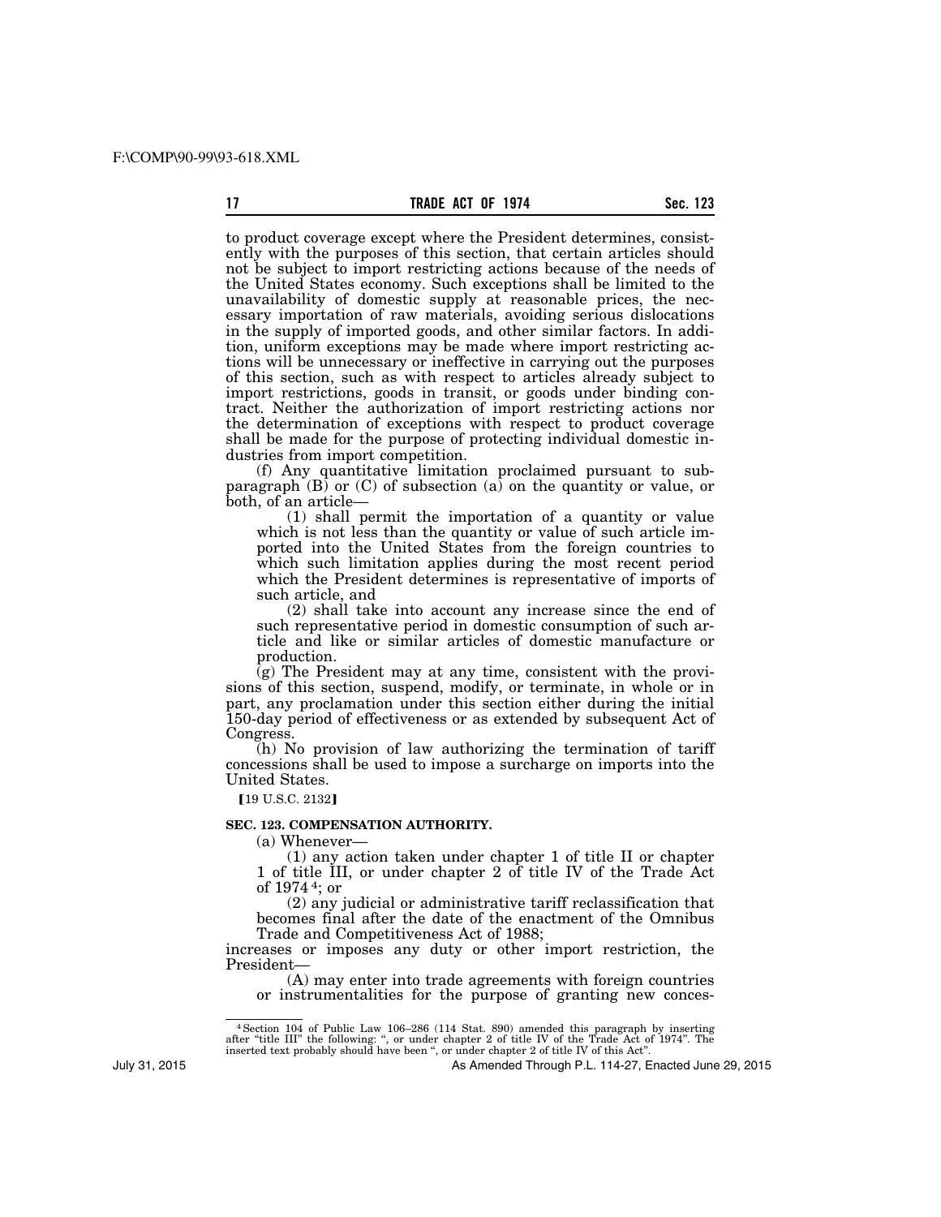to product coverage except where the President determines, consistently with the purposes of this section, that certain articles should not be subject to import restricting actions because of the needs of the United States economy. Such exceptions shall be limited to the unavailability of domestic supply at reasonable prices, the necessary importation of raw materials, avoiding serious dislocations in the supply of imported goods, and other similar factors. In addition, uniform exceptions may be made where import restricting actions will be unnecessary or ineffective in carrying out the purposes of this section, such as with respect to articles already subject to import restrictions, goods in transit, or goods under binding contract. Neither the authorization of import restricting actions nor the determination of exceptions with respect to product coverage shall be made for the purpose of protecting individual domestic industries from import competition.

(f) Any quantitative limitation proclaimed pursuant to subparagraph (B) or (C) of subsection (a) on the quantity or value, or both, of an article—

(1) shall permit the importation of a quantity or value which is not less than the quantity or value of such article imported into the United States from the foreign countries to which such limitation applies during the most recent period which the President determines is representative of imports of such article, and

(2) shall take into account any increase since the end of such representative period in domestic consumption of such article and like or similar articles of domestic manufacture or production.

(g) The President may at any time, consistent with the provisions of this section, suspend, modify, or terminate, in whole or in part, any proclamation under this section either during the initial 150-day period of effectiveness or as extended by subsequent Act of Congress.

(h) No provision of law authorizing the termination of tariff concessions shall be used to impose a surcharge on imports into the United States.

【19 U.S.C. 2132】

**SEC. 123. COMPENSATION AUTHORITY.**

(a) Whenever—

(1) any action taken under chapter 1 of title II or chapter 1 of title III, or under chapter 2 of title IV of the Trade Act of 1974[4]; or

(2) any judicial or administrative tariff reclassification that becomes final after the date of the enactment of the Omnibus Trade and Competitiveness Act of 1988;

increases or imposes any duty or other import restriction, the President—

(A) may enter into trade agreements with foreign countries or instrumentalities for the purpose of granting new conces-

---

[4] Section 104 of Public Law 106–286 (114 Stat. 890) amended this paragraph by inserting after "title III" the following: ", or under chapter 2 of title IV of the Trade Act of 1974". The inserted text probably should have been ", or under chapter 2 of title IV of this Act".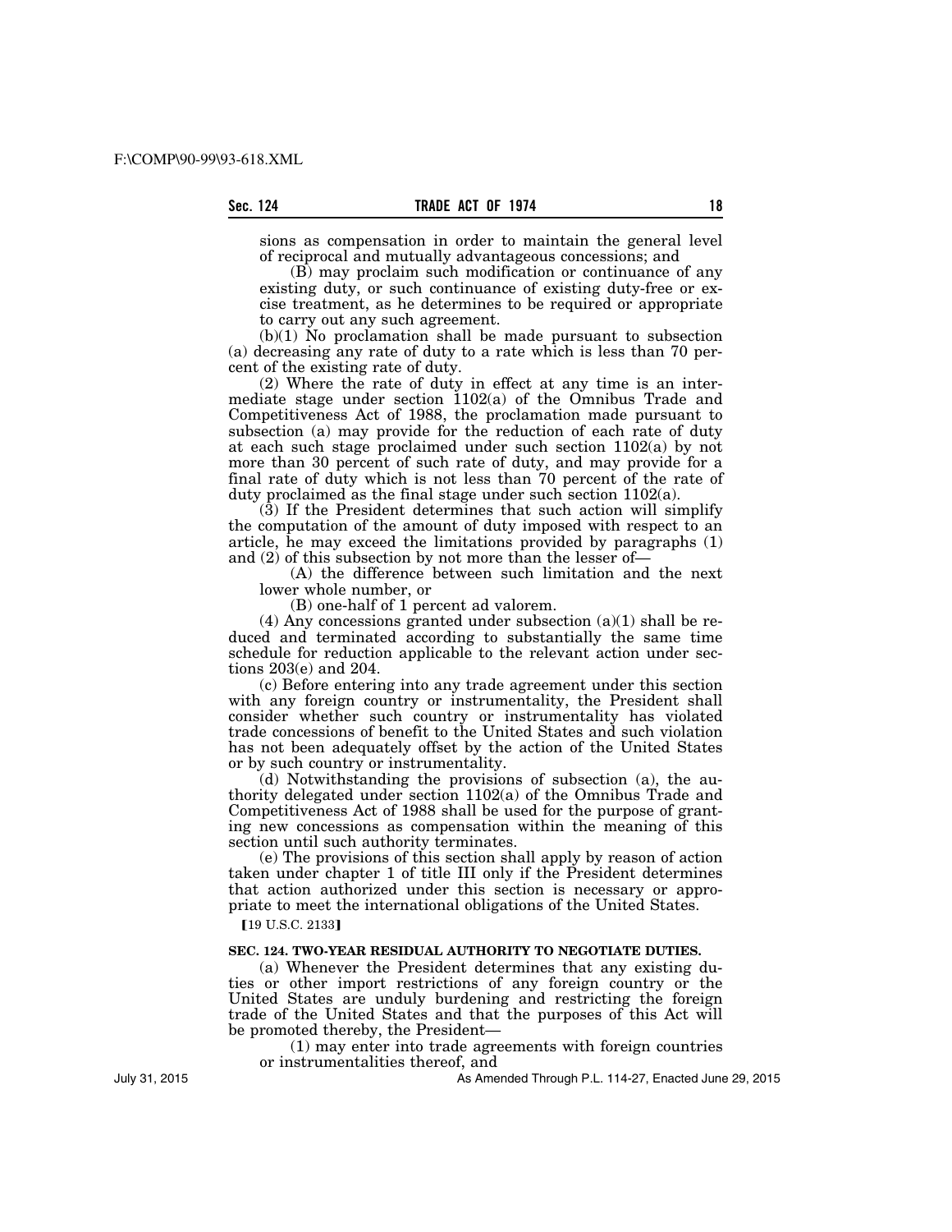sions as compensation in order to maintain the general level of reciprocal and mutually advantageous concessions; and

(B) may proclaim such modification or continuance of any existing duty, or such continuance of existing duty-free or excise treatment, as he determines to be required or appropriate to carry out any such agreement.

(b)(1) No proclamation shall be made pursuant to subsection (a) decreasing any rate of duty to a rate which is less than 70 percent of the existing rate of duty.

(2) Where the rate of duty in effect at any time is an intermediate stage under section 1102(a) of the Omnibus Trade and Competitiveness Act of 1988, the proclamation made pursuant to subsection (a) may provide for the reduction of each rate of duty at each such stage proclaimed under such section 1102(a) by not more than 30 percent of such rate of duty, and may provide for a final rate of duty which is not less than 70 percent of the rate of duty proclaimed as the final stage under such section 1102(a).

(3) If the President determines that such action will simplify the computation of the amount of duty imposed with respect to an article, he may exceed the limitations provided by paragraphs (1) and (2) of this subsection by not more than the lesser of—

(A) the difference between such limitation and the next lower whole number, or

(B) one-half of 1 percent ad valorem.

(4) Any concessions granted under subsection (a)(1) shall be reduced and terminated according to substantially the same time schedule for reduction applicable to the relevant action under sections 203(e) and 204.

(c) Before entering into any trade agreement under this section with any foreign country or instrumentality, the President shall consider whether such country or instrumentality has violated trade concessions of benefit to the United States and such violation has not been adequately offset by the action of the United States or by such country or instrumentality.

(d) Notwithstanding the provisions of subsection (a), the authority delegated under section 1102(a) of the Omnibus Trade and Competitiveness Act of 1988 shall be used for the purpose of granting new concessions as compensation within the meaning of this section until such authority terminates.

(e) The provisions of this section shall apply by reason of action taken under chapter 1 of title III only if the President determines that action authorized under this section is necessary or appropriate to meet the international obligations of the United States.

[19 U.S.C. 2133]

**SEC. 124. TWO-YEAR RESIDUAL AUTHORITY TO NEGOTIATE DUTIES.**

(a) Whenever the President determines that any existing duties or other import restrictions of any foreign country or the United States are unduly burdening and restricting the foreign trade of the United States and that the purposes of this Act will be promoted thereby, the President—

(1) may enter into trade agreements with foreign countries or instrumentalities thereof, and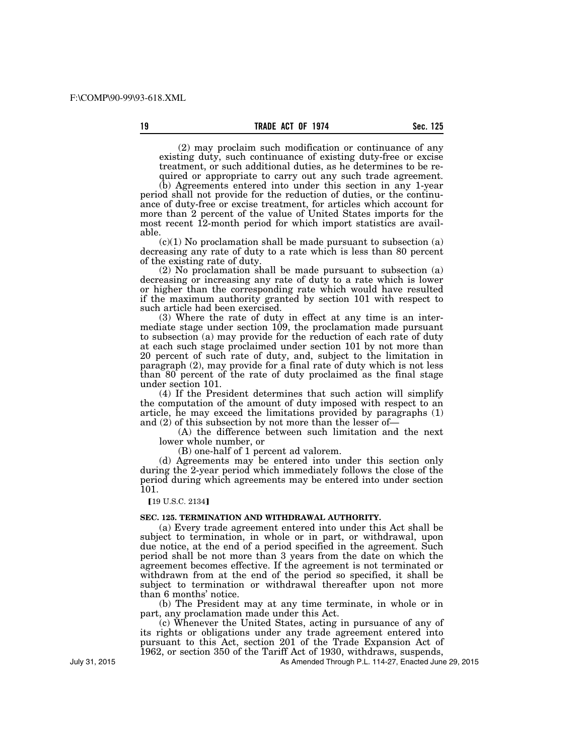(2) may proclaim such modification or continuance of any existing duty, such continuance of existing duty-free or excise treatment, or such additional duties, as he determines to be required or appropriate to carry out any such trade agreement.

(b) Agreements entered into under this section in any 1-year period shall not provide for the reduction of duties, or the continuance of duty-free or excise treatment, for articles which account for more than 2 percent of the value of United States imports for the most recent 12-month period for which import statistics are available.

(c)(1) No proclamation shall be made pursuant to subsection (a) decreasing any rate of duty to a rate which is less than 80 percent of the existing rate of duty.

(2) No proclamation shall be made pursuant to subsection (a) decreasing or increasing any rate of duty to a rate which is lower or higher than the corresponding rate which would have resulted if the maximum authority granted by section 101 with respect to such article had been exercised.

(3) Where the rate of duty in effect at any time is an intermediate stage under section 109, the proclamation made pursuant to subsection (a) may provide for the reduction of each rate of duty at each such stage proclaimed under section 101 by not more than 20 percent of such rate of duty, and, subject to the limitation in paragraph (2), may provide for a final rate of duty which is not less than 80 percent of the rate of duty proclaimed as the final stage under section 101.

(4) If the President determines that such action will simplify the computation of the amount of duty imposed with respect to an article, he may exceed the limitations provided by paragraphs (1) and (2) of this subsection by not more than the lesser of—

(A) the difference between such limitation and the next lower whole number, or

(B) one-half of 1 percent ad valorem.

(d) Agreements may be entered into under this section only during the 2-year period which immediately follows the close of the period during which agreements may be entered into under section 101.

【19 U.S.C. 2134】

**SEC. 125. TERMINATION AND WITHDRAWAL AUTHORITY.**

(a) Every trade agreement entered into under this Act shall be subject to termination, in whole or in part, or withdrawal, upon due notice, at the end of a period specified in the agreement. Such period shall be not more than 3 years from the date on which the agreement becomes effective. If the agreement is not terminated or withdrawn from at the end of the period so specified, it shall be subject to termination or withdrawal thereafter upon not more than 6 months' notice.

(b) The President may at any time terminate, in whole or in part, any proclamation made under this Act.

(c) Whenever the United States, acting in pursuance of any of its rights or obligations under any trade agreement entered into pursuant to this Act, section 201 of the Trade Expansion Act of 1962, or section 350 of the Tariff Act of 1930, withdraws, suspends,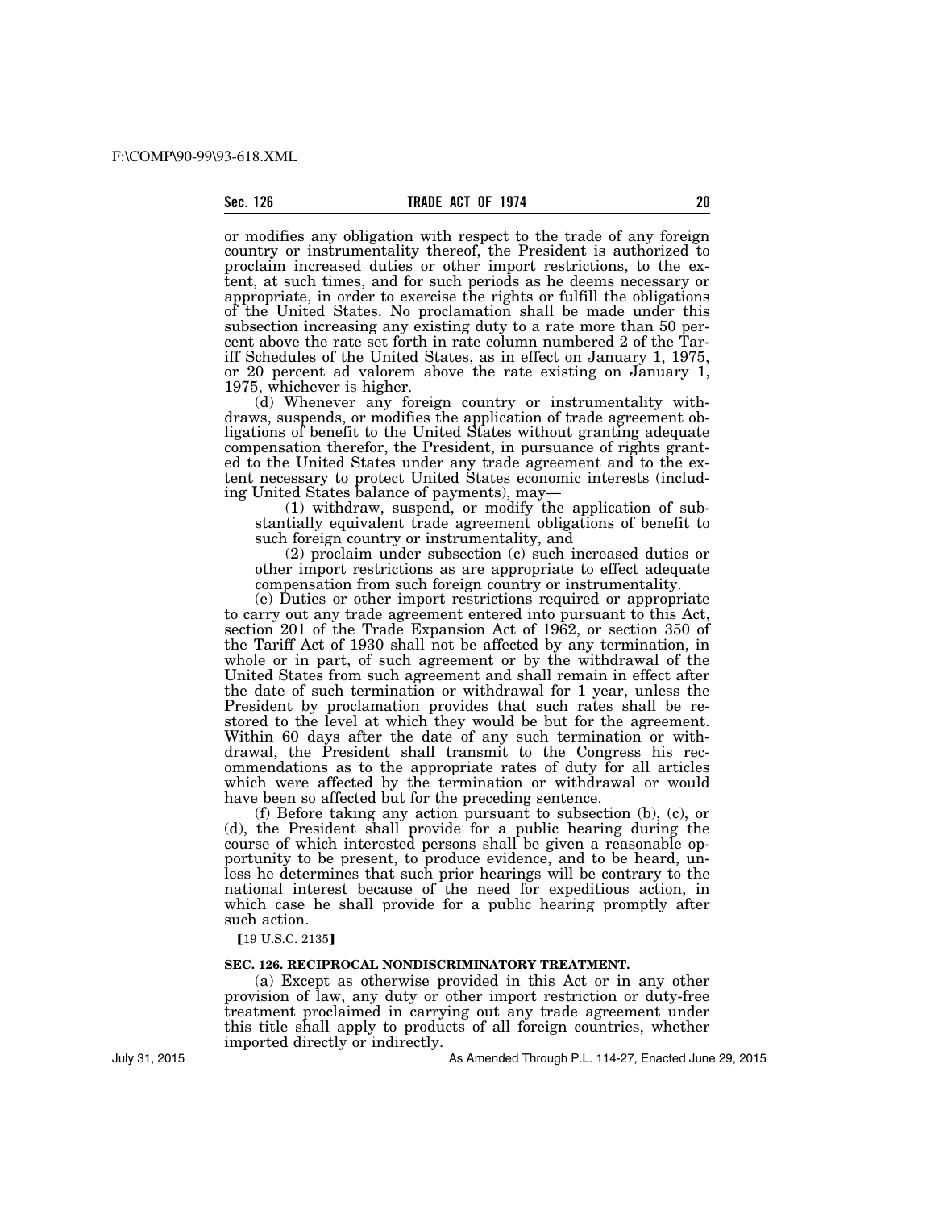or modifies any obligation with respect to the trade of any foreign country or instrumentality thereof, the President is authorized to proclaim increased duties or other import restrictions, to the extent, at such times, and for such periods as he deems necessary or appropriate, in order to exercise the rights or fulfill the obligations of the United States. No proclamation shall be made under this subsection increasing any existing duty to a rate more than 50 percent above the rate set forth in rate column numbered 2 of the Tariff Schedules of the United States, as in effect on January 1, 1975, or 20 percent ad valorem above the rate existing on January 1, 1975, whichever is higher.

(d) Whenever any foreign country or instrumentality withdraws, suspends, or modifies the application of trade agreement obligations of benefit to the United States without granting adequate compensation therefor, the President, in pursuance of rights granted to the United States under any trade agreement and to the extent necessary to protect United States economic interests (including United States balance of payments), may—

(1) withdraw, suspend, or modify the application of substantially equivalent trade agreement obligations of benefit to such foreign country or instrumentality, and

(2) proclaim under subsection (c) such increased duties or other import restrictions as are appropriate to effect adequate compensation from such foreign country or instrumentality.

(e) Duties or other import restrictions required or appropriate to carry out any trade agreement entered into pursuant to this Act, section 201 of the Trade Expansion Act of 1962, or section 350 of the Tariff Act of 1930 shall not be affected by any termination, in whole or in part, of such agreement or by the withdrawal of the United States from such agreement and shall remain in effect after the date of such termination or withdrawal for 1 year, unless the President by proclamation provides that such rates shall be restored to the level at which they would be but for the agreement. Within 60 days after the date of any such termination or withdrawal, the President shall transmit to the Congress his recommendations as to the appropriate rates of duty for all articles which were affected by the termination or withdrawal or would have been so affected but for the preceding sentence.

(f) Before taking any action pursuant to subsection (b), (c), or (d), the President shall provide for a public hearing during the course of which interested persons shall be given a reasonable opportunity to be present, to produce evidence, and to be heard, unless he determines that such prior hearings will be contrary to the national interest because of the need for expeditious action, in which case he shall provide for a public hearing promptly after such action.

【19 U.S.C. 2135】

### SEC. 126. RECIPROCAL NONDISCRIMINATORY TREATMENT.

(a) Except as otherwise provided in this Act or in any other provision of law, any duty or other import restriction or duty-free treatment proclaimed in carrying out any trade agreement under this title shall apply to products of all foreign countries, whether imported directly or indirectly.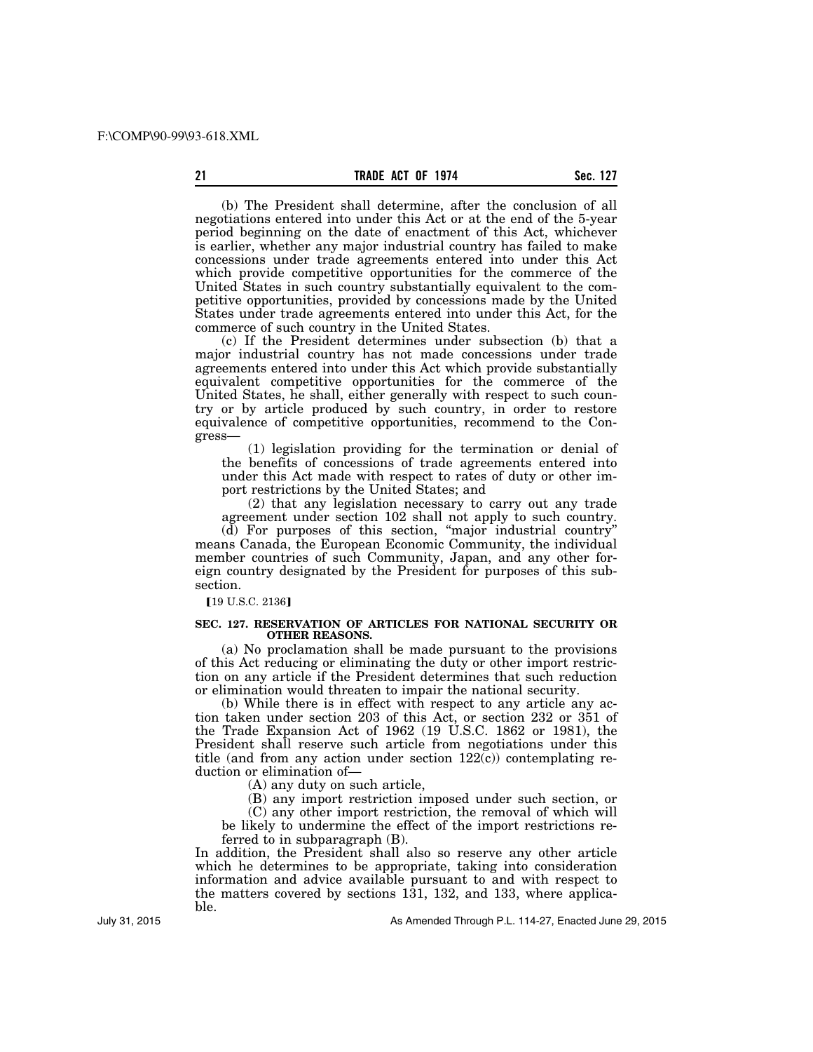(b) The President shall determine, after the conclusion of all negotiations entered into under this Act or at the end of the 5-year period beginning on the date of enactment of this Act, whichever is earlier, whether any major industrial country has failed to make concessions under trade agreements entered into under this Act which provide competitive opportunities for the commerce of the United States in such country substantially equivalent to the competitive opportunities, provided by concessions made by the United States under trade agreements entered into under this Act, for the commerce of such country in the United States.

(c) If the President determines under subsection (b) that a major industrial country has not made concessions under trade agreements entered into under this Act which provide substantially equivalent competitive opportunities for the commerce of the United States, he shall, either generally with respect to such country or by article produced by such country, in order to restore equivalence of competitive opportunities, recommend to the Congress—

(1) legislation providing for the termination or denial of the benefits of concessions of trade agreements entered into under this Act made with respect to rates of duty or other import restrictions by the United States; and

(2) that any legislation necessary to carry out any trade agreement under section 102 shall not apply to such country.

(d) For purposes of this section, "major industrial country" means Canada, the European Economic Community, the individual member countries of such Community, Japan, and any other foreign country designated by the President for purposes of this subsection.

[19 U.S.C. 2136]

### SEC. 127. RESERVATION OF ARTICLES FOR NATIONAL SECURITY OR OTHER REASONS.

(a) No proclamation shall be made pursuant to the provisions of this Act reducing or eliminating the duty or other import restriction on any article if the President determines that such reduction or elimination would threaten to impair the national security.

(b) While there is in effect with respect to any article any action taken under section 203 of this Act, or section 232 or 351 of the Trade Expansion Act of 1962 (19 U.S.C. 1862 or 1981), the President shall reserve such article from negotiations under this title (and from any action under section 122(c)) contemplating reduction or elimination of—

(A) any duty on such article,

(B) any import restriction imposed under such section, or

(C) any other import restriction, the removal of which will be likely to undermine the effect of the import restrictions referred to in subparagraph (B).

In addition, the President shall also so reserve any other article which he determines to be appropriate, taking into consideration information and advice available pursuant to and with respect to the matters covered by sections 131, 132, and 133, where applicable.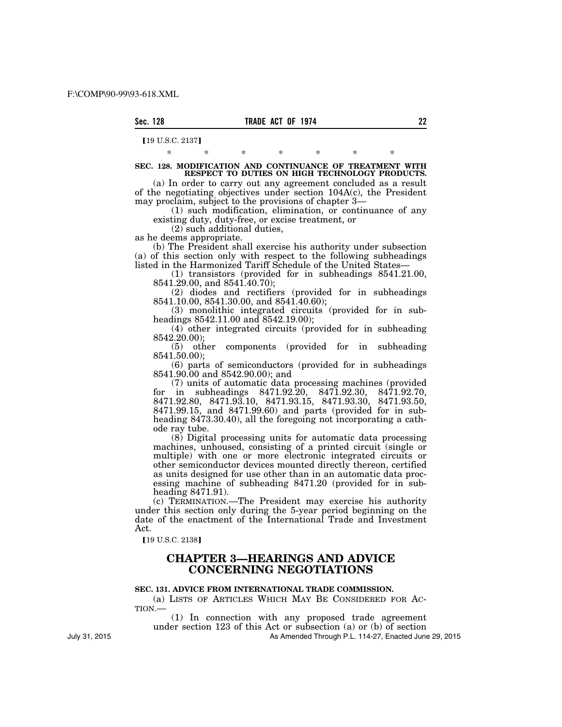【19 U.S.C. 2137】

\* \* \* \* \* \* \*

**SEC. 128. MODIFICATION AND CONTINUANCE OF TREATMENT WITH RESPECT TO DUTIES ON HIGH TECHNOLOGY PRODUCTS.**

(a) In order to carry out any agreement concluded as a result of the negotiating objectives under section 104A(c), the President may proclaim, subject to the provisions of chapter 3—

(1) such modification, elimination, or continuance of any existing duty, duty-free, or excise treatment, or

(2) such additional duties,

as he deems appropriate.

(b) The President shall exercise his authority under subsection (a) of this section only with respect to the following subheadings listed in the Harmonized Tariff Schedule of the United States—

(1) transistors (provided for in subheadings 8541.21.00, 8541.29.00, and 8541.40.70);

(2) diodes and rectifiers (provided for in subheadings 8541.10.00, 8541.30.00, and 8541.40.60);

(3) monolithic integrated circuits (provided for in subheadings 8542.11.00 and 8542.19.00);

(4) other integrated circuits (provided for in subheading 8542.20.00);

(5) other components (provided for in subheading 8541.50.00);

(6) parts of semiconductors (provided for in subheadings 8541.90.00 and 8542.90.00); and

(7) units of automatic data processing machines (provided for in subheadings 8471.92.20, 8471.92.30, 8471.92.70, 8471.92.80, 8471.93.10, 8471.93.15, 8471.93.30, 8471.93.50, 8471.99.15, and 8471.99.60) and parts (provided for in subheading 8473.30.40), all the foregoing not incorporating a cathode ray tube.

(8) Digital processing units for automatic data processing machines, unhoused, consisting of a printed circuit (single or multiple) with one or more electronic integrated circuits or other semiconductor devices mounted directly thereon, certified as units designed for use other than in an automatic data processing machine of subheading 8471.20 (provided for in subheading 8471.91).

(c) TERMINATION.—The President may exercise his authority under this section only during the 5-year period beginning on the date of the enactment of the International Trade and Investment Act.

【19 U.S.C. 2138】

## CHAPTER 3—HEARINGS AND ADVICE CONCERNING NEGOTIATIONS

**SEC. 131. ADVICE FROM INTERNATIONAL TRADE COMMISSION.**

(a) LISTS OF ARTICLES WHICH MAY BE CONSIDERED FOR ACTION.—

(1) In connection with any proposed trade agreement under section 123 of this Act or subsection (a) or (b) of section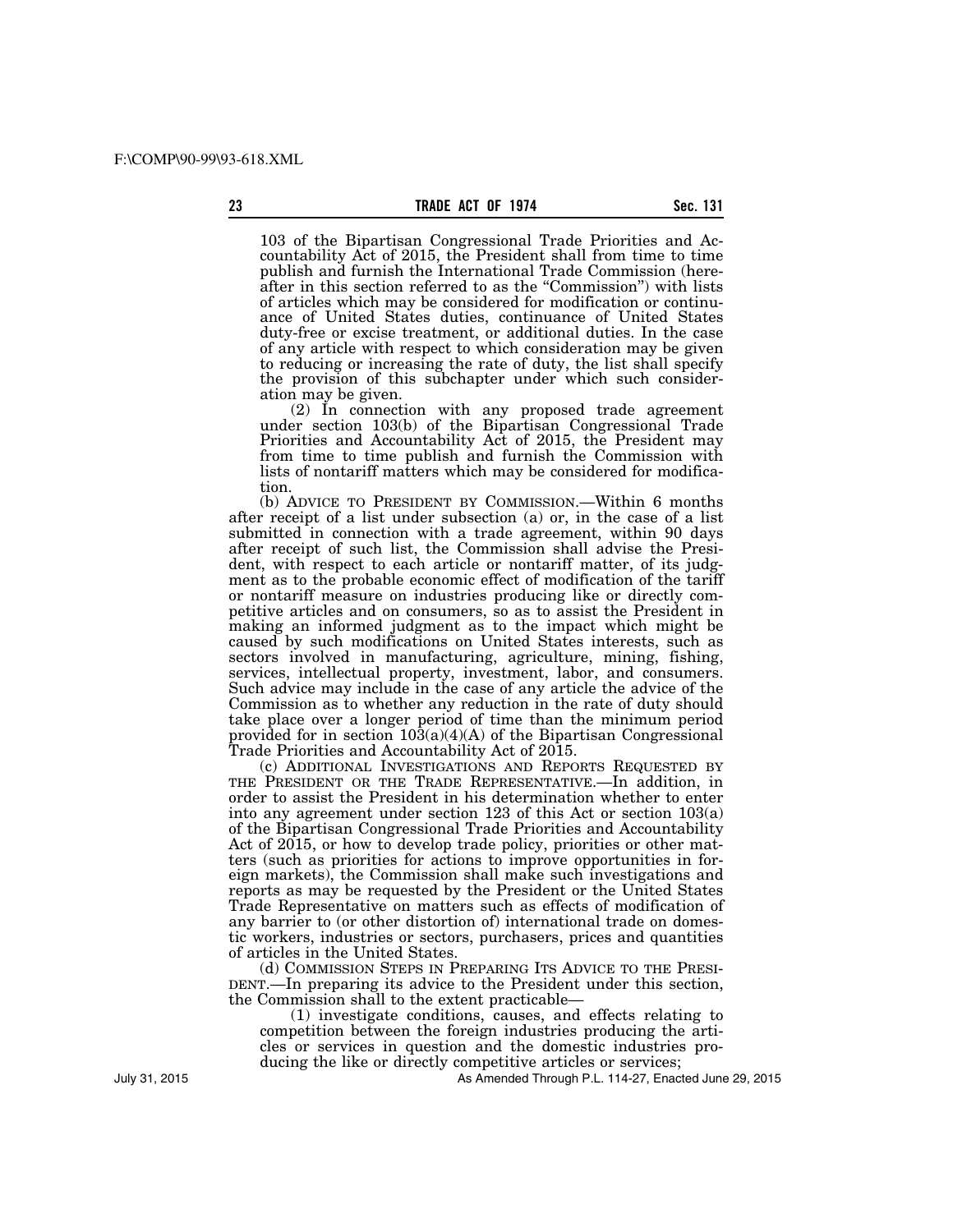103 of the Bipartisan Congressional Trade Priorities and Accountability Act of 2015, the President shall from time to time publish and furnish the International Trade Commission (hereafter in this section referred to as the "Commission") with lists of articles which may be considered for modification or continuance of United States duties, continuance of United States duty-free or excise treatment, or additional duties. In the case of any article with respect to which consideration may be given to reducing or increasing the rate of duty, the list shall specify the provision of this subchapter under which such consideration may be given.

(2) In connection with any proposed trade agreement under section 103(b) of the Bipartisan Congressional Trade Priorities and Accountability Act of 2015, the President may from time to time publish and furnish the Commission with lists of nontariff matters which may be considered for modification.

(b) ADVICE TO PRESIDENT BY COMMISSION.—Within 6 months after receipt of a list under subsection (a) or, in the case of a list submitted in connection with a trade agreement, within 90 days after receipt of such list, the Commission shall advise the President, with respect to each article or nontariff matter, of its judgment as to the probable economic effect of modification of the tariff or nontariff measure on industries producing like or directly competitive articles and on consumers, so as to assist the President in making an informed judgment as to the impact which might be caused by such modifications on United States interests, such as sectors involved in manufacturing, agriculture, mining, fishing, services, intellectual property, investment, labor, and consumers. Such advice may include in the case of any article the advice of the Commission as to whether any reduction in the rate of duty should take place over a longer period of time than the minimum period provided for in section 103(a)(4)(A) of the Bipartisan Congressional Trade Priorities and Accountability Act of 2015.

(c) ADDITIONAL INVESTIGATIONS AND REPORTS REQUESTED BY THE PRESIDENT OR THE TRADE REPRESENTATIVE.—In addition, in order to assist the President in his determination whether to enter into any agreement under section 123 of this Act or section 103(a) of the Bipartisan Congressional Trade Priorities and Accountability Act of 2015, or how to develop trade policy, priorities or other matters (such as priorities for actions to improve opportunities in foreign markets), the Commission shall make such investigations and reports as may be requested by the President or the United States Trade Representative on matters such as effects of modification of any barrier to (or other distortion of) international trade on domestic workers, industries or sectors, purchasers, prices and quantities of articles in the United States.

(d) COMMISSION STEPS IN PREPARING ITS ADVICE TO THE PRESIDENT.—In preparing its advice to the President under this section, the Commission shall to the extent practicable—

(1) investigate conditions, causes, and effects relating to competition between the foreign industries producing the articles or services in question and the domestic industries producing the like or directly competitive articles or services;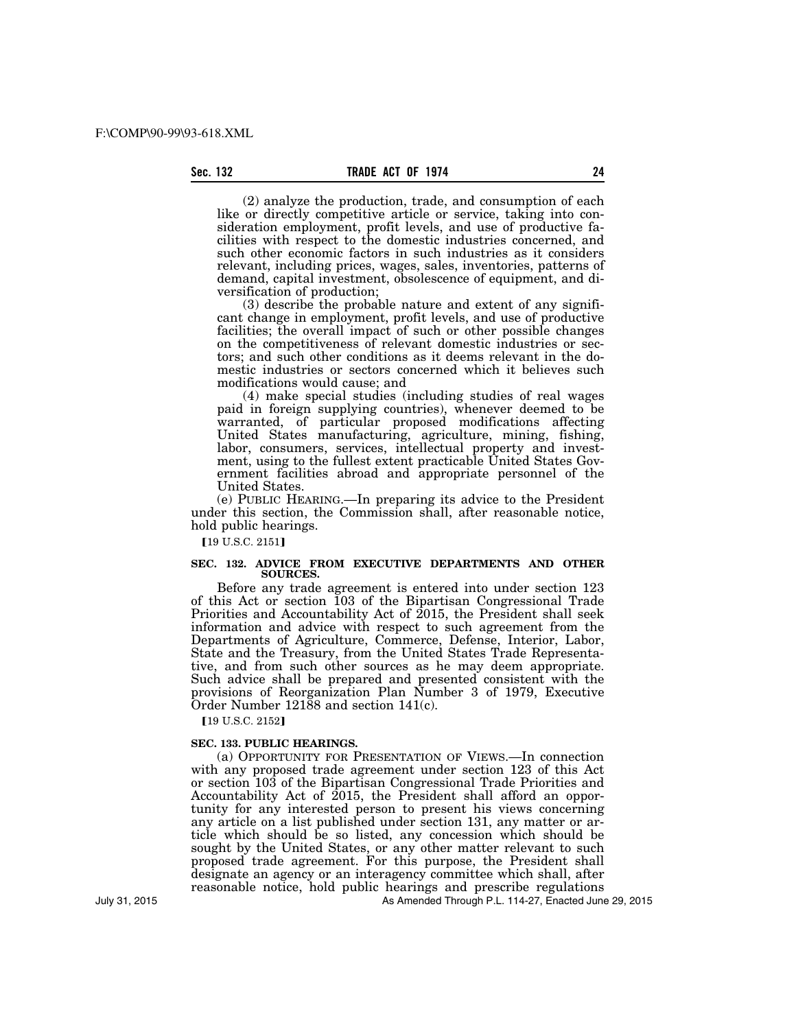(2) analyze the production, trade, and consumption of each like or directly competitive article or service, taking into consideration employment, profit levels, and use of productive facilities with respect to the domestic industries concerned, and such other economic factors in such industries as it considers relevant, including prices, wages, sales, inventories, patterns of demand, capital investment, obsolescence of equipment, and diversification of production;

(3) describe the probable nature and extent of any significant change in employment, profit levels, and use of productive facilities; the overall impact of such or other possible changes on the competitiveness of relevant domestic industries or sectors; and such other conditions as it deems relevant in the domestic industries or sectors concerned which it believes such modifications would cause; and

(4) make special studies (including studies of real wages paid in foreign supplying countries), whenever deemed to be warranted, of particular proposed modifications affecting United States manufacturing, agriculture, mining, fishing, labor, consumers, services, intellectual property and investment, using to the fullest extent practicable United States Government facilities abroad and appropriate personnel of the United States.

(e) PUBLIC HEARING.—In preparing its advice to the President under this section, the Commission shall, after reasonable notice, hold public hearings.

【19 U.S.C. 2151】

**SEC. 132. ADVICE FROM EXECUTIVE DEPARTMENTS AND OTHER SOURCES.**

Before any trade agreement is entered into under section 123 of this Act or section 103 of the Bipartisan Congressional Trade Priorities and Accountability Act of 2015, the President shall seek information and advice with respect to such agreement from the Departments of Agriculture, Commerce, Defense, Interior, Labor, State and the Treasury, from the United States Trade Representative, and from such other sources as he may deem appropriate. Such advice shall be prepared and presented consistent with the provisions of Reorganization Plan Number 3 of 1979, Executive Order Number 12188 and section 141(c).

【19 U.S.C. 2152】

**SEC. 133. PUBLIC HEARINGS.**

(a) OPPORTUNITY FOR PRESENTATION OF VIEWS.—In connection with any proposed trade agreement under section 123 of this Act or section 103 of the Bipartisan Congressional Trade Priorities and Accountability Act of 2015, the President shall afford an opportunity for any interested person to present his views concerning any article on a list published under section 131, any matter or article which should be so listed, any concession which should be sought by the United States, or any other matter relevant to such proposed trade agreement. For this purpose, the President shall designate an agency or an interagency committee which shall, after reasonable notice, hold public hearings and prescribe regulations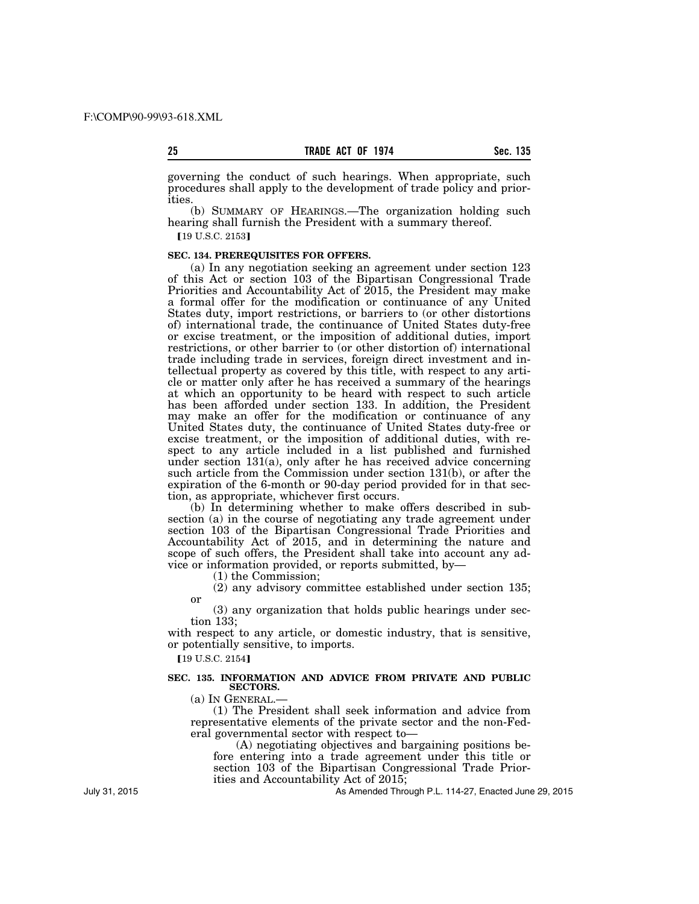governing the conduct of such hearings. When appropriate, such procedures shall apply to the development of trade policy and priorities.

(b) SUMMARY OF HEARINGS.—The organization holding such hearing shall furnish the President with a summary thereof.

【19 U.S.C. 2153】

**SEC. 134. PREREQUISITES FOR OFFERS.**

(a) In any negotiation seeking an agreement under section 123 of this Act or section 103 of the Bipartisan Congressional Trade Priorities and Accountability Act of 2015, the President may make a formal offer for the modification or continuance of any United States duty, import restrictions, or barriers to (or other distortions of) international trade, the continuance of United States duty-free or excise treatment, or the imposition of additional duties, import restrictions, or other barrier to (or other distortion of) international trade including trade in services, foreign direct investment and intellectual property as covered by this title, with respect to any article or matter only after he has received a summary of the hearings at which an opportunity to be heard with respect to such article has been afforded under section 133. In addition, the President may make an offer for the modification or continuance of any United States duty, the continuance of United States duty-free or excise treatment, or the imposition of additional duties, with respect to any article included in a list published and furnished under section 131(a), only after he has received advice concerning such article from the Commission under section 131(b), or after the expiration of the 6-month or 90-day period provided for in that section, as appropriate, whichever first occurs.

(b) In determining whether to make offers described in subsection (a) in the course of negotiating any trade agreement under section 103 of the Bipartisan Congressional Trade Priorities and Accountability Act of 2015, and in determining the nature and scope of such offers, the President shall take into account any advice or information provided, or reports submitted, by—

(1) the Commission;

(2) any advisory committee established under section 135; or

(3) any organization that holds public hearings under section 133;

with respect to any article, or domestic industry, that is sensitive, or potentially sensitive, to imports.

【19 U.S.C. 2154】

**SEC. 135. INFORMATION AND ADVICE FROM PRIVATE AND PUBLIC SECTORS.**

(a) IN GENERAL.—

(1) The President shall seek information and advice from representative elements of the private sector and the non-Federal governmental sector with respect to—

(A) negotiating objectives and bargaining positions before entering into a trade agreement under this title or section 103 of the Bipartisan Congressional Trade Priorities and Accountability Act of 2015;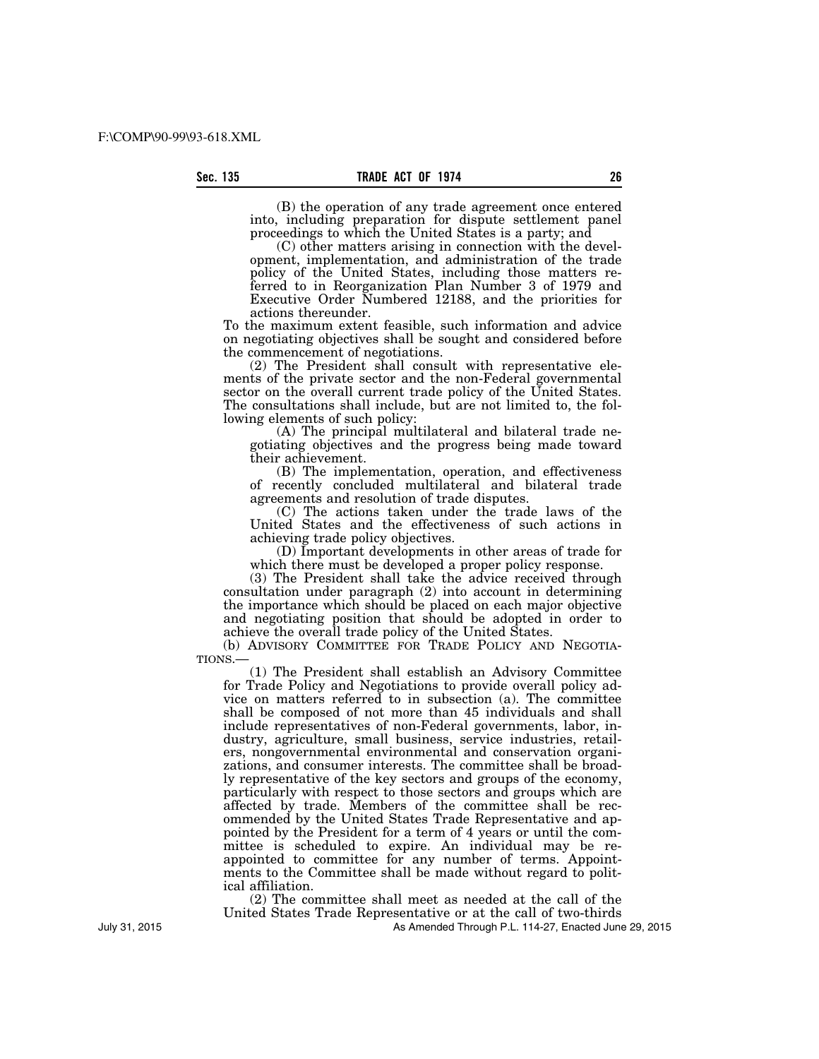(B) the operation of any trade agreement once entered into, including preparation for dispute settlement panel proceedings to which the United States is a party; and

(C) other matters arising in connection with the development, implementation, and administration of the trade policy of the United States, including those matters referred to in Reorganization Plan Number 3 of 1979 and Executive Order Numbered 12188, and the priorities for actions thereunder.

To the maximum extent feasible, such information and advice on negotiating objectives shall be sought and considered before the commencement of negotiations.

(2) The President shall consult with representative elements of the private sector and the non-Federal governmental sector on the overall current trade policy of the United States. The consultations shall include, but are not limited to, the following elements of such policy:

(A) The principal multilateral and bilateral trade negotiating objectives and the progress being made toward their achievement.

(B) The implementation, operation, and effectiveness of recently concluded multilateral and bilateral trade agreements and resolution of trade disputes.

(C) The actions taken under the trade laws of the United States and the effectiveness of such actions in achieving trade policy objectives.

(D) Important developments in other areas of trade for which there must be developed a proper policy response.

(3) The President shall take the advice received through consultation under paragraph (2) into account in determining the importance which should be placed on each major objective and negotiating position that should be adopted in order to achieve the overall trade policy of the United States.

(b) ADVISORY COMMITTEE FOR TRADE POLICY AND NEGOTIATIONS.—

(1) The President shall establish an Advisory Committee for Trade Policy and Negotiations to provide overall policy advice on matters referred to in subsection (a). The committee shall be composed of not more than 45 individuals and shall include representatives of non-Federal governments, labor, industry, agriculture, small business, service industries, retailers, nongovernmental environmental and conservation organizations, and consumer interests. The committee shall be broadly representative of the key sectors and groups of the economy, particularly with respect to those sectors and groups which are affected by trade. Members of the committee shall be recommended by the United States Trade Representative and appointed by the President for a term of 4 years or until the committee is scheduled to expire. An individual may be reappointed to committee for any number of terms. Appointments to the Committee shall be made without regard to political affiliation.

(2) The committee shall meet as needed at the call of the United States Trade Representative or at the call of two-thirds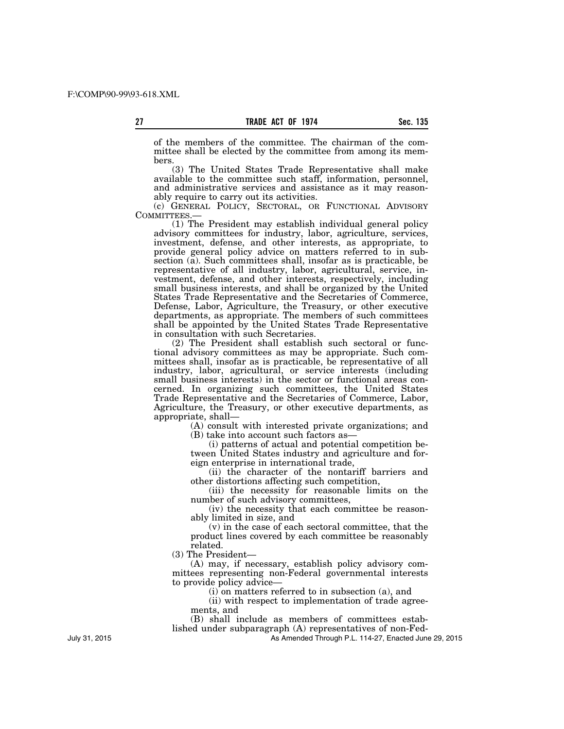of the members of the committee. The chairman of the committee shall be elected by the committee from among its members.

(3) The United States Trade Representative shall make available to the committee such staff, information, personnel, and administrative services and assistance as it may reasonably require to carry out its activities.

(c) GENERAL POLICY, SECTORAL, OR FUNCTIONAL ADVISORY COMMITTEES.—

(1) The President may establish individual general policy advisory committees for industry, labor, agriculture, services, investment, defense, and other interests, as appropriate, to provide general policy advice on matters referred to in subsection (a). Such committees shall, insofar as is practicable, be representative of all industry, labor, agricultural, service, investment, defense, and other interests, respectively, including small business interests, and shall be organized by the United States Trade Representative and the Secretaries of Commerce, Defense, Labor, Agriculture, the Treasury, or other executive departments, as appropriate. The members of such committees shall be appointed by the United States Trade Representative in consultation with such Secretaries.

(2) The President shall establish such sectoral or functional advisory committees as may be appropriate. Such committees shall, insofar as is practicable, be representative of all industry, labor, agricultural, or service interests (including small business interests) in the sector or functional areas concerned. In organizing such committees, the United States Trade Representative and the Secretaries of Commerce, Labor, Agriculture, the Treasury, or other executive departments, as appropriate, shall—

(A) consult with interested private organizations; and

(B) take into account such factors as—

(i) patterns of actual and potential competition between United States industry and agriculture and foreign enterprise in international trade,

(ii) the character of the nontariff barriers and other distortions affecting such competition,

(iii) the necessity for reasonable limits on the number of such advisory committees,

(iv) the necessity that each committee be reasonably limited in size, and

(v) in the case of each sectoral committee, that the product lines covered by each committee be reasonably related.

(3) The President—

(A) may, if necessary, establish policy advisory committees representing non-Federal governmental interests to provide policy advice—

(i) on matters referred to in subsection (a), and

(ii) with respect to implementation of trade agreements, and

(B) shall include as members of committees established under subparagraph (A) representatives of non-Fed-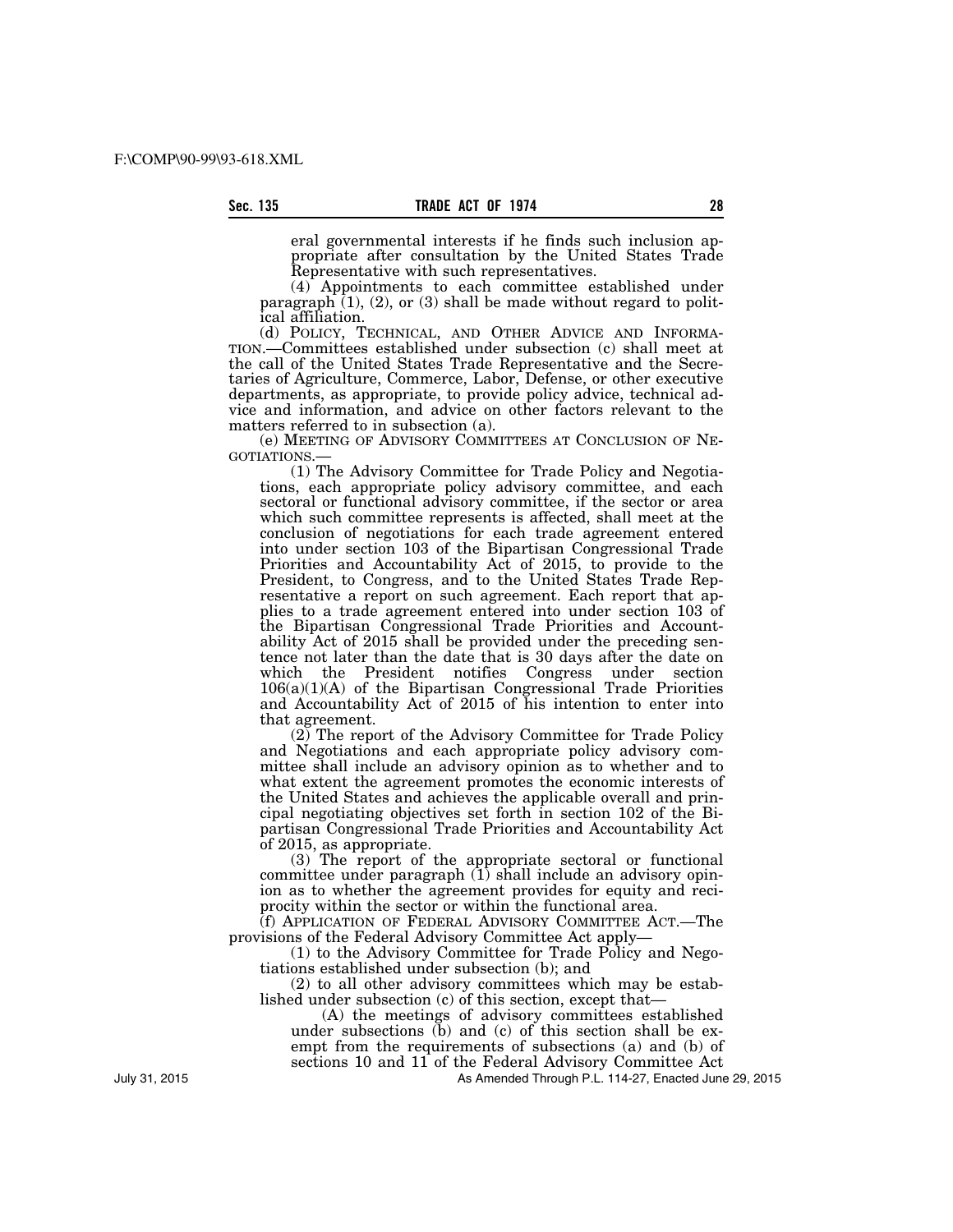eral governmental interests if he finds such inclusion appropriate after consultation by the United States Trade Representative with such representatives.

(4) Appointments to each committee established under paragraph (1), (2), or (3) shall be made without regard to political affiliation.

(d) POLICY, TECHNICAL, AND OTHER ADVICE AND INFORMATION.—Committees established under subsection (c) shall meet at the call of the United States Trade Representative and the Secretaries of Agriculture, Commerce, Labor, Defense, or other executive departments, as appropriate, to provide policy advice, technical advice and information, and advice on other factors relevant to the matters referred to in subsection (a).

(e) MEETING OF ADVISORY COMMITTEES AT CONCLUSION OF NEGOTIATIONS.—

(1) The Advisory Committee for Trade Policy and Negotiations, each appropriate policy advisory committee, and each sectoral or functional advisory committee, if the sector or area which such committee represents is affected, shall meet at the conclusion of negotiations for each trade agreement entered into under section 103 of the Bipartisan Congressional Trade Priorities and Accountability Act of 2015, to provide to the President, to Congress, and to the United States Trade Representative a report on such agreement. Each report that applies to a trade agreement entered into under section 103 of the Bipartisan Congressional Trade Priorities and Accountability Act of 2015 shall be provided under the preceding sentence not later than the date that is 30 days after the date on which the President notifies Congress under section 106(a)(1)(A) of the Bipartisan Congressional Trade Priorities and Accountability Act of 2015 of his intention to enter into that agreement.

(2) The report of the Advisory Committee for Trade Policy and Negotiations and each appropriate policy advisory committee shall include an advisory opinion as to whether and to what extent the agreement promotes the economic interests of the United States and achieves the applicable overall and principal negotiating objectives set forth in section 102 of the Bipartisan Congressional Trade Priorities and Accountability Act of 2015, as appropriate.

(3) The report of the appropriate sectoral or functional committee under paragraph (1) shall include an advisory opinion as to whether the agreement provides for equity and reciprocity within the sector or within the functional area.

(f) APPLICATION OF FEDERAL ADVISORY COMMITTEE ACT.—The provisions of the Federal Advisory Committee Act apply—

(1) to the Advisory Committee for Trade Policy and Negotiations established under subsection (b); and

(2) to all other advisory committees which may be established under subsection (c) of this section, except that—

(A) the meetings of advisory committees established under subsections (b) and (c) of this section shall be exempt from the requirements of subsections (a) and (b) of sections 10 and 11 of the Federal Advisory Committee Act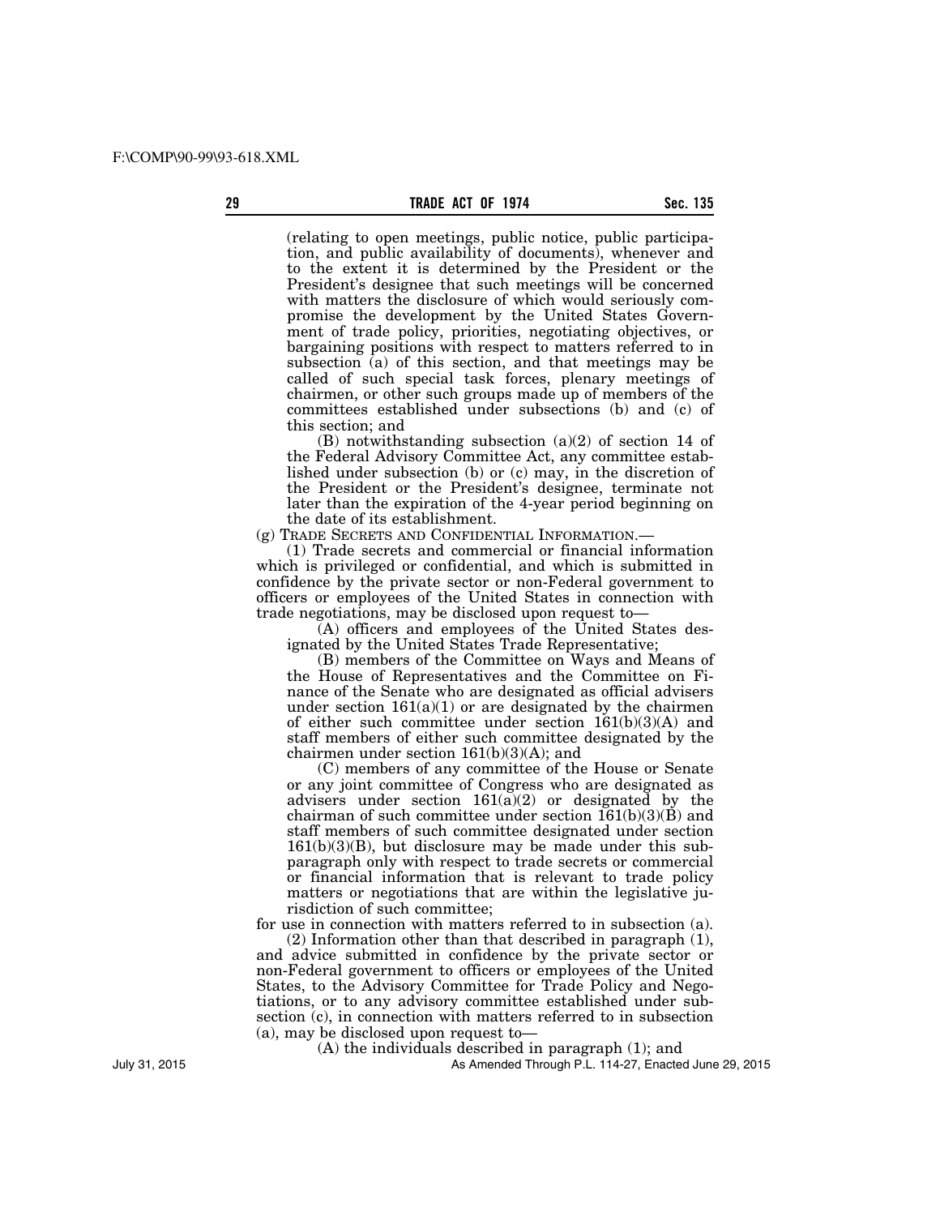(relating to open meetings, public notice, public participation, and public availability of documents), whenever and to the extent it is determined by the President or the President's designee that such meetings will be concerned with matters the disclosure of which would seriously compromise the development by the United States Government of trade policy, priorities, negotiating objectives, or bargaining positions with respect to matters referred to in subsection (a) of this section, and that meetings may be called of such special task forces, plenary meetings of chairmen, or other such groups made up of members of the committees established under subsections (b) and (c) of this section; and

(B) notwithstanding subsection (a)(2) of section 14 of the Federal Advisory Committee Act, any committee established under subsection (b) or (c) may, in the discretion of the President or the President's designee, terminate not later than the expiration of the 4-year period beginning on the date of its establishment.

(g) TRADE SECRETS AND CONFIDENTIAL INFORMATION.—

(1) Trade secrets and commercial or financial information which is privileged or confidential, and which is submitted in confidence by the private sector or non-Federal government to officers or employees of the United States in connection with trade negotiations, may be disclosed upon request to—

(A) officers and employees of the United States designated by the United States Trade Representative;

(B) members of the Committee on Ways and Means of the House of Representatives and the Committee on Finance of the Senate who are designated as official advisers under section 161(a)(1) or are designated by the chairmen of either such committee under section 161(b)(3)(A) and staff members of either such committee designated by the chairmen under section 161(b)(3)(A); and

(C) members of any committee of the House or Senate or any joint committee of Congress who are designated as advisers under section 161(a)(2) or designated by the chairman of such committee under section 161(b)(3)(B) and staff members of such committee designated under section 161(b)(3)(B), but disclosure may be made under this subparagraph only with respect to trade secrets or commercial or financial information that is relevant to trade policy matters or negotiations that are within the legislative jurisdiction of such committee;

for use in connection with matters referred to in subsection (a).

(2) Information other than that described in paragraph (1), and advice submitted in confidence by the private sector or non-Federal government to officers or employees of the United States, to the Advisory Committee for Trade Policy and Negotiations, or to any advisory committee established under subsection (c), in connection with matters referred to in subsection (a), may be disclosed upon request to—

(A) the individuals described in paragraph (1); and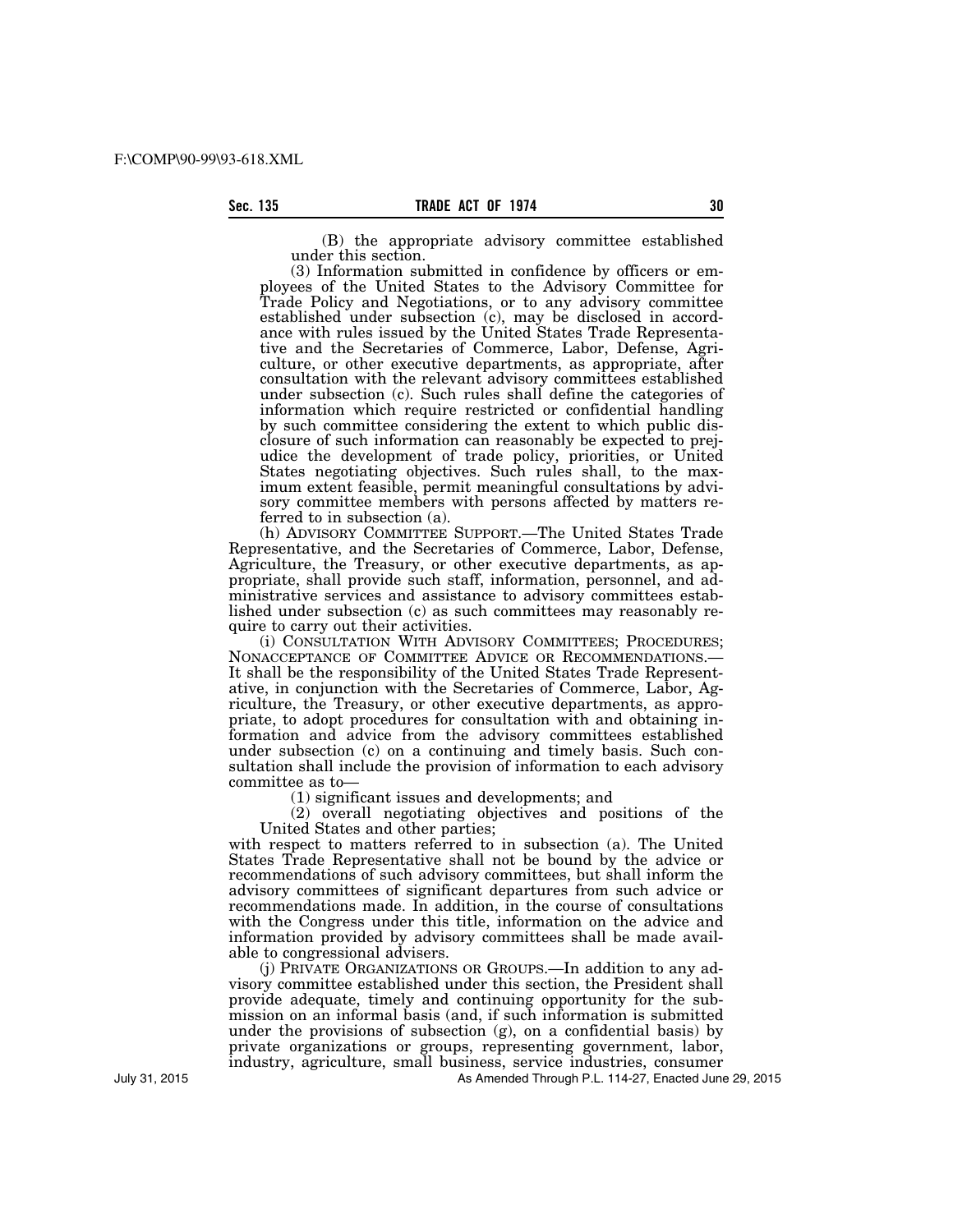(B) the appropriate advisory committee established under this section.

(3) Information submitted in confidence by officers or employees of the United States to the Advisory Committee for Trade Policy and Negotiations, or to any advisory committee established under subsection (c), may be disclosed in accordance with rules issued by the United States Trade Representative and the Secretaries of Commerce, Labor, Defense, Agriculture, or other executive departments, as appropriate, after consultation with the relevant advisory committees established under subsection (c). Such rules shall define the categories of information which require restricted or confidential handling by such committee considering the extent to which public disclosure of such information can reasonably be expected to prejudice the development of trade policy, priorities, or United States negotiating objectives. Such rules shall, to the maximum extent feasible, permit meaningful consultations by advisory committee members with persons affected by matters referred to in subsection (a).

(h) ADVISORY COMMITTEE SUPPORT.—The United States Trade Representative, and the Secretaries of Commerce, Labor, Defense, Agriculture, the Treasury, or other executive departments, as appropriate, shall provide such staff, information, personnel, and administrative services and assistance to advisory committees established under subsection (c) as such committees may reasonably require to carry out their activities.

(i) CONSULTATION WITH ADVISORY COMMITTEES; PROCEDURES; NONACCEPTANCE OF COMMITTEE ADVICE OR RECOMMENDATIONS.—It shall be the responsibility of the United States Trade Representative, in conjunction with the Secretaries of Commerce, Labor, Agriculture, the Treasury, or other executive departments, as appropriate, to adopt procedures for consultation with and obtaining information and advice from the advisory committees established under subsection (c) on a continuing and timely basis. Such consultation shall include the provision of information to each advisory committee as to—

(1) significant issues and developments; and

(2) overall negotiating objectives and positions of the United States and other parties;

with respect to matters referred to in subsection (a). The United States Trade Representative shall not be bound by the advice or recommendations of such advisory committees, but shall inform the advisory committees of significant departures from such advice or recommendations made. In addition, in the course of consultations with the Congress under this title, information on the advice and information provided by advisory committees shall be made available to congressional advisers.

(j) PRIVATE ORGANIZATIONS OR GROUPS.—In addition to any advisory committee established under this section, the President shall provide adequate, timely and continuing opportunity for the submission on an informal basis (and, if such information is submitted under the provisions of subsection (g), on a confidential basis) by private organizations or groups, representing government, labor, industry, agriculture, small business, service industries, consumer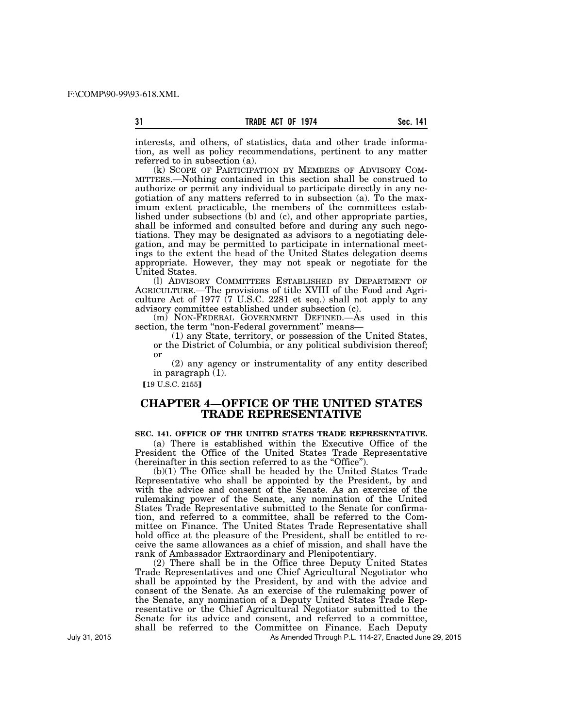interests, and others, of statistics, data and other trade information, as well as policy recommendations, pertinent to any matter referred to in subsection (a).

(k) SCOPE OF PARTICIPATION BY MEMBERS OF ADVISORY COMMITTEES.—Nothing contained in this section shall be construed to authorize or permit any individual to participate directly in any negotiation of any matters referred to in subsection (a). To the maximum extent practicable, the members of the committees established under subsections (b) and (c), and other appropriate parties, shall be informed and consulted before and during any such negotiations. They may be designated as advisors to a negotiating delegation, and may be permitted to participate in international meetings to the extent the head of the United States delegation deems appropriate. However, they may not speak or negotiate for the United States.

(l) ADVISORY COMMITTEES ESTABLISHED BY DEPARTMENT OF AGRICULTURE.—The provisions of title XVIII of the Food and Agriculture Act of 1977 (7 U.S.C. 2281 et seq.) shall not apply to any advisory committee established under subsection (c).

(m) NON-FEDERAL GOVERNMENT DEFINED.—As used in this section, the term "non-Federal government" means—

(1) any State, territory, or possession of the United States, or the District of Columbia, or any political subdivision thereof; or

(2) any agency or instrumentality of any entity described in paragraph (1).

【19 U.S.C. 2155】

## CHAPTER 4—OFFICE OF THE UNITED STATES TRADE REPRESENTATIVE

**SEC. 141. OFFICE OF THE UNITED STATES TRADE REPRESENTATIVE.**

(a) There is established within the Executive Office of the President the Office of the United States Trade Representative (hereinafter in this section referred to as the "Office").

(b)(1) The Office shall be headed by the United States Trade Representative who shall be appointed by the President, by and with the advice and consent of the Senate. As an exercise of the rulemaking power of the Senate, any nomination of the United States Trade Representative submitted to the Senate for confirmation, and referred to a committee, shall be referred to the Committee on Finance. The United States Trade Representative shall hold office at the pleasure of the President, shall be entitled to receive the same allowances as a chief of mission, and shall have the rank of Ambassador Extraordinary and Plenipotentiary.

(2) There shall be in the Office three Deputy United States Trade Representatives and one Chief Agricultural Negotiator who shall be appointed by the President, by and with the advice and consent of the Senate. As an exercise of the rulemaking power of the Senate, any nomination of a Deputy United States Trade Representative or the Chief Agricultural Negotiator submitted to the Senate for its advice and consent, and referred to a committee, shall be referred to the Committee on Finance. Each Deputy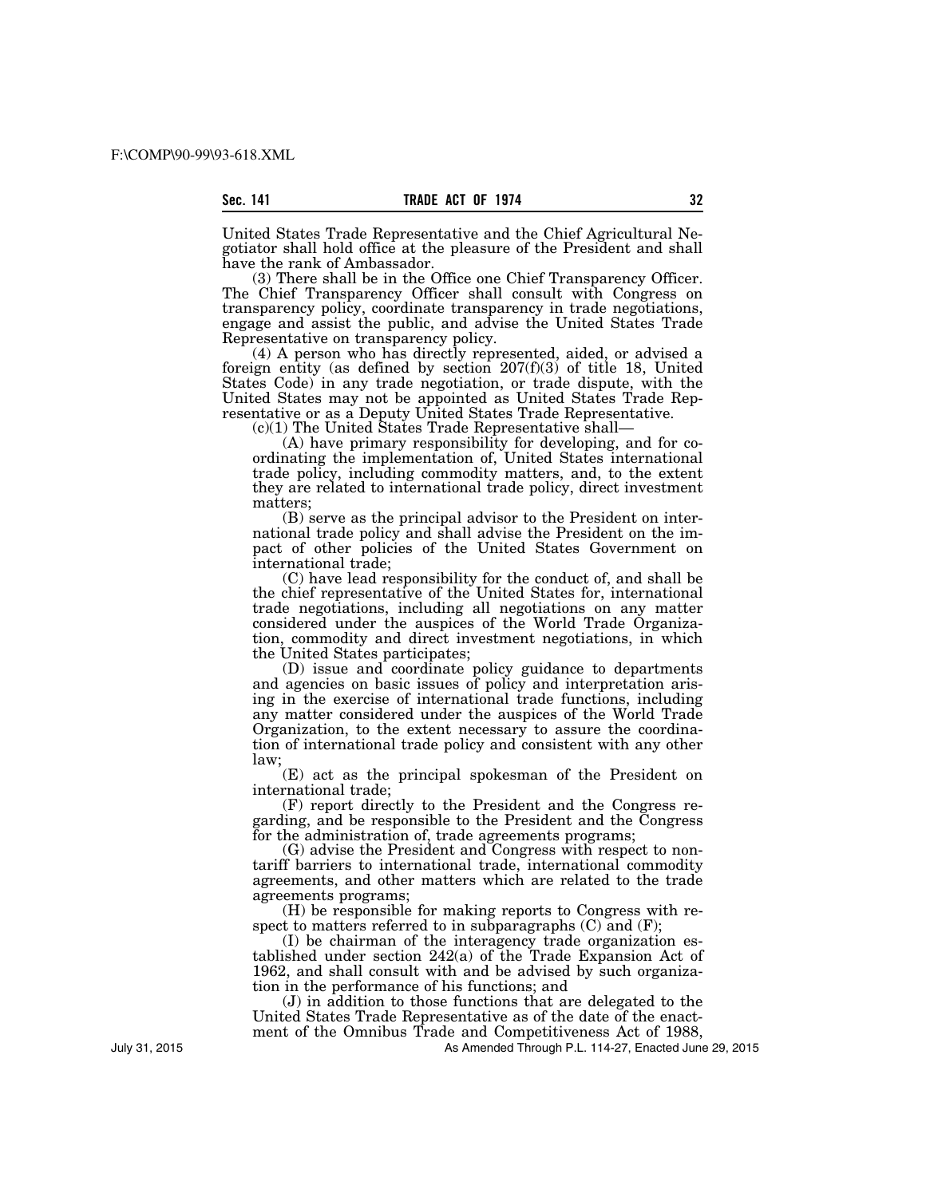United States Trade Representative and the Chief Agricultural Negotiator shall hold office at the pleasure of the President and shall have the rank of Ambassador.

(3) There shall be in the Office one Chief Transparency Officer. The Chief Transparency Officer shall consult with Congress on transparency policy, coordinate transparency in trade negotiations, engage and assist the public, and advise the United States Trade Representative on transparency policy.

(4) A person who has directly represented, aided, or advised a foreign entity (as defined by section 207(f)(3) of title 18, United States Code) in any trade negotiation, or trade dispute, with the United States may not be appointed as United States Trade Representative or as a Deputy United States Trade Representative.

(c)(1) The United States Trade Representative shall—

(A) have primary responsibility for developing, and for coordinating the implementation of, United States international trade policy, including commodity matters, and, to the extent they are related to international trade policy, direct investment matters;

(B) serve as the principal advisor to the President on international trade policy and shall advise the President on the impact of other policies of the United States Government on international trade;

(C) have lead responsibility for the conduct of, and shall be the chief representative of the United States for, international trade negotiations, including all negotiations on any matter considered under the auspices of the World Trade Organization, commodity and direct investment negotiations, in which the United States participates;

(D) issue and coordinate policy guidance to departments and agencies on basic issues of policy and interpretation arising in the exercise of international trade functions, including any matter considered under the auspices of the World Trade Organization, to the extent necessary to assure the coordination of international trade policy and consistent with any other law;

(E) act as the principal spokesman of the President on international trade;

(F) report directly to the President and the Congress regarding, and be responsible to the President and the Congress for the administration of, trade agreements programs;

(G) advise the President and Congress with respect to nontariff barriers to international trade, international commodity agreements, and other matters which are related to the trade agreements programs;

(H) be responsible for making reports to Congress with respect to matters referred to in subparagraphs (C) and (F);

(I) be chairman of the interagency trade organization established under section 242(a) of the Trade Expansion Act of 1962, and shall consult with and be advised by such organization in the performance of his functions; and

(J) in addition to those functions that are delegated to the United States Trade Representative as of the date of the enactment of the Omnibus Trade and Competitiveness Act of 1988,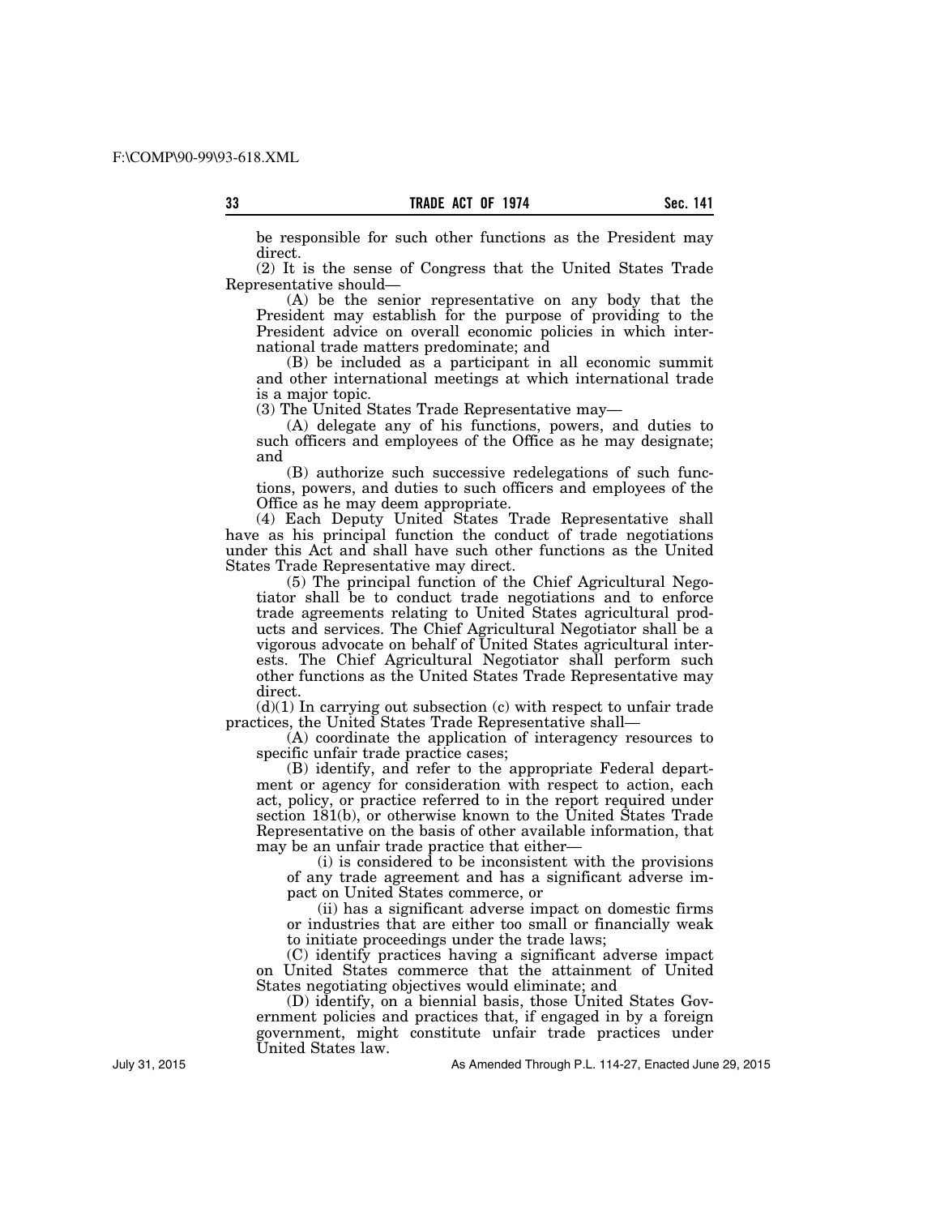be responsible for such other functions as the President may direct.

(2) It is the sense of Congress that the United States Trade Representative should—

(A) be the senior representative on any body that the President may establish for the purpose of providing to the President advice on overall economic policies in which international trade matters predominate; and

(B) be included as a participant in all economic summit and other international meetings at which international trade is a major topic.

(3) The United States Trade Representative may—

(A) delegate any of his functions, powers, and duties to such officers and employees of the Office as he may designate; and

(B) authorize such successive redelegations of such functions, powers, and duties to such officers and employees of the Office as he may deem appropriate.

(4) Each Deputy United States Trade Representative shall have as his principal function the conduct of trade negotiations under this Act and shall have such other functions as the United States Trade Representative may direct.

(5) The principal function of the Chief Agricultural Negotiator shall be to conduct trade negotiations and to enforce trade agreements relating to United States agricultural products and services. The Chief Agricultural Negotiator shall be a vigorous advocate on behalf of United States agricultural interests. The Chief Agricultural Negotiator shall perform such other functions as the United States Trade Representative may direct.

(d)(1) In carrying out subsection (c) with respect to unfair trade practices, the United States Trade Representative shall—

(A) coordinate the application of interagency resources to specific unfair trade practice cases;

(B) identify, and refer to the appropriate Federal department or agency for consideration with respect to action, each act, policy, or practice referred to in the report required under section 181(b), or otherwise known to the United States Trade Representative on the basis of other available information, that may be an unfair trade practice that either—

(i) is considered to be inconsistent with the provisions of any trade agreement and has a significant adverse impact on United States commerce, or

(ii) has a significant adverse impact on domestic firms or industries that are either too small or financially weak to initiate proceedings under the trade laws;

(C) identify practices having a significant adverse impact on United States commerce that the attainment of United States negotiating objectives would eliminate; and

(D) identify, on a biennial basis, those United States Government policies and practices that, if engaged in by a foreign government, might constitute unfair trade practices under United States law.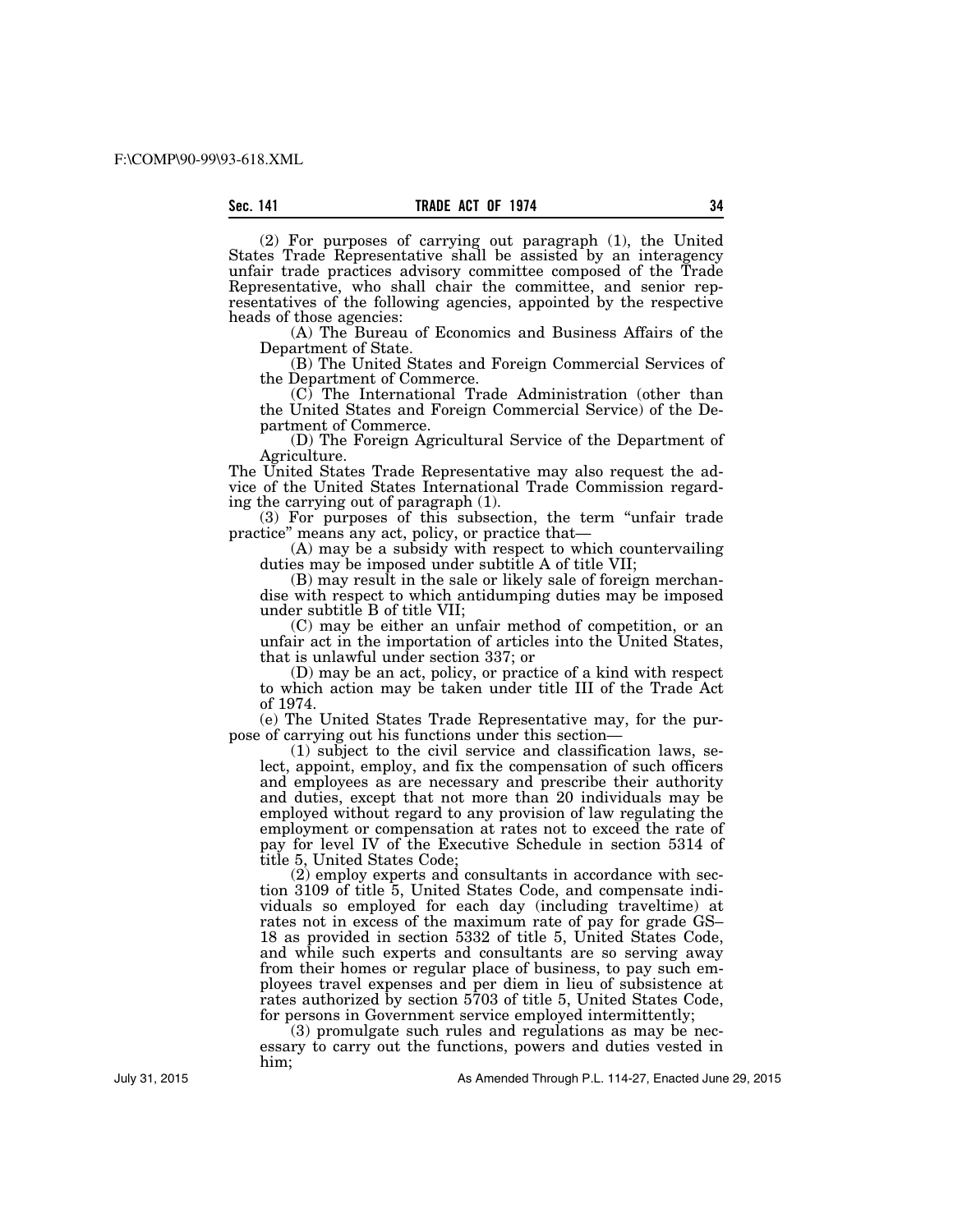(2) For purposes of carrying out paragraph (1), the United States Trade Representative shall be assisted by an interagency unfair trade practices advisory committee composed of the Trade Representative, who shall chair the committee, and senior representatives of the following agencies, appointed by the respective heads of those agencies:

(A) The Bureau of Economics and Business Affairs of the Department of State.

(B) The United States and Foreign Commercial Services of the Department of Commerce.

(C) The International Trade Administration (other than the United States and Foreign Commercial Service) of the Department of Commerce.

(D) The Foreign Agricultural Service of the Department of Agriculture.

The United States Trade Representative may also request the advice of the United States International Trade Commission regarding the carrying out of paragraph (1).

(3) For purposes of this subsection, the term "unfair trade practice" means any act, policy, or practice that—

(A) may be a subsidy with respect to which countervailing duties may be imposed under subtitle A of title VII;

(B) may result in the sale or likely sale of foreign merchandise with respect to which antidumping duties may be imposed under subtitle B of title VII;

(C) may be either an unfair method of competition, or an unfair act in the importation of articles into the United States, that is unlawful under section 337; or

(D) may be an act, policy, or practice of a kind with respect to which action may be taken under title III of the Trade Act of 1974.

(e) The United States Trade Representative may, for the purpose of carrying out his functions under this section—

(1) subject to the civil service and classification laws, select, appoint, employ, and fix the compensation of such officers and employees as are necessary and prescribe their authority and duties, except that not more than 20 individuals may be employed without regard to any provision of law regulating the employment or compensation at rates not to exceed the rate of pay for level IV of the Executive Schedule in section 5314 of title 5, United States Code;

(2) employ experts and consultants in accordance with section 3109 of title 5, United States Code, and compensate individuals so employed for each day (including traveltime) at rates not in excess of the maximum rate of pay for grade GS–18 as provided in section 5332 of title 5, United States Code, and while such experts and consultants are so serving away from their homes or regular place of business, to pay such employees travel expenses and per diem in lieu of subsistence at rates authorized by section 5703 of title 5, United States Code, for persons in Government service employed intermittently;

(3) promulgate such rules and regulations as may be necessary to carry out the functions, powers and duties vested in him;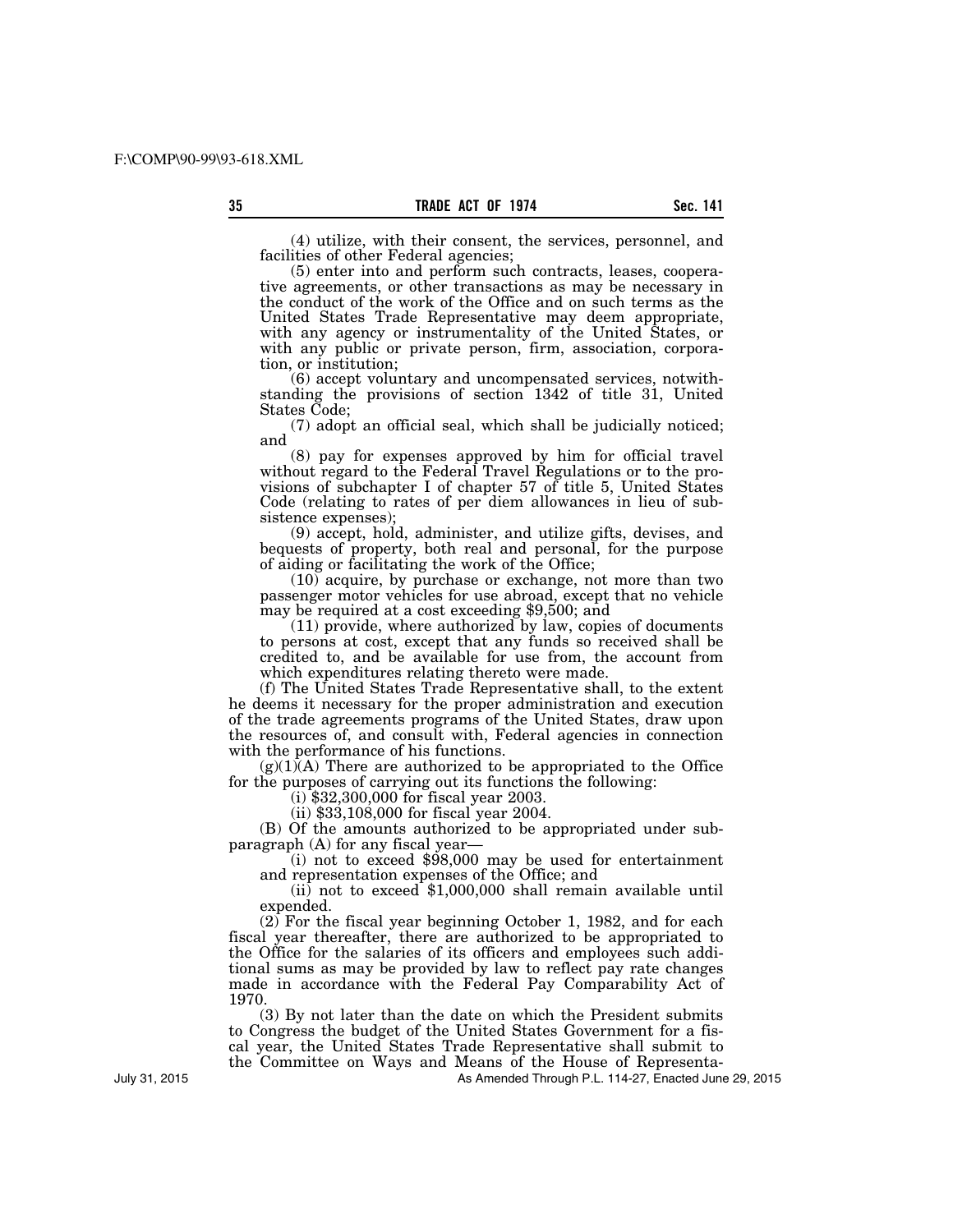(4) utilize, with their consent, the services, personnel, and facilities of other Federal agencies;

(5) enter into and perform such contracts, leases, cooperative agreements, or other transactions as may be necessary in the conduct of the work of the Office and on such terms as the United States Trade Representative may deem appropriate, with any agency or instrumentality of the United States, or with any public or private person, firm, association, corporation, or institution;

(6) accept voluntary and uncompensated services, notwithstanding the provisions of section 1342 of title 31, United States Code;

(7) adopt an official seal, which shall be judicially noticed; and

(8) pay for expenses approved by him for official travel without regard to the Federal Travel Regulations or to the provisions of subchapter I of chapter 57 of title 5, United States Code (relating to rates of per diem allowances in lieu of subsistence expenses);

(9) accept, hold, administer, and utilize gifts, devises, and bequests of property, both real and personal, for the purpose of aiding or facilitating the work of the Office;

(10) acquire, by purchase or exchange, not more than two passenger motor vehicles for use abroad, except that no vehicle may be required at a cost exceeding $9,500; and

(11) provide, where authorized by law, copies of documents to persons at cost, except that any funds so received shall be credited to, and be available for use from, the account from which expenditures relating thereto were made.

(f) The United States Trade Representative shall, to the extent he deems it necessary for the proper administration and execution of the trade agreements programs of the United States, draw upon the resources of, and consult with, Federal agencies in connection with the performance of his functions.

(g)(1)(A) There are authorized to be appropriated to the Office for the purposes of carrying out its functions the following:

(i) $32,300,000 for fiscal year 2003.

(ii) $33,108,000 for fiscal year 2004.

(B) Of the amounts authorized to be appropriated under subparagraph (A) for any fiscal year—

(i) not to exceed $98,000 may be used for entertainment and representation expenses of the Office; and

(ii) not to exceed $1,000,000 shall remain available until expended.

(2) For the fiscal year beginning October 1, 1982, and for each fiscal year thereafter, there are authorized to be appropriated to the Office for the salaries of its officers and employees such additional sums as may be provided by law to reflect pay rate changes made in accordance with the Federal Pay Comparability Act of 1970.

(3) By not later than the date on which the President submits to Congress the budget of the United States Government for a fiscal year, the United States Trade Representative shall submit to the Committee on Ways and Means of the House of Representa-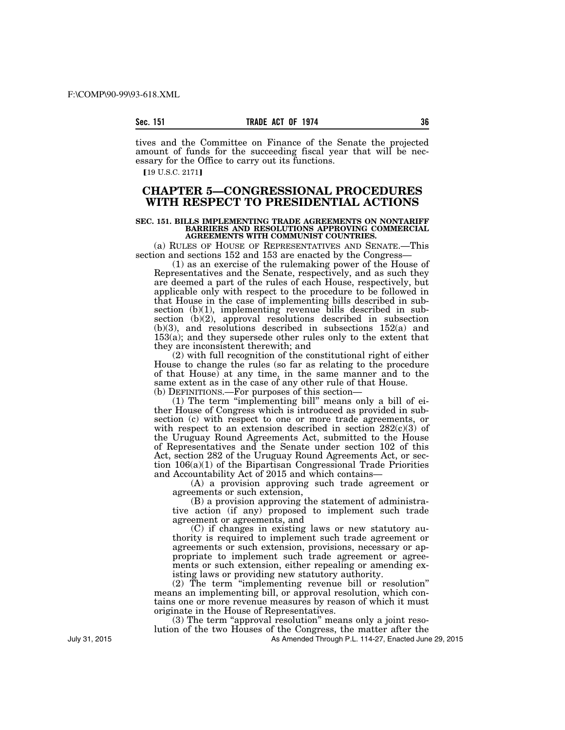tives and the Committee on Finance of the Senate the projected amount of funds for the succeeding fiscal year that will be necessary for the Office to carry out its functions.

【19 U.S.C. 2171】

# CHAPTER 5—CONGRESSIONAL PROCEDURES WITH RESPECT TO PRESIDENTIAL ACTIONS

### SEC. 151. BILLS IMPLEMENTING TRADE AGREEMENTS ON NONTARIFF BARRIERS AND RESOLUTIONS APPROVING COMMERCIAL AGREEMENTS WITH COMMUNIST COUNTRIES.

(a) RULES OF HOUSE OF REPRESENTATIVES AND SENATE.—This section and sections 152 and 153 are enacted by the Congress—

(1) as an exercise of the rulemaking power of the House of Representatives and the Senate, respectively, and as such they are deemed a part of the rules of each House, respectively, but applicable only with respect to the procedure to be followed in that House in the case of implementing bills described in subsection (b)(1), implementing revenue bills described in subsection (b)(2), approval resolutions described in subsection (b)(3), and resolutions described in subsections 152(a) and 153(a); and they supersede other rules only to the extent that they are inconsistent therewith; and

(2) with full recognition of the constitutional right of either House to change the rules (so far as relating to the procedure of that House) at any time, in the same manner and to the same extent as in the case of any other rule of that House.

(b) DEFINITIONS.—For purposes of this section—

(1) The term "implementing bill" means only a bill of either House of Congress which is introduced as provided in subsection (c) with respect to one or more trade agreements, or with respect to an extension described in section 282(c)(3) of the Uruguay Round Agreements Act, submitted to the House of Representatives and the Senate under section 102 of this Act, section 282 of the Uruguay Round Agreements Act, or section 106(a)(1) of the Bipartisan Congressional Trade Priorities and Accountability Act of 2015 and which contains—

(A) a provision approving such trade agreement or agreements or such extension,

(B) a provision approving the statement of administrative action (if any) proposed to implement such trade agreement or agreements, and

(C) if changes in existing laws or new statutory authority is required to implement such trade agreement or agreements or such extension, provisions, necessary or appropriate to implement such trade agreement or agreements or such extension, either repealing or amending existing laws or providing new statutory authority.

(2) The term "implementing revenue bill or resolution" means an implementing bill, or approval resolution, which contains one or more revenue measures by reason of which it must originate in the House of Representatives.

(3) The term "approval resolution" means only a joint resolution of the two Houses of the Congress, the matter after the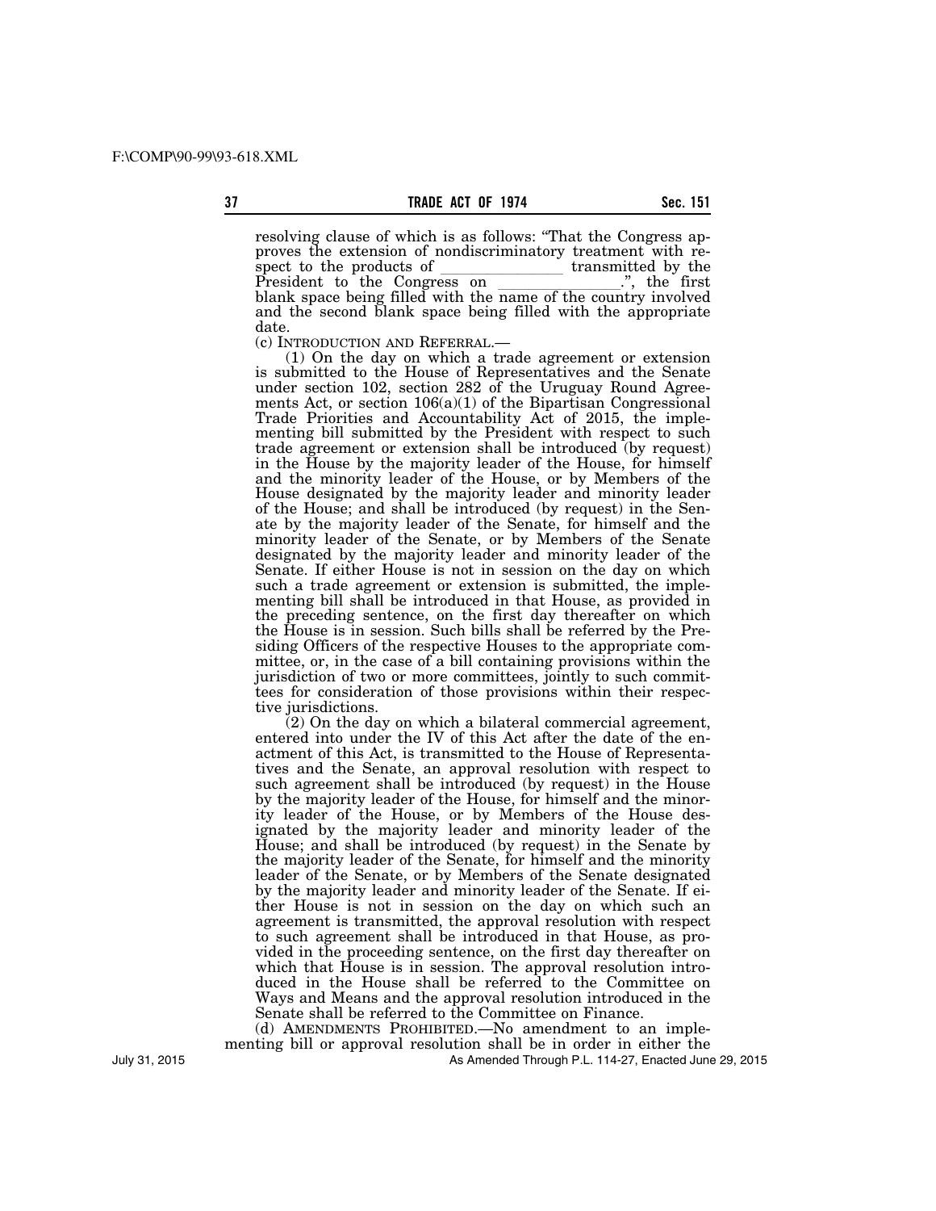resolving clause of which is as follows: "That the Congress approves the extension of nondiscriminatory treatment with respect to the products of _______________ transmitted by the President to the Congress on _______________.", the first blank space being filled with the name of the country involved and the second blank space being filled with the appropriate date.

(c) INTRODUCTION AND REFERRAL.—

(1) On the day on which a trade agreement or extension is submitted to the House of Representatives and the Senate under section 102, section 282 of the Uruguay Round Agreements Act, or section 106(a)(1) of the Bipartisan Congressional Trade Priorities and Accountability Act of 2015, the implementing bill submitted by the President with respect to such trade agreement or extension shall be introduced (by request) in the House by the majority leader of the House, for himself and the minority leader of the House, or by Members of the House designated by the majority leader and minority leader of the House; and shall be introduced (by request) in the Senate by the majority leader of the Senate, for himself and the minority leader of the Senate, or by Members of the Senate designated by the majority leader and minority leader of the Senate. If either House is not in session on the day on which such a trade agreement or extension is submitted, the implementing bill shall be introduced in that House, as provided in the preceding sentence, on the first day thereafter on which the House is in session. Such bills shall be referred by the Presiding Officers of the respective Houses to the appropriate committee, or, in the case of a bill containing provisions within the jurisdiction of two or more committees, jointly to such committees for consideration of those provisions within their respective jurisdictions.

(2) On the day on which a bilateral commercial agreement, entered into under the IV of this Act after the date of the enactment of this Act, is transmitted to the House of Representatives and the Senate, an approval resolution with respect to such agreement shall be introduced (by request) in the House by the majority leader of the House, for himself and the minority leader of the House, or by Members of the House designated by the majority leader and minority leader of the House; and shall be introduced (by request) in the Senate by the majority leader of the Senate, for himself and the minority leader of the Senate, or by Members of the Senate designated by the majority leader and minority leader of the Senate. If either House is not in session on the day on which such an agreement is transmitted, the approval resolution with respect to such agreement shall be introduced in that House, as provided in the proceeding sentence, on the first day thereafter on which that House is in session. The approval resolution introduced in the House shall be referred to the Committee on Ways and Means and the approval resolution introduced in the Senate shall be referred to the Committee on Finance.

(d) AMENDMENTS PROHIBITED.—No amendment to an implementing bill or approval resolution shall be in order in either the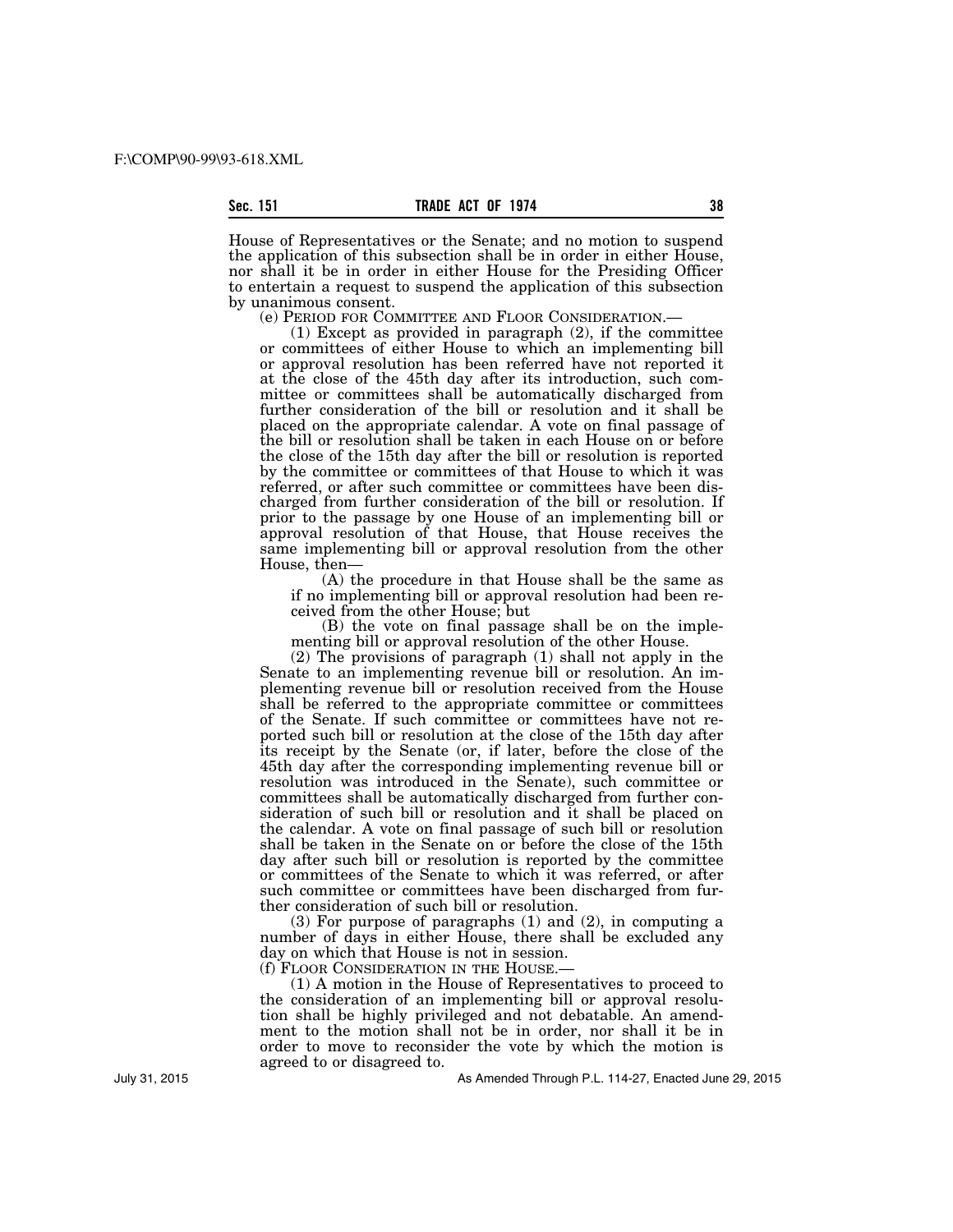House of Representatives or the Senate; and no motion to suspend the application of this subsection shall be in order in either House, nor shall it be in order in either House for the Presiding Officer to entertain a request to suspend the application of this subsection by unanimous consent.

(e) PERIOD FOR COMMITTEE AND FLOOR CONSIDERATION.—

(1) Except as provided in paragraph (2), if the committee or committees of either House to which an implementing bill or approval resolution has been referred have not reported it at the close of the 45th day after its introduction, such committee or committees shall be automatically discharged from further consideration of the bill or resolution and it shall be placed on the appropriate calendar. A vote on final passage of the bill or resolution shall be taken in each House on or before the close of the 15th day after the bill or resolution is reported by the committee or committees of that House to which it was referred, or after such committee or committees have been discharged from further consideration of the bill or resolution. If prior to the passage by one House of an implementing bill or approval resolution of that House, that House receives the same implementing bill or approval resolution from the other House, then—

(A) the procedure in that House shall be the same as if no implementing bill or approval resolution had been received from the other House; but

(B) the vote on final passage shall be on the implementing bill or approval resolution of the other House.

(2) The provisions of paragraph (1) shall not apply in the Senate to an implementing revenue bill or resolution. An implementing revenue bill or resolution received from the House shall be referred to the appropriate committee or committees of the Senate. If such committee or committees have not reported such bill or resolution at the close of the 15th day after its receipt by the Senate (or, if later, before the close of the 45th day after the corresponding implementing revenue bill or resolution was introduced in the Senate), such committee or committees shall be automatically discharged from further consideration of such bill or resolution and it shall be placed on the calendar. A vote on final passage of such bill or resolution shall be taken in the Senate on or before the close of the 15th day after such bill or resolution is reported by the committee or committees of the Senate to which it was referred, or after such committee or committees have been discharged from further consideration of such bill or resolution.

(3) For purpose of paragraphs (1) and (2), in computing a number of days in either House, there shall be excluded any day on which that House is not in session.

(f) FLOOR CONSIDERATION IN THE HOUSE.—

(1) A motion in the House of Representatives to proceed to the consideration of an implementing bill or approval resolution shall be highly privileged and not debatable. An amendment to the motion shall not be in order, nor shall it be in order to move to reconsider the vote by which the motion is agreed to or disagreed to.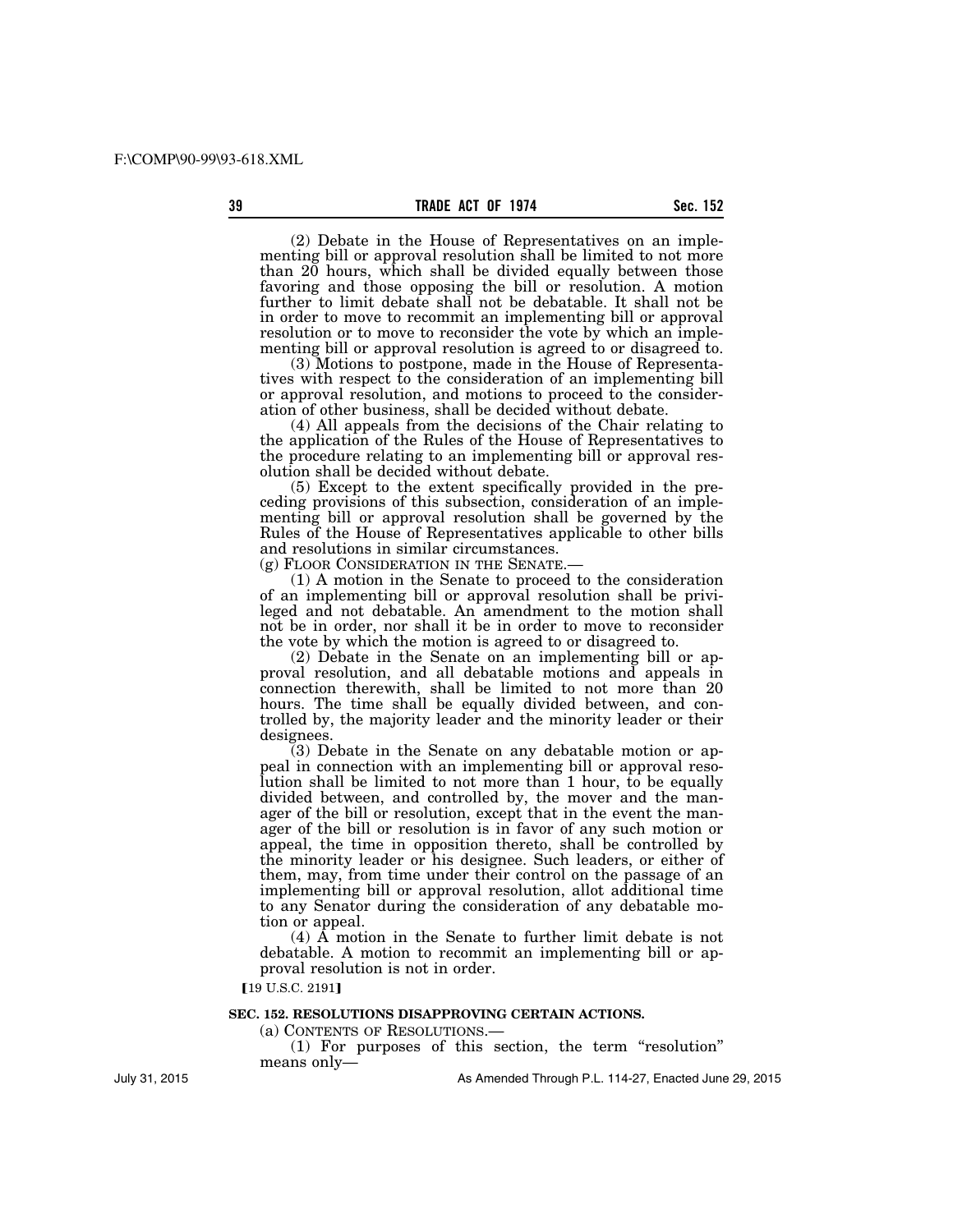(2) Debate in the House of Representatives on an implementing bill or approval resolution shall be limited to not more than 20 hours, which shall be divided equally between those favoring and those opposing the bill or resolution. A motion further to limit debate shall not be debatable. It shall not be in order to move to recommit an implementing bill or approval resolution or to move to reconsider the vote by which an implementing bill or approval resolution is agreed to or disagreed to.

(3) Motions to postpone, made in the House of Representatives with respect to the consideration of an implementing bill or approval resolution, and motions to proceed to the consideration of other business, shall be decided without debate.

(4) All appeals from the decisions of the Chair relating to the application of the Rules of the House of Representatives to the procedure relating to an implementing bill or approval resolution shall be decided without debate.

(5) Except to the extent specifically provided in the preceding provisions of this subsection, consideration of an implementing bill or approval resolution shall be governed by the Rules of the House of Representatives applicable to other bills and resolutions in similar circumstances.

(g) FLOOR CONSIDERATION IN THE SENATE.—

(1) A motion in the Senate to proceed to the consideration of an implementing bill or approval resolution shall be privileged and not debatable. An amendment to the motion shall not be in order, nor shall it be in order to move to reconsider the vote by which the motion is agreed to or disagreed to.

(2) Debate in the Senate on an implementing bill or approval resolution, and all debatable motions and appeals in connection therewith, shall be limited to not more than 20 hours. The time shall be equally divided between, and controlled by, the majority leader and the minority leader or their designees.

(3) Debate in the Senate on any debatable motion or appeal in connection with an implementing bill or approval resolution shall be limited to not more than 1 hour, to be equally divided between, and controlled by, the mover and the manager of the bill or resolution, except that in the event the manager of the bill or resolution is in favor of any such motion or appeal, the time in opposition thereto, shall be controlled by the minority leader or his designee. Such leaders, or either of them, may, from time under their control on the passage of an implementing bill or approval resolution, allot additional time to any Senator during the consideration of any debatable motion or appeal.

(4) A motion in the Senate to further limit debate is not debatable. A motion to recommit an implementing bill or approval resolution is not in order.

【19 U.S.C. 2191】

**SEC. 152. RESOLUTIONS DISAPPROVING CERTAIN ACTIONS.**

(a) CONTENTS OF RESOLUTIONS.—

(1) For purposes of this section, the term "resolution" means only—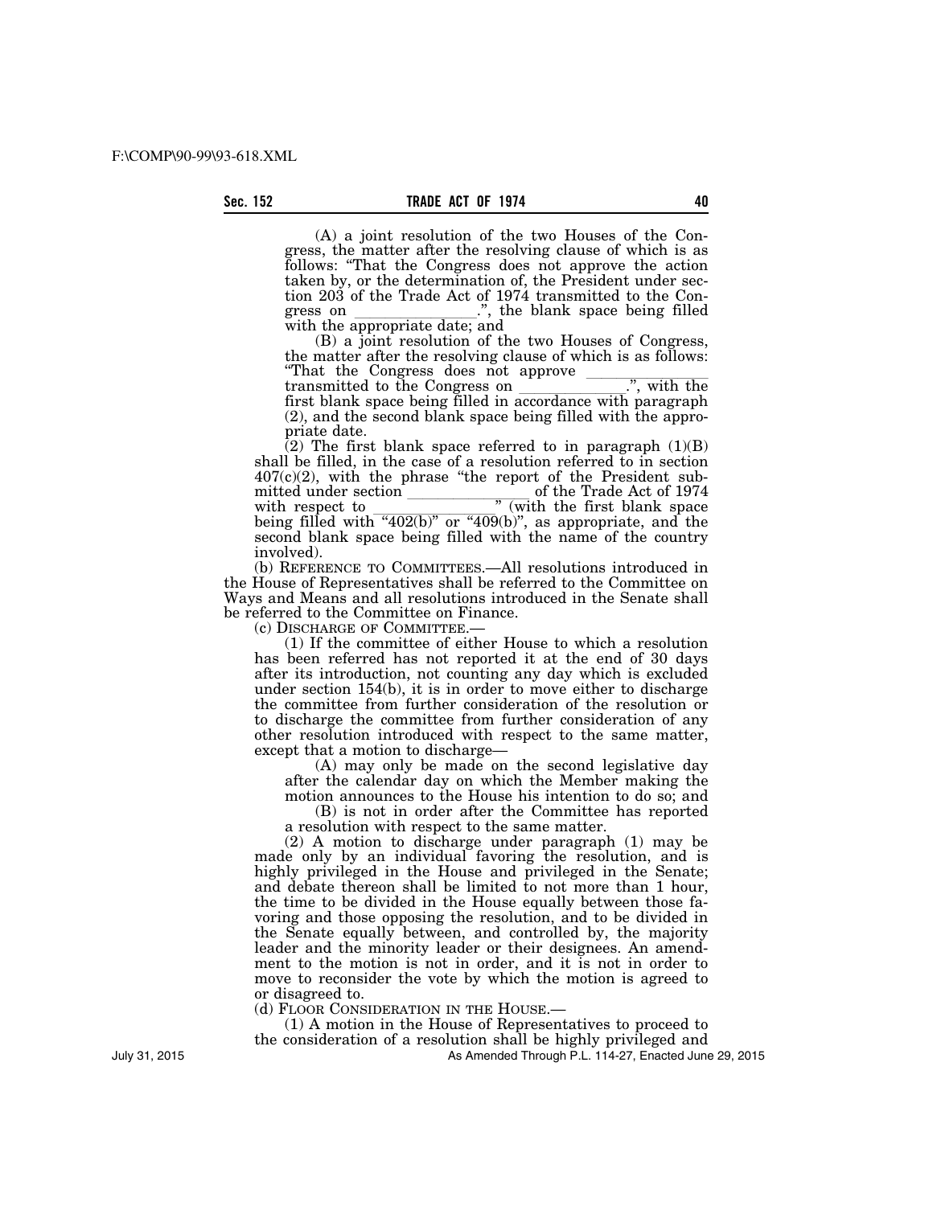(A) a joint resolution of the two Houses of the Congress, the matter after the resolving clause of which is as follows: "That the Congress does not approve the action taken by, or the determination of, the President under section 203 of the Trade Act of 1974 transmitted to the Congress on \_\_\_\_\_\_\_\_\_\_\_\_\_\_\_.", the blank space being filled with the appropriate date; and

(B) a joint resolution of the two Houses of Congress, the matter after the resolving clause of which is as follows: "That the Congress does not approve \_\_\_\_\_\_\_\_\_\_\_\_\_\_\_ transmitted to the Congress on \_\_\_\_\_\_\_\_\_\_\_\_\_.", with the first blank space being filled in accordance with paragraph (2), and the second blank space being filled with the appropriate date.

(2) The first blank space referred to in paragraph (1)(B) shall be filled, in the case of a resolution referred to in section 407(c)(2), with the phrase "the report of the President submitted under section \_\_\_\_\_\_\_\_\_\_\_\_\_\_\_ of the Trade Act of 1974 with respect to \_\_\_\_\_\_\_\_\_\_\_\_\_\_\_" (with the first blank space being filled with "402(b)" or "409(b)", as appropriate, and the second blank space being filled with the name of the country involved).

(b) REFERENCE TO COMMITTEES.—All resolutions introduced in the House of Representatives shall be referred to the Committee on Ways and Means and all resolutions introduced in the Senate shall be referred to the Committee on Finance.

(c) DISCHARGE OF COMMITTEE.—

(1) If the committee of either House to which a resolution has been referred has not reported it at the end of 30 days after its introduction, not counting any day which is excluded under section 154(b), it is in order to move either to discharge the committee from further consideration of the resolution or to discharge the committee from further consideration of any other resolution introduced with respect to the same matter, except that a motion to discharge—

(A) may only be made on the second legislative day after the calendar day on which the Member making the motion announces to the House his intention to do so; and

(B) is not in order after the Committee has reported a resolution with respect to the same matter.

(2) A motion to discharge under paragraph (1) may be made only by an individual favoring the resolution, and is highly privileged in the House and privileged in the Senate; and debate thereon shall be limited to not more than 1 hour, the time to be divided in the House equally between those favoring and those opposing the resolution, and to be divided in the Senate equally between, and controlled by, the majority leader and the minority leader or their designees. An amendment to the motion is not in order, and it is not in order to move to reconsider the vote by which the motion is agreed to or disagreed to.

(d) FLOOR CONSIDERATION IN THE HOUSE.—

(1) A motion in the House of Representatives to proceed to the consideration of a resolution shall be highly privileged and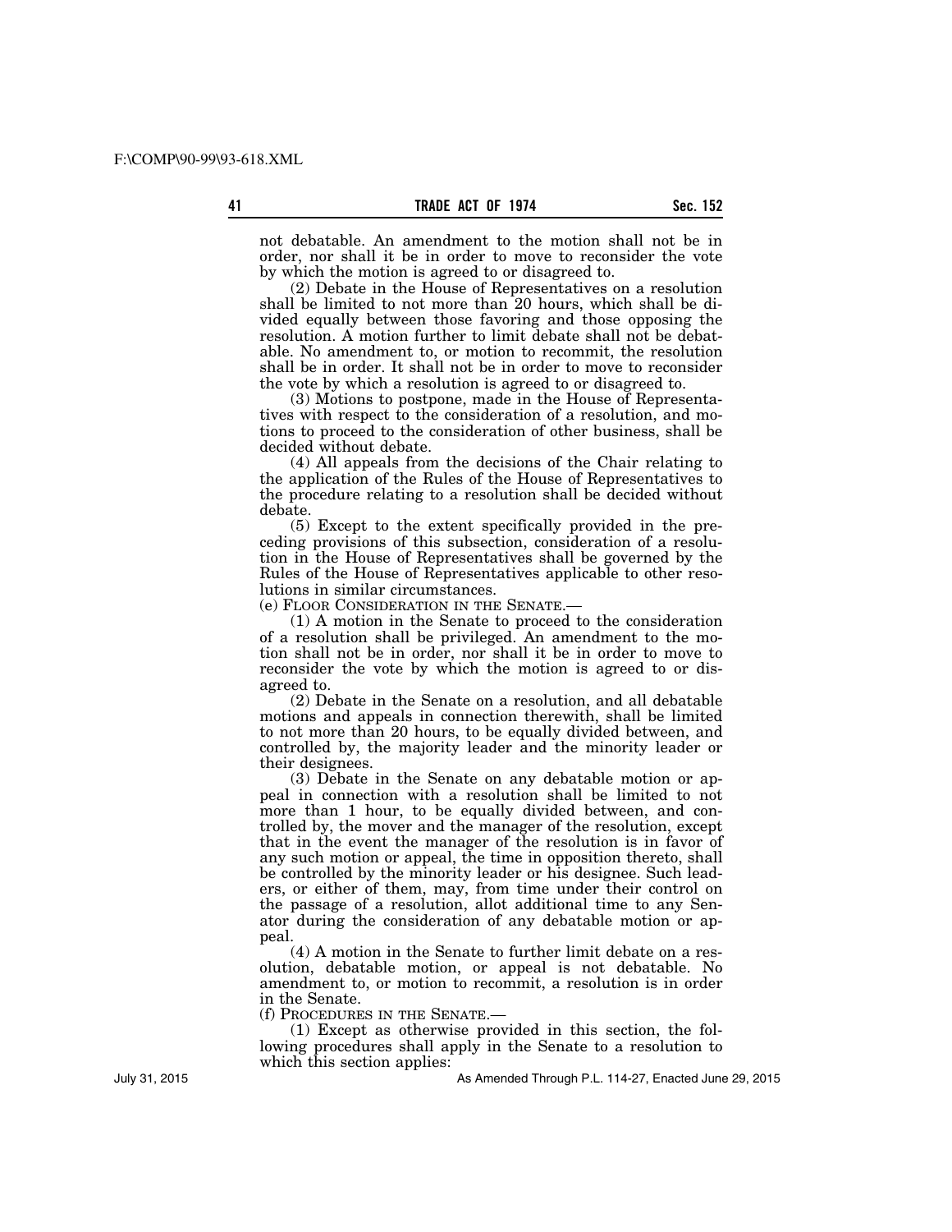not debatable. An amendment to the motion shall not be in order, nor shall it be in order to move to reconsider the vote by which the motion is agreed to or disagreed to.

(2) Debate in the House of Representatives on a resolution shall be limited to not more than 20 hours, which shall be divided equally between those favoring and those opposing the resolution. A motion further to limit debate shall not be debatable. No amendment to, or motion to recommit, the resolution shall be in order. It shall not be in order to move to reconsider the vote by which a resolution is agreed to or disagreed to.

(3) Motions to postpone, made in the House of Representatives with respect to the consideration of a resolution, and motions to proceed to the consideration of other business, shall be decided without debate.

(4) All appeals from the decisions of the Chair relating to the application of the Rules of the House of Representatives to the procedure relating to a resolution shall be decided without debate.

(5) Except to the extent specifically provided in the preceding provisions of this subsection, consideration of a resolution in the House of Representatives shall be governed by the Rules of the House of Representatives applicable to other resolutions in similar circumstances.

(e) FLOOR CONSIDERATION IN THE SENATE.—

(1) A motion in the Senate to proceed to the consideration of a resolution shall be privileged. An amendment to the motion shall not be in order, nor shall it be in order to move to reconsider the vote by which the motion is agreed to or disagreed to.

(2) Debate in the Senate on a resolution, and all debatable motions and appeals in connection therewith, shall be limited to not more than 20 hours, to be equally divided between, and controlled by, the majority leader and the minority leader or their designees.

(3) Debate in the Senate on any debatable motion or appeal in connection with a resolution shall be limited to not more than 1 hour, to be equally divided between, and controlled by, the mover and the manager of the resolution, except that in the event the manager of the resolution is in favor of any such motion or appeal, the time in opposition thereto, shall be controlled by the minority leader or his designee. Such leaders, or either of them, may, from time under their control on the passage of a resolution, allot additional time to any Senator during the consideration of any debatable motion or appeal.

(4) A motion in the Senate to further limit debate on a resolution, debatable motion, or appeal is not debatable. No amendment to, or motion to recommit, a resolution is in order in the Senate.

(f) PROCEDURES IN THE SENATE.—

(1) Except as otherwise provided in this section, the following procedures shall apply in the Senate to a resolution to which this section applies: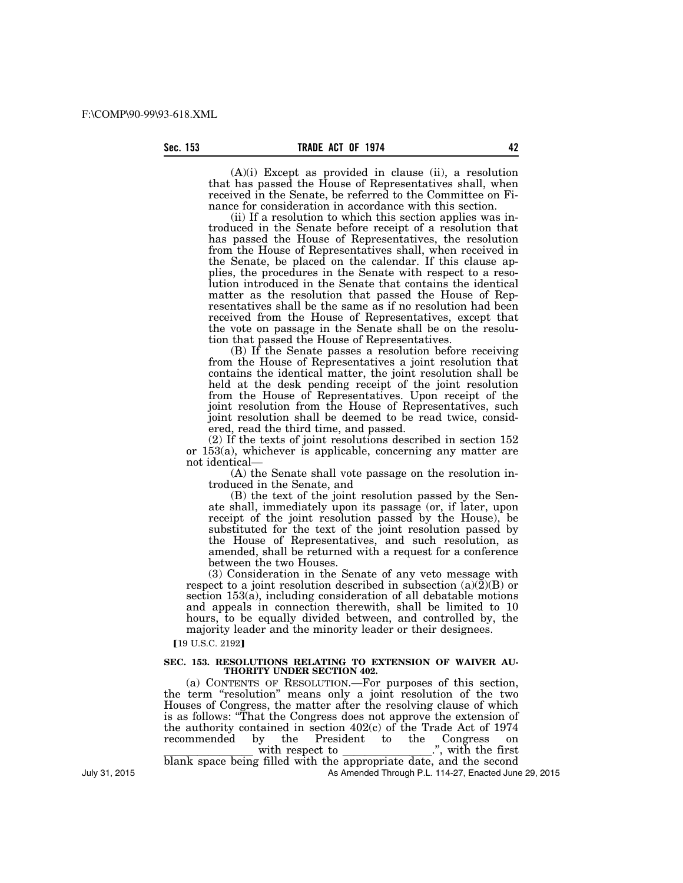(A)(i) Except as provided in clause (ii), a resolution that has passed the House of Representatives shall, when received in the Senate, be referred to the Committee on Finance for consideration in accordance with this section.

(ii) If a resolution to which this section applies was introduced in the Senate before receipt of a resolution that has passed the House of Representatives, the resolution from the House of Representatives shall, when received in the Senate, be placed on the calendar. If this clause applies, the procedures in the Senate with respect to a resolution introduced in the Senate that contains the identical matter as the resolution that passed the House of Representatives shall be the same as if no resolution had been received from the House of Representatives, except that the vote on passage in the Senate shall be on the resolution that passed the House of Representatives.

(B) If the Senate passes a resolution before receiving from the House of Representatives a joint resolution that contains the identical matter, the joint resolution shall be held at the desk pending receipt of the joint resolution from the House of Representatives. Upon receipt of the joint resolution from the House of Representatives, such joint resolution shall be deemed to be read twice, considered, read the third time, and passed.

(2) If the texts of joint resolutions described in section 152 or 153(a), whichever is applicable, concerning any matter are not identical—

(A) the Senate shall vote passage on the resolution introduced in the Senate, and

(B) the text of the joint resolution passed by the Senate shall, immediately upon its passage (or, if later, upon receipt of the joint resolution passed by the House), be substituted for the text of the joint resolution passed by the House of Representatives, and such resolution, as amended, shall be returned with a request for a conference between the two Houses.

(3) Consideration in the Senate of any veto message with respect to a joint resolution described in subsection (a)(2)(B) or section 153(a), including consideration of all debatable motions and appeals in connection therewith, shall be limited to 10 hours, to be equally divided between, and controlled by, the majority leader and the minority leader or their designees.

【19 U.S.C. 2192】

**SEC. 153. RESOLUTIONS RELATING TO EXTENSION OF WAIVER AUTHORITY UNDER SECTION 402.**

(a) CONTENTS OF RESOLUTION.—For purposes of this section, the term "resolution" means only a joint resolution of the two Houses of Congress, the matter after the resolving clause of which is as follows: "That the Congress does not approve the extension of the authority contained in section 402(c) of the Trade Act of 1974 recommended by the President to the Congress on _______________ with respect to _______________.", with the first blank space being filled with the appropriate date, and the second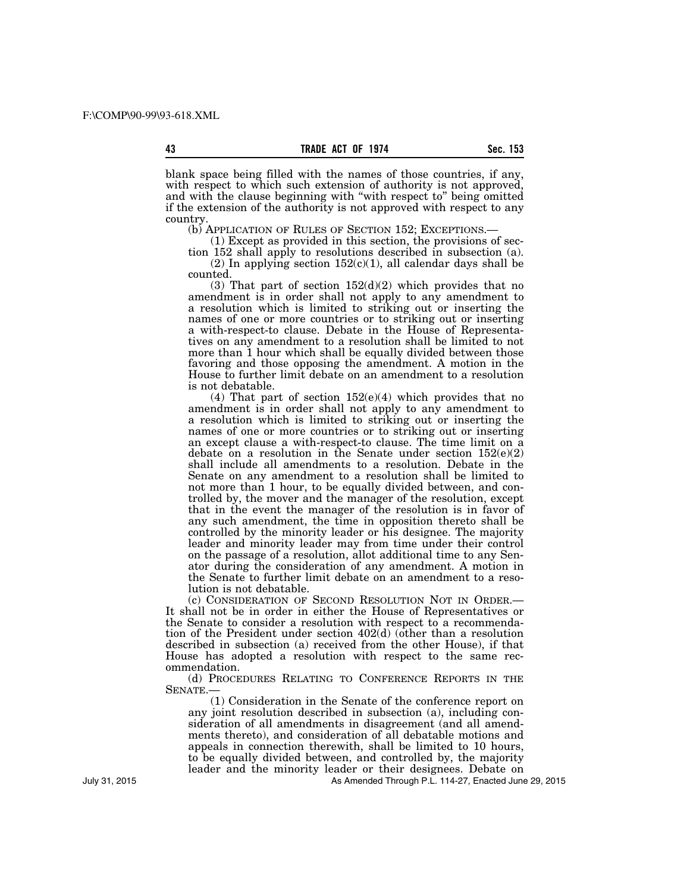blank space being filled with the names of those countries, if any, with respect to which such extension of authority is not approved, and with the clause beginning with "with respect to" being omitted if the extension of the authority is not approved with respect to any country.

(b) APPLICATION OF RULES OF SECTION 152; EXCEPTIONS.—

(1) Except as provided in this section, the provisions of section 152 shall apply to resolutions described in subsection (a).

(2) In applying section 152(c)(1), all calendar days shall be counted.

(3) That part of section 152(d)(2) which provides that no amendment is in order shall not apply to any amendment to a resolution which is limited to striking out or inserting the names of one or more countries or to striking out or inserting a with-respect-to clause. Debate in the House of Representatives on any amendment to a resolution shall be limited to not more than 1 hour which shall be equally divided between those favoring and those opposing the amendment. A motion in the House to further limit debate on an amendment to a resolution is not debatable.

(4) That part of section 152(e)(4) which provides that no amendment is in order shall not apply to any amendment to a resolution which is limited to striking out or inserting the names of one or more countries or to striking out or inserting an except clause a with-respect-to clause. The time limit on a debate on a resolution in the Senate under section 152(e)(2) shall include all amendments to a resolution. Debate in the Senate on any amendment to a resolution shall be limited to not more than 1 hour, to be equally divided between, and controlled by, the mover and the manager of the resolution, except that in the event the manager of the resolution is in favor of any such amendment, the time in opposition thereto shall be controlled by the minority leader or his designee. The majority leader and minority leader may from time under their control on the passage of a resolution, allot additional time to any Senator during the consideration of any amendment. A motion in the Senate to further limit debate on an amendment to a resolution is not debatable.

(c) CONSIDERATION OF SECOND RESOLUTION NOT IN ORDER.— It shall not be in order in either the House of Representatives or the Senate to consider a resolution with respect to a recommendation of the President under section 402(d) (other than a resolution described in subsection (a) received from the other House), if that House has adopted a resolution with respect to the same recommendation.

(d) PROCEDURES RELATING TO CONFERENCE REPORTS IN THE SENATE.—

(1) Consideration in the Senate of the conference report on any joint resolution described in subsection (a), including consideration of all amendments in disagreement (and all amendments thereto), and consideration of all debatable motions and appeals in connection therewith, shall be limited to 10 hours, to be equally divided between, and controlled by, the majority leader and the minority leader or their designees. Debate on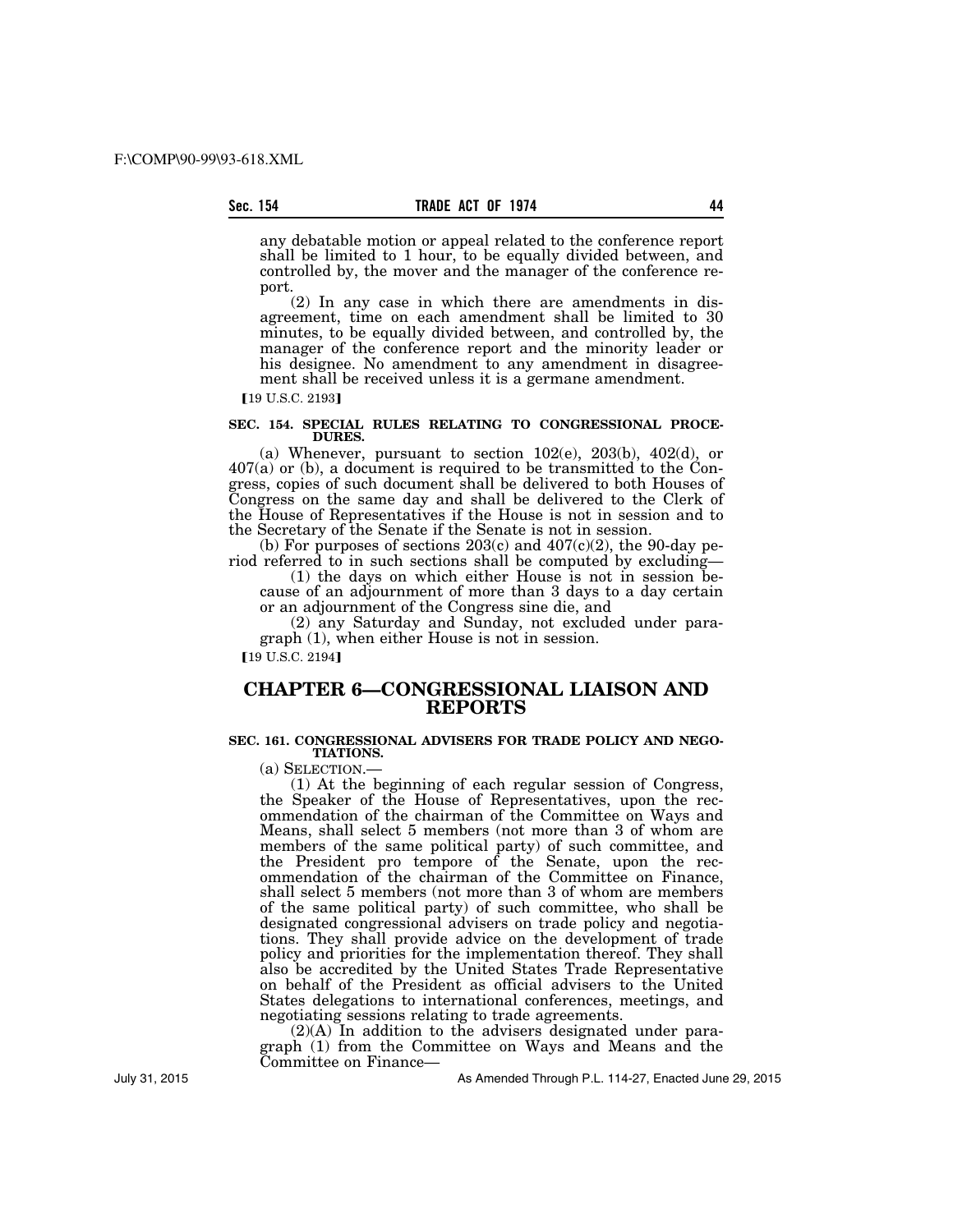any debatable motion or appeal related to the conference report shall be limited to 1 hour, to be equally divided between, and controlled by, the mover and the manager of the conference report.

(2) In any case in which there are amendments in disagreement, time on each amendment shall be limited to 30 minutes, to be equally divided between, and controlled by, the manager of the conference report and the minority leader or his designee. No amendment to any amendment in disagreement shall be received unless it is a germane amendment.

【19 U.S.C. 2193】

#### SEC. 154. SPECIAL RULES RELATING TO CONGRESSIONAL PROCEDURES.

(a) Whenever, pursuant to section 102(e), 203(b), 402(d), or 407(a) or (b), a document is required to be transmitted to the Congress, copies of such document shall be delivered to both Houses of Congress on the same day and shall be delivered to the Clerk of the House of Representatives if the House is not in session and to the Secretary of the Senate if the Senate is not in session.

(b) For purposes of sections 203(c) and 407(c)(2), the 90-day period referred to in such sections shall be computed by excluding—

(1) the days on which either House is not in session because of an adjournment of more than 3 days to a day certain or an adjournment of the Congress sine die, and

(2) any Saturday and Sunday, not excluded under paragraph (1), when either House is not in session.

【19 U.S.C. 2194】

## CHAPTER 6—CONGRESSIONAL LIAISON AND REPORTS

#### SEC. 161. CONGRESSIONAL ADVISERS FOR TRADE POLICY AND NEGOTIATIONS.

(a) SELECTION.—

(1) At the beginning of each regular session of Congress, the Speaker of the House of Representatives, upon the recommendation of the chairman of the Committee on Ways and Means, shall select 5 members (not more than 3 of whom are members of the same political party) of such committee, and the President pro tempore of the Senate, upon the recommendation of the chairman of the Committee on Finance, shall select 5 members (not more than 3 of whom are members of the same political party) of such committee, who shall be designated congressional advisers on trade policy and negotiations. They shall provide advice on the development of trade policy and priorities for the implementation thereof. They shall also be accredited by the United States Trade Representative on behalf of the President as official advisers to the United States delegations to international conferences, meetings, and negotiating sessions relating to trade agreements.

(2)(A) In addition to the advisers designated under paragraph (1) from the Committee on Ways and Means and the Committee on Finance—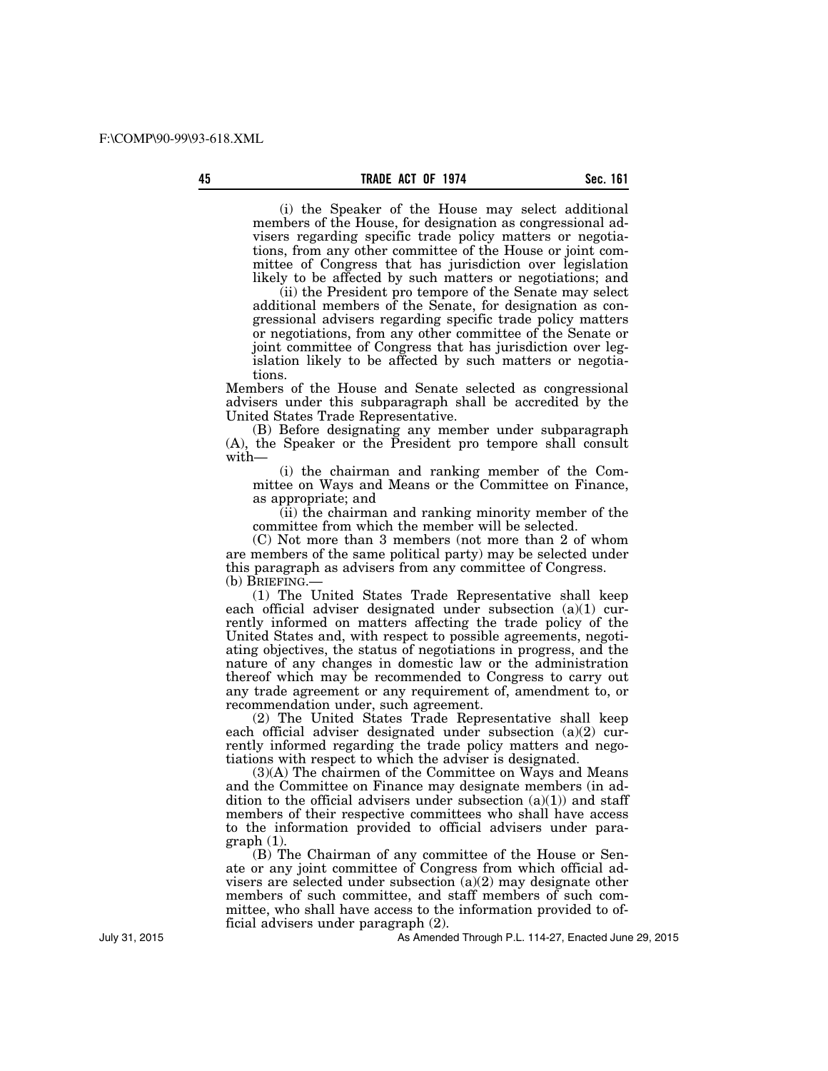(i) the Speaker of the House may select additional members of the House, for designation as congressional advisers regarding specific trade policy matters or negotiations, from any other committee of the House or joint committee of Congress that has jurisdiction over legislation likely to be affected by such matters or negotiations; and

(ii) the President pro tempore of the Senate may select additional members of the Senate, for designation as congressional advisers regarding specific trade policy matters or negotiations, from any other committee of the Senate or joint committee of Congress that has jurisdiction over legislation likely to be affected by such matters or negotiations.

Members of the House and Senate selected as congressional advisers under this subparagraph shall be accredited by the United States Trade Representative.

(B) Before designating any member under subparagraph (A), the Speaker or the President pro tempore shall consult with—

(i) the chairman and ranking member of the Committee on Ways and Means or the Committee on Finance, as appropriate; and

(ii) the chairman and ranking minority member of the committee from which the member will be selected.

(C) Not more than 3 members (not more than 2 of whom are members of the same political party) may be selected under this paragraph as advisers from any committee of Congress.

(b) BRIEFING.—

(1) The United States Trade Representative shall keep each official adviser designated under subsection (a)(1) currently informed on matters affecting the trade policy of the United States and, with respect to possible agreements, negotiating objectives, the status of negotiations in progress, and the nature of any changes in domestic law or the administration thereof which may be recommended to Congress to carry out any trade agreement or any requirement of, amendment to, or recommendation under, such agreement.

(2) The United States Trade Representative shall keep each official adviser designated under subsection (a)(2) currently informed regarding the trade policy matters and negotiations with respect to which the adviser is designated.

(3)(A) The chairmen of the Committee on Ways and Means and the Committee on Finance may designate members (in addition to the official advisers under subsection (a)(1)) and staff members of their respective committees who shall have access to the information provided to official advisers under paragraph (1).

(B) The Chairman of any committee of the House or Senate or any joint committee of Congress from which official advisers are selected under subsection (a)(2) may designate other members of such committee, and staff members of such committee, who shall have access to the information provided to official advisers under paragraph (2).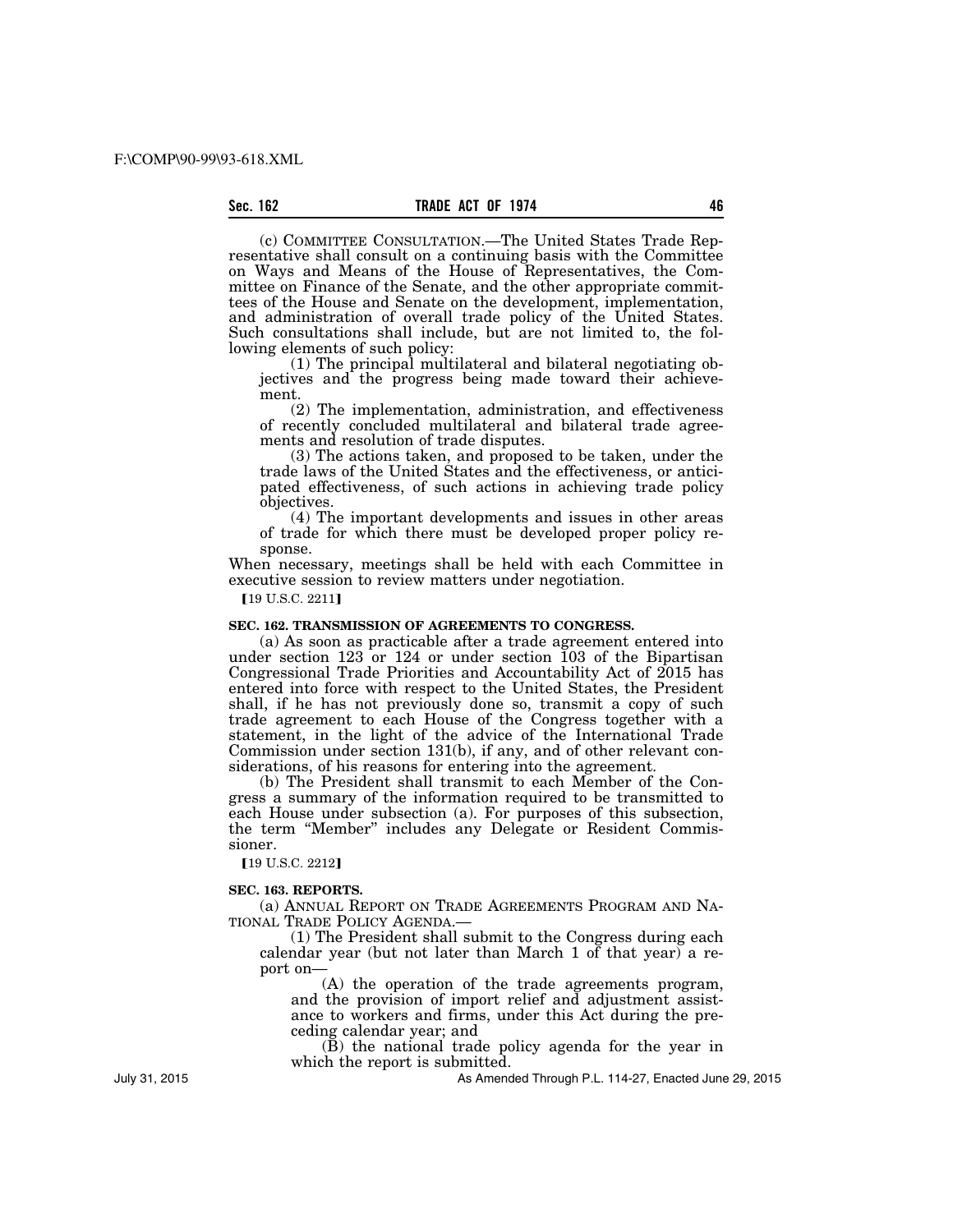(c) COMMITTEE CONSULTATION.—The United States Trade Representative shall consult on a continuing basis with the Committee on Ways and Means of the House of Representatives, the Committee on Finance of the Senate, and the other appropriate committees of the House and Senate on the development, implementation, and administration of overall trade policy of the United States. Such consultations shall include, but are not limited to, the following elements of such policy:

(1) The principal multilateral and bilateral negotiating objectives and the progress being made toward their achievement.

(2) The implementation, administration, and effectiveness of recently concluded multilateral and bilateral trade agreements and resolution of trade disputes.

(3) The actions taken, and proposed to be taken, under the trade laws of the United States and the effectiveness, or anticipated effectiveness, of such actions in achieving trade policy objectives.

(4) The important developments and issues in other areas of trade for which there must be developed proper policy response.

When necessary, meetings shall be held with each Committee in executive session to review matters under negotiation.

【19 U.S.C. 2211】

**SEC. 162. TRANSMISSION OF AGREEMENTS TO CONGRESS.**

(a) As soon as practicable after a trade agreement entered into under section 123 or 124 or under section 103 of the Bipartisan Congressional Trade Priorities and Accountability Act of 2015 has entered into force with respect to the United States, the President shall, if he has not previously done so, transmit a copy of such trade agreement to each House of the Congress together with a statement, in the light of the advice of the International Trade Commission under section 131(b), if any, and of other relevant considerations, of his reasons for entering into the agreement.

(b) The President shall transmit to each Member of the Congress a summary of the information required to be transmitted to each House under subsection (a). For purposes of this subsection, the term "Member" includes any Delegate or Resident Commissioner.

【19 U.S.C. 2212】

**SEC. 163. REPORTS.**

(a) ANNUAL REPORT ON TRADE AGREEMENTS PROGRAM AND NATIONAL TRADE POLICY AGENDA.—

(1) The President shall submit to the Congress during each calendar year (but not later than March 1 of that year) a report on—

(A) the operation of the trade agreements program, and the provision of import relief and adjustment assistance to workers and firms, under this Act during the preceding calendar year; and

(B) the national trade policy agenda for the year in which the report is submitted.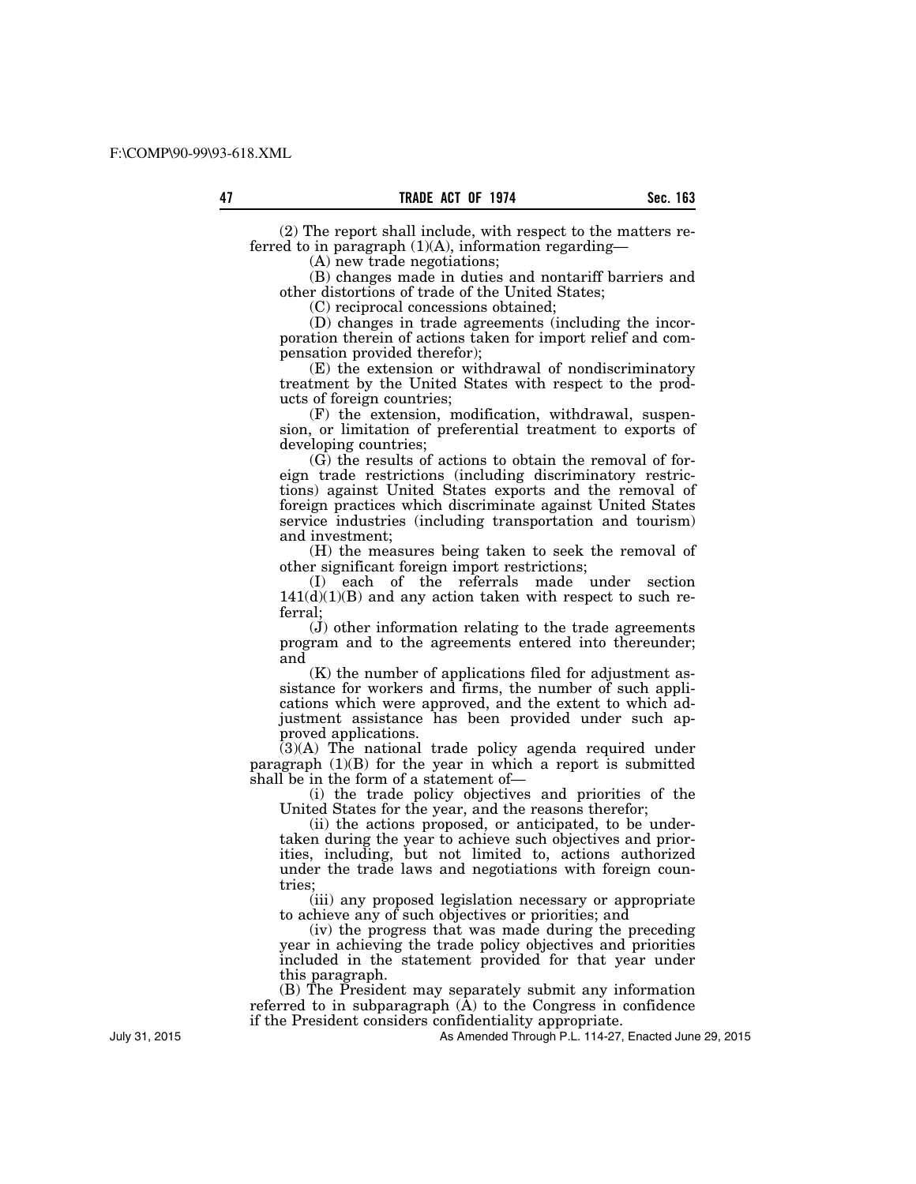(2) The report shall include, with respect to the matters referred to in paragraph (1)(A), information regarding—

(A) new trade negotiations;

(B) changes made in duties and nontariff barriers and other distortions of trade of the United States;

(C) reciprocal concessions obtained;

(D) changes in trade agreements (including the incorporation therein of actions taken for import relief and compensation provided therefor);

(E) the extension or withdrawal of nondiscriminatory treatment by the United States with respect to the products of foreign countries;

(F) the extension, modification, withdrawal, suspension, or limitation of preferential treatment to exports of developing countries;

(G) the results of actions to obtain the removal of foreign trade restrictions (including discriminatory restrictions) against United States exports and the removal of foreign practices which discriminate against United States service industries (including transportation and tourism) and investment;

(H) the measures being taken to seek the removal of other significant foreign import restrictions;

(I) each of the referrals made under section 141(d)(1)(B) and any action taken with respect to such referral;

(J) other information relating to the trade agreements program and to the agreements entered into thereunder; and

(K) the number of applications filed for adjustment assistance for workers and firms, the number of such applications which were approved, and the extent to which adjustment assistance has been provided under such approved applications.

(3)(A) The national trade policy agenda required under paragraph (1)(B) for the year in which a report is submitted shall be in the form of a statement of—

(i) the trade policy objectives and priorities of the United States for the year, and the reasons therefor;

(ii) the actions proposed, or anticipated, to be undertaken during the year to achieve such objectives and priorities, including, but not limited to, actions authorized under the trade laws and negotiations with foreign countries;

(iii) any proposed legislation necessary or appropriate to achieve any of such objectives or priorities; and

(iv) the progress that was made during the preceding year in achieving the trade policy objectives and priorities included in the statement provided for that year under this paragraph.

(B) The President may separately submit any information referred to in subparagraph (A) to the Congress in confidence if the President considers confidentiality appropriate.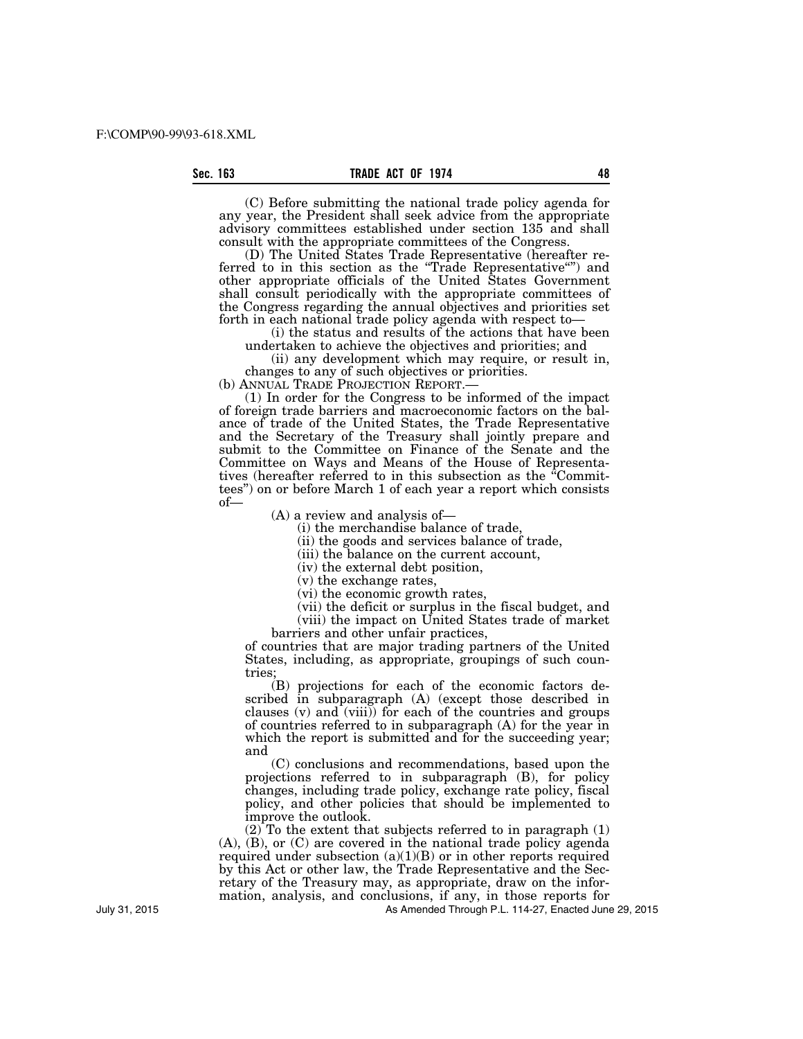(C) Before submitting the national trade policy agenda for any year, the President shall seek advice from the appropriate advisory committees established under section 135 and shall consult with the appropriate committees of the Congress.

(D) The United States Trade Representative (hereafter referred to in this section as the "Trade Representative"") and other appropriate officials of the United States Government shall consult periodically with the appropriate committees of the Congress regarding the annual objectives and priorities set forth in each national trade policy agenda with respect to—

(i) the status and results of the actions that have been undertaken to achieve the objectives and priorities; and

(ii) any development which may require, or result in, changes to any of such objectives or priorities.

(b) ANNUAL TRADE PROJECTION REPORT.—

(1) In order for the Congress to be informed of the impact of foreign trade barriers and macroeconomic factors on the balance of trade of the United States, the Trade Representative and the Secretary of the Treasury shall jointly prepare and submit to the Committee on Finance of the Senate and the Committee on Ways and Means of the House of Representatives (hereafter referred to in this subsection as the "Committees") on or before March 1 of each year a report which consists of—

(A) a review and analysis of—

(i) the merchandise balance of trade,

(ii) the goods and services balance of trade,

(iii) the balance on the current account,

(iv) the external debt position,

(v) the exchange rates,

(vi) the economic growth rates,

(vii) the deficit or surplus in the fiscal budget, and

(viii) the impact on United States trade of market barriers and other unfair practices,

of countries that are major trading partners of the United States, including, as appropriate, groupings of such countries;

(B) projections for each of the economic factors described in subparagraph (A) (except those described in clauses (v) and (viii)) for each of the countries and groups of countries referred to in subparagraph (A) for the year in which the report is submitted and for the succeeding year; and

(C) conclusions and recommendations, based upon the projections referred to in subparagraph (B), for policy changes, including trade policy, exchange rate policy, fiscal policy, and other policies that should be implemented to improve the outlook.

(2) To the extent that subjects referred to in paragraph (1) (A), (B), or (C) are covered in the national trade policy agenda required under subsection (a)(1)(B) or in other reports required by this Act or other law, the Trade Representative and the Secretary of the Treasury may, as appropriate, draw on the information, analysis, and conclusions, if any, in those reports for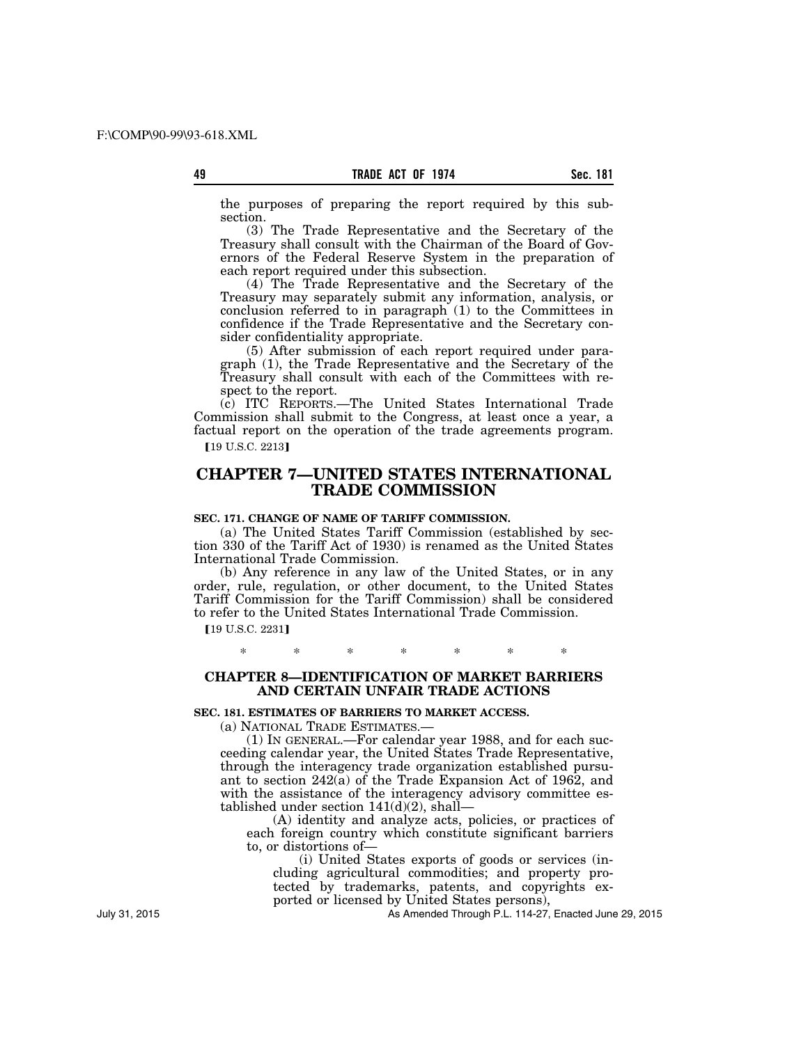the purposes of preparing the report required by this subsection.

(3) The Trade Representative and the Secretary of the Treasury shall consult with the Chairman of the Board of Governors of the Federal Reserve System in the preparation of each report required under this subsection.

(4) The Trade Representative and the Secretary of the Treasury may separately submit any information, analysis, or conclusion referred to in paragraph (1) to the Committees in confidence if the Trade Representative and the Secretary consider confidentiality appropriate.

(5) After submission of each report required under paragraph (1), the Trade Representative and the Secretary of the Treasury shall consult with each of the Committees with respect to the report.

(c) ITC REPORTS.—The United States International Trade Commission shall submit to the Congress, at least once a year, a factual report on the operation of the trade agreements program.

【19 U.S.C. 2213】

## CHAPTER 7—UNITED STATES INTERNATIONAL TRADE COMMISSION

### SEC. 171. CHANGE OF NAME OF TARIFF COMMISSION.

(a) The United States Tariff Commission (established by section 330 of the Tariff Act of 1930) is renamed as the United States International Trade Commission.

(b) Any reference in any law of the United States, or in any order, rule, regulation, or other document, to the United States Tariff Commission for the Tariff Commission) shall be considered to refer to the United States International Trade Commission.

【19 U.S.C. 2231】

\* \* \* \* \* \* \*

## CHAPTER 8—IDENTIFICATION OF MARKET BARRIERS AND CERTAIN UNFAIR TRADE ACTIONS

### SEC. 181. ESTIMATES OF BARRIERS TO MARKET ACCESS.

(a) NATIONAL TRADE ESTIMATES.—

(1) IN GENERAL.—For calendar year 1988, and for each succeeding calendar year, the United States Trade Representative, through the interagency trade organization established pursuant to section 242(a) of the Trade Expansion Act of 1962, and with the assistance of the interagency advisory committee established under section 141(d)(2), shall—

(A) identity and analyze acts, policies, or practices of each foreign country which constitute significant barriers to, or distortions of—

(i) United States exports of goods or services (including agricultural commodities; and property protected by trademarks, patents, and copyrights exported or licensed by United States persons),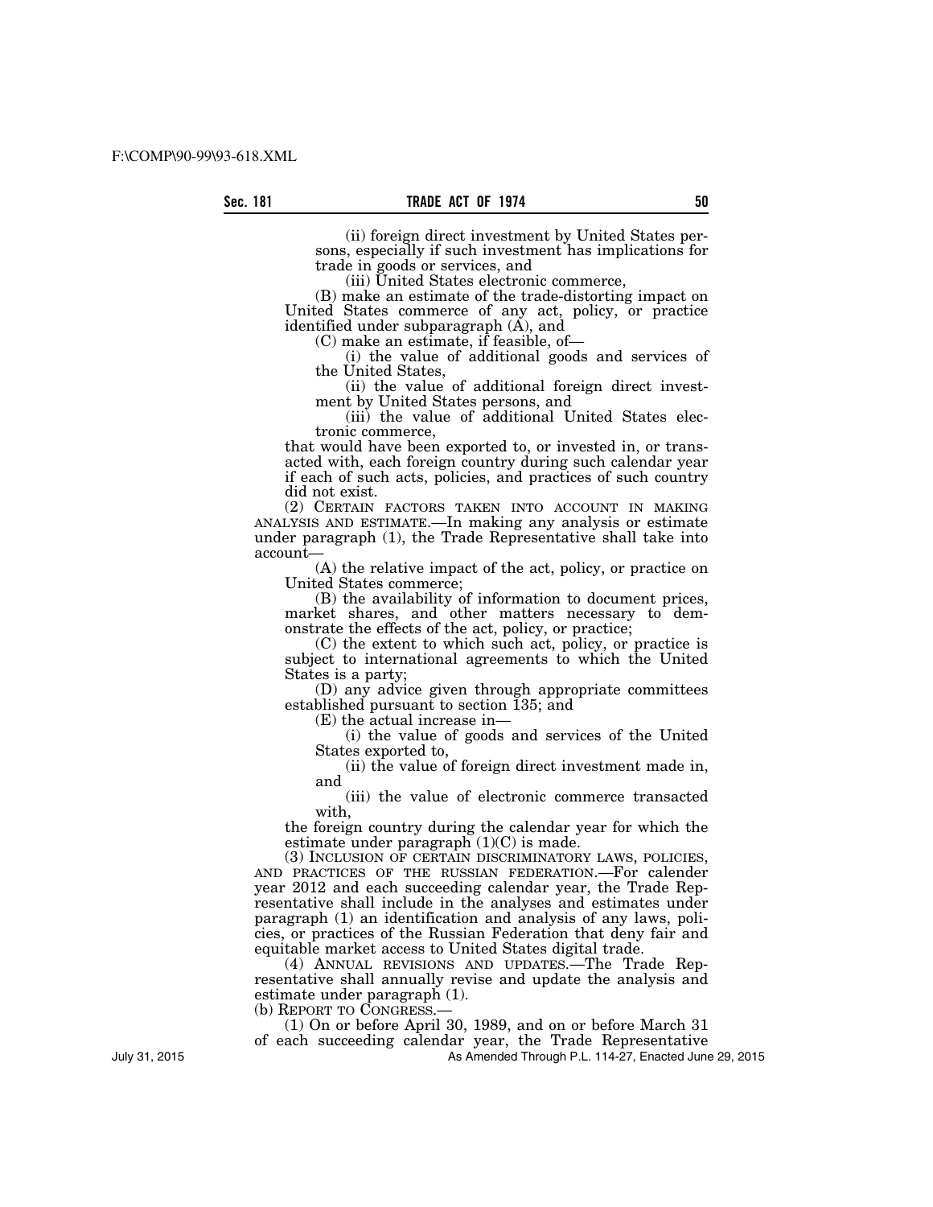(ii) foreign direct investment by United States persons, especially if such investment has implications for trade in goods or services, and

(iii) United States electronic commerce,

(B) make an estimate of the trade-distorting impact on United States commerce of any act, policy, or practice identified under subparagraph (A), and

(C) make an estimate, if feasible, of—

(i) the value of additional goods and services of the United States,

(ii) the value of additional foreign direct investment by United States persons, and

(iii) the value of additional United States electronic commerce,

that would have been exported to, or invested in, or transacted with, each foreign country during such calendar year if each of such acts, policies, and practices of such country did not exist.

(2) CERTAIN FACTORS TAKEN INTO ACCOUNT IN MAKING ANALYSIS AND ESTIMATE.—In making any analysis or estimate under paragraph (1), the Trade Representative shall take into account—

(A) the relative impact of the act, policy, or practice on United States commerce;

(B) the availability of information to document prices, market shares, and other matters necessary to demonstrate the effects of the act, policy, or practice;

(C) the extent to which such act, policy, or practice is subject to international agreements to which the United States is a party;

(D) any advice given through appropriate committees established pursuant to section 135; and

(E) the actual increase in—

(i) the value of goods and services of the United States exported to,

(ii) the value of foreign direct investment made in, and

(iii) the value of electronic commerce transacted with,

the foreign country during the calendar year for which the estimate under paragraph (1)(C) is made.

(3) INCLUSION OF CERTAIN DISCRIMINATORY LAWS, POLICIES, AND PRACTICES OF THE RUSSIAN FEDERATION.—For calender year 2012 and each succeeding calendar year, the Trade Representative shall include in the analyses and estimates under paragraph (1) an identification and analysis of any laws, policies, or practices of the Russian Federation that deny fair and equitable market access to United States digital trade.

(4) ANNUAL REVISIONS AND UPDATES.—The Trade Representative shall annually revise and update the analysis and estimate under paragraph (1).

(b) REPORT TO CONGRESS.—

(1) On or before April 30, 1989, and on or before March 31 of each succeeding calendar year, the Trade Representative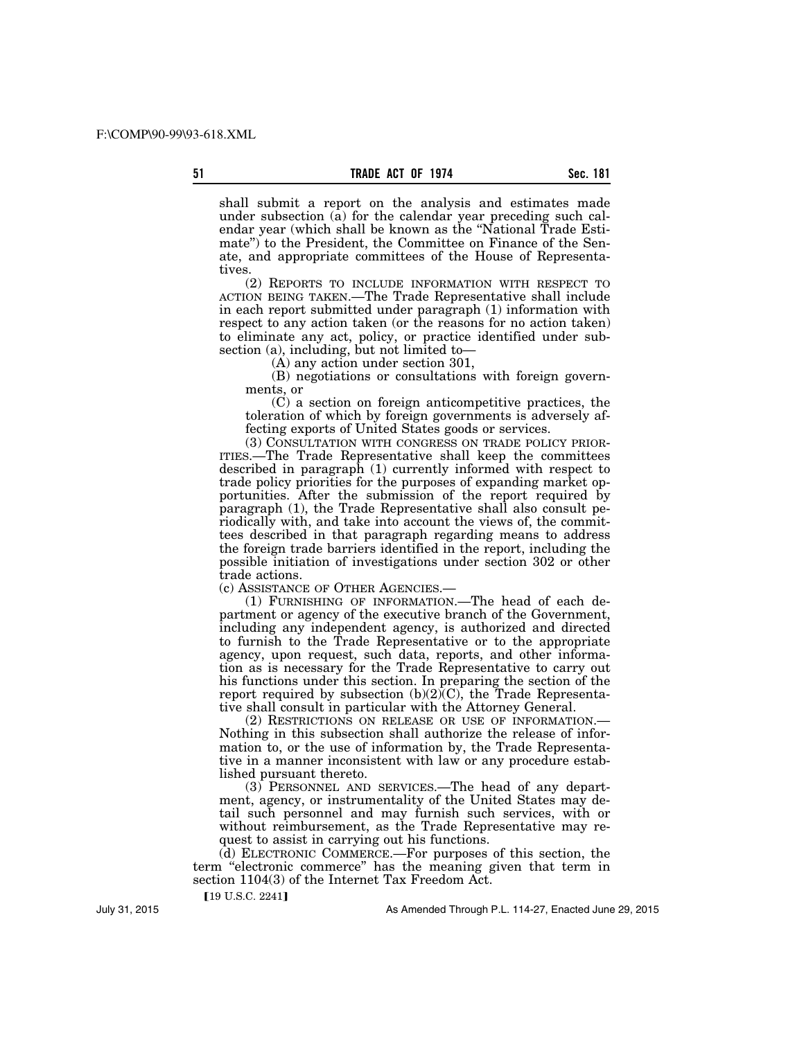shall submit a report on the analysis and estimates made under subsection (a) for the calendar year preceding such calendar year (which shall be known as the "National Trade Estimate") to the President, the Committee on Finance of the Senate, and appropriate committees of the House of Representatives.

(2) REPORTS TO INCLUDE INFORMATION WITH RESPECT TO ACTION BEING TAKEN.—The Trade Representative shall include in each report submitted under paragraph (1) information with respect to any action taken (or the reasons for no action taken) to eliminate any act, policy, or practice identified under subsection (a), including, but not limited to—

(A) any action under section 301,

(B) negotiations or consultations with foreign governments, or

(C) a section on foreign anticompetitive practices, the toleration of which by foreign governments is adversely affecting exports of United States goods or services.

(3) CONSULTATION WITH CONGRESS ON TRADE POLICY PRIORITIES.—The Trade Representative shall keep the committees described in paragraph (1) currently informed with respect to trade policy priorities for the purposes of expanding market opportunities. After the submission of the report required by paragraph (1), the Trade Representative shall also consult periodically with, and take into account the views of, the committees described in that paragraph regarding means to address the foreign trade barriers identified in the report, including the possible initiation of investigations under section 302 or other trade actions.

(c) ASSISTANCE OF OTHER AGENCIES.—

(1) FURNISHING OF INFORMATION.—The head of each department or agency of the executive branch of the Government, including any independent agency, is authorized and directed to furnish to the Trade Representative or to the appropriate agency, upon request, such data, reports, and other information as is necessary for the Trade Representative to carry out his functions under this section. In preparing the section of the report required by subsection (b)(2)(C), the Trade Representative shall consult in particular with the Attorney General.

(2) RESTRICTIONS ON RELEASE OR USE OF INFORMATION.—Nothing in this subsection shall authorize the release of information to, or the use of information by, the Trade Representative in a manner inconsistent with law or any procedure established pursuant thereto.

(3) PERSONNEL AND SERVICES.—The head of any department, agency, or instrumentality of the United States may detail such personnel and may furnish such services, with or without reimbursement, as the Trade Representative may request to assist in carrying out his functions.

(d) ELECTRONIC COMMERCE.—For purposes of this section, the term "electronic commerce" has the meaning given that term in section 1104(3) of the Internet Tax Freedom Act.

【19 U.S.C. 2241】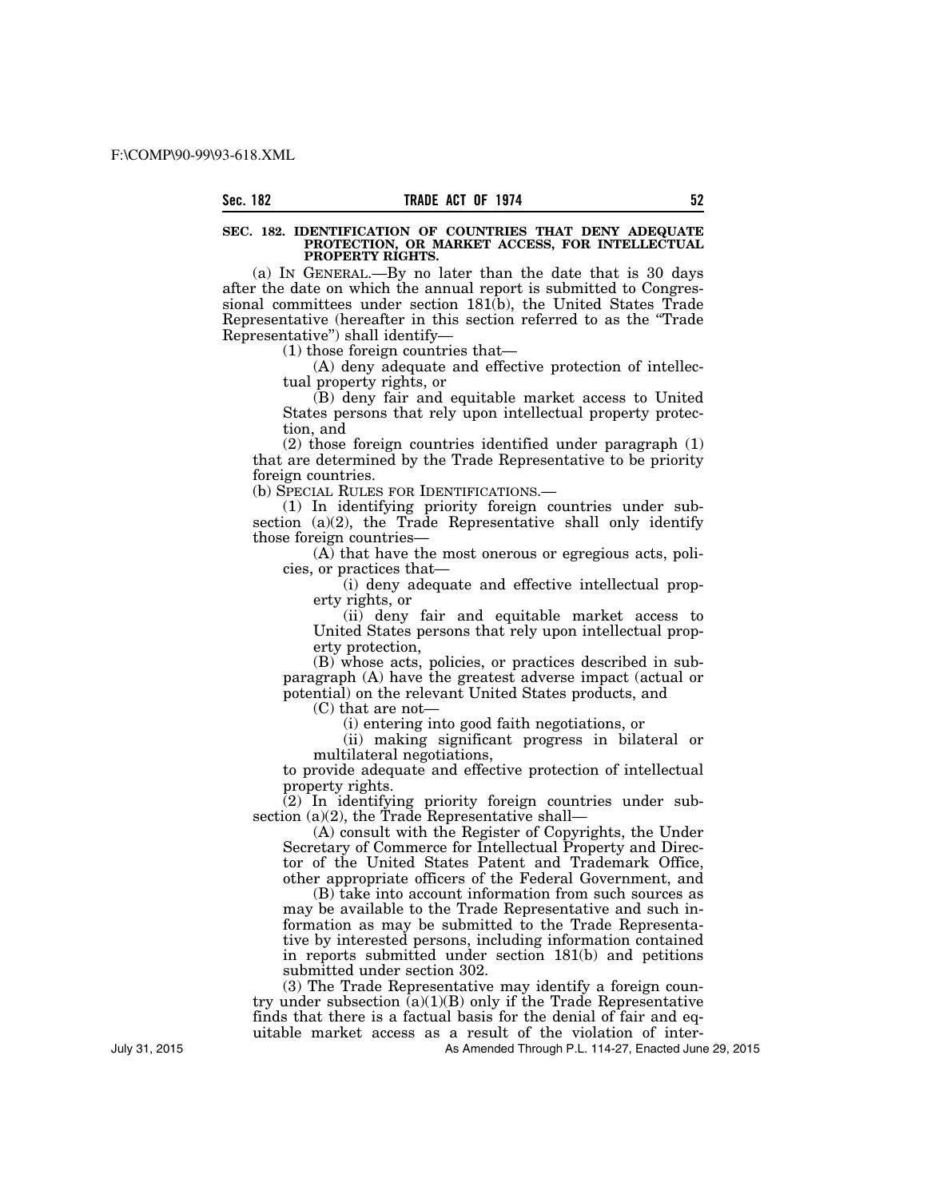**SEC. 182. IDENTIFICATION OF COUNTRIES THAT DENY ADEQUATE PROTECTION, OR MARKET ACCESS, FOR INTELLECTUAL PROPERTY RIGHTS.**

(a) IN GENERAL.—By no later than the date that is 30 days after the date on which the annual report is submitted to Congressional committees under section 181(b), the United States Trade Representative (hereafter in this section referred to as the "Trade Representative") shall identify—

(1) those foreign countries that—

(A) deny adequate and effective protection of intellectual property rights, or

(B) deny fair and equitable market access to United States persons that rely upon intellectual property protection, and

(2) those foreign countries identified under paragraph (1) that are determined by the Trade Representative to be priority foreign countries.

(b) SPECIAL RULES FOR IDENTIFICATIONS.—

(1) In identifying priority foreign countries under subsection (a)(2), the Trade Representative shall only identify those foreign countries—

(A) that have the most onerous or egregious acts, policies, or practices that—

(i) deny adequate and effective intellectual property rights, or

(ii) deny fair and equitable market access to United States persons that rely upon intellectual property protection,

(B) whose acts, policies, or practices described in subparagraph (A) have the greatest adverse impact (actual or potential) on the relevant United States products, and

(C) that are not—

(i) entering into good faith negotiations, or

(ii) making significant progress in bilateral or multilateral negotiations,

to provide adequate and effective protection of intellectual property rights.

(2) In identifying priority foreign countries under subsection (a)(2), the Trade Representative shall—

(A) consult with the Register of Copyrights, the Under Secretary of Commerce for Intellectual Property and Director of the United States Patent and Trademark Office, other appropriate officers of the Federal Government, and

(B) take into account information from such sources as may be available to the Trade Representative and such information as may be submitted to the Trade Representative by interested persons, including information contained in reports submitted under section 181(b) and petitions submitted under section 302.

(3) The Trade Representative may identify a foreign country under subsection (a)(1)(B) only if the Trade Representative finds that there is a factual basis for the denial of fair and equitable market access as a result of the violation of inter-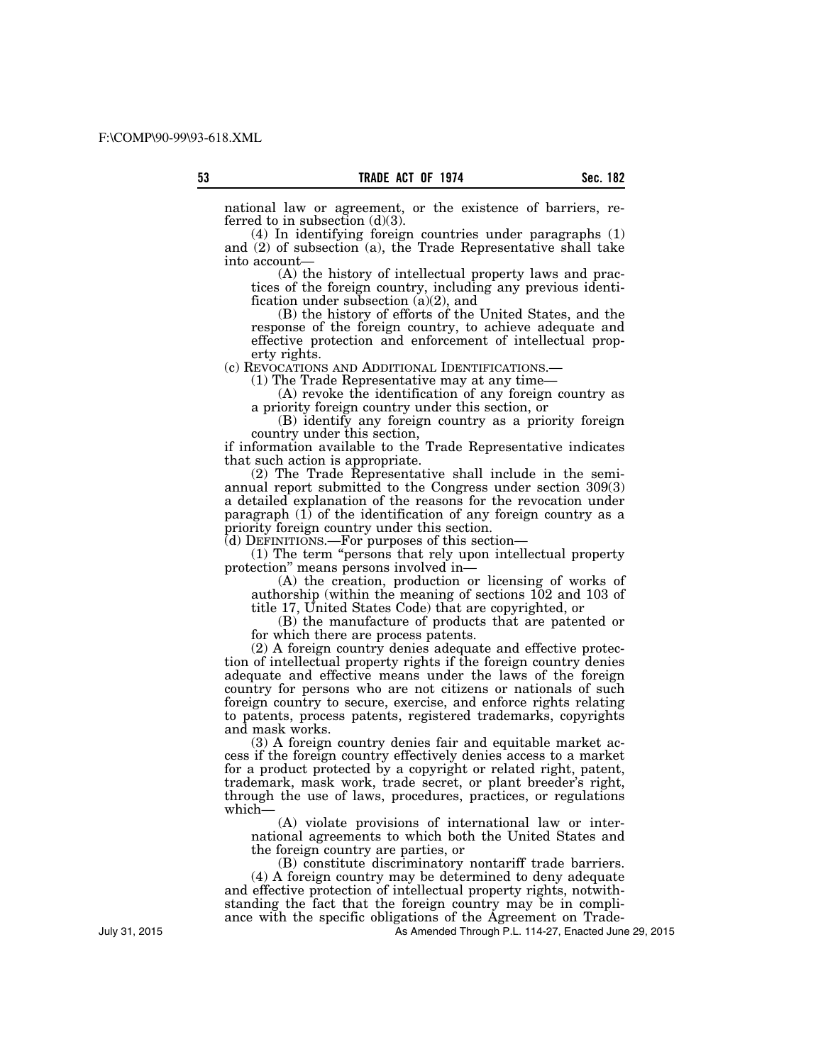national law or agreement, or the existence of barriers, referred to in subsection (d)(3).

(4) In identifying foreign countries under paragraphs (1) and (2) of subsection (a), the Trade Representative shall take into account—

(A) the history of intellectual property laws and practices of the foreign country, including any previous identification under subsection (a)(2), and

(B) the history of efforts of the United States, and the response of the foreign country, to achieve adequate and effective protection and enforcement of intellectual property rights.

(c) REVOCATIONS AND ADDITIONAL IDENTIFICATIONS.—

(1) The Trade Representative may at any time—

(A) revoke the identification of any foreign country as a priority foreign country under this section, or

(B) identify any foreign country as a priority foreign country under this section,

if information available to the Trade Representative indicates that such action is appropriate.

(2) The Trade Representative shall include in the semiannual report submitted to the Congress under section 309(3) a detailed explanation of the reasons for the revocation under paragraph (1) of the identification of any foreign country as a priority foreign country under this section.

(d) DEFINITIONS.—For purposes of this section—

(1) The term "persons that rely upon intellectual property protection" means persons involved in—

(A) the creation, production or licensing of works of authorship (within the meaning of sections 102 and 103 of title 17, United States Code) that are copyrighted, or

(B) the manufacture of products that are patented or for which there are process patents.

(2) A foreign country denies adequate and effective protection of intellectual property rights if the foreign country denies adequate and effective means under the laws of the foreign country for persons who are not citizens or nationals of such foreign country to secure, exercise, and enforce rights relating to patents, process patents, registered trademarks, copyrights and mask works.

(3) A foreign country denies fair and equitable market access if the foreign country effectively denies access to a market for a product protected by a copyright or related right, patent, trademark, mask work, trade secret, or plant breeder's right, through the use of laws, procedures, practices, or regulations which—

(A) violate provisions of international law or international agreements to which both the United States and the foreign country are parties, or

(B) constitute discriminatory nontariff trade barriers.

(4) A foreign country may be determined to deny adequate and effective protection of intellectual property rights, notwithstanding the fact that the foreign country may be in compliance with the specific obligations of the Agreement on Trade-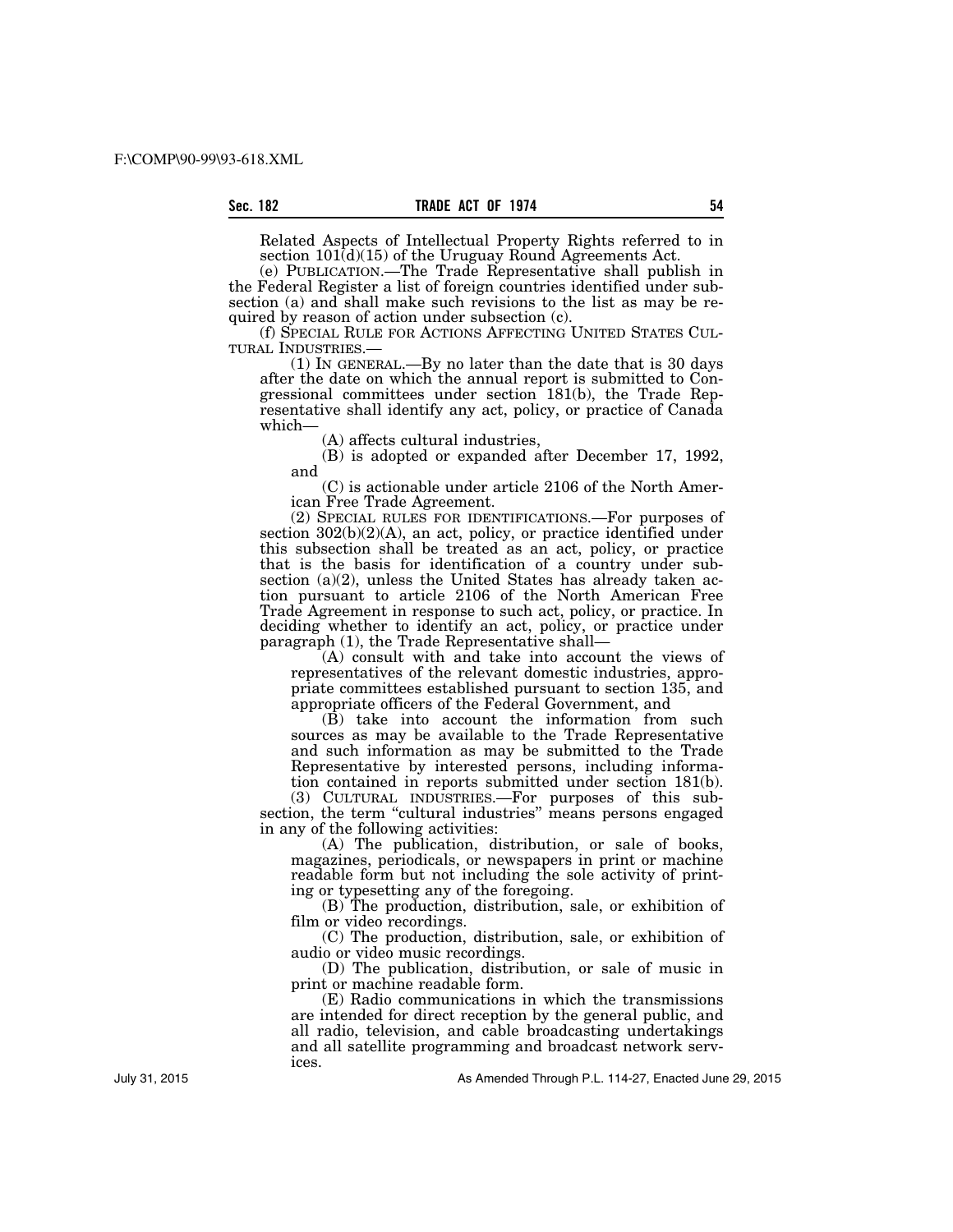Related Aspects of Intellectual Property Rights referred to in section 101(d)(15) of the Uruguay Round Agreements Act.

(e) PUBLICATION.—The Trade Representative shall publish in the Federal Register a list of foreign countries identified under subsection (a) and shall make such revisions to the list as may be required by reason of action under subsection (c).

(f) SPECIAL RULE FOR ACTIONS AFFECTING UNITED STATES CULTURAL INDUSTRIES.—

(1) IN GENERAL.—By no later than the date that is 30 days after the date on which the annual report is submitted to Congressional committees under section 181(b), the Trade Representative shall identify any act, policy, or practice of Canada which—

(A) affects cultural industries,

(B) is adopted or expanded after December 17, 1992, and

(C) is actionable under article 2106 of the North American Free Trade Agreement.

(2) SPECIAL RULES FOR IDENTIFICATIONS.—For purposes of section 302(b)(2)(A), an act, policy, or practice identified under this subsection shall be treated as an act, policy, or practice that is the basis for identification of a country under subsection (a)(2), unless the United States has already taken action pursuant to article 2106 of the North American Free Trade Agreement in response to such act, policy, or practice. In deciding whether to identify an act, policy, or practice under paragraph (1), the Trade Representative shall—

(A) consult with and take into account the views of representatives of the relevant domestic industries, appropriate committees established pursuant to section 135, and appropriate officers of the Federal Government, and

(B) take into account the information from such sources as may be available to the Trade Representative and such information as may be submitted to the Trade Representative by interested persons, including information contained in reports submitted under section 181(b).

(3) CULTURAL INDUSTRIES.—For purposes of this subsection, the term "cultural industries" means persons engaged in any of the following activities:

(A) The publication, distribution, or sale of books, magazines, periodicals, or newspapers in print or machine readable form but not including the sole activity of printing or typesetting any of the foregoing.

(B) The production, distribution, sale, or exhibition of film or video recordings.

(C) The production, distribution, sale, or exhibition of audio or video music recordings.

(D) The publication, distribution, or sale of music in print or machine readable form.

(E) Radio communications in which the transmissions are intended for direct reception by the general public, and all radio, television, and cable broadcasting undertakings and all satellite programming and broadcast network services.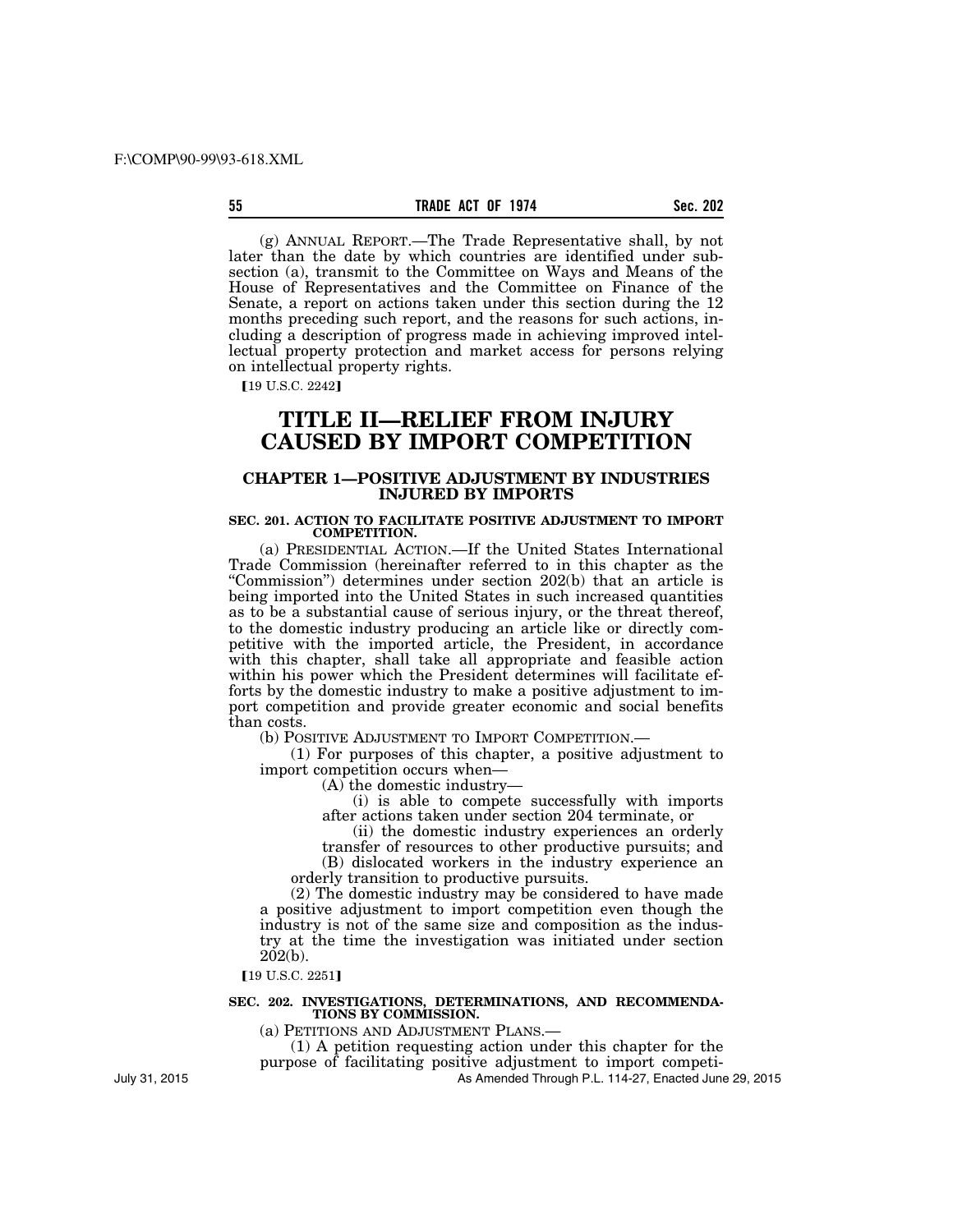(g) ANNUAL REPORT.—The Trade Representative shall, by not later than the date by which countries are identified under subsection (a), transmit to the Committee on Ways and Means of the House of Representatives and the Committee on Finance of the Senate, a report on actions taken under this section during the 12 months preceding such report, and the reasons for such actions, including a description of progress made in achieving improved intellectual property protection and market access for persons relying on intellectual property rights.

【19 U.S.C. 2242】

# TITLE II—RELIEF FROM INJURY CAUSED BY IMPORT COMPETITION

## CHAPTER 1—POSITIVE ADJUSTMENT BY INDUSTRIES INJURED BY IMPORTS

### SEC. 201. ACTION TO FACILITATE POSITIVE ADJUSTMENT TO IMPORT COMPETITION.

(a) PRESIDENTIAL ACTION.—If the United States International Trade Commission (hereinafter referred to in this chapter as the "Commission") determines under section 202(b) that an article is being imported into the United States in such increased quantities as to be a substantial cause of serious injury, or the threat thereof, to the domestic industry producing an article like or directly competitive with the imported article, the President, in accordance with this chapter, shall take all appropriate and feasible action within his power which the President determines will facilitate efforts by the domestic industry to make a positive adjustment to import competition and provide greater economic and social benefits than costs.

(b) POSITIVE ADJUSTMENT TO IMPORT COMPETITION.—

(1) For purposes of this chapter, a positive adjustment to import competition occurs when—

(A) the domestic industry—

(i) is able to compete successfully with imports after actions taken under section 204 terminate, or

(ii) the domestic industry experiences an orderly transfer of resources to other productive pursuits; and

(B) dislocated workers in the industry experience an orderly transition to productive pursuits.

(2) The domestic industry may be considered to have made a positive adjustment to import competition even though the industry is not of the same size and composition as the industry at the time the investigation was initiated under section 202(b).

【19 U.S.C. 2251】

### SEC. 202. INVESTIGATIONS, DETERMINATIONS, AND RECOMMENDATIONS BY COMMISSION.

(a) PETITIONS AND ADJUSTMENT PLANS.—

(1) A petition requesting action under this chapter for the purpose of facilitating positive adjustment to import competi-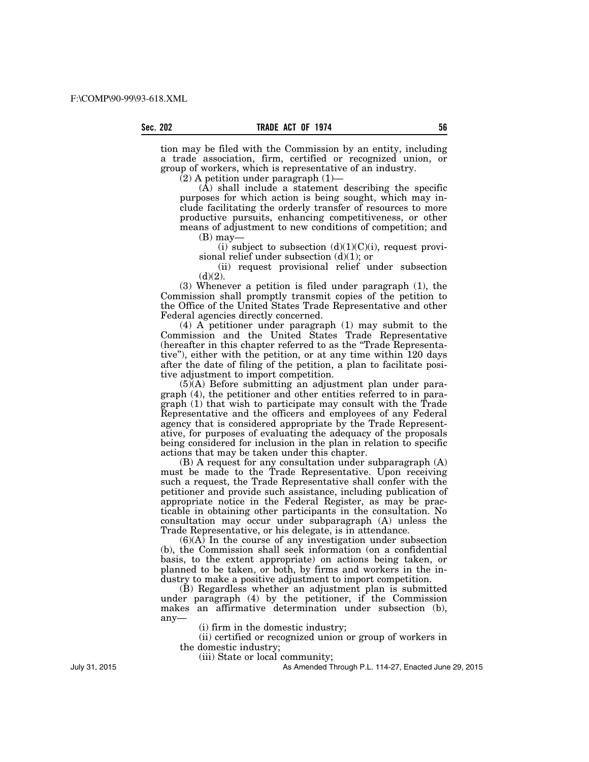tion may be filed with the Commission by an entity, including a trade association, firm, certified or recognized union, or group of workers, which is representative of an industry.

(2) A petition under paragraph (1)—

(A) shall include a statement describing the specific purposes for which action is being sought, which may include facilitating the orderly transfer of resources to more productive pursuits, enhancing competitiveness, or other means of adjustment to new conditions of competition; and

(B) may—

(i) subject to subsection (d)(1)(C)(i), request provisional relief under subsection (d)(1); or

(ii) request provisional relief under subsection (d)(2).

(3) Whenever a petition is filed under paragraph (1), the Commission shall promptly transmit copies of the petition to the Office of the United States Trade Representative and other Federal agencies directly concerned.

(4) A petitioner under paragraph (1) may submit to the Commission and the United States Trade Representative (hereafter in this chapter referred to as the "Trade Representative"), either with the petition, or at any time within 120 days after the date of filing of the petition, a plan to facilitate positive adjustment to import competition.

(5)(A) Before submitting an adjustment plan under paragraph (4), the petitioner and other entities referred to in paragraph (1) that wish to participate may consult with the Trade Representative and the officers and employees of any Federal agency that is considered appropriate by the Trade Representative, for purposes of evaluating the adequacy of the proposals being considered for inclusion in the plan in relation to specific actions that may be taken under this chapter.

(B) A request for any consultation under subparagraph (A) must be made to the Trade Representative. Upon receiving such a request, the Trade Representative shall confer with the petitioner and provide such assistance, including publication of appropriate notice in the Federal Register, as may be practicable in obtaining other participants in the consultation. No consultation may occur under subparagraph (A) unless the Trade Representative, or his delegate, is in attendance.

(6)(A) In the course of any investigation under subsection (b), the Commission shall seek information (on a confidential basis, to the extent appropriate) on actions being taken, or planned to be taken, or both, by firms and workers in the industry to make a positive adjustment to import competition.

(B) Regardless whether an adjustment plan is submitted under paragraph (4) by the petitioner, if the Commission makes an affirmative determination under subsection (b), any—

(i) firm in the domestic industry;

(ii) certified or recognized union or group of workers in the domestic industry;

(iii) State or local community;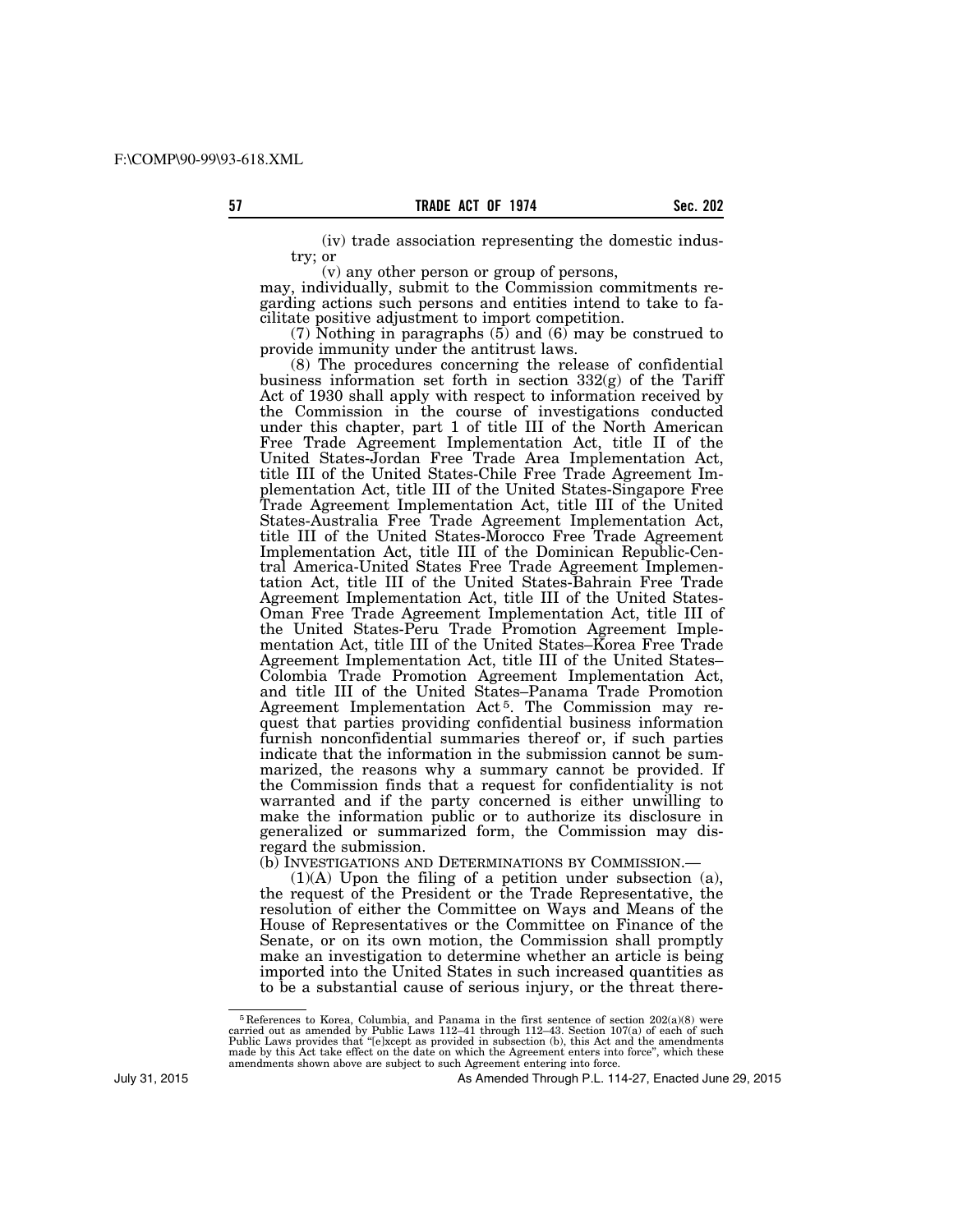(iv) trade association representing the domestic industry; or

(v) any other person or group of persons,

may, individually, submit to the Commission commitments regarding actions such persons and entities intend to take to facilitate positive adjustment to import competition.

(7) Nothing in paragraphs (5) and (6) may be construed to provide immunity under the antitrust laws.

(8) The procedures concerning the release of confidential business information set forth in section 332(g) of the Tariff Act of 1930 shall apply with respect to information received by the Commission in the course of investigations conducted under this chapter, part 1 of title III of the North American Free Trade Agreement Implementation Act, title II of the United States-Jordan Free Trade Area Implementation Act, title III of the United States-Chile Free Trade Agreement Implementation Act, title III of the United States-Singapore Free Trade Agreement Implementation Act, title III of the United States-Australia Free Trade Agreement Implementation Act, title III of the United States-Morocco Free Trade Agreement Implementation Act, title III of the Dominican Republic-Central America-United States Free Trade Agreement Implementation Act, title III of the United States-Bahrain Free Trade Agreement Implementation Act, title III of the United States-Oman Free Trade Agreement Implementation Act, title III of the United States-Peru Trade Promotion Agreement Implementation Act, title III of the United States–Korea Free Trade Agreement Implementation Act, title III of the United States–Colombia Trade Promotion Agreement Implementation Act, and title III of the United States–Panama Trade Promotion Agreement Implementation Act[5]. The Commission may request that parties providing confidential business information furnish nonconfidential summaries thereof or, if such parties indicate that the information in the submission cannot be summarized, the reasons why a summary cannot be provided. If the Commission finds that a request for confidentiality is not warranted and if the party concerned is either unwilling to make the information public or to authorize its disclosure in generalized or summarized form, the Commission may disregard the submission.

(b) INVESTIGATIONS AND DETERMINATIONS BY COMMISSION.—

(1)(A) Upon the filing of a petition under subsection (a), the request of the President or the Trade Representative, the resolution of either the Committee on Ways and Means of the House of Representatives or the Committee on Finance of the Senate, or on its own motion, the Commission shall promptly make an investigation to determine whether an article is being imported into the United States in such increased quantities as to be a substantial cause of serious injury, or the threat there-

[5] References to Korea, Columbia, and Panama in the first sentence of section 202(a)(8) were carried out as amended by Public Laws 112–41 through 112–43. Section 107(a) of each of such Public Laws provides that "[e]xcept as provided in subsection (b), this Act and the amendments made by this Act take effect on the date on which the Agreement enters into force", which these amendments shown above are subject to such Agreement entering into force.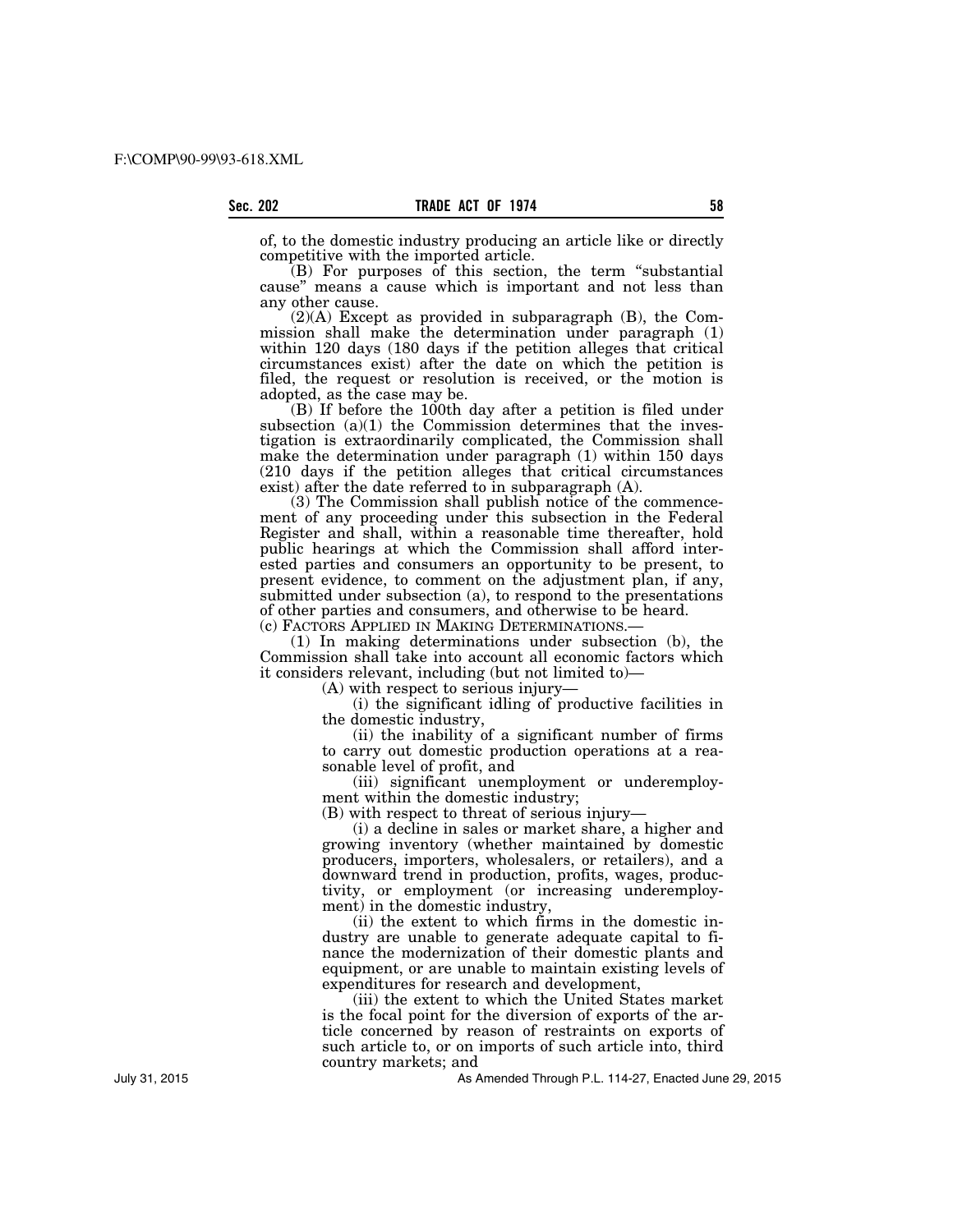of, to the domestic industry producing an article like or directly competitive with the imported article.

(B) For purposes of this section, the term "substantial cause" means a cause which is important and not less than any other cause.

(2)(A) Except as provided in subparagraph (B), the Commission shall make the determination under paragraph (1) within 120 days (180 days if the petition alleges that critical circumstances exist) after the date on which the petition is filed, the request or resolution is received, or the motion is adopted, as the case may be.

(B) If before the 100th day after a petition is filed under subsection (a)(1) the Commission determines that the investigation is extraordinarily complicated, the Commission shall make the determination under paragraph (1) within 150 days (210 days if the petition alleges that critical circumstances exist) after the date referred to in subparagraph (A).

(3) The Commission shall publish notice of the commencement of any proceeding under this subsection in the Federal Register and shall, within a reasonable time thereafter, hold public hearings at which the Commission shall afford interested parties and consumers an opportunity to be present, to present evidence, to comment on the adjustment plan, if any, submitted under subsection (a), to respond to the presentations of other parties and consumers, and otherwise to be heard.

(c) FACTORS APPLIED IN MAKING DETERMINATIONS.—

(1) In making determinations under subsection (b), the Commission shall take into account all economic factors which it considers relevant, including (but not limited to)—

(A) with respect to serious injury—

(i) the significant idling of productive facilities in the domestic industry,

(ii) the inability of a significant number of firms to carry out domestic production operations at a reasonable level of profit, and

(iii) significant unemployment or underemployment within the domestic industry;

(B) with respect to threat of serious injury—

(i) a decline in sales or market share, a higher and growing inventory (whether maintained by domestic producers, importers, wholesalers, or retailers), and a downward trend in production, profits, wages, productivity, or employment (or increasing underemployment) in the domestic industry,

(ii) the extent to which firms in the domestic industry are unable to generate adequate capital to finance the modernization of their domestic plants and equipment, or are unable to maintain existing levels of expenditures for research and development,

(iii) the extent to which the United States market is the focal point for the diversion of exports of the article concerned by reason of restraints on exports of such article to, or on imports of such article into, third country markets; and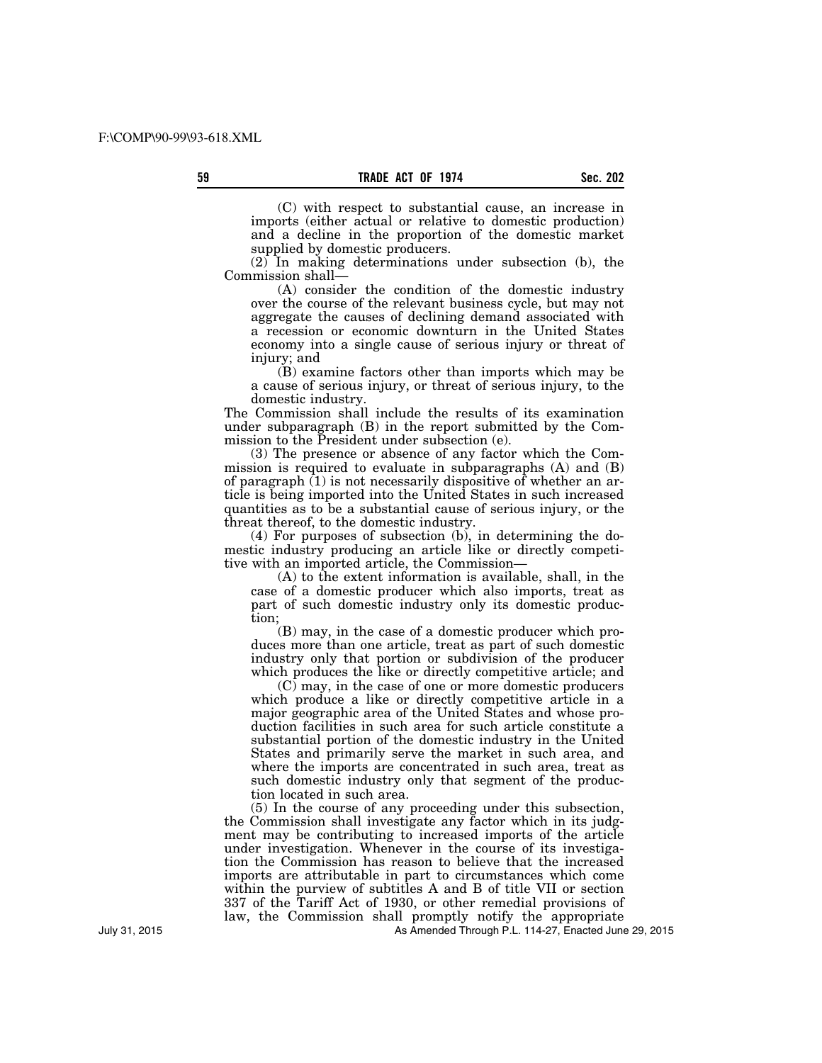(C) with respect to substantial cause, an increase in imports (either actual or relative to domestic production) and a decline in the proportion of the domestic market supplied by domestic producers.

(2) In making determinations under subsection (b), the Commission shall—

(A) consider the condition of the domestic industry over the course of the relevant business cycle, but may not aggregate the causes of declining demand associated with a recession or economic downturn in the United States economy into a single cause of serious injury or threat of injury; and

(B) examine factors other than imports which may be a cause of serious injury, or threat of serious injury, to the domestic industry.

The Commission shall include the results of its examination under subparagraph (B) in the report submitted by the Commission to the President under subsection (e).

(3) The presence or absence of any factor which the Commission is required to evaluate in subparagraphs (A) and (B) of paragraph (1) is not necessarily dispositive of whether an article is being imported into the United States in such increased quantities as to be a substantial cause of serious injury, or the threat thereof, to the domestic industry.

(4) For purposes of subsection (b), in determining the domestic industry producing an article like or directly competitive with an imported article, the Commission—

(A) to the extent information is available, shall, in the case of a domestic producer which also imports, treat as part of such domestic industry only its domestic production;

(B) may, in the case of a domestic producer which produces more than one article, treat as part of such domestic industry only that portion or subdivision of the producer which produces the like or directly competitive article; and

(C) may, in the case of one or more domestic producers which produce a like or directly competitive article in a major geographic area of the United States and whose production facilities in such area for such article constitute a substantial portion of the domestic industry in the United States and primarily serve the market in such area, and where the imports are concentrated in such area, treat as such domestic industry only that segment of the production located in such area.

(5) In the course of any proceeding under this subsection, the Commission shall investigate any factor which in its judgment may be contributing to increased imports of the article under investigation. Whenever in the course of its investigation the Commission has reason to believe that the increased imports are attributable in part to circumstances which come within the purview of subtitles A and B of title VII or section 337 of the Tariff Act of 1930, or other remedial provisions of law, the Commission shall promptly notify the appropriate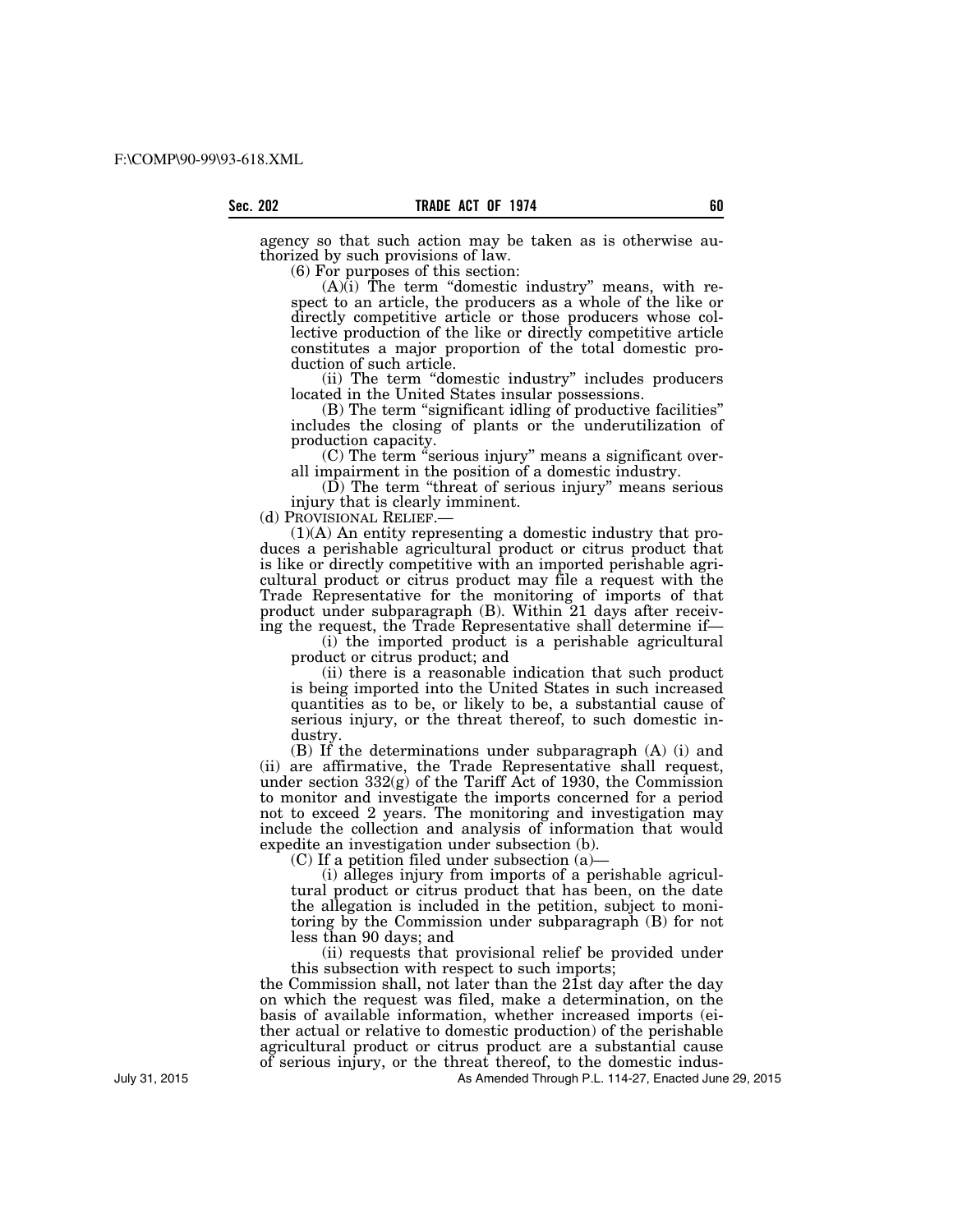agency so that such action may be taken as is otherwise authorized by such provisions of law.

(6) For purposes of this section:

(A)(i) The term "domestic industry" means, with respect to an article, the producers as a whole of the like or directly competitive article or those producers whose collective production of the like or directly competitive article constitutes a major proportion of the total domestic production of such article.

(ii) The term "domestic industry" includes producers located in the United States insular possessions.

(B) The term "significant idling of productive facilities" includes the closing of plants or the underutilization of production capacity.

(C) The term "serious injury" means a significant overall impairment in the position of a domestic industry.

(D) The term "threat of serious injury" means serious injury that is clearly imminent.

(d) PROVISIONAL RELIEF.—

(1)(A) An entity representing a domestic industry that produces a perishable agricultural product or citrus product that is like or directly competitive with an imported perishable agricultural product or citrus product may file a request with the Trade Representative for the monitoring of imports of that product under subparagraph (B). Within 21 days after receiving the request, the Trade Representative shall determine if—

(i) the imported product is a perishable agricultural product or citrus product; and

(ii) there is a reasonable indication that such product is being imported into the United States in such increased quantities as to be, or likely to be, a substantial cause of serious injury, or the threat thereof, to such domestic industry.

(B) If the determinations under subparagraph (A) (i) and (ii) are affirmative, the Trade Representative shall request, under section 332(g) of the Tariff Act of 1930, the Commission to monitor and investigate the imports concerned for a period not to exceed 2 years. The monitoring and investigation may include the collection and analysis of information that would expedite an investigation under subsection (b).

(C) If a petition filed under subsection (a)—

(i) alleges injury from imports of a perishable agricultural product or citrus product that has been, on the date the allegation is included in the petition, subject to monitoring by the Commission under subparagraph (B) for not less than 90 days; and

(ii) requests that provisional relief be provided under this subsection with respect to such imports;

the Commission shall, not later than the 21st day after the day on which the request was filed, make a determination, on the basis of available information, whether increased imports (either actual or relative to domestic production) of the perishable agricultural product or citrus product are a substantial cause of serious injury, or the threat thereof, to the domestic indus-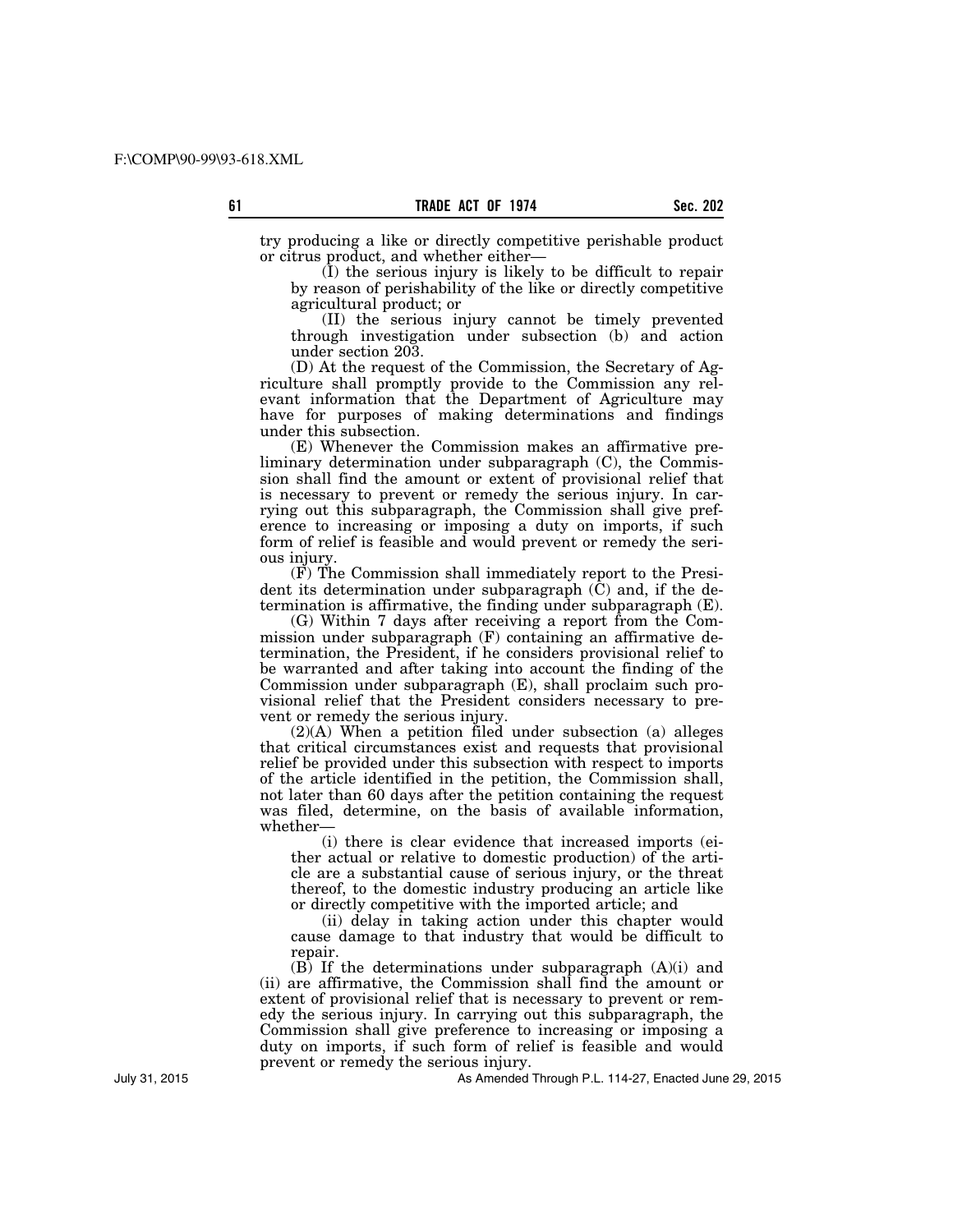try producing a like or directly competitive perishable product or citrus product, and whether either—

(I) the serious injury is likely to be difficult to repair by reason of perishability of the like or directly competitive agricultural product; or

(II) the serious injury cannot be timely prevented through investigation under subsection (b) and action under section 203.

(D) At the request of the Commission, the Secretary of Agriculture shall promptly provide to the Commission any relevant information that the Department of Agriculture may have for purposes of making determinations and findings under this subsection.

(E) Whenever the Commission makes an affirmative preliminary determination under subparagraph (C), the Commission shall find the amount or extent of provisional relief that is necessary to prevent or remedy the serious injury. In carrying out this subparagraph, the Commission shall give preference to increasing or imposing a duty on imports, if such form of relief is feasible and would prevent or remedy the serious injury.

(F) The Commission shall immediately report to the President its determination under subparagraph (C) and, if the determination is affirmative, the finding under subparagraph (E).

(G) Within 7 days after receiving a report from the Commission under subparagraph (F) containing an affirmative determination, the President, if he considers provisional relief to be warranted and after taking into account the finding of the Commission under subparagraph (E), shall proclaim such provisional relief that the President considers necessary to prevent or remedy the serious injury.

(2)(A) When a petition filed under subsection (a) alleges that critical circumstances exist and requests that provisional relief be provided under this subsection with respect to imports of the article identified in the petition, the Commission shall, not later than 60 days after the petition containing the request was filed, determine, on the basis of available information, whether—

(i) there is clear evidence that increased imports (either actual or relative to domestic production) of the article are a substantial cause of serious injury, or the threat thereof, to the domestic industry producing an article like or directly competitive with the imported article; and

(ii) delay in taking action under this chapter would cause damage to that industry that would be difficult to repair.

(B) If the determinations under subparagraph (A)(i) and (ii) are affirmative, the Commission shall find the amount or extent of provisional relief that is necessary to prevent or remedy the serious injury. In carrying out this subparagraph, the Commission shall give preference to increasing or imposing a duty on imports, if such form of relief is feasible and would prevent or remedy the serious injury.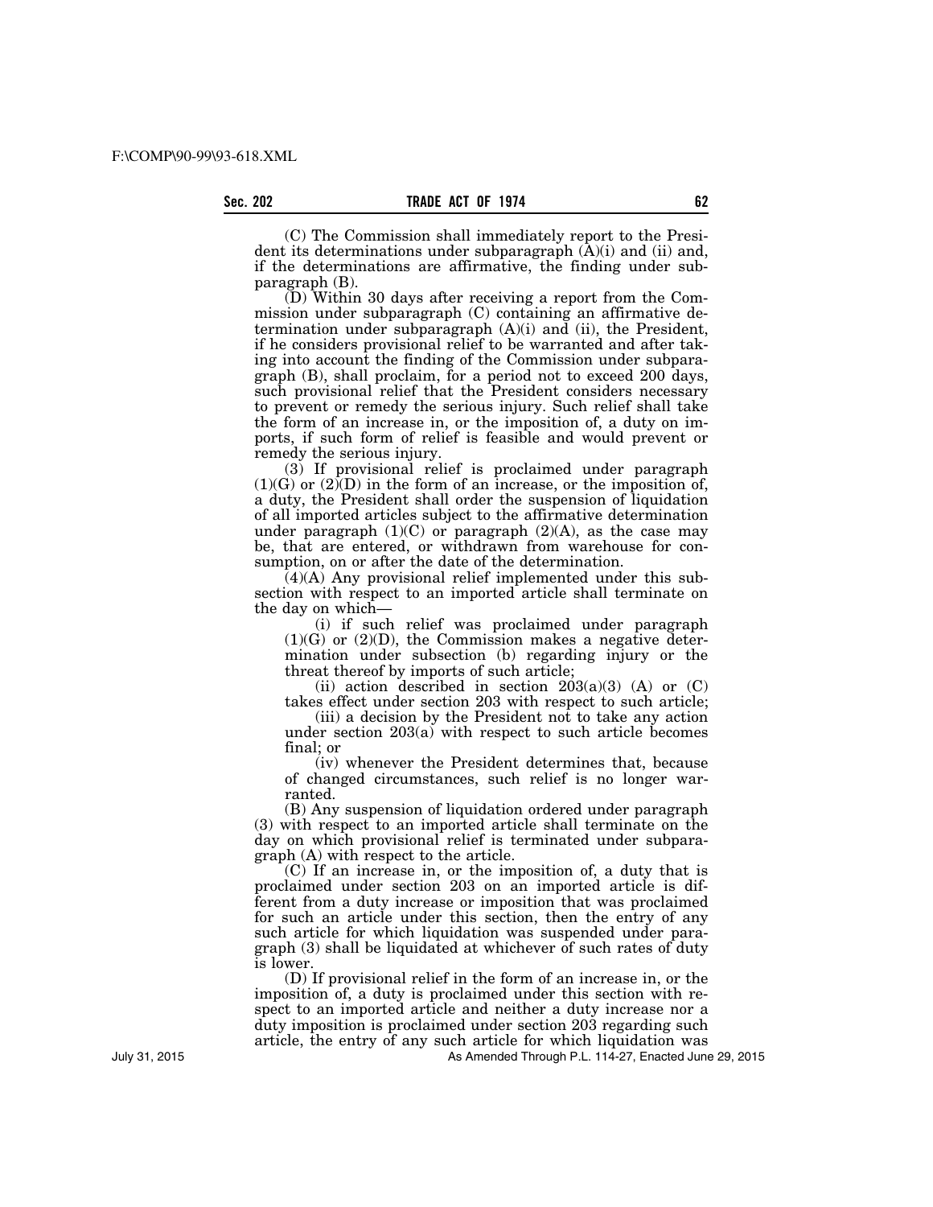(C) The Commission shall immediately report to the President its determinations under subparagraph (A)(i) and (ii) and, if the determinations are affirmative, the finding under subparagraph (B).

(D) Within 30 days after receiving a report from the Commission under subparagraph (C) containing an affirmative determination under subparagraph (A)(i) and (ii), the President, if he considers provisional relief to be warranted and after taking into account the finding of the Commission under subparagraph (B), shall proclaim, for a period not to exceed 200 days, such provisional relief that the President considers necessary to prevent or remedy the serious injury. Such relief shall take the form of an increase in, or the imposition of, a duty on imports, if such form of relief is feasible and would prevent or remedy the serious injury.

(3) If provisional relief is proclaimed under paragraph (1)(G) or (2)(D) in the form of an increase, or the imposition of, a duty, the President shall order the suspension of liquidation of all imported articles subject to the affirmative determination under paragraph (1)(C) or paragraph (2)(A), as the case may be, that are entered, or withdrawn from warehouse for consumption, on or after the date of the determination.

(4)(A) Any provisional relief implemented under this subsection with respect to an imported article shall terminate on the day on which—

(i) if such relief was proclaimed under paragraph (1)(G) or (2)(D), the Commission makes a negative determination under subsection (b) regarding injury or the threat thereof by imports of such article;

(ii) action described in section 203(a)(3) (A) or (C) takes effect under section 203 with respect to such article;

(iii) a decision by the President not to take any action under section 203(a) with respect to such article becomes final; or

(iv) whenever the President determines that, because of changed circumstances, such relief is no longer warranted.

(B) Any suspension of liquidation ordered under paragraph (3) with respect to an imported article shall terminate on the day on which provisional relief is terminated under subparagraph (A) with respect to the article.

(C) If an increase in, or the imposition of, a duty that is proclaimed under section 203 on an imported article is different from a duty increase or imposition that was proclaimed for such an article under this section, then the entry of any such article for which liquidation was suspended under paragraph (3) shall be liquidated at whichever of such rates of duty is lower.

(D) If provisional relief in the form of an increase in, or the imposition of, a duty is proclaimed under this section with respect to an imported article and neither a duty increase nor a duty imposition is proclaimed under section 203 regarding such article, the entry of any such article for which liquidation was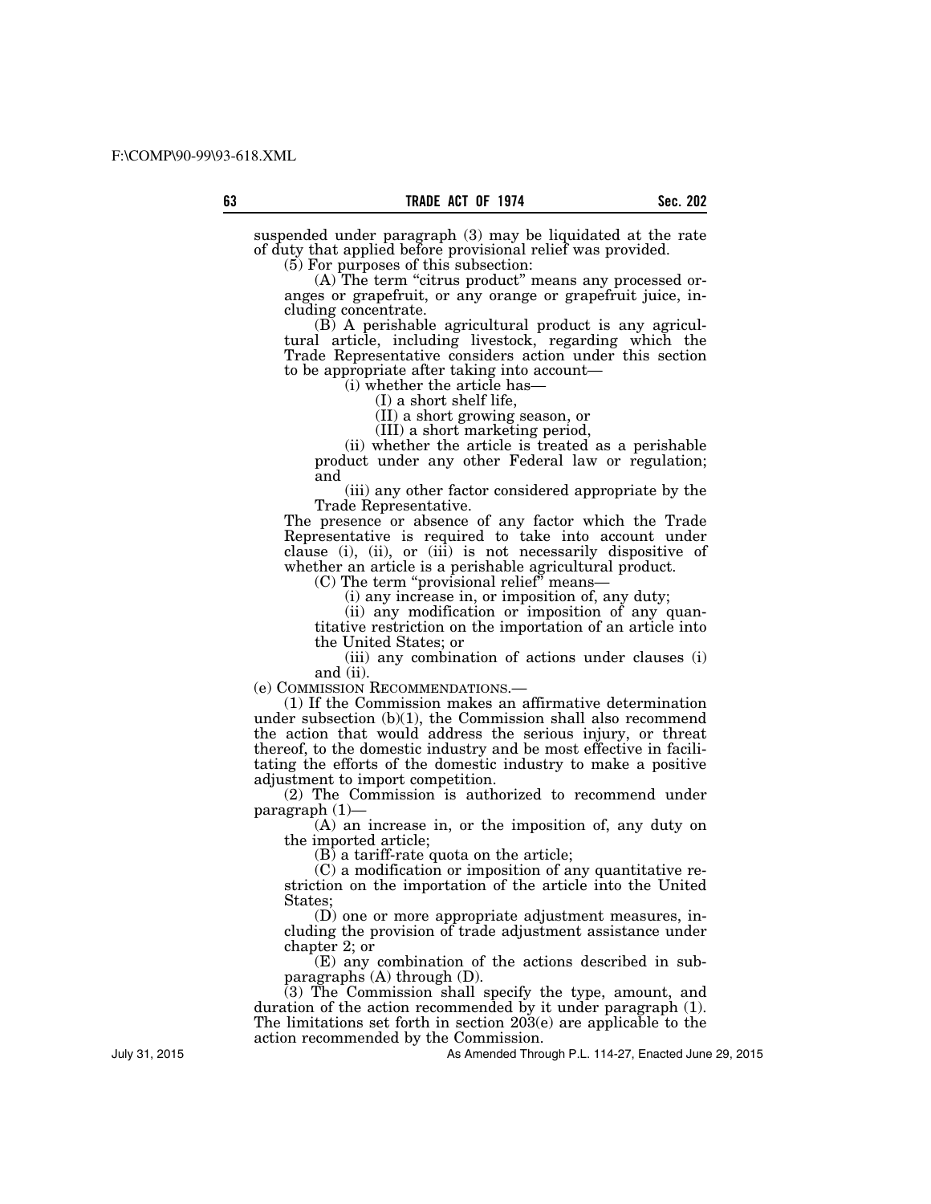suspended under paragraph (3) may be liquidated at the rate of duty that applied before provisional relief was provided.

(5) For purposes of this subsection:

(A) The term "citrus product" means any processed oranges or grapefruit, or any orange or grapefruit juice, including concentrate.

(B) A perishable agricultural product is any agricultural article, including livestock, regarding which the Trade Representative considers action under this section to be appropriate after taking into account—

(i) whether the article has—

(I) a short shelf life,

(II) a short growing season, or

(III) a short marketing period,

(ii) whether the article is treated as a perishable product under any other Federal law or regulation; and

(iii) any other factor considered appropriate by the Trade Representative.

The presence or absence of any factor which the Trade Representative is required to take into account under clause (i), (ii), or (iii) is not necessarily dispositive of whether an article is a perishable agricultural product.

(C) The term "provisional relief" means—

(i) any increase in, or imposition of, any duty;

(ii) any modification or imposition of any quantitative restriction on the importation of an article into the United States; or

(iii) any combination of actions under clauses (i) and (ii).

(e) COMMISSION RECOMMENDATIONS.—

(1) If the Commission makes an affirmative determination under subsection (b)(1), the Commission shall also recommend the action that would address the serious injury, or threat thereof, to the domestic industry and be most effective in facilitating the efforts of the domestic industry to make a positive adjustment to import competition.

(2) The Commission is authorized to recommend under paragraph (1)—

(A) an increase in, or the imposition of, any duty on the imported article;

(B) a tariff-rate quota on the article;

(C) a modification or imposition of any quantitative restriction on the importation of the article into the United States;

(D) one or more appropriate adjustment measures, including the provision of trade adjustment assistance under chapter 2; or

(E) any combination of the actions described in subparagraphs (A) through (D).

(3) The Commission shall specify the type, amount, and duration of the action recommended by it under paragraph (1). The limitations set forth in section 203(e) are applicable to the action recommended by the Commission.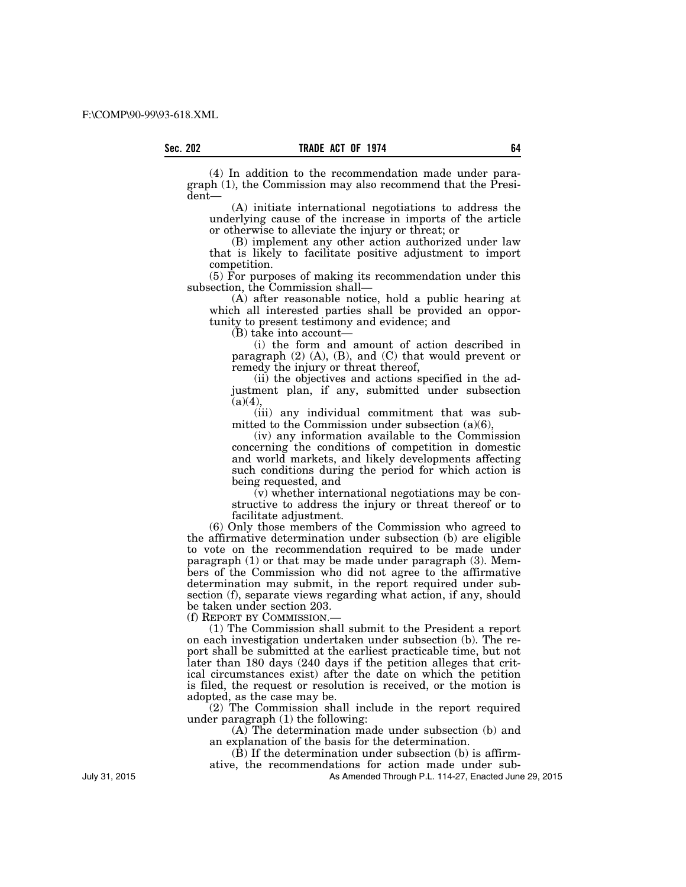(4) In addition to the recommendation made under paragraph (1), the Commission may also recommend that the President—

(A) initiate international negotiations to address the underlying cause of the increase in imports of the article or otherwise to alleviate the injury or threat; or

(B) implement any other action authorized under law that is likely to facilitate positive adjustment to import competition.

(5) For purposes of making its recommendation under this subsection, the Commission shall—

(A) after reasonable notice, hold a public hearing at which all interested parties shall be provided an opportunity to present testimony and evidence; and

(B) take into account—

(i) the form and amount of action described in paragraph (2) (A), (B), and (C) that would prevent or remedy the injury or threat thereof,

(ii) the objectives and actions specified in the adjustment plan, if any, submitted under subsection (a)(4),

(iii) any individual commitment that was submitted to the Commission under subsection (a)(6),

(iv) any information available to the Commission concerning the conditions of competition in domestic and world markets, and likely developments affecting such conditions during the period for which action is being requested, and

(v) whether international negotiations may be constructive to address the injury or threat thereof or to facilitate adjustment.

(6) Only those members of the Commission who agreed to the affirmative determination under subsection (b) are eligible to vote on the recommendation required to be made under paragraph (1) or that may be made under paragraph (3). Members of the Commission who did not agree to the affirmative determination may submit, in the report required under subsection (f), separate views regarding what action, if any, should be taken under section 203.

(f) REPORT BY COMMISSION.—

(1) The Commission shall submit to the President a report on each investigation undertaken under subsection (b). The report shall be submitted at the earliest practicable time, but not later than 180 days (240 days if the petition alleges that critical circumstances exist) after the date on which the petition is filed, the request or resolution is received, or the motion is adopted, as the case may be.

(2) The Commission shall include in the report required under paragraph (1) the following:

(A) The determination made under subsection (b) and an explanation of the basis for the determination.

(B) If the determination under subsection (b) is affirmative, the recommendations for action made under sub-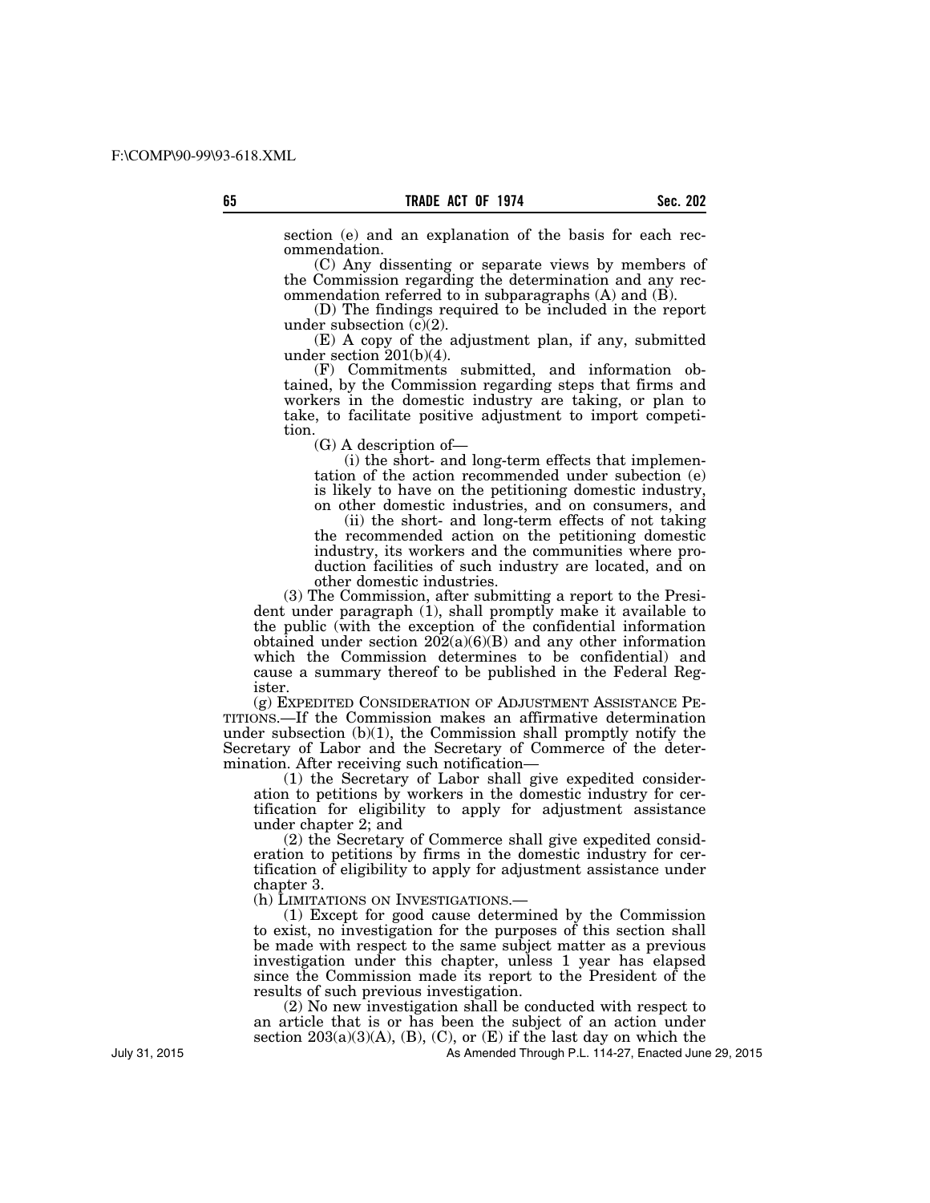section (e) and an explanation of the basis for each recommendation.

(C) Any dissenting or separate views by members of the Commission regarding the determination and any recommendation referred to in subparagraphs (A) and (B).

(D) The findings required to be included in the report under subsection (c)(2).

(E) A copy of the adjustment plan, if any, submitted under section 201(b)(4).

(F) Commitments submitted, and information obtained, by the Commission regarding steps that firms and workers in the domestic industry are taking, or plan to take, to facilitate positive adjustment to import competition.

(G) A description of—

(i) the short- and long-term effects that implementation of the action recommended under subection (e) is likely to have on the petitioning domestic industry, on other domestic industries, and on consumers, and

(ii) the short- and long-term effects of not taking the recommended action on the petitioning domestic industry, its workers and the communities where production facilities of such industry are located, and on other domestic industries.

(3) The Commission, after submitting a report to the President under paragraph (1), shall promptly make it available to the public (with the exception of the confidential information obtained under section 202(a)(6)(B) and any other information which the Commission determines to be confidential) and cause a summary thereof to be published in the Federal Register.

(g) EXPEDITED CONSIDERATION OF ADJUSTMENT ASSISTANCE PETITIONS.—If the Commission makes an affirmative determination under subsection (b)(1), the Commission shall promptly notify the Secretary of Labor and the Secretary of Commerce of the determination. After receiving such notification—

(1) the Secretary of Labor shall give expedited consideration to petitions by workers in the domestic industry for certification for eligibility to apply for adjustment assistance under chapter 2; and

(2) the Secretary of Commerce shall give expedited consideration to petitions by firms in the domestic industry for certification of eligibility to apply for adjustment assistance under chapter 3.

(h) LIMITATIONS ON INVESTIGATIONS.—

(1) Except for good cause determined by the Commission to exist, no investigation for the purposes of this section shall be made with respect to the same subject matter as a previous investigation under this chapter, unless 1 year has elapsed since the Commission made its report to the President of the results of such previous investigation.

(2) No new investigation shall be conducted with respect to an article that is or has been the subject of an action under section 203(a)(3)(A), (B), (C), or (E) if the last day on which the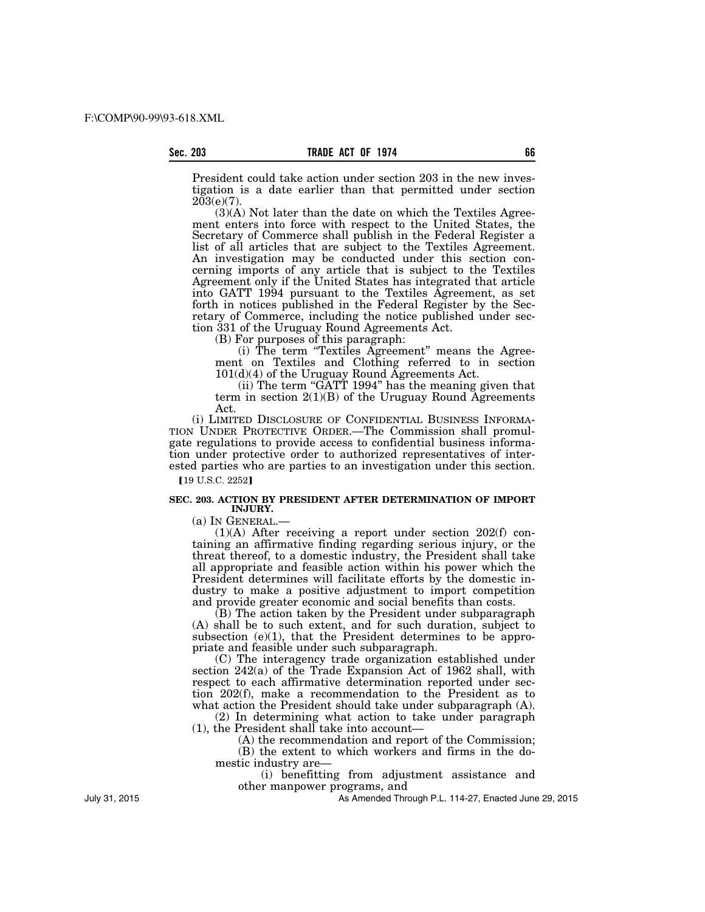President could take action under section 203 in the new investigation is a date earlier than that permitted under section 203(e)(7).

(3)(A) Not later than the date on which the Textiles Agreement enters into force with respect to the United States, the Secretary of Commerce shall publish in the Federal Register a list of all articles that are subject to the Textiles Agreement. An investigation may be conducted under this section concerning imports of any article that is subject to the Textiles Agreement only if the United States has integrated that article into GATT 1994 pursuant to the Textiles Agreement, as set forth in notices published in the Federal Register by the Secretary of Commerce, including the notice published under section 331 of the Uruguay Round Agreements Act.

(B) For purposes of this paragraph:

(i) The term "Textiles Agreement" means the Agreement on Textiles and Clothing referred to in section 101(d)(4) of the Uruguay Round Agreements Act.

(ii) The term "GATT 1994" has the meaning given that term in section 2(1)(B) of the Uruguay Round Agreements Act.

(i) LIMITED DISCLOSURE OF CONFIDENTIAL BUSINESS INFORMATION UNDER PROTECTIVE ORDER.—The Commission shall promulgate regulations to provide access to confidential business information under protective order to authorized representatives of interested parties who are parties to an investigation under this section.

【19 U.S.C. 2252】

**SEC. 203. ACTION BY PRESIDENT AFTER DETERMINATION OF IMPORT INJURY.**

(a) IN GENERAL.—

(1)(A) After receiving a report under section 202(f) containing an affirmative finding regarding serious injury, or the threat thereof, to a domestic industry, the President shall take all appropriate and feasible action within his power which the President determines will facilitate efforts by the domestic industry to make a positive adjustment to import competition and provide greater economic and social benefits than costs.

(B) The action taken by the President under subparagraph (A) shall be to such extent, and for such duration, subject to subsection (e)(1), that the President determines to be appropriate and feasible under such subparagraph.

(C) The interagency trade organization established under section 242(a) of the Trade Expansion Act of 1962 shall, with respect to each affirmative determination reported under section 202(f), make a recommendation to the President as to what action the President should take under subparagraph (A).

(2) In determining what action to take under paragraph (1), the President shall take into account—

(A) the recommendation and report of the Commission;

(B) the extent to which workers and firms in the domestic industry are—

(i) benefitting from adjustment assistance and other manpower programs, and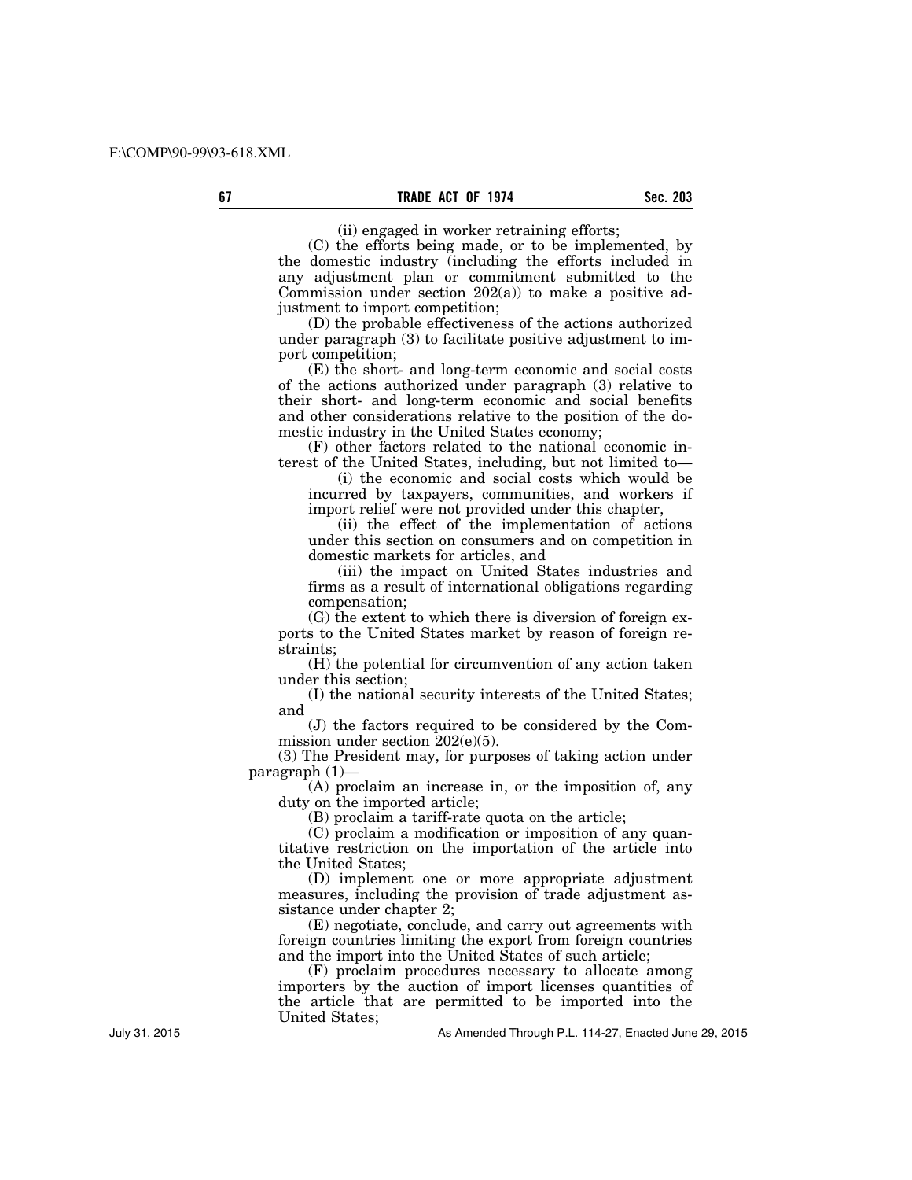(ii) engaged in worker retraining efforts;

(C) the efforts being made, or to be implemented, by the domestic industry (including the efforts included in any adjustment plan or commitment submitted to the Commission under section 202(a)) to make a positive adjustment to import competition;

(D) the probable effectiveness of the actions authorized under paragraph (3) to facilitate positive adjustment to import competition;

(E) the short- and long-term economic and social costs of the actions authorized under paragraph (3) relative to their short- and long-term economic and social benefits and other considerations relative to the position of the domestic industry in the United States economy;

(F) other factors related to the national economic interest of the United States, including, but not limited to—

(i) the economic and social costs which would be incurred by taxpayers, communities, and workers if import relief were not provided under this chapter,

(ii) the effect of the implementation of actions under this section on consumers and on competition in domestic markets for articles, and

(iii) the impact on United States industries and firms as a result of international obligations regarding compensation;

(G) the extent to which there is diversion of foreign exports to the United States market by reason of foreign restraints;

(H) the potential for circumvention of any action taken under this section;

(I) the national security interests of the United States; and

(J) the factors required to be considered by the Commission under section 202(e)(5).

(3) The President may, for purposes of taking action under paragraph (1)—

(A) proclaim an increase in, or the imposition of, any duty on the imported article;

(B) proclaim a tariff-rate quota on the article;

(C) proclaim a modification or imposition of any quantitative restriction on the importation of the article into the United States;

(D) implement one or more appropriate adjustment measures, including the provision of trade adjustment assistance under chapter 2;

(E) negotiate, conclude, and carry out agreements with foreign countries limiting the export from foreign countries and the import into the United States of such article;

(F) proclaim procedures necessary to allocate among importers by the auction of import licenses quantities of the article that are permitted to be imported into the United States;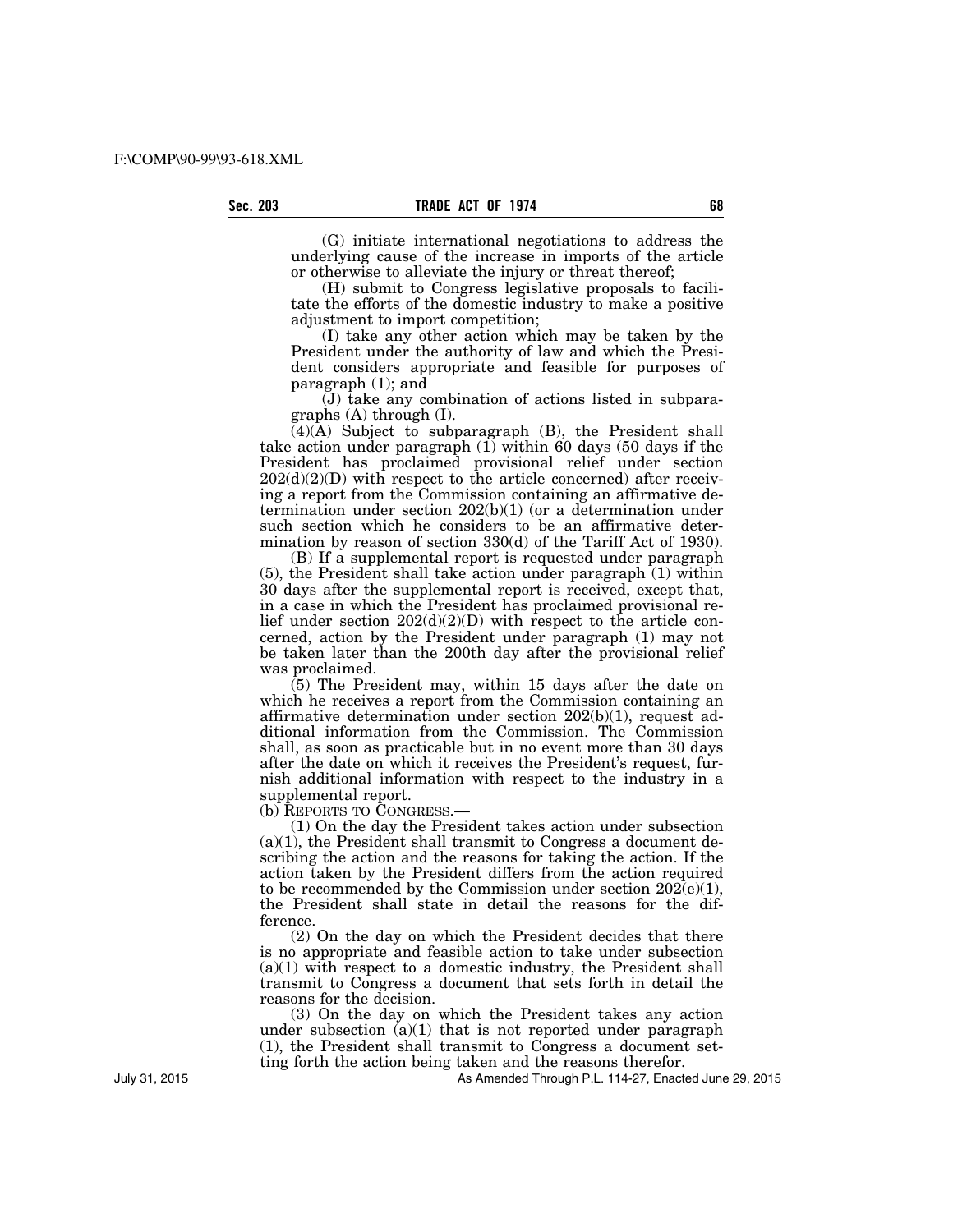(G) initiate international negotiations to address the underlying cause of the increase in imports of the article or otherwise to alleviate the injury or threat thereof;

(H) submit to Congress legislative proposals to facilitate the efforts of the domestic industry to make a positive adjustment to import competition;

(I) take any other action which may be taken by the President under the authority of law and which the President considers appropriate and feasible for purposes of paragraph (1); and

(J) take any combination of actions listed in subparagraphs (A) through (I).

(4)(A) Subject to subparagraph (B), the President shall take action under paragraph (1) within 60 days (50 days if the President has proclaimed provisional relief under section 202(d)(2)(D) with respect to the article concerned) after receiving a report from the Commission containing an affirmative determination under section 202(b)(1) (or a determination under such section which he considers to be an affirmative determination by reason of section 330(d) of the Tariff Act of 1930).

(B) If a supplemental report is requested under paragraph (5), the President shall take action under paragraph (1) within 30 days after the supplemental report is received, except that, in a case in which the President has proclaimed provisional relief under section 202(d)(2)(D) with respect to the article concerned, action by the President under paragraph (1) may not be taken later than the 200th day after the provisional relief was proclaimed.

(5) The President may, within 15 days after the date on which he receives a report from the Commission containing an affirmative determination under section 202(b)(1), request additional information from the Commission. The Commission shall, as soon as practicable but in no event more than 30 days after the date on which it receives the President's request, furnish additional information with respect to the industry in a supplemental report.

(b) REPORTS TO CONGRESS.—

(1) On the day the President takes action under subsection (a)(1), the President shall transmit to Congress a document describing the action and the reasons for taking the action. If the action taken by the President differs from the action required to be recommended by the Commission under section 202(e)(1), the President shall state in detail the reasons for the difference.

(2) On the day on which the President decides that there is no appropriate and feasible action to take under subsection (a)(1) with respect to a domestic industry, the President shall transmit to Congress a document that sets forth in detail the reasons for the decision.

(3) On the day on which the President takes any action under subsection (a)(1) that is not reported under paragraph (1), the President shall transmit to Congress a document setting forth the action being taken and the reasons therefor.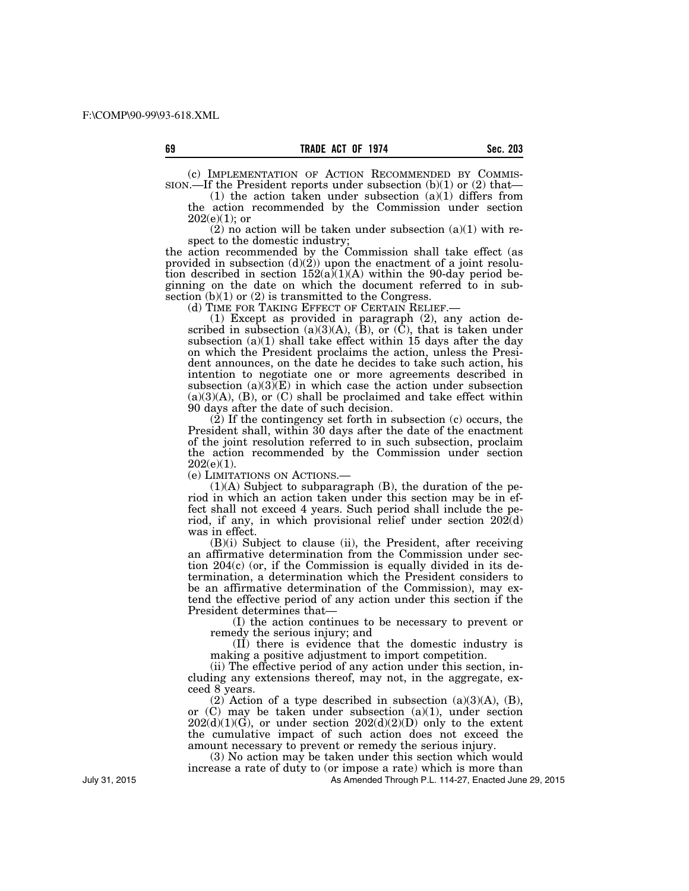(c) IMPLEMENTATION OF ACTION RECOMMENDED BY COMMISSION.—If the President reports under subsection (b)(1) or (2) that—

(1) the action taken under subsection (a)(1) differs from the action recommended by the Commission under section 202(e)(1); or

(2) no action will be taken under subsection (a)(1) with respect to the domestic industry;

the action recommended by the Commission shall take effect (as provided in subsection (d)(2)) upon the enactment of a joint resolution described in section 152(a)(1)(A) within the 90-day period beginning on the date on which the document referred to in subsection (b)(1) or (2) is transmitted to the Congress.

(d) TIME FOR TAKING EFFECT OF CERTAIN RELIEF.—

(1) Except as provided in paragraph (2), any action described in subsection (a)(3)(A), (B), or (C), that is taken under subsection (a)(1) shall take effect within 15 days after the day on which the President proclaims the action, unless the President announces, on the date he decides to take such action, his intention to negotiate one or more agreements described in subsection (a)(3)(E) in which case the action under subsection (a)(3)(A), (B), or (C) shall be proclaimed and take effect within 90 days after the date of such decision.

(2) If the contingency set forth in subsection (c) occurs, the President shall, within 30 days after the date of the enactment of the joint resolution referred to in such subsection, proclaim the action recommended by the Commission under section 202(e)(1).

(e) LIMITATIONS ON ACTIONS.—

(1)(A) Subject to subparagraph (B), the duration of the period in which an action taken under this section may be in effect shall not exceed 4 years. Such period shall include the period, if any, in which provisional relief under section 202(d) was in effect.

(B)(i) Subject to clause (ii), the President, after receiving an affirmative determination from the Commission under section 204(c) (or, if the Commission is equally divided in its determination, a determination which the President considers to be an affirmative determination of the Commission), may extend the effective period of any action under this section if the President determines that—

(I) the action continues to be necessary to prevent or remedy the serious injury; and

(II) there is evidence that the domestic industry is making a positive adjustment to import competition.

(ii) The effective period of any action under this section, including any extensions thereof, may not, in the aggregate, exceed 8 years.

(2) Action of a type described in subsection (a)(3)(A), (B), or (C) may be taken under subsection (a)(1), under section 202(d)(1)(G), or under section 202(d)(2)(D) only to the extent the cumulative impact of such action does not exceed the amount necessary to prevent or remedy the serious injury.

(3) No action may be taken under this section which would increase a rate of duty to (or impose a rate) which is more than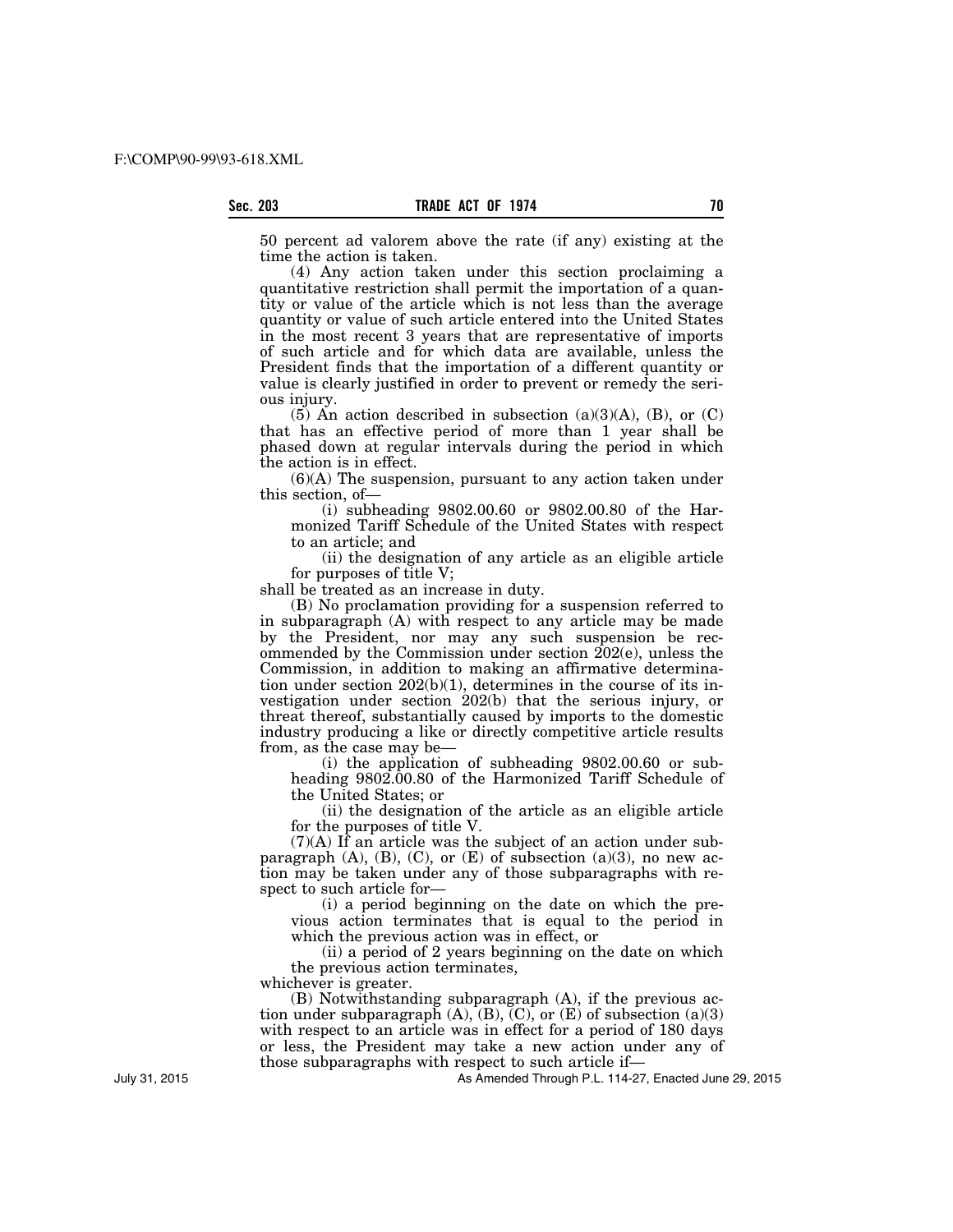50 percent ad valorem above the rate (if any) existing at the time the action is taken.

(4) Any action taken under this section proclaiming a quantitative restriction shall permit the importation of a quantity or value of the article which is not less than the average quantity or value of such article entered into the United States in the most recent 3 years that are representative of imports of such article and for which data are available, unless the President finds that the importation of a different quantity or value is clearly justified in order to prevent or remedy the serious injury.

(5) An action described in subsection (a)(3)(A), (B), or (C) that has an effective period of more than 1 year shall be phased down at regular intervals during the period in which the action is in effect.

(6)(A) The suspension, pursuant to any action taken under this section, of—

(i) subheading 9802.00.60 or 9802.00.80 of the Harmonized Tariff Schedule of the United States with respect to an article; and

(ii) the designation of any article as an eligible article for purposes of title V;

shall be treated as an increase in duty.

(B) No proclamation providing for a suspension referred to in subparagraph (A) with respect to any article may be made by the President, nor may any such suspension be recommended by the Commission under section 202(e), unless the Commission, in addition to making an affirmative determination under section 202(b)(1), determines in the course of its investigation under section 202(b) that the serious injury, or threat thereof, substantially caused by imports to the domestic industry producing a like or directly competitive article results from, as the case may be—

(i) the application of subheading 9802.00.60 or subheading 9802.00.80 of the Harmonized Tariff Schedule of the United States; or

(ii) the designation of the article as an eligible article for the purposes of title V.

(7)(A) If an article was the subject of an action under subparagraph (A), (B), (C), or (E) of subsection (a)(3), no new action may be taken under any of those subparagraphs with respect to such article for—

(i) a period beginning on the date on which the previous action terminates that is equal to the period in which the previous action was in effect, or

(ii) a period of 2 years beginning on the date on which the previous action terminates,

whichever is greater.

(B) Notwithstanding subparagraph (A), if the previous action under subparagraph (A), (B), (C), or (E) of subsection (a)(3) with respect to an article was in effect for a period of 180 days or less, the President may take a new action under any of those subparagraphs with respect to such article if—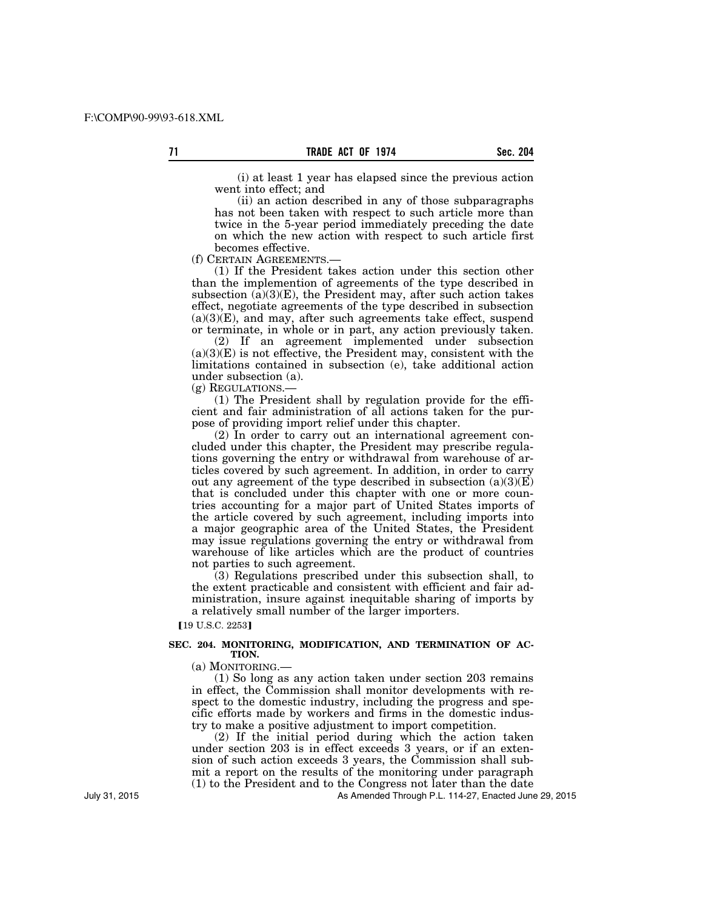(i) at least 1 year has elapsed since the previous action went into effect; and

(ii) an action described in any of those subparagraphs has not been taken with respect to such article more than twice in the 5-year period immediately preceding the date on which the new action with respect to such article first becomes effective.

(f) CERTAIN AGREEMENTS.—

(1) If the President takes action under this section other than the implemention of agreements of the type described in subsection (a)(3)(E), the President may, after such action takes effect, negotiate agreements of the type described in subsection (a)(3)(E), and may, after such agreements take effect, suspend or terminate, in whole or in part, any action previously taken.

(2) If an agreement implemented under subsection (a)(3)(E) is not effective, the President may, consistent with the limitations contained in subsection (e), take additional action under subsection (a).

(g) REGULATIONS.—

(1) The President shall by regulation provide for the efficient and fair administration of all actions taken for the purpose of providing import relief under this chapter.

(2) In order to carry out an international agreement concluded under this chapter, the President may prescribe regulations governing the entry or withdrawal from warehouse of articles covered by such agreement. In addition, in order to carry out any agreement of the type described in subsection (a)(3)(E) that is concluded under this chapter with one or more countries accounting for a major part of United States imports of the article covered by such agreement, including imports into a major geographic area of the United States, the President may issue regulations governing the entry or withdrawal from warehouse of like articles which are the product of countries not parties to such agreement.

(3) Regulations prescribed under this subsection shall, to the extent practicable and consistent with efficient and fair administration, insure against inequitable sharing of imports by a relatively small number of the larger importers.

【19 U.S.C. 2253】

**SEC. 204. MONITORING, MODIFICATION, AND TERMINATION OF ACTION.**

(a) MONITORING.—

(1) So long as any action taken under section 203 remains in effect, the Commission shall monitor developments with respect to the domestic industry, including the progress and specific efforts made by workers and firms in the domestic industry to make a positive adjustment to import competition.

(2) If the initial period during which the action taken under section 203 is in effect exceeds 3 years, or if an extension of such action exceeds 3 years, the Commission shall submit a report on the results of the monitoring under paragraph (1) to the President and to the Congress not later than the date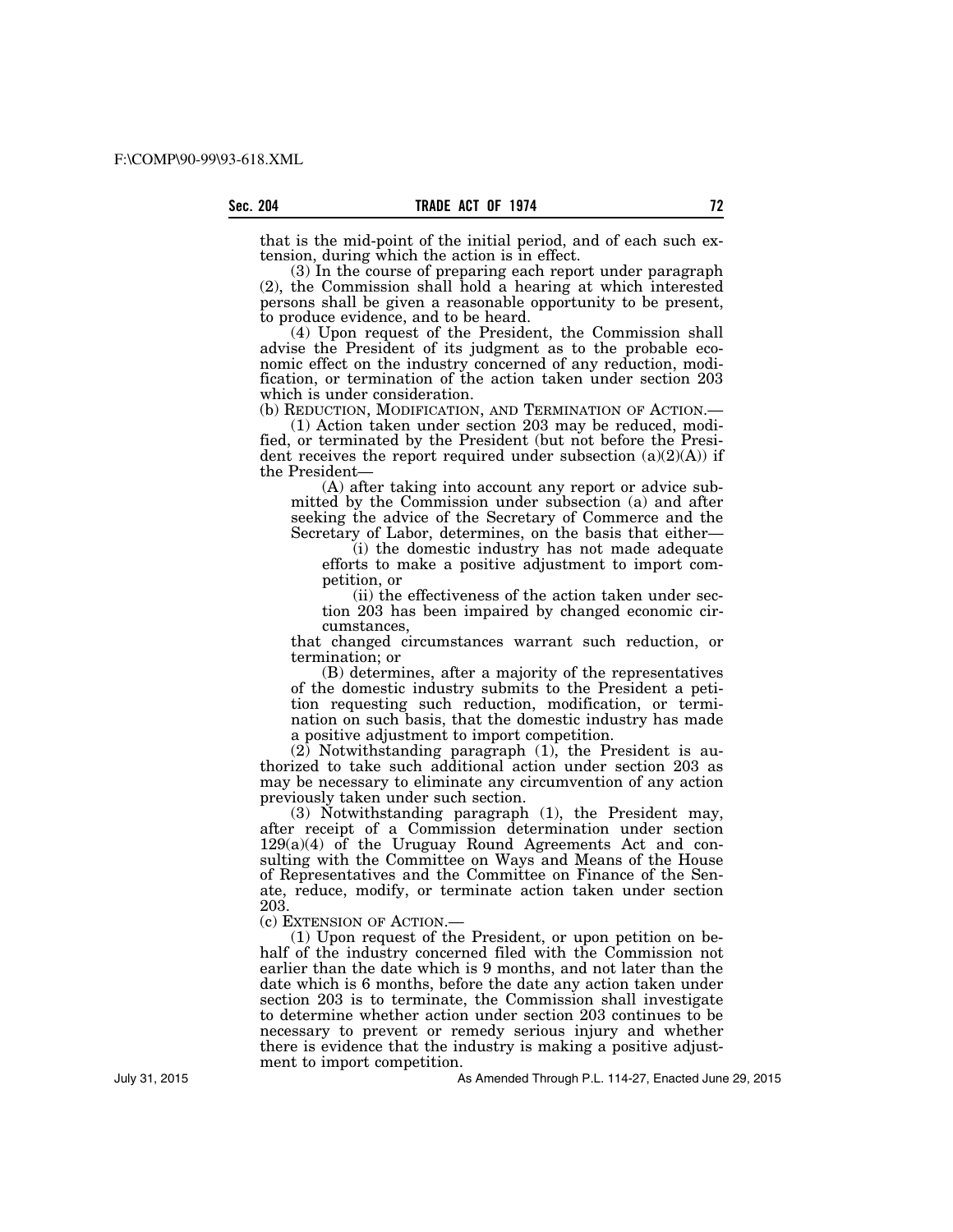that is the mid-point of the initial period, and of each such extension, during which the action is in effect.

(3) In the course of preparing each report under paragraph (2), the Commission shall hold a hearing at which interested persons shall be given a reasonable opportunity to be present, to produce evidence, and to be heard.

(4) Upon request of the President, the Commission shall advise the President of its judgment as to the probable economic effect on the industry concerned of any reduction, modification, or termination of the action taken under section 203 which is under consideration.

(b) REDUCTION, MODIFICATION, AND TERMINATION OF ACTION.—

(1) Action taken under section 203 may be reduced, modified, or terminated by the President (but not before the President receives the report required under subsection (a)(2)(A)) if the President—

(A) after taking into account any report or advice submitted by the Commission under subsection (a) and after seeking the advice of the Secretary of Commerce and the Secretary of Labor, determines, on the basis that either—

(i) the domestic industry has not made adequate efforts to make a positive adjustment to import competition, or

(ii) the effectiveness of the action taken under section 203 has been impaired by changed economic circumstances,

that changed circumstances warrant such reduction, or termination; or

(B) determines, after a majority of the representatives of the domestic industry submits to the President a petition requesting such reduction, modification, or termination on such basis, that the domestic industry has made a positive adjustment to import competition.

(2) Notwithstanding paragraph (1), the President is authorized to take such additional action under section 203 as may be necessary to eliminate any circumvention of any action previously taken under such section.

(3) Notwithstanding paragraph (1), the President may, after receipt of a Commission determination under section 129(a)(4) of the Uruguay Round Agreements Act and consulting with the Committee on Ways and Means of the House of Representatives and the Committee on Finance of the Senate, reduce, modify, or terminate action taken under section 203.

(c) EXTENSION OF ACTION.—

(1) Upon request of the President, or upon petition on behalf of the industry concerned filed with the Commission not earlier than the date which is 9 months, and not later than the date which is 6 months, before the date any action taken under section 203 is to terminate, the Commission shall investigate to determine whether action under section 203 continues to be necessary to prevent or remedy serious injury and whether there is evidence that the industry is making a positive adjustment to import competition.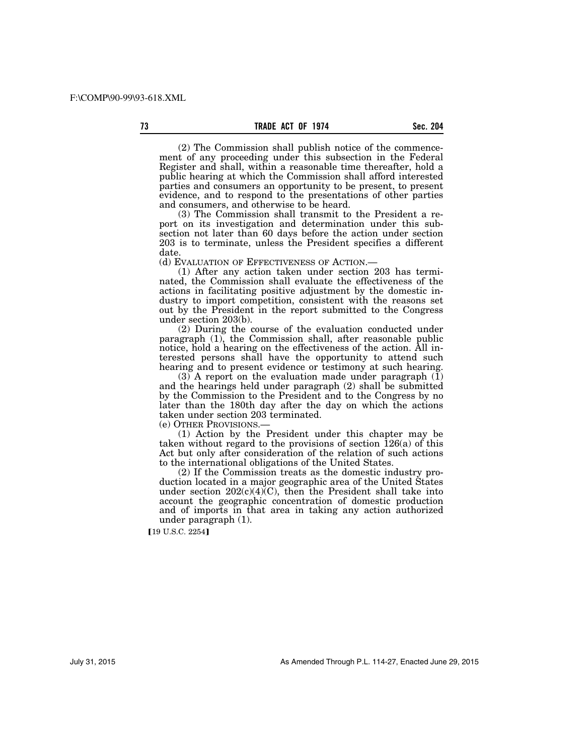(2) The Commission shall publish notice of the commencement of any proceeding under this subsection in the Federal Register and shall, within a reasonable time thereafter, hold a public hearing at which the Commission shall afford interested parties and consumers an opportunity to be present, to present evidence, and to respond to the presentations of other parties and consumers, and otherwise to be heard.

(3) The Commission shall transmit to the President a report on its investigation and determination under this subsection not later than 60 days before the action under section 203 is to terminate, unless the President specifies a different date.

(d) EVALUATION OF EFFECTIVENESS OF ACTION.—

(1) After any action taken under section 203 has terminated, the Commission shall evaluate the effectiveness of the actions in facilitating positive adjustment by the domestic industry to import competition, consistent with the reasons set out by the President in the report submitted to the Congress under section 203(b).

(2) During the course of the evaluation conducted under paragraph (1), the Commission shall, after reasonable public notice, hold a hearing on the effectiveness of the action. All interested persons shall have the opportunity to attend such hearing and to present evidence or testimony at such hearing.

(3) A report on the evaluation made under paragraph (1) and the hearings held under paragraph (2) shall be submitted by the Commission to the President and to the Congress by no later than the 180th day after the day on which the actions taken under section 203 terminated.

(e) OTHER PROVISIONS.—

(1) Action by the President under this chapter may be taken without regard to the provisions of section 126(a) of this Act but only after consideration of the relation of such actions to the international obligations of the United States.

(2) If the Commission treats as the domestic industry production located in a major geographic area of the United States under section 202(c)(4)(C), then the President shall take into account the geographic concentration of domestic production and of imports in that area in taking any action authorized under paragraph (1).

[19 U.S.C. 2254]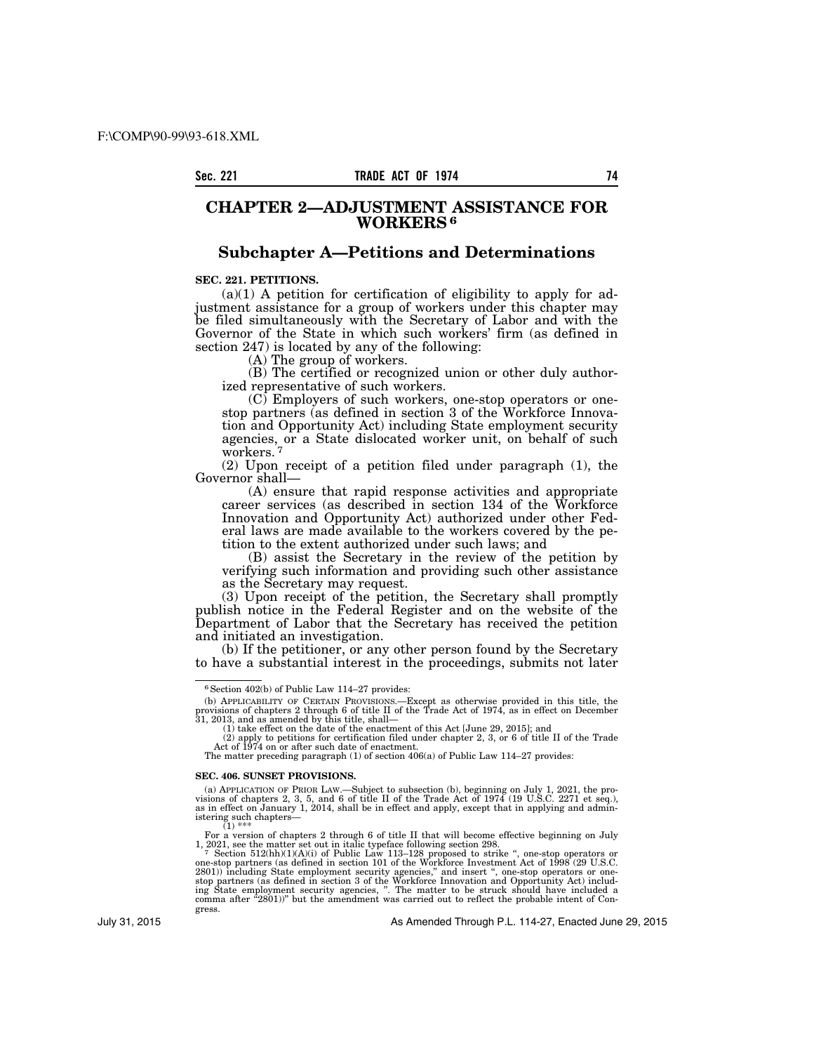# CHAPTER 2—ADJUSTMENT ASSISTANCE FOR WORKERS [6]

## Subchapter A—Petitions and Determinations

**SEC. 221. PETITIONS.**

(a)(1) A petition for certification of eligibility to apply for adjustment assistance for a group of workers under this chapter may be filed simultaneously with the Secretary of Labor and with the Governor of the State in which such workers' firm (as defined in section 247) is located by any of the following:

(A) The group of workers.

(B) The certified or recognized union or other duly authorized representative of such workers.

(C) Employers of such workers, one-stop operators or one-stop partners (as defined in section 3 of the Workforce Innovation and Opportunity Act) including State employment security agencies, or a State dislocated worker unit, on behalf of such workers. [7]

(2) Upon receipt of a petition filed under paragraph (1), the Governor shall—

(A) ensure that rapid response activities and appropriate career services (as described in section 134 of the Workforce Innovation and Opportunity Act) authorized under other Federal laws are made available to the workers covered by the petition to the extent authorized under such laws; and

(B) assist the Secretary in the review of the petition by verifying such information and providing such other assistance as the Secretary may request.

(3) Upon receipt of the petition, the Secretary shall promptly publish notice in the Federal Register and on the website of the Department of Labor that the Secretary has received the petition and initiated an investigation.

(b) If the petitioner, or any other person found by the Secretary to have a substantial interest in the proceedings, submits not later

---

[6] Section 402(b) of Public Law 114–27 provides:

(b) APPLICABILITY OF CERTAIN PROVISIONS.—Except as otherwise provided in this title, the provisions of chapters 2 through 6 of title II of the Trade Act of 1974, as in effect on December 31, 2013, and as amended by this title, shall—

(1) take effect on the date of the enactment of this Act [June 29, 2015]; and

(2) apply to petitions for certification filed under chapter 2, 3, or 6 of title II of the Trade Act of 1974 on or after such date of enactment.

The matter preceding paragraph (1) of section 406(a) of Public Law 114–27 provides:

**SEC. 406. SUNSET PROVISIONS.**

(a) APPLICATION OF PRIOR LAW.—Subject to subsection (b), beginning on July 1, 2021, the provisions of chapters 2, 3, 5, and 6 of title II of the Trade Act of 1974 (19 U.S.C. 2271 et seq.), as in effect on January 1, 2014, shall be in effect and apply, except that in applying and administering such chapters—

(1) ***

For a version of chapters 2 through 6 of title II that will become effective beginning on July 1, 2021, see the matter set out in italic typeface following section 298.

[7] Section 512(hh)(1)(A)(i) of Public Law 113–128 proposed to strike ", one-stop operators or one-stop partners (as defined in section 101 of the Workforce Investment Act of 1998 (29 U.S.C. 2801)) including State employment security agencies," and insert ", one-stop operators or one-stop partners (as defined in section 3 of the Workforce Innovation and Opportunity Act) including State employment security agencies, ". The matter to be struck should have included a comma after "2801))" but the amendment was carried out to reflect the probable intent of Congress.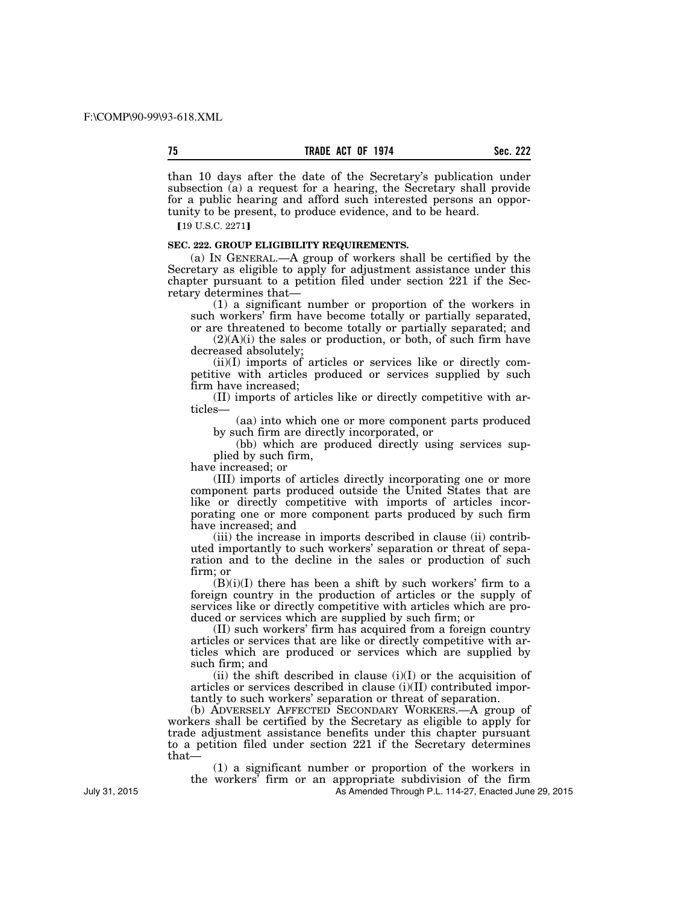than 10 days after the date of the Secretary's publication under subsection (a) a request for a hearing, the Secretary shall provide for a public hearing and afford such interested persons an opportunity to be present, to produce evidence, and to be heard.

【19 U.S.C. 2271】

**SEC. 222. GROUP ELIGIBILITY REQUIREMENTS.**

(a) IN GENERAL.—A group of workers shall be certified by the Secretary as eligible to apply for adjustment assistance under this chapter pursuant to a petition filed under section 221 if the Secretary determines that—

(1) a significant number or proportion of the workers in such workers' firm have become totally or partially separated, or are threatened to become totally or partially separated; and

(2)(A)(i) the sales or production, or both, of such firm have decreased absolutely;

(ii)(I) imports of articles or services like or directly competitive with articles produced or services supplied by such firm have increased;

(II) imports of articles like or directly competitive with articles—

(aa) into which one or more component parts produced by such firm are directly incorporated, or

(bb) which are produced directly using services supplied by such firm,

have increased; or

(III) imports of articles directly incorporating one or more component parts produced outside the United States that are like or directly competitive with imports of articles incorporating one or more component parts produced by such firm have increased; and

(iii) the increase in imports described in clause (ii) contributed importantly to such workers' separation or threat of separation and to the decline in the sales or production of such firm; or

(B)(i)(I) there has been a shift by such workers' firm to a foreign country in the production of articles or the supply of services like or directly competitive with articles which are produced or services which are supplied by such firm; or

(II) such workers' firm has acquired from a foreign country articles or services that are like or directly competitive with articles which are produced or services which are supplied by such firm; and

(ii) the shift described in clause (i)(I) or the acquisition of articles or services described in clause (i)(II) contributed importantly to such workers' separation or threat of separation.

(b) ADVERSELY AFFECTED SECONDARY WORKERS.—A group of workers shall be certified by the Secretary as eligible to apply for trade adjustment assistance benefits under this chapter pursuant to a petition filed under section 221 if the Secretary determines that—

(1) a significant number or proportion of the workers in the workers' firm or an appropriate subdivision of the firm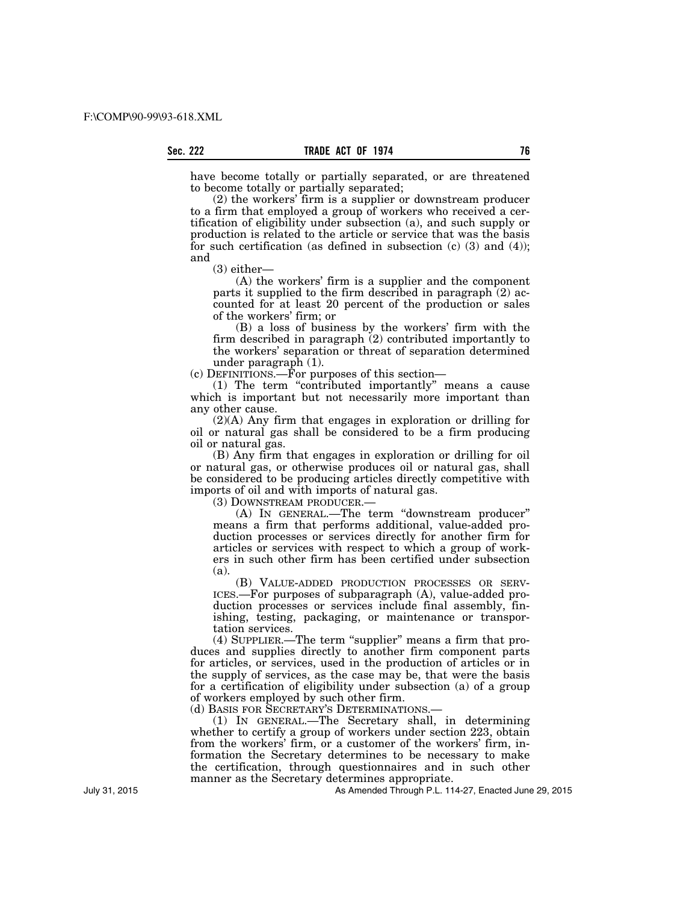have become totally or partially separated, or are threatened to become totally or partially separated;

(2) the workers' firm is a supplier or downstream producer to a firm that employed a group of workers who received a certification of eligibility under subsection (a), and such supply or production is related to the article or service that was the basis for such certification (as defined in subsection (c) (3) and (4)); and

(3) either—

(A) the workers' firm is a supplier and the component parts it supplied to the firm described in paragraph (2) accounted for at least 20 percent of the production or sales of the workers' firm; or

(B) a loss of business by the workers' firm with the firm described in paragraph (2) contributed importantly to the workers' separation or threat of separation determined under paragraph (1).

(c) DEFINITIONS.—For purposes of this section—

(1) The term "contributed importantly" means a cause which is important but not necessarily more important than any other cause.

(2)(A) Any firm that engages in exploration or drilling for oil or natural gas shall be considered to be a firm producing oil or natural gas.

(B) Any firm that engages in exploration or drilling for oil or natural gas, or otherwise produces oil or natural gas, shall be considered to be producing articles directly competitive with imports of oil and with imports of natural gas.

(3) DOWNSTREAM PRODUCER.—

(A) IN GENERAL.—The term "downstream producer" means a firm that performs additional, value-added production processes or services directly for another firm for articles or services with respect to which a group of workers in such other firm has been certified under subsection (a).

(B) VALUE-ADDED PRODUCTION PROCESSES OR SERVICES.—For purposes of subparagraph (A), value-added production processes or services include final assembly, finishing, testing, packaging, or maintenance or transportation services.

(4) SUPPLIER.—The term "supplier" means a firm that produces and supplies directly to another firm component parts for articles, or services, used in the production of articles or in the supply of services, as the case may be, that were the basis for a certification of eligibility under subsection (a) of a group of workers employed by such other firm.

(d) BASIS FOR SECRETARY'S DETERMINATIONS.—

(1) IN GENERAL.—The Secretary shall, in determining whether to certify a group of workers under section 223, obtain from the workers' firm, or a customer of the workers' firm, information the Secretary determines to be necessary to make the certification, through questionnaires and in such other manner as the Secretary determines appropriate.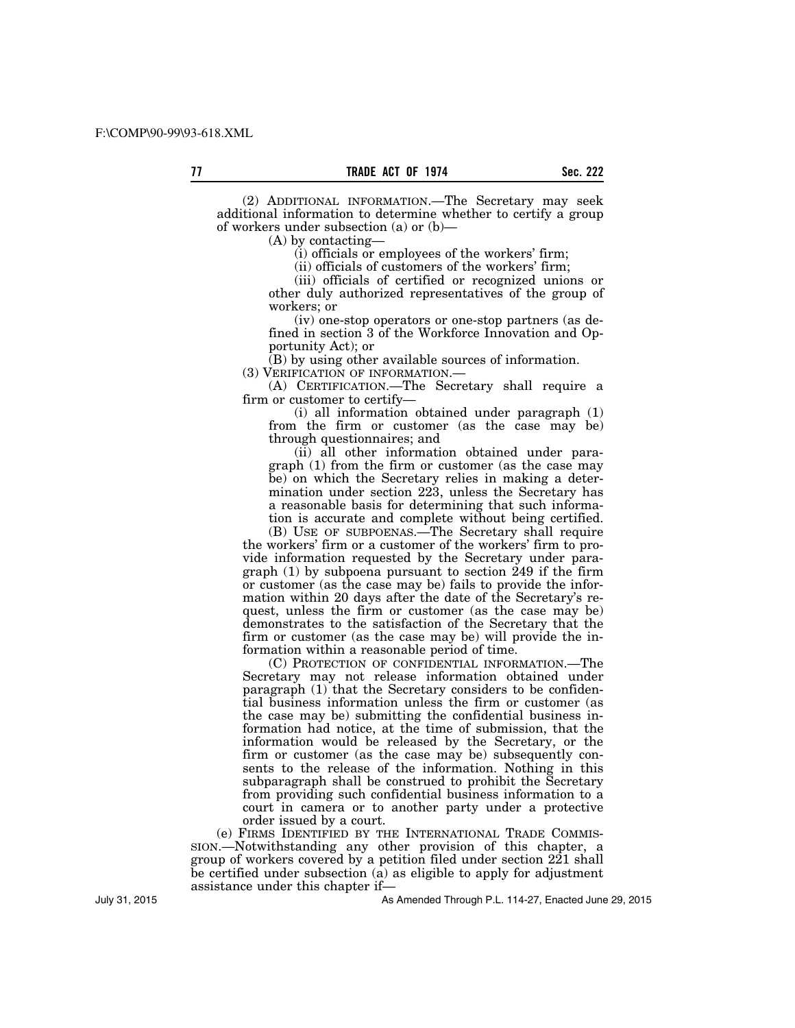(2) ADDITIONAL INFORMATION.—The Secretary may seek additional information to determine whether to certify a group of workers under subsection (a) or (b)—

(A) by contacting—

(i) officials or employees of the workers' firm;

(ii) officials of customers of the workers' firm;

(iii) officials of certified or recognized unions or other duly authorized representatives of the group of workers; or

(iv) one-stop operators or one-stop partners (as defined in section 3 of the Workforce Innovation and Opportunity Act); or

(B) by using other available sources of information.

(3) VERIFICATION OF INFORMATION.—

(A) CERTIFICATION.—The Secretary shall require a firm or customer to certify—

(i) all information obtained under paragraph (1) from the firm or customer (as the case may be) through questionnaires; and

(ii) all other information obtained under paragraph (1) from the firm or customer (as the case may be) on which the Secretary relies in making a determination under section 223, unless the Secretary has a reasonable basis for determining that such information is accurate and complete without being certified.

(B) USE OF SUBPOENAS.—The Secretary shall require the workers' firm or a customer of the workers' firm to provide information requested by the Secretary under paragraph (1) by subpoena pursuant to section 249 if the firm or customer (as the case may be) fails to provide the information within 20 days after the date of the Secretary's request, unless the firm or customer (as the case may be) demonstrates to the satisfaction of the Secretary that the firm or customer (as the case may be) will provide the information within a reasonable period of time.

(C) PROTECTION OF CONFIDENTIAL INFORMATION.—The Secretary may not release information obtained under paragraph (1) that the Secretary considers to be confidential business information unless the firm or customer (as the case may be) submitting the confidential business information had notice, at the time of submission, that the information would be released by the Secretary, or the firm or customer (as the case may be) subsequently consents to the release of the information. Nothing in this subparagraph shall be construed to prohibit the Secretary from providing such confidential business information to a court in camera or to another party under a protective order issued by a court.

(e) FIRMS IDENTIFIED BY THE INTERNATIONAL TRADE COMMISSION.—Notwithstanding any other provision of this chapter, a group of workers covered by a petition filed under section 221 shall be certified under subsection (a) as eligible to apply for adjustment assistance under this chapter if—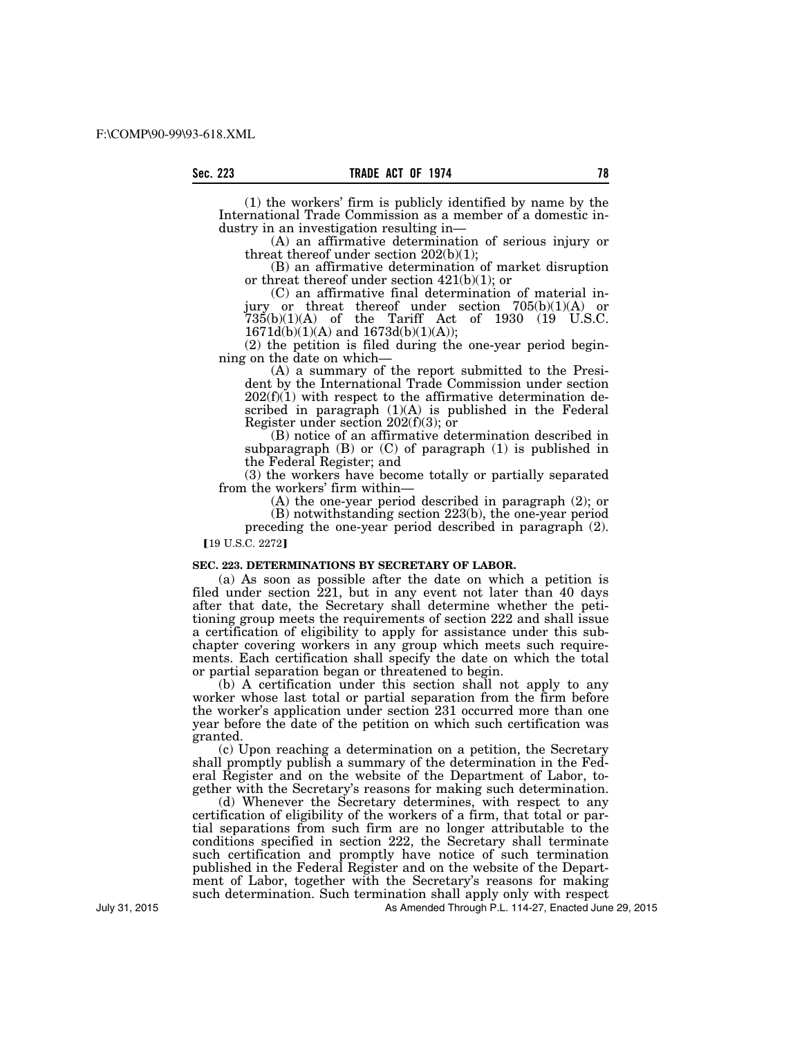(1) the workers' firm is publicly identified by name by the International Trade Commission as a member of a domestic industry in an investigation resulting in—

(A) an affirmative determination of serious injury or threat thereof under section 202(b)(1);

(B) an affirmative determination of market disruption or threat thereof under section 421(b)(1); or

(C) an affirmative final determination of material injury or threat thereof under section 705(b)(1)(A) or 735(b)(1)(A) of the Tariff Act of 1930 (19 U.S.C. 1671d(b)(1)(A) and 1673d(b)(1)(A));

(2) the petition is filed during the one-year period beginning on the date on which—

(A) a summary of the report submitted to the President by the International Trade Commission under section 202(f)(1) with respect to the affirmative determination described in paragraph (1)(A) is published in the Federal Register under section 202(f)(3); or

(B) notice of an affirmative determination described in subparagraph (B) or (C) of paragraph (1) is published in the Federal Register; and

(3) the workers have become totally or partially separated from the workers' firm within—

(A) the one-year period described in paragraph (2); or

(B) notwithstanding section 223(b), the one-year period preceding the one-year period described in paragraph (2).

【19 U.S.C. 2272】

**SEC. 223. DETERMINATIONS BY SECRETARY OF LABOR.**

(a) As soon as possible after the date on which a petition is filed under section 221, but in any event not later than 40 days after that date, the Secretary shall determine whether the petitioning group meets the requirements of section 222 and shall issue a certification of eligibility to apply for assistance under this subchapter covering workers in any group which meets such requirements. Each certification shall specify the date on which the total or partial separation began or threatened to begin.

(b) A certification under this section shall not apply to any worker whose last total or partial separation from the firm before the worker's application under section 231 occurred more than one year before the date of the petition on which such certification was granted.

(c) Upon reaching a determination on a petition, the Secretary shall promptly publish a summary of the determination in the Federal Register and on the website of the Department of Labor, together with the Secretary's reasons for making such determination.

(d) Whenever the Secretary determines, with respect to any certification of eligibility of the workers of a firm, that total or partial separations from such firm are no longer attributable to the conditions specified in section 222, the Secretary shall terminate such certification and promptly have notice of such termination published in the Federal Register and on the website of the Department of Labor, together with the Secretary's reasons for making such determination. Such termination shall apply only with respect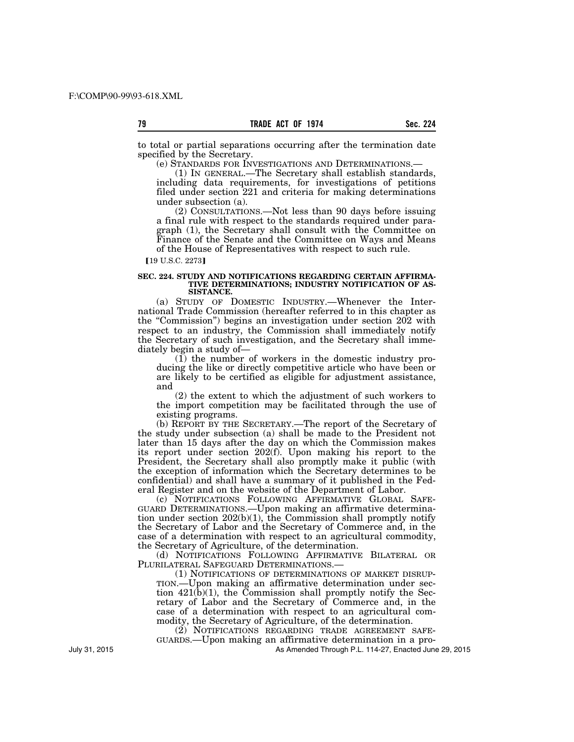to total or partial separations occurring after the termination date specified by the Secretary.

(e) STANDARDS FOR INVESTIGATIONS AND DETERMINATIONS.—

(1) IN GENERAL.—The Secretary shall establish standards, including data requirements, for investigations of petitions filed under section 221 and criteria for making determinations under subsection (a).

(2) CONSULTATIONS.—Not less than 90 days before issuing a final rule with respect to the standards required under paragraph (1), the Secretary shall consult with the Committee on Finance of the Senate and the Committee on Ways and Means of the House of Representatives with respect to such rule.

【19 U.S.C. 2273】

**SEC. 224. STUDY AND NOTIFICATIONS REGARDING CERTAIN AFFIRMATIVE DETERMINATIONS; INDUSTRY NOTIFICATION OF ASSISTANCE.**

(a) STUDY OF DOMESTIC INDUSTRY.—Whenever the International Trade Commission (hereafter referred to in this chapter as the "Commission") begins an investigation under section 202 with respect to an industry, the Commission shall immediately notify the Secretary of such investigation, and the Secretary shall immediately begin a study of—

(1) the number of workers in the domestic industry producing the like or directly competitive article who have been or are likely to be certified as eligible for adjustment assistance, and

(2) the extent to which the adjustment of such workers to the import competition may be facilitated through the use of existing programs.

(b) REPORT BY THE SECRETARY.—The report of the Secretary of the study under subsection (a) shall be made to the President not later than 15 days after the day on which the Commission makes its report under section 202(f). Upon making his report to the President, the Secretary shall also promptly make it public (with the exception of information which the Secretary determines to be confidential) and shall have a summary of it published in the Federal Register and on the website of the Department of Labor.

(c) NOTIFICATIONS FOLLOWING AFFIRMATIVE GLOBAL SAFEGUARD DETERMINATIONS.—Upon making an affirmative determination under section 202(b)(1), the Commission shall promptly notify the Secretary of Labor and the Secretary of Commerce and, in the case of a determination with respect to an agricultural commodity, the Secretary of Agriculture, of the determination.

(d) NOTIFICATIONS FOLLOWING AFFIRMATIVE BILATERAL OR PLURILATERAL SAFEGUARD DETERMINATIONS.—

(1) NOTIFICATIONS OF DETERMINATIONS OF MARKET DISRUPTION.—Upon making an affirmative determination under section 421(b)(1), the Commission shall promptly notify the Secretary of Labor and the Secretary of Commerce and, in the case of a determination with respect to an agricultural commodity, the Secretary of Agriculture, of the determination.

(2) NOTIFICATIONS REGARDING TRADE AGREEMENT SAFEGUARDS.—Upon making an affirmative determination in a pro-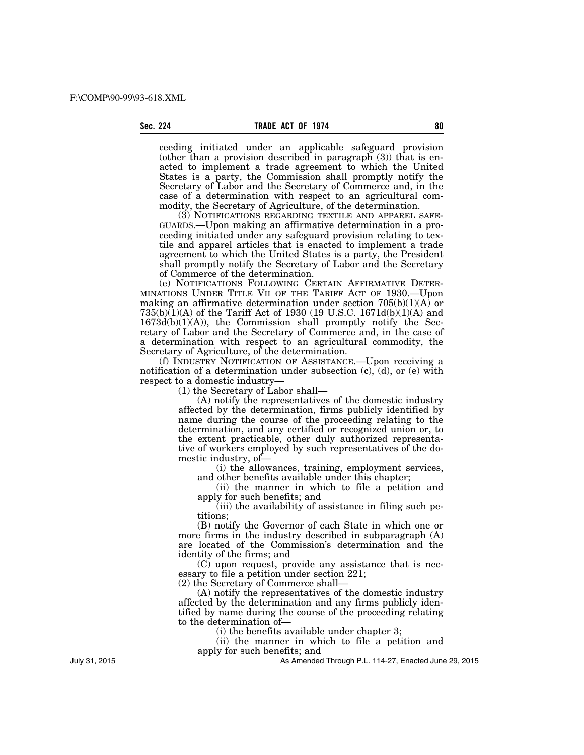ceeding initiated under an applicable safeguard provision (other than a provision described in paragraph (3)) that is enacted to implement a trade agreement to which the United States is a party, the Commission shall promptly notify the Secretary of Labor and the Secretary of Commerce and, in the case of a determination with respect to an agricultural commodity, the Secretary of Agriculture, of the determination.

(3) NOTIFICATIONS REGARDING TEXTILE AND APPAREL SAFEGUARDS.—Upon making an affirmative determination in a proceeding initiated under any safeguard provision relating to textile and apparel articles that is enacted to implement a trade agreement to which the United States is a party, the President shall promptly notify the Secretary of Labor and the Secretary of Commerce of the determination.

(e) NOTIFICATIONS FOLLOWING CERTAIN AFFIRMATIVE DETERMINATIONS UNDER TITLE VII OF THE TARIFF ACT OF 1930.—Upon making an affirmative determination under section 705(b)(1)(A) or 735(b)(1)(A) of the Tariff Act of 1930 (19 U.S.C. 1671d(b)(1)(A) and 1673d(b)(1)(A)), the Commission shall promptly notify the Secretary of Labor and the Secretary of Commerce and, in the case of a determination with respect to an agricultural commodity, the Secretary of Agriculture, of the determination.

(f) INDUSTRY NOTIFICATION OF ASSISTANCE.—Upon receiving a notification of a determination under subsection (c), (d), or (e) with respect to a domestic industry—

(1) the Secretary of Labor shall—

(A) notify the representatives of the domestic industry affected by the determination, firms publicly identified by name during the course of the proceeding relating to the determination, and any certified or recognized union or, to the extent practicable, other duly authorized representative of workers employed by such representatives of the domestic industry, of—

(i) the allowances, training, employment services, and other benefits available under this chapter;

(ii) the manner in which to file a petition and apply for such benefits; and

(iii) the availability of assistance in filing such petitions;

(B) notify the Governor of each State in which one or more firms in the industry described in subparagraph (A) are located of the Commission's determination and the identity of the firms; and

(C) upon request, provide any assistance that is necessary to file a petition under section 221;

(2) the Secretary of Commerce shall—

(A) notify the representatives of the domestic industry affected by the determination and any firms publicly identified by name during the course of the proceeding relating to the determination of—

(i) the benefits available under chapter 3;

(ii) the manner in which to file a petition and apply for such benefits; and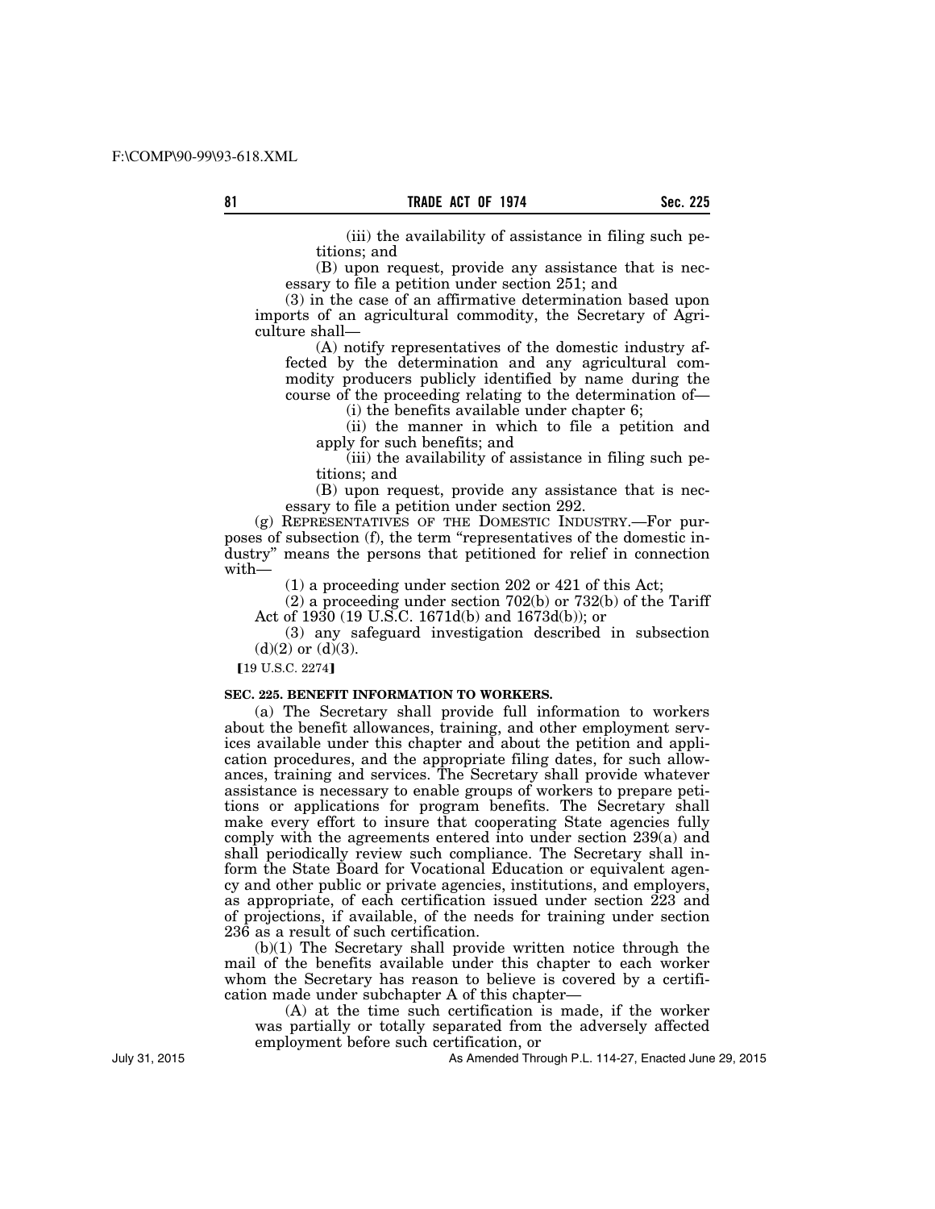(iii) the availability of assistance in filing such petitions; and

(B) upon request, provide any assistance that is necessary to file a petition under section 251; and

(3) in the case of an affirmative determination based upon imports of an agricultural commodity, the Secretary of Agriculture shall—

(A) notify representatives of the domestic industry affected by the determination and any agricultural commodity producers publicly identified by name during the course of the proceeding relating to the determination of—

(i) the benefits available under chapter 6;

(ii) the manner in which to file a petition and apply for such benefits; and

(iii) the availability of assistance in filing such petitions; and

(B) upon request, provide any assistance that is necessary to file a petition under section 292.

(g) REPRESENTATIVES OF THE DOMESTIC INDUSTRY.—For purposes of subsection (f), the term "representatives of the domestic industry" means the persons that petitioned for relief in connection with—

(1) a proceeding under section 202 or 421 of this Act;

(2) a proceeding under section 702(b) or 732(b) of the Tariff Act of 1930 (19 U.S.C. 1671d(b) and 1673d(b)); or

(3) any safeguard investigation described in subsection (d)(2) or (d)(3).

【19 U.S.C. 2274】

**SEC. 225. BENEFIT INFORMATION TO WORKERS.**

(a) The Secretary shall provide full information to workers about the benefit allowances, training, and other employment services available under this chapter and about the petition and application procedures, and the appropriate filing dates, for such allowances, training and services. The Secretary shall provide whatever assistance is necessary to enable groups of workers to prepare petitions or applications for program benefits. The Secretary shall make every effort to insure that cooperating State agencies fully comply with the agreements entered into under section 239(a) and shall periodically review such compliance. The Secretary shall inform the State Board for Vocational Education or equivalent agency and other public or private agencies, institutions, and employers, as appropriate, of each certification issued under section 223 and of projections, if available, of the needs for training under section 236 as a result of such certification.

(b)(1) The Secretary shall provide written notice through the mail of the benefits available under this chapter to each worker whom the Secretary has reason to believe is covered by a certification made under subchapter A of this chapter—

(A) at the time such certification is made, if the worker was partially or totally separated from the adversely affected employment before such certification, or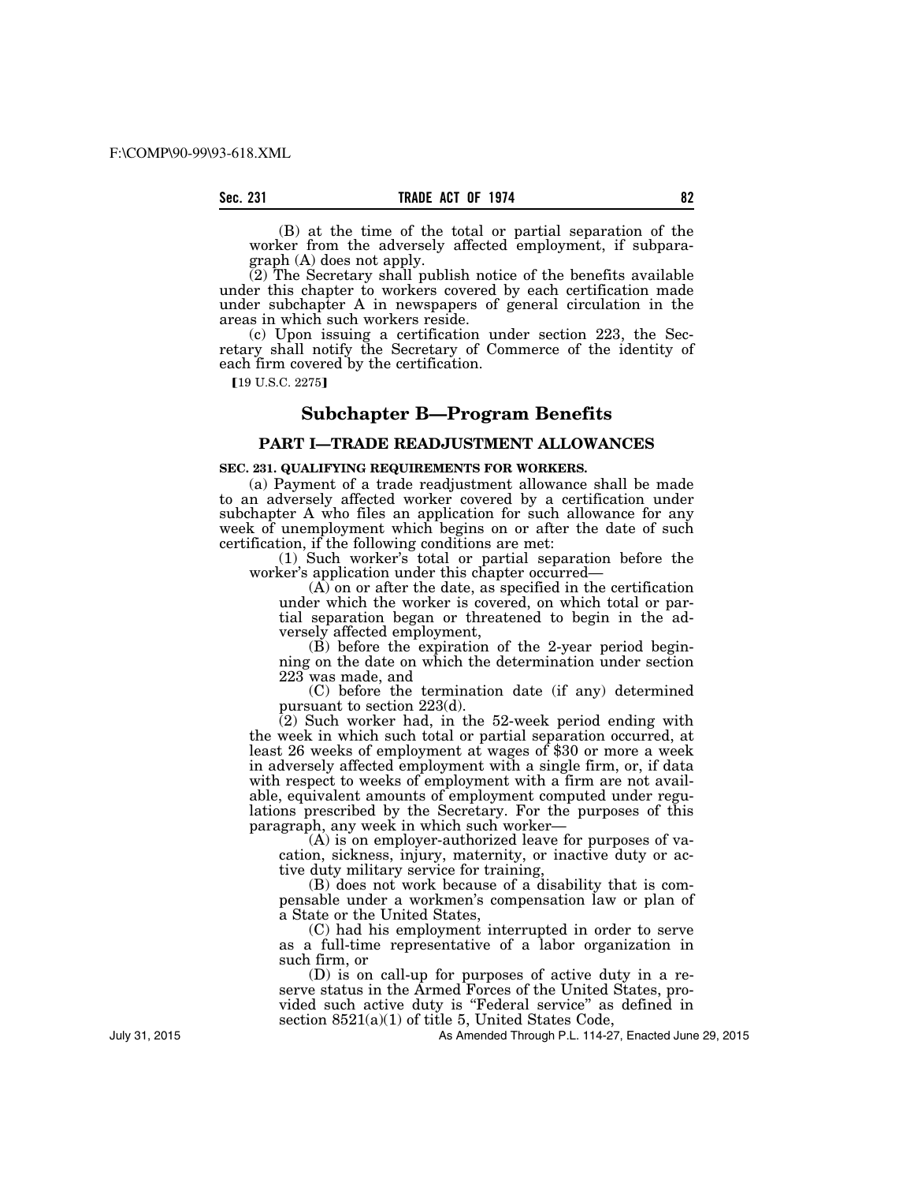(B) at the time of the total or partial separation of the worker from the adversely affected employment, if subparagraph (A) does not apply.

(2) The Secretary shall publish notice of the benefits available under this chapter to workers covered by each certification made under subchapter A in newspapers of general circulation in the areas in which such workers reside.

(c) Upon issuing a certification under section 223, the Secretary shall notify the Secretary of Commerce of the identity of each firm covered by the certification.

【19 U.S.C. 2275】

## Subchapter B—Program Benefits

### PART I—TRADE READJUSTMENT ALLOWANCES

**SEC. 231. QUALIFYING REQUIREMENTS FOR WORKERS.**

(a) Payment of a trade readjustment allowance shall be made to an adversely affected worker covered by a certification under subchapter A who files an application for such allowance for any week of unemployment which begins on or after the date of such certification, if the following conditions are met:

(1) Such worker's total or partial separation before the worker's application under this chapter occurred—

(A) on or after the date, as specified in the certification under which the worker is covered, on which total or partial separation began or threatened to begin in the adversely affected employment,

(B) before the expiration of the 2-year period beginning on the date on which the determination under section 223 was made, and

(C) before the termination date (if any) determined pursuant to section 223(d).

(2) Such worker had, in the 52-week period ending with the week in which such total or partial separation occurred, at least 26 weeks of employment at wages of $30 or more a week in adversely affected employment with a single firm, or, if data with respect to weeks of employment with a firm are not available, equivalent amounts of employment computed under regulations prescribed by the Secretary. For the purposes of this paragraph, any week in which such worker—

(A) is on employer-authorized leave for purposes of vacation, sickness, injury, maternity, or inactive duty or active duty military service for training,

(B) does not work because of a disability that is compensable under a workmen's compensation law or plan of a State or the United States,

(C) had his employment interrupted in order to serve as a full-time representative of a labor organization in such firm, or

(D) is on call-up for purposes of active duty in a reserve status in the Armed Forces of the United States, provided such active duty is "Federal service" as defined in section 8521(a)(1) of title 5, United States Code,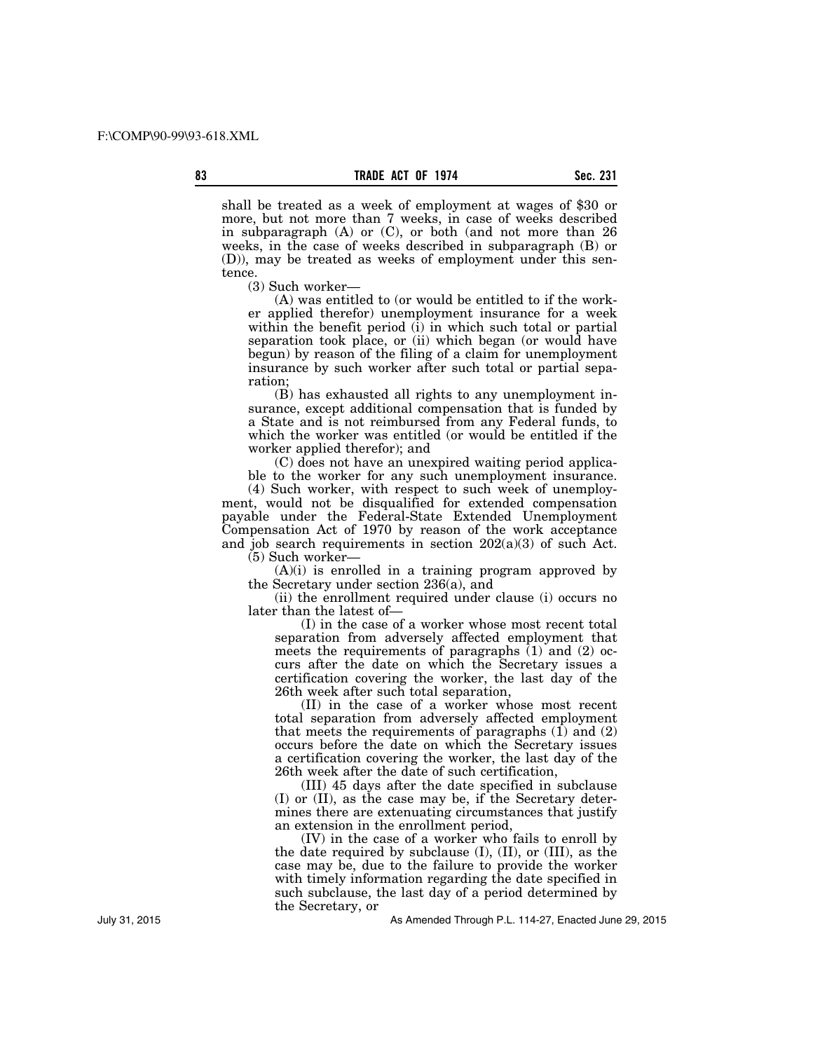shall be treated as a week of employment at wages of $30 or more, but not more than 7 weeks, in case of weeks described in subparagraph (A) or (C), or both (and not more than 26 weeks, in the case of weeks described in subparagraph (B) or (D)), may be treated as weeks of employment under this sentence.

(3) Such worker—

(A) was entitled to (or would be entitled to if the worker applied therefor) unemployment insurance for a week within the benefit period (i) in which such total or partial separation took place, or (ii) which began (or would have begun) by reason of the filing of a claim for unemployment insurance by such worker after such total or partial separation;

(B) has exhausted all rights to any unemployment insurance, except additional compensation that is funded by a State and is not reimbursed from any Federal funds, to which the worker was entitled (or would be entitled if the worker applied therefor); and

(C) does not have an unexpired waiting period applicable to the worker for any such unemployment insurance.

(4) Such worker, with respect to such week of unemployment, would not be disqualified for extended compensation payable under the Federal-State Extended Unemployment Compensation Act of 1970 by reason of the work acceptance and job search requirements in section 202(a)(3) of such Act.

(5) Such worker—

(A)(i) is enrolled in a training program approved by the Secretary under section 236(a), and

(ii) the enrollment required under clause (i) occurs no later than the latest of—

(I) in the case of a worker whose most recent total separation from adversely affected employment that meets the requirements of paragraphs (1) and (2) occurs after the date on which the Secretary issues a certification covering the worker, the last day of the 26th week after such total separation,

(II) in the case of a worker whose most recent total separation from adversely affected employment that meets the requirements of paragraphs (1) and (2) occurs before the date on which the Secretary issues a certification covering the worker, the last day of the 26th week after the date of such certification,

(III) 45 days after the date specified in subclause (I) or (II), as the case may be, if the Secretary determines there are extenuating circumstances that justify an extension in the enrollment period,

(IV) in the case of a worker who fails to enroll by the date required by subclause (I), (II), or (III), as the case may be, due to the failure to provide the worker with timely information regarding the date specified in such subclause, the last day of a period determined by the Secretary, or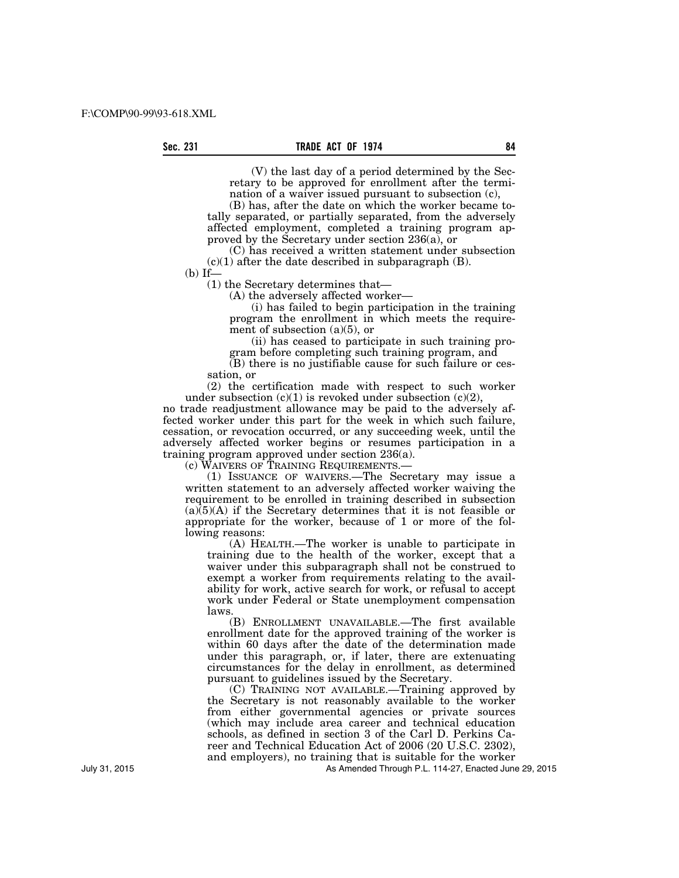(V) the last day of a period determined by the Secretary to be approved for enrollment after the termination of a waiver issued pursuant to subsection (c),

(B) has, after the date on which the worker became totally separated, or partially separated, from the adversely affected employment, completed a training program approved by the Secretary under section 236(a), or

(C) has received a written statement under subsection (c)(1) after the date described in subparagraph (B).

(b) If—

(1) the Secretary determines that—

(A) the adversely affected worker—

(i) has failed to begin participation in the training program the enrollment in which meets the requirement of subsection (a)(5), or

(ii) has ceased to participate in such training program before completing such training program, and

(B) there is no justifiable cause for such failure or cessation, or

(2) the certification made with respect to such worker under subsection (c)(1) is revoked under subsection (c)(2),

no trade readjustment allowance may be paid to the adversely affected worker under this part for the week in which such failure, cessation, or revocation occurred, or any succeeding week, until the adversely affected worker begins or resumes participation in a training program approved under section 236(a).

(c) WAIVERS OF TRAINING REQUIREMENTS.—

(1) ISSUANCE OF WAIVERS.—The Secretary may issue a written statement to an adversely affected worker waiving the requirement to be enrolled in training described in subsection (a)(5)(A) if the Secretary determines that it is not feasible or appropriate for the worker, because of 1 or more of the following reasons:

(A) HEALTH.—The worker is unable to participate in training due to the health of the worker, except that a waiver under this subparagraph shall not be construed to exempt a worker from requirements relating to the availability for work, active search for work, or refusal to accept work under Federal or State unemployment compensation laws.

(B) ENROLLMENT UNAVAILABLE.—The first available enrollment date for the approved training of the worker is within 60 days after the date of the determination made under this paragraph, or, if later, there are extenuating circumstances for the delay in enrollment, as determined pursuant to guidelines issued by the Secretary.

(C) TRAINING NOT AVAILABLE.—Training approved by the Secretary is not reasonably available to the worker from either governmental agencies or private sources (which may include area career and technical education schools, as defined in section 3 of the Carl D. Perkins Career and Technical Education Act of 2006 (20 U.S.C. 2302), and employers), no training that is suitable for the worker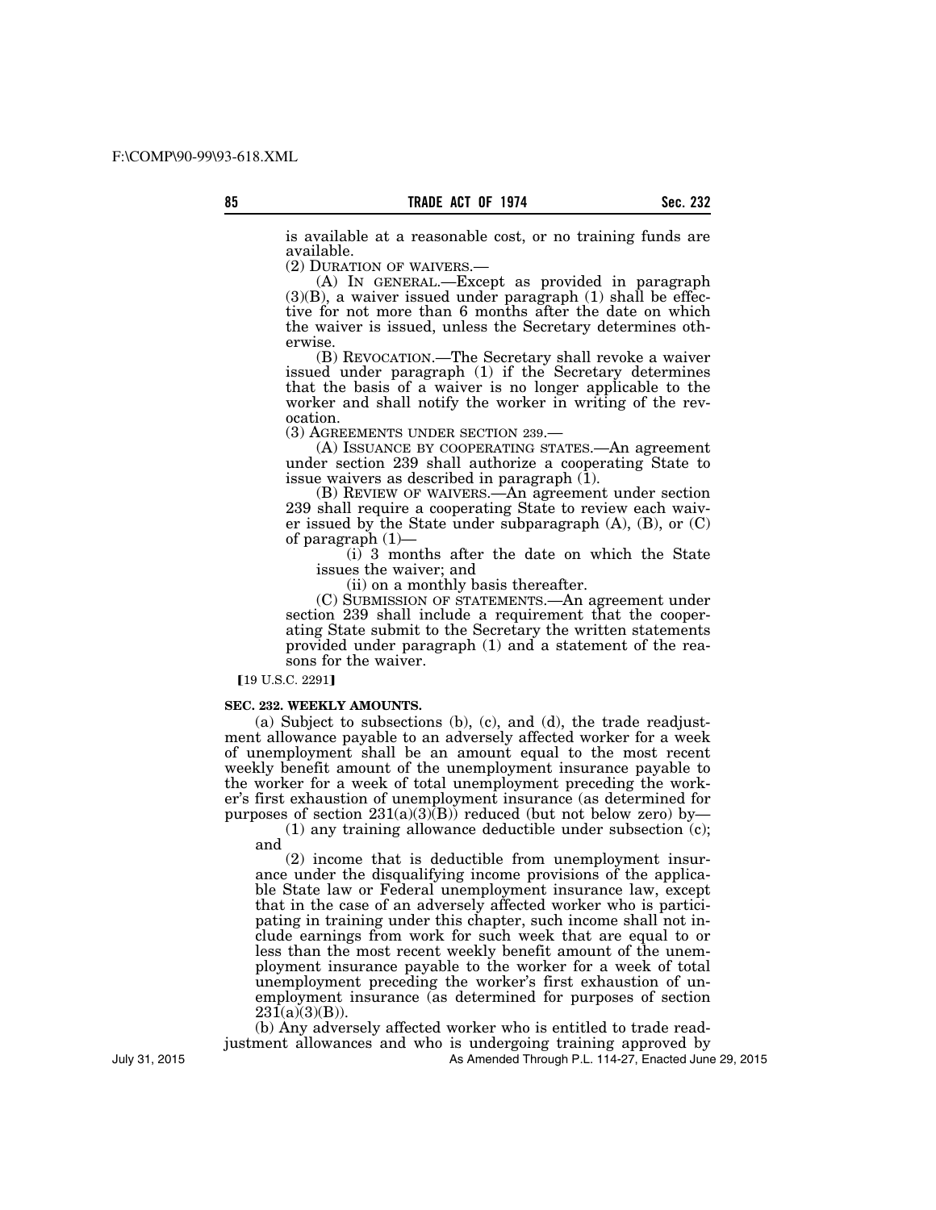is available at a reasonable cost, or no training funds are available.

(2) DURATION OF WAIVERS.—

(A) IN GENERAL.—Except as provided in paragraph (3)(B), a waiver issued under paragraph (1) shall be effective for not more than 6 months after the date on which the waiver is issued, unless the Secretary determines otherwise.

(B) REVOCATION.—The Secretary shall revoke a waiver issued under paragraph (1) if the Secretary determines that the basis of a waiver is no longer applicable to the worker and shall notify the worker in writing of the revocation.

(3) AGREEMENTS UNDER SECTION 239.—

(A) ISSUANCE BY COOPERATING STATES.—An agreement under section 239 shall authorize a cooperating State to issue waivers as described in paragraph (1).

(B) REVIEW OF WAIVERS.—An agreement under section 239 shall require a cooperating State to review each waiver issued by the State under subparagraph (A), (B), or (C) of paragraph (1)—

(i) 3 months after the date on which the State issues the waiver; and

(ii) on a monthly basis thereafter.

(C) SUBMISSION OF STATEMENTS.—An agreement under section 239 shall include a requirement that the cooperating State submit to the Secretary the written statements provided under paragraph (1) and a statement of the reasons for the waiver.

【19 U.S.C. 2291】

**SEC. 232. WEEKLY AMOUNTS.**

(a) Subject to subsections (b), (c), and (d), the trade readjustment allowance payable to an adversely affected worker for a week of unemployment shall be an amount equal to the most recent weekly benefit amount of the unemployment insurance payable to the worker for a week of total unemployment preceding the worker's first exhaustion of unemployment insurance (as determined for purposes of section 231(a)(3)(B)) reduced (but not below zero) by—

(1) any training allowance deductible under subsection (c); and

(2) income that is deductible from unemployment insurance under the disqualifying income provisions of the applicable State law or Federal unemployment insurance law, except that in the case of an adversely affected worker who is participating in training under this chapter, such income shall not include earnings from work for such week that are equal to or less than the most recent weekly benefit amount of the unemployment insurance payable to the worker for a week of total unemployment preceding the worker's first exhaustion of unemployment insurance (as determined for purposes of section 231(a)(3)(B)).

(b) Any adversely affected worker who is entitled to trade readjustment allowances and who is undergoing training approved by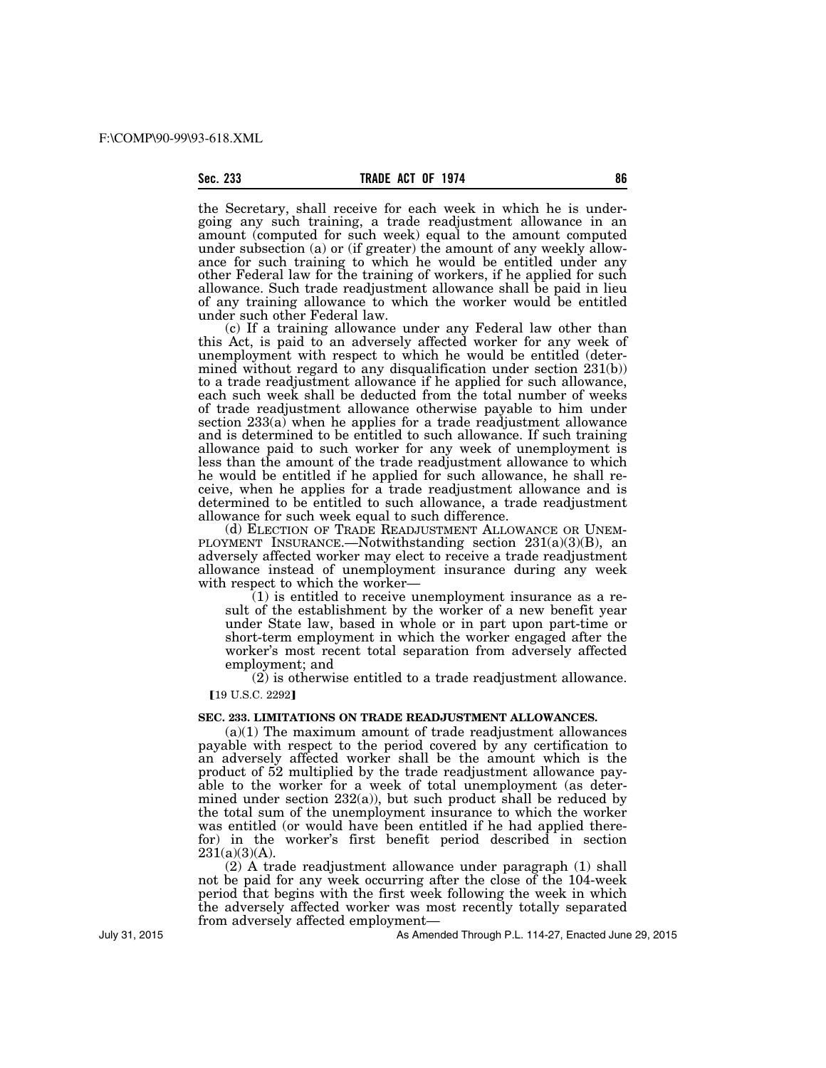the Secretary, shall receive for each week in which he is undergoing any such training, a trade readjustment allowance in an amount (computed for such week) equal to the amount computed under subsection (a) or (if greater) the amount of any weekly allowance for such training to which he would be entitled under any other Federal law for the training of workers, if he applied for such allowance. Such trade readjustment allowance shall be paid in lieu of any training allowance to which the worker would be entitled under such other Federal law.

(c) If a training allowance under any Federal law other than this Act, is paid to an adversely affected worker for any week of unemployment with respect to which he would be entitled (determined without regard to any disqualification under section 231(b)) to a trade readjustment allowance if he applied for such allowance, each such week shall be deducted from the total number of weeks of trade readjustment allowance otherwise payable to him under section 233(a) when he applies for a trade readjustment allowance and is determined to be entitled to such allowance. If such training allowance paid to such worker for any week of unemployment is less than the amount of the trade readjustment allowance to which he would be entitled if he applied for such allowance, he shall receive, when he applies for a trade readjustment allowance and is determined to be entitled to such allowance, a trade readjustment allowance for such week equal to such difference.

(d) ELECTION OF TRADE READJUSTMENT ALLOWANCE OR UNEMPLOYMENT INSURANCE.—Notwithstanding section 231(a)(3)(B), an adversely affected worker may elect to receive a trade readjustment allowance instead of unemployment insurance during any week with respect to which the worker—

(1) is entitled to receive unemployment insurance as a result of the establishment by the worker of a new benefit year under State law, based in whole or in part upon part-time or short-term employment in which the worker engaged after the worker's most recent total separation from adversely affected employment; and

(2) is otherwise entitled to a trade readjustment allowance.

【19 U.S.C. 2292】

**SEC. 233. LIMITATIONS ON TRADE READJUSTMENT ALLOWANCES.**

(a)(1) The maximum amount of trade readjustment allowances payable with respect to the period covered by any certification to an adversely affected worker shall be the amount which is the product of 52 multiplied by the trade readjustment allowance payable to the worker for a week of total unemployment (as determined under section 232(a)), but such product shall be reduced by the total sum of the unemployment insurance to which the worker was entitled (or would have been entitled if he had applied therefor) in the worker's first benefit period described in section 231(a)(3)(A).

(2) A trade readjustment allowance under paragraph (1) shall not be paid for any week occurring after the close of the 104-week period that begins with the first week following the week in which the adversely affected worker was most recently totally separated from adversely affected employment—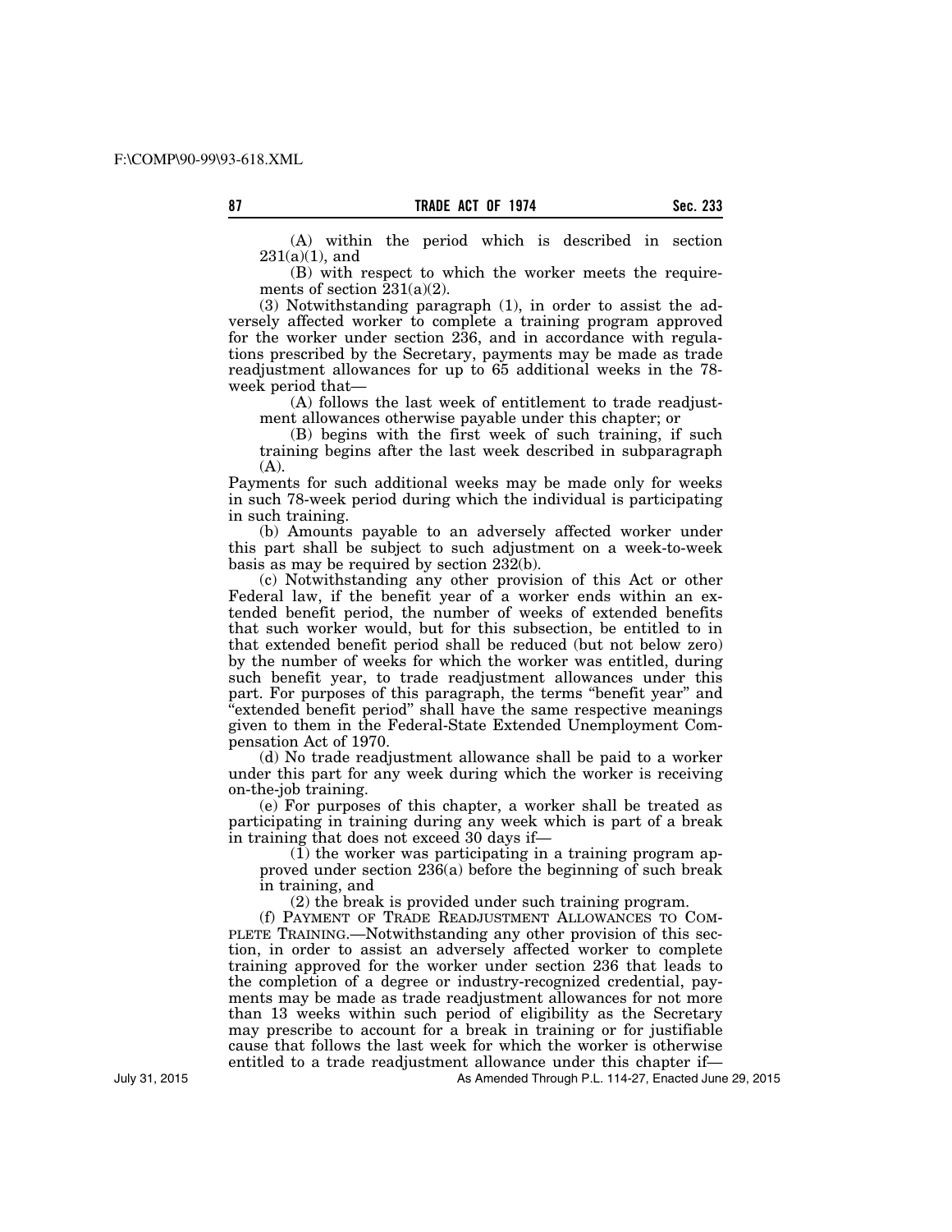(A) within the period which is described in section 231(a)(1), and

(B) with respect to which the worker meets the requirements of section 231(a)(2).

(3) Notwithstanding paragraph (1), in order to assist the adversely affected worker to complete a training program approved for the worker under section 236, and in accordance with regulations prescribed by the Secretary, payments may be made as trade readjustment allowances for up to 65 additional weeks in the 78-week period that—

(A) follows the last week of entitlement to trade readjustment allowances otherwise payable under this chapter; or

(B) begins with the first week of such training, if such training begins after the last week described in subparagraph (A).

Payments for such additional weeks may be made only for weeks in such 78-week period during which the individual is participating in such training.

(b) Amounts payable to an adversely affected worker under this part shall be subject to such adjustment on a week-to-week basis as may be required by section 232(b).

(c) Notwithstanding any other provision of this Act or other Federal law, if the benefit year of a worker ends within an extended benefit period, the number of weeks of extended benefits that such worker would, but for this subsection, be entitled to in that extended benefit period shall be reduced (but not below zero) by the number of weeks for which the worker was entitled, during such benefit year, to trade readjustment allowances under this part. For purposes of this paragraph, the terms "benefit year" and "extended benefit period" shall have the same respective meanings given to them in the Federal-State Extended Unemployment Compensation Act of 1970.

(d) No trade readjustment allowance shall be paid to a worker under this part for any week during which the worker is receiving on-the-job training.

(e) For purposes of this chapter, a worker shall be treated as participating in training during any week which is part of a break in training that does not exceed 30 days if—

(1) the worker was participating in a training program approved under section 236(a) before the beginning of such break in training, and

(2) the break is provided under such training program.

(f) PAYMENT OF TRADE READJUSTMENT ALLOWANCES TO COMPLETE TRAINING.—Notwithstanding any other provision of this section, in order to assist an adversely affected worker to complete training approved for the worker under section 236 that leads to the completion of a degree or industry-recognized credential, payments may be made as trade readjustment allowances for not more than 13 weeks within such period of eligibility as the Secretary may prescribe to account for a break in training or for justifiable cause that follows the last week for which the worker is otherwise entitled to a trade readjustment allowance under this chapter if—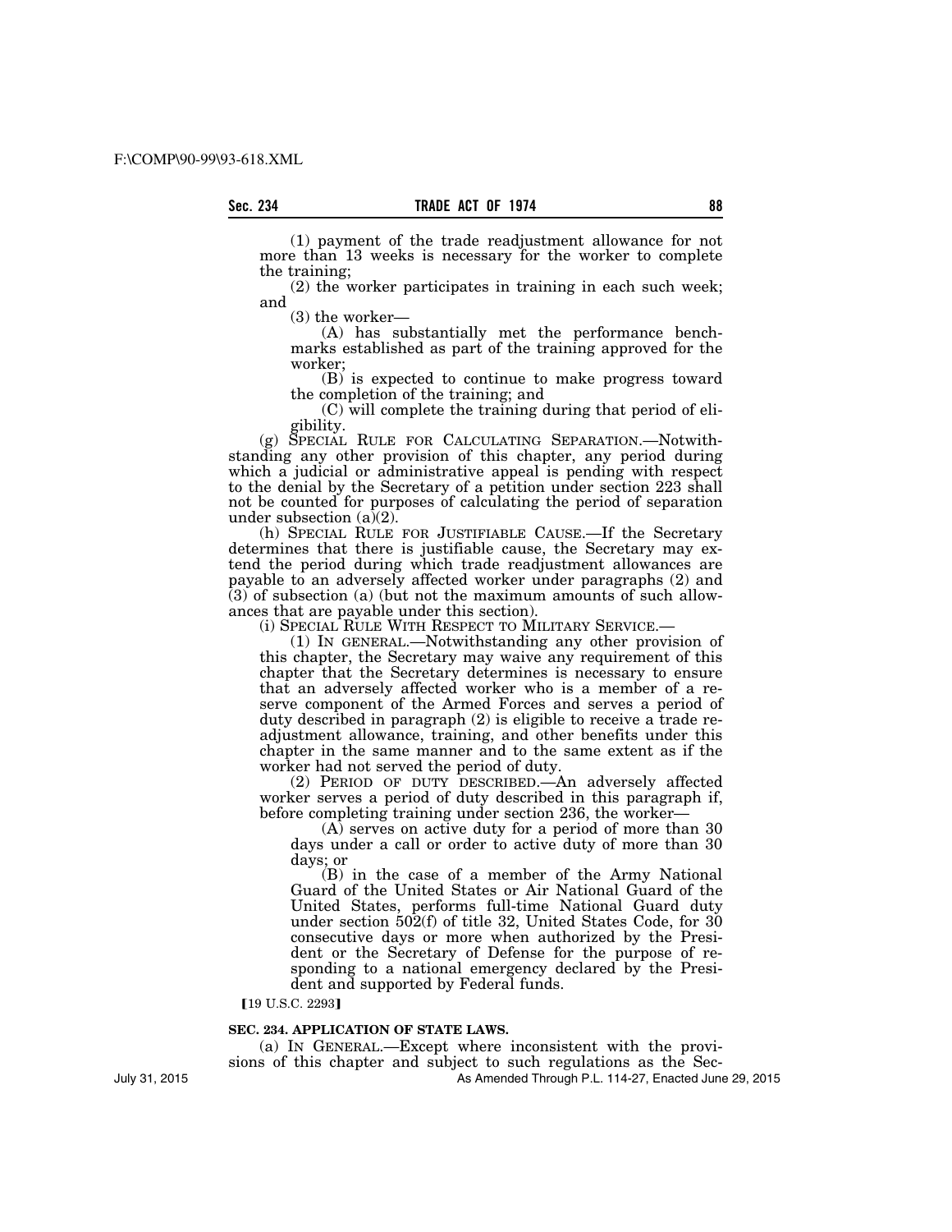(1) payment of the trade readjustment allowance for not more than 13 weeks is necessary for the worker to complete the training;

(2) the worker participates in training in each such week; and

(3) the worker—

(A) has substantially met the performance benchmarks established as part of the training approved for the worker;

(B) is expected to continue to make progress toward the completion of the training; and

(C) will complete the training during that period of eligibility.

(g) SPECIAL RULE FOR CALCULATING SEPARATION.—Notwithstanding any other provision of this chapter, any period during which a judicial or administrative appeal is pending with respect to the denial by the Secretary of a petition under section 223 shall not be counted for purposes of calculating the period of separation under subsection (a)(2).

(h) SPECIAL RULE FOR JUSTIFIABLE CAUSE.—If the Secretary determines that there is justifiable cause, the Secretary may extend the period during which trade readjustment allowances are payable to an adversely affected worker under paragraphs (2) and (3) of subsection (a) (but not the maximum amounts of such allowances that are payable under this section).

(i) SPECIAL RULE WITH RESPECT TO MILITARY SERVICE.—

(1) IN GENERAL.—Notwithstanding any other provision of this chapter, the Secretary may waive any requirement of this chapter that the Secretary determines is necessary to ensure that an adversely affected worker who is a member of a reserve component of the Armed Forces and serves a period of duty described in paragraph (2) is eligible to receive a trade readjustment allowance, training, and other benefits under this chapter in the same manner and to the same extent as if the worker had not served the period of duty.

(2) PERIOD OF DUTY DESCRIBED.—An adversely affected worker serves a period of duty described in this paragraph if, before completing training under section 236, the worker—

(A) serves on active duty for a period of more than 30 days under a call or order to active duty of more than 30 days; or

(B) in the case of a member of the Army National Guard of the United States or Air National Guard of the United States, performs full-time National Guard duty under section 502(f) of title 32, United States Code, for 30 consecutive days or more when authorized by the President or the Secretary of Defense for the purpose of responding to a national emergency declared by the President and supported by Federal funds.

【19 U.S.C. 2293】

**SEC. 234. APPLICATION OF STATE LAWS.**

(a) IN GENERAL.—Except where inconsistent with the provisions of this chapter and subject to such regulations as the Sec-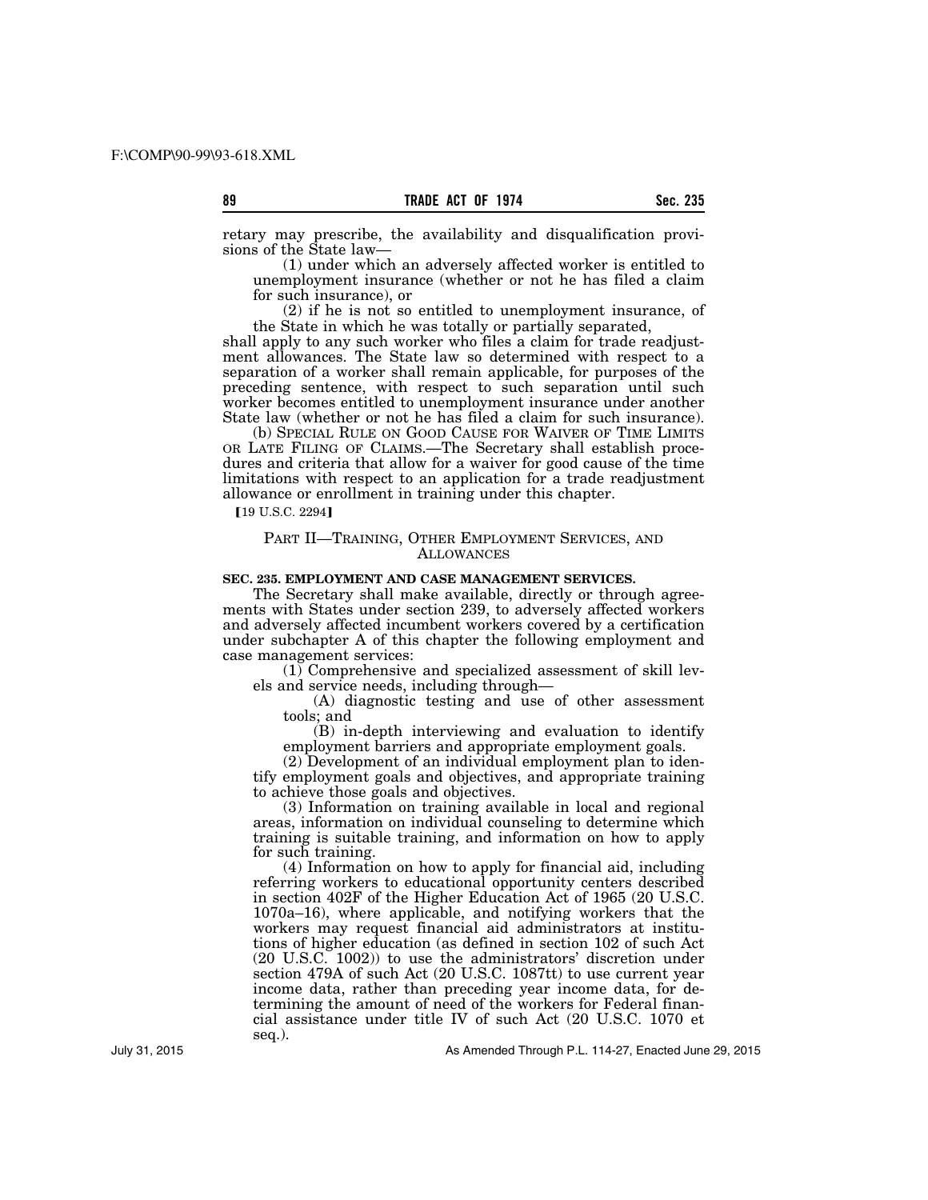retary may prescribe, the availability and disqualification provisions of the State law—

(1) under which an adversely affected worker is entitled to unemployment insurance (whether or not he has filed a claim for such insurance), or

(2) if he is not so entitled to unemployment insurance, of the State in which he was totally or partially separated,

shall apply to any such worker who files a claim for trade readjustment allowances. The State law so determined with respect to a separation of a worker shall remain applicable, for purposes of the preceding sentence, with respect to such separation until such worker becomes entitled to unemployment insurance under another State law (whether or not he has filed a claim for such insurance).

(b) SPECIAL RULE ON GOOD CAUSE FOR WAIVER OF TIME LIMITS OR LATE FILING OF CLAIMS.—The Secretary shall establish procedures and criteria that allow for a waiver for good cause of the time limitations with respect to an application for a trade readjustment allowance or enrollment in training under this chapter.

【19 U.S.C. 2294】

## PART II—TRAINING, OTHER EMPLOYMENT SERVICES, AND ALLOWANCES

### SEC. 235. EMPLOYMENT AND CASE MANAGEMENT SERVICES.

The Secretary shall make available, directly or through agreements with States under section 239, to adversely affected workers and adversely affected incumbent workers covered by a certification under subchapter A of this chapter the following employment and case management services:

(1) Comprehensive and specialized assessment of skill levels and service needs, including through—

(A) diagnostic testing and use of other assessment tools; and

(B) in-depth interviewing and evaluation to identify employment barriers and appropriate employment goals.

(2) Development of an individual employment plan to identify employment goals and objectives, and appropriate training to achieve those goals and objectives.

(3) Information on training available in local and regional areas, information on individual counseling to determine which training is suitable training, and information on how to apply for such training.

(4) Information on how to apply for financial aid, including referring workers to educational opportunity centers described in section 402F of the Higher Education Act of 1965 (20 U.S.C. 1070a–16), where applicable, and notifying workers that the workers may request financial aid administrators at institutions of higher education (as defined in section 102 of such Act (20 U.S.C. 1002)) to use the administrators' discretion under section 479A of such Act (20 U.S.C. 1087tt) to use current year income data, rather than preceding year income data, for determining the amount of need of the workers for Federal financial assistance under title IV of such Act (20 U.S.C. 1070 et seq.).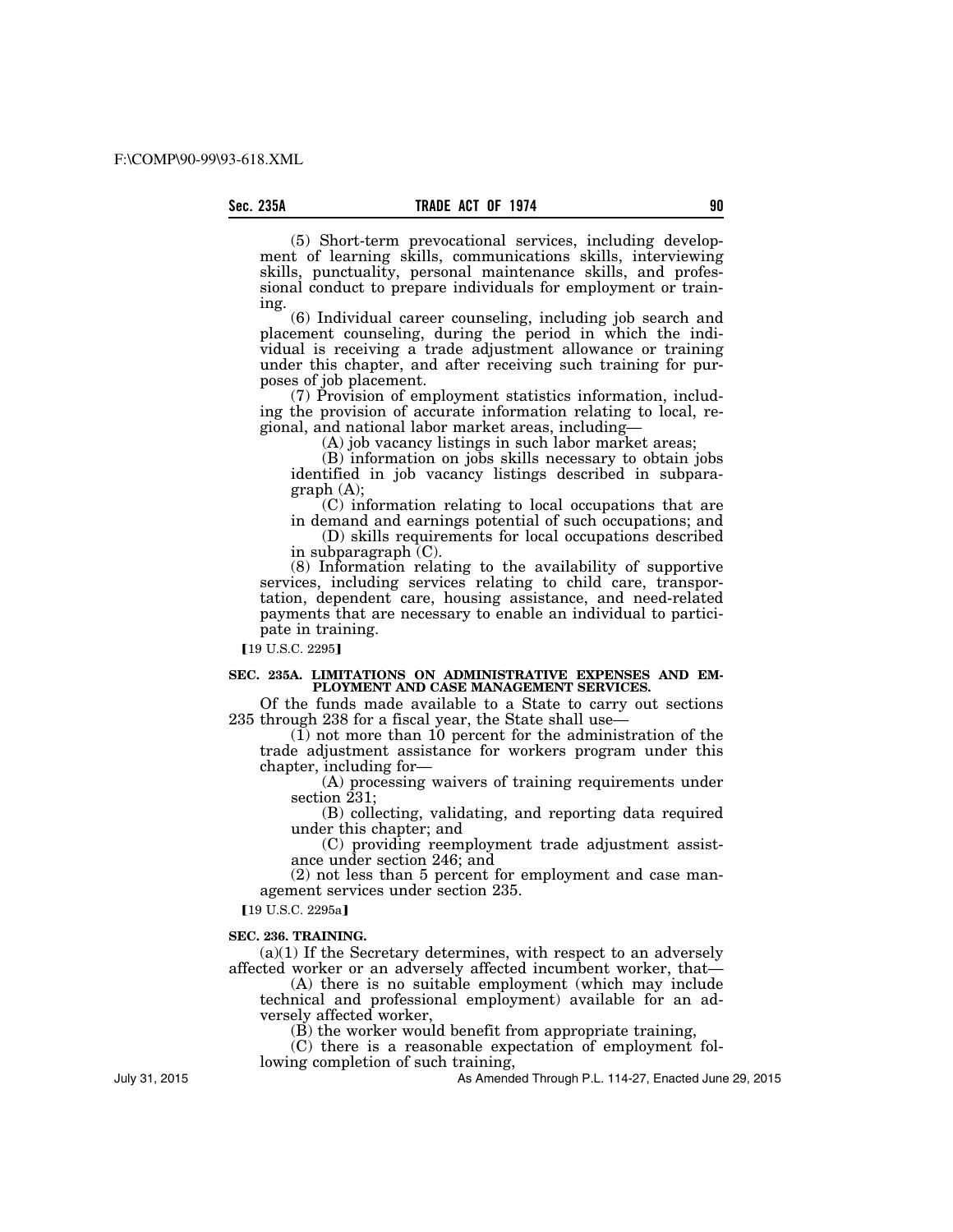(5) Short-term prevocational services, including development of learning skills, communications skills, interviewing skills, punctuality, personal maintenance skills, and professional conduct to prepare individuals for employment or training.

(6) Individual career counseling, including job search and placement counseling, during the period in which the individual is receiving a trade adjustment allowance or training under this chapter, and after receiving such training for purposes of job placement.

(7) Provision of employment statistics information, including the provision of accurate information relating to local, regional, and national labor market areas, including—

(A) job vacancy listings in such labor market areas;

(B) information on jobs skills necessary to obtain jobs identified in job vacancy listings described in subparagraph (A);

(C) information relating to local occupations that are in demand and earnings potential of such occupations; and

(D) skills requirements for local occupations described in subparagraph (C).

(8) Information relating to the availability of supportive services, including services relating to child care, transportation, dependent care, housing assistance, and need-related payments that are necessary to enable an individual to participate in training.

【19 U.S.C. 2295】

**SEC. 235A. LIMITATIONS ON ADMINISTRATIVE EXPENSES AND EMPLOYMENT AND CASE MANAGEMENT SERVICES.**

Of the funds made available to a State to carry out sections 235 through 238 for a fiscal year, the State shall use—

(1) not more than 10 percent for the administration of the trade adjustment assistance for workers program under this chapter, including for—

(A) processing waivers of training requirements under section 231;

(B) collecting, validating, and reporting data required under this chapter; and

(C) providing reemployment trade adjustment assistance under section 246; and

(2) not less than 5 percent for employment and case management services under section 235.

【19 U.S.C. 2295a】

**SEC. 236. TRAINING.**

(a)(1) If the Secretary determines, with respect to an adversely affected worker or an adversely affected incumbent worker, that—

(A) there is no suitable employment (which may include technical and professional employment) available for an adversely affected worker,

(B) the worker would benefit from appropriate training,

(C) there is a reasonable expectation of employment following completion of such training,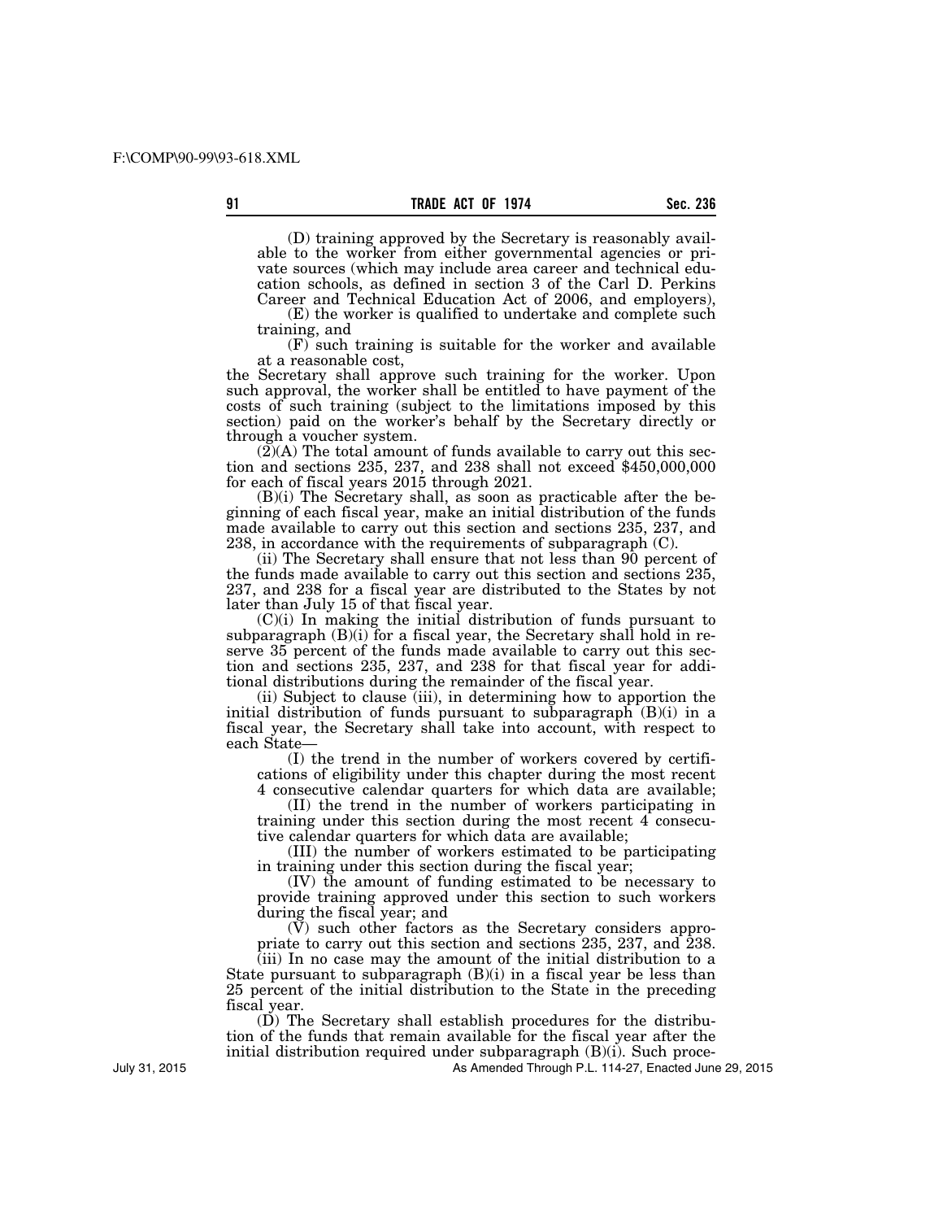(D) training approved by the Secretary is reasonably available to the worker from either governmental agencies or private sources (which may include area career and technical education schools, as defined in section 3 of the Carl D. Perkins Career and Technical Education Act of 2006, and employers),

(E) the worker is qualified to undertake and complete such training, and

(F) such training is suitable for the worker and available at a reasonable cost,

the Secretary shall approve such training for the worker. Upon such approval, the worker shall be entitled to have payment of the costs of such training (subject to the limitations imposed by this section) paid on the worker's behalf by the Secretary directly or through a voucher system.

(2)(A) The total amount of funds available to carry out this section and sections 235, 237, and 238 shall not exceed $450,000,000 for each of fiscal years 2015 through 2021.

(B)(i) The Secretary shall, as soon as practicable after the beginning of each fiscal year, make an initial distribution of the funds made available to carry out this section and sections 235, 237, and 238, in accordance with the requirements of subparagraph (C).

(ii) The Secretary shall ensure that not less than 90 percent of the funds made available to carry out this section and sections 235, 237, and 238 for a fiscal year are distributed to the States by not later than July 15 of that fiscal year.

(C)(i) In making the initial distribution of funds pursuant to subparagraph (B)(i) for a fiscal year, the Secretary shall hold in reserve 35 percent of the funds made available to carry out this section and sections 235, 237, and 238 for that fiscal year for additional distributions during the remainder of the fiscal year.

(ii) Subject to clause (iii), in determining how to apportion the initial distribution of funds pursuant to subparagraph (B)(i) in a fiscal year, the Secretary shall take into account, with respect to each State—

(I) the trend in the number of workers covered by certifications of eligibility under this chapter during the most recent 4 consecutive calendar quarters for which data are available;

(II) the trend in the number of workers participating in training under this section during the most recent 4 consecutive calendar quarters for which data are available;

(III) the number of workers estimated to be participating in training under this section during the fiscal year;

(IV) the amount of funding estimated to be necessary to provide training approved under this section to such workers during the fiscal year; and

(V) such other factors as the Secretary considers appropriate to carry out this section and sections 235, 237, and 238.

(iii) In no case may the amount of the initial distribution to a State pursuant to subparagraph (B)(i) in a fiscal year be less than 25 percent of the initial distribution to the State in the preceding fiscal year.

(D) The Secretary shall establish procedures for the distribution of the funds that remain available for the fiscal year after the initial distribution required under subparagraph (B)(i). Such proce-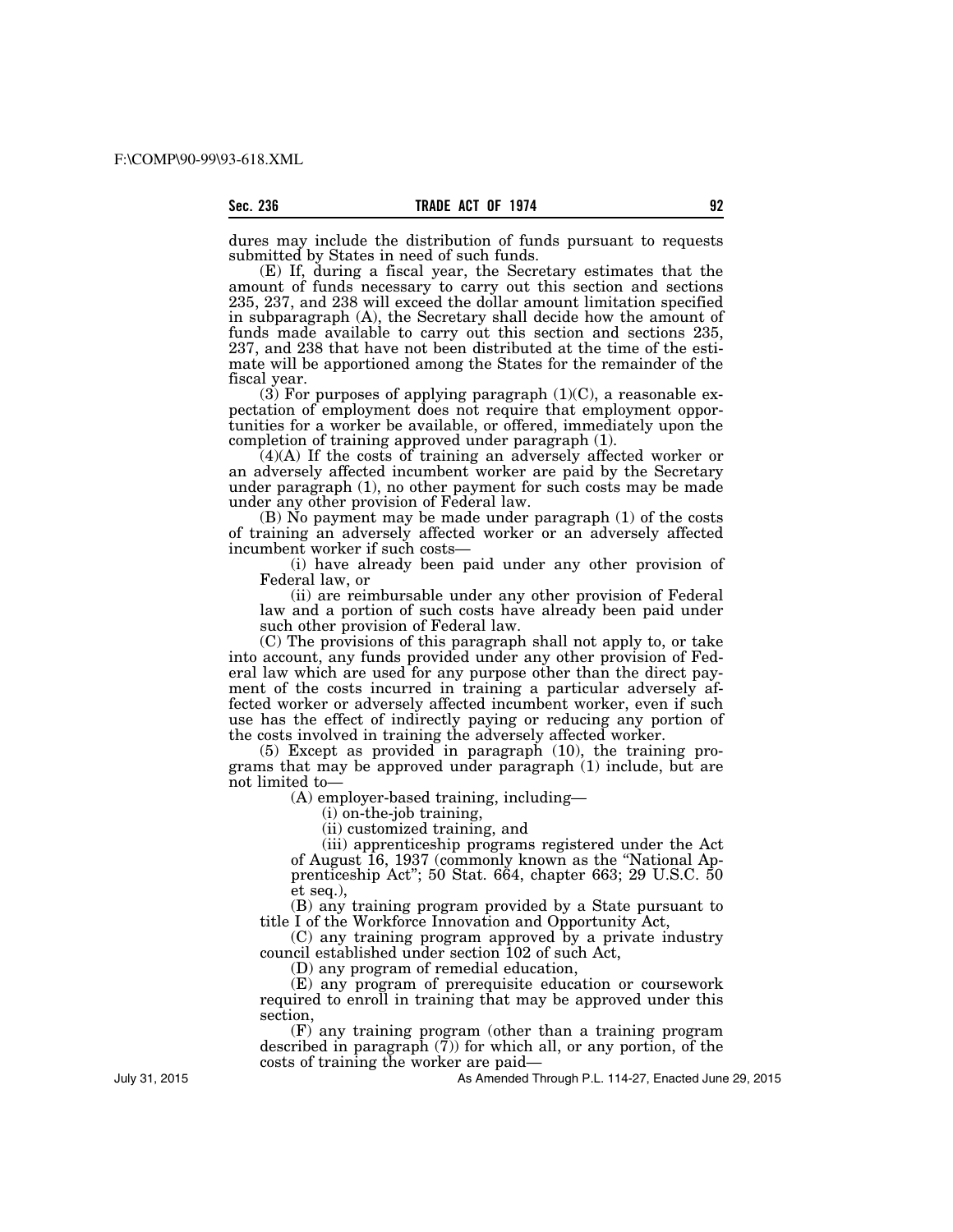dures may include the distribution of funds pursuant to requests submitted by States in need of such funds.

(E) If, during a fiscal year, the Secretary estimates that the amount of funds necessary to carry out this section and sections 235, 237, and 238 will exceed the dollar amount limitation specified in subparagraph (A), the Secretary shall decide how the amount of funds made available to carry out this section and sections 235, 237, and 238 that have not been distributed at the time of the estimate will be apportioned among the States for the remainder of the fiscal year.

(3) For purposes of applying paragraph (1)(C), a reasonable expectation of employment does not require that employment opportunities for a worker be available, or offered, immediately upon the completion of training approved under paragraph (1).

(4)(A) If the costs of training an adversely affected worker or an adversely affected incumbent worker are paid by the Secretary under paragraph (1), no other payment for such costs may be made under any other provision of Federal law.

(B) No payment may be made under paragraph (1) of the costs of training an adversely affected worker or an adversely affected incumbent worker if such costs—

(i) have already been paid under any other provision of Federal law, or

(ii) are reimbursable under any other provision of Federal law and a portion of such costs have already been paid under such other provision of Federal law.

(C) The provisions of this paragraph shall not apply to, or take into account, any funds provided under any other provision of Federal law which are used for any purpose other than the direct payment of the costs incurred in training a particular adversely affected worker or adversely affected incumbent worker, even if such use has the effect of indirectly paying or reducing any portion of the costs involved in training the adversely affected worker.

(5) Except as provided in paragraph (10), the training programs that may be approved under paragraph (1) include, but are not limited to—

(A) employer-based training, including—

(i) on-the-job training,

(ii) customized training, and

(iii) apprenticeship programs registered under the Act of August 16, 1937 (commonly known as the "National Apprenticeship Act"; 50 Stat. 664, chapter 663; 29 U.S.C. 50 et seq.),

(B) any training program provided by a State pursuant to title I of the Workforce Innovation and Opportunity Act,

(C) any training program approved by a private industry council established under section 102 of such Act,

(D) any program of remedial education,

(E) any program of prerequisite education or coursework required to enroll in training that may be approved under this section,

(F) any training program (other than a training program described in paragraph (7)) for which all, or any portion, of the costs of training the worker are paid—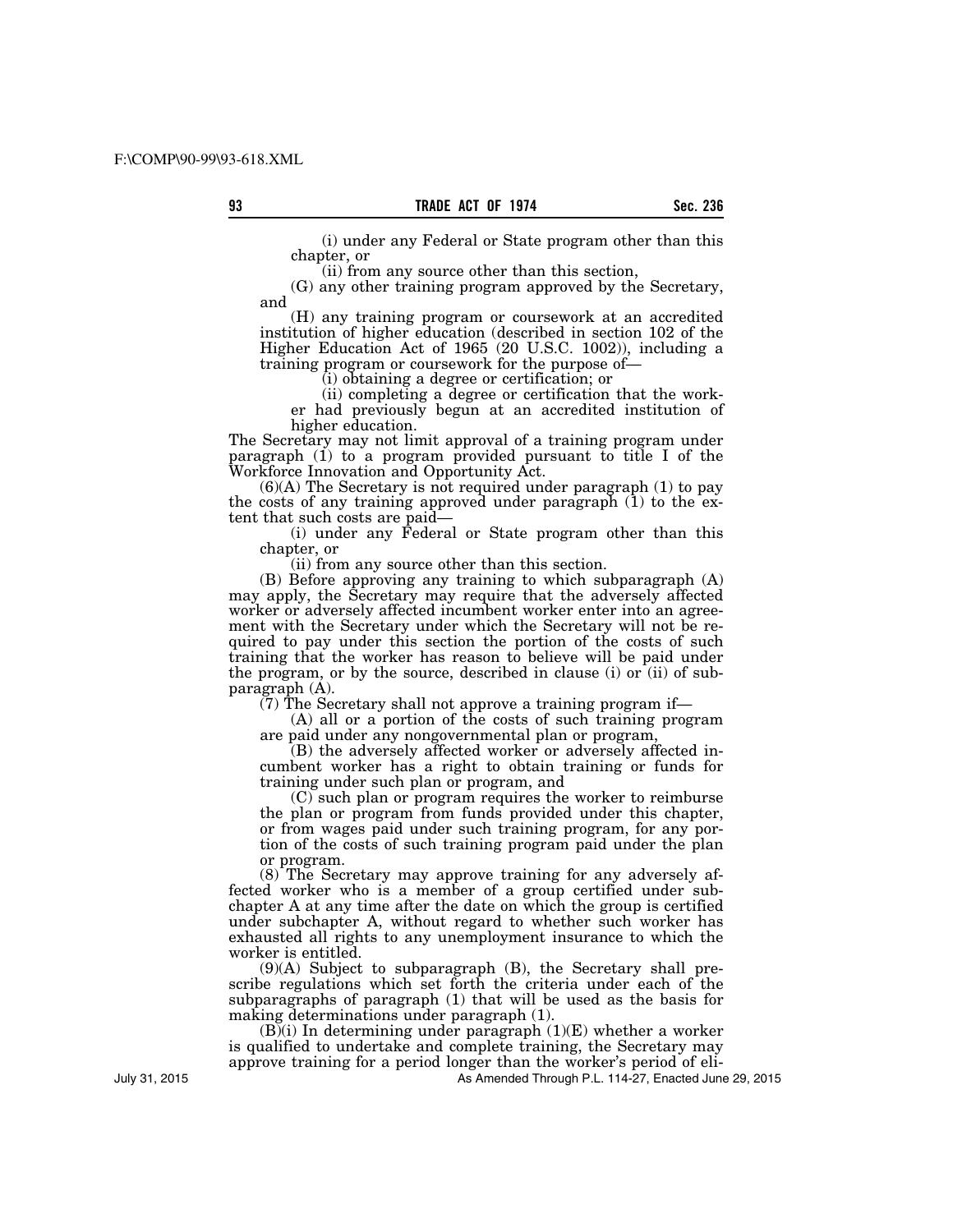(i) under any Federal or State program other than this chapter, or

(ii) from any source other than this section,

(G) any other training program approved by the Secretary, and

(H) any training program or coursework at an accredited institution of higher education (described in section 102 of the Higher Education Act of 1965 (20 U.S.C. 1002)), including a training program or coursework for the purpose of—

(i) obtaining a degree or certification; or

(ii) completing a degree or certification that the worker had previously begun at an accredited institution of higher education.

The Secretary may not limit approval of a training program under paragraph (1) to a program provided pursuant to title I of the Workforce Innovation and Opportunity Act.

(6)(A) The Secretary is not required under paragraph (1) to pay the costs of any training approved under paragraph (1) to the extent that such costs are paid—

(i) under any Federal or State program other than this chapter, or

(ii) from any source other than this section.

(B) Before approving any training to which subparagraph (A) may apply, the Secretary may require that the adversely affected worker or adversely affected incumbent worker enter into an agreement with the Secretary under which the Secretary will not be required to pay under this section the portion of the costs of such training that the worker has reason to believe will be paid under the program, or by the source, described in clause (i) or (ii) of subparagraph (A).

(7) The Secretary shall not approve a training program if—

(A) all or a portion of the costs of such training program are paid under any nongovernmental plan or program,

(B) the adversely affected worker or adversely affected incumbent worker has a right to obtain training or funds for training under such plan or program, and

(C) such plan or program requires the worker to reimburse the plan or program from funds provided under this chapter, or from wages paid under such training program, for any portion of the costs of such training program paid under the plan or program.

(8) The Secretary may approve training for any adversely affected worker who is a member of a group certified under subchapter A at any time after the date on which the group is certified under subchapter A, without regard to whether such worker has exhausted all rights to any unemployment insurance to which the worker is entitled.

(9)(A) Subject to subparagraph (B), the Secretary shall prescribe regulations which set forth the criteria under each of the subparagraphs of paragraph (1) that will be used as the basis for making determinations under paragraph (1).

(B)(i) In determining under paragraph (1)(E) whether a worker is qualified to undertake and complete training, the Secretary may approve training for a period longer than the worker's period of eli-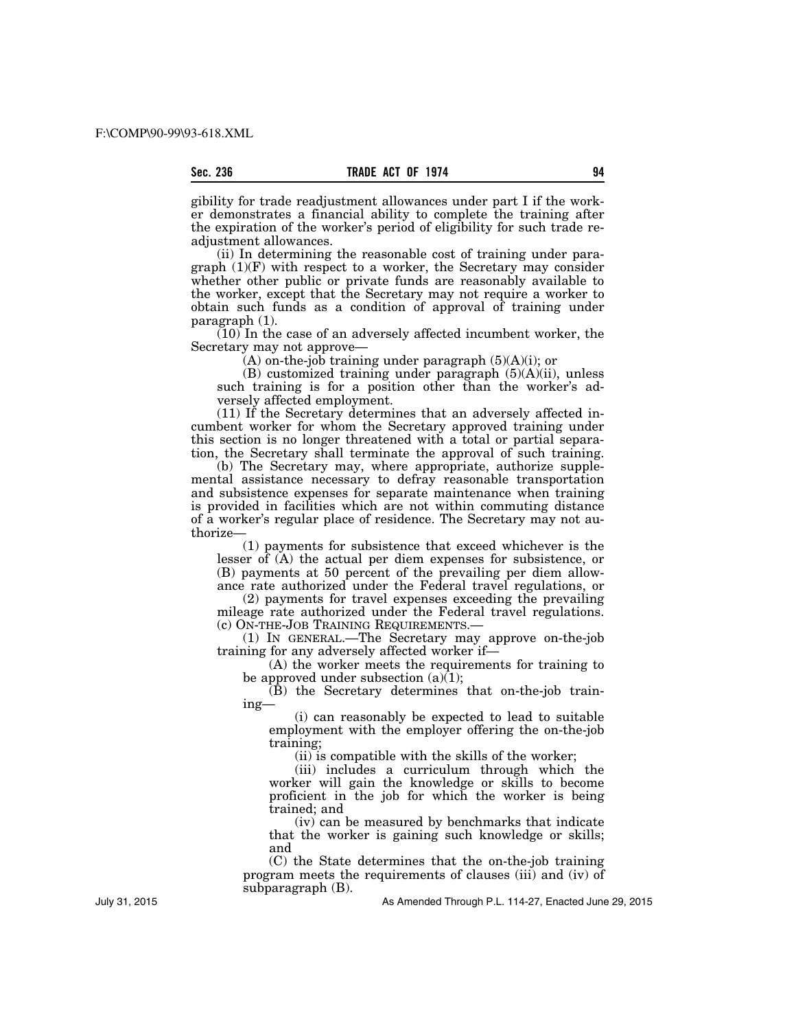gibility for trade readjustment allowances under part I if the worker demonstrates a financial ability to complete the training after the expiration of the worker's period of eligibility for such trade readjustment allowances.

(ii) In determining the reasonable cost of training under paragraph (1)(F) with respect to a worker, the Secretary may consider whether other public or private funds are reasonably available to the worker, except that the Secretary may not require a worker to obtain such funds as a condition of approval of training under paragraph (1).

(10) In the case of an adversely affected incumbent worker, the Secretary may not approve—

(A) on-the-job training under paragraph (5)(A)(i); or

(B) customized training under paragraph (5)(A)(ii), unless such training is for a position other than the worker's adversely affected employment.

(11) If the Secretary determines that an adversely affected incumbent worker for whom the Secretary approved training under this section is no longer threatened with a total or partial separation, the Secretary shall terminate the approval of such training.

(b) The Secretary may, where appropriate, authorize supplemental assistance necessary to defray reasonable transportation and subsistence expenses for separate maintenance when training is provided in facilities which are not within commuting distance of a worker's regular place of residence. The Secretary may not authorize—

(1) payments for subsistence that exceed whichever is the lesser of (A) the actual per diem expenses for subsistence, or (B) payments at 50 percent of the prevailing per diem allowance rate authorized under the Federal travel regulations, or

(2) payments for travel expenses exceeding the prevailing mileage rate authorized under the Federal travel regulations.

(c) ON-THE-JOB TRAINING REQUIREMENTS.—

(1) IN GENERAL.—The Secretary may approve on-the-job training for any adversely affected worker if—

(A) the worker meets the requirements for training to be approved under subsection (a)(1);

(B) the Secretary determines that on-the-job training—

(i) can reasonably be expected to lead to suitable employment with the employer offering the on-the-job training;

(ii) is compatible with the skills of the worker;

(iii) includes a curriculum through which the worker will gain the knowledge or skills to become proficient in the job for which the worker is being trained; and

(iv) can be measured by benchmarks that indicate that the worker is gaining such knowledge or skills; and

(C) the State determines that the on-the-job training program meets the requirements of clauses (iii) and (iv) of subparagraph (B).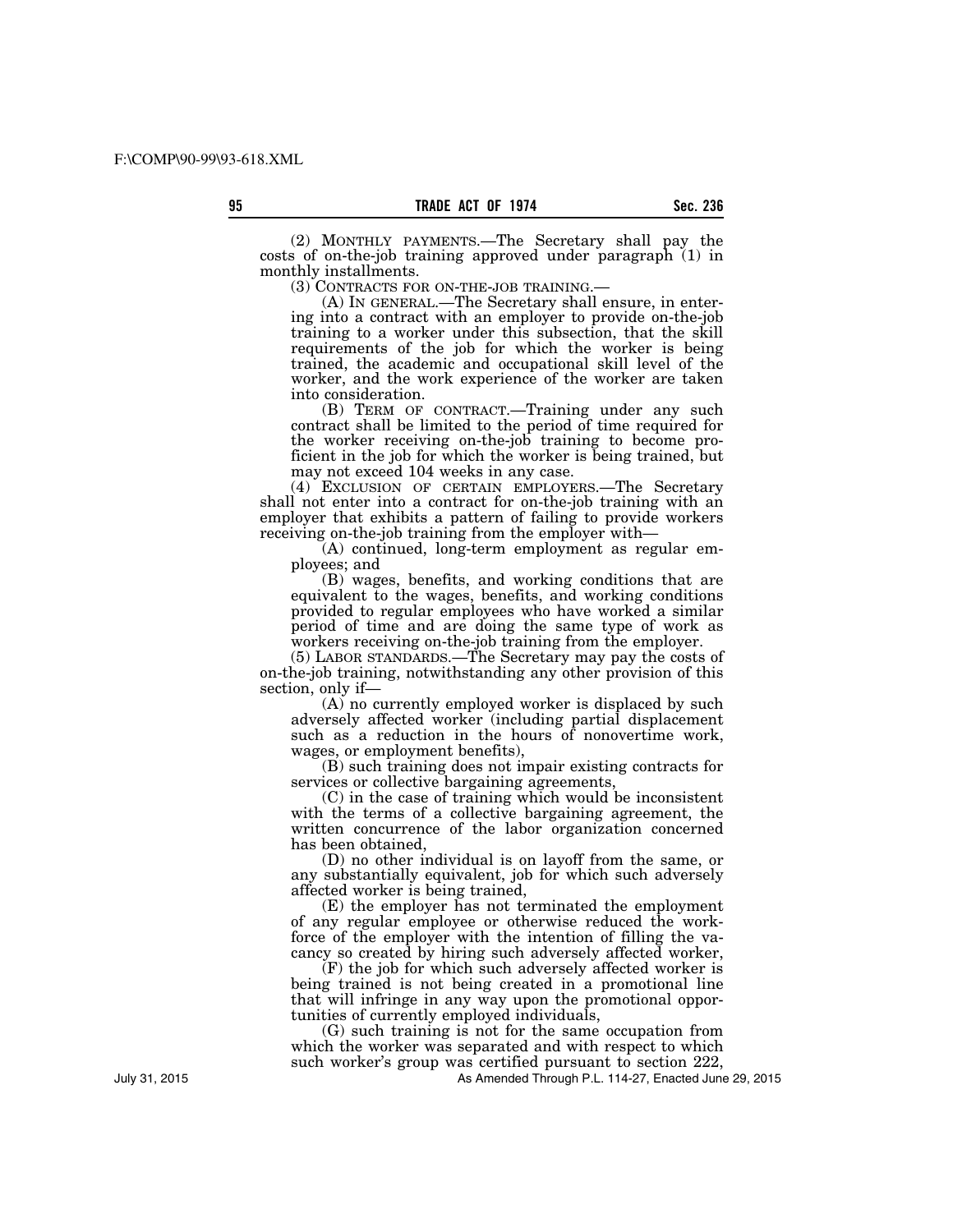(2) MONTHLY PAYMENTS.—The Secretary shall pay the costs of on-the-job training approved under paragraph (1) in monthly installments.

(3) CONTRACTS FOR ON-THE-JOB TRAINING.—

(A) IN GENERAL.—The Secretary shall ensure, in entering into a contract with an employer to provide on-the-job training to a worker under this subsection, that the skill requirements of the job for which the worker is being trained, the academic and occupational skill level of the worker, and the work experience of the worker are taken into consideration.

(B) TERM OF CONTRACT.—Training under any such contract shall be limited to the period of time required for the worker receiving on-the-job training to become proficient in the job for which the worker is being trained, but may not exceed 104 weeks in any case.

(4) EXCLUSION OF CERTAIN EMPLOYERS.—The Secretary shall not enter into a contract for on-the-job training with an employer that exhibits a pattern of failing to provide workers receiving on-the-job training from the employer with—

(A) continued, long-term employment as regular employees; and

(B) wages, benefits, and working conditions that are equivalent to the wages, benefits, and working conditions provided to regular employees who have worked a similar period of time and are doing the same type of work as workers receiving on-the-job training from the employer.

(5) LABOR STANDARDS.—The Secretary may pay the costs of on-the-job training, notwithstanding any other provision of this section, only if—

(A) no currently employed worker is displaced by such adversely affected worker (including partial displacement such as a reduction in the hours of nonovertime work, wages, or employment benefits),

(B) such training does not impair existing contracts for services or collective bargaining agreements,

(C) in the case of training which would be inconsistent with the terms of a collective bargaining agreement, the written concurrence of the labor organization concerned has been obtained,

(D) no other individual is on layoff from the same, or any substantially equivalent, job for which such adversely affected worker is being trained,

(E) the employer has not terminated the employment of any regular employee or otherwise reduced the workforce of the employer with the intention of filling the vacancy so created by hiring such adversely affected worker,

(F) the job for which such adversely affected worker is being trained is not being created in a promotional line that will infringe in any way upon the promotional opportunities of currently employed individuals,

(G) such training is not for the same occupation from which the worker was separated and with respect to which such worker's group was certified pursuant to section 222,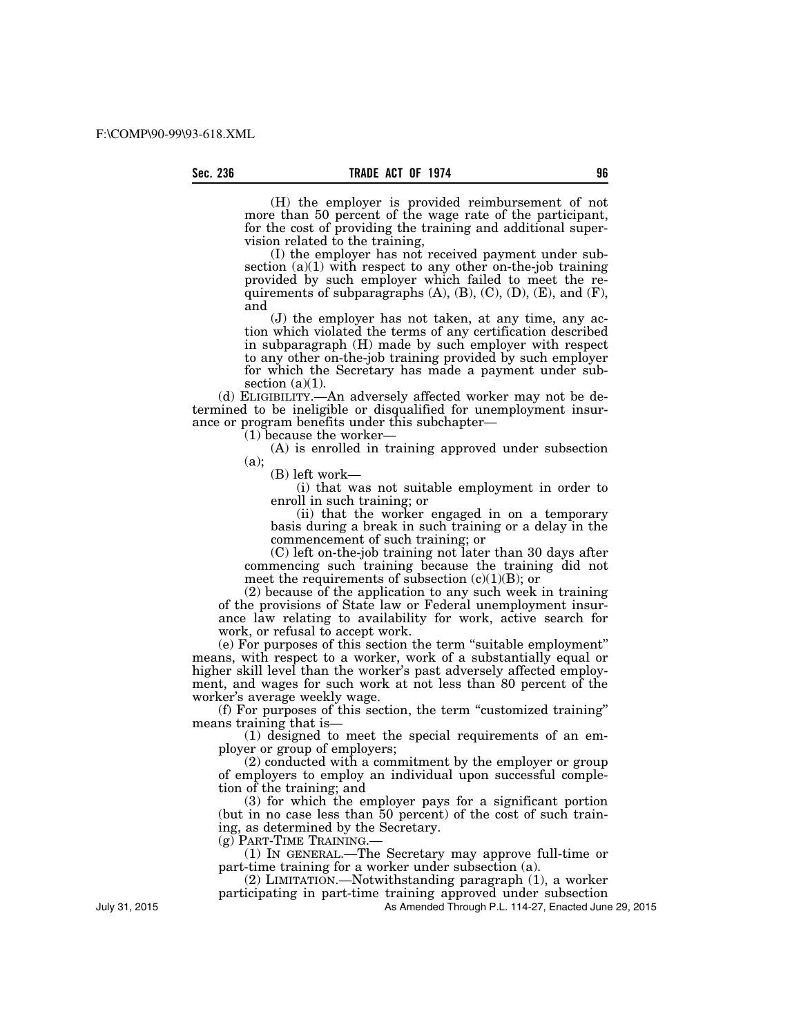(H) the employer is provided reimbursement of not more than 50 percent of the wage rate of the participant, for the cost of providing the training and additional supervision related to the training,

(I) the employer has not received payment under subsection (a)(1) with respect to any other on-the-job training provided by such employer which failed to meet the requirements of subparagraphs (A), (B), (C), (D), (E), and (F), and

(J) the employer has not taken, at any time, any action which violated the terms of any certification described in subparagraph (H) made by such employer with respect to any other on-the-job training provided by such employer for which the Secretary has made a payment under subsection (a)(1).

(d) ELIGIBILITY.—An adversely affected worker may not be determined to be ineligible or disqualified for unemployment insurance or program benefits under this subchapter—

(1) because the worker—

(A) is enrolled in training approved under subsection (a);

(B) left work—

(i) that was not suitable employment in order to enroll in such training; or

(ii) that the worker engaged in on a temporary basis during a break in such training or a delay in the commencement of such training; or

(C) left on-the-job training not later than 30 days after commencing such training because the training did not meet the requirements of subsection (c)(1)(B); or

(2) because of the application to any such week in training of the provisions of State law or Federal unemployment insurance law relating to availability for work, active search for work, or refusal to accept work.

(e) For purposes of this section the term "suitable employment" means, with respect to a worker, work of a substantially equal or higher skill level than the worker's past adversely affected employment, and wages for such work at not less than 80 percent of the worker's average weekly wage.

(f) For purposes of this section, the term "customized training" means training that is—

(1) designed to meet the special requirements of an employer or group of employers;

(2) conducted with a commitment by the employer or group of employers to employ an individual upon successful completion of the training; and

(3) for which the employer pays for a significant portion (but in no case less than 50 percent) of the cost of such training, as determined by the Secretary.

(g) PART-TIME TRAINING.—

(1) IN GENERAL.—The Secretary may approve full-time or part-time training for a worker under subsection (a).

(2) LIMITATION.—Notwithstanding paragraph (1), a worker participating in part-time training approved under subsection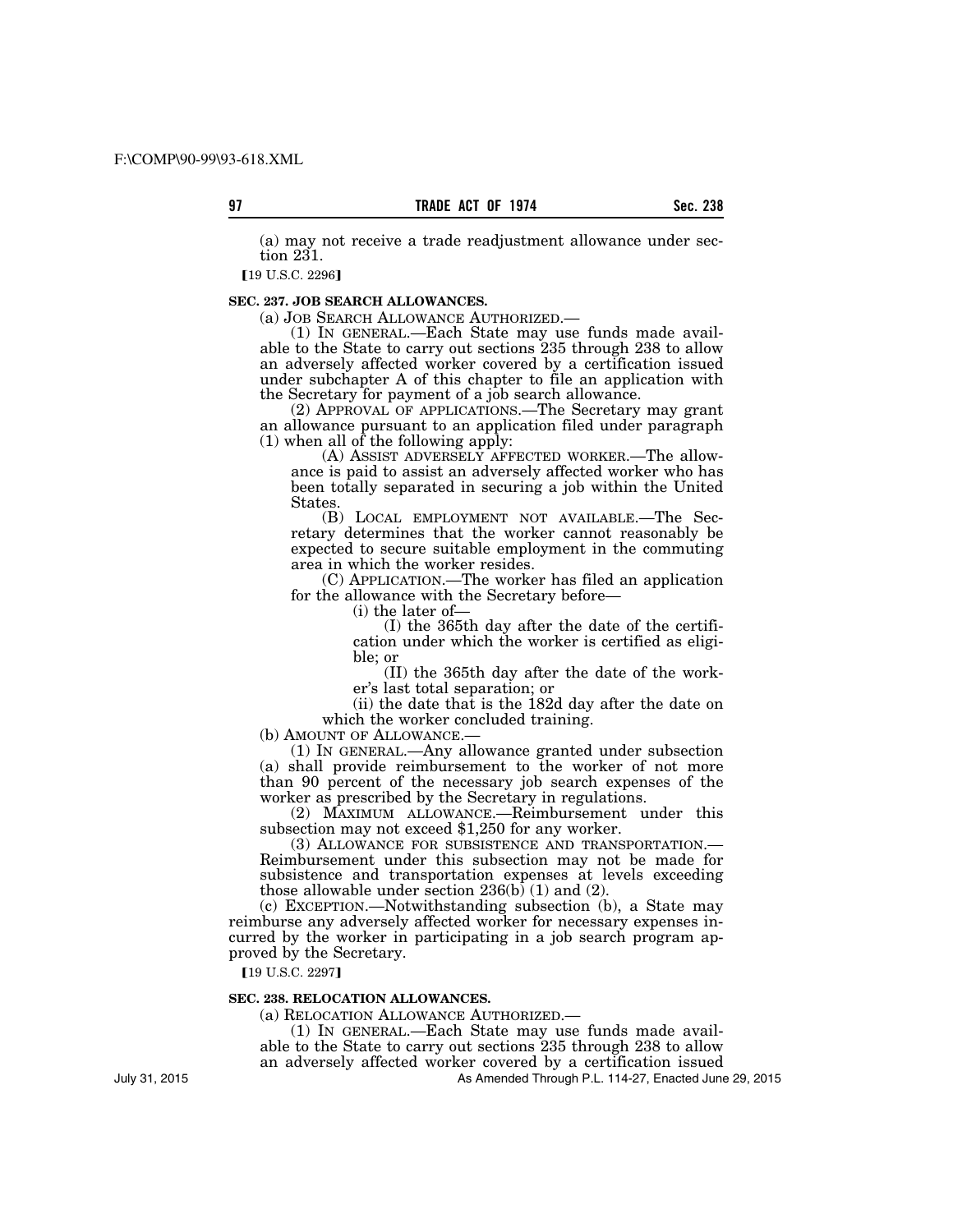(a) may not receive a trade readjustment allowance under section 231.

【19 U.S.C. 2296】

**SEC. 237. JOB SEARCH ALLOWANCES.**

(a) JOB SEARCH ALLOWANCE AUTHORIZED.—

(1) IN GENERAL.—Each State may use funds made available to the State to carry out sections 235 through 238 to allow an adversely affected worker covered by a certification issued under subchapter A of this chapter to file an application with the Secretary for payment of a job search allowance.

(2) APPROVAL OF APPLICATIONS.—The Secretary may grant an allowance pursuant to an application filed under paragraph (1) when all of the following apply:

(A) ASSIST ADVERSELY AFFECTED WORKER.—The allowance is paid to assist an adversely affected worker who has been totally separated in securing a job within the United States.

(B) LOCAL EMPLOYMENT NOT AVAILABLE.—The Secretary determines that the worker cannot reasonably be expected to secure suitable employment in the commuting area in which the worker resides.

(C) APPLICATION.—The worker has filed an application for the allowance with the Secretary before—

(i) the later of—

(I) the 365th day after the date of the certification under which the worker is certified as eligible; or

(II) the 365th day after the date of the worker's last total separation; or

(ii) the date that is the 182d day after the date on which the worker concluded training.

(b) AMOUNT OF ALLOWANCE.—

(1) IN GENERAL.—Any allowance granted under subsection (a) shall provide reimbursement to the worker of not more than 90 percent of the necessary job search expenses of the worker as prescribed by the Secretary in regulations.

(2) MAXIMUM ALLOWANCE.—Reimbursement under this subsection may not exceed $1,250 for any worker.

(3) ALLOWANCE FOR SUBSISTENCE AND TRANSPORTATION.—Reimbursement under this subsection may not be made for subsistence and transportation expenses at levels exceeding those allowable under section 236(b) (1) and (2).

(c) EXCEPTION.—Notwithstanding subsection (b), a State may reimburse any adversely affected worker for necessary expenses incurred by the worker in participating in a job search program approved by the Secretary.

【19 U.S.C. 2297】

**SEC. 238. RELOCATION ALLOWANCES.**

(a) RELOCATION ALLOWANCE AUTHORIZED.—

(1) IN GENERAL.—Each State may use funds made available to the State to carry out sections 235 through 238 to allow an adversely affected worker covered by a certification issued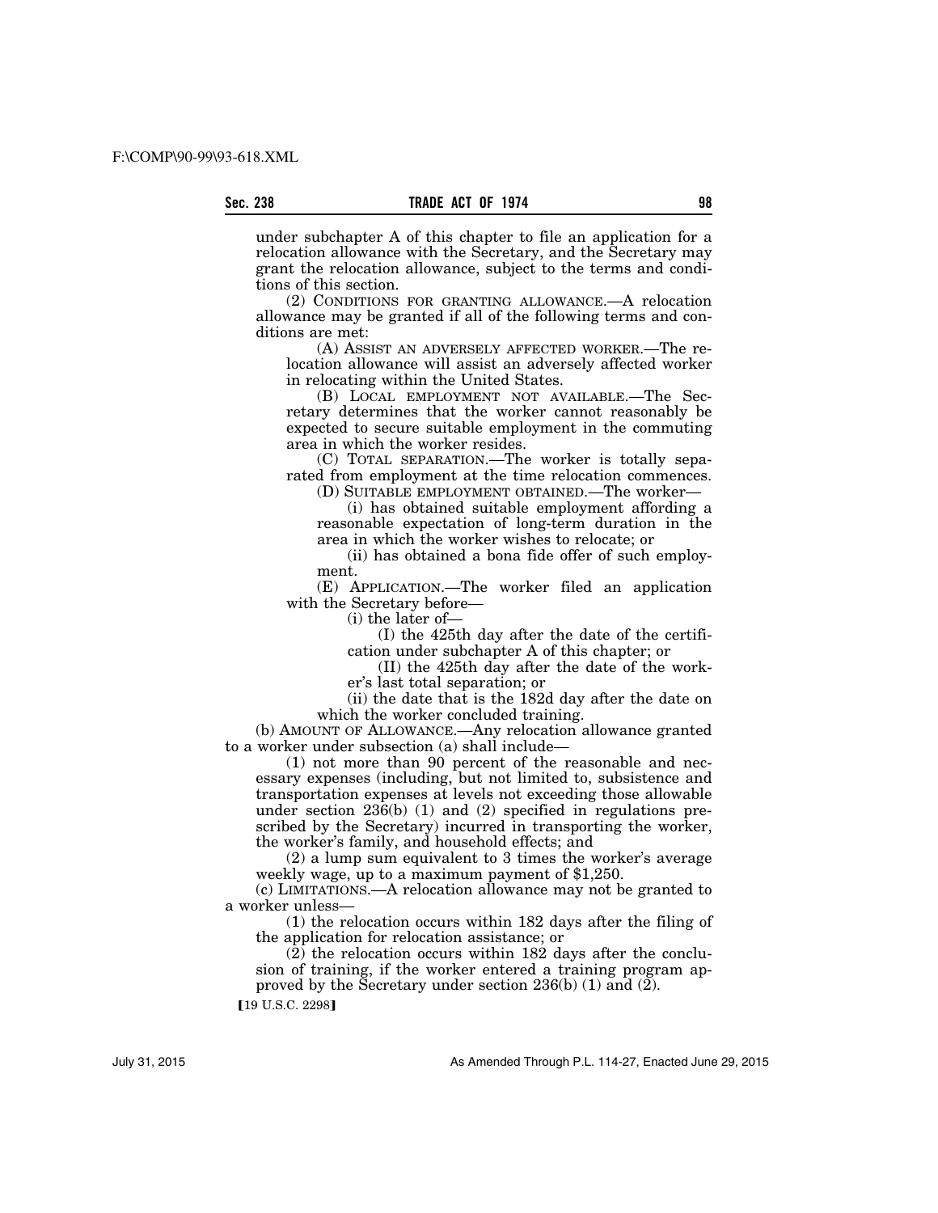under subchapter A of this chapter to file an application for a relocation allowance with the Secretary, and the Secretary may grant the relocation allowance, subject to the terms and conditions of this section.

(2) CONDITIONS FOR GRANTING ALLOWANCE.—A relocation allowance may be granted if all of the following terms and conditions are met:

(A) ASSIST AN ADVERSELY AFFECTED WORKER.—The relocation allowance will assist an adversely affected worker in relocating within the United States.

(B) LOCAL EMPLOYMENT NOT AVAILABLE.—The Secretary determines that the worker cannot reasonably be expected to secure suitable employment in the commuting area in which the worker resides.

(C) TOTAL SEPARATION.—The worker is totally separated from employment at the time relocation commences.

(D) SUITABLE EMPLOYMENT OBTAINED.—The worker—

(i) has obtained suitable employment affording a reasonable expectation of long-term duration in the area in which the worker wishes to relocate; or

(ii) has obtained a bona fide offer of such employment.

(E) APPLICATION.—The worker filed an application with the Secretary before—

(i) the later of—

(I) the 425th day after the date of the certification under subchapter A of this chapter; or

(II) the 425th day after the date of the worker's last total separation; or

(ii) the date that is the 182d day after the date on which the worker concluded training.

(b) AMOUNT OF ALLOWANCE.—Any relocation allowance granted to a worker under subsection (a) shall include—

(1) not more than 90 percent of the reasonable and necessary expenses (including, but not limited to, subsistence and transportation expenses at levels not exceeding those allowable under section 236(b) (1) and (2) specified in regulations prescribed by the Secretary) incurred in transporting the worker, the worker's family, and household effects; and

(2) a lump sum equivalent to 3 times the worker's average weekly wage, up to a maximum payment of $1,250.

(c) LIMITATIONS.—A relocation allowance may not be granted to a worker unless—

(1) the relocation occurs within 182 days after the filing of the application for relocation assistance; or

(2) the relocation occurs within 182 days after the conclusion of training, if the worker entered a training program approved by the Secretary under section 236(b) (1) and (2).

[19 U.S.C. 2298]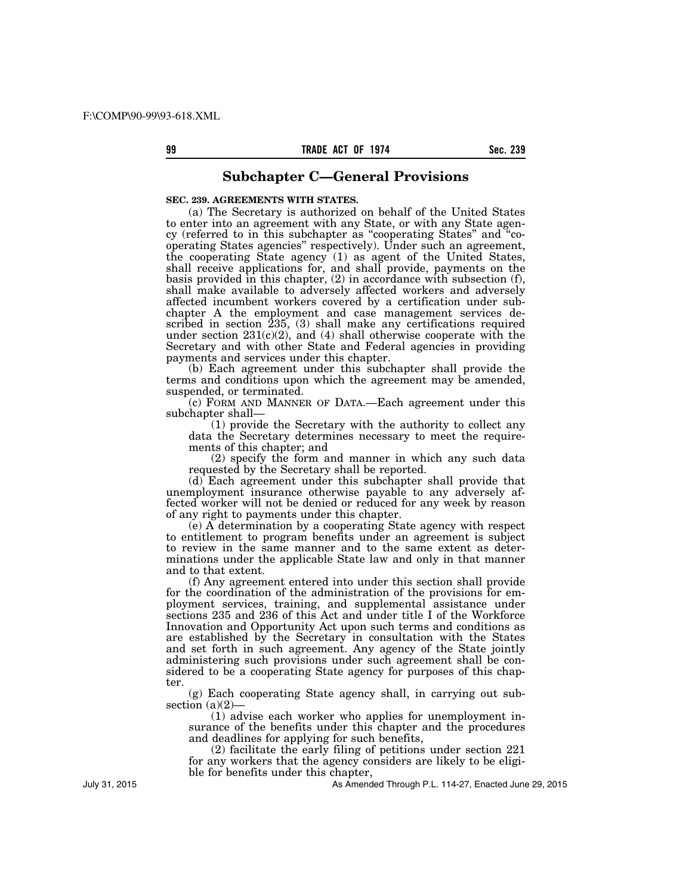## Subchapter C—General Provisions

**SEC. 239. AGREEMENTS WITH STATES.**

(a) The Secretary is authorized on behalf of the United States to enter into an agreement with any State, or with any State agency (referred to in this subchapter as "cooperating States" and "cooperating States agencies" respectively). Under such an agreement, the cooperating State agency (1) as agent of the United States, shall receive applications for, and shall provide, payments on the basis provided in this chapter, (2) in accordance with subsection (f), shall make available to adversely affected workers and adversely affected incumbent workers covered by a certification under subchapter A the employment and case management services described in section 235, (3) shall make any certifications required under section 231(c)(2), and (4) shall otherwise cooperate with the Secretary and with other State and Federal agencies in providing payments and services under this chapter.

(b) Each agreement under this subchapter shall provide the terms and conditions upon which the agreement may be amended, suspended, or terminated.

(c) FORM AND MANNER OF DATA.—Each agreement under this subchapter shall—

(1) provide the Secretary with the authority to collect any data the Secretary determines necessary to meet the requirements of this chapter; and

(2) specify the form and manner in which any such data requested by the Secretary shall be reported.

(d) Each agreement under this subchapter shall provide that unemployment insurance otherwise payable to any adversely affected worker will not be denied or reduced for any week by reason of any right to payments under this chapter.

(e) A determination by a cooperating State agency with respect to entitlement to program benefits under an agreement is subject to review in the same manner and to the same extent as determinations under the applicable State law and only in that manner and to that extent.

(f) Any agreement entered into under this section shall provide for the coordination of the administration of the provisions for employment services, training, and supplemental assistance under sections 235 and 236 of this Act and under title I of the Workforce Innovation and Opportunity Act upon such terms and conditions as are established by the Secretary in consultation with the States and set forth in such agreement. Any agency of the State jointly administering such provisions under such agreement shall be considered to be a cooperating State agency for purposes of this chapter.

(g) Each cooperating State agency shall, in carrying out subsection (a)(2)—

(1) advise each worker who applies for unemployment insurance of the benefits under this chapter and the procedures and deadlines for applying for such benefits,

(2) facilitate the early filing of petitions under section 221 for any workers that the agency considers are likely to be eligible for benefits under this chapter,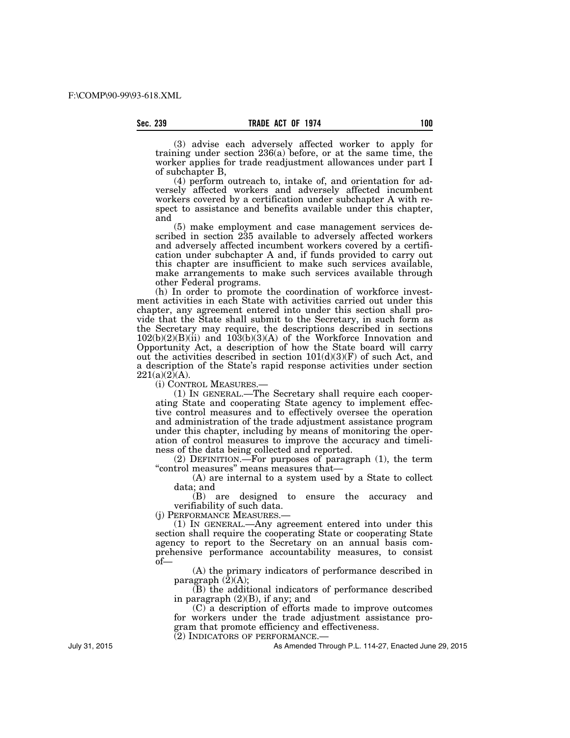(3) advise each adversely affected worker to apply for training under section 236(a) before, or at the same time, the worker applies for trade readjustment allowances under part I of subchapter B,

(4) perform outreach to, intake of, and orientation for adversely affected workers and adversely affected incumbent workers covered by a certification under subchapter A with respect to assistance and benefits available under this chapter, and

(5) make employment and case management services described in section 235 available to adversely affected workers and adversely affected incumbent workers covered by a certification under subchapter A and, if funds provided to carry out this chapter are insufficient to make such services available, make arrangements to make such services available through other Federal programs.

(h) In order to promote the coordination of workforce investment activities in each State with activities carried out under this chapter, any agreement entered into under this section shall provide that the State shall submit to the Secretary, in such form as the Secretary may require, the descriptions described in sections 102(b)(2)(B)(ii) and 103(b)(3)(A) of the Workforce Innovation and Opportunity Act, a description of how the State board will carry out the activities described in section 101(d)(3)(F) of such Act, and a description of the State's rapid response activities under section 221(a)(2)(A).

(i) CONTROL MEASURES.—

(1) IN GENERAL.—The Secretary shall require each cooperating State and cooperating State agency to implement effective control measures and to effectively oversee the operation and administration of the trade adjustment assistance program under this chapter, including by means of monitoring the operation of control measures to improve the accuracy and timeliness of the data being collected and reported.

(2) DEFINITION.—For purposes of paragraph (1), the term "control measures" means measures that—

(A) are internal to a system used by a State to collect data; and

(B) are designed to ensure the accuracy and verifiability of such data.

(j) PERFORMANCE MEASURES.—

(1) IN GENERAL.—Any agreement entered into under this section shall require the cooperating State or cooperating State agency to report to the Secretary on an annual basis comprehensive performance accountability measures, to consist of—

(A) the primary indicators of performance described in paragraph (2)(A);

(B) the additional indicators of performance described in paragraph (2)(B), if any; and

(C) a description of efforts made to improve outcomes for workers under the trade adjustment assistance program that promote efficiency and effectiveness.

(2) INDICATORS OF PERFORMANCE.—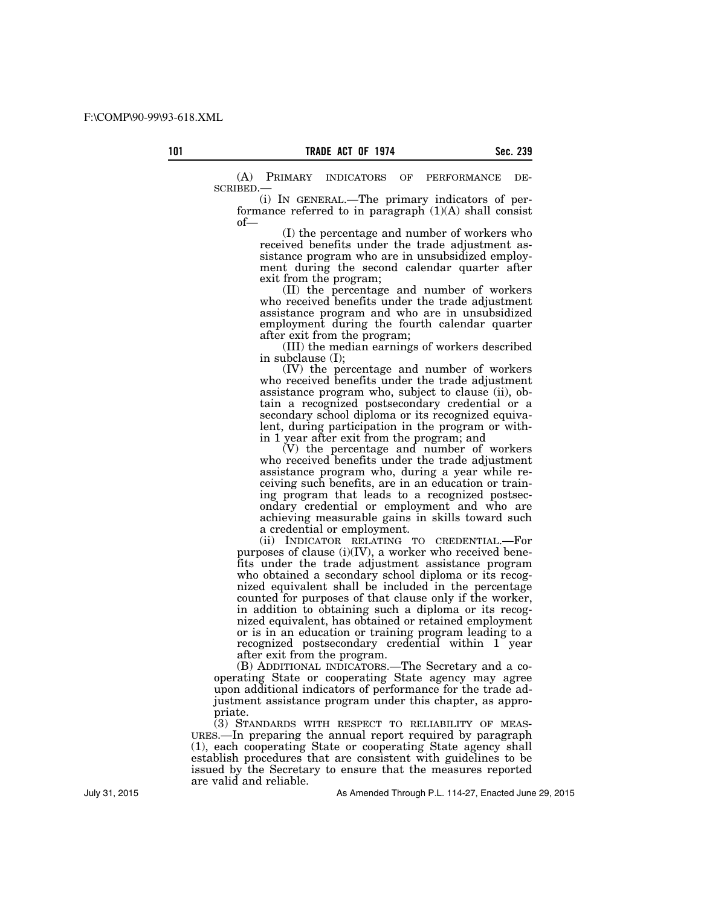(A) PRIMARY INDICATORS OF PERFORMANCE DESCRIBED.—

(i) IN GENERAL.—The primary indicators of performance referred to in paragraph (1)(A) shall consist of—

(I) the percentage and number of workers who received benefits under the trade adjustment assistance program who are in unsubsidized employment during the second calendar quarter after exit from the program;

(II) the percentage and number of workers who received benefits under the trade adjustment assistance program and who are in unsubsidized employment during the fourth calendar quarter after exit from the program;

(III) the median earnings of workers described in subclause (I);

(IV) the percentage and number of workers who received benefits under the trade adjustment assistance program who, subject to clause (ii), obtain a recognized postsecondary credential or a secondary school diploma or its recognized equivalent, during participation in the program or within 1 year after exit from the program; and

(V) the percentage and number of workers who received benefits under the trade adjustment assistance program who, during a year while receiving such benefits, are in an education or training program that leads to a recognized postsecondary credential or employment and who are achieving measurable gains in skills toward such a credential or employment.

(ii) INDICATOR RELATING TO CREDENTIAL.—For purposes of clause (i)(IV), a worker who received benefits under the trade adjustment assistance program who obtained a secondary school diploma or its recognized equivalent shall be included in the percentage counted for purposes of that clause only if the worker, in addition to obtaining such a diploma or its recognized equivalent, has obtained or retained employment or is in an education or training program leading to a recognized postsecondary credential within 1 year after exit from the program.

(B) ADDITIONAL INDICATORS.—The Secretary and a cooperating State or cooperating State agency may agree upon additional indicators of performance for the trade adjustment assistance program under this chapter, as appropriate.

(3) STANDARDS WITH RESPECT TO RELIABILITY OF MEASURES.—In preparing the annual report required by paragraph (1), each cooperating State or cooperating State agency shall establish procedures that are consistent with guidelines to be issued by the Secretary to ensure that the measures reported are valid and reliable.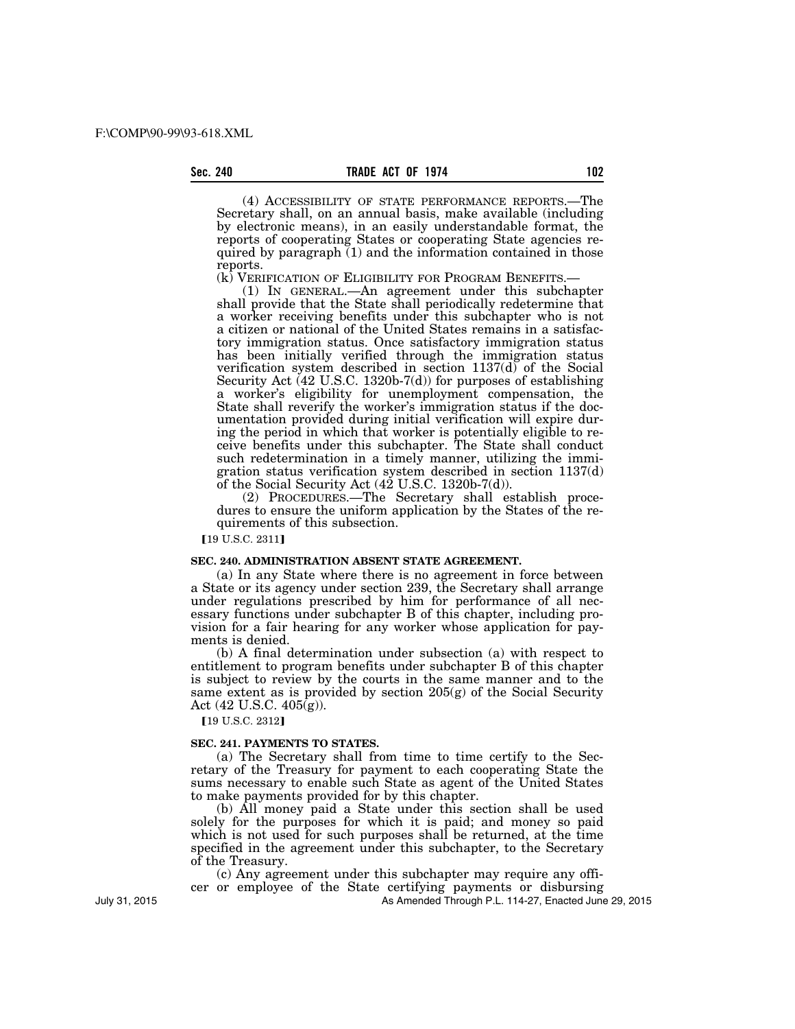(4) ACCESSIBILITY OF STATE PERFORMANCE REPORTS.—The Secretary shall, on an annual basis, make available (including by electronic means), in an easily understandable format, the reports of cooperating States or cooperating State agencies required by paragraph (1) and the information contained in those reports.

(k) VERIFICATION OF ELIGIBILITY FOR PROGRAM BENEFITS.—

(1) IN GENERAL.—An agreement under this subchapter shall provide that the State shall periodically redetermine that a worker receiving benefits under this subchapter who is not a citizen or national of the United States remains in a satisfactory immigration status. Once satisfactory immigration status has been initially verified through the immigration status verification system described in section 1137(d) of the Social Security Act (42 U.S.C. 1320b-7(d)) for purposes of establishing a worker's eligibility for unemployment compensation, the State shall reverify the worker's immigration status if the documentation provided during initial verification will expire during the period in which that worker is potentially eligible to receive benefits under this subchapter. The State shall conduct such redetermination in a timely manner, utilizing the immigration status verification system described in section 1137(d) of the Social Security Act (42 U.S.C. 1320b-7(d)).

(2) PROCEDURES.—The Secretary shall establish procedures to ensure the uniform application by the States of the requirements of this subsection.

[19 U.S.C. 2311]

**SEC. 240. ADMINISTRATION ABSENT STATE AGREEMENT.**

(a) In any State where there is no agreement in force between a State or its agency under section 239, the Secretary shall arrange under regulations prescribed by him for performance of all necessary functions under subchapter B of this chapter, including provision for a fair hearing for any worker whose application for payments is denied.

(b) A final determination under subsection (a) with respect to entitlement to program benefits under subchapter B of this chapter is subject to review by the courts in the same manner and to the same extent as is provided by section 205(g) of the Social Security Act (42 U.S.C. 405(g)).

[19 U.S.C. 2312]

**SEC. 241. PAYMENTS TO STATES.**

(a) The Secretary shall from time to time certify to the Secretary of the Treasury for payment to each cooperating State the sums necessary to enable such State as agent of the United States to make payments provided for by this chapter.

(b) All money paid a State under this section shall be used solely for the purposes for which it is paid; and money so paid which is not used for such purposes shall be returned, at the time specified in the agreement under this subchapter, to the Secretary of the Treasury.

(c) Any agreement under this subchapter may require any officer or employee of the State certifying payments or disbursing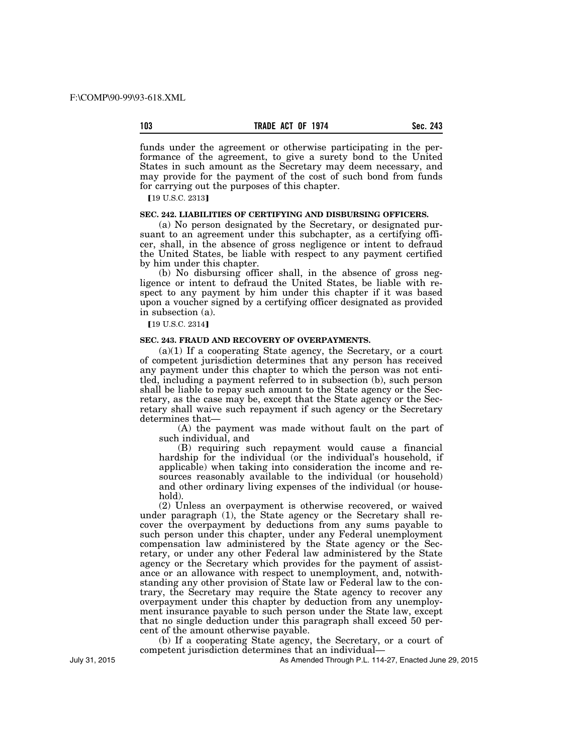funds under the agreement or otherwise participating in the performance of the agreement, to give a surety bond to the United States in such amount as the Secretary may deem necessary, and may provide for the payment of the cost of such bond from funds for carrying out the purposes of this chapter.

[19 U.S.C. 2313]

**SEC. 242. LIABILITIES OF CERTIFYING AND DISBURSING OFFICERS.**

(a) No person designated by the Secretary, or designated pursuant to an agreement under this subchapter, as a certifying officer, shall, in the absence of gross negligence or intent to defraud the United States, be liable with respect to any payment certified by him under this chapter.

(b) No disbursing officer shall, in the absence of gross negligence or intent to defraud the United States, be liable with respect to any payment by him under this chapter if it was based upon a voucher signed by a certifying officer designated as provided in subsection (a).

[19 U.S.C. 2314]

**SEC. 243. FRAUD AND RECOVERY OF OVERPAYMENTS.**

(a)(1) If a cooperating State agency, the Secretary, or a court of competent jurisdiction determines that any person has received any payment under this chapter to which the person was not entitled, including a payment referred to in subsection (b), such person shall be liable to repay such amount to the State agency or the Secretary, as the case may be, except that the State agency or the Secretary shall waive such repayment if such agency or the Secretary determines that—

(A) the payment was made without fault on the part of such individual, and

(B) requiring such repayment would cause a financial hardship for the individual (or the individual's household, if applicable) when taking into consideration the income and resources reasonably available to the individual (or household) and other ordinary living expenses of the individual (or household).

(2) Unless an overpayment is otherwise recovered, or waived under paragraph (1), the State agency or the Secretary shall recover the overpayment by deductions from any sums payable to such person under this chapter, under any Federal unemployment compensation law administered by the State agency or the Secretary, or under any other Federal law administered by the State agency or the Secretary which provides for the payment of assistance or an allowance with respect to unemployment, and, notwithstanding any other provision of State law or Federal law to the contrary, the Secretary may require the State agency to recover any overpayment under this chapter by deduction from any unemployment insurance payable to such person under the State law, except that no single deduction under this paragraph shall exceed 50 percent of the amount otherwise payable.

(b) If a cooperating State agency, the Secretary, or a court of competent jurisdiction determines that an individual—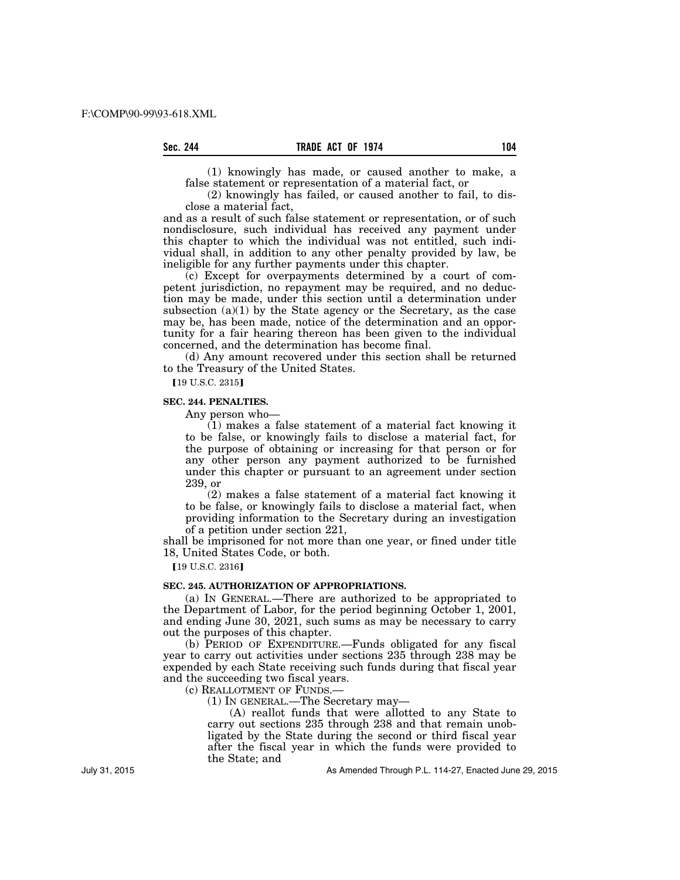(1) knowingly has made, or caused another to make, a false statement or representation of a material fact, or

(2) knowingly has failed, or caused another to fail, to disclose a material fact,

and as a result of such false statement or representation, or of such nondisclosure, such individual has received any payment under this chapter to which the individual was not entitled, such individual shall, in addition to any other penalty provided by law, be ineligible for any further payments under this chapter.

(c) Except for overpayments determined by a court of competent jurisdiction, no repayment may be required, and no deduction may be made, under this section until a determination under subsection (a)(1) by the State agency or the Secretary, as the case may be, has been made, notice of the determination and an opportunity for a fair hearing thereon has been given to the individual concerned, and the determination has become final.

(d) Any amount recovered under this section shall be returned to the Treasury of the United States.

【19 U.S.C. 2315】

**SEC. 244. PENALTIES.**

Any person who—

(1) makes a false statement of a material fact knowing it to be false, or knowingly fails to disclose a material fact, for the purpose of obtaining or increasing for that person or for any other person any payment authorized to be furnished under this chapter or pursuant to an agreement under section 239, or

(2) makes a false statement of a material fact knowing it to be false, or knowingly fails to disclose a material fact, when providing information to the Secretary during an investigation of a petition under section 221,

shall be imprisoned for not more than one year, or fined under title 18, United States Code, or both.

【19 U.S.C. 2316】

**SEC. 245. AUTHORIZATION OF APPROPRIATIONS.**

(a) IN GENERAL.—There are authorized to be appropriated to the Department of Labor, for the period beginning October 1, 2001, and ending June 30, 2021, such sums as may be necessary to carry out the purposes of this chapter.

(b) PERIOD OF EXPENDITURE.—Funds obligated for any fiscal year to carry out activities under sections 235 through 238 may be expended by each State receiving such funds during that fiscal year and the succeeding two fiscal years.

(c) REALLOTMENT OF FUNDS.—

(1) IN GENERAL.—The Secretary may—

(A) reallot funds that were allotted to any State to carry out sections 235 through 238 and that remain unobligated by the State during the second or third fiscal year after the fiscal year in which the funds were provided to the State; and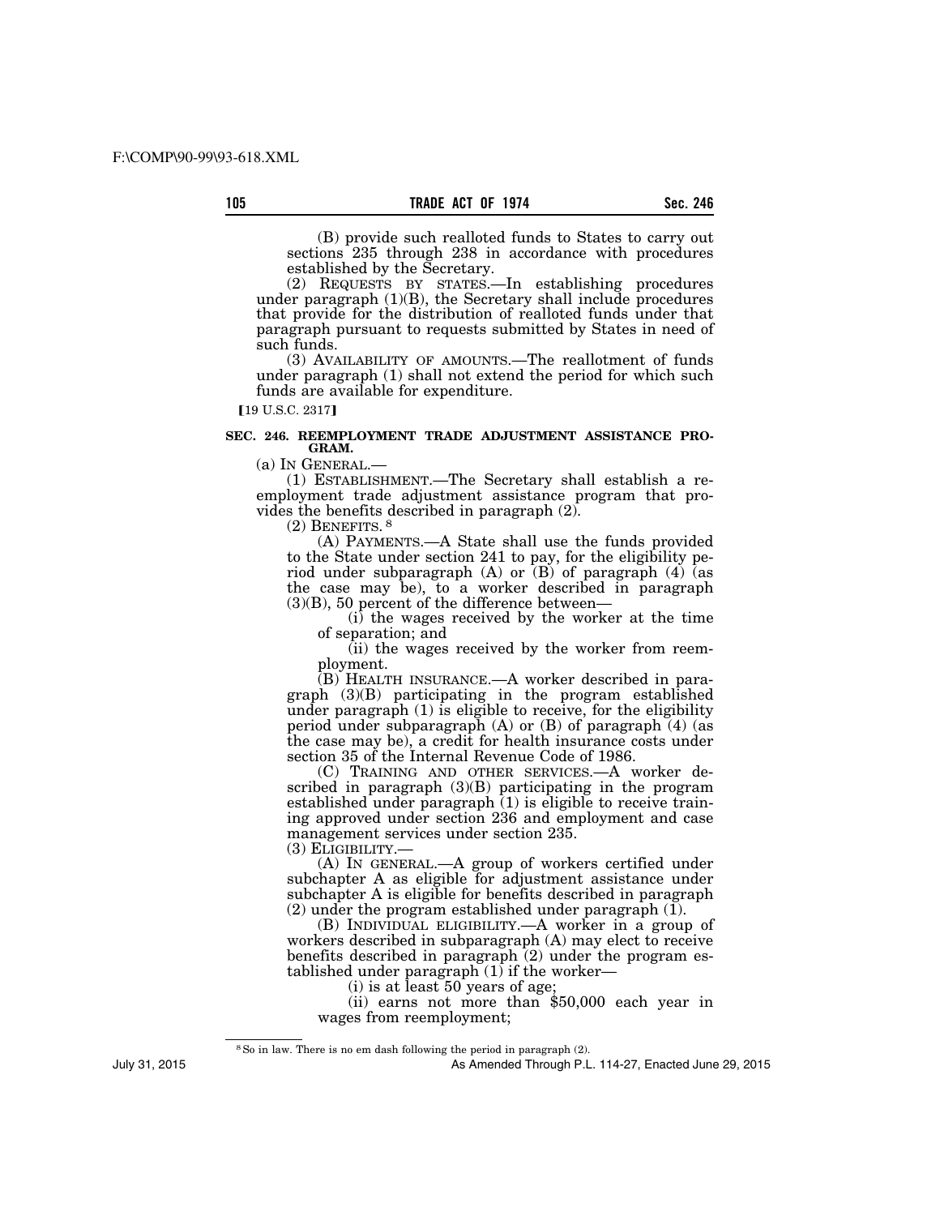(B) provide such realloted funds to States to carry out sections 235 through 238 in accordance with procedures established by the Secretary.

(2) REQUESTS BY STATES.—In establishing procedures under paragraph (1)(B), the Secretary shall include procedures that provide for the distribution of realloted funds under that paragraph pursuant to requests submitted by States in need of such funds.

(3) AVAILABILITY OF AMOUNTS.—The reallotment of funds under paragraph (1) shall not extend the period for which such funds are available for expenditure.

[19 U.S.C. 2317]

**SEC. 246. REEMPLOYMENT TRADE ADJUSTMENT ASSISTANCE PROGRAM.**

(a) IN GENERAL.—

(1) ESTABLISHMENT.—The Secretary shall establish a reemployment trade adjustment assistance program that provides the benefits described in paragraph (2).

(2) BENEFITS. [8]

(A) PAYMENTS.—A State shall use the funds provided to the State under section 241 to pay, for the eligibility period under subparagraph (A) or (B) of paragraph (4) (as the case may be), to a worker described in paragraph (3)(B), 50 percent of the difference between—

(i) the wages received by the worker at the time of separation; and

(ii) the wages received by the worker from reemployment.

(B) HEALTH INSURANCE.—A worker described in paragraph (3)(B) participating in the program established under paragraph (1) is eligible to receive, for the eligibility period under subparagraph (A) or (B) of paragraph (4) (as the case may be), a credit for health insurance costs under section 35 of the Internal Revenue Code of 1986.

(C) TRAINING AND OTHER SERVICES.—A worker described in paragraph (3)(B) participating in the program established under paragraph (1) is eligible to receive training approved under section 236 and employment and case management services under section 235.

(3) ELIGIBILITY.—

(A) IN GENERAL.—A group of workers certified under subchapter A as eligible for adjustment assistance under subchapter A is eligible for benefits described in paragraph (2) under the program established under paragraph (1).

(B) INDIVIDUAL ELIGIBILITY.—A worker in a group of workers described in subparagraph (A) may elect to receive benefits described in paragraph (2) under the program established under paragraph (1) if the worker—

(i) is at least 50 years of age;

(ii) earns not more than $50,000 each year in wages from reemployment;

[8] So in law. There is no em dash following the period in paragraph (2).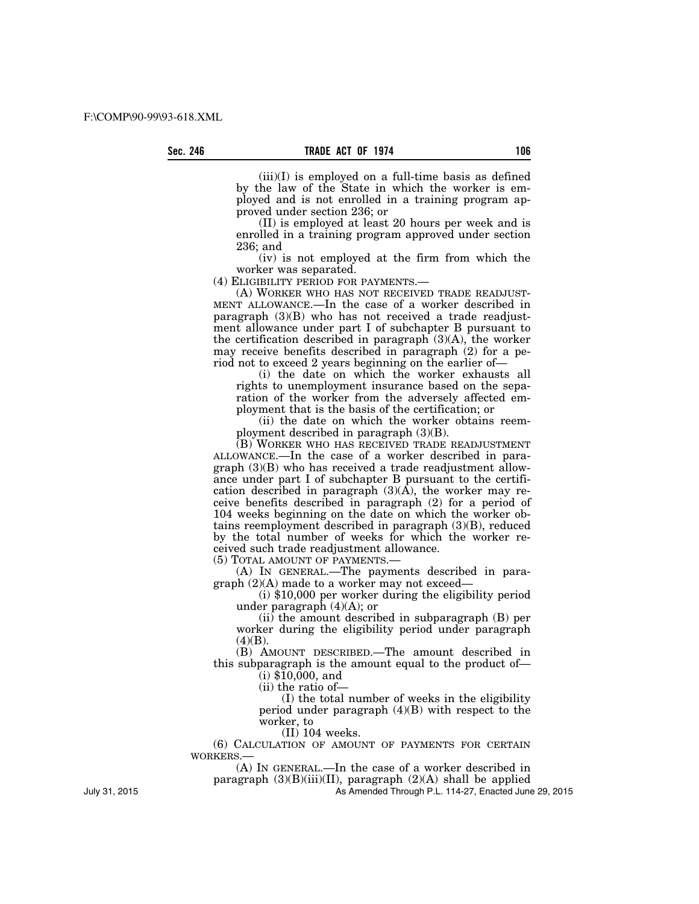(iii)(I) is employed on a full-time basis as defined by the law of the State in which the worker is employed and is not enrolled in a training program approved under section 236; or

(II) is employed at least 20 hours per week and is enrolled in a training program approved under section 236; and

(iv) is not employed at the firm from which the worker was separated.

(4) ELIGIBILITY PERIOD FOR PAYMENTS.—

(A) WORKER WHO HAS NOT RECEIVED TRADE READJUSTMENT ALLOWANCE.—In the case of a worker described in paragraph (3)(B) who has not received a trade readjustment allowance under part I of subchapter B pursuant to the certification described in paragraph (3)(A), the worker may receive benefits described in paragraph (2) for a period not to exceed 2 years beginning on the earlier of—

(i) the date on which the worker exhausts all rights to unemployment insurance based on the separation of the worker from the adversely affected employment that is the basis of the certification; or

(ii) the date on which the worker obtains reemployment described in paragraph (3)(B).

(B) WORKER WHO HAS RECEIVED TRADE READJUSTMENT ALLOWANCE.—In the case of a worker described in paragraph (3)(B) who has received a trade readjustment allowance under part I of subchapter B pursuant to the certification described in paragraph (3)(A), the worker may receive benefits described in paragraph (2) for a period of 104 weeks beginning on the date on which the worker obtains reemployment described in paragraph (3)(B), reduced by the total number of weeks for which the worker received such trade readjustment allowance.

(5) TOTAL AMOUNT OF PAYMENTS.—

(A) IN GENERAL.—The payments described in paragraph (2)(A) made to a worker may not exceed—

(i) $10,000 per worker during the eligibility period under paragraph (4)(A); or

(ii) the amount described in subparagraph (B) per worker during the eligibility period under paragraph (4)(B).

(B) AMOUNT DESCRIBED.—The amount described in this subparagraph is the amount equal to the product of—

(i) $10,000, and

(ii) the ratio of—

(I) the total number of weeks in the eligibility period under paragraph (4)(B) with respect to the worker, to

(II) 104 weeks.

(6) CALCULATION OF AMOUNT OF PAYMENTS FOR CERTAIN WORKERS.—

(A) IN GENERAL.—In the case of a worker described in paragraph (3)(B)(iii)(II), paragraph (2)(A) shall be applied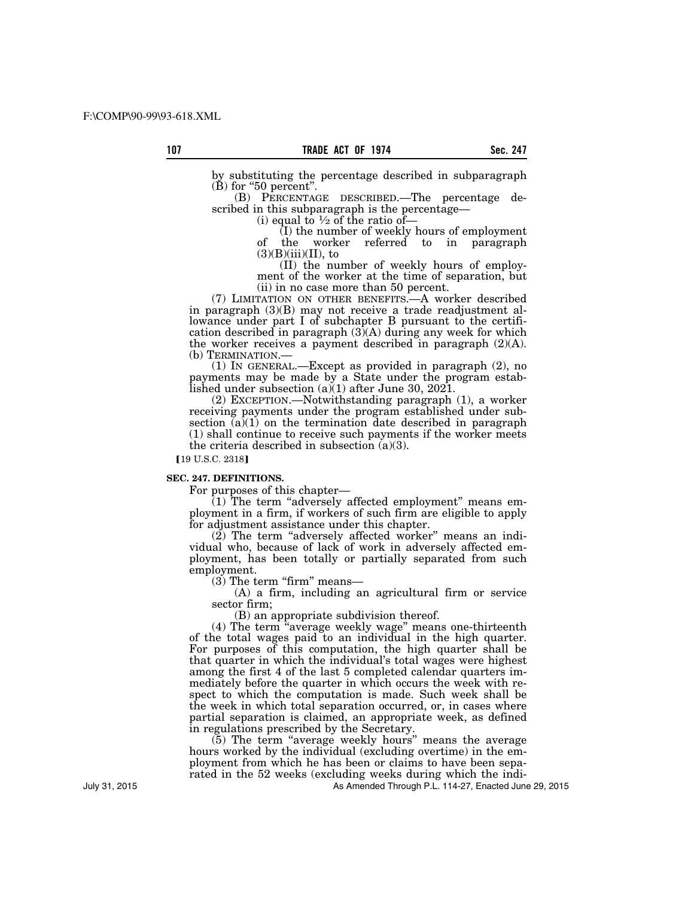by substituting the percentage described in subparagraph (B) for "50 percent".

(B) PERCENTAGE DESCRIBED.—The percentage described in this subparagraph is the percentage—

(i) equal to ½ of the ratio of—

(I) the number of weekly hours of employment of the worker referred to in paragraph (3)(B)(iii)(II), to

(II) the number of weekly hours of employment of the worker at the time of separation, but

(ii) in no case more than 50 percent.

(7) LIMITATION ON OTHER BENEFITS.—A worker described in paragraph (3)(B) may not receive a trade readjustment allowance under part I of subchapter B pursuant to the certification described in paragraph (3)(A) during any week for which the worker receives a payment described in paragraph (2)(A).

(b) TERMINATION.—

(1) IN GENERAL.—Except as provided in paragraph (2), no payments may be made by a State under the program established under subsection (a)(1) after June 30, 2021.

(2) EXCEPTION.—Notwithstanding paragraph (1), a worker receiving payments under the program established under subsection (a)(1) on the termination date described in paragraph (1) shall continue to receive such payments if the worker meets the criteria described in subsection (a)(3).

[19 U.S.C. 2318]

**SEC. 247. DEFINITIONS.**

For purposes of this chapter—

(1) The term "adversely affected employment" means employment in a firm, if workers of such firm are eligible to apply for adjustment assistance under this chapter.

(2) The term "adversely affected worker" means an individual who, because of lack of work in adversely affected employment, has been totally or partially separated from such employment.

(3) The term "firm" means—

(A) a firm, including an agricultural firm or service sector firm;

(B) an appropriate subdivision thereof.

(4) The term "average weekly wage" means one-thirteenth of the total wages paid to an individual in the high quarter. For purposes of this computation, the high quarter shall be that quarter in which the individual's total wages were highest among the first 4 of the last 5 completed calendar quarters immediately before the quarter in which occurs the week with respect to which the computation is made. Such week shall be the week in which total separation occurred, or, in cases where partial separation is claimed, an appropriate week, as defined in regulations prescribed by the Secretary.

(5) The term "average weekly hours" means the average hours worked by the individual (excluding overtime) in the employment from which he has been or claims to have been separated in the 52 weeks (excluding weeks during which the indi-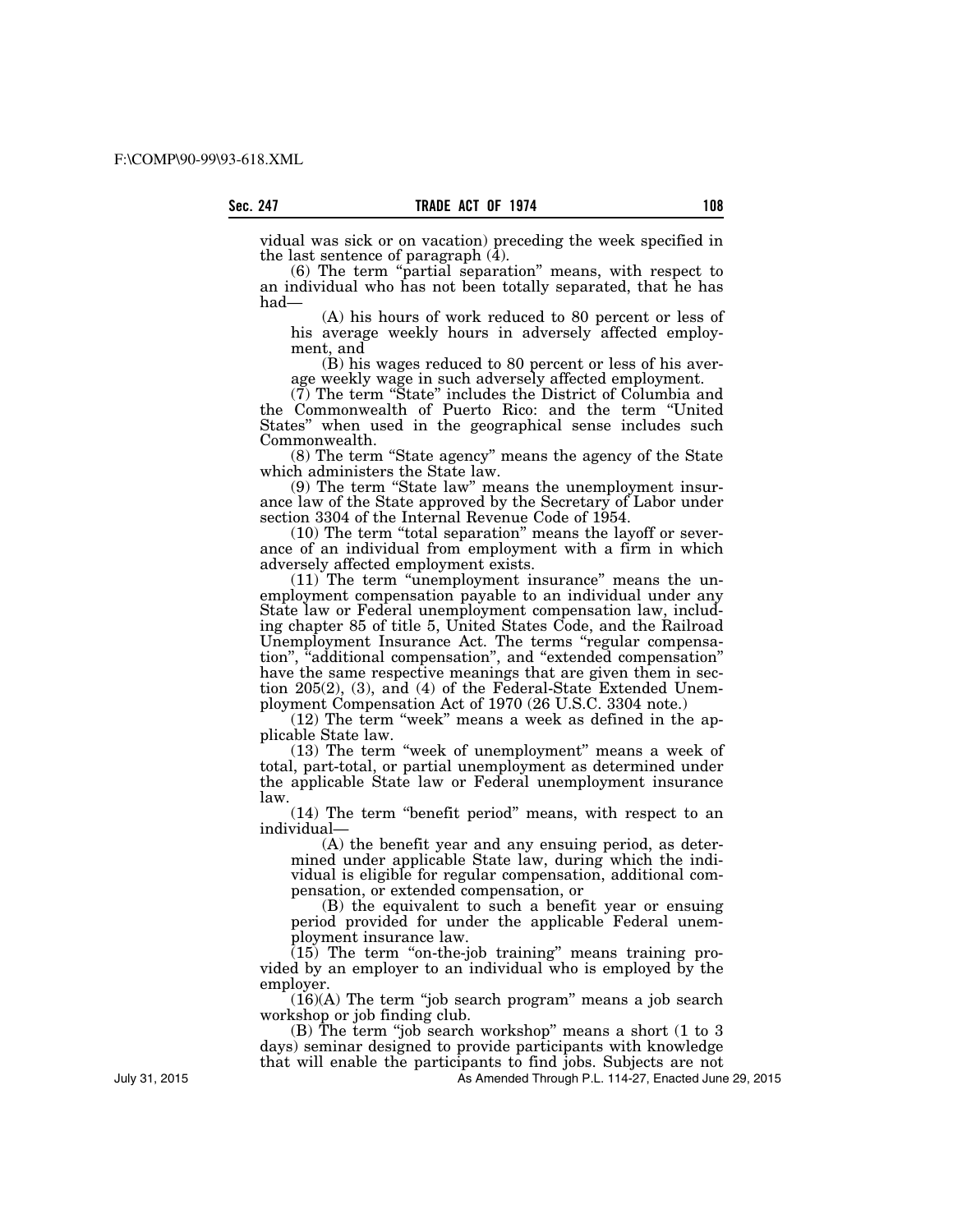vidual was sick or on vacation) preceding the week specified in the last sentence of paragraph (4).

(6) The term "partial separation" means, with respect to an individual who has not been totally separated, that he has had—

(A) his hours of work reduced to 80 percent or less of his average weekly hours in adversely affected employment, and

(B) his wages reduced to 80 percent or less of his average weekly wage in such adversely affected employment.

(7) The term "State" includes the District of Columbia and the Commonwealth of Puerto Rico: and the term "United States" when used in the geographical sense includes such Commonwealth.

(8) The term "State agency" means the agency of the State which administers the State law.

(9) The term "State law" means the unemployment insurance law of the State approved by the Secretary of Labor under section 3304 of the Internal Revenue Code of 1954.

(10) The term "total separation" means the layoff or severance of an individual from employment with a firm in which adversely affected employment exists.

(11) The term "unemployment insurance" means the unemployment compensation payable to an individual under any State law or Federal unemployment compensation law, including chapter 85 of title 5, United States Code, and the Railroad Unemployment Insurance Act. The terms "regular compensation", "additional compensation", and "extended compensation" have the same respective meanings that are given them in section 205(2), (3), and (4) of the Federal-State Extended Unemployment Compensation Act of 1970 (26 U.S.C. 3304 note.)

(12) The term "week" means a week as defined in the applicable State law.

(13) The term "week of unemployment" means a week of total, part-total, or partial unemployment as determined under the applicable State law or Federal unemployment insurance law.

(14) The term "benefit period" means, with respect to an individual—

(A) the benefit year and any ensuing period, as determined under applicable State law, during which the individual is eligible for regular compensation, additional compensation, or extended compensation, or

(B) the equivalent to such a benefit year or ensuing period provided for under the applicable Federal unemployment insurance law.

(15) The term "on-the-job training" means training provided by an employer to an individual who is employed by the employer.

(16)(A) The term "job search program" means a job search workshop or job finding club.

(B) The term "job search workshop" means a short (1 to 3 days) seminar designed to provide participants with knowledge that will enable the participants to find jobs. Subjects are not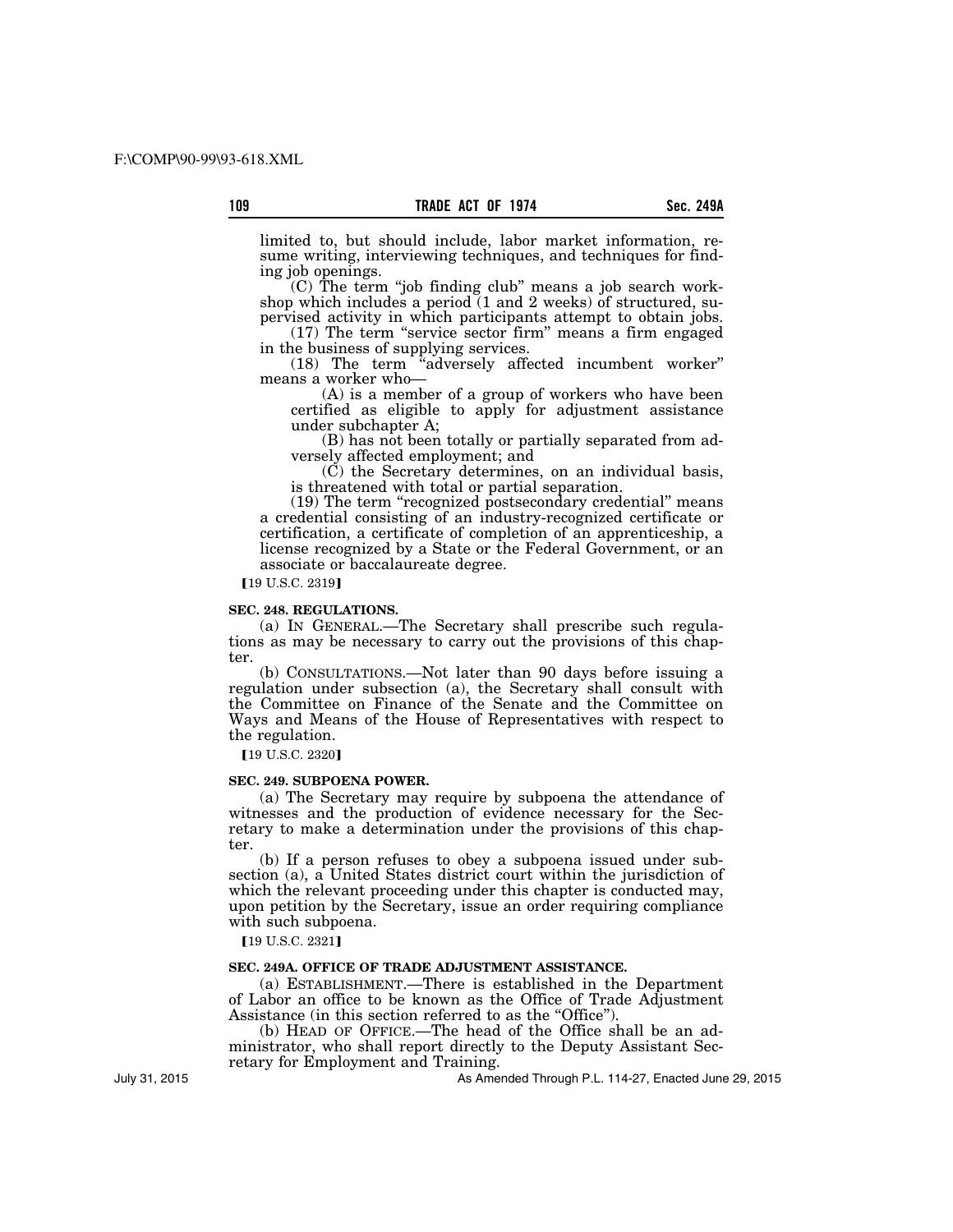limited to, but should include, labor market information, resume writing, interviewing techniques, and techniques for finding job openings.

(C) The term "job finding club" means a job search workshop which includes a period (1 and 2 weeks) of structured, supervised activity in which participants attempt to obtain jobs.

(17) The term "service sector firm" means a firm engaged in the business of supplying services.

(18) The term "adversely affected incumbent worker" means a worker who—

(A) is a member of a group of workers who have been certified as eligible to apply for adjustment assistance under subchapter A;

(B) has not been totally or partially separated from adversely affected employment; and

(C) the Secretary determines, on an individual basis, is threatened with total or partial separation.

(19) The term "recognized postsecondary credential" means a credential consisting of an industry-recognized certificate or certification, a certificate of completion of an apprenticeship, a license recognized by a State or the Federal Government, or an associate or baccalaureate degree.

【19 U.S.C. 2319】

**SEC. 248. REGULATIONS.**

(a) IN GENERAL.—The Secretary shall prescribe such regulations as may be necessary to carry out the provisions of this chapter.

(b) CONSULTATIONS.—Not later than 90 days before issuing a regulation under subsection (a), the Secretary shall consult with the Committee on Finance of the Senate and the Committee on Ways and Means of the House of Representatives with respect to the regulation.

【19 U.S.C. 2320】

**SEC. 249. SUBPOENA POWER.**

(a) The Secretary may require by subpoena the attendance of witnesses and the production of evidence necessary for the Secretary to make a determination under the provisions of this chapter.

(b) If a person refuses to obey a subpoena issued under subsection (a), a United States district court within the jurisdiction of which the relevant proceeding under this chapter is conducted may, upon petition by the Secretary, issue an order requiring compliance with such subpoena.

【19 U.S.C. 2321】

**SEC. 249A. OFFICE OF TRADE ADJUSTMENT ASSISTANCE.**

(a) ESTABLISHMENT.—There is established in the Department of Labor an office to be known as the Office of Trade Adjustment Assistance (in this section referred to as the "Office").

(b) HEAD OF OFFICE.—The head of the Office shall be an administrator, who shall report directly to the Deputy Assistant Secretary for Employment and Training.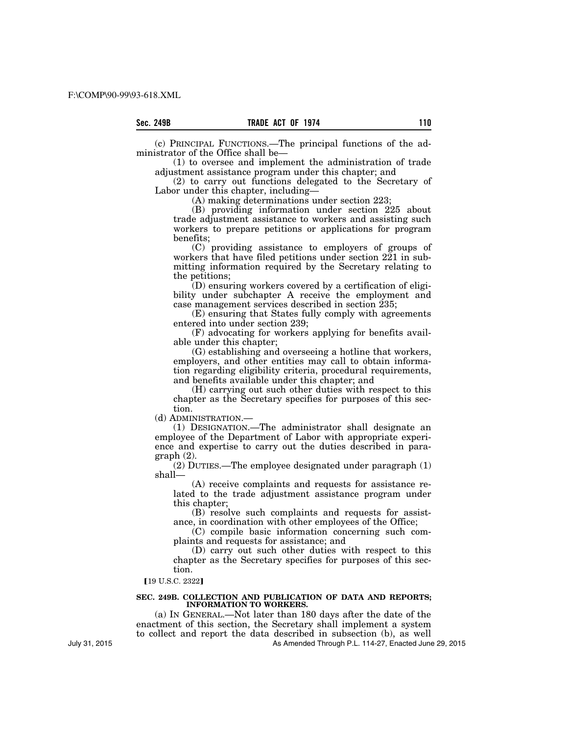(c) PRINCIPAL FUNCTIONS.—The principal functions of the administrator of the Office shall be—

(1) to oversee and implement the administration of trade adjustment assistance program under this chapter; and

(2) to carry out functions delegated to the Secretary of Labor under this chapter, including—

(A) making determinations under section 223;

(B) providing information under section 225 about trade adjustment assistance to workers and assisting such workers to prepare petitions or applications for program benefits;

(C) providing assistance to employers of groups of workers that have filed petitions under section 221 in submitting information required by the Secretary relating to the petitions;

(D) ensuring workers covered by a certification of eligibility under subchapter A receive the employment and case management services described in section 235;

(E) ensuring that States fully comply with agreements entered into under section 239;

(F) advocating for workers applying for benefits available under this chapter;

(G) establishing and overseeing a hotline that workers, employers, and other entities may call to obtain information regarding eligibility criteria, procedural requirements, and benefits available under this chapter; and

(H) carrying out such other duties with respect to this chapter as the Secretary specifies for purposes of this section.

(d) ADMINISTRATION.—

(1) DESIGNATION.—The administrator shall designate an employee of the Department of Labor with appropriate experience and expertise to carry out the duties described in paragraph (2).

(2) DUTIES.—The employee designated under paragraph (1) shall—

(A) receive complaints and requests for assistance related to the trade adjustment assistance program under this chapter;

(B) resolve such complaints and requests for assistance, in coordination with other employees of the Office;

(C) compile basic information concerning such complaints and requests for assistance; and

(D) carry out such other duties with respect to this chapter as the Secretary specifies for purposes of this section.

【19 U.S.C. 2322】

**SEC. 249B. COLLECTION AND PUBLICATION OF DATA AND REPORTS; INFORMATION TO WORKERS.**

(a) IN GENERAL.—Not later than 180 days after the date of the enactment of this section, the Secretary shall implement a system to collect and report the data described in subsection (b), as well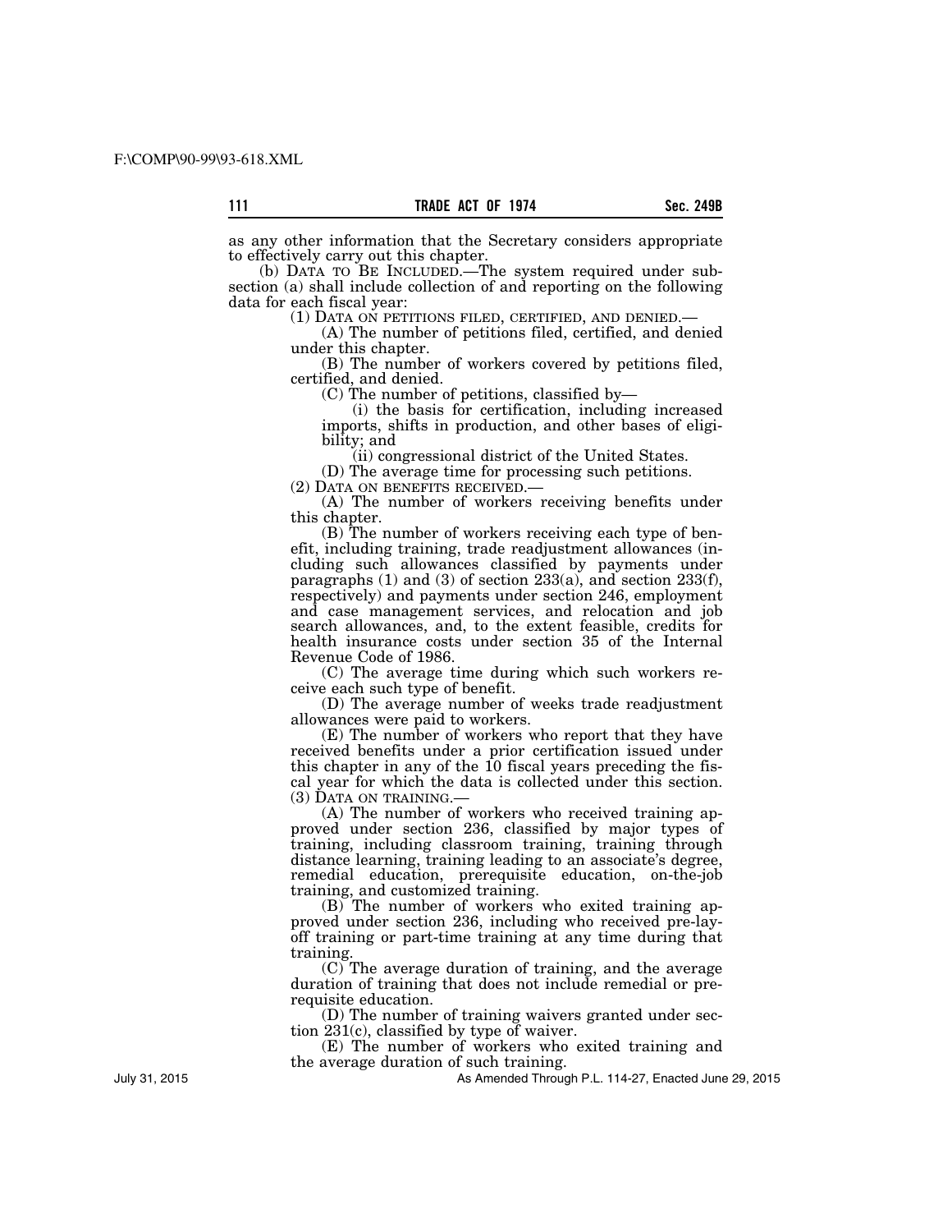as any other information that the Secretary considers appropriate to effectively carry out this chapter.

(b) DATA TO BE INCLUDED.—The system required under subsection (a) shall include collection of and reporting on the following data for each fiscal year:

(1) DATA ON PETITIONS FILED, CERTIFIED, AND DENIED.—

(A) The number of petitions filed, certified, and denied under this chapter.

(B) The number of workers covered by petitions filed, certified, and denied.

(C) The number of petitions, classified by—

(i) the basis for certification, including increased imports, shifts in production, and other bases of eligibility; and

(ii) congressional district of the United States.

(D) The average time for processing such petitions.

(2) DATA ON BENEFITS RECEIVED.—

(A) The number of workers receiving benefits under this chapter.

(B) The number of workers receiving each type of benefit, including training, trade readjustment allowances (including such allowances classified by payments under paragraphs (1) and (3) of section 233(a), and section 233(f), respectively) and payments under section 246, employment and case management services, and relocation and job search allowances, and, to the extent feasible, credits for health insurance costs under section 35 of the Internal Revenue Code of 1986.

(C) The average time during which such workers receive each such type of benefit.

(D) The average number of weeks trade readjustment allowances were paid to workers.

(E) The number of workers who report that they have received benefits under a prior certification issued under this chapter in any of the 10 fiscal years preceding the fiscal year for which the data is collected under this section.

(3) DATA ON TRAINING.—

(A) The number of workers who received training approved under section 236, classified by major types of training, including classroom training, training through distance learning, training leading to an associate's degree, remedial education, prerequisite education, on-the-job training, and customized training.

(B) The number of workers who exited training approved under section 236, including who received pre-layoff training or part-time training at any time during that training.

(C) The average duration of training, and the average duration of training that does not include remedial or prerequisite education.

(D) The number of training waivers granted under section 231(c), classified by type of waiver.

(E) The number of workers who exited training and the average duration of such training.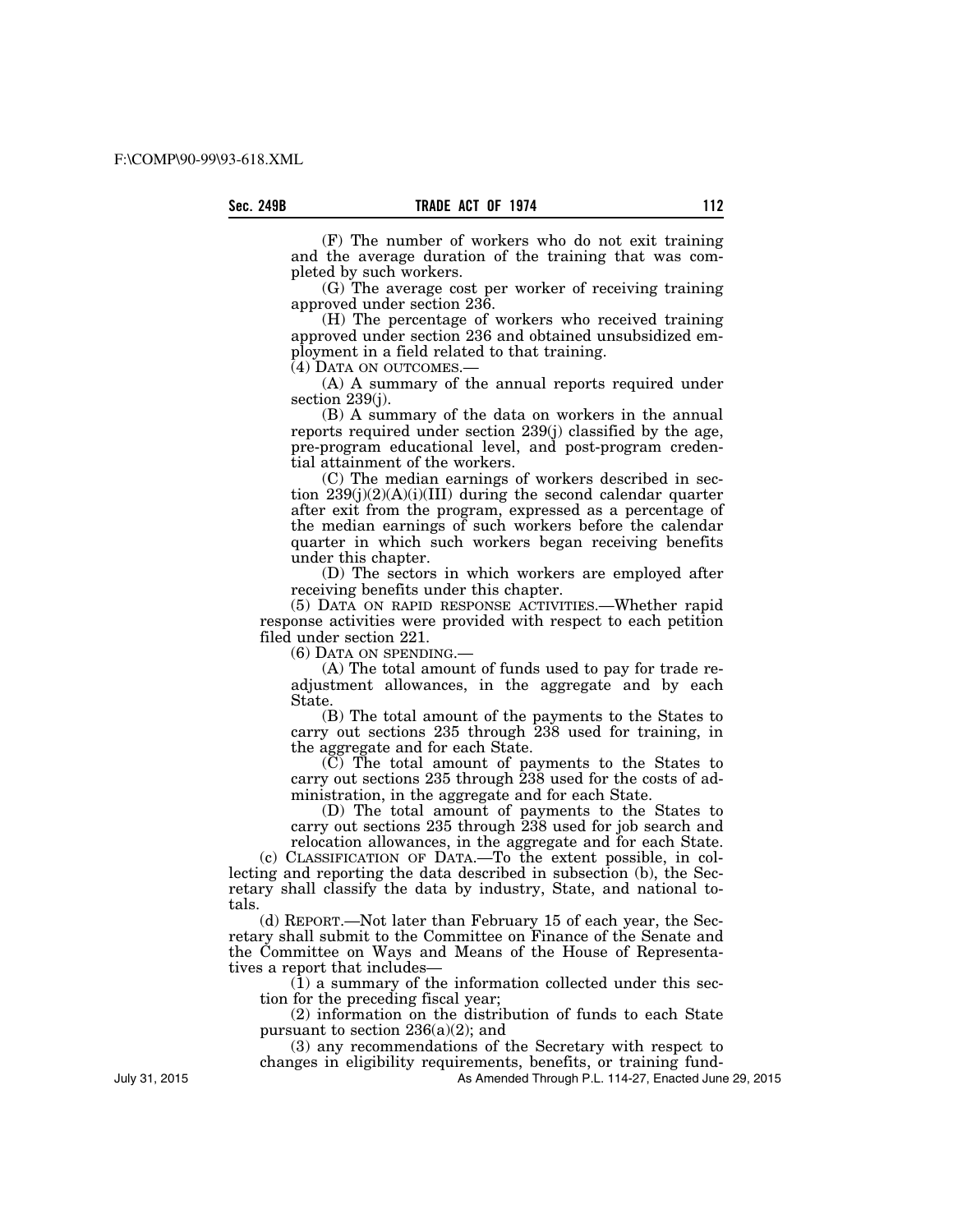(F) The number of workers who do not exit training and the average duration of the training that was completed by such workers.

(G) The average cost per worker of receiving training approved under section 236.

(H) The percentage of workers who received training approved under section 236 and obtained unsubsidized employment in a field related to that training.

(4) DATA ON OUTCOMES.—

(A) A summary of the annual reports required under section 239(j).

(B) A summary of the data on workers in the annual reports required under section 239(j) classified by the age, pre-program educational level, and post-program credential attainment of the workers.

(C) The median earnings of workers described in section 239(j)(2)(A)(i)(III) during the second calendar quarter after exit from the program, expressed as a percentage of the median earnings of such workers before the calendar quarter in which such workers began receiving benefits under this chapter.

(D) The sectors in which workers are employed after receiving benefits under this chapter.

(5) DATA ON RAPID RESPONSE ACTIVITIES.—Whether rapid response activities were provided with respect to each petition filed under section 221.

(6) DATA ON SPENDING.—

(A) The total amount of funds used to pay for trade readjustment allowances, in the aggregate and by each State.

(B) The total amount of the payments to the States to carry out sections 235 through 238 used for training, in the aggregate and for each State.

(C) The total amount of payments to the States to carry out sections 235 through 238 used for the costs of administration, in the aggregate and for each State.

(D) The total amount of payments to the States to carry out sections 235 through 238 used for job search and relocation allowances, in the aggregate and for each State.

(c) CLASSIFICATION OF DATA.—To the extent possible, in collecting and reporting the data described in subsection (b), the Secretary shall classify the data by industry, State, and national totals.

(d) REPORT.—Not later than February 15 of each year, the Secretary shall submit to the Committee on Finance of the Senate and the Committee on Ways and Means of the House of Representatives a report that includes—

(1) a summary of the information collected under this section for the preceding fiscal year;

(2) information on the distribution of funds to each State pursuant to section 236(a)(2); and

(3) any recommendations of the Secretary with respect to changes in eligibility requirements, benefits, or training fund-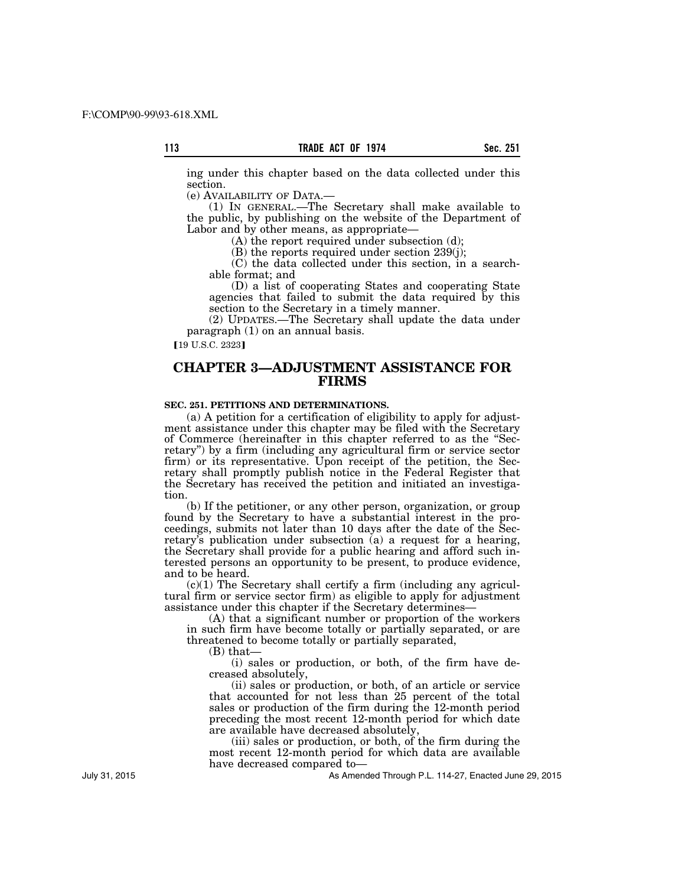ing under this chapter based on the data collected under this section.

(e) AVAILABILITY OF DATA.—

(1) IN GENERAL.—The Secretary shall make available to the public, by publishing on the website of the Department of Labor and by other means, as appropriate—

(A) the report required under subsection (d);

(B) the reports required under section 239(j);

(C) the data collected under this section, in a searchable format; and

(D) a list of cooperating States and cooperating State agencies that failed to submit the data required by this section to the Secretary in a timely manner.

(2) UPDATES.—The Secretary shall update the data under paragraph (1) on an annual basis.

[19 U.S.C. 2323]

## CHAPTER 3—ADJUSTMENT ASSISTANCE FOR FIRMS

**SEC. 251. PETITIONS AND DETERMINATIONS.**

(a) A petition for a certification of eligibility to apply for adjustment assistance under this chapter may be filed with the Secretary of Commerce (hereinafter in this chapter referred to as the "Secretary") by a firm (including any agricultural firm or service sector firm) or its representative. Upon receipt of the petition, the Secretary shall promptly publish notice in the Federal Register that the Secretary has received the petition and initiated an investigation.

(b) If the petitioner, or any other person, organization, or group found by the Secretary to have a substantial interest in the proceedings, submits not later than 10 days after the date of the Secretary's publication under subsection (a) a request for a hearing, the Secretary shall provide for a public hearing and afford such interested persons an opportunity to be present, to produce evidence, and to be heard.

(c)(1) The Secretary shall certify a firm (including any agricultural firm or service sector firm) as eligible to apply for adjustment assistance under this chapter if the Secretary determines—

(A) that a significant number or proportion of the workers in such firm have become totally or partially separated, or are threatened to become totally or partially separated,

(B) that—

(i) sales or production, or both, of the firm have decreased absolutely,

(ii) sales or production, or both, of an article or service that accounted for not less than 25 percent of the total sales or production of the firm during the 12-month period preceding the most recent 12-month period for which date are available have decreased absolutely,

(iii) sales or production, or both, of the firm during the most recent 12-month period for which data are available have decreased compared to—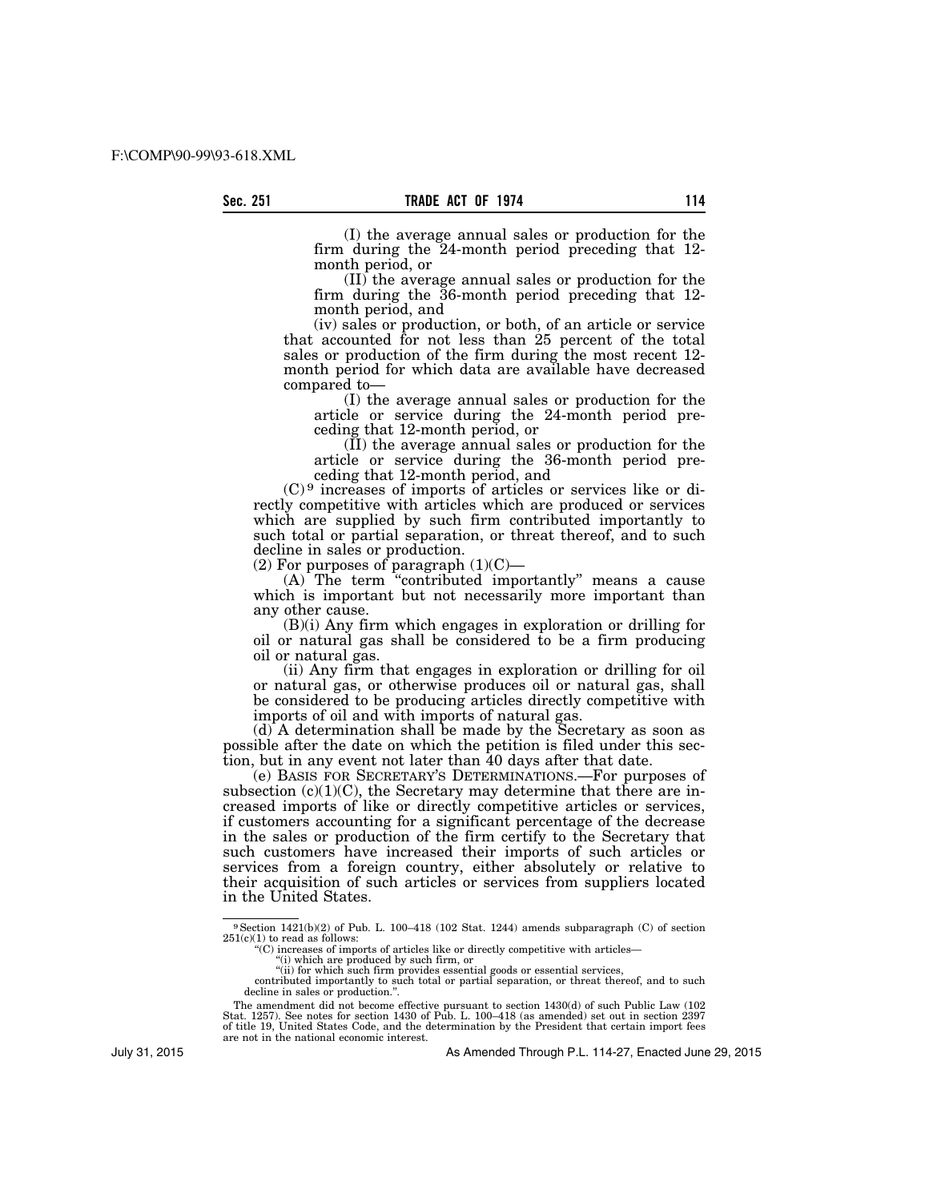(I) the average annual sales or production for the firm during the 24-month period preceding that 12-month period, or

(II) the average annual sales or production for the firm during the 36-month period preceding that 12-month period, and

(iv) sales or production, or both, of an article or service that accounted for not less than 25 percent of the total sales or production of the firm during the most recent 12-month period for which data are available have decreased compared to—

(I) the average annual sales or production for the article or service during the 24-month period preceding that 12-month period, or

(II) the average annual sales or production for the article or service during the 36-month period preceding that 12-month period, and

(C)[9] increases of imports of articles or services like or directly competitive with articles which are produced or services which are supplied by such firm contributed importantly to such total or partial separation, or threat thereof, and to such decline in sales or production.

(2) For purposes of paragraph (1)(C)—

(A) The term "contributed importantly" means a cause which is important but not necessarily more important than any other cause.

(B)(i) Any firm which engages in exploration or drilling for oil or natural gas shall be considered to be a firm producing oil or natural gas.

(ii) Any firm that engages in exploration or drilling for oil or natural gas, or otherwise produces oil or natural gas, shall be considered to be producing articles directly competitive with imports of oil and with imports of natural gas.

(d) A determination shall be made by the Secretary as soon as possible after the date on which the petition is filed under this section, but in any event not later than 40 days after that date.

(e) BASIS FOR SECRETARY'S DETERMINATIONS.—For purposes of subsection (c)(1)(C), the Secretary may determine that there are increased imports of like or directly competitive articles or services, if customers accounting for a significant percentage of the decrease in the sales or production of the firm certify to the Secretary that such customers have increased their imports of such articles or services from a foreign country, either absolutely or relative to their acquisition of such articles or services from suppliers located in the United States.

---

[9] Section 1421(b)(2) of Pub. L. 100–418 (102 Stat. 1244) amends subparagraph (C) of section 251(c)(1) to read as follows:

"(C) increases of imports of articles like or directly competitive with articles—

"(i) which are produced by such firm, or

"(ii) for which such firm provides essential goods or essential services,

contributed importantly to such total or partial separation, or threat thereof, and to such decline in sales or production.".

The amendment did not become effective pursuant to section 1430(d) of such Public Law (102 Stat. 1257). See notes for section 1430 of Pub. L. 100–418 (as amended) set out in section 2397 of title 19, United States Code, and the determination by the President that certain import fees are not in the national economic interest.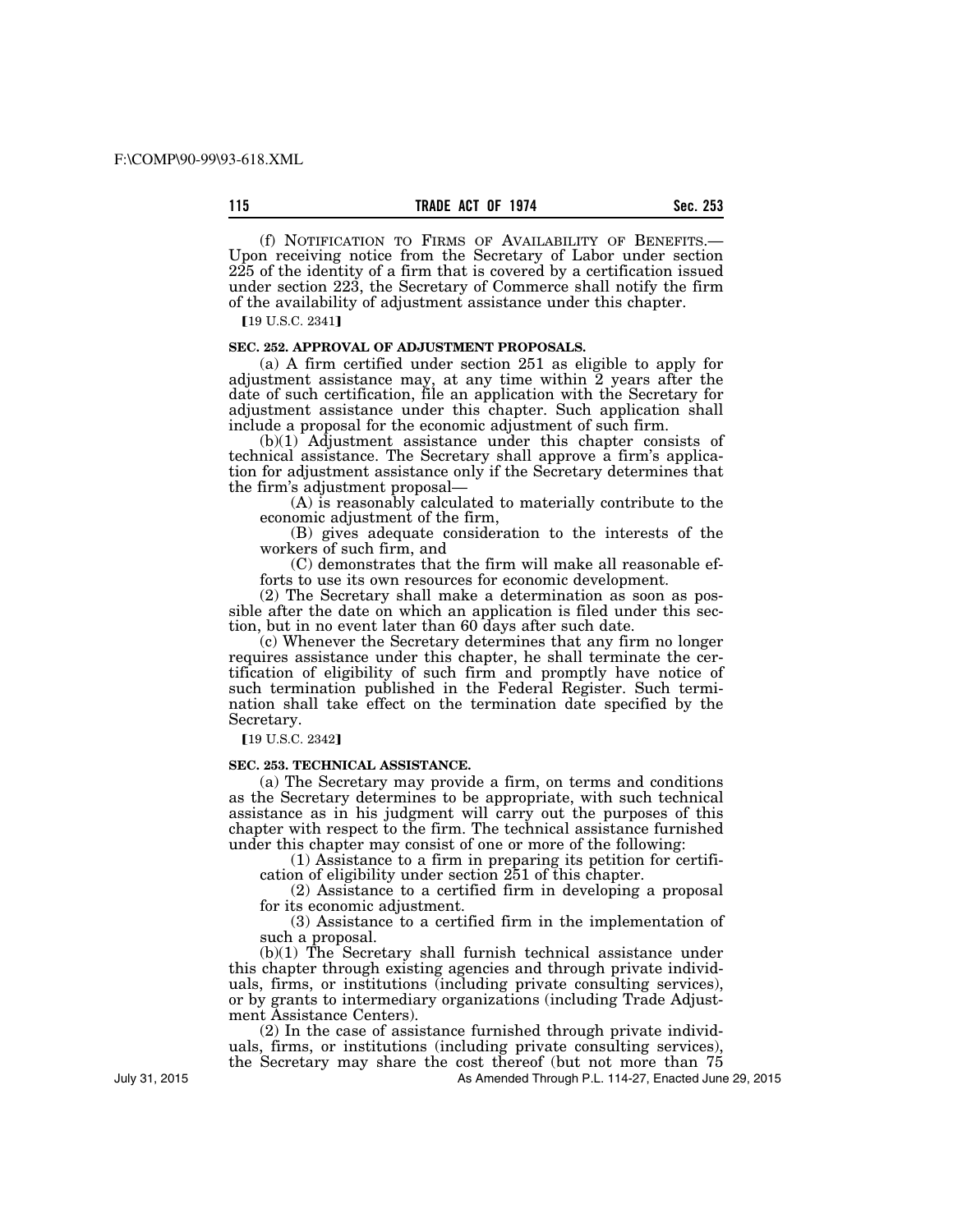(f) NOTIFICATION TO FIRMS OF AVAILABILITY OF BENEFITS.— Upon receiving notice from the Secretary of Labor under section 225 of the identity of a firm that is covered by a certification issued under section 223, the Secretary of Commerce shall notify the firm of the availability of adjustment assistance under this chapter.

[19 U.S.C. 2341]

**SEC. 252. APPROVAL OF ADJUSTMENT PROPOSALS.**

(a) A firm certified under section 251 as eligible to apply for adjustment assistance may, at any time within 2 years after the date of such certification, file an application with the Secretary for adjustment assistance under this chapter. Such application shall include a proposal for the economic adjustment of such firm.

(b)(1) Adjustment assistance under this chapter consists of technical assistance. The Secretary shall approve a firm's application for adjustment assistance only if the Secretary determines that the firm's adjustment proposal—

(A) is reasonably calculated to materially contribute to the economic adjustment of the firm,

(B) gives adequate consideration to the interests of the workers of such firm, and

(C) demonstrates that the firm will make all reasonable efforts to use its own resources for economic development.

(2) The Secretary shall make a determination as soon as possible after the date on which an application is filed under this section, but in no event later than 60 days after such date.

(c) Whenever the Secretary determines that any firm no longer requires assistance under this chapter, he shall terminate the certification of eligibility of such firm and promptly have notice of such termination published in the Federal Register. Such termination shall take effect on the termination date specified by the Secretary.

[19 U.S.C. 2342]

**SEC. 253. TECHNICAL ASSISTANCE.**

(a) The Secretary may provide a firm, on terms and conditions as the Secretary determines to be appropriate, with such technical assistance as in his judgment will carry out the purposes of this chapter with respect to the firm. The technical assistance furnished under this chapter may consist of one or more of the following:

(1) Assistance to a firm in preparing its petition for certification of eligibility under section 251 of this chapter.

(2) Assistance to a certified firm in developing a proposal for its economic adjustment.

(3) Assistance to a certified firm in the implementation of such a proposal.

(b)(1) The Secretary shall furnish technical assistance under this chapter through existing agencies and through private individuals, firms, or institutions (including private consulting services), or by grants to intermediary organizations (including Trade Adjustment Assistance Centers).

(2) In the case of assistance furnished through private individuals, firms, or institutions (including private consulting services), the Secretary may share the cost thereof (but not more than 75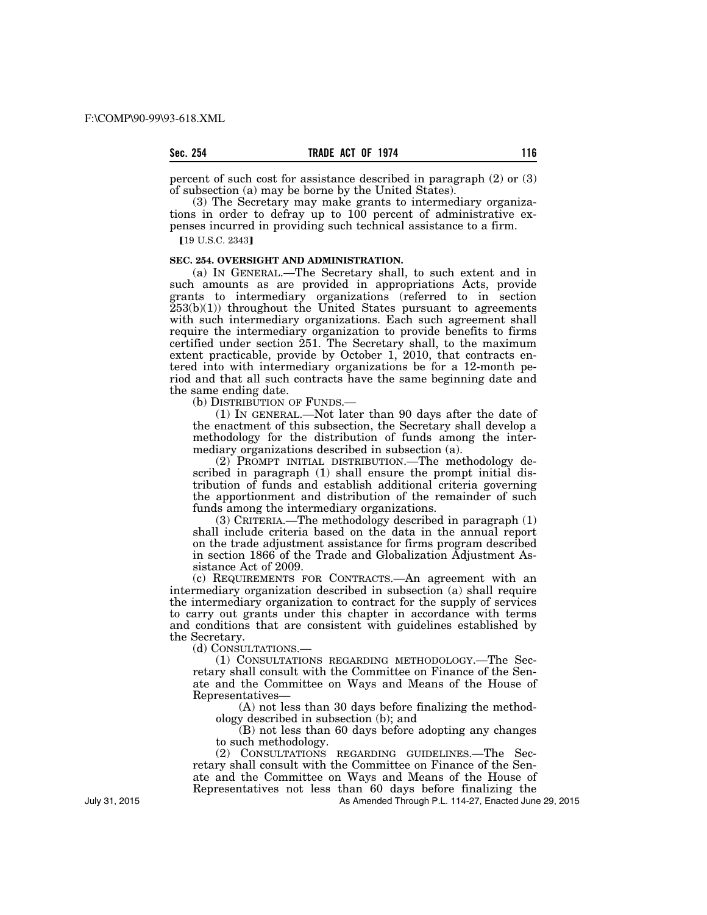percent of such cost for assistance described in paragraph (2) or (3) of subsection (a) may be borne by the United States).

(3) The Secretary may make grants to intermediary organizations in order to defray up to 100 percent of administrative expenses incurred in providing such technical assistance to a firm.

[19 U.S.C. 2343]

**SEC. 254. OVERSIGHT AND ADMINISTRATION.**

(a) IN GENERAL.—The Secretary shall, to such extent and in such amounts as are provided in appropriations Acts, provide grants to intermediary organizations (referred to in section 253(b)(1)) throughout the United States pursuant to agreements with such intermediary organizations. Each such agreement shall require the intermediary organization to provide benefits to firms certified under section 251. The Secretary shall, to the maximum extent practicable, provide by October 1, 2010, that contracts entered into with intermediary organizations be for a 12-month period and that all such contracts have the same beginning date and the same ending date.

(b) DISTRIBUTION OF FUNDS.—

(1) IN GENERAL.—Not later than 90 days after the date of the enactment of this subsection, the Secretary shall develop a methodology for the distribution of funds among the intermediary organizations described in subsection (a).

(2) PROMPT INITIAL DISTRIBUTION.—The methodology described in paragraph (1) shall ensure the prompt initial distribution of funds and establish additional criteria governing the apportionment and distribution of the remainder of such funds among the intermediary organizations.

(3) CRITERIA.—The methodology described in paragraph (1) shall include criteria based on the data in the annual report on the trade adjustment assistance for firms program described in section 1866 of the Trade and Globalization Adjustment Assistance Act of 2009.

(c) REQUIREMENTS FOR CONTRACTS.—An agreement with an intermediary organization described in subsection (a) shall require the intermediary organization to contract for the supply of services to carry out grants under this chapter in accordance with terms and conditions that are consistent with guidelines established by the Secretary.

(d) CONSULTATIONS.—

(1) CONSULTATIONS REGARDING METHODOLOGY.—The Secretary shall consult with the Committee on Finance of the Senate and the Committee on Ways and Means of the House of Representatives—

(A) not less than 30 days before finalizing the methodology described in subsection (b); and

(B) not less than 60 days before adopting any changes to such methodology.

(2) CONSULTATIONS REGARDING GUIDELINES.—The Secretary shall consult with the Committee on Finance of the Senate and the Committee on Ways and Means of the House of Representatives not less than 60 days before finalizing the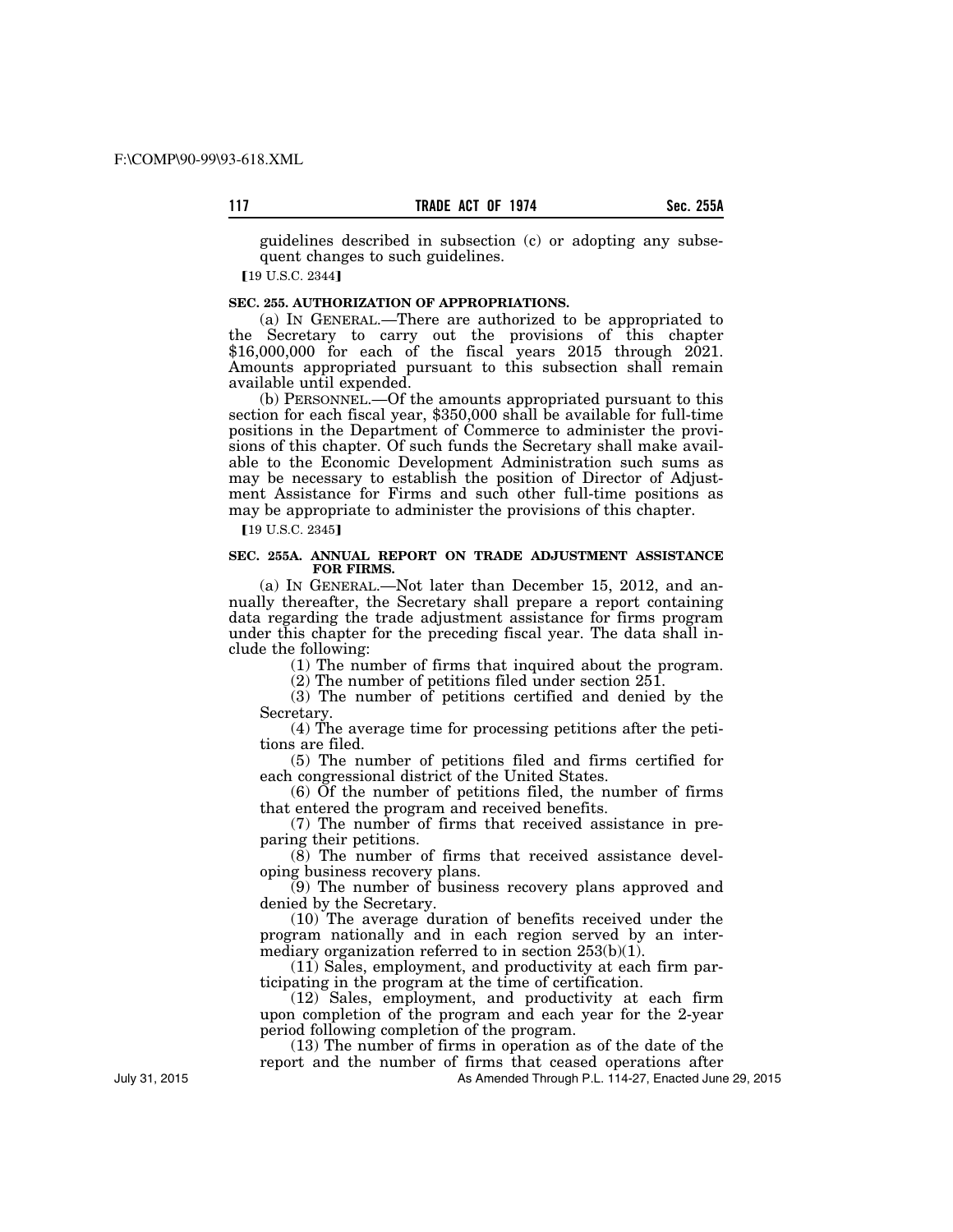guidelines described in subsection (c) or adopting any subsequent changes to such guidelines.

【19 U.S.C. 2344】

**SEC. 255. AUTHORIZATION OF APPROPRIATIONS.**

(a) IN GENERAL.—There are authorized to be appropriated to the Secretary to carry out the provisions of this chapter $16,000,000 for each of the fiscal years 2015 through 2021. Amounts appropriated pursuant to this subsection shall remain available until expended.

(b) PERSONNEL.—Of the amounts appropriated pursuant to this section for each fiscal year, $350,000 shall be available for full-time positions in the Department of Commerce to administer the provisions of this chapter. Of such funds the Secretary shall make available to the Economic Development Administration such sums as may be necessary to establish the position of Director of Adjustment Assistance for Firms and such other full-time positions as may be appropriate to administer the provisions of this chapter.

【19 U.S.C. 2345】

**SEC. 255A. ANNUAL REPORT ON TRADE ADJUSTMENT ASSISTANCE FOR FIRMS.**

(a) IN GENERAL.—Not later than December 15, 2012, and annually thereafter, the Secretary shall prepare a report containing data regarding the trade adjustment assistance for firms program under this chapter for the preceding fiscal year. The data shall include the following:

(1) The number of firms that inquired about the program.

(2) The number of petitions filed under section 251.

(3) The number of petitions certified and denied by the Secretary.

(4) The average time for processing petitions after the petitions are filed.

(5) The number of petitions filed and firms certified for each congressional district of the United States.

(6) Of the number of petitions filed, the number of firms that entered the program and received benefits.

(7) The number of firms that received assistance in preparing their petitions.

(8) The number of firms that received assistance developing business recovery plans.

(9) The number of business recovery plans approved and denied by the Secretary.

(10) The average duration of benefits received under the program nationally and in each region served by an intermediary organization referred to in section 253(b)(1).

(11) Sales, employment, and productivity at each firm participating in the program at the time of certification.

(12) Sales, employment, and productivity at each firm upon completion of the program and each year for the 2-year period following completion of the program.

(13) The number of firms in operation as of the date of the report and the number of firms that ceased operations after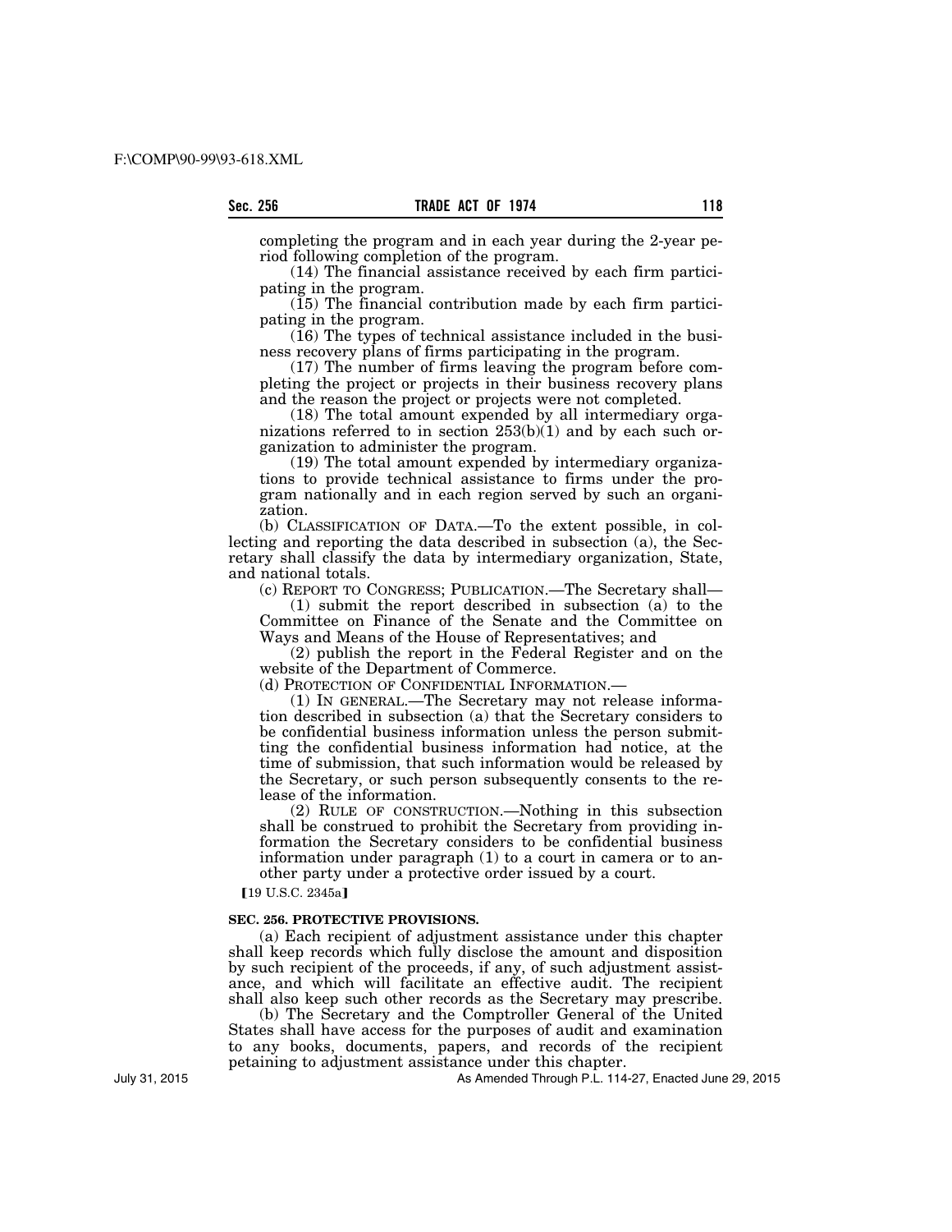completing the program and in each year during the 2-year period following completion of the program.

(14) The financial assistance received by each firm participating in the program.

(15) The financial contribution made by each firm participating in the program.

(16) The types of technical assistance included in the business recovery plans of firms participating in the program.

(17) The number of firms leaving the program before completing the project or projects in their business recovery plans and the reason the project or projects were not completed.

(18) The total amount expended by all intermediary organizations referred to in section 253(b)(1) and by each such organization to administer the program.

(19) The total amount expended by intermediary organizations to provide technical assistance to firms under the program nationally and in each region served by such an organization.

(b) CLASSIFICATION OF DATA.—To the extent possible, in collecting and reporting the data described in subsection (a), the Secretary shall classify the data by intermediary organization, State, and national totals.

(c) REPORT TO CONGRESS; PUBLICATION.—The Secretary shall—

(1) submit the report described in subsection (a) to the Committee on Finance of the Senate and the Committee on Ways and Means of the House of Representatives; and

(2) publish the report in the Federal Register and on the website of the Department of Commerce.

(d) PROTECTION OF CONFIDENTIAL INFORMATION.—

(1) IN GENERAL.—The Secretary may not release information described in subsection (a) that the Secretary considers to be confidential business information unless the person submitting the confidential business information had notice, at the time of submission, that such information would be released by the Secretary, or such person subsequently consents to the release of the information.

(2) RULE OF CONSTRUCTION.—Nothing in this subsection shall be construed to prohibit the Secretary from providing information the Secretary considers to be confidential business information under paragraph (1) to a court in camera or to another party under a protective order issued by a court.

【19 U.S.C. 2345a】

**SEC. 256. PROTECTIVE PROVISIONS.**

(a) Each recipient of adjustment assistance under this chapter shall keep records which fully disclose the amount and disposition by such recipient of the proceeds, if any, of such adjustment assistance, and which will facilitate an effective audit. The recipient shall also keep such other records as the Secretary may prescribe.

(b) The Secretary and the Comptroller General of the United States shall have access for the purposes of audit and examination to any books, documents, papers, and records of the recipient petaining to adjustment assistance under this chapter.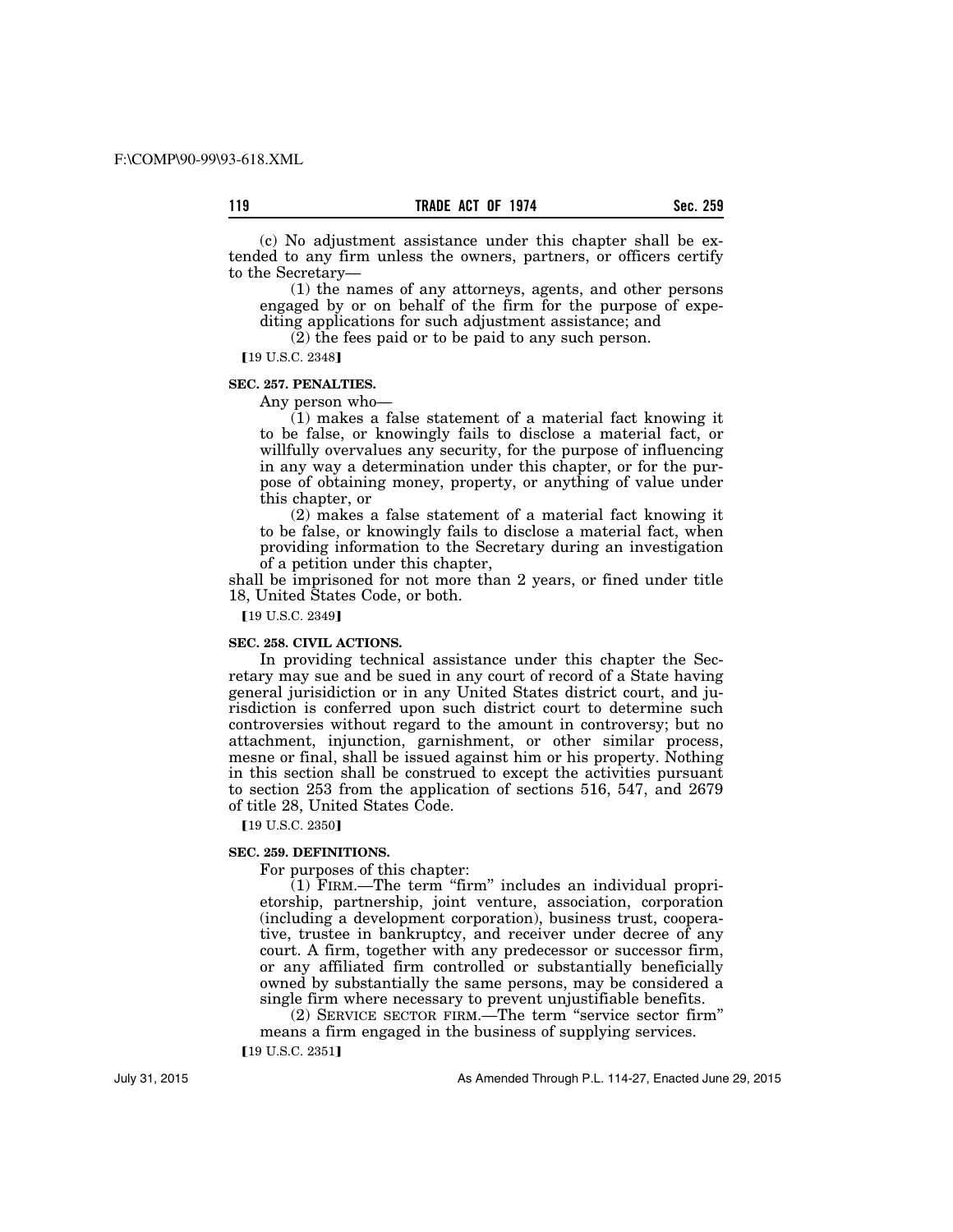(c) No adjustment assistance under this chapter shall be extended to any firm unless the owners, partners, or officers certify to the Secretary—

(1) the names of any attorneys, agents, and other persons engaged by or on behalf of the firm for the purpose of expediting applications for such adjustment assistance; and

(2) the fees paid or to be paid to any such person.

【19 U.S.C. 2348】

**SEC. 257. PENALTIES.**

Any person who—

(1) makes a false statement of a material fact knowing it to be false, or knowingly fails to disclose a material fact, or willfully overvalues any security, for the purpose of influencing in any way a determination under this chapter, or for the purpose of obtaining money, property, or anything of value under this chapter, or

(2) makes a false statement of a material fact knowing it to be false, or knowingly fails to disclose a material fact, when providing information to the Secretary during an investigation of a petition under this chapter,

shall be imprisoned for not more than 2 years, or fined under title 18, United States Code, or both.

【19 U.S.C. 2349】

**SEC. 258. CIVIL ACTIONS.**

In providing technical assistance under this chapter the Secretary may sue and be sued in any court of record of a State having general jurisidiction or in any United States district court, and jurisdiction is conferred upon such district court to determine such controversies without regard to the amount in controversy; but no attachment, injunction, garnishment, or other similar process, mesne or final, shall be issued against him or his property. Nothing in this section shall be construed to except the activities pursuant to section 253 from the application of sections 516, 547, and 2679 of title 28, United States Code.

【19 U.S.C. 2350】

**SEC. 259. DEFINITIONS.**

For purposes of this chapter:

(1) FIRM.—The term "firm" includes an individual proprietorship, partnership, joint venture, association, corporation (including a development corporation), business trust, cooperative, trustee in bankruptcy, and receiver under decree of any court. A firm, together with any predecessor or successor firm, or any affiliated firm controlled or substantially beneficially owned by substantially the same persons, may be considered a single firm where necessary to prevent unjustifiable benefits.

(2) SERVICE SECTOR FIRM.—The term "service sector firm" means a firm engaged in the business of supplying services.

【19 U.S.C. 2351】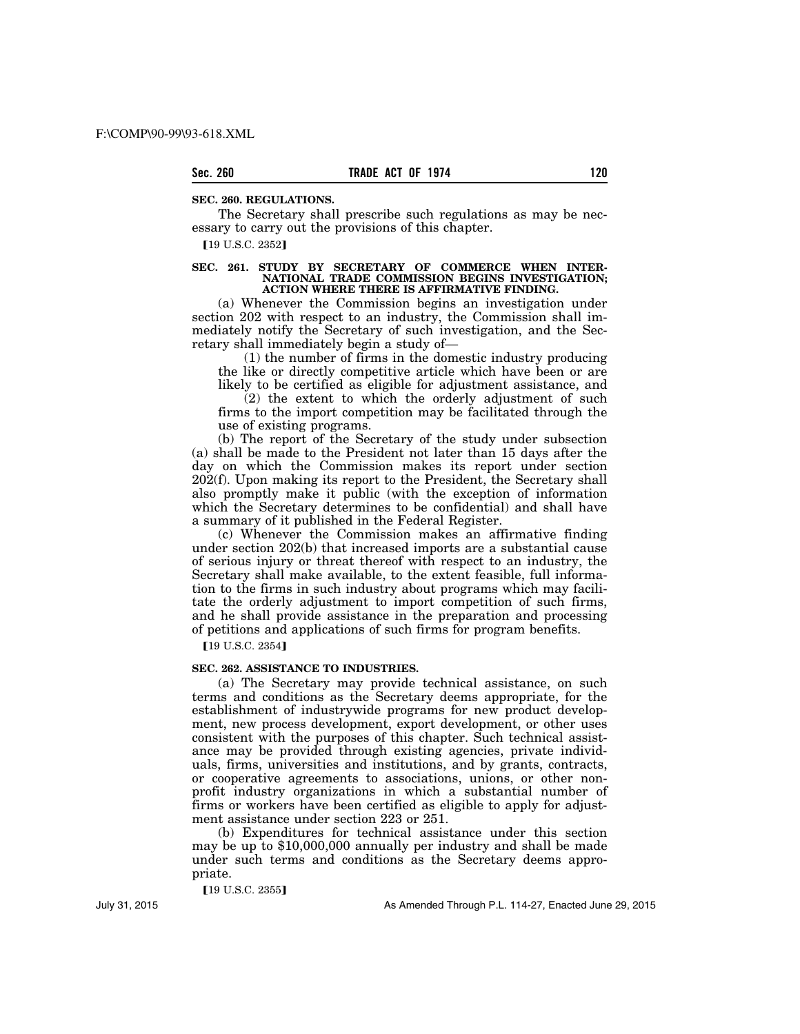**SEC. 260. REGULATIONS.**

The Secretary shall prescribe such regulations as may be necessary to carry out the provisions of this chapter.

【19 U.S.C. 2352】

**SEC. 261. STUDY BY SECRETARY OF COMMERCE WHEN INTERNATIONAL TRADE COMMISSION BEGINS INVESTIGATION; ACTION WHERE THERE IS AFFIRMATIVE FINDING.**

(a) Whenever the Commission begins an investigation under section 202 with respect to an industry, the Commission shall immediately notify the Secretary of such investigation, and the Secretary shall immediately begin a study of—

(1) the number of firms in the domestic industry producing the like or directly competitive article which have been or are likely to be certified as eligible for adjustment assistance, and

(2) the extent to which the orderly adjustment of such firms to the import competition may be facilitated through the use of existing programs.

(b) The report of the Secretary of the study under subsection (a) shall be made to the President not later than 15 days after the day on which the Commission makes its report under section 202(f). Upon making its report to the President, the Secretary shall also promptly make it public (with the exception of information which the Secretary determines to be confidential) and shall have a summary of it published in the Federal Register.

(c) Whenever the Commission makes an affirmative finding under section 202(b) that increased imports are a substantial cause of serious injury or threat thereof with respect to an industry, the Secretary shall make available, to the extent feasible, full information to the firms in such industry about programs which may facilitate the orderly adjustment to import competition of such firms, and he shall provide assistance in the preparation and processing of petitions and applications of such firms for program benefits.

【19 U.S.C. 2354】

**SEC. 262. ASSISTANCE TO INDUSTRIES.**

(a) The Secretary may provide technical assistance, on such terms and conditions as the Secretary deems appropriate, for the establishment of industrywide programs for new product development, new process development, export development, or other uses consistent with the purposes of this chapter. Such technical assistance may be provided through existing agencies, private individuals, firms, universities and institutions, and by grants, contracts, or cooperative agreements to associations, unions, or other nonprofit industry organizations in which a substantial number of firms or workers have been certified as eligible to apply for adjustment assistance under section 223 or 251.

(b) Expenditures for technical assistance under this section may be up to $10,000,000 annually per industry and shall be made under such terms and conditions as the Secretary deems appropriate.

【19 U.S.C. 2355】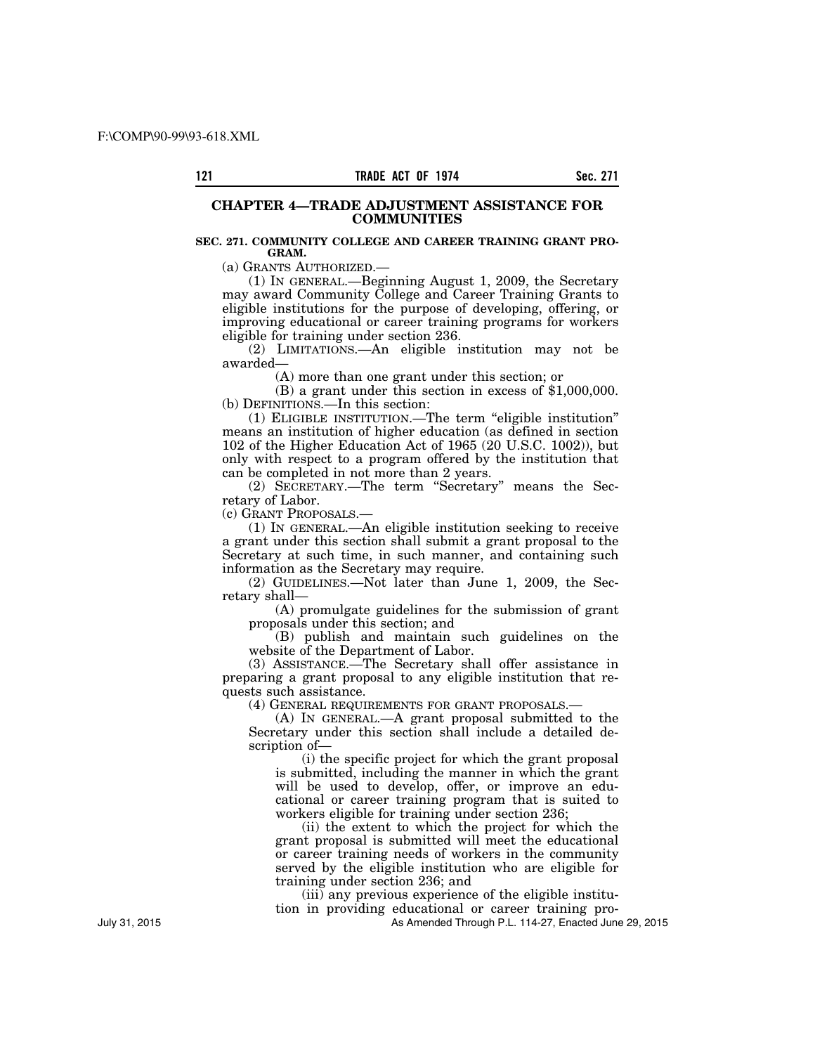## CHAPTER 4—TRADE ADJUSTMENT ASSISTANCE FOR COMMUNITIES

### SEC. 271. COMMUNITY COLLEGE AND CAREER TRAINING GRANT PROGRAM.

(a) GRANTS AUTHORIZED.—

(1) IN GENERAL.—Beginning August 1, 2009, the Secretary may award Community College and Career Training Grants to eligible institutions for the purpose of developing, offering, or improving educational or career training programs for workers eligible for training under section 236.

(2) LIMITATIONS.—An eligible institution may not be awarded—

(A) more than one grant under this section; or

(B) a grant under this section in excess of $1,000,000.

(b) DEFINITIONS.—In this section:

(1) ELIGIBLE INSTITUTION.—The term "eligible institution" means an institution of higher education (as defined in section 102 of the Higher Education Act of 1965 (20 U.S.C. 1002)), but only with respect to a program offered by the institution that can be completed in not more than 2 years.

(2) SECRETARY.—The term "Secretary" means the Secretary of Labor.

(c) GRANT PROPOSALS.—

(1) IN GENERAL.—An eligible institution seeking to receive a grant under this section shall submit a grant proposal to the Secretary at such time, in such manner, and containing such information as the Secretary may require.

(2) GUIDELINES.—Not later than June 1, 2009, the Secretary shall—

(A) promulgate guidelines for the submission of grant proposals under this section; and

(B) publish and maintain such guidelines on the website of the Department of Labor.

(3) ASSISTANCE.—The Secretary shall offer assistance in preparing a grant proposal to any eligible institution that requests such assistance.

(4) GENERAL REQUIREMENTS FOR GRANT PROPOSALS.—

(A) IN GENERAL.—A grant proposal submitted to the Secretary under this section shall include a detailed description of—

(i) the specific project for which the grant proposal is submitted, including the manner in which the grant will be used to develop, offer, or improve an educational or career training program that is suited to workers eligible for training under section 236;

(ii) the extent to which the project for which the grant proposal is submitted will meet the educational or career training needs of workers in the community served by the eligible institution who are eligible for training under section 236; and

(iii) any previous experience of the eligible institution in providing educational or career training pro-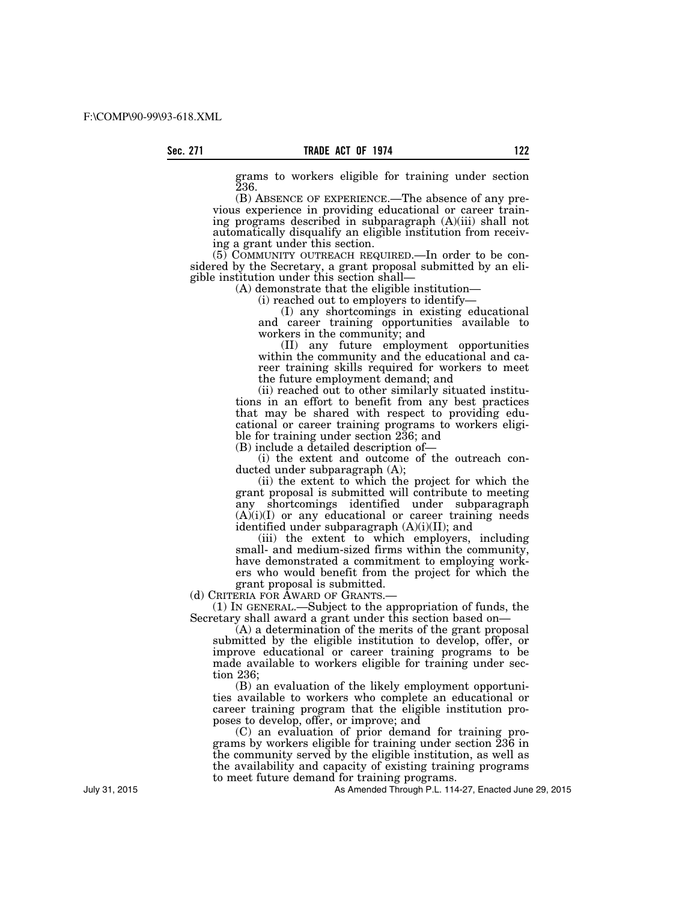grams to workers eligible for training under section 236.

(B) ABSENCE OF EXPERIENCE.—The absence of any previous experience in providing educational or career training programs described in subparagraph (A)(iii) shall not automatically disqualify an eligible institution from receiving a grant under this section.

(5) COMMUNITY OUTREACH REQUIRED.—In order to be considered by the Secretary, a grant proposal submitted by an eligible institution under this section shall—

(A) demonstrate that the eligible institution—

(i) reached out to employers to identify—

(I) any shortcomings in existing educational and career training opportunities available to workers in the community; and

(II) any future employment opportunities within the community and the educational and career training skills required for workers to meet the future employment demand; and

(ii) reached out to other similarly situated institutions in an effort to benefit from any best practices that may be shared with respect to providing educational or career training programs to workers eligible for training under section 236; and

(B) include a detailed description of—

(i) the extent and outcome of the outreach conducted under subparagraph (A);

(ii) the extent to which the project for which the grant proposal is submitted will contribute to meeting any shortcomings identified under subparagraph (A)(i)(I) or any educational or career training needs identified under subparagraph (A)(i)(II); and

(iii) the extent to which employers, including small- and medium-sized firms within the community, have demonstrated a commitment to employing workers who would benefit from the project for which the grant proposal is submitted.

(d) CRITERIA FOR AWARD OF GRANTS.—

(1) IN GENERAL.—Subject to the appropriation of funds, the Secretary shall award a grant under this section based on—

(A) a determination of the merits of the grant proposal submitted by the eligible institution to develop, offer, or improve educational or career training programs to be made available to workers eligible for training under section 236;

(B) an evaluation of the likely employment opportunities available to workers who complete an educational or career training program that the eligible institution proposes to develop, offer, or improve; and

(C) an evaluation of prior demand for training programs by workers eligible for training under section 236 in the community served by the eligible institution, as well as the availability and capacity of existing training programs to meet future demand for training programs.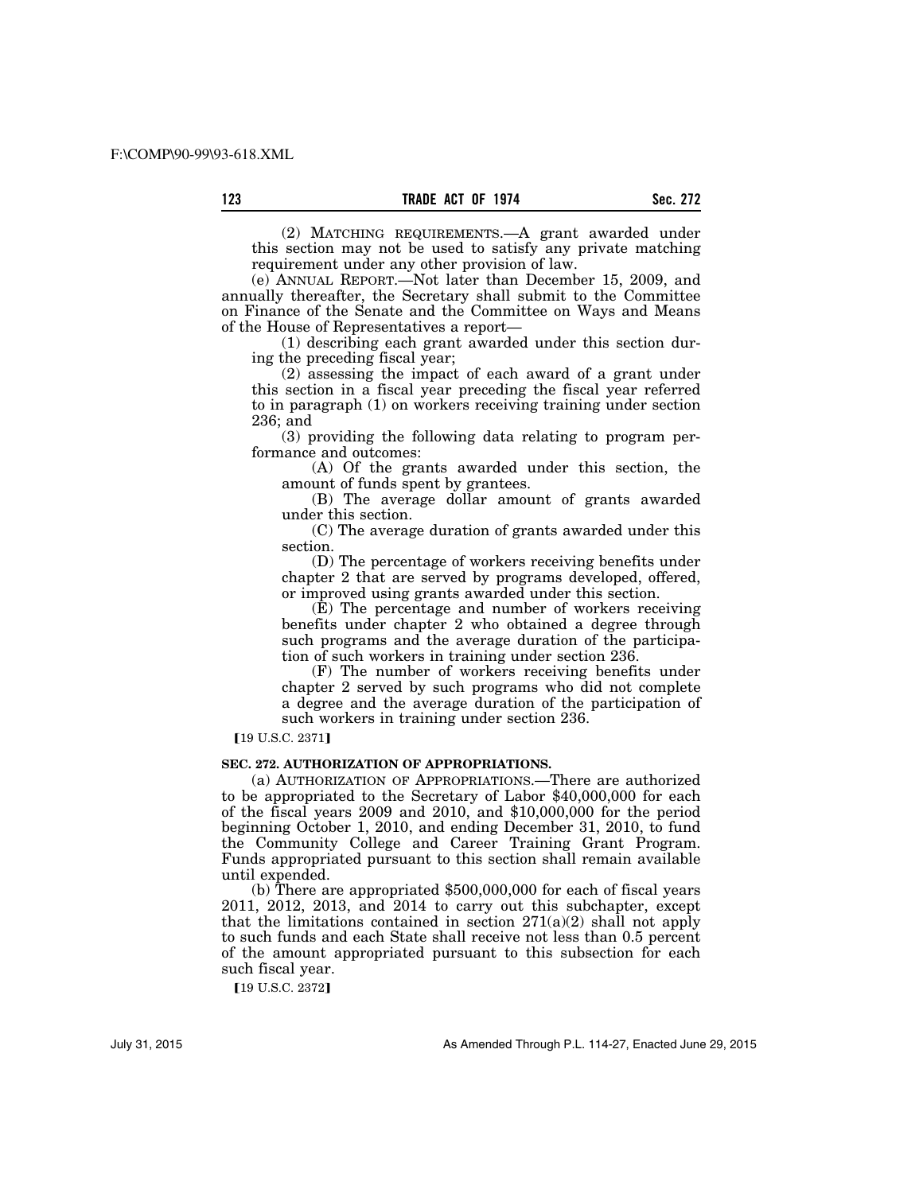(2) MATCHING REQUIREMENTS.—A grant awarded under this section may not be used to satisfy any private matching requirement under any other provision of law.

(e) ANNUAL REPORT.—Not later than December 15, 2009, and annually thereafter, the Secretary shall submit to the Committee on Finance of the Senate and the Committee on Ways and Means of the House of Representatives a report—

(1) describing each grant awarded under this section during the preceding fiscal year;

(2) assessing the impact of each award of a grant under this section in a fiscal year preceding the fiscal year referred to in paragraph (1) on workers receiving training under section 236; and

(3) providing the following data relating to program performance and outcomes:

(A) Of the grants awarded under this section, the amount of funds spent by grantees.

(B) The average dollar amount of grants awarded under this section.

(C) The average duration of grants awarded under this section.

(D) The percentage of workers receiving benefits under chapter 2 that are served by programs developed, offered, or improved using grants awarded under this section.

(E) The percentage and number of workers receiving benefits under chapter 2 who obtained a degree through such programs and the average duration of the participation of such workers in training under section 236.

(F) The number of workers receiving benefits under chapter 2 served by such programs who did not complete a degree and the average duration of the participation of such workers in training under section 236.

[19 U.S.C. 2371]

**SEC. 272. AUTHORIZATION OF APPROPRIATIONS.**

(a) AUTHORIZATION OF APPROPRIATIONS.—There are authorized to be appropriated to the Secretary of Labor $40,000,000 for each of the fiscal years 2009 and 2010, and $10,000,000 for the period beginning October 1, 2010, and ending December 31, 2010, to fund the Community College and Career Training Grant Program. Funds appropriated pursuant to this section shall remain available until expended.

(b) There are appropriated $500,000,000 for each of fiscal years 2011, 2012, 2013, and 2014 to carry out this subchapter, except that the limitations contained in section 271(a)(2) shall not apply to such funds and each State shall receive not less than 0.5 percent of the amount appropriated pursuant to this subsection for each such fiscal year.

[19 U.S.C. 2372]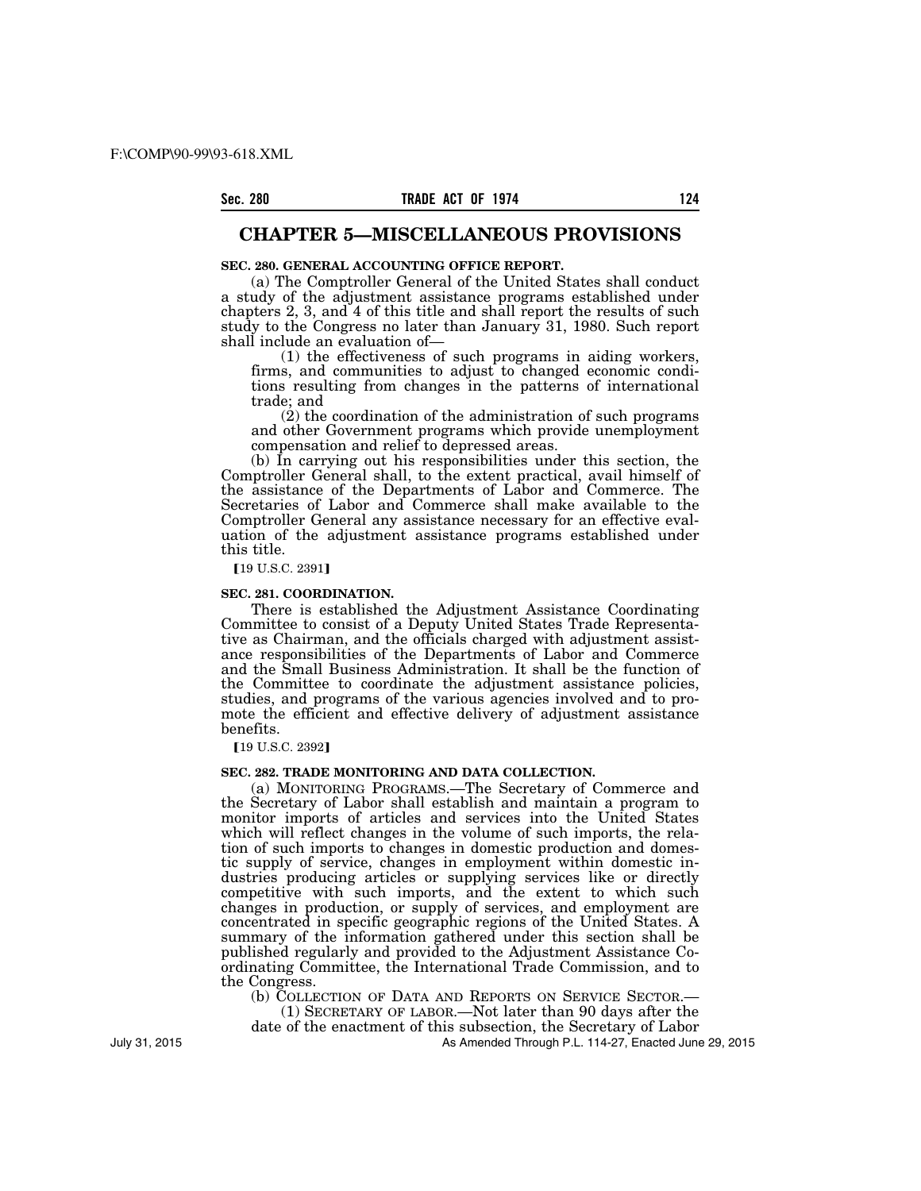## CHAPTER 5—MISCELLANEOUS PROVISIONS

**SEC. 280. GENERAL ACCOUNTING OFFICE REPORT.**

(a) The Comptroller General of the United States shall conduct a study of the adjustment assistance programs established under chapters 2, 3, and 4 of this title and shall report the results of such study to the Congress no later than January 31, 1980. Such report shall include an evaluation of—

(1) the effectiveness of such programs in aiding workers, firms, and communities to adjust to changed economic conditions resulting from changes in the patterns of international trade; and

(2) the coordination of the administration of such programs and other Government programs which provide unemployment compensation and relief to depressed areas.

(b) In carrying out his responsibilities under this section, the Comptroller General shall, to the extent practical, avail himself of the assistance of the Departments of Labor and Commerce. The Secretaries of Labor and Commerce shall make available to the Comptroller General any assistance necessary for an effective evaluation of the adjustment assistance programs established under this title.

【19 U.S.C. 2391】

**SEC. 281. COORDINATION.**

There is established the Adjustment Assistance Coordinating Committee to consist of a Deputy United States Trade Representative as Chairman, and the officials charged with adjustment assistance responsibilities of the Departments of Labor and Commerce and the Small Business Administration. It shall be the function of the Committee to coordinate the adjustment assistance policies, studies, and programs of the various agencies involved and to promote the efficient and effective delivery of adjustment assistance benefits.

【19 U.S.C. 2392】

**SEC. 282. TRADE MONITORING AND DATA COLLECTION.**

(a) MONITORING PROGRAMS.—The Secretary of Commerce and the Secretary of Labor shall establish and maintain a program to monitor imports of articles and services into the United States which will reflect changes in the volume of such imports, the relation of such imports to changes in domestic production and domestic supply of service, changes in employment within domestic industries producing articles or supplying services like or directly competitive with such imports, and the extent to which such changes in production, or supply of services, and employment are concentrated in specific geographic regions of the United States. A summary of the information gathered under this section shall be published regularly and provided to the Adjustment Assistance Coordinating Committee, the International Trade Commission, and to the Congress.

(b) COLLECTION OF DATA AND REPORTS ON SERVICE SECTOR.—

(1) SECRETARY OF LABOR.—Not later than 90 days after the date of the enactment of this subsection, the Secretary of Labor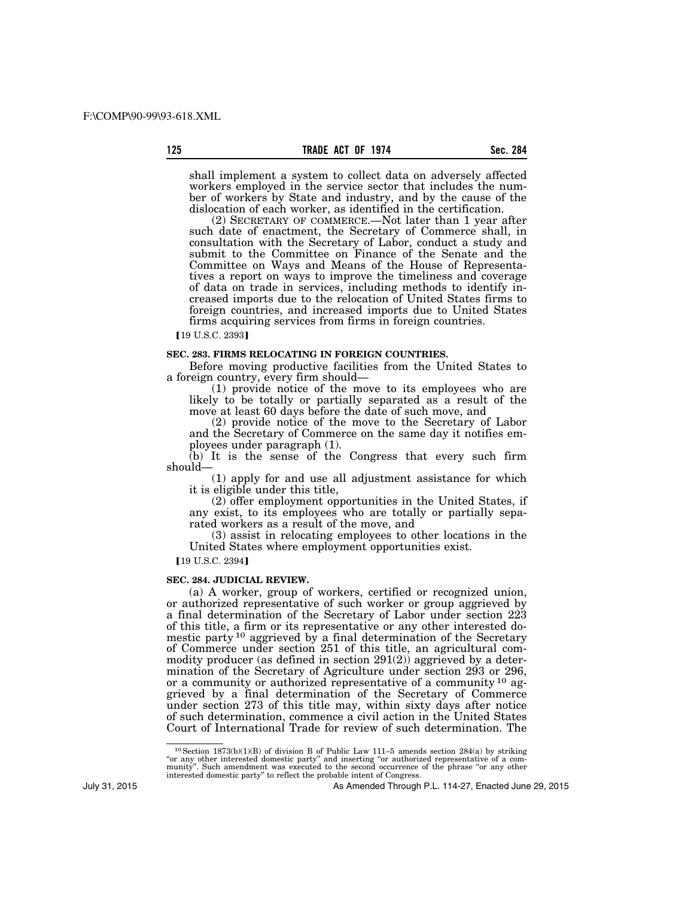shall implement a system to collect data on adversely affected workers employed in the service sector that includes the number of workers by State and industry, and by the cause of the dislocation of each worker, as identified in the certification.

(2) SECRETARY OF COMMERCE.—Not later than 1 year after such date of enactment, the Secretary of Commerce shall, in consultation with the Secretary of Labor, conduct a study and submit to the Committee on Finance of the Senate and the Committee on Ways and Means of the House of Representatives a report on ways to improve the timeliness and coverage of data on trade in services, including methods to identify increased imports due to the relocation of United States firms to foreign countries, and increased imports due to United States firms acquiring services from firms in foreign countries.

【19 U.S.C. 2393】

**SEC. 283. FIRMS RELOCATING IN FOREIGN COUNTRIES.**

Before moving productive facilities from the United States to a foreign country, every firm should—

(1) provide notice of the move to its employees who are likely to be totally or partially separated as a result of the move at least 60 days before the date of such move, and

(2) provide notice of the move to the Secretary of Labor and the Secretary of Commerce on the same day it notifies employees under paragraph (1).

(b) It is the sense of the Congress that every such firm should—

(1) apply for and use all adjustment assistance for which it is eligible under this title,

(2) offer employment opportunities in the United States, if any exist, to its employees who are totally or partially separated workers as a result of the move, and

(3) assist in relocating employees to other locations in the United States where employment opportunities exist.

【19 U.S.C. 2394】

**SEC. 284. JUDICIAL REVIEW.**

(a) A worker, group of workers, certified or recognized union, or authorized representative of such worker or group aggrieved by a final determination of the Secretary of Labor under section 223 of this title, a firm or its representative or any other interested domestic party [10] aggrieved by a final determination of the Secretary of Commerce under section 251 of this title, an agricultural commodity producer (as defined in section 291(2)) aggrieved by a determination of the Secretary of Agriculture under section 293 or 296, or a community or authorized representative of a community [10] aggrieved by a final determination of the Secretary of Commerce under section 273 of this title may, within sixty days after notice of such determination, commence a civil action in the United States Court of International Trade for review of such determination. The

---

[10] Section 1873(b)(1)(B) of division B of Public Law 111–5 amends section 284(a) by striking "or any other interested domestic party" and inserting "or authorized representative of a community". Such amendment was executed to the second occurrence of the phrase "or any other interested domestic party" to reflect the probable intent of Congress.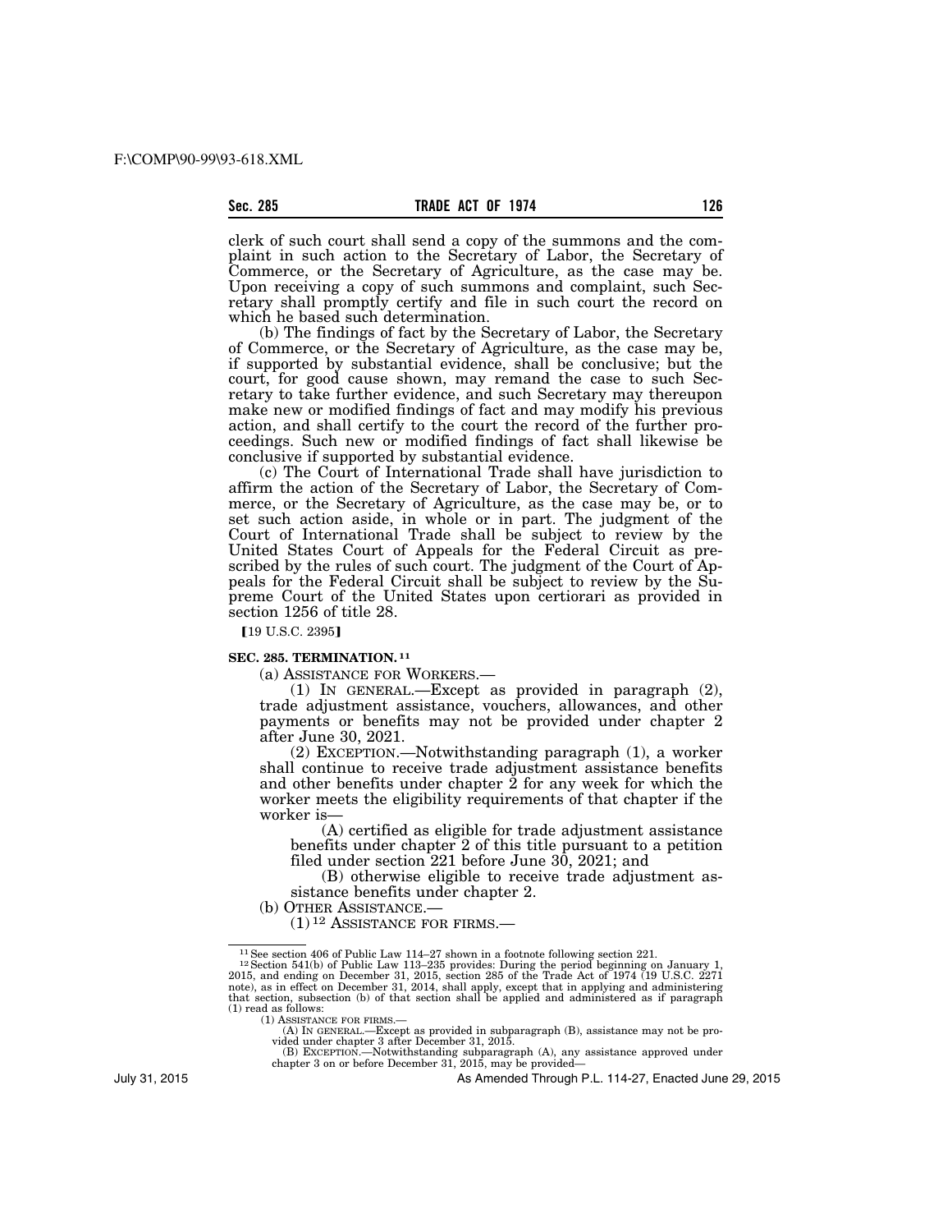clerk of such court shall send a copy of the summons and the complaint in such action to the Secretary of Labor, the Secretary of Commerce, or the Secretary of Agriculture, as the case may be. Upon receiving a copy of such summons and complaint, such Secretary shall promptly certify and file in such court the record on which he based such determination.

(b) The findings of fact by the Secretary of Labor, the Secretary of Commerce, or the Secretary of Agriculture, as the case may be, if supported by substantial evidence, shall be conclusive; but the court, for good cause shown, may remand the case to such Secretary to take further evidence, and such Secretary may thereupon make new or modified findings of fact and may modify his previous action, and shall certify to the court the record of the further proceedings. Such new or modified findings of fact shall likewise be conclusive if supported by substantial evidence.

(c) The Court of International Trade shall have jurisdiction to affirm the action of the Secretary of Labor, the Secretary of Commerce, or the Secretary of Agriculture, as the case may be, or to set such action aside, in whole or in part. The judgment of the Court of International Trade shall be subject to review by the United States Court of Appeals for the Federal Circuit as prescribed by the rules of such court. The judgment of the Court of Appeals for the Federal Circuit shall be subject to review by the Supreme Court of the United States upon certiorari as provided in section 1256 of title 28.

【19 U.S.C. 2395】

**SEC. 285. TERMINATION.** [11]

(a) ASSISTANCE FOR WORKERS.—

(1) IN GENERAL.—Except as provided in paragraph (2), trade adjustment assistance, vouchers, allowances, and other payments or benefits may not be provided under chapter 2 after June 30, 2021.

(2) EXCEPTION.—Notwithstanding paragraph (1), a worker shall continue to receive trade adjustment assistance benefits and other benefits under chapter 2 for any week for which the worker meets the eligibility requirements of that chapter if the worker is—

(A) certified as eligible for trade adjustment assistance benefits under chapter 2 of this title pursuant to a petition filed under section 221 before June 30, 2021; and

(B) otherwise eligible to receive trade adjustment assistance benefits under chapter 2.

(b) OTHER ASSISTANCE.—

(1) [12] ASSISTANCE FOR FIRMS.—

---

[11] See section 406 of Public Law 114–27 shown in a footnote following section 221.

[12] Section 541(b) of Public Law 113–235 provides: During the period beginning on January 1, 2015, and ending on December 31, 2015, section 285 of the Trade Act of 1974 (19 U.S.C. 2271 note), as in effect on December 31, 2014, shall apply, except that in applying and administering that section, subsection (b) of that section shall be applied and administered as if paragraph (1) read as follows:

(1) ASSISTANCE FOR FIRMS.—

(A) IN GENERAL.—Except as provided in subparagraph (B), assistance may not be provided under chapter 3 after December 31, 2015.

(B) EXCEPTION.—Notwithstanding subparagraph (A), any assistance approved under chapter 3 on or before December 31, 2015, may be provided—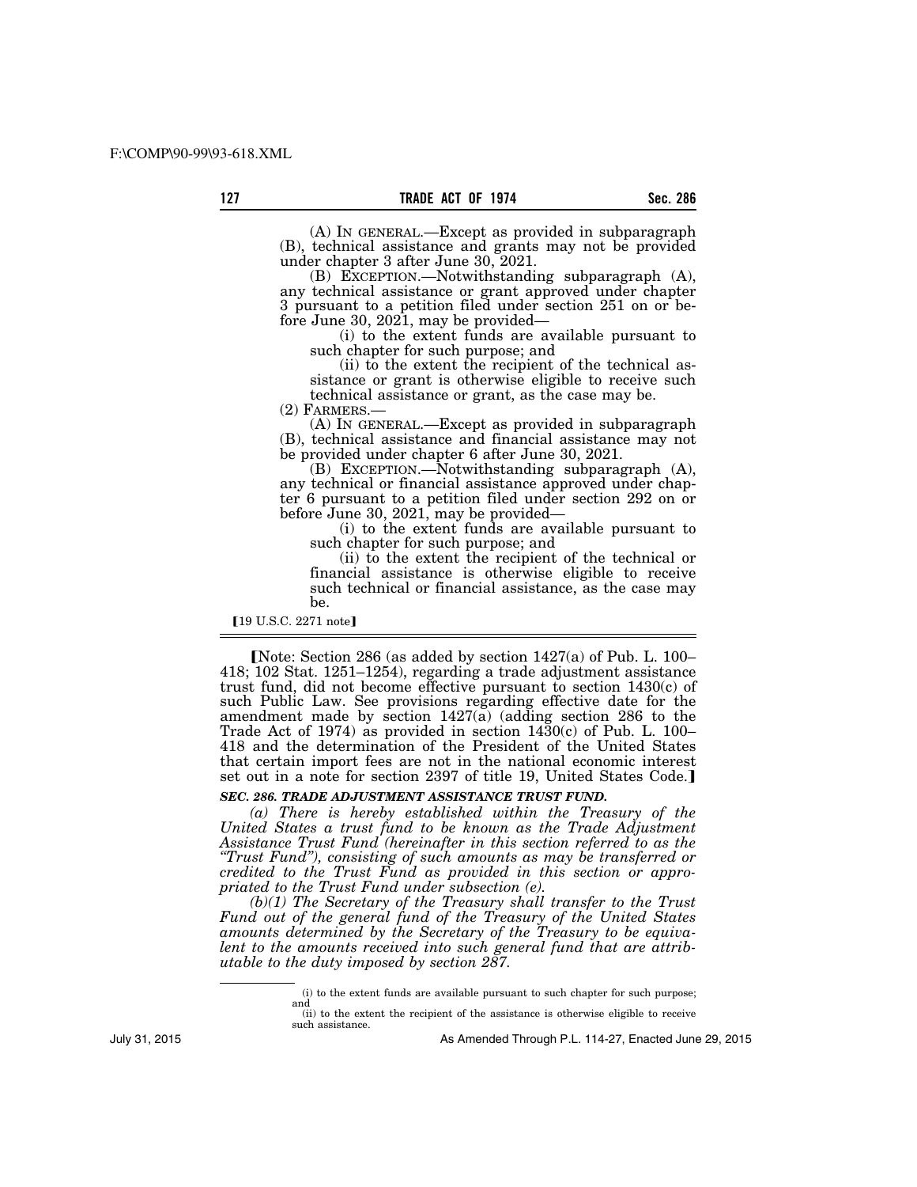(A) IN GENERAL.—Except as provided in subparagraph (B), technical assistance and grants may not be provided under chapter 3 after June 30, 2021.

(B) EXCEPTION.—Notwithstanding subparagraph (A), any technical assistance or grant approved under chapter 3 pursuant to a petition filed under section 251 on or before June 30, 2021, may be provided—

(i) to the extent funds are available pursuant to such chapter for such purpose; and

(ii) to the extent the recipient of the technical assistance or grant is otherwise eligible to receive such technical assistance or grant, as the case may be.

(2) FARMERS.—

(A) IN GENERAL.—Except as provided in subparagraph (B), technical assistance and financial assistance may not be provided under chapter 6 after June 30, 2021.

(B) EXCEPTION.—Notwithstanding subparagraph (A), any technical or financial assistance approved under chapter 6 pursuant to a petition filed under section 292 on or before June 30, 2021, may be provided—

(i) to the extent funds are available pursuant to such chapter for such purpose; and

(ii) to the extent the recipient of the technical or financial assistance is otherwise eligible to receive such technical or financial assistance, as the case may be.

【19 U.S.C. 2271 note】

---

【Note: Section 286 (as added by section 1427(a) of Pub. L. 100–418; 102 Stat. 1251–1254), regarding a trade adjustment assistance trust fund, did not become effective pursuant to section 1430(c) of such Public Law. See provisions regarding effective date for the amendment made by section 1427(a) (adding section 286 to the Trade Act of 1974) as provided in section 1430(c) of Pub. L. 100–418 and the determination of the President of the United States that certain import fees are not in the national economic interest set out in a note for section 2397 of title 19, United States Code.】

***SEC. 286. TRADE ADJUSTMENT ASSISTANCE TRUST FUND.***

*(a) There is hereby established within the Treasury of the United States a trust fund to be known as the Trade Adjustment Assistance Trust Fund (hereinafter in this section referred to as the "Trust Fund"), consisting of such amounts as may be transferred or credited to the Trust Fund as provided in this section or appropriated to the Trust Fund under subsection (e).*

*(b)(1) The Secretary of the Treasury shall transfer to the Trust Fund out of the general fund of the Treasury of the United States amounts determined by the Secretary of the Treasury to be equivalent to the amounts received into such general fund that are attributable to the duty imposed by section 287.*

---

(i) to the extent funds are available pursuant to such chapter for such purpose; and

(ii) to the extent the recipient of the assistance is otherwise eligible to receive such assistance.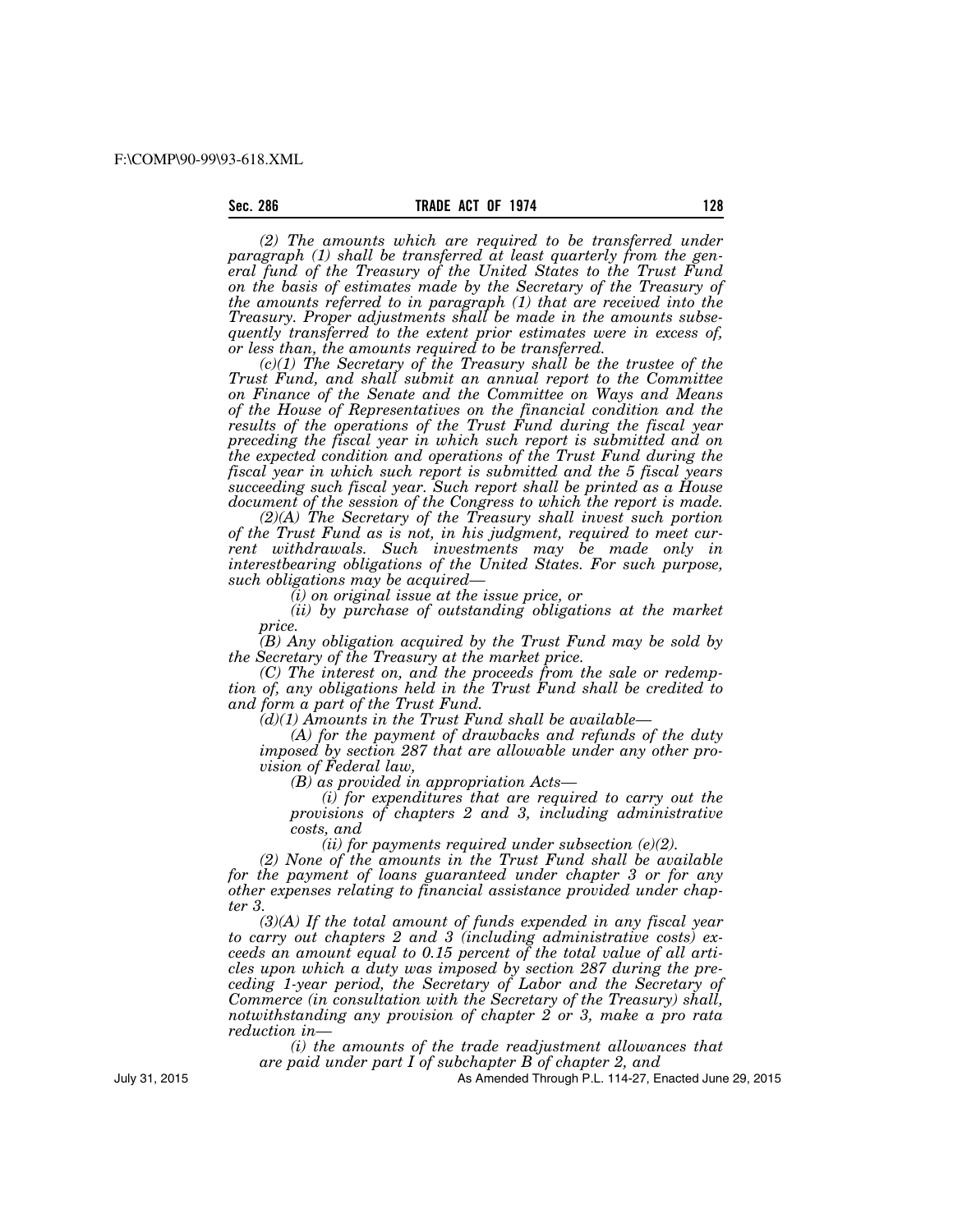*(2) The amounts which are required to be transferred under paragraph (1) shall be transferred at least quarterly from the general fund of the Treasury of the United States to the Trust Fund on the basis of estimates made by the Secretary of the Treasury of the amounts referred to in paragraph (1) that are received into the Treasury. Proper adjustments shall be made in the amounts subsequently transferred to the extent prior estimates were in excess of, or less than, the amounts required to be transferred.*

*(c)(1) The Secretary of the Treasury shall be the trustee of the Trust Fund, and shall submit an annual report to the Committee on Finance of the Senate and the Committee on Ways and Means of the House of Representatives on the financial condition and the results of the operations of the Trust Fund during the fiscal year preceding the fiscal year in which such report is submitted and on the expected condition and operations of the Trust Fund during the fiscal year in which such report is submitted and the 5 fiscal years succeeding such fiscal year. Such report shall be printed as a House document of the session of the Congress to which the report is made.*

*(2)(A) The Secretary of the Treasury shall invest such portion of the Trust Fund as is not, in his judgment, required to meet current withdrawals. Such investments may be made only in interestbearing obligations of the United States. For such purpose, such obligations may be acquired—*

*(i) on original issue at the issue price, or*

*(ii) by purchase of outstanding obligations at the market price.*

*(B) Any obligation acquired by the Trust Fund may be sold by the Secretary of the Treasury at the market price.*

*(C) The interest on, and the proceeds from the sale or redemption of, any obligations held in the Trust Fund shall be credited to and form a part of the Trust Fund.*

*(d)(1) Amounts in the Trust Fund shall be available—*

*(A) for the payment of drawbacks and refunds of the duty imposed by section 287 that are allowable under any other provision of Federal law,*

*(B) as provided in appropriation Acts—*

*(i) for expenditures that are required to carry out the provisions of chapters 2 and 3, including administrative costs, and*

*(ii) for payments required under subsection (e)(2).*

*(2) None of the amounts in the Trust Fund shall be available for the payment of loans guaranteed under chapter 3 or for any other expenses relating to financial assistance provided under chapter 3.*

*(3)(A) If the total amount of funds expended in any fiscal year to carry out chapters 2 and 3 (including administrative costs) exceeds an amount equal to 0.15 percent of the total value of all articles upon which a duty was imposed by section 287 during the preceding 1-year period, the Secretary of Labor and the Secretary of Commerce (in consultation with the Secretary of the Treasury) shall, notwithstanding any provision of chapter 2 or 3, make a pro rata reduction in—*

*(i) the amounts of the trade readjustment allowances that are paid under part I of subchapter B of chapter 2, and*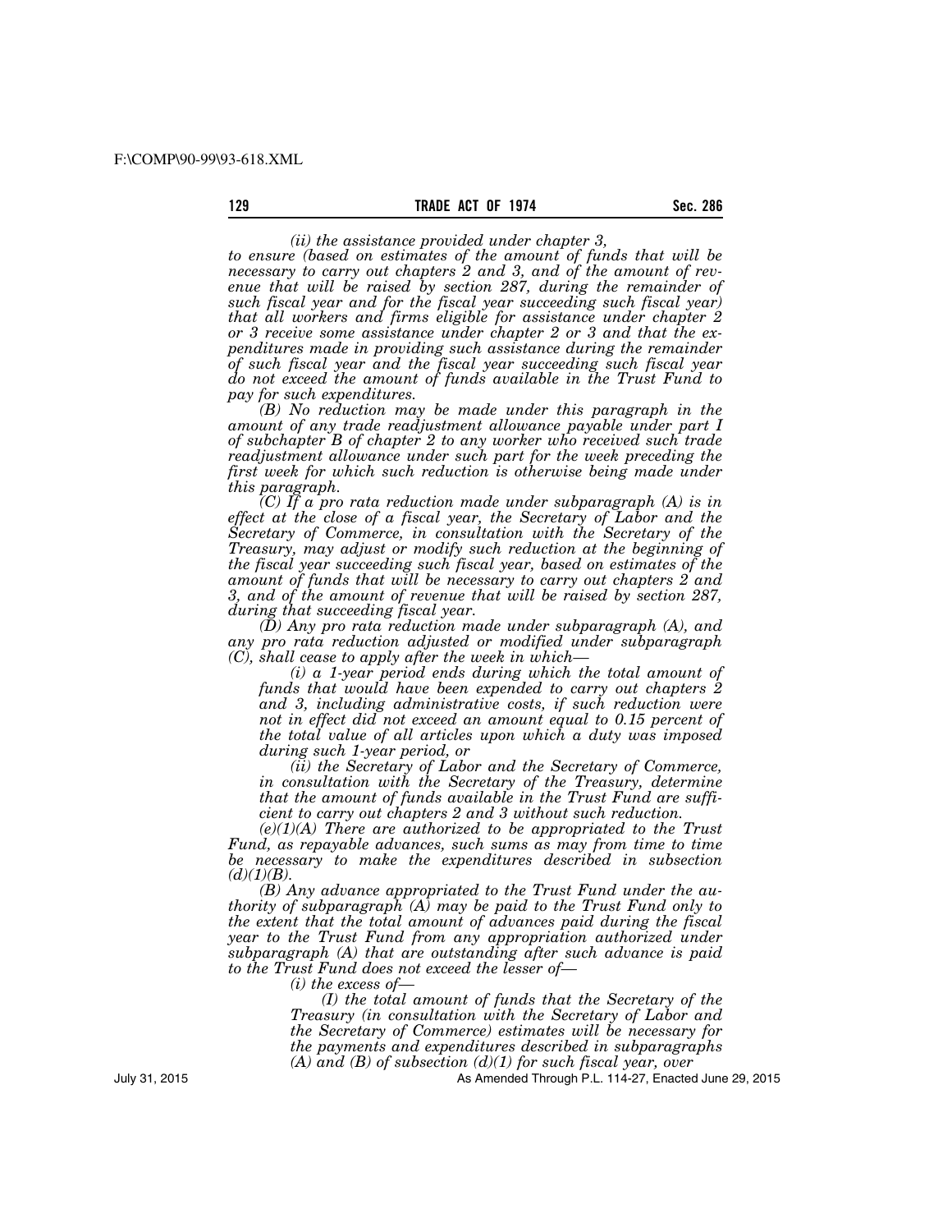*(ii) the assistance provided under chapter 3,*

*to ensure (based on estimates of the amount of funds that will be necessary to carry out chapters 2 and 3, and of the amount of revenue that will be raised by section 287, during the remainder of such fiscal year and for the fiscal year succeeding such fiscal year) that all workers and firms eligible for assistance under chapter 2 or 3 receive some assistance under chapter 2 or 3 and that the expenditures made in providing such assistance during the remainder of such fiscal year and the fiscal year succeeding such fiscal year do not exceed the amount of funds available in the Trust Fund to pay for such expenditures.*

*(B) No reduction may be made under this paragraph in the amount of any trade readjustment allowance payable under part I of subchapter B of chapter 2 to any worker who received such trade readjustment allowance under such part for the week preceding the first week for which such reduction is otherwise being made under this paragraph.*

*(C) If a pro rata reduction made under subparagraph (A) is in effect at the close of a fiscal year, the Secretary of Labor and the Secretary of Commerce, in consultation with the Secretary of the Treasury, may adjust or modify such reduction at the beginning of the fiscal year succeeding such fiscal year, based on estimates of the amount of funds that will be necessary to carry out chapters 2 and 3, and of the amount of revenue that will be raised by section 287, during that succeeding fiscal year.*

*(D) Any pro rata reduction made under subparagraph (A), and any pro rata reduction adjusted or modified under subparagraph (C), shall cease to apply after the week in which—*

*(i) a 1-year period ends during which the total amount of funds that would have been expended to carry out chapters 2 and 3, including administrative costs, if such reduction were not in effect did not exceed an amount equal to 0.15 percent of the total value of all articles upon which a duty was imposed during such 1-year period, or*

*(ii) the Secretary of Labor and the Secretary of Commerce, in consultation with the Secretary of the Treasury, determine that the amount of funds available in the Trust Fund are sufficient to carry out chapters 2 and 3 without such reduction.*

*(e)(1)(A) There are authorized to be appropriated to the Trust Fund, as repayable advances, such sums as may from time to time be necessary to make the expenditures described in subsection (d)(1)(B).*

*(B) Any advance appropriated to the Trust Fund under the authority of subparagraph (A) may be paid to the Trust Fund only to the extent that the total amount of advances paid during the fiscal year to the Trust Fund from any appropriation authorized under subparagraph (A) that are outstanding after such advance is paid to the Trust Fund does not exceed the lesser of—*

*(i) the excess of—*

*(I) the total amount of funds that the Secretary of the Treasury (in consultation with the Secretary of Labor and the Secretary of Commerce) estimates will be necessary for the payments and expenditures described in subparagraphs (A) and (B) of subsection (d)(1) for such fiscal year, over*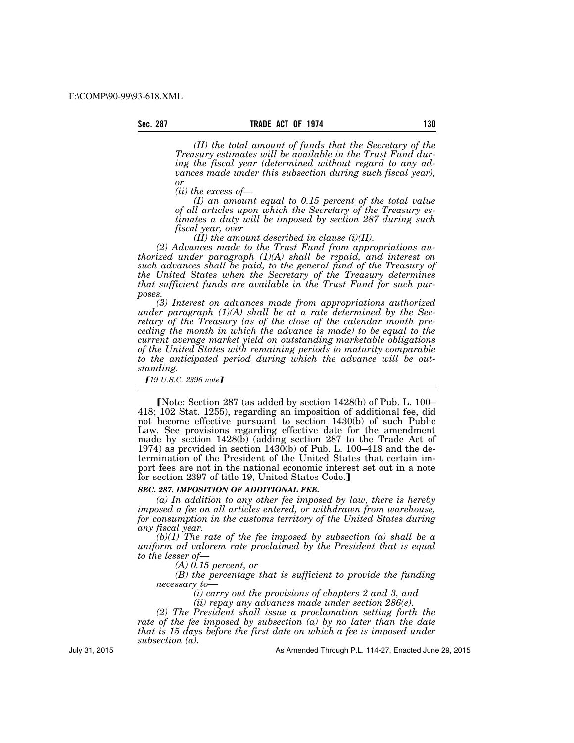*(II) the total amount of funds that the Secretary of the Treasury estimates will be available in the Trust Fund during the fiscal year (determined without regard to any advances made under this subsection during such fiscal year), or*

*(ii) the excess of—*

*(I) an amount equal to 0.15 percent of the total value of all articles upon which the Secretary of the Treasury estimates a duty will be imposed by section 287 during such fiscal year, over*

*(II) the amount described in clause (i)(II).*

*(2) Advances made to the Trust Fund from appropriations authorized under paragraph (1)(A) shall be repaid, and interest on such advances shall be paid, to the general fund of the Treasury of the United States when the Secretary of the Treasury determines that sufficient funds are available in the Trust Fund for such purposes.*

*(3) Interest on advances made from appropriations authorized under paragraph (1)(A) shall be at a rate determined by the Secretary of the Treasury (as of the close of the calendar month preceding the month in which the advance is made) to be equal to the current average market yield on outstanding marketable obligations of the United States with remaining periods to maturity comparable to the anticipated period during which the advance will be outstanding.*

*⟦19 U.S.C. 2396 note⟧*

---

⟦Note: Section 287 (as added by section 1428(b) of Pub. L. 100–418; 102 Stat. 1255), regarding an imposition of additional fee, did not become effective pursuant to section 1430(b) of such Public Law. See provisions regarding effective date for the amendment made by section 1428(b) (adding section 287 to the Trade Act of 1974) as provided in section 1430(b) of Pub. L. 100–418 and the determination of the President of the United States that certain import fees are not in the national economic interest set out in a note for section 2397 of title 19, United States Code.⟧

***SEC. 287. IMPOSITION OF ADDITIONAL FEE.***

*(a) In addition to any other fee imposed by law, there is hereby imposed a fee on all articles entered, or withdrawn from warehouse, for consumption in the customs territory of the United States during any fiscal year.*

*(b)(1) The rate of the fee imposed by subsection (a) shall be a uniform ad valorem rate proclaimed by the President that is equal to the lesser of—*

*(A) 0.15 percent, or*

*(B) the percentage that is sufficient to provide the funding necessary to—*

*(i) carry out the provisions of chapters 2 and 3, and*

*(ii) repay any advances made under section 286(e).*

*(2) The President shall issue a proclamation setting forth the rate of the fee imposed by subsection (a) by no later than the date that is 15 days before the first date on which a fee is imposed under subsection (a).*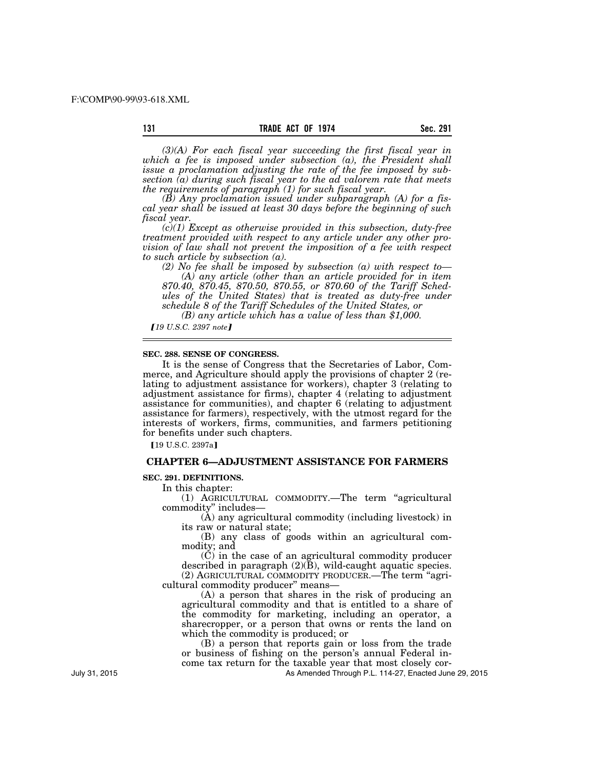*(3)(A) For each fiscal year succeeding the first fiscal year in which a fee is imposed under subsection (a), the President shall issue a proclamation adjusting the rate of the fee imposed by subsection (a) during such fiscal year to the ad valorem rate that meets the requirements of paragraph (1) for such fiscal year.*

*(B) Any proclamation issued under subparagraph (A) for a fiscal year shall be issued at least 30 days before the beginning of such fiscal year.*

*(c)(1) Except as otherwise provided in this subsection, duty-free treatment provided with respect to any article under any other provision of law shall not prevent the imposition of a fee with respect to such article by subsection (a).*

*(2) No fee shall be imposed by subsection (a) with respect to—*

*(A) any article (other than an article provided for in item 870.40, 870.45, 870.50, 870.55, or 870.60 of the Tariff Schedules of the United States) that is treated as duty-free under schedule 8 of the Tariff Schedules of the United States, or*

*(B) any article which has a value of less than $1,000.*

*【19 U.S.C. 2397 note】*

**SEC. 288. SENSE OF CONGRESS.**

It is the sense of Congress that the Secretaries of Labor, Commerce, and Agriculture should apply the provisions of chapter 2 (relating to adjustment assistance for workers), chapter 3 (relating to adjustment assistance for firms), chapter 4 (relating to adjustment assistance for communities), and chapter 6 (relating to adjustment assistance for farmers), respectively, with the utmost regard for the interests of workers, firms, communities, and farmers petitioning for benefits under such chapters.

【19 U.S.C. 2397a】

## CHAPTER 6—ADJUSTMENT ASSISTANCE FOR FARMERS

**SEC. 291. DEFINITIONS.**

In this chapter:

(1) AGRICULTURAL COMMODITY.—The term "agricultural commodity" includes—

(A) any agricultural commodity (including livestock) in its raw or natural state;

(B) any class of goods within an agricultural commodity; and

(C) in the case of an agricultural commodity producer described in paragraph (2)(B), wild-caught aquatic species.

(2) AGRICULTURAL COMMODITY PRODUCER.—The term "agricultural commodity producer" means—

(A) a person that shares in the risk of producing an agricultural commodity and that is entitled to a share of the commodity for marketing, including an operator, a sharecropper, or a person that owns or rents the land on which the commodity is produced; or

(B) a person that reports gain or loss from the trade or business of fishing on the person's annual Federal income tax return for the taxable year that most closely cor-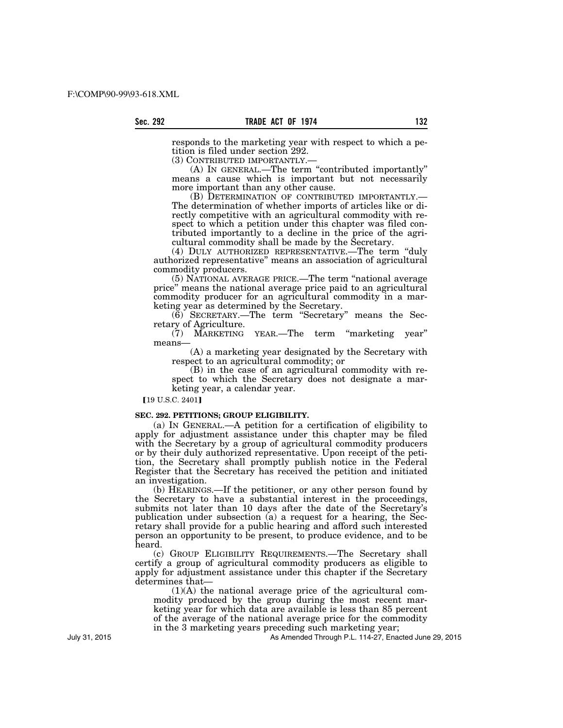responds to the marketing year with respect to which a petition is filed under section 292.

(3) CONTRIBUTED IMPORTANTLY.—

(A) IN GENERAL.—The term "contributed importantly" means a cause which is important but not necessarily more important than any other cause.

(B) DETERMINATION OF CONTRIBUTED IMPORTANTLY.— The determination of whether imports of articles like or directly competitive with an agricultural commodity with respect to which a petition under this chapter was filed contributed importantly to a decline in the price of the agricultural commodity shall be made by the Secretary.

(4) DULY AUTHORIZED REPRESENTATIVE.—The term "duly authorized representative" means an association of agricultural commodity producers.

(5) NATIONAL AVERAGE PRICE.—The term "national average price" means the national average price paid to an agricultural commodity producer for an agricultural commodity in a marketing year as determined by the Secretary.

(6) SECRETARY.—The term "Secretary" means the Secretary of Agriculture.

(7) MARKETING YEAR.—The term "marketing year" means—

(A) a marketing year designated by the Secretary with respect to an agricultural commodity; or

(B) in the case of an agricultural commodity with respect to which the Secretary does not designate a marketing year, a calendar year.

【19 U.S.C. 2401】

**SEC. 292. PETITIONS; GROUP ELIGIBILITY.**

(a) IN GENERAL.—A petition for a certification of eligibility to apply for adjustment assistance under this chapter may be filed with the Secretary by a group of agricultural commodity producers or by their duly authorized representative. Upon receipt of the petition, the Secretary shall promptly publish notice in the Federal Register that the Secretary has received the petition and initiated an investigation.

(b) HEARINGS.—If the petitioner, or any other person found by the Secretary to have a substantial interest in the proceedings, submits not later than 10 days after the date of the Secretary's publication under subsection (a) a request for a hearing, the Secretary shall provide for a public hearing and afford such interested person an opportunity to be present, to produce evidence, and to be heard.

(c) GROUP ELIGIBILITY REQUIREMENTS.—The Secretary shall certify a group of agricultural commodity producers as eligible to apply for adjustment assistance under this chapter if the Secretary determines that—

(1)(A) the national average price of the agricultural commodity produced by the group during the most recent marketing year for which data are available is less than 85 percent of the average of the national average price for the commodity in the 3 marketing years preceding such marketing year;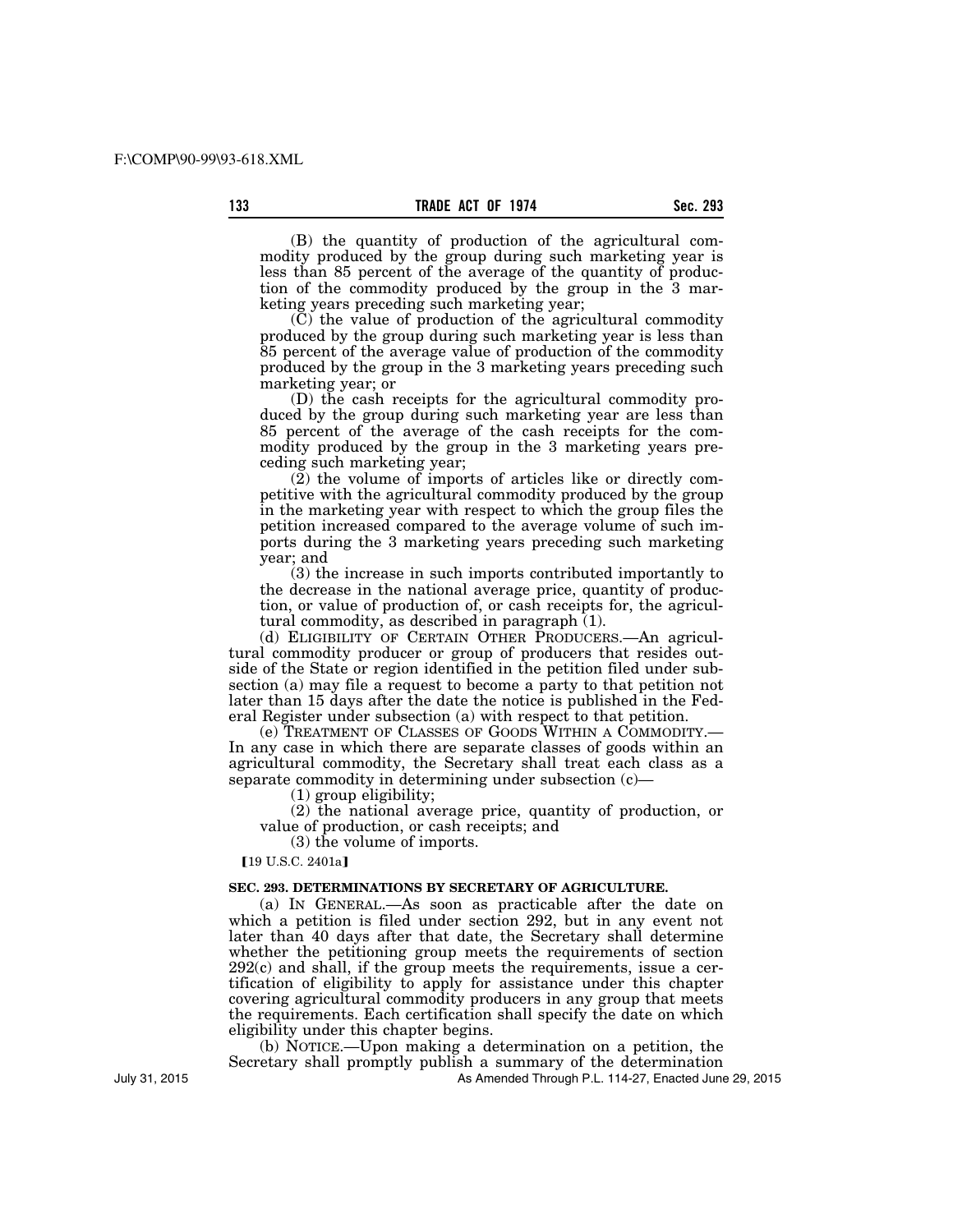(B) the quantity of production of the agricultural commodity produced by the group during such marketing year is less than 85 percent of the average of the quantity of production of the commodity produced by the group in the 3 marketing years preceding such marketing year;

(C) the value of production of the agricultural commodity produced by the group during such marketing year is less than 85 percent of the average value of production of the commodity produced by the group in the 3 marketing years preceding such marketing year; or

(D) the cash receipts for the agricultural commodity produced by the group during such marketing year are less than 85 percent of the average of the cash receipts for the commodity produced by the group in the 3 marketing years preceding such marketing year;

(2) the volume of imports of articles like or directly competitive with the agricultural commodity produced by the group in the marketing year with respect to which the group files the petition increased compared to the average volume of such imports during the 3 marketing years preceding such marketing year; and

(3) the increase in such imports contributed importantly to the decrease in the national average price, quantity of production, or value of production of, or cash receipts for, the agricultural commodity, as described in paragraph (1).

(d) ELIGIBILITY OF CERTAIN OTHER PRODUCERS.—An agricultural commodity producer or group of producers that resides outside of the State or region identified in the petition filed under subsection (a) may file a request to become a party to that petition not later than 15 days after the date the notice is published in the Federal Register under subsection (a) with respect to that petition.

(e) TREATMENT OF CLASSES OF GOODS WITHIN A COMMODITY.—In any case in which there are separate classes of goods within an agricultural commodity, the Secretary shall treat each class as a separate commodity in determining under subsection (c)—

(1) group eligibility;

(2) the national average price, quantity of production, or value of production, or cash receipts; and

(3) the volume of imports.

[19 U.S.C. 2401a]

**SEC. 293. DETERMINATIONS BY SECRETARY OF AGRICULTURE.**

(a) IN GENERAL.—As soon as practicable after the date on which a petition is filed under section 292, but in any event not later than 40 days after that date, the Secretary shall determine whether the petitioning group meets the requirements of section 292(c) and shall, if the group meets the requirements, issue a certification of eligibility to apply for assistance under this chapter covering agricultural commodity producers in any group that meets the requirements. Each certification shall specify the date on which eligibility under this chapter begins.

(b) NOTICE.—Upon making a determination on a petition, the Secretary shall promptly publish a summary of the determination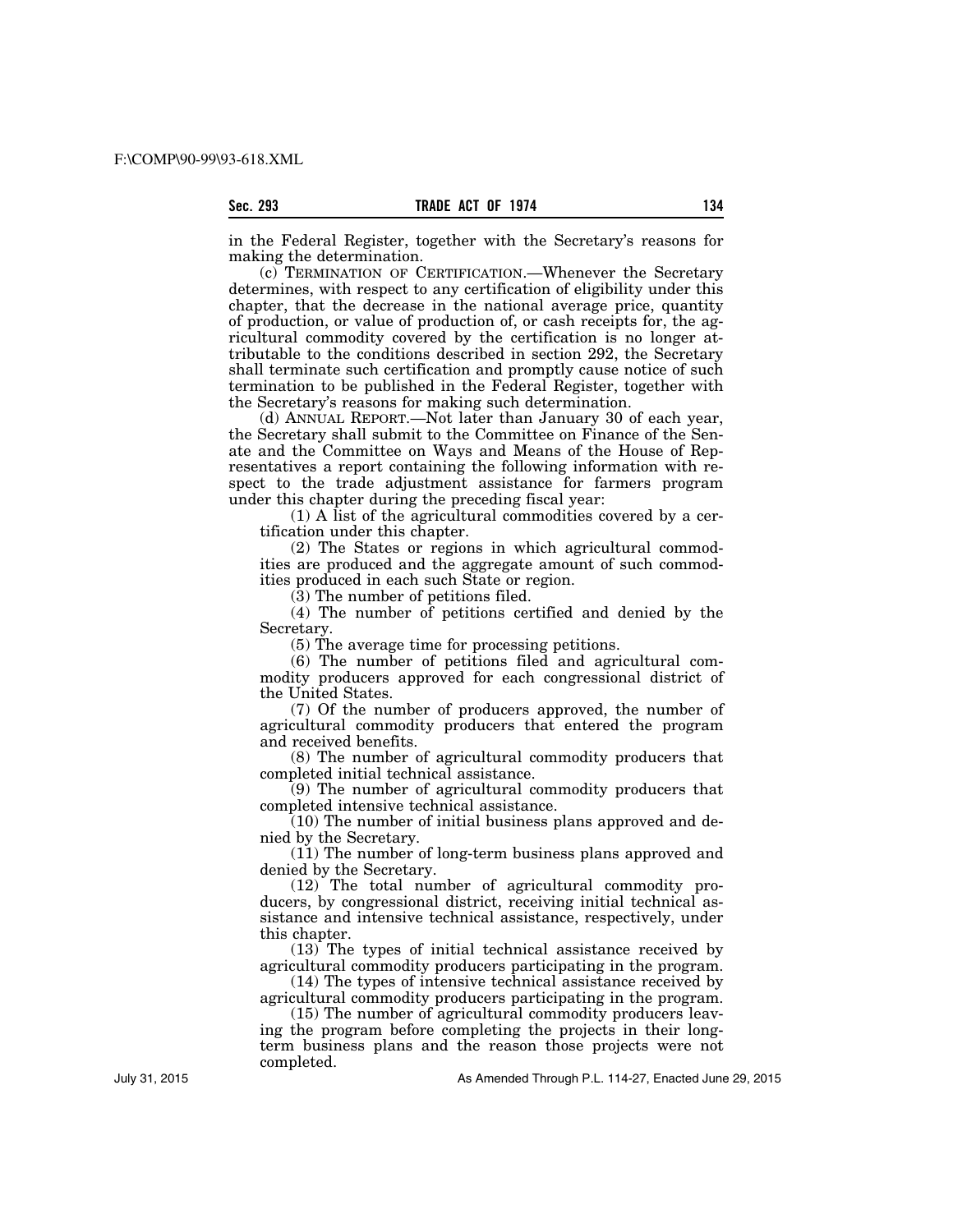in the Federal Register, together with the Secretary's reasons for making the determination.

(c) TERMINATION OF CERTIFICATION.—Whenever the Secretary determines, with respect to any certification of eligibility under this chapter, that the decrease in the national average price, quantity of production, or value of production of, or cash receipts for, the agricultural commodity covered by the certification is no longer attributable to the conditions described in section 292, the Secretary shall terminate such certification and promptly cause notice of such termination to be published in the Federal Register, together with the Secretary's reasons for making such determination.

(d) ANNUAL REPORT.—Not later than January 30 of each year, the Secretary shall submit to the Committee on Finance of the Senate and the Committee on Ways and Means of the House of Representatives a report containing the following information with respect to the trade adjustment assistance for farmers program under this chapter during the preceding fiscal year:

(1) A list of the agricultural commodities covered by a certification under this chapter.

(2) The States or regions in which agricultural commodities are produced and the aggregate amount of such commodities produced in each such State or region.

(3) The number of petitions filed.

(4) The number of petitions certified and denied by the Secretary.

(5) The average time for processing petitions.

(6) The number of petitions filed and agricultural commodity producers approved for each congressional district of the United States.

(7) Of the number of producers approved, the number of agricultural commodity producers that entered the program and received benefits.

(8) The number of agricultural commodity producers that completed initial technical assistance.

(9) The number of agricultural commodity producers that completed intensive technical assistance.

(10) The number of initial business plans approved and denied by the Secretary.

(11) The number of long-term business plans approved and denied by the Secretary.

(12) The total number of agricultural commodity producers, by congressional district, receiving initial technical assistance and intensive technical assistance, respectively, under this chapter.

(13) The types of initial technical assistance received by agricultural commodity producers participating in the program.

(14) The types of intensive technical assistance received by agricultural commodity producers participating in the program.

(15) The number of agricultural commodity producers leaving the program before completing the projects in their long-term business plans and the reason those projects were not completed.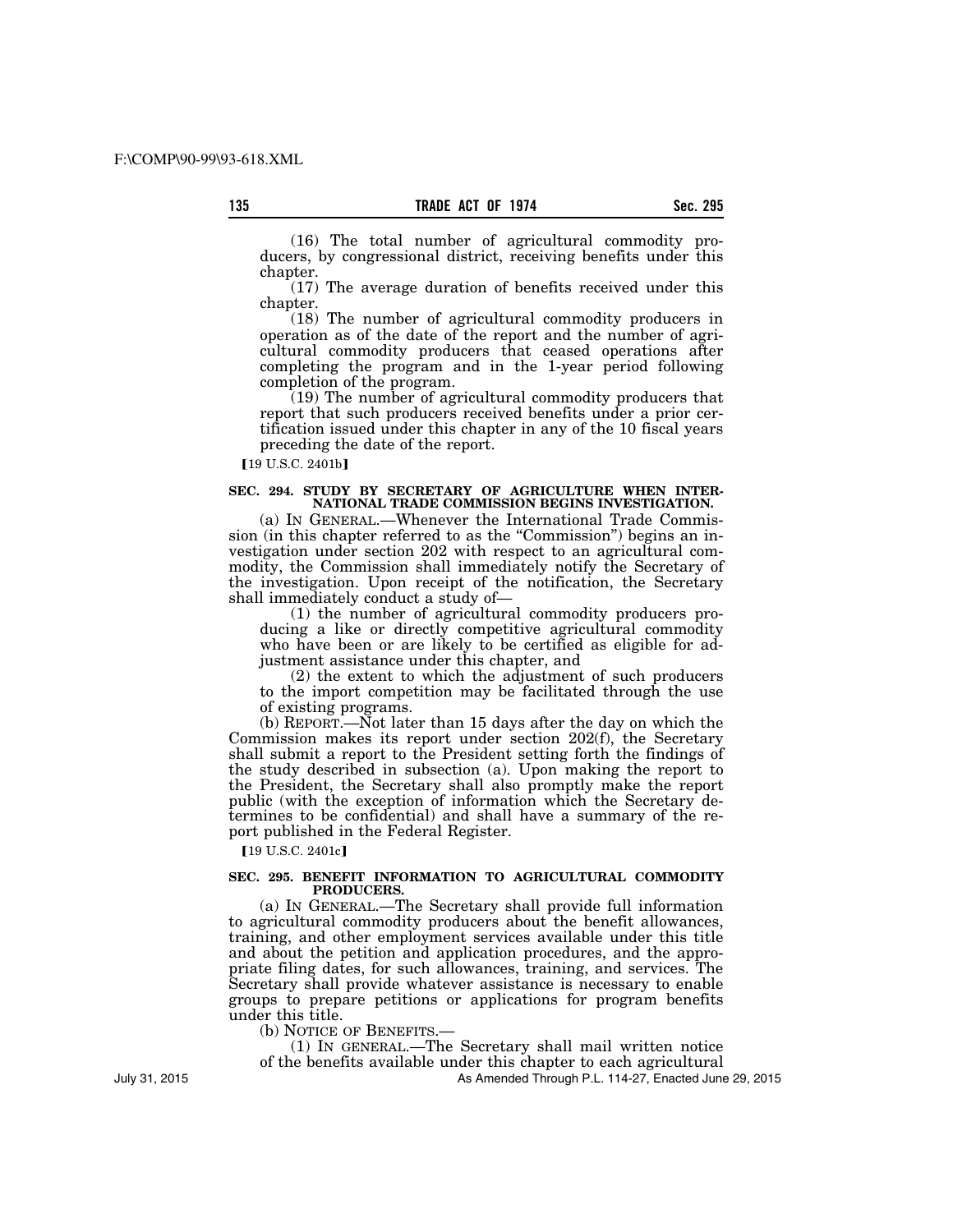(16) The total number of agricultural commodity producers, by congressional district, receiving benefits under this chapter.

(17) The average duration of benefits received under this chapter.

(18) The number of agricultural commodity producers in operation as of the date of the report and the number of agricultural commodity producers that ceased operations after completing the program and in the 1-year period following completion of the program.

(19) The number of agricultural commodity producers that report that such producers received benefits under a prior certification issued under this chapter in any of the 10 fiscal years preceding the date of the report.

【19 U.S.C. 2401b】

### SEC. 294. STUDY BY SECRETARY OF AGRICULTURE WHEN INTERNATIONAL TRADE COMMISSION BEGINS INVESTIGATION.

(a) IN GENERAL.—Whenever the International Trade Commission (in this chapter referred to as the "Commission") begins an investigation under section 202 with respect to an agricultural commodity, the Commission shall immediately notify the Secretary of the investigation. Upon receipt of the notification, the Secretary shall immediately conduct a study of—

(1) the number of agricultural commodity producers producing a like or directly competitive agricultural commodity who have been or are likely to be certified as eligible for adjustment assistance under this chapter, and

(2) the extent to which the adjustment of such producers to the import competition may be facilitated through the use of existing programs.

(b) REPORT.—Not later than 15 days after the day on which the Commission makes its report under section 202(f), the Secretary shall submit a report to the President setting forth the findings of the study described in subsection (a). Upon making the report to the President, the Secretary shall also promptly make the report public (with the exception of information which the Secretary determines to be confidential) and shall have a summary of the report published in the Federal Register.

【19 U.S.C. 2401c】

### SEC. 295. BENEFIT INFORMATION TO AGRICULTURAL COMMODITY PRODUCERS.

(a) IN GENERAL.—The Secretary shall provide full information to agricultural commodity producers about the benefit allowances, training, and other employment services available under this title and about the petition and application procedures, and the appropriate filing dates, for such allowances, training, and services. The Secretary shall provide whatever assistance is necessary to enable groups to prepare petitions or applications for program benefits under this title.

(b) NOTICE OF BENEFITS.—

(1) IN GENERAL.—The Secretary shall mail written notice of the benefits available under this chapter to each agricultural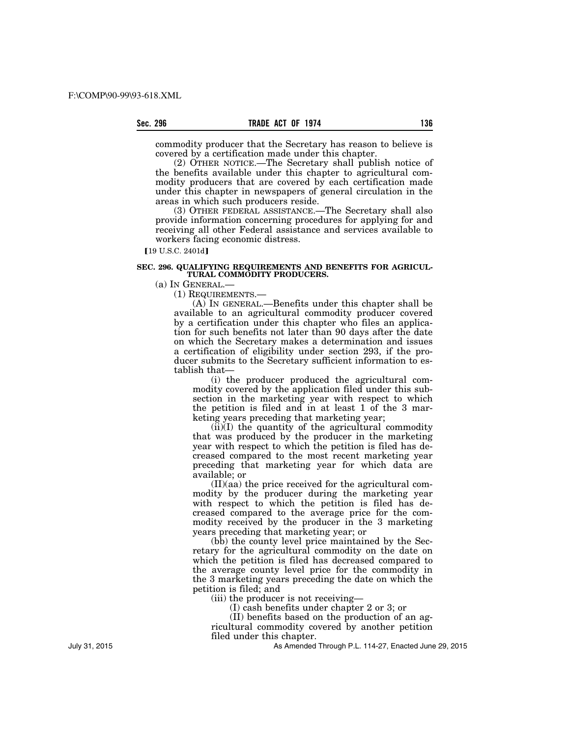commodity producer that the Secretary has reason to believe is covered by a certification made under this chapter.

(2) OTHER NOTICE.—The Secretary shall publish notice of the benefits available under this chapter to agricultural commodity producers that are covered by each certification made under this chapter in newspapers of general circulation in the areas in which such producers reside.

(3) OTHER FEDERAL ASSISTANCE.—The Secretary shall also provide information concerning procedures for applying for and receiving all other Federal assistance and services available to workers facing economic distress.

【19 U.S.C. 2401d】

**SEC. 296. QUALIFYING REQUIREMENTS AND BENEFITS FOR AGRICULTURAL COMMODITY PRODUCERS.**

(a) IN GENERAL.—

(1) REQUIREMENTS.—

(A) IN GENERAL.—Benefits under this chapter shall be available to an agricultural commodity producer covered by a certification under this chapter who files an application for such benefits not later than 90 days after the date on which the Secretary makes a determination and issues a certification of eligibility under section 293, if the producer submits to the Secretary sufficient information to establish that—

(i) the producer produced the agricultural commodity covered by the application filed under this subsection in the marketing year with respect to which the petition is filed and in at least 1 of the 3 marketing years preceding that marketing year;

(ii)(I) the quantity of the agricultural commodity that was produced by the producer in the marketing year with respect to which the petition is filed has decreased compared to the most recent marketing year preceding that marketing year for which data are available; or

(II)(aa) the price received for the agricultural commodity by the producer during the marketing year with respect to which the petition is filed has decreased compared to the average price for the commodity received by the producer in the 3 marketing years preceding that marketing year; or

(bb) the county level price maintained by the Secretary for the agricultural commodity on the date on which the petition is filed has decreased compared to the average county level price for the commodity in the 3 marketing years preceding the date on which the petition is filed; and

(iii) the producer is not receiving—

(I) cash benefits under chapter 2 or 3; or

(II) benefits based on the production of an agricultural commodity covered by another petition filed under this chapter.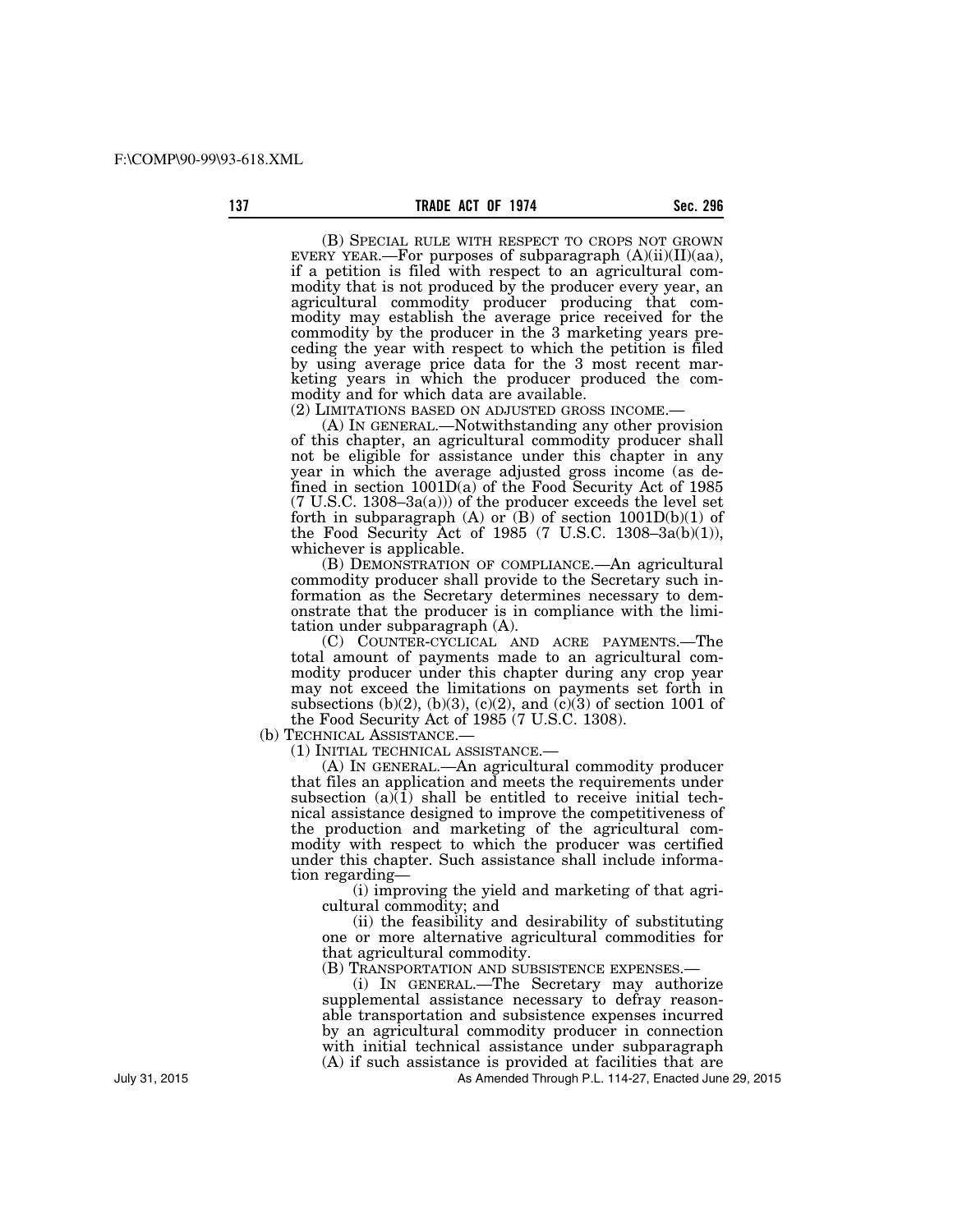(B) SPECIAL RULE WITH RESPECT TO CROPS NOT GROWN EVERY YEAR.—For purposes of subparagraph (A)(ii)(II)(aa), if a petition is filed with respect to an agricultural commodity that is not produced by the producer every year, an agricultural commodity producer producing that commodity may establish the average price received for the commodity by the producer in the 3 marketing years preceding the year with respect to which the petition is filed by using average price data for the 3 most recent marketing years in which the producer produced the commodity and for which data are available.

(2) LIMITATIONS BASED ON ADJUSTED GROSS INCOME.—

(A) IN GENERAL.—Notwithstanding any other provision of this chapter, an agricultural commodity producer shall not be eligible for assistance under this chapter in any year in which the average adjusted gross income (as defined in section 1001D(a) of the Food Security Act of 1985 (7 U.S.C. 1308–3a(a))) of the producer exceeds the level set forth in subparagraph (A) or (B) of section 1001D(b)(1) of the Food Security Act of 1985 (7 U.S.C. 1308–3a(b)(1)), whichever is applicable.

(B) DEMONSTRATION OF COMPLIANCE.—An agricultural commodity producer shall provide to the Secretary such information as the Secretary determines necessary to demonstrate that the producer is in compliance with the limitation under subparagraph (A).

(C) COUNTER-CYCLICAL AND ACRE PAYMENTS.—The total amount of payments made to an agricultural commodity producer under this chapter during any crop year may not exceed the limitations on payments set forth in subsections (b)(2), (b)(3), (c)(2), and (c)(3) of section 1001 of the Food Security Act of 1985 (7 U.S.C. 1308).

(b) TECHNICAL ASSISTANCE.—

(1) INITIAL TECHNICAL ASSISTANCE.—

(A) IN GENERAL.—An agricultural commodity producer that files an application and meets the requirements under subsection (a)(1) shall be entitled to receive initial technical assistance designed to improve the competitiveness of the production and marketing of the agricultural commodity with respect to which the producer was certified under this chapter. Such assistance shall include information regarding—

(i) improving the yield and marketing of that agricultural commodity; and

(ii) the feasibility and desirability of substituting one or more alternative agricultural commodities for that agricultural commodity.

(B) TRANSPORTATION AND SUBSISTENCE EXPENSES.—

(i) IN GENERAL.—The Secretary may authorize supplemental assistance necessary to defray reasonable transportation and subsistence expenses incurred by an agricultural commodity producer in connection with initial technical assistance under subparagraph (A) if such assistance is provided at facilities that are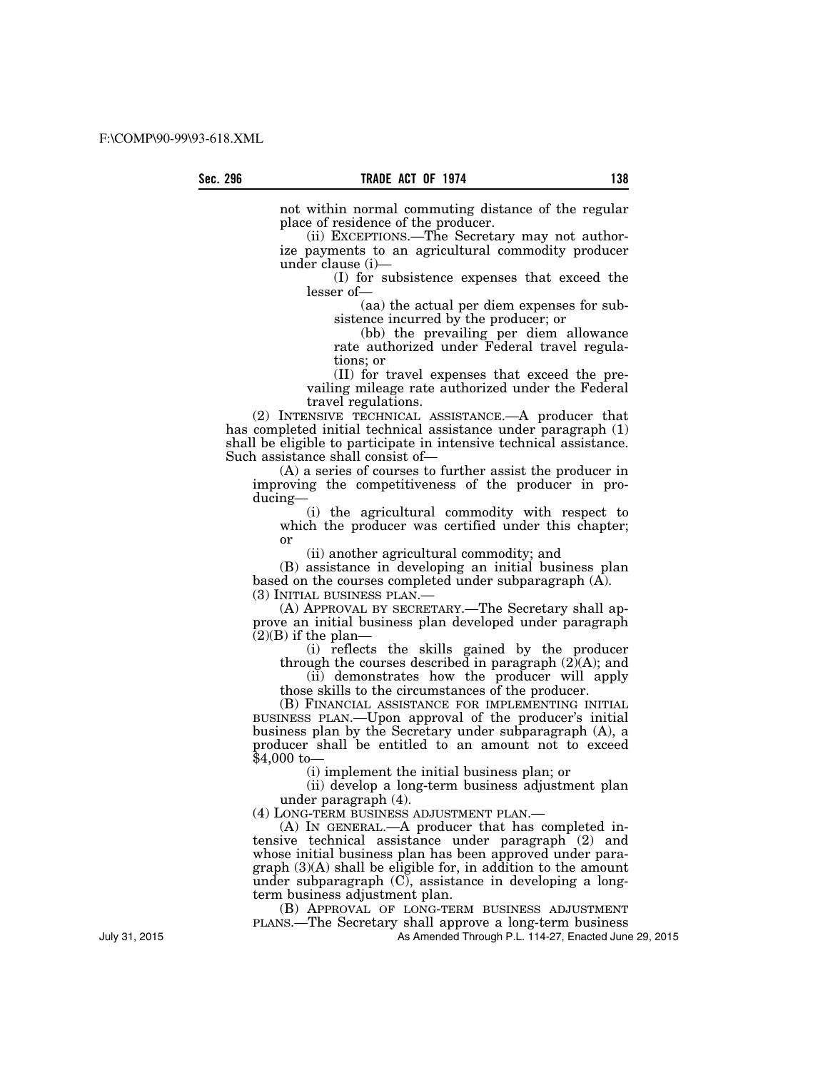not within normal commuting distance of the regular place of residence of the producer.

(ii) EXCEPTIONS.—The Secretary may not authorize payments to an agricultural commodity producer under clause (i)—

(I) for subsistence expenses that exceed the lesser of—

(aa) the actual per diem expenses for subsistence incurred by the producer; or

(bb) the prevailing per diem allowance rate authorized under Federal travel regulations; or

(II) for travel expenses that exceed the prevailing mileage rate authorized under the Federal travel regulations.

(2) INTENSIVE TECHNICAL ASSISTANCE.—A producer that has completed initial technical assistance under paragraph (1) shall be eligible to participate in intensive technical assistance. Such assistance shall consist of—

(A) a series of courses to further assist the producer in improving the competitiveness of the producer in producing—

(i) the agricultural commodity with respect to which the producer was certified under this chapter; or

(ii) another agricultural commodity; and

(B) assistance in developing an initial business plan based on the courses completed under subparagraph (A).

(3) INITIAL BUSINESS PLAN.—

(A) APPROVAL BY SECRETARY.—The Secretary shall approve an initial business plan developed under paragraph (2)(B) if the plan—

(i) reflects the skills gained by the producer through the courses described in paragraph (2)(A); and

(ii) demonstrates how the producer will apply those skills to the circumstances of the producer.

(B) FINANCIAL ASSISTANCE FOR IMPLEMENTING INITIAL BUSINESS PLAN.—Upon approval of the producer's initial business plan by the Secretary under subparagraph (A), a producer shall be entitled to an amount not to exceed $4,000 to—

(i) implement the initial business plan; or

(ii) develop a long-term business adjustment plan under paragraph (4).

(4) LONG-TERM BUSINESS ADJUSTMENT PLAN.—

(A) IN GENERAL.—A producer that has completed intensive technical assistance under paragraph (2) and whose initial business plan has been approved under paragraph (3)(A) shall be eligible for, in addition to the amount under subparagraph (C), assistance in developing a long-term business adjustment plan.

(B) APPROVAL OF LONG-TERM BUSINESS ADJUSTMENT PLANS.—The Secretary shall approve a long-term business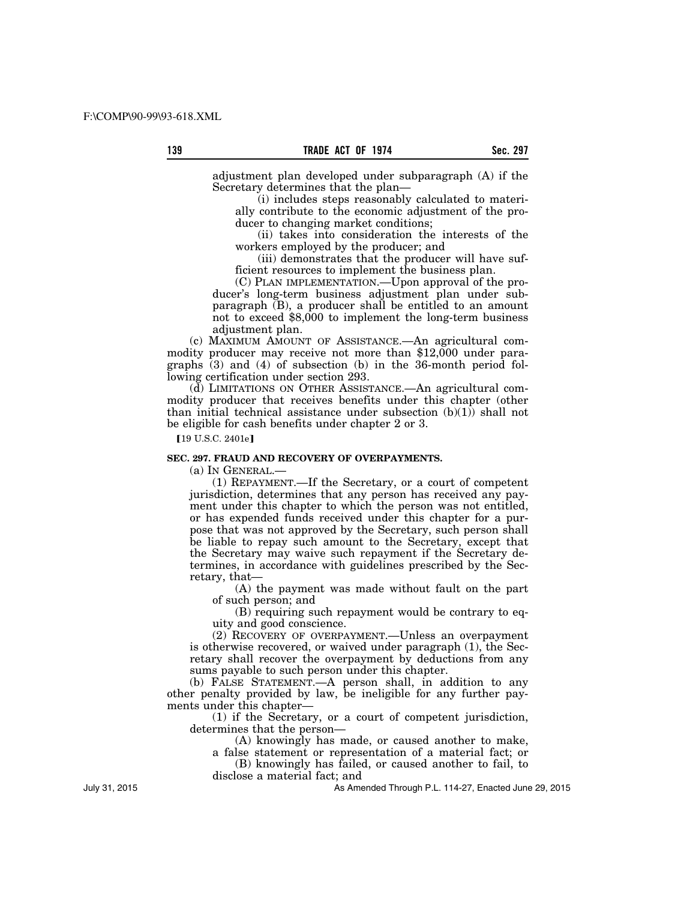adjustment plan developed under subparagraph (A) if the Secretary determines that the plan—

(i) includes steps reasonably calculated to materially contribute to the economic adjustment of the producer to changing market conditions;

(ii) takes into consideration the interests of the workers employed by the producer; and

(iii) demonstrates that the producer will have sufficient resources to implement the business plan.

(C) PLAN IMPLEMENTATION.—Upon approval of the producer's long-term business adjustment plan under subparagraph (B), a producer shall be entitled to an amount not to exceed $8,000 to implement the long-term business adjustment plan.

(c) MAXIMUM AMOUNT OF ASSISTANCE.—An agricultural commodity producer may receive not more than $12,000 under paragraphs (3) and (4) of subsection (b) in the 36-month period following certification under section 293.

(d) LIMITATIONS ON OTHER ASSISTANCE.—An agricultural commodity producer that receives benefits under this chapter (other than initial technical assistance under subsection (b)(1)) shall not be eligible for cash benefits under chapter 2 or 3.

【19 U.S.C. 2401e】

**SEC. 297. FRAUD AND RECOVERY OF OVERPAYMENTS.**

(a) IN GENERAL.—

(1) REPAYMENT.—If the Secretary, or a court of competent jurisdiction, determines that any person has received any payment under this chapter to which the person was not entitled, or has expended funds received under this chapter for a purpose that was not approved by the Secretary, such person shall be liable to repay such amount to the Secretary, except that the Secretary may waive such repayment if the Secretary determines, in accordance with guidelines prescribed by the Secretary, that—

(A) the payment was made without fault on the part of such person; and

(B) requiring such repayment would be contrary to equity and good conscience.

(2) RECOVERY OF OVERPAYMENT.—Unless an overpayment is otherwise recovered, or waived under paragraph (1), the Secretary shall recover the overpayment by deductions from any sums payable to such person under this chapter.

(b) FALSE STATEMENT.—A person shall, in addition to any other penalty provided by law, be ineligible for any further payments under this chapter—

(1) if the Secretary, or a court of competent jurisdiction, determines that the person—

(A) knowingly has made, or caused another to make, a false statement or representation of a material fact; or

(B) knowingly has failed, or caused another to fail, to disclose a material fact; and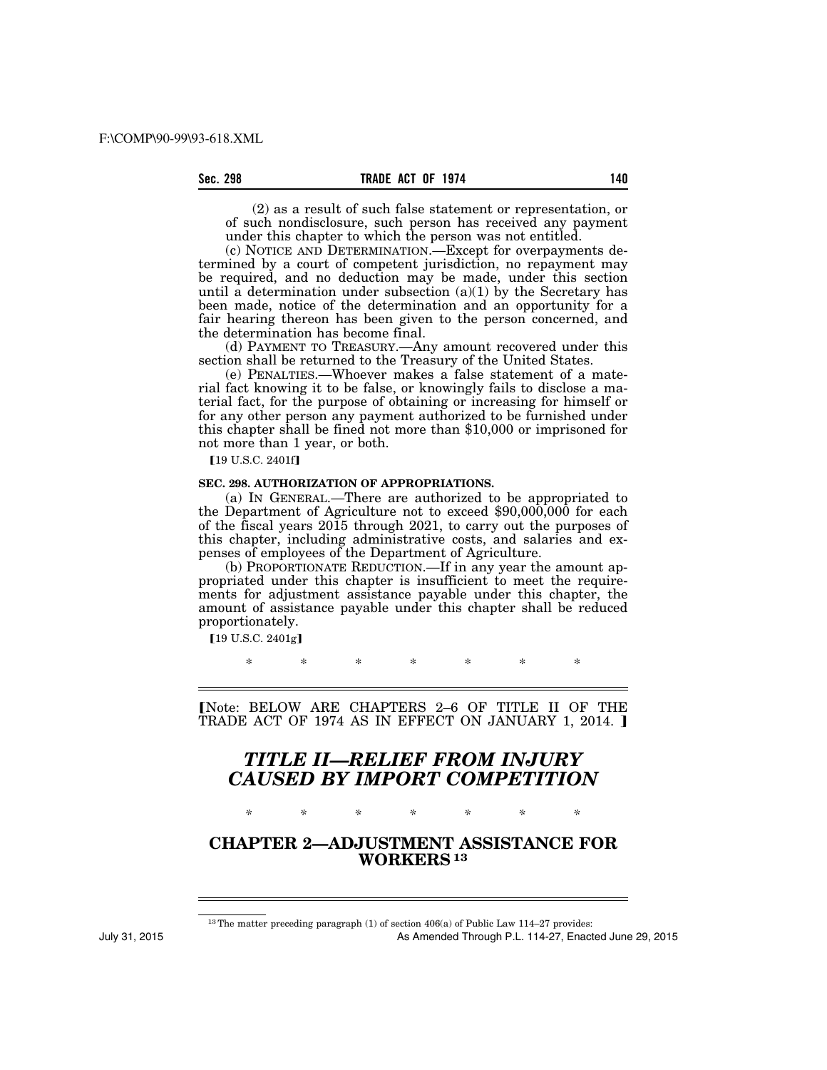(2) as a result of such false statement or representation, or of such nondisclosure, such person has received any payment under this chapter to which the person was not entitled.

(c) NOTICE AND DETERMINATION.—Except for overpayments determined by a court of competent jurisdiction, no repayment may be required, and no deduction may be made, under this section until a determination under subsection (a)(1) by the Secretary has been made, notice of the determination and an opportunity for a fair hearing thereon has been given to the person concerned, and the determination has become final.

(d) PAYMENT TO TREASURY.—Any amount recovered under this section shall be returned to the Treasury of the United States.

(e) PENALTIES.—Whoever makes a false statement of a material fact knowing it to be false, or knowingly fails to disclose a material fact, for the purpose of obtaining or increasing for himself or for any other person any payment authorized to be furnished under this chapter shall be fined not more than $10,000 or imprisoned for not more than 1 year, or both.

【19 U.S.C. 2401f】

**SEC. 298. AUTHORIZATION OF APPROPRIATIONS.**

(a) IN GENERAL.—There are authorized to be appropriated to the Department of Agriculture not to exceed $90,000,000 for each of the fiscal years 2015 through 2021, to carry out the purposes of this chapter, including administrative costs, and salaries and expenses of employees of the Department of Agriculture.

(b) PROPORTIONATE REDUCTION.—If in any year the amount appropriated under this chapter is insufficient to meet the requirements for adjustment assistance payable under this chapter, the amount of assistance payable under this chapter shall be reduced proportionately.

【19 U.S.C. 2401g】

\* \* \* \* \* \* \*

【Note: BELOW ARE CHAPTERS 2–6 OF TITLE II OF THE TRADE ACT OF 1974 AS IN EFFECT ON JANUARY 1, 2014. 】

# *TITLE II—RELIEF FROM INJURY CAUSED BY IMPORT COMPETITION*

\* \* \* \* \* \* \*

## CHAPTER 2—ADJUSTMENT ASSISTANCE FOR WORKERS [13]

[13] The matter preceding paragraph (1) of section 406(a) of Public Law 114–27 provides: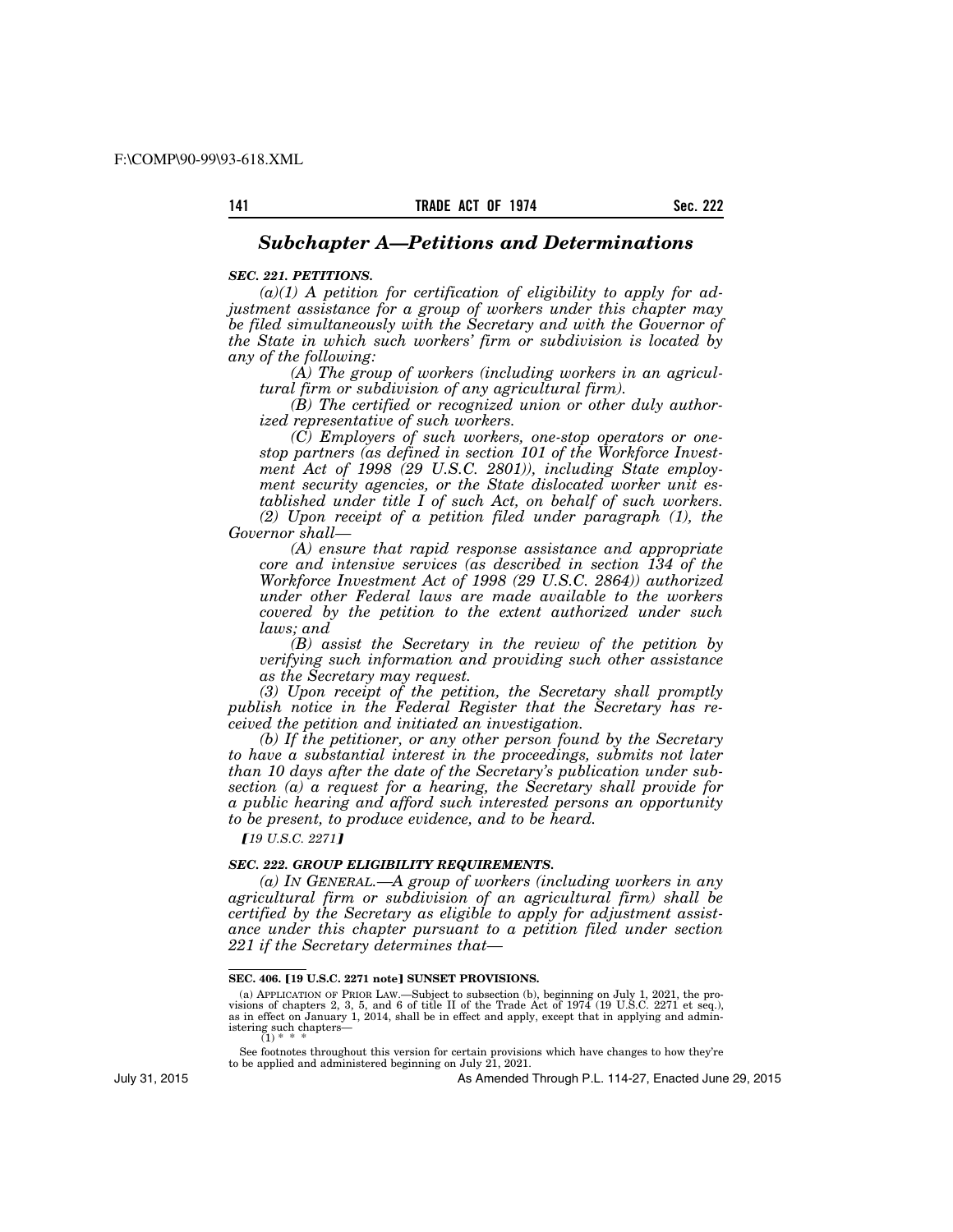## *Subchapter A—Petitions and Determinations*

***SEC. 221. PETITIONS.***

*(a)(1) A petition for certification of eligibility to apply for adjustment assistance for a group of workers under this chapter may be filed simultaneously with the Secretary and with the Governor of the State in which such workers' firm or subdivision is located by any of the following:*

*(A) The group of workers (including workers in an agricultural firm or subdivision of any agricultural firm).*

*(B) The certified or recognized union or other duly authorized representative of such workers.*

*(C) Employers of such workers, one-stop operators or one-stop partners (as defined in section 101 of the Workforce Investment Act of 1998 (29 U.S.C. 2801)), including State employment security agencies, or the State dislocated worker unit established under title I of such Act, on behalf of such workers.*

*(2) Upon receipt of a petition filed under paragraph (1), the Governor shall—*

*(A) ensure that rapid response assistance and appropriate core and intensive services (as described in section 134 of the Workforce Investment Act of 1998 (29 U.S.C. 2864)) authorized under other Federal laws are made available to the workers covered by the petition to the extent authorized under such laws; and*

*(B) assist the Secretary in the review of the petition by verifying such information and providing such other assistance as the Secretary may request.*

*(3) Upon receipt of the petition, the Secretary shall promptly publish notice in the Federal Register that the Secretary has received the petition and initiated an investigation.*

*(b) If the petitioner, or any other person found by the Secretary to have a substantial interest in the proceedings, submits not later than 10 days after the date of the Secretary's publication under subsection (a) a request for a hearing, the Secretary shall provide for a public hearing and afford such interested persons an opportunity to be present, to produce evidence, and to be heard.*

*[19 U.S.C. 2271]*

***SEC. 222. GROUP ELIGIBILITY REQUIREMENTS.***

*(a) IN GENERAL.—A group of workers (including workers in any agricultural firm or subdivision of an agricultural firm) shall be certified by the Secretary as eligible to apply for adjustment assistance under this chapter pursuant to a petition filed under section 221 if the Secretary determines that—*

---

**SEC. 406. [19 U.S.C. 2271 note] SUNSET PROVISIONS.**

(a) APPLICATION OF PRIOR LAW.—Subject to subsection (b), beginning on July 1, 2021, the provisions of chapters 2, 3, 5, and 6 of title II of the Trade Act of 1974 (19 U.S.C. 2271 et seq.), as in effect on January 1, 2014, shall be in effect and apply, except that in applying and administering such chapters—

(1) * * *

See footnotes throughout this version for certain provisions which have changes to how they're to be applied and administered beginning on July 21, 2021.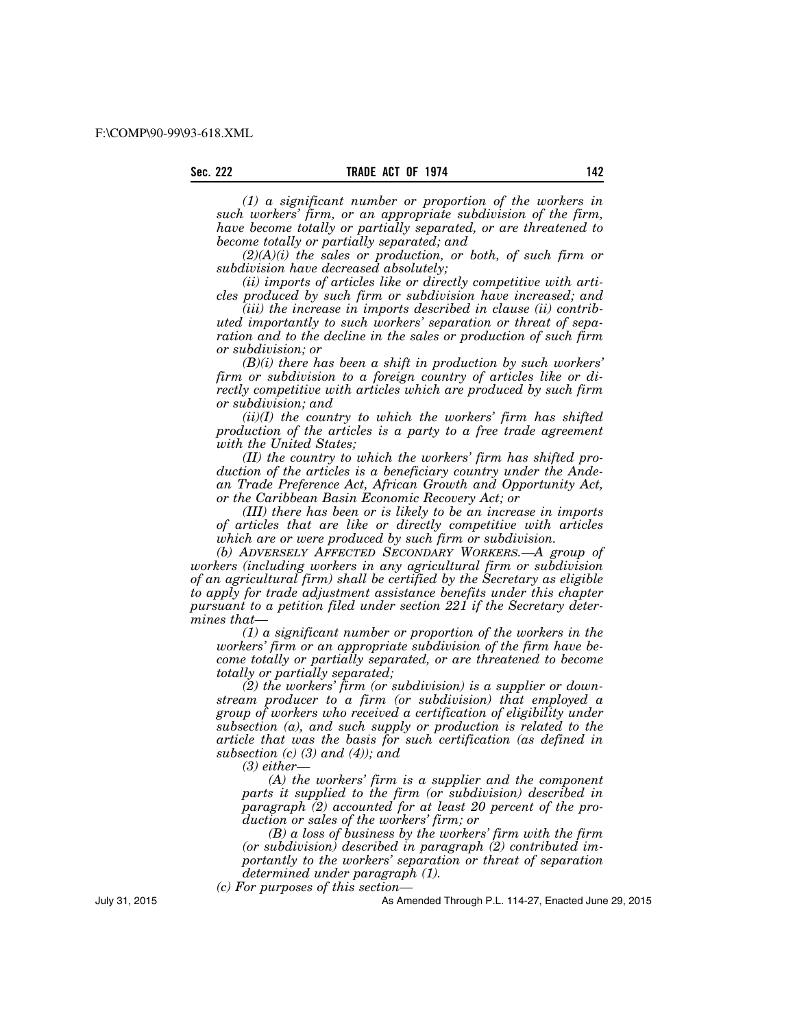*(1) a significant number or proportion of the workers in such workers' firm, or an appropriate subdivision of the firm, have become totally or partially separated, or are threatened to become totally or partially separated; and*

*(2)(A)(i) the sales or production, or both, of such firm or subdivision have decreased absolutely;*

*(ii) imports of articles like or directly competitive with articles produced by such firm or subdivision have increased; and*

*(iii) the increase in imports described in clause (ii) contributed importantly to such workers' separation or threat of separation and to the decline in the sales or production of such firm or subdivision; or*

*(B)(i) there has been a shift in production by such workers' firm or subdivision to a foreign country of articles like or directly competitive with articles which are produced by such firm or subdivision; and*

*(ii)(I) the country to which the workers' firm has shifted production of the articles is a party to a free trade agreement with the United States;*

*(II) the country to which the workers' firm has shifted production of the articles is a beneficiary country under the Andean Trade Preference Act, African Growth and Opportunity Act, or the Caribbean Basin Economic Recovery Act; or*

*(III) there has been or is likely to be an increase in imports of articles that are like or directly competitive with articles which are or were produced by such firm or subdivision.*

*(b) ADVERSELY AFFECTED SECONDARY WORKERS.—A group of workers (including workers in any agricultural firm or subdivision of an agricultural firm) shall be certified by the Secretary as eligible to apply for trade adjustment assistance benefits under this chapter pursuant to a petition filed under section 221 if the Secretary determines that—*

*(1) a significant number or proportion of the workers in the workers' firm or an appropriate subdivision of the firm have become totally or partially separated, or are threatened to become totally or partially separated;*

*(2) the workers' firm (or subdivision) is a supplier or downstream producer to a firm (or subdivision) that employed a group of workers who received a certification of eligibility under subsection (a), and such supply or production is related to the article that was the basis for such certification (as defined in subsection (c) (3) and (4)); and*

*(3) either—*

*(A) the workers' firm is a supplier and the component parts it supplied to the firm (or subdivision) described in paragraph (2) accounted for at least 20 percent of the production or sales of the workers' firm; or*

*(B) a loss of business by the workers' firm with the firm (or subdivision) described in paragraph (2) contributed importantly to the workers' separation or threat of separation determined under paragraph (1).*

*(c) For purposes of this section—*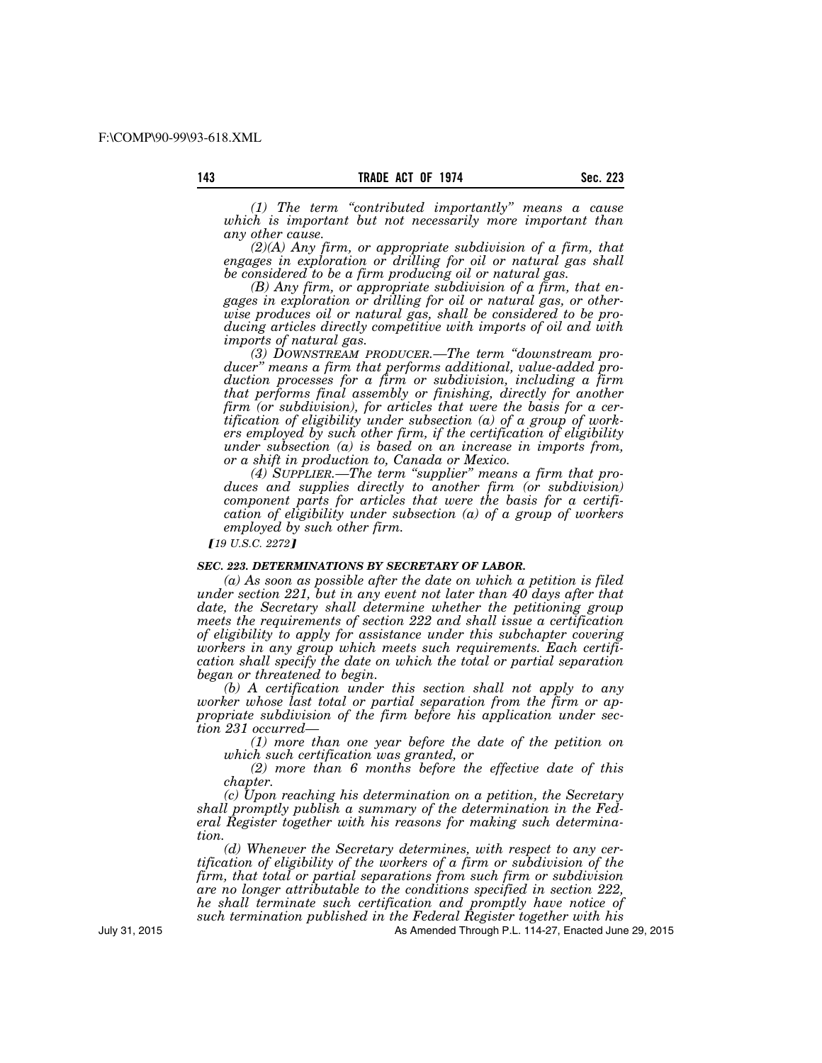*(1) The term "contributed importantly" means a cause which is important but not necessarily more important than any other cause.*

*(2)(A) Any firm, or appropriate subdivision of a firm, that engages in exploration or drilling for oil or natural gas shall be considered to be a firm producing oil or natural gas.*

*(B) Any firm, or appropriate subdivision of a firm, that engages in exploration or drilling for oil or natural gas, or otherwise produces oil or natural gas, shall be considered to be producing articles directly competitive with imports of oil and with imports of natural gas.*

*(3) DOWNSTREAM PRODUCER.—The term "downstream producer" means a firm that performs additional, value-added production processes for a firm or subdivision, including a firm that performs final assembly or finishing, directly for another firm (or subdivision), for articles that were the basis for a certification of eligibility under subsection (a) of a group of workers employed by such other firm, if the certification of eligibility under subsection (a) is based on an increase in imports from, or a shift in production to, Canada or Mexico.*

*(4) SUPPLIER.—The term "supplier" means a firm that produces and supplies directly to another firm (or subdivision) component parts for articles that were the basis for a certification of eligibility under subsection (a) of a group of workers employed by such other firm.*

*[19 U.S.C. 2272]*

### *SEC. 223. DETERMINATIONS BY SECRETARY OF LABOR.*

*(a) As soon as possible after the date on which a petition is filed under section 221, but in any event not later than 40 days after that date, the Secretary shall determine whether the petitioning group meets the requirements of section 222 and shall issue a certification of eligibility to apply for assistance under this subchapter covering workers in any group which meets such requirements. Each certification shall specify the date on which the total or partial separation began or threatened to begin.*

*(b) A certification under this section shall not apply to any worker whose last total or partial separation from the firm or appropriate subdivision of the firm before his application under section 231 occurred—*

*(1) more than one year before the date of the petition on which such certification was granted, or*

*(2) more than 6 months before the effective date of this chapter.*

*(c) Upon reaching his determination on a petition, the Secretary shall promptly publish a summary of the determination in the Federal Register together with his reasons for making such determination.*

*(d) Whenever the Secretary determines, with respect to any certification of eligibility of the workers of a firm or subdivision of the firm, that total or partial separations from such firm or subdivision are no longer attributable to the conditions specified in section 222, he shall terminate such certification and promptly have notice of such termination published in the Federal Register together with his*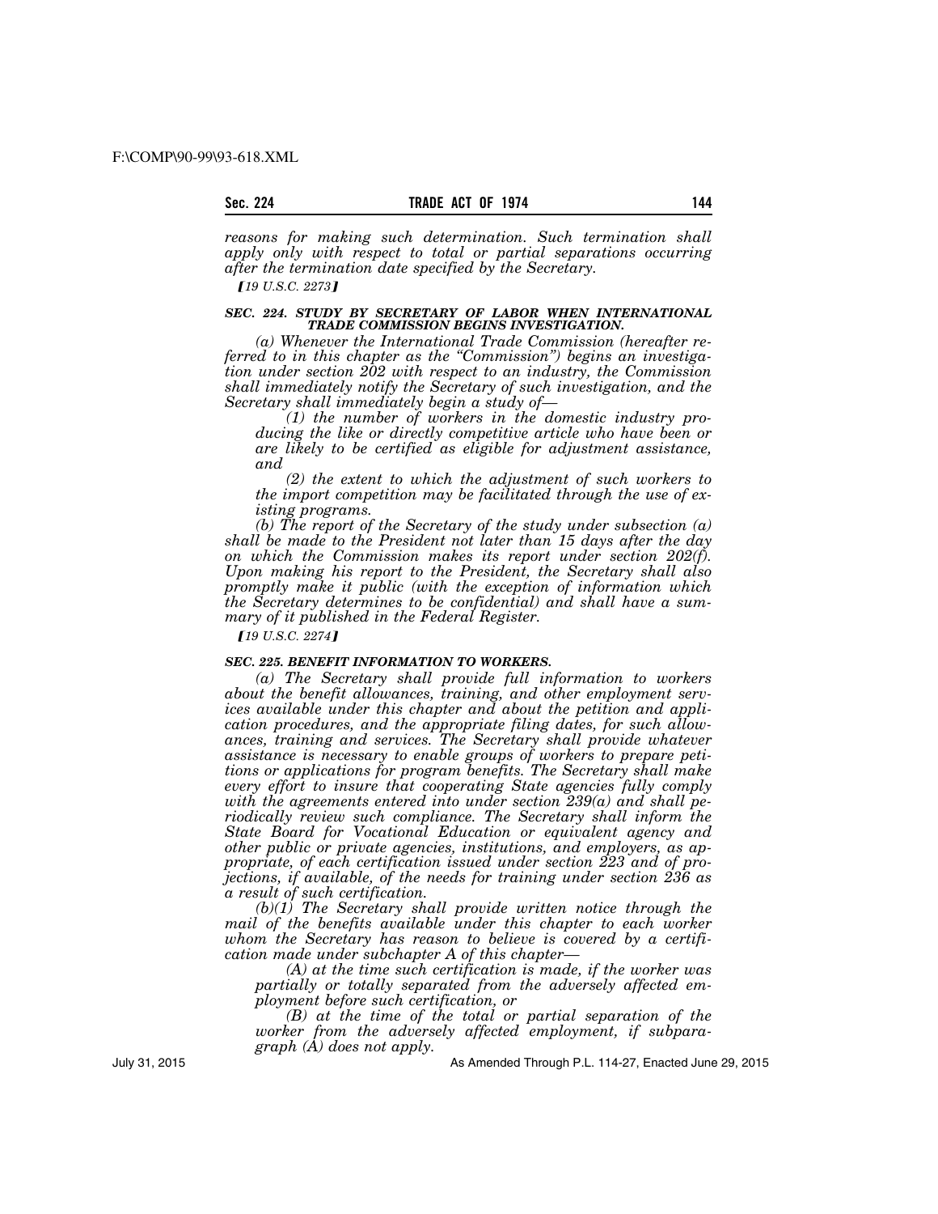*reasons for making such determination. Such termination shall apply only with respect to total or partial separations occurring after the termination date specified by the Secretary.*

*[19 U.S.C. 2273]*

#### *SEC. 224. STUDY BY SECRETARY OF LABOR WHEN INTERNATIONAL TRADE COMMISSION BEGINS INVESTIGATION.*

*(a) Whenever the International Trade Commission (hereafter referred to in this chapter as the "Commission") begins an investigation under section 202 with respect to an industry, the Commission shall immediately notify the Secretary of such investigation, and the Secretary shall immediately begin a study of—*

*(1) the number of workers in the domestic industry producing the like or directly competitive article who have been or are likely to be certified as eligible for adjustment assistance, and*

*(2) the extent to which the adjustment of such workers to the import competition may be facilitated through the use of existing programs.*

*(b) The report of the Secretary of the study under subsection (a) shall be made to the President not later than 15 days after the day on which the Commission makes its report under section 202(f). Upon making his report to the President, the Secretary shall also promptly make it public (with the exception of information which the Secretary determines to be confidential) and shall have a summary of it published in the Federal Register.*

*[19 U.S.C. 2274]*

#### *SEC. 225. BENEFIT INFORMATION TO WORKERS.*

*(a) The Secretary shall provide full information to workers about the benefit allowances, training, and other employment services available under this chapter and about the petition and application procedures, and the appropriate filing dates, for such allowances, training and services. The Secretary shall provide whatever assistance is necessary to enable groups of workers to prepare petitions or applications for program benefits. The Secretary shall make every effort to insure that cooperating State agencies fully comply with the agreements entered into under section 239(a) and shall periodically review such compliance. The Secretary shall inform the State Board for Vocational Education or equivalent agency and other public or private agencies, institutions, and employers, as appropriate, of each certification issued under section 223 and of projections, if available, of the needs for training under section 236 as a result of such certification.*

*(b)(1) The Secretary shall provide written notice through the mail of the benefits available under this chapter to each worker whom the Secretary has reason to believe is covered by a certification made under subchapter A of this chapter—*

*(A) at the time such certification is made, if the worker was partially or totally separated from the adversely affected employment before such certification, or*

*(B) at the time of the total or partial separation of the worker from the adversely affected employment, if subparagraph (A) does not apply.*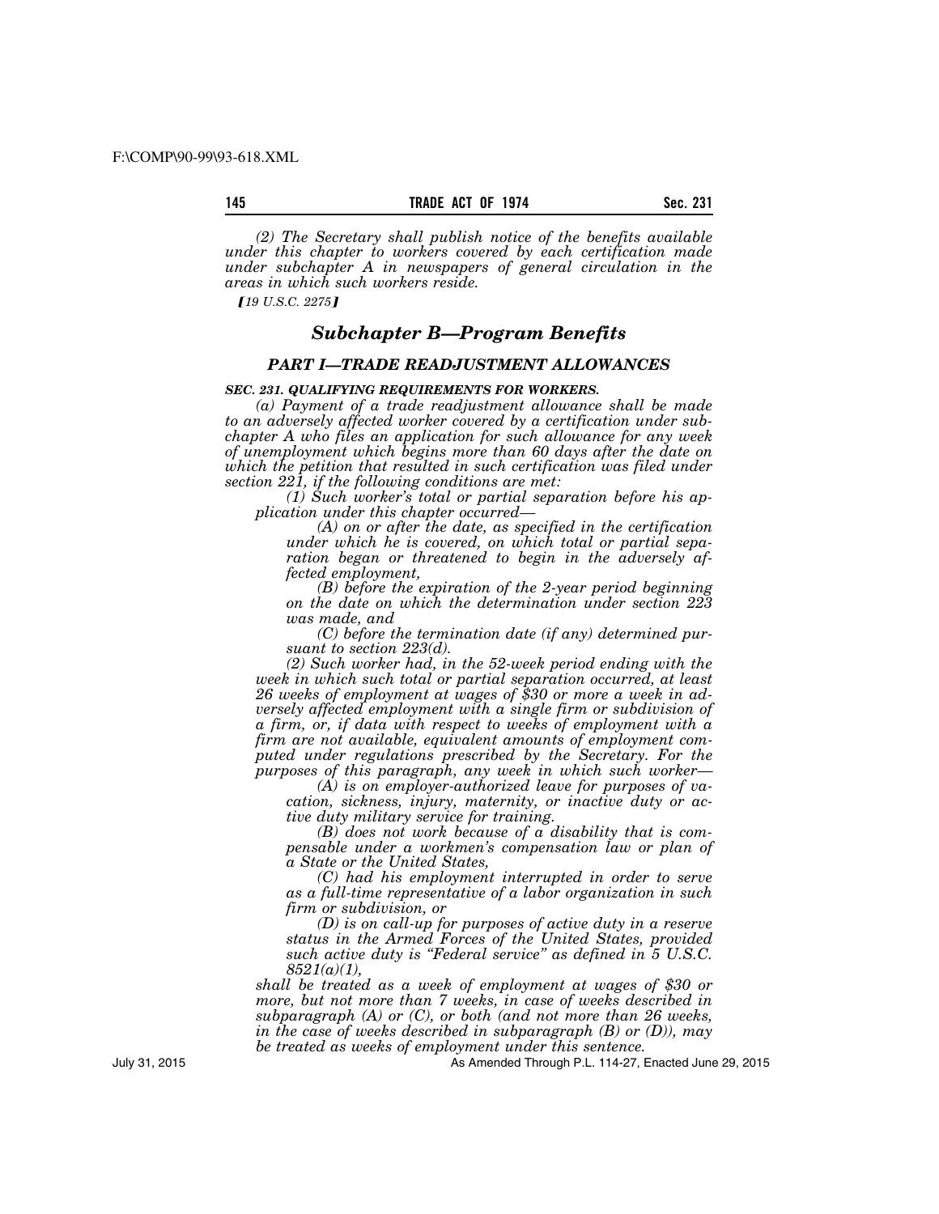*(2) The Secretary shall publish notice of the benefits available under this chapter to workers covered by each certification made under subchapter A in newspapers of general circulation in the areas in which such workers reside.*

*[19 U.S.C. 2275]*

## *Subchapter B—Program Benefits*

### *PART I—TRADE READJUSTMENT ALLOWANCES*

***SEC. 231. QUALIFYING REQUIREMENTS FOR WORKERS.***

*(a) Payment of a trade readjustment allowance shall be made to an adversely affected worker covered by a certification under subchapter A who files an application for such allowance for any week of unemployment which begins more than 60 days after the date on which the petition that resulted in such certification was filed under section 221, if the following conditions are met:*

*(1) Such worker's total or partial separation before his application under this chapter occurred—*

*(A) on or after the date, as specified in the certification under which he is covered, on which total or partial separation began or threatened to begin in the adversely affected employment,*

*(B) before the expiration of the 2-year period beginning on the date on which the determination under section 223 was made, and*

*(C) before the termination date (if any) determined pursuant to section 223(d).*

*(2) Such worker had, in the 52-week period ending with the week in which such total or partial separation occurred, at least 26 weeks of employment at wages of $30 or more a week in adversely affected employment with a single firm or subdivision of a firm, or, if data with respect to weeks of employment with a firm are not available, equivalent amounts of employment computed under regulations prescribed by the Secretary. For the purposes of this paragraph, any week in which such worker—*

*(A) is on employer-authorized leave for purposes of vacation, sickness, injury, maternity, or inactive duty or active duty military service for training.*

*(B) does not work because of a disability that is compensable under a workmen's compensation law or plan of a State or the United States,*

*(C) had his employment interrupted in order to serve as a full-time representative of a labor organization in such firm or subdivision, or*

*(D) is on call-up for purposes of active duty in a reserve status in the Armed Forces of the United States, provided such active duty is "Federal service" as defined in 5 U.S.C. 8521(a)(1),*

*shall be treated as a week of employment at wages of $30 or more, but not more than 7 weeks, in case of weeks described in subparagraph (A) or (C), or both (and not more than 26 weeks, in the case of weeks described in subparagraph (B) or (D)), may be treated as weeks of employment under this sentence.*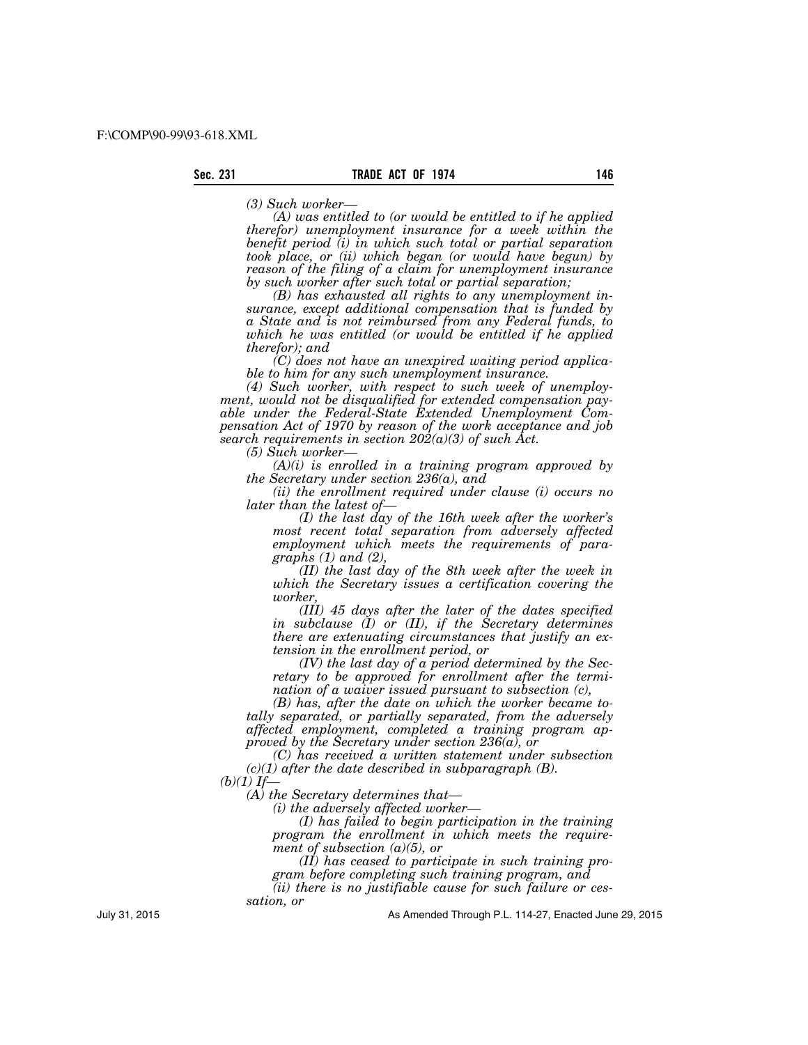*(3) Such worker—*

*(A) was entitled to (or would be entitled to if he applied therefor) unemployment insurance for a week within the benefit period (i) in which such total or partial separation took place, or (ii) which began (or would have begun) by reason of the filing of a claim for unemployment insurance by such worker after such total or partial separation;*

*(B) has exhausted all rights to any unemployment insurance, except additional compensation that is funded by a State and is not reimbursed from any Federal funds, to which he was entitled (or would be entitled if he applied therefor); and*

*(C) does not have an unexpired waiting period applicable to him for any such unemployment insurance.*

*(4) Such worker, with respect to such week of unemployment, would not be disqualified for extended compensation payable under the Federal-State Extended Unemployment Compensation Act of 1970 by reason of the work acceptance and job search requirements in section 202(a)(3) of such Act.*

*(5) Such worker—*

*(A)(i) is enrolled in a training program approved by the Secretary under section 236(a), and*

*(ii) the enrollment required under clause (i) occurs no later than the latest of—*

*(I) the last day of the 16th week after the worker's most recent total separation from adversely affected employment which meets the requirements of paragraphs (1) and (2),*

*(II) the last day of the 8th week after the week in which the Secretary issues a certification covering the worker,*

*(III) 45 days after the later of the dates specified in subclause (I) or (II), if the Secretary determines there are extenuating circumstances that justify an extension in the enrollment period, or*

*(IV) the last day of a period determined by the Secretary to be approved for enrollment after the termination of a waiver issued pursuant to subsection (c),*

*(B) has, after the date on which the worker became totally separated, or partially separated, from the adversely affected employment, completed a training program approved by the Secretary under section 236(a), or*

*(C) has received a written statement under subsection (c)(1) after the date described in subparagraph (B).*

*(b)(1) If—*

*(A) the Secretary determines that—*

*(i) the adversely affected worker—*

*(I) has failed to begin participation in the training program the enrollment in which meets the requirement of subsection (a)(5), or*

*(II) has ceased to participate in such training program before completing such training program, and*

*(ii) there is no justifiable cause for such failure or cessation, or*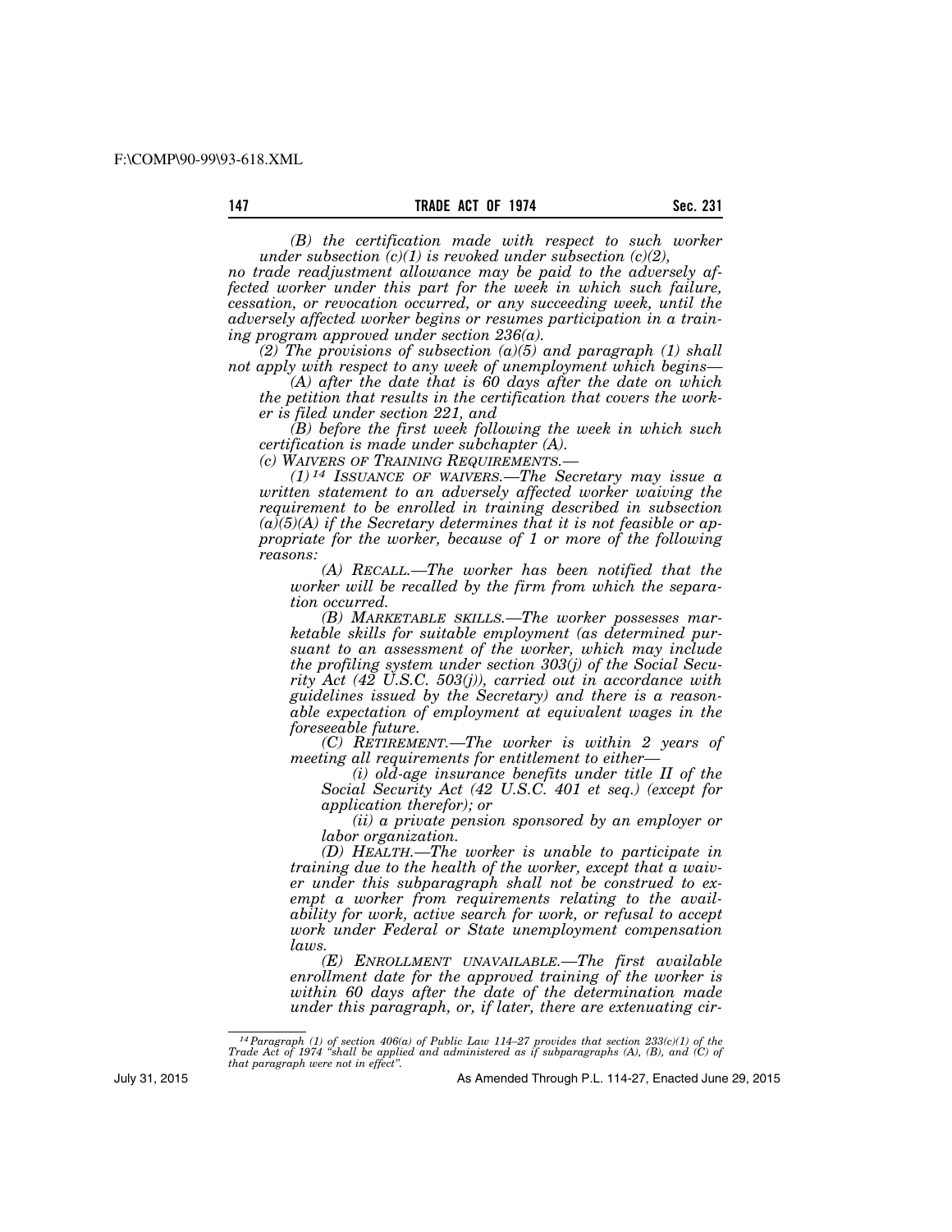*(B) the certification made with respect to such worker under subsection (c)(1) is revoked under subsection (c)(2),*

*no trade readjustment allowance may be paid to the adversely affected worker under this part for the week in which such failure, cessation, or revocation occurred, or any succeeding week, until the adversely affected worker begins or resumes participation in a training program approved under section 236(a).*

*(2) The provisions of subsection (a)(5) and paragraph (1) shall not apply with respect to any week of unemployment which begins—*

*(A) after the date that is 60 days after the date on which the petition that results in the certification that covers the worker is filed under section 221, and*

*(B) before the first week following the week in which such certification is made under subchapter (A).*

*(c) WAIVERS OF TRAINING REQUIREMENTS.—*

*(1)* [14] *ISSUANCE OF WAIVERS.—The Secretary may issue a written statement to an adversely affected worker waiving the requirement to be enrolled in training described in subsection (a)(5)(A) if the Secretary determines that it is not feasible or appropriate for the worker, because of 1 or more of the following reasons:*

*(A) RECALL.—The worker has been notified that the worker will be recalled by the firm from which the separation occurred.*

*(B) MARKETABLE SKILLS.—The worker possesses marketable skills for suitable employment (as determined pursuant to an assessment of the worker, which may include the profiling system under section 303(j) of the Social Security Act (42 U.S.C. 503(j)), carried out in accordance with guidelines issued by the Secretary) and there is a reasonable expectation of employment at equivalent wages in the foreseeable future.*

*(C) RETIREMENT.—The worker is within 2 years of meeting all requirements for entitlement to either—*

*(i) old-age insurance benefits under title II of the Social Security Act (42 U.S.C. 401 et seq.) (except for application therefor); or*

*(ii) a private pension sponsored by an employer or labor organization.*

*(D) HEALTH.—The worker is unable to participate in training due to the health of the worker, except that a waiver under this subparagraph shall not be construed to exempt a worker from requirements relating to the availability for work, active search for work, or refusal to accept work under Federal or State unemployment compensation laws.*

*(E) ENROLLMENT UNAVAILABLE.—The first available enrollment date for the approved training of the worker is within 60 days after the date of the determination made under this paragraph, or, if later, there are extenuating cir-*

---

[14] *Paragraph (1) of section 406(a) of Public Law 114–27 provides that section 233(c)(1) of the Trade Act of 1974 "shall be applied and administered as if subparagraphs (A), (B), and (C) of that paragraph were not in effect".*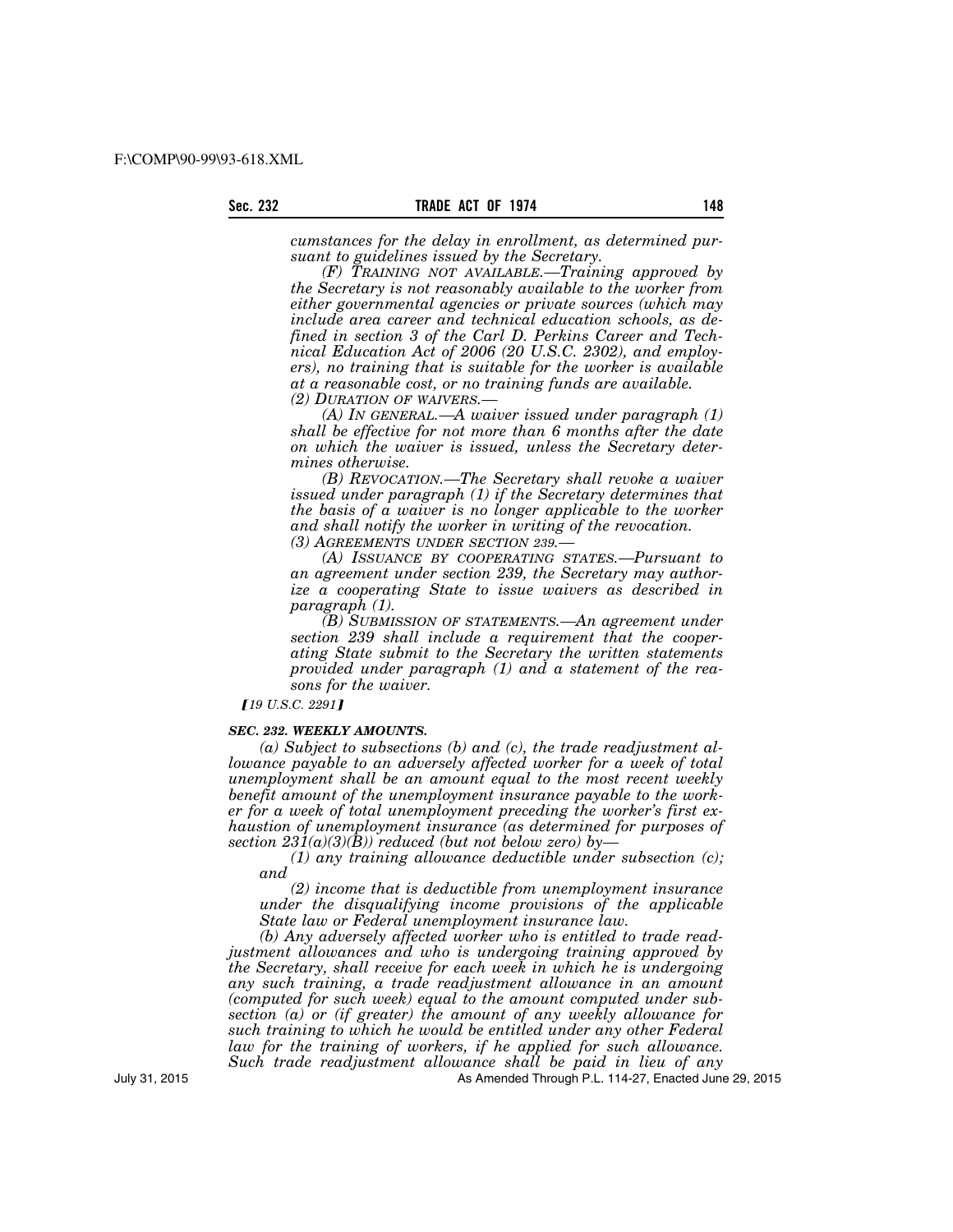*cumstances for the delay in enrollment, as determined pursuant to guidelines issued by the Secretary.*

*(F) TRAINING NOT AVAILABLE.—Training approved by the Secretary is not reasonably available to the worker from either governmental agencies or private sources (which may include area career and technical education schools, as defined in section 3 of the Carl D. Perkins Career and Technical Education Act of 2006 (20 U.S.C. 2302), and employers), no training that is suitable for the worker is available at a reasonable cost, or no training funds are available.*

*(2) DURATION OF WAIVERS.—*

*(A) IN GENERAL.—A waiver issued under paragraph (1) shall be effective for not more than 6 months after the date on which the waiver is issued, unless the Secretary determines otherwise.*

*(B) REVOCATION.—The Secretary shall revoke a waiver issued under paragraph (1) if the Secretary determines that the basis of a waiver is no longer applicable to the worker and shall notify the worker in writing of the revocation.*

*(3) AGREEMENTS UNDER SECTION 239.—*

*(A) ISSUANCE BY COOPERATING STATES.—Pursuant to an agreement under section 239, the Secretary may authorize a cooperating State to issue waivers as described in paragraph (1).*

*(B) SUBMISSION OF STATEMENTS.—An agreement under section 239 shall include a requirement that the cooperating State submit to the Secretary the written statements provided under paragraph (1) and a statement of the reasons for the waiver.*

*[19 U.S.C. 2291]*

### *SEC. 232. WEEKLY AMOUNTS.*

*(a) Subject to subsections (b) and (c), the trade readjustment allowance payable to an adversely affected worker for a week of total unemployment shall be an amount equal to the most recent weekly benefit amount of the unemployment insurance payable to the worker for a week of total unemployment preceding the worker's first exhaustion of unemployment insurance (as determined for purposes of section 231(a)(3)(B)) reduced (but not below zero) by—*

*(1) any training allowance deductible under subsection (c); and*

*(2) income that is deductible from unemployment insurance under the disqualifying income provisions of the applicable State law or Federal unemployment insurance law.*

*(b) Any adversely affected worker who is entitled to trade readjustment allowances and who is undergoing training approved by the Secretary, shall receive for each week in which he is undergoing any such training, a trade readjustment allowance in an amount (computed for such week) equal to the amount computed under subsection (a) or (if greater) the amount of any weekly allowance for such training to which he would be entitled under any other Federal law for the training of workers, if he applied for such allowance. Such trade readjustment allowance shall be paid in lieu of any*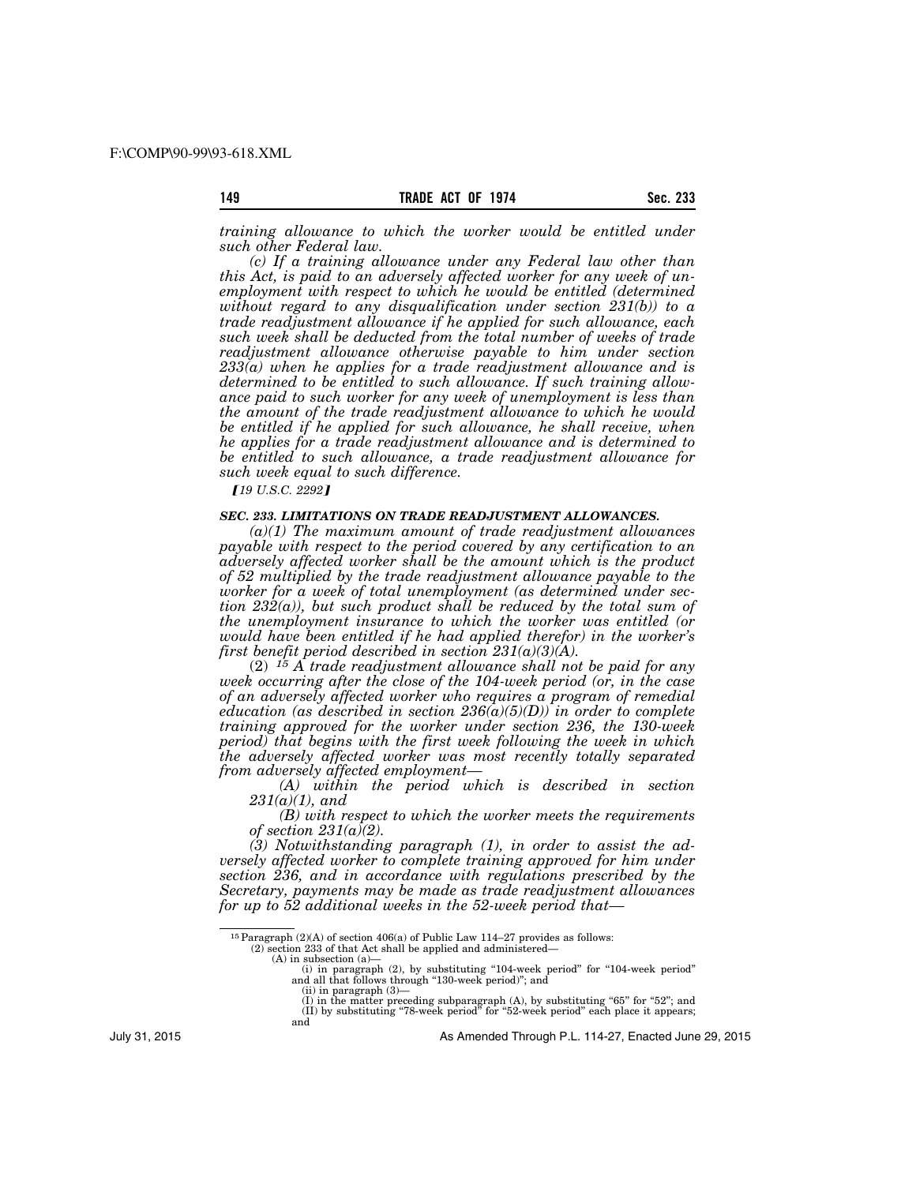*training allowance to which the worker would be entitled under such other Federal law.*

*(c) If a training allowance under any Federal law other than this Act, is paid to an adversely affected worker for any week of unemployment with respect to which he would be entitled (determined without regard to any disqualification under section 231(b)) to a trade readjustment allowance if he applied for such allowance, each such week shall be deducted from the total number of weeks of trade readjustment allowance otherwise payable to him under section 233(a) when he applies for a trade readjustment allowance and is determined to be entitled to such allowance. If such training allowance paid to such worker for any week of unemployment is less than the amount of the trade readjustment allowance to which he would be entitled if he applied for such allowance, he shall receive, when he applies for a trade readjustment allowance and is determined to be entitled to such allowance, a trade readjustment allowance for such week equal to such difference.*

*[19 U.S.C. 2292]*

### *SEC. 233. LIMITATIONS ON TRADE READJUSTMENT ALLOWANCES.*

*(a)(1) The maximum amount of trade readjustment allowances payable with respect to the period covered by any certification to an adversely affected worker shall be the amount which is the product of 52 multiplied by the trade readjustment allowance payable to the worker for a week of total unemployment (as determined under section 232(a)), but such product shall be reduced by the total sum of the unemployment insurance to which the worker was entitled (or would have been entitled if he had applied therefor) in the worker's first benefit period described in section 231(a)(3)(A).*

(2) [15] *A trade readjustment allowance shall not be paid for any week occurring after the close of the 104-week period (or, in the case of an adversely affected worker who requires a program of remedial education (as described in section 236(a)(5)(D)) in order to complete training approved for the worker under section 236, the 130-week period) that begins with the first week following the week in which the adversely affected worker was most recently totally separated from adversely affected employment—*

*(A) within the period which is described in section 231(a)(1), and*

*(B) with respect to which the worker meets the requirements of section 231(a)(2).*

*(3) Notwithstanding paragraph (1), in order to assist the adversely affected worker to complete training approved for him under section 236, and in accordance with regulations prescribed by the Secretary, payments may be made as trade readjustment allowances for up to 52 additional weeks in the 52-week period that—*

---

[15] Paragraph (2)(A) of section 406(a) of Public Law 114–27 provides as follows:

(2) section 233 of that Act shall be applied and administered—

(A) in subsection (a)—

(i) in paragraph (2), by substituting "104-week period" for "104-week period" and all that follows through "130-week period)"; and

(ii) in paragraph (3)—

(I) in the matter preceding subparagraph (A), by substituting "65" for "52"; and

(II) by substituting "78-week period" for "52-week period" each place it appears; and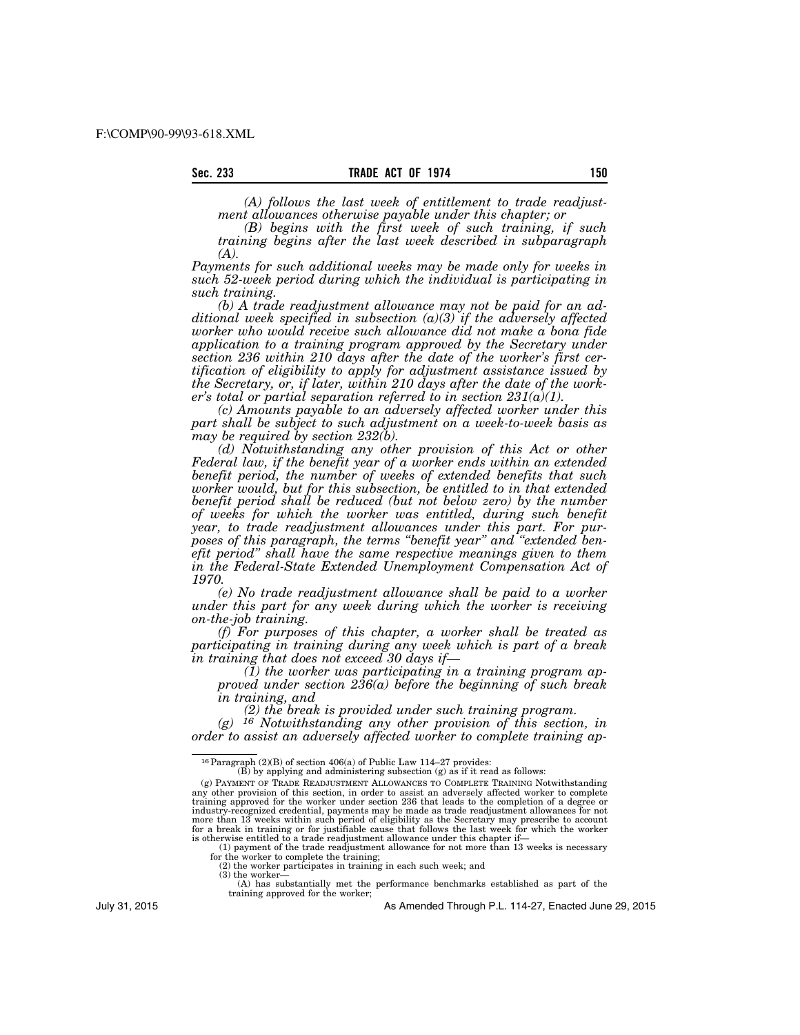*(A) follows the last week of entitlement to trade readjustment allowances otherwise payable under this chapter; or*

*(B) begins with the first week of such training, if such training begins after the last week described in subparagraph (A).*

*Payments for such additional weeks may be made only for weeks in such 52-week period during which the individual is participating in such training.*

*(b) A trade readjustment allowance may not be paid for an additional week specified in subsection (a)(3) if the adversely affected worker who would receive such allowance did not make a bona fide application to a training program approved by the Secretary under section 236 within 210 days after the date of the worker's first certification of eligibility to apply for adjustment assistance issued by the Secretary, or, if later, within 210 days after the date of the worker's total or partial separation referred to in section 231(a)(1).*

*(c) Amounts payable to an adversely affected worker under this part shall be subject to such adjustment on a week-to-week basis as may be required by section 232(b).*

*(d) Notwithstanding any other provision of this Act or other Federal law, if the benefit year of a worker ends within an extended benefit period, the number of weeks of extended benefits that such worker would, but for this subsection, be entitled to in that extended benefit period shall be reduced (but not below zero) by the number of weeks for which the worker was entitled, during such benefit year, to trade readjustment allowances under this part. For purposes of this paragraph, the terms "benefit year" and "extended benefit period" shall have the same respective meanings given to them in the Federal-State Extended Unemployment Compensation Act of 1970.*

*(e) No trade readjustment allowance shall be paid to a worker under this part for any week during which the worker is receiving on-the-job training.*

*(f) For purposes of this chapter, a worker shall be treated as participating in training during any week which is part of a break in training that does not exceed 30 days if—*

*(1) the worker was participating in a training program approved under section 236(a) before the beginning of such break in training, and*

*(2) the break is provided under such training program.*

*(g) [16] Notwithstanding any other provision of this section, in order to assist an adversely affected worker to complete training ap-*

---

[16] Paragraph (2)(B) of section 406(a) of Public Law 114–27 provides:

(B) by applying and administering subsection (g) as if it read as follows:

(g) PAYMENT OF TRADE READJUSTMENT ALLOWANCES TO COMPLETE TRAINING Notwithstanding any other provision of this section, in order to assist an adversely affected worker to complete training approved for the worker under section 236 that leads to the completion of a degree or industry-recognized credential, payments may be made as trade readjustment allowances for not more than 13 weeks within such period of eligibility as the Secretary may prescribe to account for a break in training or for justifiable cause that follows the last week for which the worker is otherwise entitled to a trade readjustment allowance under this chapter if—

(1) payment of the trade readjustment allowance for not more than 13 weeks is necessary for the worker to complete the training;

(2) the worker participates in training in each such week; and

(3) the worker—

(A) has substantially met the performance benchmarks established as part of the training approved for the worker;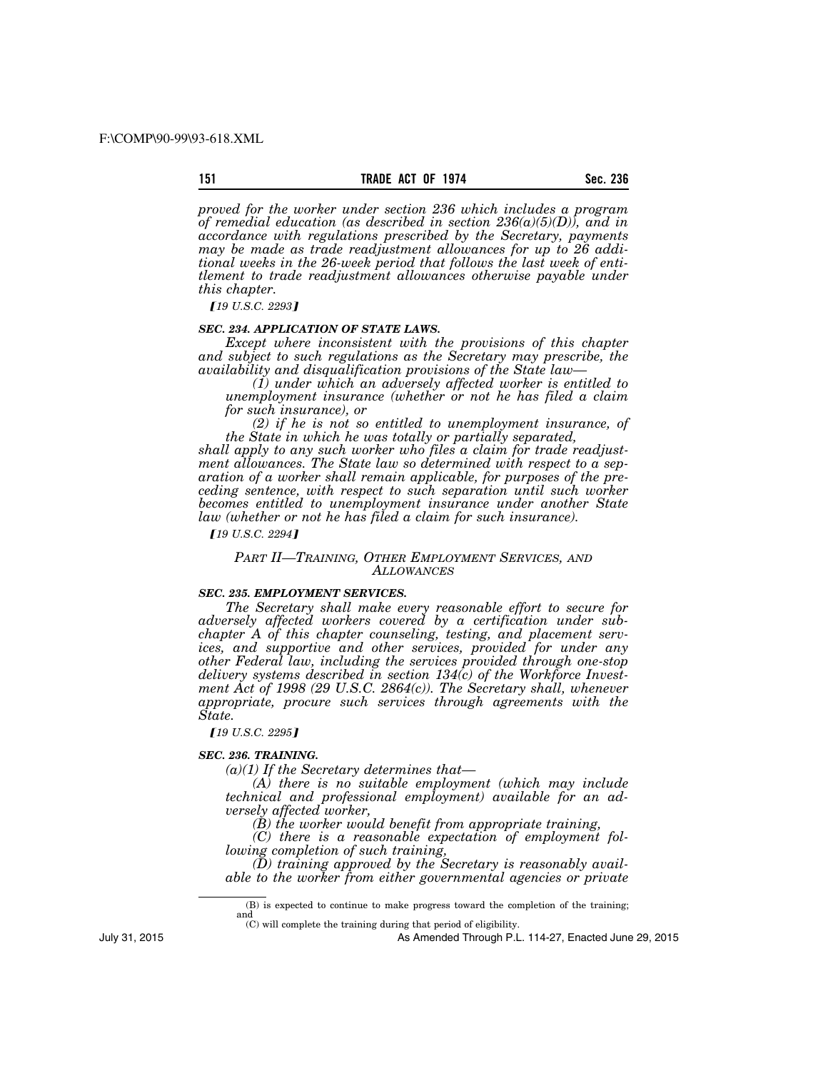*proved for the worker under section 236 which includes a program of remedial education (as described in section 236(a)(5)(D)), and in accordance with regulations prescribed by the Secretary, payments may be made as trade readjustment allowances for up to 26 additional weeks in the 26-week period that follows the last week of entitlement to trade readjustment allowances otherwise payable under this chapter.*

*[19 U.S.C. 2293]*

### *SEC. 234. APPLICATION OF STATE LAWS.*

*Except where inconsistent with the provisions of this chapter and subject to such regulations as the Secretary may prescribe, the availability and disqualification provisions of the State law—*

*(1) under which an adversely affected worker is entitled to unemployment insurance (whether or not he has filed a claim for such insurance), or*

*(2) if he is not so entitled to unemployment insurance, of the State in which he was totally or partially separated,*

*shall apply to any such worker who files a claim for trade readjustment allowances. The State law so determined with respect to a separation of a worker shall remain applicable, for purposes of the preceding sentence, with respect to such separation until such worker becomes entitled to unemployment insurance under another State law (whether or not he has filed a claim for such insurance).*

*[19 U.S.C. 2294]*

## *PART II—TRAINING, OTHER EMPLOYMENT SERVICES, AND ALLOWANCES*

### *SEC. 235. EMPLOYMENT SERVICES.*

*The Secretary shall make every reasonable effort to secure for adversely affected workers covered by a certification under subchapter A of this chapter counseling, testing, and placement services, and supportive and other services, provided for under any other Federal law, including the services provided through one-stop delivery systems described in section 134(c) of the Workforce Investment Act of 1998 (29 U.S.C. 2864(c)). The Secretary shall, whenever appropriate, procure such services through agreements with the State.*

*[19 U.S.C. 2295]*

### *SEC. 236. TRAINING.*

*(a)(1) If the Secretary determines that—*

*(A) there is no suitable employment (which may include technical and professional employment) available for an adversely affected worker,*

*(B) the worker would benefit from appropriate training,*

*(C) there is a reasonable expectation of employment following completion of such training,*

*(D) training approved by the Secretary is reasonably available to the worker from either governmental agencies or private*

---

(B) is expected to continue to make progress toward the completion of the training; and

(C) will complete the training during that period of eligibility.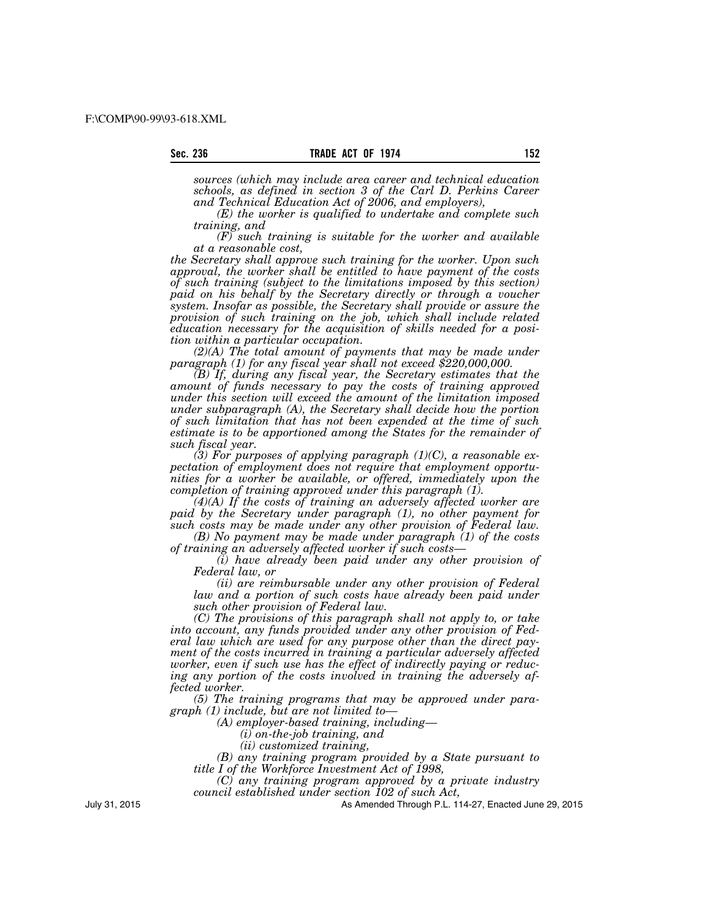*sources (which may include area career and technical education schools, as defined in section 3 of the Carl D. Perkins Career and Technical Education Act of 2006, and employers),*

*(E) the worker is qualified to undertake and complete such training, and*

*(F) such training is suitable for the worker and available at a reasonable cost,*

*the Secretary shall approve such training for the worker. Upon such approval, the worker shall be entitled to have payment of the costs of such training (subject to the limitations imposed by this section) paid on his behalf by the Secretary directly or through a voucher system. Insofar as possible, the Secretary shall provide or assure the provision of such training on the job, which shall include related education necessary for the acquisition of skills needed for a position within a particular occupation.*

*(2)(A) The total amount of payments that may be made under paragraph (1) for any fiscal year shall not exceed $220,000,000.*

*(B) If, during any fiscal year, the Secretary estimates that the amount of funds necessary to pay the costs of training approved under this section will exceed the amount of the limitation imposed under subparagraph (A), the Secretary shall decide how the portion of such limitation that has not been expended at the time of such estimate is to be apportioned among the States for the remainder of such fiscal year.*

*(3) For purposes of applying paragraph (1)(C), a reasonable expectation of employment does not require that employment opportunities for a worker be available, or offered, immediately upon the completion of training approved under this paragraph (1).*

*(4)(A) If the costs of training an adversely affected worker are paid by the Secretary under paragraph (1), no other payment for such costs may be made under any other provision of Federal law.*

*(B) No payment may be made under paragraph (1) of the costs of training an adversely affected worker if such costs—*

*(i) have already been paid under any other provision of Federal law, or*

*(ii) are reimbursable under any other provision of Federal law and a portion of such costs have already been paid under such other provision of Federal law.*

*(C) The provisions of this paragraph shall not apply to, or take into account, any funds provided under any other provision of Federal law which are used for any purpose other than the direct payment of the costs incurred in training a particular adversely affected worker, even if such use has the effect of indirectly paying or reducing any portion of the costs involved in training the adversely affected worker.*

*(5) The training programs that may be approved under paragraph (1) include, but are not limited to—*

*(A) employer-based training, including—*

*(i) on-the-job training, and*

*(ii) customized training,*

*(B) any training program provided by a State pursuant to title I of the Workforce Investment Act of 1998,*

*(C) any training program approved by a private industry council established under section 102 of such Act,*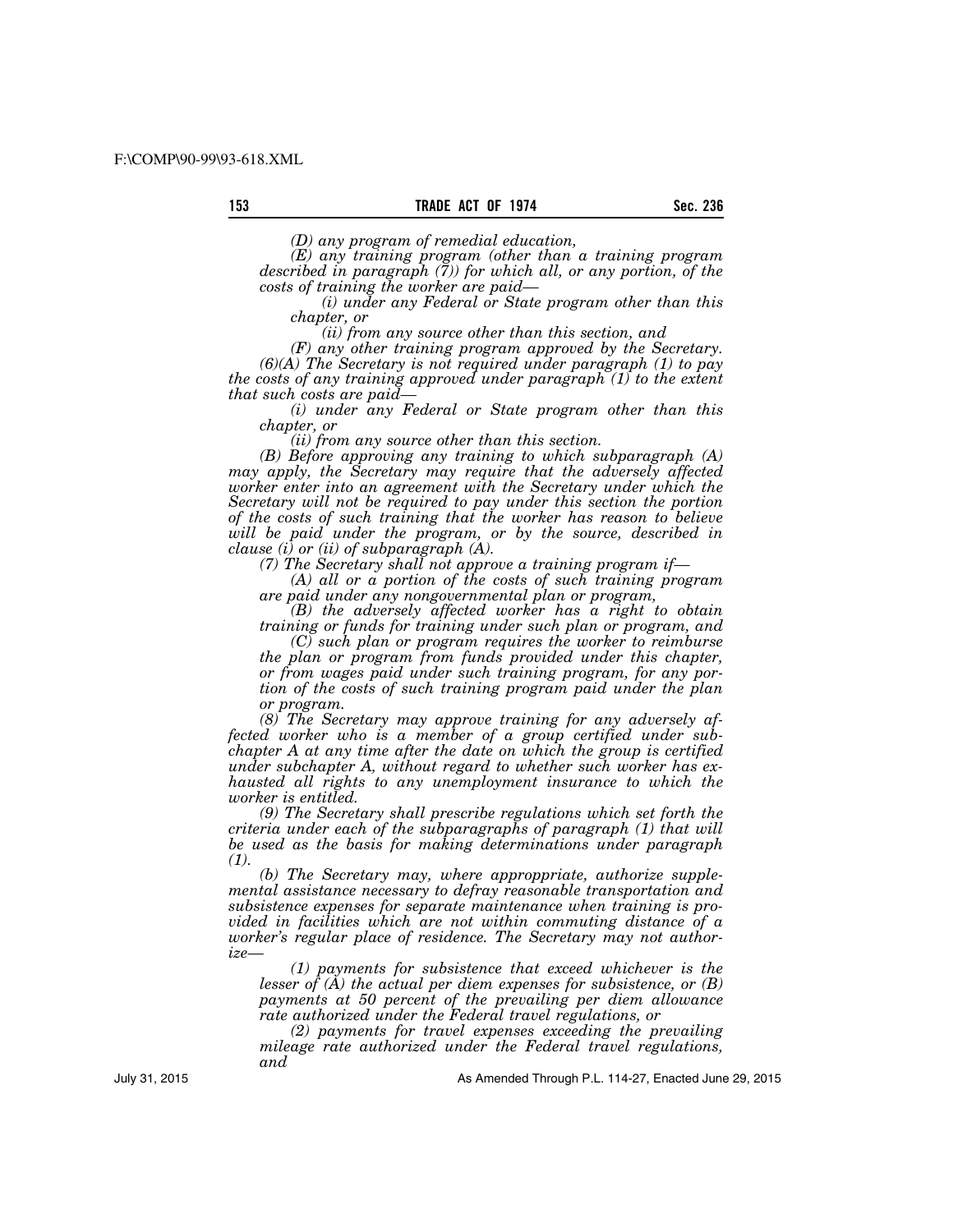*(D) any program of remedial education,*

*(E) any training program (other than a training program described in paragraph (7)) for which all, or any portion, of the costs of training the worker are paid—*

*(i) under any Federal or State program other than this chapter, or*

*(ii) from any source other than this section, and*

*(F) any other training program approved by the Secretary.*

*(6)(A) The Secretary is not required under paragraph (1) to pay the costs of any training approved under paragraph (1) to the extent that such costs are paid—*

*(i) under any Federal or State program other than this chapter, or*

*(ii) from any source other than this section.*

*(B) Before approving any training to which subparagraph (A) may apply, the Secretary may require that the adversely affected worker enter into an agreement with the Secretary under which the Secretary will not be required to pay under this section the portion of the costs of such training that the worker has reason to believe will be paid under the program, or by the source, described in clause (i) or (ii) of subparagraph (A).*

*(7) The Secretary shall not approve a training program if—*

*(A) all or a portion of the costs of such training program are paid under any nongovernmental plan or program,*

*(B) the adversely affected worker has a right to obtain training or funds for training under such plan or program, and*

*(C) such plan or program requires the worker to reimburse the plan or program from funds provided under this chapter, or from wages paid under such training program, for any portion of the costs of such training program paid under the plan or program.*

*(8) The Secretary may approve training for any adversely affected worker who is a member of a group certified under subchapter A at any time after the date on which the group is certified under subchapter A, without regard to whether such worker has exhausted all rights to any unemployment insurance to which the worker is entitled.*

*(9) The Secretary shall prescribe regulations which set forth the criteria under each of the subparagraphs of paragraph (1) that will be used as the basis for making determinations under paragraph (1).*

*(b) The Secretary may, where approppriate, authorize supplemental assistance necessary to defray reasonable transportation and subsistence expenses for separate maintenance when training is provided in facilities which are not within commuting distance of a worker's regular place of residence. The Secretary may not authorize—*

*(1) payments for subsistence that exceed whichever is the lesser of (A) the actual per diem expenses for subsistence, or (B) payments at 50 percent of the prevailing per diem allowance rate authorized under the Federal travel regulations, or*

*(2) payments for travel expenses exceeding the prevailing mileage rate authorized under the Federal travel regulations, and*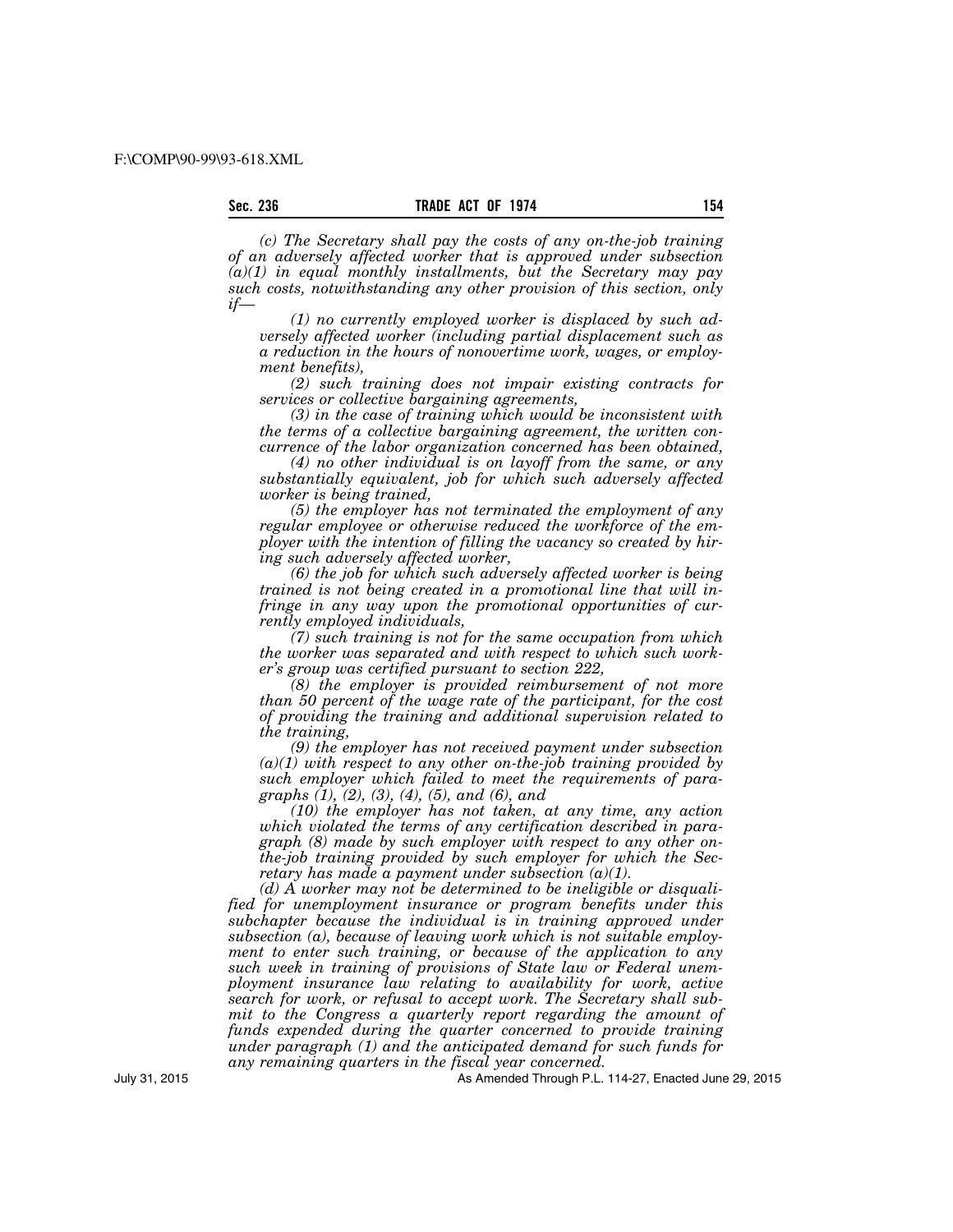*(c) The Secretary shall pay the costs of any on-the-job training of an adversely affected worker that is approved under subsection (a)(1) in equal monthly installments, but the Secretary may pay such costs, notwithstanding any other provision of this section, only if—*

*(1) no currently employed worker is displaced by such adversely affected worker (including partial displacement such as a reduction in the hours of nonovertime work, wages, or employment benefits),*

*(2) such training does not impair existing contracts for services or collective bargaining agreements,*

*(3) in the case of training which would be inconsistent with the terms of a collective bargaining agreement, the written concurrence of the labor organization concerned has been obtained,*

*(4) no other individual is on layoff from the same, or any substantially equivalent, job for which such adversely affected worker is being trained,*

*(5) the employer has not terminated the employment of any regular employee or otherwise reduced the workforce of the employer with the intention of filling the vacancy so created by hiring such adversely affected worker,*

*(6) the job for which such adversely affected worker is being trained is not being created in a promotional line that will infringe in any way upon the promotional opportunities of currently employed individuals,*

*(7) such training is not for the same occupation from which the worker was separated and with respect to which such worker's group was certified pursuant to section 222,*

*(8) the employer is provided reimbursement of not more than 50 percent of the wage rate of the participant, for the cost of providing the training and additional supervision related to the training,*

*(9) the employer has not received payment under subsection (a)(1) with respect to any other on-the-job training provided by such employer which failed to meet the requirements of paragraphs (1), (2), (3), (4), (5), and (6), and*

*(10) the employer has not taken, at any time, any action which violated the terms of any certification described in paragraph (8) made by such employer with respect to any other on-the-job training provided by such employer for which the Secretary has made a payment under subsection (a)(1).*

*(d) A worker may not be determined to be ineligible or disqualified for unemployment insurance or program benefits under this subchapter because the individual is in training approved under subsection (a), because of leaving work which is not suitable employment to enter such training, or because of the application to any such week in training of provisions of State law or Federal unemployment insurance law relating to availability for work, active search for work, or refusal to accept work. The Secretary shall submit to the Congress a quarterly report regarding the amount of funds expended during the quarter concerned to provide training under paragraph (1) and the anticipated demand for such funds for any remaining quarters in the fiscal year concerned.*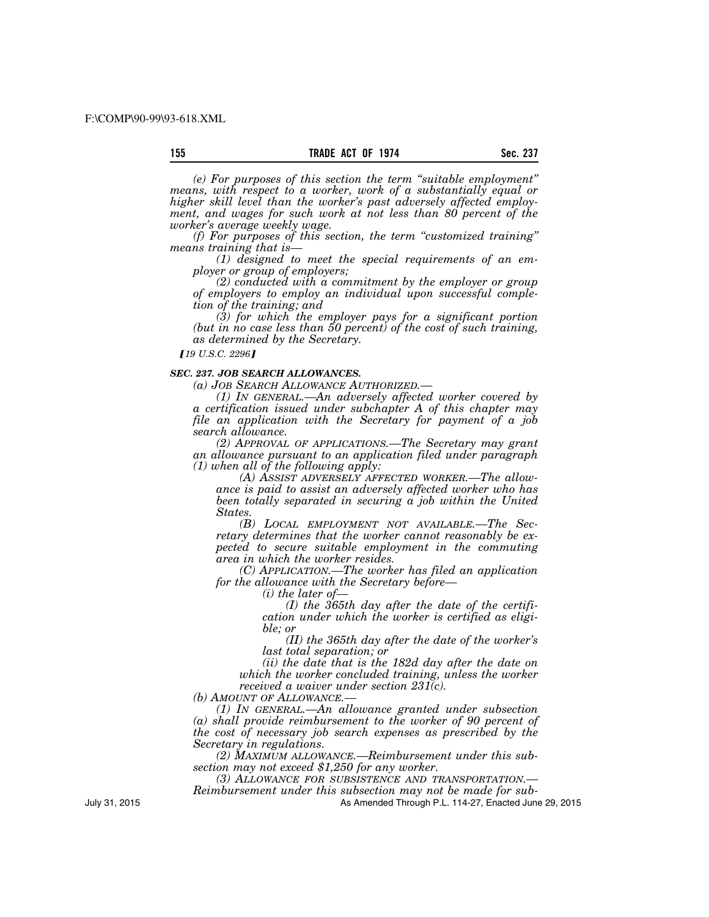*(e) For purposes of this section the term "suitable employment" means, with respect to a worker, work of a substantially equal or higher skill level than the worker's past adversely affected employment, and wages for such work at not less than 80 percent of the worker's average weekly wage.*

*(f) For purposes of this section, the term "customized training" means training that is—*

*(1) designed to meet the special requirements of an employer or group of employers;*

*(2) conducted with a commitment by the employer or group of employers to employ an individual upon successful completion of the training; and*

*(3) for which the employer pays for a significant portion (but in no case less than 50 percent) of the cost of such training, as determined by the Secretary.*

*[19 U.S.C. 2296]*

### *SEC. 237. JOB SEARCH ALLOWANCES.*

*(a) JOB SEARCH ALLOWANCE AUTHORIZED.—*

*(1) IN GENERAL.—An adversely affected worker covered by a certification issued under subchapter A of this chapter may file an application with the Secretary for payment of a job search allowance.*

*(2) APPROVAL OF APPLICATIONS.—The Secretary may grant an allowance pursuant to an application filed under paragraph (1) when all of the following apply:*

*(A) ASSIST ADVERSELY AFFECTED WORKER.—The allowance is paid to assist an adversely affected worker who has been totally separated in securing a job within the United States.*

*(B) LOCAL EMPLOYMENT NOT AVAILABLE.—The Secretary determines that the worker cannot reasonably be expected to secure suitable employment in the commuting area in which the worker resides.*

*(C) APPLICATION.—The worker has filed an application for the allowance with the Secretary before—*

*(i) the later of—*

*(I) the 365th day after the date of the certification under which the worker is certified as eligible; or*

*(II) the 365th day after the date of the worker's last total separation; or*

*(ii) the date that is the 182d day after the date on which the worker concluded training, unless the worker received a waiver under section 231(c).*

*(b) AMOUNT OF ALLOWANCE.—*

*(1) IN GENERAL.—An allowance granted under subsection (a) shall provide reimbursement to the worker of 90 percent of the cost of necessary job search expenses as prescribed by the Secretary in regulations.*

*(2) MAXIMUM ALLOWANCE.—Reimbursement under this subsection may not exceed $1,250 for any worker.*

*(3) ALLOWANCE FOR SUBSISTENCE AND TRANSPORTATION.—Reimbursement under this subsection may not be made for sub-*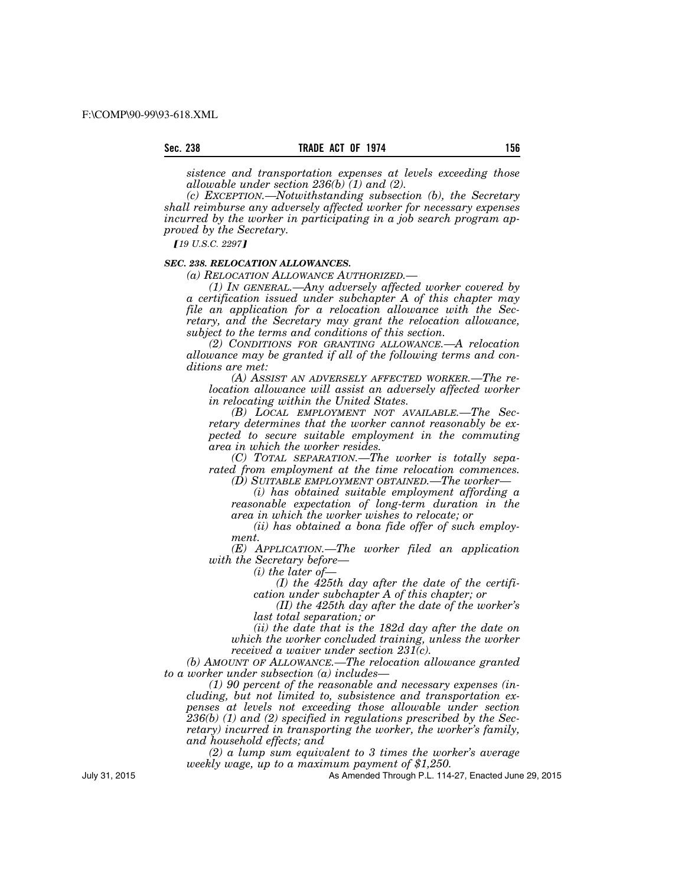*sistence and transportation expenses at levels exceeding those allowable under section 236(b) (1) and (2).*

*(c) EXCEPTION.—Notwithstanding subsection (b), the Secretary shall reimburse any adversely affected worker for necessary expenses incurred by the worker in participating in a job search program approved by the Secretary.*

*[19 U.S.C. 2297]*

***SEC. 238. RELOCATION ALLOWANCES.***

*(a) RELOCATION ALLOWANCE AUTHORIZED.—*

*(1) IN GENERAL.—Any adversely affected worker covered by a certification issued under subchapter A of this chapter may file an application for a relocation allowance with the Secretary, and the Secretary may grant the relocation allowance, subject to the terms and conditions of this section.*

*(2) CONDITIONS FOR GRANTING ALLOWANCE.—A relocation allowance may be granted if all of the following terms and conditions are met:*

*(A) ASSIST AN ADVERSELY AFFECTED WORKER.—The relocation allowance will assist an adversely affected worker in relocating within the United States.*

*(B) LOCAL EMPLOYMENT NOT AVAILABLE.—The Secretary determines that the worker cannot reasonably be expected to secure suitable employment in the commuting area in which the worker resides.*

*(C) TOTAL SEPARATION.—The worker is totally separated from employment at the time relocation commences.*

*(D) SUITABLE EMPLOYMENT OBTAINED.—The worker—*

*(i) has obtained suitable employment affording a reasonable expectation of long-term duration in the area in which the worker wishes to relocate; or*

*(ii) has obtained a bona fide offer of such employment.*

*(E) APPLICATION.—The worker filed an application with the Secretary before—*

*(i) the later of—*

*(I) the 425th day after the date of the certification under subchapter A of this chapter; or*

*(II) the 425th day after the date of the worker's last total separation; or*

*(ii) the date that is the 182d day after the date on which the worker concluded training, unless the worker received a waiver under section 231(c).*

*(b) AMOUNT OF ALLOWANCE.—The relocation allowance granted to a worker under subsection (a) includes—*

*(1) 90 percent of the reasonable and necessary expenses (including, but not limited to, subsistence and transportation expenses at levels not exceeding those allowable under section 236(b) (1) and (2) specified in regulations prescribed by the Secretary) incurred in transporting the worker, the worker's family, and household effects; and*

*(2) a lump sum equivalent to 3 times the worker's average weekly wage, up to a maximum payment of $1,250.*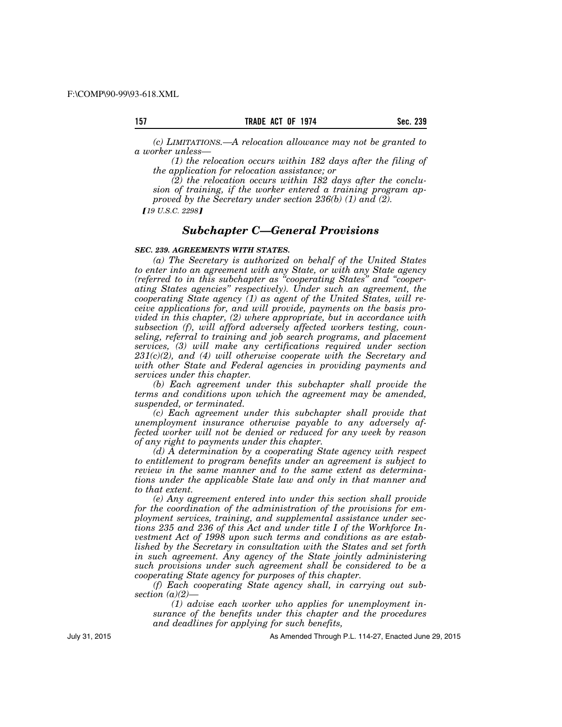*(c) LIMITATIONS.—A relocation allowance may not be granted to a worker unless—*

*(1) the relocation occurs within 182 days after the filing of the application for relocation assistance; or*

*(2) the relocation occurs within 182 days after the conclusion of training, if the worker entered a training program approved by the Secretary under section 236(b) (1) and (2).*

*[19 U.S.C. 2298]*

## *Subchapter C—General Provisions*

***SEC. 239. AGREEMENTS WITH STATES.***

*(a) The Secretary is authorized on behalf of the United States to enter into an agreement with any State, or with any State agency (referred to in this subchapter as "cooperating States" and "cooperating States agencies" respectively). Under such an agreement, the cooperating State agency (1) as agent of the United States, will receive applications for, and will provide, payments on the basis provided in this chapter, (2) where appropriate, but in accordance with subsection (f), will afford adversely affected workers testing, counseling, referral to training and job search programs, and placement services, (3) will make any certifications required under section 231(c)(2), and (4) will otherwise cooperate with the Secretary and with other State and Federal agencies in providing payments and services under this chapter.*

*(b) Each agreement under this subchapter shall provide the terms and conditions upon which the agreement may be amended, suspended, or terminated.*

*(c) Each agreement under this subchapter shall provide that unemployment insurance otherwise payable to any adversely affected worker will not be denied or reduced for any week by reason of any right to payments under this chapter.*

*(d) A determination by a cooperating State agency with respect to entitlement to program benefits under an agreement is subject to review in the same manner and to the same extent as determinations under the applicable State law and only in that manner and to that extent.*

*(e) Any agreement entered into under this section shall provide for the coordination of the administration of the provisions for employment services, training, and supplemental assistance under sections 235 and 236 of this Act and under title I of the Workforce Investment Act of 1998 upon such terms and conditions as are established by the Secretary in consultation with the States and set forth in such agreement. Any agency of the State jointly administering such provisions under such agreement shall be considered to be a cooperating State agency for purposes of this chapter.*

*(f) Each cooperating State agency shall, in carrying out subsection (a)(2)—*

*(1) advise each worker who applies for unemployment insurance of the benefits under this chapter and the procedures and deadlines for applying for such benefits,*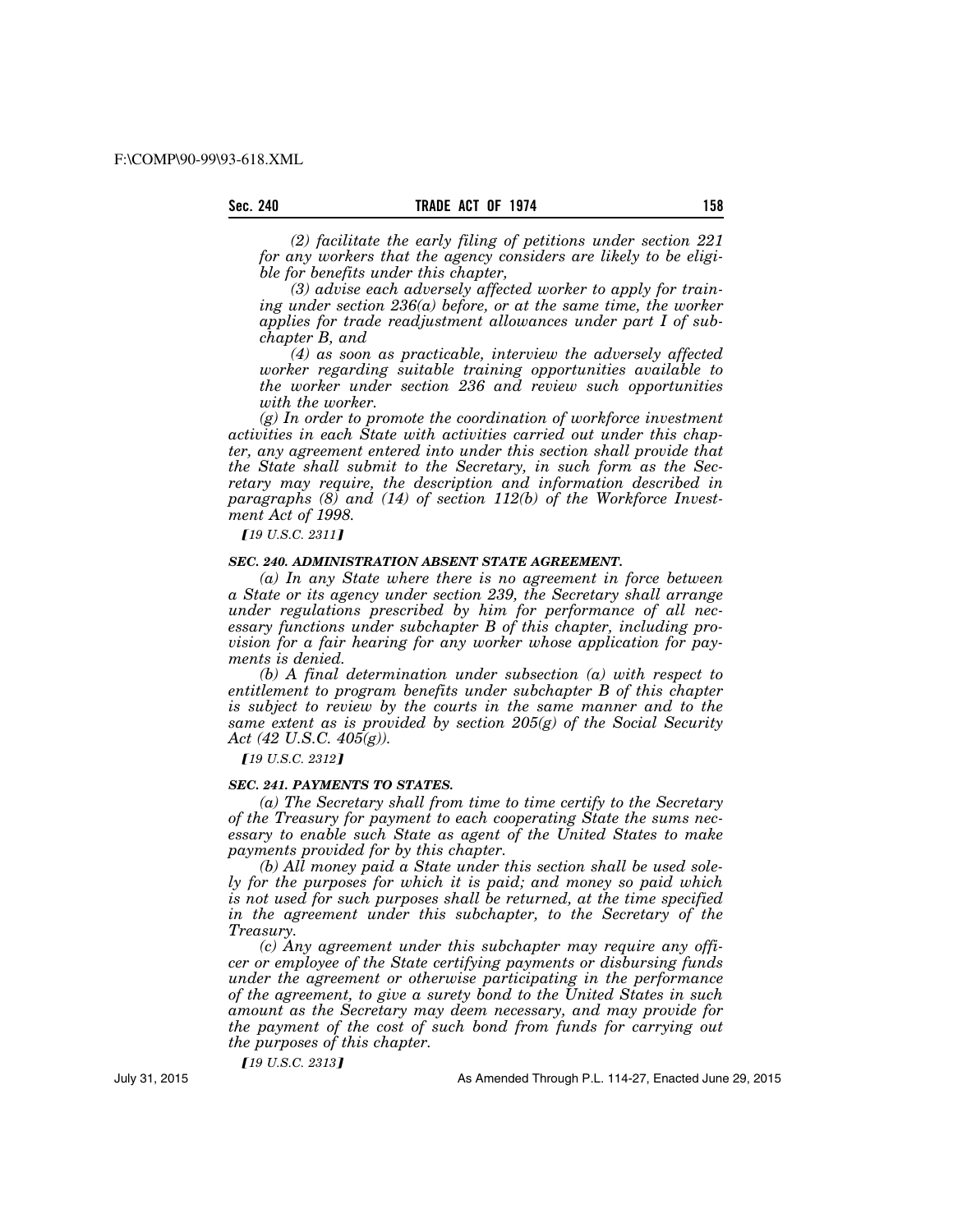*(2) facilitate the early filing of petitions under section 221 for any workers that the agency considers are likely to be eligible for benefits under this chapter,*

*(3) advise each adversely affected worker to apply for training under section 236(a) before, or at the same time, the worker applies for trade readjustment allowances under part I of subchapter B, and*

*(4) as soon as practicable, interview the adversely affected worker regarding suitable training opportunities available to the worker under section 236 and review such opportunities with the worker.*

*(g) In order to promote the coordination of workforce investment activities in each State with activities carried out under this chapter, any agreement entered into under this section shall provide that the State shall submit to the Secretary, in such form as the Secretary may require, the description and information described in paragraphs (8) and (14) of section 112(b) of the Workforce Investment Act of 1998.*

*【19 U.S.C. 2311】*

### *SEC. 240. ADMINISTRATION ABSENT STATE AGREEMENT.*

*(a) In any State where there is no agreement in force between a State or its agency under section 239, the Secretary shall arrange under regulations prescribed by him for performance of all necessary functions under subchapter B of this chapter, including provision for a fair hearing for any worker whose application for payments is denied.*

*(b) A final determination under subsection (a) with respect to entitlement to program benefits under subchapter B of this chapter is subject to review by the courts in the same manner and to the same extent as is provided by section 205(g) of the Social Security Act (42 U.S.C. 405(g)).*

*【19 U.S.C. 2312】*

### *SEC. 241. PAYMENTS TO STATES.*

*(a) The Secretary shall from time to time certify to the Secretary of the Treasury for payment to each cooperating State the sums necessary to enable such State as agent of the United States to make payments provided for by this chapter.*

*(b) All money paid a State under this section shall be used solely for the purposes for which it is paid; and money so paid which is not used for such purposes shall be returned, at the time specified in the agreement under this subchapter, to the Secretary of the Treasury.*

*(c) Any agreement under this subchapter may require any officer or employee of the State certifying payments or disbursing funds under the agreement or otherwise participating in the performance of the agreement, to give a surety bond to the United States in such amount as the Secretary may deem necessary, and may provide for the payment of the cost of such bond from funds for carrying out the purposes of this chapter.*

*【19 U.S.C. 2313】*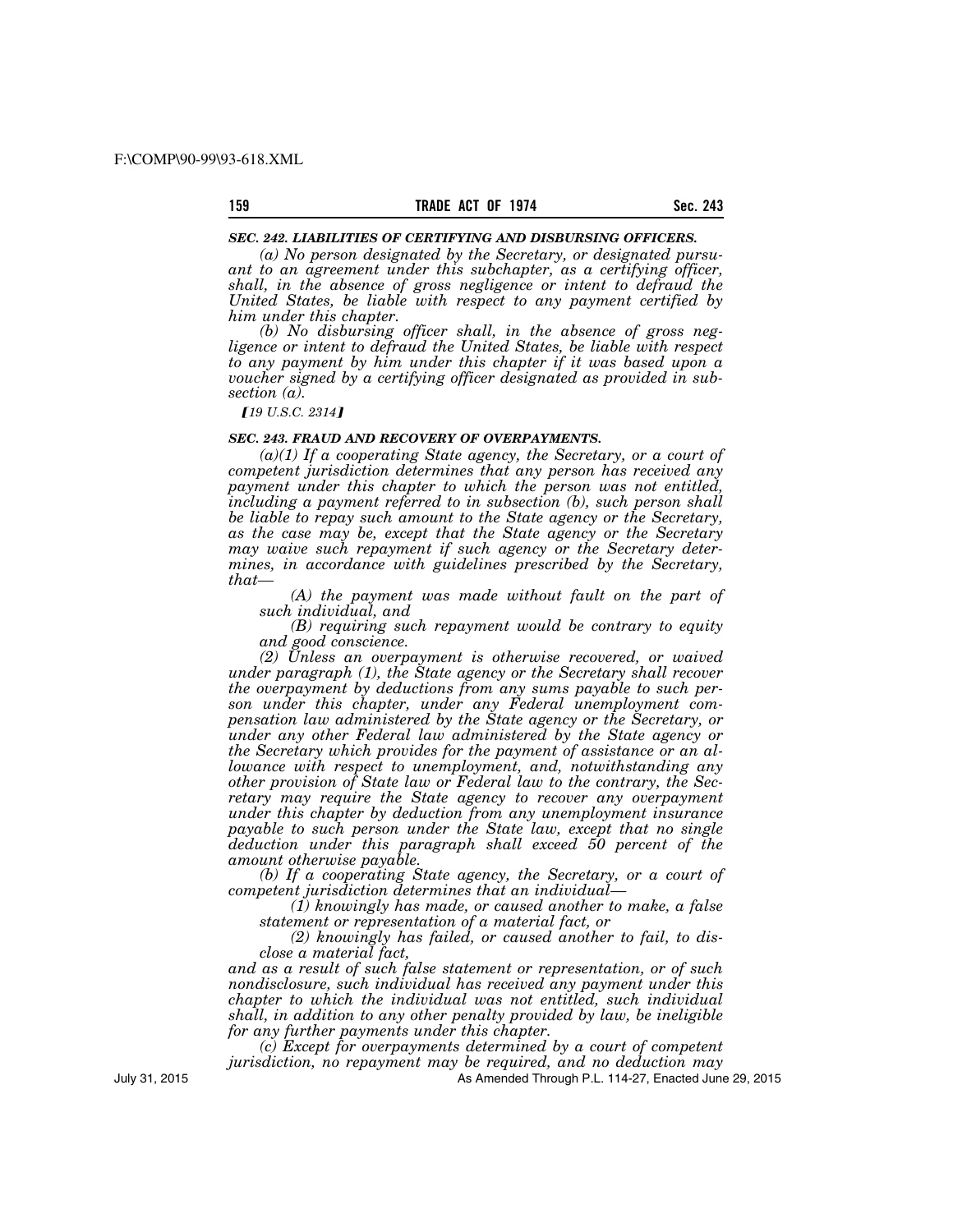### *SEC. 242. LIABILITIES OF CERTIFYING AND DISBURSING OFFICERS.*

*(a) No person designated by the Secretary, or designated pursuant to an agreement under this subchapter, as a certifying officer, shall, in the absence of gross negligence or intent to defraud the United States, be liable with respect to any payment certified by him under this chapter.*

*(b) No disbursing officer shall, in the absence of gross negligence or intent to defraud the United States, be liable with respect to any payment by him under this chapter if it was based upon a voucher signed by a certifying officer designated as provided in subsection (a).*

*[19 U.S.C. 2314]*

### *SEC. 243. FRAUD AND RECOVERY OF OVERPAYMENTS.*

*(a)(1) If a cooperating State agency, the Secretary, or a court of competent jurisdiction determines that any person has received any payment under this chapter to which the person was not entitled, including a payment referred to in subsection (b), such person shall be liable to repay such amount to the State agency or the Secretary, as the case may be, except that the State agency or the Secretary may waive such repayment if such agency or the Secretary determines, in accordance with guidelines prescribed by the Secretary, that—*

*(A) the payment was made without fault on the part of such individual, and*

*(B) requiring such repayment would be contrary to equity and good conscience.*

*(2) Unless an overpayment is otherwise recovered, or waived under paragraph (1), the State agency or the Secretary shall recover the overpayment by deductions from any sums payable to such person under this chapter, under any Federal unemployment compensation law administered by the State agency or the Secretary, or under any other Federal law administered by the State agency or the Secretary which provides for the payment of assistance or an allowance with respect to unemployment, and, notwithstanding any other provision of State law or Federal law to the contrary, the Secretary may require the State agency to recover any overpayment under this chapter by deduction from any unemployment insurance payable to such person under the State law, except that no single deduction under this paragraph shall exceed 50 percent of the amount otherwise payable.*

*(b) If a cooperating State agency, the Secretary, or a court of competent jurisdiction determines that an individual—*

*(1) knowingly has made, or caused another to make, a false statement or representation of a material fact, or*

*(2) knowingly has failed, or caused another to fail, to disclose a material fact,*

*and as a result of such false statement or representation, or of such nondisclosure, such individual has received any payment under this chapter to which the individual was not entitled, such individual shall, in addition to any other penalty provided by law, be ineligible for any further payments under this chapter.*

*(c) Except for overpayments determined by a court of competent jurisdiction, no repayment may be required, and no deduction may*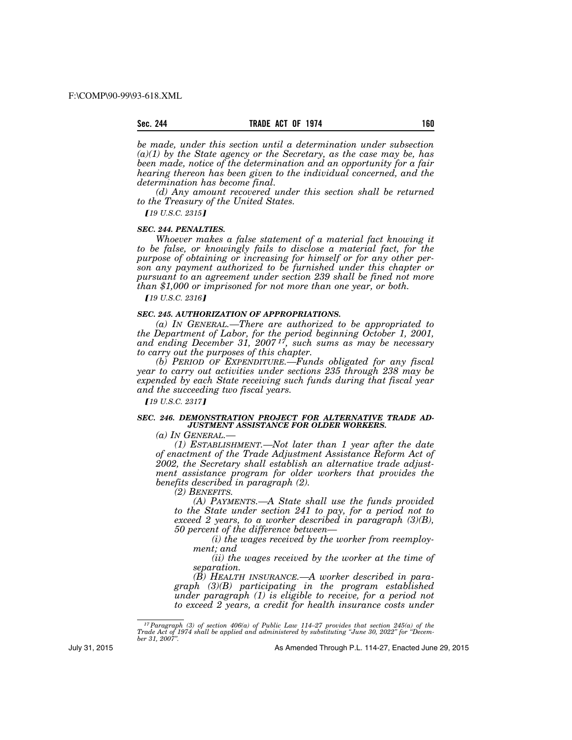*be made, under this section until a determination under subsection (a)(1) by the State agency or the Secretary, as the case may be, has been made, notice of the determination and an opportunity for a fair hearing thereon has been given to the individual concerned, and the determination has become final.*

*(d) Any amount recovered under this section shall be returned to the Treasury of the United States.*

*【19 U.S.C. 2315】*

### *SEC. 244. PENALTIES.*

*Whoever makes a false statement of a material fact knowing it to be false, or knowingly fails to disclose a material fact, for the purpose of obtaining or increasing for himself or for any other person any payment authorized to be furnished under this chapter or pursuant to an agreement under section 239 shall be fined not more than $1,000 or imprisoned for not more than one year, or both.*

*【19 U.S.C. 2316】*

### *SEC. 245. AUTHORIZATION OF APPROPRIATIONS.*

*(a) IN GENERAL.—There are authorized to be appropriated to the Department of Labor, for the period beginning October 1, 2001, and ending December 31, 2007*[17]*, such sums as may be necessary to carry out the purposes of this chapter.*

*(b) PERIOD OF EXPENDITURE.—Funds obligated for any fiscal year to carry out activities under sections 235 through 238 may be expended by each State receiving such funds during that fiscal year and the succeeding two fiscal years.*

*【19 U.S.C. 2317】*

### *SEC. 246. DEMONSTRATION PROJECT FOR ALTERNATIVE TRADE ADJUSTMENT ASSISTANCE FOR OLDER WORKERS.*

*(a) IN GENERAL.—*

*(1) ESTABLISHMENT.—Not later than 1 year after the date of enactment of the Trade Adjustment Assistance Reform Act of 2002, the Secretary shall establish an alternative trade adjustment assistance program for older workers that provides the benefits described in paragraph (2).*

*(2) BENEFITS.*

*(A) PAYMENTS.—A State shall use the funds provided to the State under section 241 to pay, for a period not to exceed 2 years, to a worker described in paragraph (3)(B), 50 percent of the difference between—*

*(i) the wages received by the worker from reemployment; and*

*(ii) the wages received by the worker at the time of separation.*

*(B) HEALTH INSURANCE.—A worker described in paragraph (3)(B) participating in the program established under paragraph (1) is eligible to receive, for a period not to exceed 2 years, a credit for health insurance costs under*

---

[17] *Paragraph (3) of section 406(a) of Public Law 114–27 provides that section 245(a) of the Trade Act of 1974 shall be applied and administered by substituting "June 30, 2022" for "December 31, 2007".*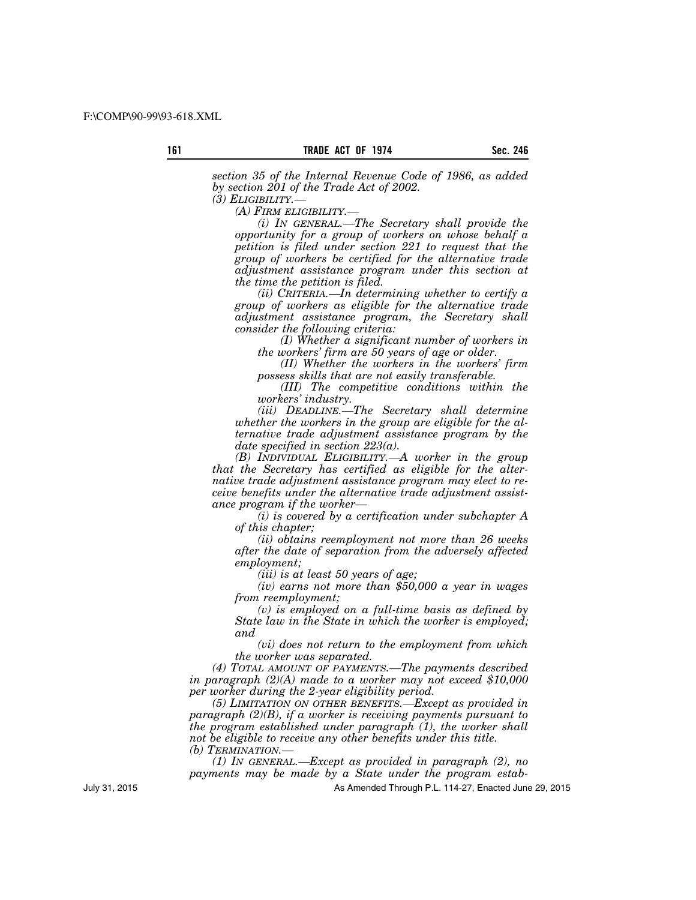*section 35 of the Internal Revenue Code of 1986, as added by section 201 of the Trade Act of 2002.*

*(3) ELIGIBILITY.—*

*(A) FIRM ELIGIBILITY.—*

*(i) IN GENERAL.—The Secretary shall provide the opportunity for a group of workers on whose behalf a petition is filed under section 221 to request that the group of workers be certified for the alternative trade adjustment assistance program under this section at the time the petition is filed.*

*(ii) CRITERIA.—In determining whether to certify a group of workers as eligible for the alternative trade adjustment assistance program, the Secretary shall consider the following criteria:*

*(I) Whether a significant number of workers in the workers' firm are 50 years of age or older.*

*(II) Whether the workers in the workers' firm possess skills that are not easily transferable.*

*(III) The competitive conditions within the workers' industry.*

*(iii) DEADLINE.—The Secretary shall determine whether the workers in the group are eligible for the alternative trade adjustment assistance program by the date specified in section 223(a).*

*(B) INDIVIDUAL ELIGIBILITY.—A worker in the group that the Secretary has certified as eligible for the alternative trade adjustment assistance program may elect to receive benefits under the alternative trade adjustment assistance program if the worker—*

*(i) is covered by a certification under subchapter A of this chapter;*

*(ii) obtains reemployment not more than 26 weeks after the date of separation from the adversely affected employment;*

*(iii) is at least 50 years of age;*

*(iv) earns not more than $50,000 a year in wages from reemployment;*

*(v) is employed on a full-time basis as defined by State law in the State in which the worker is employed; and*

*(vi) does not return to the employment from which the worker was separated.*

*(4) TOTAL AMOUNT OF PAYMENTS.—The payments described in paragraph (2)(A) made to a worker may not exceed $10,000 per worker during the 2-year eligibility period.*

*(5) LIMITATION ON OTHER BENEFITS.—Except as provided in paragraph (2)(B), if a worker is receiving payments pursuant to the program established under paragraph (1), the worker shall not be eligible to receive any other benefits under this title.*

*(b) TERMINATION.—*

*(1) IN GENERAL.—Except as provided in paragraph (2), no payments may be made by a State under the program estab-*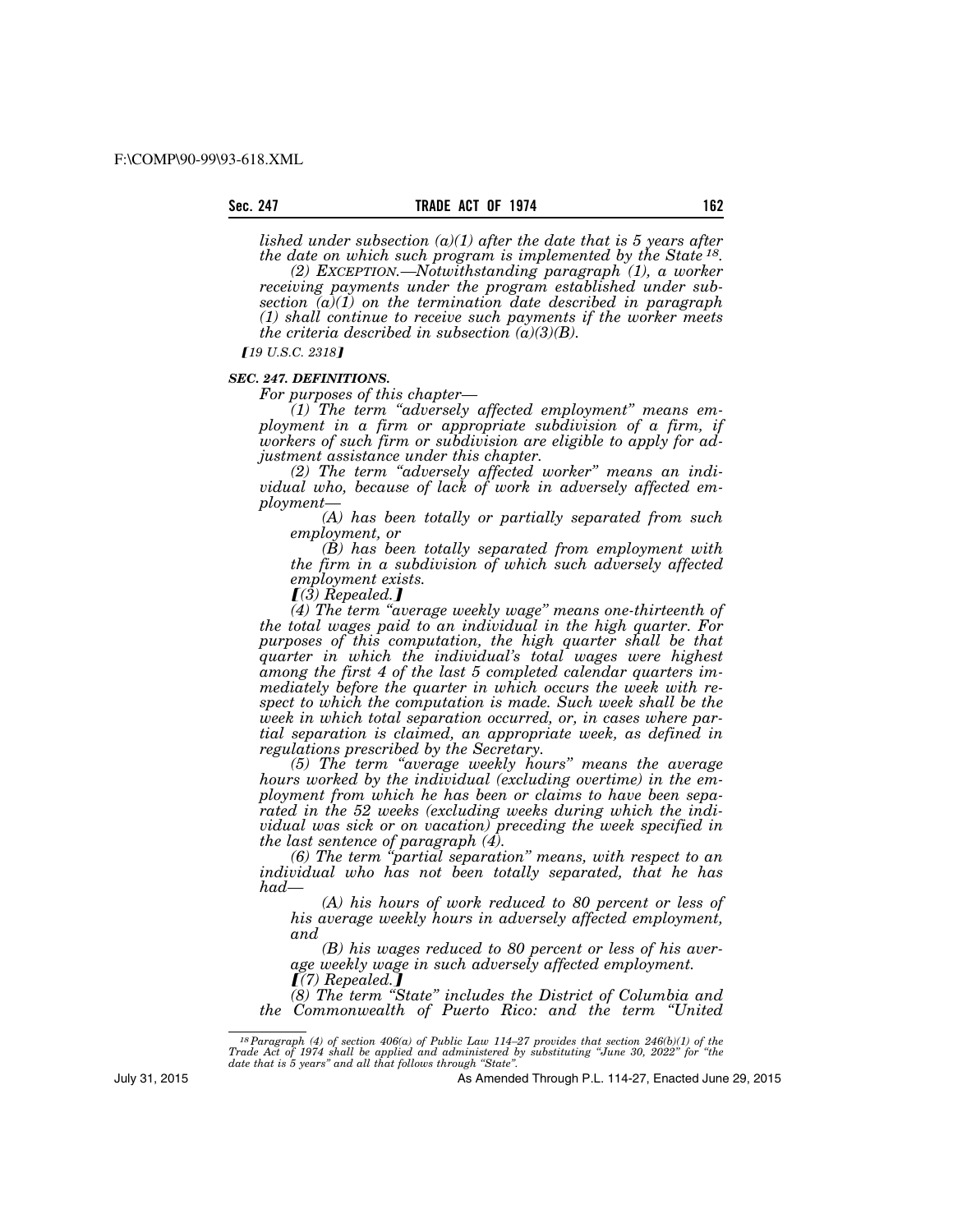*lished under subsection (a)(1) after the date that is 5 years after the date on which such program is implemented by the State*[18].

*(2) EXCEPTION.—Notwithstanding paragraph (1), a worker receiving payments under the program established under subsection (a)(1) on the termination date described in paragraph (1) shall continue to receive such payments if the worker meets the criteria described in subsection (a)(3)(B).*

*⟦19 U.S.C. 2318⟧*

### *SEC. 247. DEFINITIONS.*

*For purposes of this chapter—*

*(1) The term "adversely affected employment" means employment in a firm or appropriate subdivision of a firm, if workers of such firm or subdivision are eligible to apply for adjustment assistance under this chapter.*

*(2) The term "adversely affected worker" means an individual who, because of lack of work in adversely affected employment—*

*(A) has been totally or partially separated from such employment, or*

*(B) has been totally separated from employment with the firm in a subdivision of which such adversely affected employment exists.*

*⟦(3) Repealed.⟧*

*(4) The term "average weekly wage" means one-thirteenth of the total wages paid to an individual in the high quarter. For purposes of this computation, the high quarter shall be that quarter in which the individual's total wages were highest among the first 4 of the last 5 completed calendar quarters immediately before the quarter in which occurs the week with respect to which the computation is made. Such week shall be the week in which total separation occurred, or, in cases where partial separation is claimed, an appropriate week, as defined in regulations prescribed by the Secretary.*

*(5) The term "average weekly hours" means the average hours worked by the individual (excluding overtime) in the employment from which he has been or claims to have been separated in the 52 weeks (excluding weeks during which the individual was sick or on vacation) preceding the week specified in the last sentence of paragraph (4).*

*(6) The term "partial separation" means, with respect to an individual who has not been totally separated, that he has had—*

*(A) his hours of work reduced to 80 percent or less of his average weekly hours in adversely affected employment, and*

*(B) his wages reduced to 80 percent or less of his average weekly wage in such adversely affected employment.*

*⟦(7) Repealed.⟧*

*(8) The term "State" includes the District of Columbia and the Commonwealth of Puerto Rico: and the term "United*

---

[18] *Paragraph (4) of section 406(a) of Public Law 114–27 provides that section 246(b)(1) of the Trade Act of 1974 shall be applied and administered by substituting "June 30, 2022" for "the date that is 5 years" and all that follows through "State".*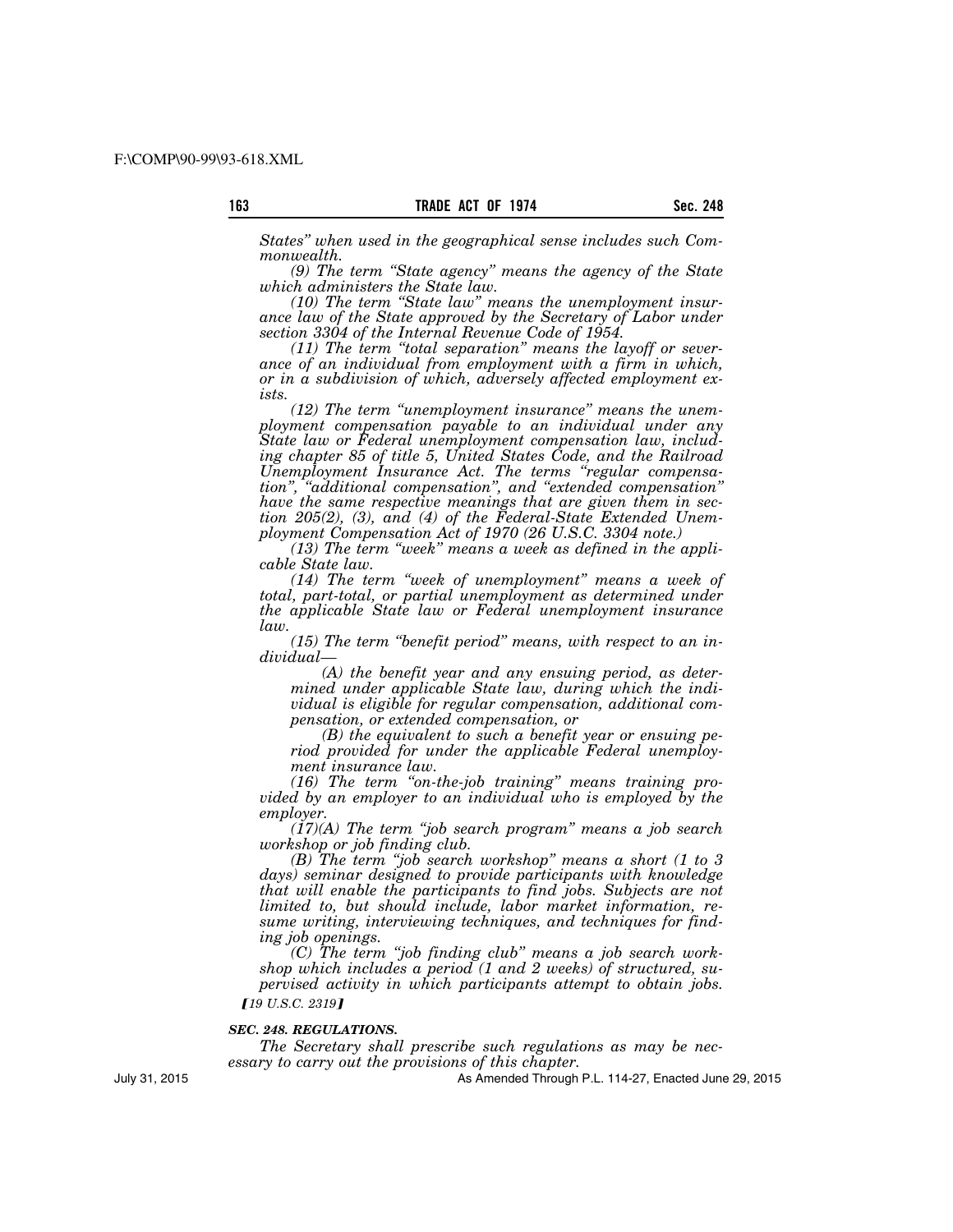*States" when used in the geographical sense includes such Commonwealth.*

*(9) The term "State agency" means the agency of the State which administers the State law.*

*(10) The term "State law" means the unemployment insurance law of the State approved by the Secretary of Labor under section 3304 of the Internal Revenue Code of 1954.*

*(11) The term "total separation" means the layoff or severance of an individual from employment with a firm in which, or in a subdivision of which, adversely affected employment exists.*

*(12) The term "unemployment insurance" means the unemployment compensation payable to an individual under any State law or Federal unemployment compensation law, including chapter 85 of title 5, United States Code, and the Railroad Unemployment Insurance Act. The terms "regular compensation", "additional compensation", and "extended compensation" have the same respective meanings that are given them in section 205(2), (3), and (4) of the Federal-State Extended Unemployment Compensation Act of 1970 (26 U.S.C. 3304 note.)*

*(13) The term "week" means a week as defined in the applicable State law.*

*(14) The term "week of unemployment" means a week of total, part-total, or partial unemployment as determined under the applicable State law or Federal unemployment insurance law.*

*(15) The term "benefit period" means, with respect to an individual—*

*(A) the benefit year and any ensuing period, as determined under applicable State law, during which the individual is eligible for regular compensation, additional compensation, or extended compensation, or*

*(B) the equivalent to such a benefit year or ensuing period provided for under the applicable Federal unemployment insurance law.*

*(16) The term "on-the-job training" means training provided by an employer to an individual who is employed by the employer.*

*(17)(A) The term "job search program" means a job search workshop or job finding club.*

*(B) The term "job search workshop" means a short (1 to 3 days) seminar designed to provide participants with knowledge that will enable the participants to find jobs. Subjects are not limited to, but should include, labor market information, resume writing, interviewing techniques, and techniques for finding job openings.*

*(C) The term "job finding club" means a job search workshop which includes a period (1 and 2 weeks) of structured, supervised activity in which participants attempt to obtain jobs.*

*[19 U.S.C. 2319]*

***SEC. 248. REGULATIONS.***

*The Secretary shall prescribe such regulations as may be necessary to carry out the provisions of this chapter.*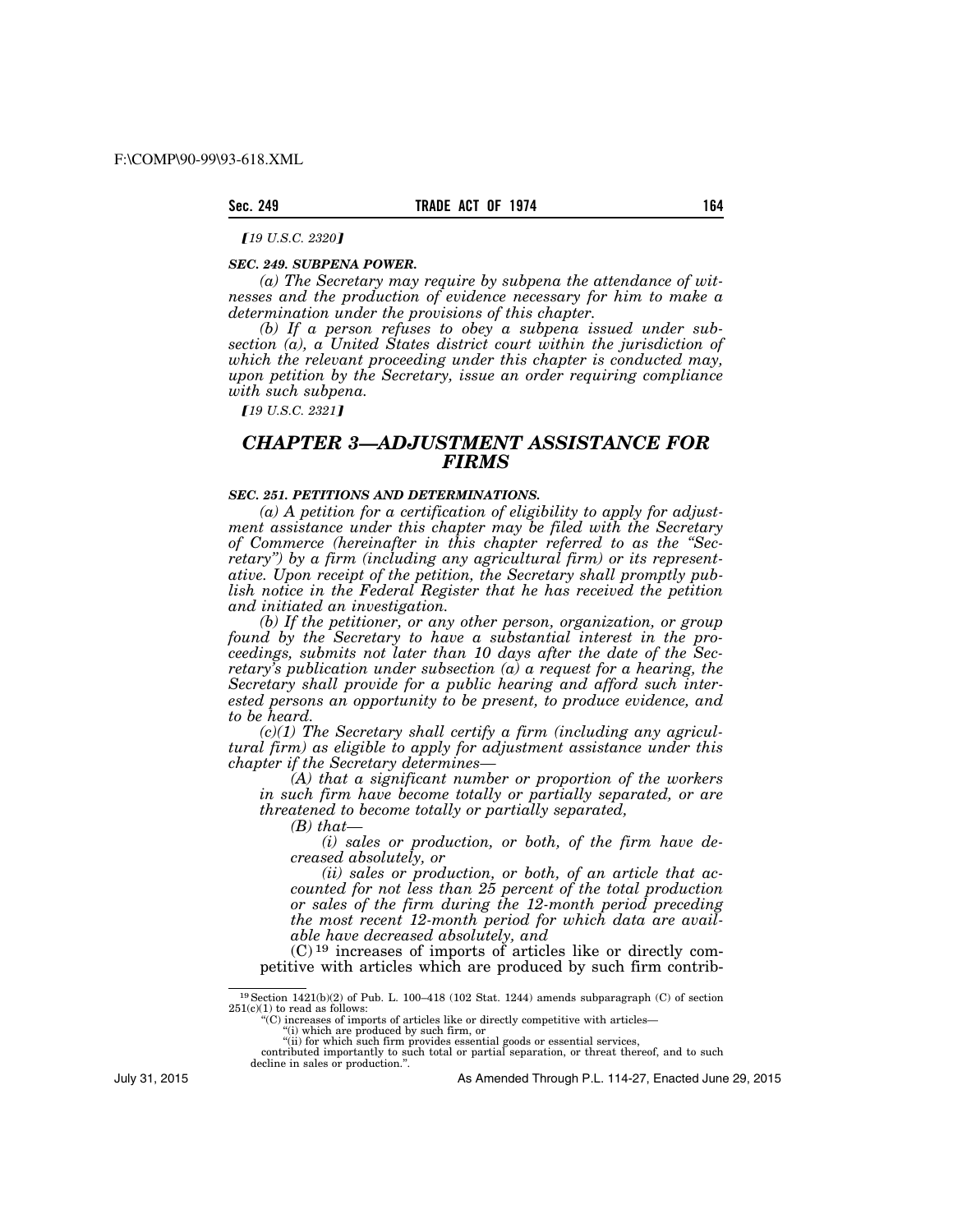*⌈19 U.S.C. 2320⌉*

***SEC. 249. SUBPENA POWER.***

*(a) The Secretary may require by subpena the attendance of witnesses and the production of evidence necessary for him to make a determination under the provisions of this chapter.*

*(b) If a person refuses to obey a subpena issued under subsection (a), a United States district court within the jurisdiction of which the relevant proceeding under this chapter is conducted may, upon petition by the Secretary, issue an order requiring compliance with such subpena.*

*⌈19 U.S.C. 2321⌉*

## *CHAPTER 3—ADJUSTMENT ASSISTANCE FOR FIRMS*

***SEC. 251. PETITIONS AND DETERMINATIONS.***

*(a) A petition for a certification of eligibility to apply for adjustment assistance under this chapter may be filed with the Secretary of Commerce (hereinafter in this chapter referred to as the "Secretary") by a firm (including any agricultural firm) or its representative. Upon receipt of the petition, the Secretary shall promptly publish notice in the Federal Register that he has received the petition and initiated an investigation.*

*(b) If the petitioner, or any other person, organization, or group found by the Secretary to have a substantial interest in the proceedings, submits not later than 10 days after the date of the Secretary's publication under subsection (a) a request for a hearing, the Secretary shall provide for a public hearing and afford such interested persons an opportunity to be present, to produce evidence, and to be heard.*

*(c)(1) The Secretary shall certify a firm (including any agricultural firm) as eligible to apply for adjustment assistance under this chapter if the Secretary determines—*

*(A) that a significant number or proportion of the workers in such firm have become totally or partially separated, or are threatened to become totally or partially separated,*

*(B) that—*

*(i) sales or production, or both, of the firm have decreased absolutely, or*

*(ii) sales or production, or both, of an article that accounted for not less than 25 percent of the total production or sales of the firm during the 12-month period preceding the most recent 12-month period for which data are available have decreased absolutely, and*

(C) [19] increases of imports of articles like or directly competitive with articles which are produced by such firm contrib-

---

[19] Section 1421(b)(2) of Pub. L. 100–418 (102 Stat. 1244) amends subparagraph (C) of section 251(c)(1) to read as follows:

"(C) increases of imports of articles like or directly competitive with articles—

"(i) which are produced by such firm, or

"(ii) for which such firm provides essential goods or essential services,

contributed importantly to such total or partial separation, or threat thereof, and to such decline in sales or production.".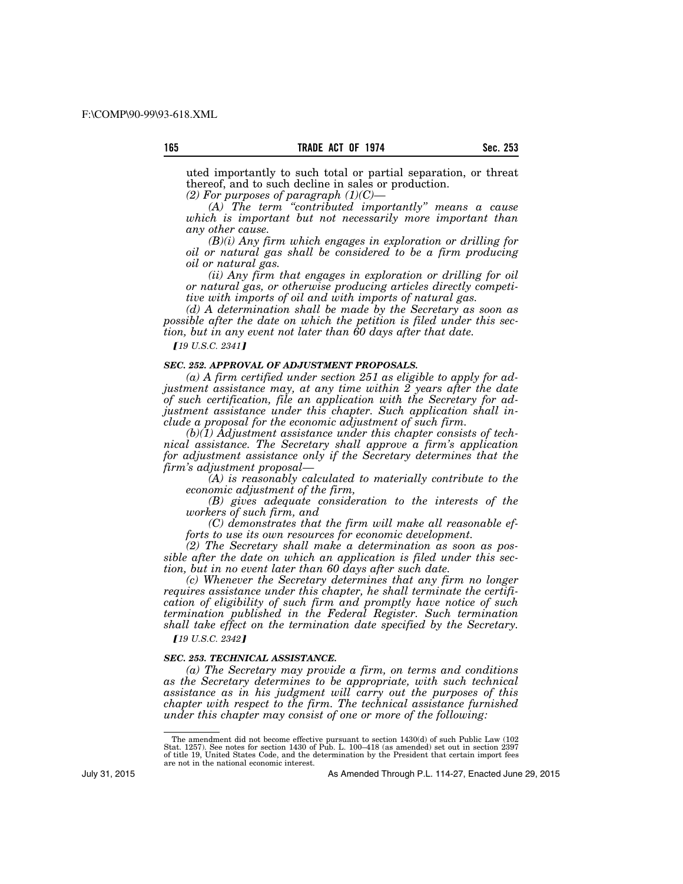uted importantly to such total or partial separation, or threat thereof, and to such decline in sales or production.

*(2) For purposes of paragraph (1)(C)—*

*(A) The term "contributed importantly" means a cause which is important but not necessarily more important than any other cause.*

*(B)(i) Any firm which engages in exploration or drilling for oil or natural gas shall be considered to be a firm producing oil or natural gas.*

*(ii) Any firm that engages in exploration or drilling for oil or natural gas, or otherwise producing articles directly competitive with imports of oil and with imports of natural gas.*

*(d) A determination shall be made by the Secretary as soon as possible after the date on which the petition is filed under this section, but in any event not later than 60 days after that date.*

*[19 U.S.C. 2341]*

***SEC. 252. APPROVAL OF ADJUSTMENT PROPOSALS.***

*(a) A firm certified under section 251 as eligible to apply for adjustment assistance may, at any time within 2 years after the date of such certification, file an application with the Secretary for adjustment assistance under this chapter. Such application shall include a proposal for the economic adjustment of such firm.*

*(b)(1) Adjustment assistance under this chapter consists of technical assistance. The Secretary shall approve a firm's application for adjustment assistance only if the Secretary determines that the firm's adjustment proposal—*

*(A) is reasonably calculated to materially contribute to the economic adjustment of the firm,*

*(B) gives adequate consideration to the interests of the workers of such firm, and*

*(C) demonstrates that the firm will make all reasonable efforts to use its own resources for economic development.*

*(2) The Secretary shall make a determination as soon as possible after the date on which an application is filed under this section, but in no event later than 60 days after such date.*

*(c) Whenever the Secretary determines that any firm no longer requires assistance under this chapter, he shall terminate the certification of eligibility of such firm and promptly have notice of such termination published in the Federal Register. Such termination shall take effect on the termination date specified by the Secretary.*

*[19 U.S.C. 2342]*

***SEC. 253. TECHNICAL ASSISTANCE.***

*(a) The Secretary may provide a firm, on terms and conditions as the Secretary determines to be appropriate, with such technical assistance as in his judgment will carry out the purposes of this chapter with respect to the firm. The technical assistance furnished under this chapter may consist of one or more of the following:*

---

The amendment did not become effective pursuant to section 1430(d) of such Public Law (102 Stat. 1257). See notes for section 1430 of Pub. L. 100–418 (as amended) set out in section 2397 of title 19, United States Code, and the determination by the President that certain import fees are not in the national economic interest.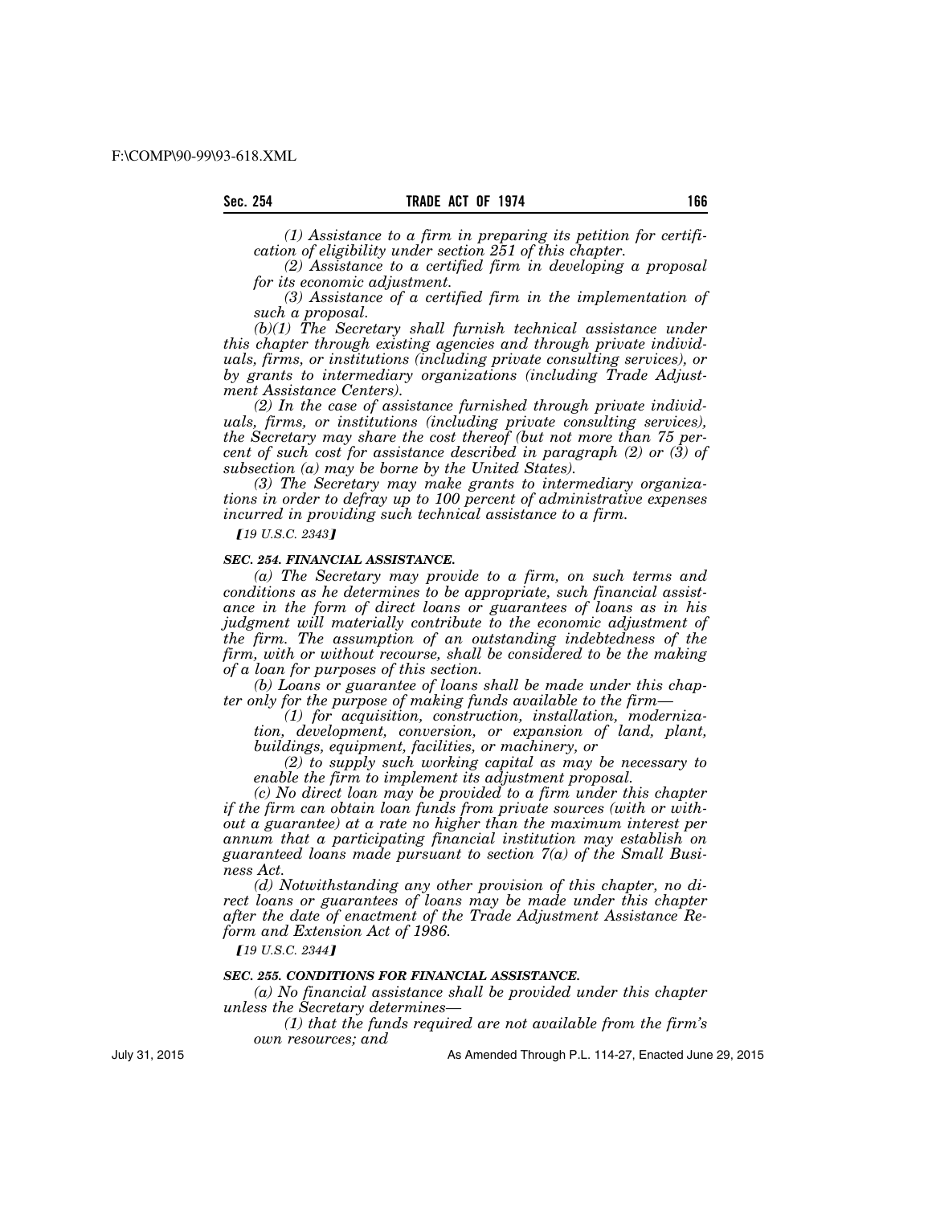*(1) Assistance to a firm in preparing its petition for certification of eligibility under section 251 of this chapter.*

*(2) Assistance to a certified firm in developing a proposal for its economic adjustment.*

*(3) Assistance of a certified firm in the implementation of such a proposal.*

*(b)(1) The Secretary shall furnish technical assistance under this chapter through existing agencies and through private individuals, firms, or institutions (including private consulting services), or by grants to intermediary organizations (including Trade Adjustment Assistance Centers).*

*(2) In the case of assistance furnished through private individuals, firms, or institutions (including private consulting services), the Secretary may share the cost thereof (but not more than 75 percent of such cost for assistance described in paragraph (2) or (3) of subsection (a) may be borne by the United States).*

*(3) The Secretary may make grants to intermediary organizations in order to defray up to 100 percent of administrative expenses incurred in providing such technical assistance to a firm.*

*[19 U.S.C. 2343]*

### *SEC. 254. FINANCIAL ASSISTANCE.*

*(a) The Secretary may provide to a firm, on such terms and conditions as he determines to be appropriate, such financial assistance in the form of direct loans or guarantees of loans as in his judgment will materially contribute to the economic adjustment of the firm. The assumption of an outstanding indebtedness of the firm, with or without recourse, shall be considered to be the making of a loan for purposes of this section.*

*(b) Loans or guarantee of loans shall be made under this chapter only for the purpose of making funds available to the firm—*

*(1) for acquisition, construction, installation, modernization, development, conversion, or expansion of land, plant, buildings, equipment, facilities, or machinery, or*

*(2) to supply such working capital as may be necessary to enable the firm to implement its adjustment proposal.*

*(c) No direct loan may be provided to a firm under this chapter if the firm can obtain loan funds from private sources (with or without a guarantee) at a rate no higher than the maximum interest per annum that a participating financial institution may establish on guaranteed loans made pursuant to section 7(a) of the Small Business Act.*

*(d) Notwithstanding any other provision of this chapter, no direct loans or guarantees of loans may be made under this chapter after the date of enactment of the Trade Adjustment Assistance Reform and Extension Act of 1986.*

*[19 U.S.C. 2344]*

### *SEC. 255. CONDITIONS FOR FINANCIAL ASSISTANCE.*

*(a) No financial assistance shall be provided under this chapter unless the Secretary determines—*

*(1) that the funds required are not available from the firm's own resources; and*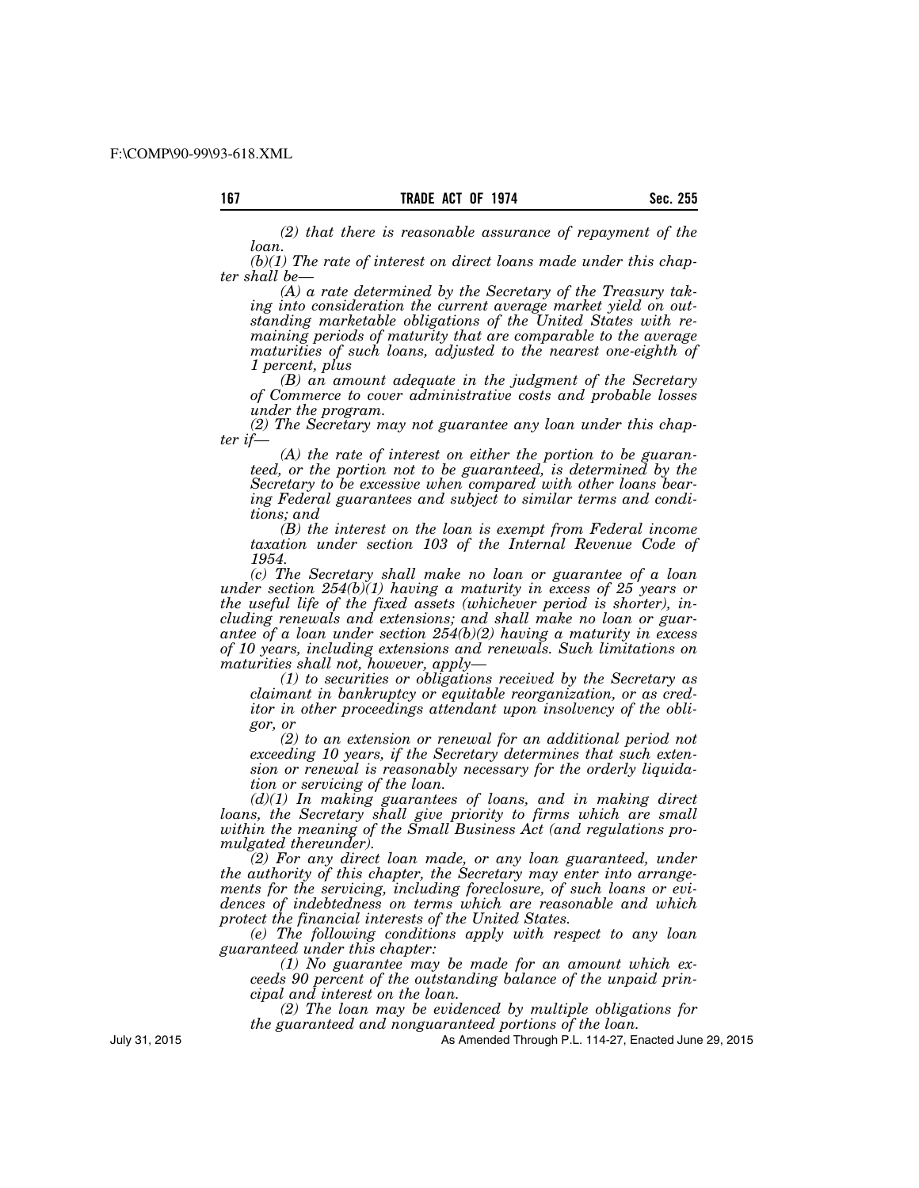*(2) that there is reasonable assurance of repayment of the loan.*

*(b)(1) The rate of interest on direct loans made under this chapter shall be—*

*(A) a rate determined by the Secretary of the Treasury taking into consideration the current average market yield on outstanding marketable obligations of the United States with remaining periods of maturity that are comparable to the average maturities of such loans, adjusted to the nearest one-eighth of 1 percent, plus*

*(B) an amount adequate in the judgment of the Secretary of Commerce to cover administrative costs and probable losses under the program.*

*(2) The Secretary may not guarantee any loan under this chapter if—*

*(A) the rate of interest on either the portion to be guaranteed, or the portion not to be guaranteed, is determined by the Secretary to be excessive when compared with other loans bearing Federal guarantees and subject to similar terms and conditions; and*

*(B) the interest on the loan is exempt from Federal income taxation under section 103 of the Internal Revenue Code of 1954.*

*(c) The Secretary shall make no loan or guarantee of a loan under section 254(b)(1) having a maturity in excess of 25 years or the useful life of the fixed assets (whichever period is shorter), including renewals and extensions; and shall make no loan or guarantee of a loan under section 254(b)(2) having a maturity in excess of 10 years, including extensions and renewals. Such limitations on maturities shall not, however, apply—*

*(1) to securities or obligations received by the Secretary as claimant in bankruptcy or equitable reorganization, or as creditor in other proceedings attendant upon insolvency of the obligor, or*

*(2) to an extension or renewal for an additional period not exceeding 10 years, if the Secretary determines that such extension or renewal is reasonably necessary for the orderly liquidation or servicing of the loan.*

*(d)(1) In making guarantees of loans, and in making direct loans, the Secretary shall give priority to firms which are small within the meaning of the Small Business Act (and regulations promulgated thereunder).*

*(2) For any direct loan made, or any loan guaranteed, under the authority of this chapter, the Secretary may enter into arrangements for the servicing, including foreclosure, of such loans or evidences of indebtedness on terms which are reasonable and which protect the financial interests of the United States.*

*(e) The following conditions apply with respect to any loan guaranteed under this chapter:*

*(1) No guarantee may be made for an amount which exceeds 90 percent of the outstanding balance of the unpaid principal and interest on the loan.*

*(2) The loan may be evidenced by multiple obligations for the guaranteed and nonguaranteed portions of the loan.*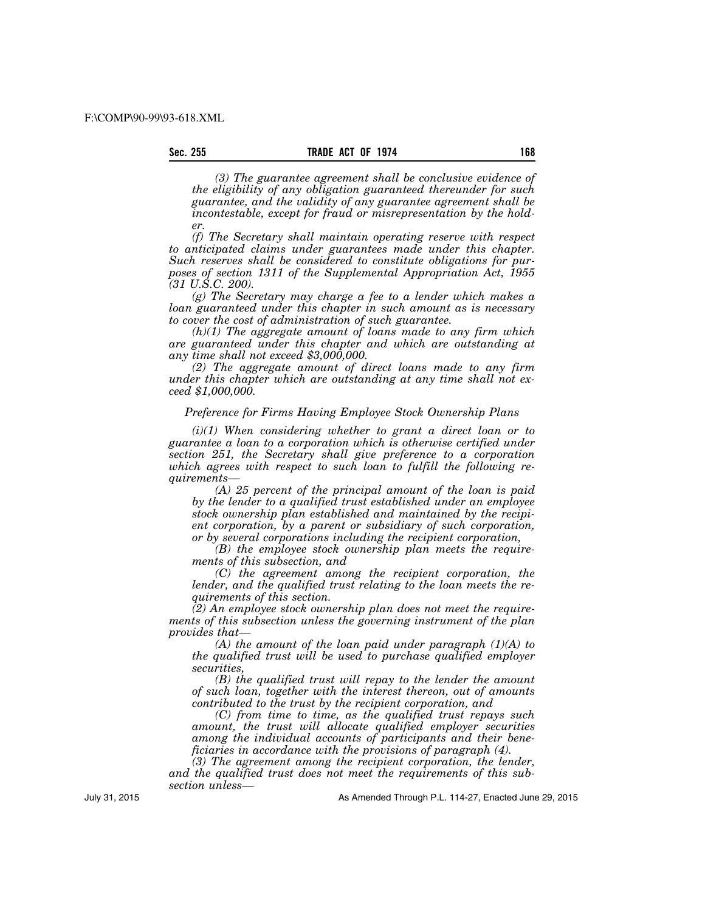*(3) The guarantee agreement shall be conclusive evidence of the eligibility of any obligation guaranteed thereunder for such guarantee, and the validity of any guarantee agreement shall be incontestable, except for fraud or misrepresentation by the holder.*

*(f) The Secretary shall maintain operating reserve with respect to anticipated claims under guarantees made under this chapter. Such reserves shall be considered to constitute obligations for purposes of section 1311 of the Supplemental Appropriation Act, 1955 (31 U.S.C. 200).*

*(g) The Secretary may charge a fee to a lender which makes a loan guaranteed under this chapter in such amount as is necessary to cover the cost of administration of such guarantee.*

*(h)(1) The aggregate amount of loans made to any firm which are guaranteed under this chapter and which are outstanding at any time shall not exceed $3,000,000.*

*(2) The aggregate amount of direct loans made to any firm under this chapter which are outstanding at any time shall not exceed $1,000,000.*

*Preference for Firms Having Employee Stock Ownership Plans*

*(i)(1) When considering whether to grant a direct loan or to guarantee a loan to a corporation which is otherwise certified under section 251, the Secretary shall give preference to a corporation which agrees with respect to such loan to fulfill the following requirements—*

*(A) 25 percent of the principal amount of the loan is paid by the lender to a qualified trust established under an employee stock ownership plan established and maintained by the recipient corporation, by a parent or subsidiary of such corporation, or by several corporations including the recipient corporation,*

*(B) the employee stock ownership plan meets the requirements of this subsection, and*

*(C) the agreement among the recipient corporation, the lender, and the qualified trust relating to the loan meets the requirements of this section.*

*(2) An employee stock ownership plan does not meet the requirements of this subsection unless the governing instrument of the plan provides that—*

*(A) the amount of the loan paid under paragraph (1)(A) to the qualified trust will be used to purchase qualified employer securities,*

*(B) the qualified trust will repay to the lender the amount of such loan, together with the interest thereon, out of amounts contributed to the trust by the recipient corporation, and*

*(C) from time to time, as the qualified trust repays such amount, the trust will allocate qualified employer securities among the individual accounts of participants and their beneficiaries in accordance with the provisions of paragraph (4).*

*(3) The agreement among the recipient corporation, the lender, and the qualified trust does not meet the requirements of this subsection unless—*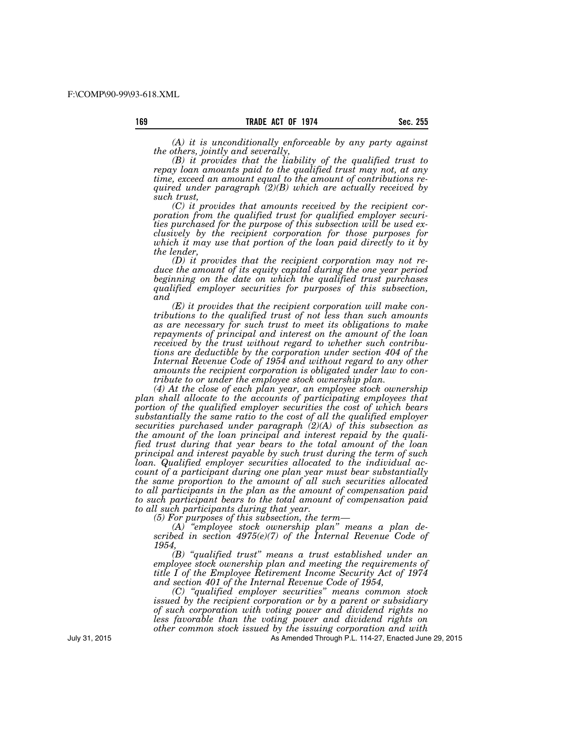*(A) it is unconditionally enforceable by any party against the others, jointly and severally,*

*(B) it provides that the liability of the qualified trust to repay loan amounts paid to the qualified trust may not, at any time, exceed an amount equal to the amount of contributions required under paragraph (2)(B) which are actually received by such trust,*

*(C) it provides that amounts received by the recipient corporation from the qualified trust for qualified employer securities purchased for the purpose of this subsection will be used exclusively by the recipient corporation for those purposes for which it may use that portion of the loan paid directly to it by the lender,*

*(D) it provides that the recipient corporation may not reduce the amount of its equity capital during the one year period beginning on the date on which the qualified trust purchases qualified employer securities for purposes of this subsection, and*

*(E) it provides that the recipient corporation will make contributions to the qualified trust of not less than such amounts as are necessary for such trust to meet its obligations to make repayments of principal and interest on the amount of the loan received by the trust without regard to whether such contributions are deductible by the corporation under section 404 of the Internal Revenue Code of 1954 and without regard to any other amounts the recipient corporation is obligated under law to contribute to or under the employee stock ownership plan.*

*(4) At the close of each plan year, an employee stock ownership plan shall allocate to the accounts of participating employees that portion of the qualified employer securities the cost of which bears substantially the same ratio to the cost of all the qualified employer securities purchased under paragraph (2)(A) of this subsection as the amount of the loan principal and interest repaid by the qualified trust during that year bears to the total amount of the loan principal and interest payable by such trust during the term of such loan. Qualified employer securities allocated to the individual account of a participant during one plan year must bear substantially the same proportion to the amount of all such securities allocated to all participants in the plan as the amount of compensation paid to such participant bears to the total amount of compensation paid to all such participants during that year.*

*(5) For purposes of this subsection, the term—*

*(A) "employee stock ownership plan" means a plan described in section 4975(e)(7) of the Internal Revenue Code of 1954,*

*(B) "qualified trust" means a trust established under an employee stock ownership plan and meeting the requirements of title I of the Employee Retirement Income Security Act of 1974 and section 401 of the Internal Revenue Code of 1954,*

*(C) "qualified employer securities" means common stock issued by the recipient corporation or by a parent or subsidiary of such corporation with voting power and dividend rights no less favorable than the voting power and dividend rights on other common stock issued by the issuing corporation and with*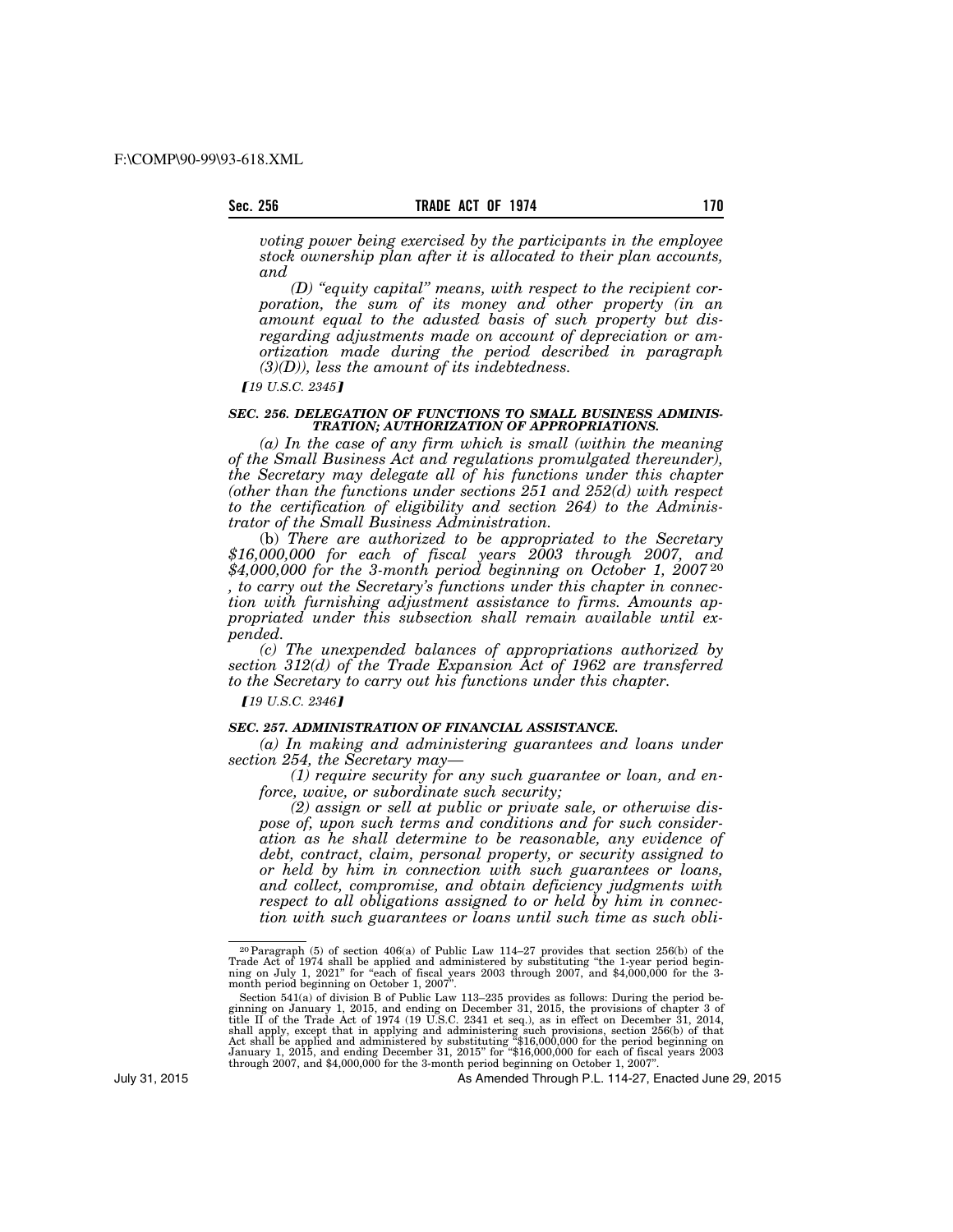*voting power being exercised by the participants in the employee stock ownership plan after it is allocated to their plan accounts, and*

*(D) "equity capital" means, with respect to the recipient corporation, the sum of its money and other property (in an amount equal to the adusted basis of such property but disregarding adjustments made on account of depreciation or amortization made during the period described in paragraph (3)(D)), less the amount of its indebtedness.*

*[19 U.S.C. 2345]*

### *SEC. 256. DELEGATION OF FUNCTIONS TO SMALL BUSINESS ADMINISTRATION; AUTHORIZATION OF APPROPRIATIONS.*

*(a) In the case of any firm which is small (within the meaning of the Small Business Act and regulations promulgated thereunder), the Secretary may delegate all of his functions under this chapter (other than the functions under sections 251 and 252(d) with respect to the certification of eligibility and section 264) to the Administrator of the Small Business Administration.*

(b) *There are authorized to be appropriated to the Secretary $16,000,000 for each of fiscal years 2003 through 2007, and $4,000,000 for the 3-month period beginning on October 1, 2007*[20] *, to carry out the Secretary's functions under this chapter in connection with furnishing adjustment assistance to firms. Amounts appropriated under this subsection shall remain available until expended.*

*(c) The unexpended balances of appropriations authorized by section 312(d) of the Trade Expansion Act of 1962 are transferred to the Secretary to carry out his functions under this chapter.*

*[19 U.S.C. 2346]*

### *SEC. 257. ADMINISTRATION OF FINANCIAL ASSISTANCE.*

*(a) In making and administering guarantees and loans under section 254, the Secretary may—*

*(1) require security for any such guarantee or loan, and enforce, waive, or subordinate such security;*

*(2) assign or sell at public or private sale, or otherwise dispose of, upon such terms and conditions and for such consideration as he shall determine to be reasonable, any evidence of debt, contract, claim, personal property, or security assigned to or held by him in connection with such guarantees or loans, and collect, compromise, and obtain deficiency judgments with respect to all obligations assigned to or held by him in connection with such guarantees or loans until such time as such obli-*

---

[20] Paragraph (5) of section 406(a) of Public Law 114–27 provides that section 256(b) of the Trade Act of 1974 shall be applied and administered by substituting "the 1-year period beginning on July 1, 2021" for "each of fiscal years 2003 through 2007, and $4,000,000 for the 3-month period beginning on October 1, 2007".

Section 541(a) of division B of Public Law 113–235 provides as follows: During the period beginning on January 1, 2015, and ending on December 31, 2015, the provisions of chapter 3 of title II of the Trade Act of 1974 (19 U.S.C. 2341 et seq.), as in effect on December 31, 2014, shall apply, except that in applying and administering such provisions, section 256(b) of that Act shall be applied and administered by substituting "$16,000,000 for the period beginning on January 1, 2015, and ending December 31, 2015" for "$16,000,000 for each of fiscal years 2003 through 2007, and $4,000,000 for the 3-month period beginning on October 1, 2007".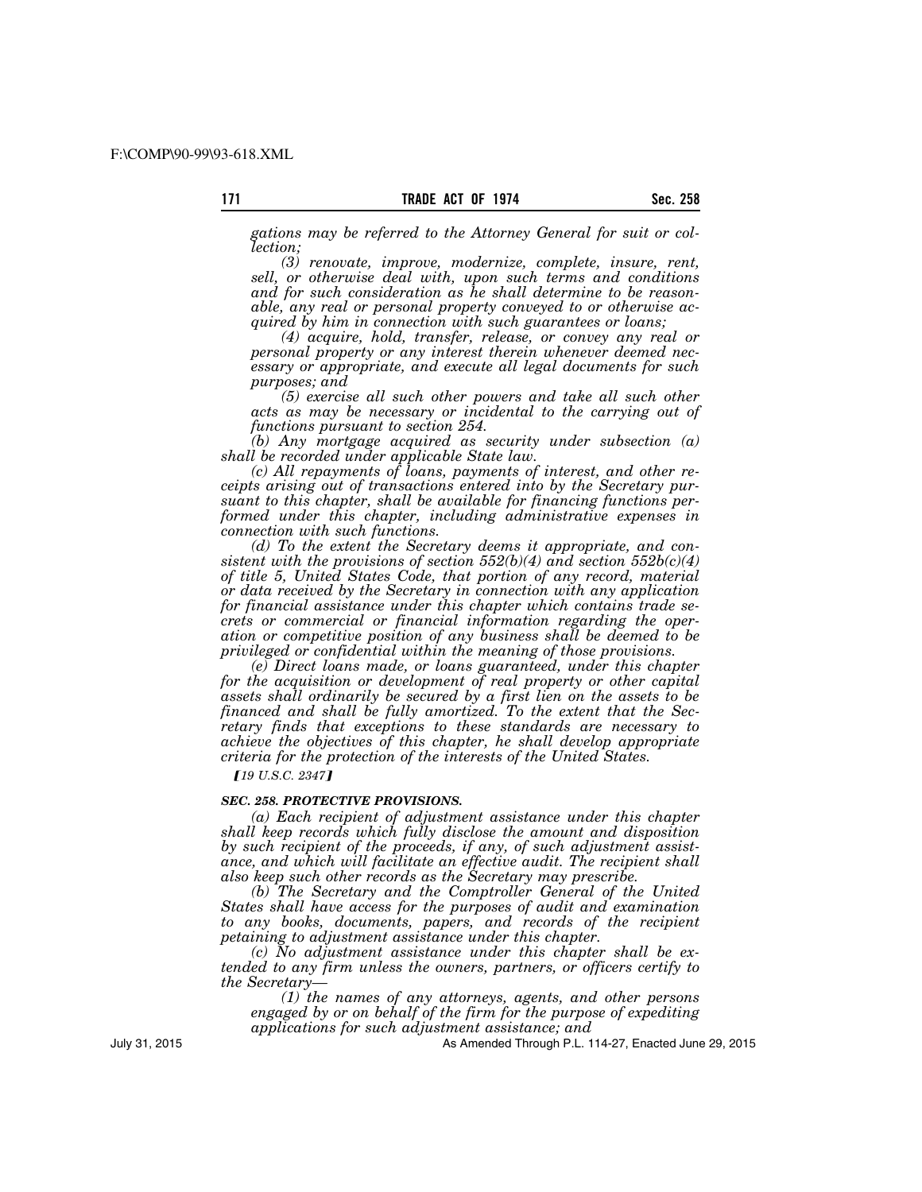*gations may be referred to the Attorney General for suit or collection;*

*(3) renovate, improve, modernize, complete, insure, rent, sell, or otherwise deal with, upon such terms and conditions and for such consideration as he shall determine to be reasonable, any real or personal property conveyed to or otherwise acquired by him in connection with such guarantees or loans;*

*(4) acquire, hold, transfer, release, or convey any real or personal property or any interest therein whenever deemed necessary or appropriate, and execute all legal documents for such purposes; and*

*(5) exercise all such other powers and take all such other acts as may be necessary or incidental to the carrying out of functions pursuant to section 254.*

*(b) Any mortgage acquired as security under subsection (a) shall be recorded under applicable State law.*

*(c) All repayments of loans, payments of interest, and other receipts arising out of transactions entered into by the Secretary pursuant to this chapter, shall be available for financing functions performed under this chapter, including administrative expenses in connection with such functions.*

*(d) To the extent the Secretary deems it appropriate, and consistent with the provisions of section 552(b)(4) and section 552b(c)(4) of title 5, United States Code, that portion of any record, material or data received by the Secretary in connection with any application for financial assistance under this chapter which contains trade secrets or commercial or financial information regarding the operation or competitive position of any business shall be deemed to be privileged or confidential within the meaning of those provisions.*

*(e) Direct loans made, or loans guaranteed, under this chapter for the acquisition or development of real property or other capital assets shall ordinarily be secured by a first lien on the assets to be financed and shall be fully amortized. To the extent that the Secretary finds that exceptions to these standards are necessary to achieve the objectives of this chapter, he shall develop appropriate criteria for the protection of the interests of the United States.*

*⟦19 U.S.C. 2347⟧*

***SEC. 258. PROTECTIVE PROVISIONS.***

*(a) Each recipient of adjustment assistance under this chapter shall keep records which fully disclose the amount and disposition by such recipient of the proceeds, if any, of such adjustment assistance, and which will facilitate an effective audit. The recipient shall also keep such other records as the Secretary may prescribe.*

*(b) The Secretary and the Comptroller General of the United States shall have access for the purposes of audit and examination to any books, documents, papers, and records of the recipient petaining to adjustment assistance under this chapter.*

*(c) No adjustment assistance under this chapter shall be extended to any firm unless the owners, partners, or officers certify to the Secretary—*

*(1) the names of any attorneys, agents, and other persons engaged by or on behalf of the firm for the purpose of expediting applications for such adjustment assistance; and*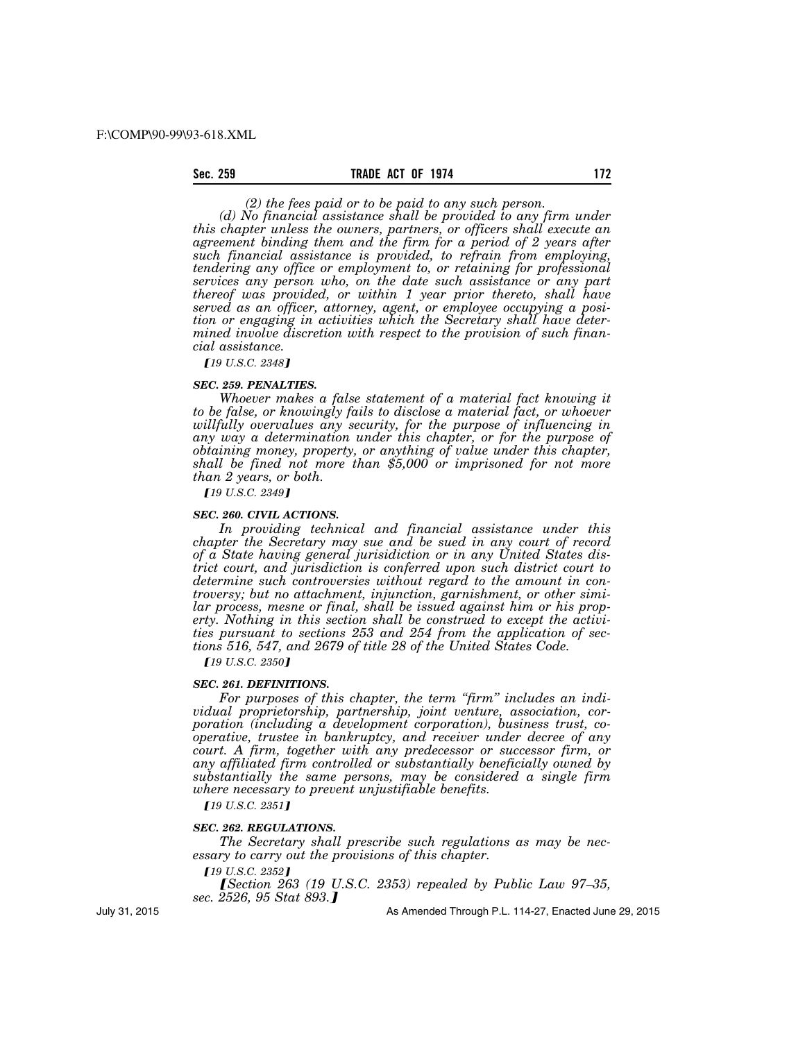*(2) the fees paid or to be paid to any such person.*

*(d) No financial assistance shall be provided to any firm under this chapter unless the owners, partners, or officers shall execute an agreement binding them and the firm for a period of 2 years after such financial assistance is provided, to refrain from employing, tendering any office or employment to, or retaining for professional services any person who, on the date such assistance or any part thereof was provided, or within 1 year prior thereto, shall have served as an officer, attorney, agent, or employee occupying a position or engaging in activities which the Secretary shall have determined involve discretion with respect to the provision of such financial assistance.*

*【19 U.S.C. 2348】*

***SEC. 259. PENALTIES.***

*Whoever makes a false statement of a material fact knowing it to be false, or knowingly fails to disclose a material fact, or whoever willfully overvalues any security, for the purpose of influencing in any way a determination under this chapter, or for the purpose of obtaining money, property, or anything of value under this chapter, shall be fined not more than $5,000 or imprisoned for not more than 2 years, or both.*

*【19 U.S.C. 2349】*

***SEC. 260. CIVIL ACTIONS.***

*In providing technical and financial assistance under this chapter the Secretary may sue and be sued in any court of record of a State having general jurisidiction or in any United States district court, and jurisdiction is conferred upon such district court to determine such controversies without regard to the amount in controversy; but no attachment, injunction, garnishment, or other similar process, mesne or final, shall be issued against him or his property. Nothing in this section shall be construed to except the activities pursuant to sections 253 and 254 from the application of sections 516, 547, and 2679 of title 28 of the United States Code.*

*【19 U.S.C. 2350】*

***SEC. 261. DEFINITIONS.***

*For purposes of this chapter, the term "firm" includes an individual proprietorship, partnership, joint venture, association, corporation (including a development corporation), business trust, cooperative, trustee in bankruptcy, and receiver under decree of any court. A firm, together with any predecessor or successor firm, or any affiliated firm controlled or substantially beneficially owned by substantially the same persons, may be considered a single firm where necessary to prevent unjustifiable benefits.*

*【19 U.S.C. 2351】*

***SEC. 262. REGULATIONS.***

*The Secretary shall prescribe such regulations as may be necessary to carry out the provisions of this chapter.*

*【19 U.S.C. 2352】*

*【Section 263 (19 U.S.C. 2353) repealed by Public Law 97–35, sec. 2526, 95 Stat 893.】*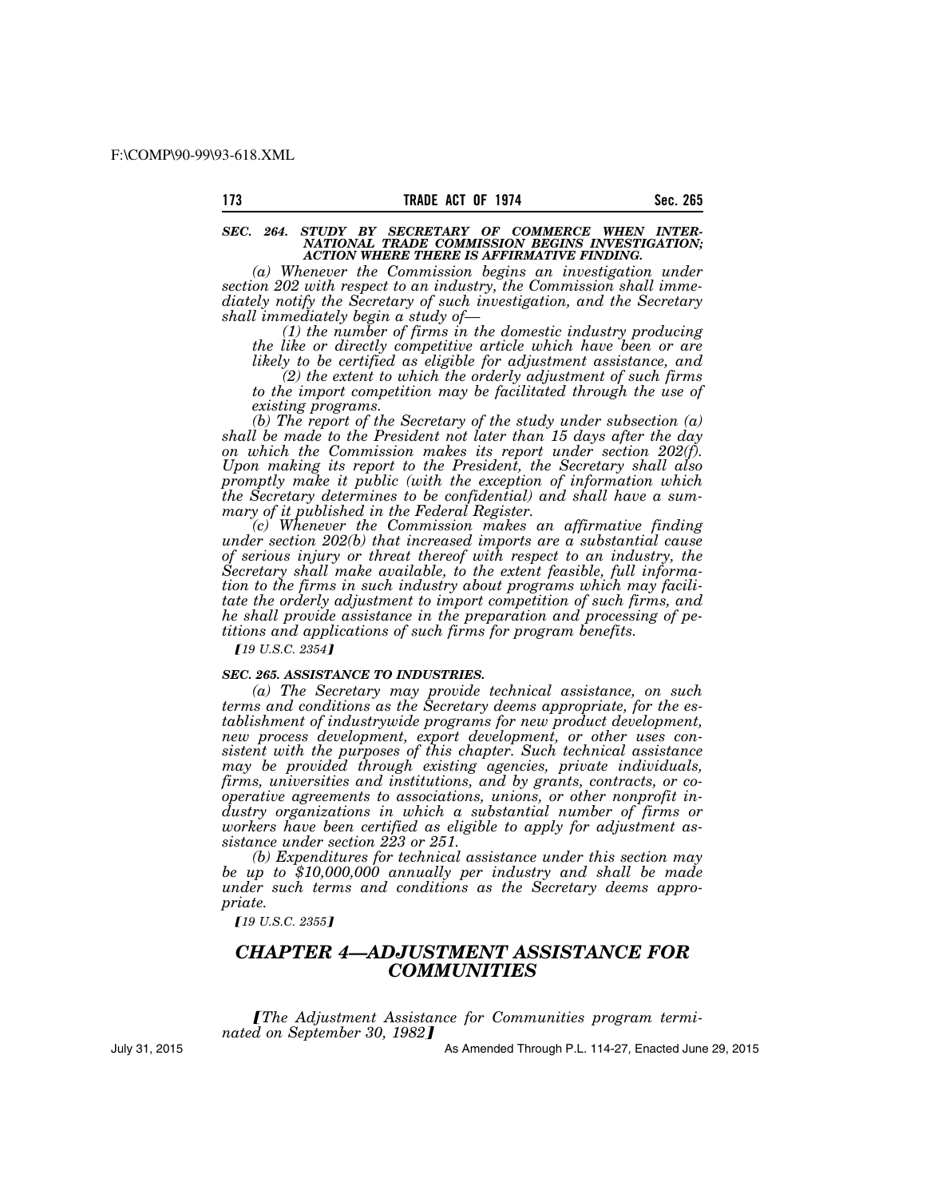### *SEC. 264. STUDY BY SECRETARY OF COMMERCE WHEN INTERNATIONAL TRADE COMMISSION BEGINS INVESTIGATION; ACTION WHERE THERE IS AFFIRMATIVE FINDING.*

*(a) Whenever the Commission begins an investigation under section 202 with respect to an industry, the Commission shall immediately notify the Secretary of such investigation, and the Secretary shall immediately begin a study of—*

*(1) the number of firms in the domestic industry producing the like or directly competitive article which have been or are likely to be certified as eligible for adjustment assistance, and*

*(2) the extent to which the orderly adjustment of such firms to the import competition may be facilitated through the use of existing programs.*

*(b) The report of the Secretary of the study under subsection (a) shall be made to the President not later than 15 days after the day on which the Commission makes its report under section 202(f). Upon making its report to the President, the Secretary shall also promptly make it public (with the exception of information which the Secretary determines to be confidential) and shall have a summary of it published in the Federal Register.*

*(c) Whenever the Commission makes an affirmative finding under section 202(b) that increased imports are a substantial cause of serious injury or threat thereof with respect to an industry, the Secretary shall make available, to the extent feasible, full information to the firms in such industry about programs which may facilitate the orderly adjustment to import competition of such firms, and he shall provide assistance in the preparation and processing of petitions and applications of such firms for program benefits.*

*【19 U.S.C. 2354】*

### *SEC. 265. ASSISTANCE TO INDUSTRIES.*

*(a) The Secretary may provide technical assistance, on such terms and conditions as the Secretary deems appropriate, for the establishment of industrywide programs for new product development, new process development, export development, or other uses consistent with the purposes of this chapter. Such technical assistance may be provided through existing agencies, private individuals, firms, universities and institutions, and by grants, contracts, or cooperative agreements to associations, unions, or other nonprofit industry organizations in which a substantial number of firms or workers have been certified as eligible to apply for adjustment assistance under section 223 or 251.*

*(b) Expenditures for technical assistance under this section may be up to $10,000,000 annually per industry and shall be made under such terms and conditions as the Secretary deems appropriate.*

*【19 U.S.C. 2355】*

## *CHAPTER 4—ADJUSTMENT ASSISTANCE FOR COMMUNITIES*

*【The Adjustment Assistance for Communities program terminated on September 30, 1982】*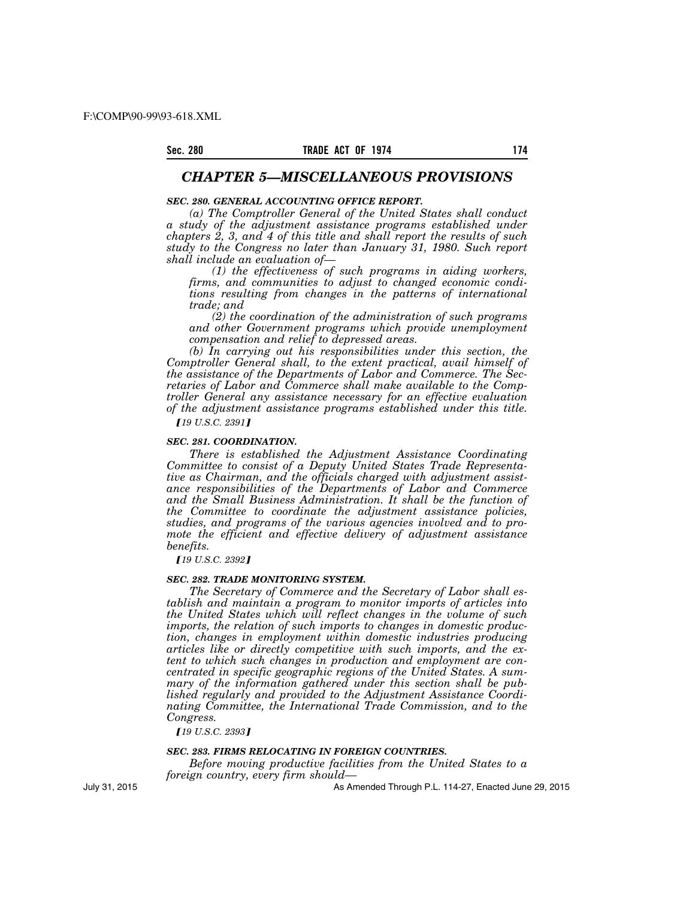## *CHAPTER 5—MISCELLANEOUS PROVISIONS*

***SEC. 280. GENERAL ACCOUNTING OFFICE REPORT.***

*(a) The Comptroller General of the United States shall conduct a study of the adjustment assistance programs established under chapters 2, 3, and 4 of this title and shall report the results of such study to the Congress no later than January 31, 1980. Such report shall include an evaluation of—*

*(1) the effectiveness of such programs in aiding workers, firms, and communities to adjust to changed economic conditions resulting from changes in the patterns of international trade; and*

*(2) the coordination of the administration of such programs and other Government programs which provide unemployment compensation and relief to depressed areas.*

*(b) In carrying out his responsibilities under this section, the Comptroller General shall, to the extent practical, avail himself of the assistance of the Departments of Labor and Commerce. The Secretaries of Labor and Commerce shall make available to the Comptroller General any assistance necessary for an effective evaluation of the adjustment assistance programs established under this title.*

*【19 U.S.C. 2391】*

***SEC. 281. COORDINATION.***

*There is established the Adjustment Assistance Coordinating Committee to consist of a Deputy United States Trade Representative as Chairman, and the officials charged with adjustment assistance responsibilities of the Departments of Labor and Commerce and the Small Business Administration. It shall be the function of the Committee to coordinate the adjustment assistance policies, studies, and programs of the various agencies involved and to promote the efficient and effective delivery of adjustment assistance benefits.*

*【19 U.S.C. 2392】*

***SEC. 282. TRADE MONITORING SYSTEM.***

*The Secretary of Commerce and the Secretary of Labor shall establish and maintain a program to monitor imports of articles into the United States which will reflect changes in the volume of such imports, the relation of such imports to changes in domestic production, changes in employment within domestic industries producing articles like or directly competitive with such imports, and the extent to which such changes in production and employment are concentrated in specific geographic regions of the United States. A summary of the information gathered under this section shall be published regularly and provided to the Adjustment Assistance Coordinating Committee, the International Trade Commission, and to the Congress.*

*【19 U.S.C. 2393】*

***SEC. 283. FIRMS RELOCATING IN FOREIGN COUNTRIES.***

*Before moving productive facilities from the United States to a foreign country, every firm should—*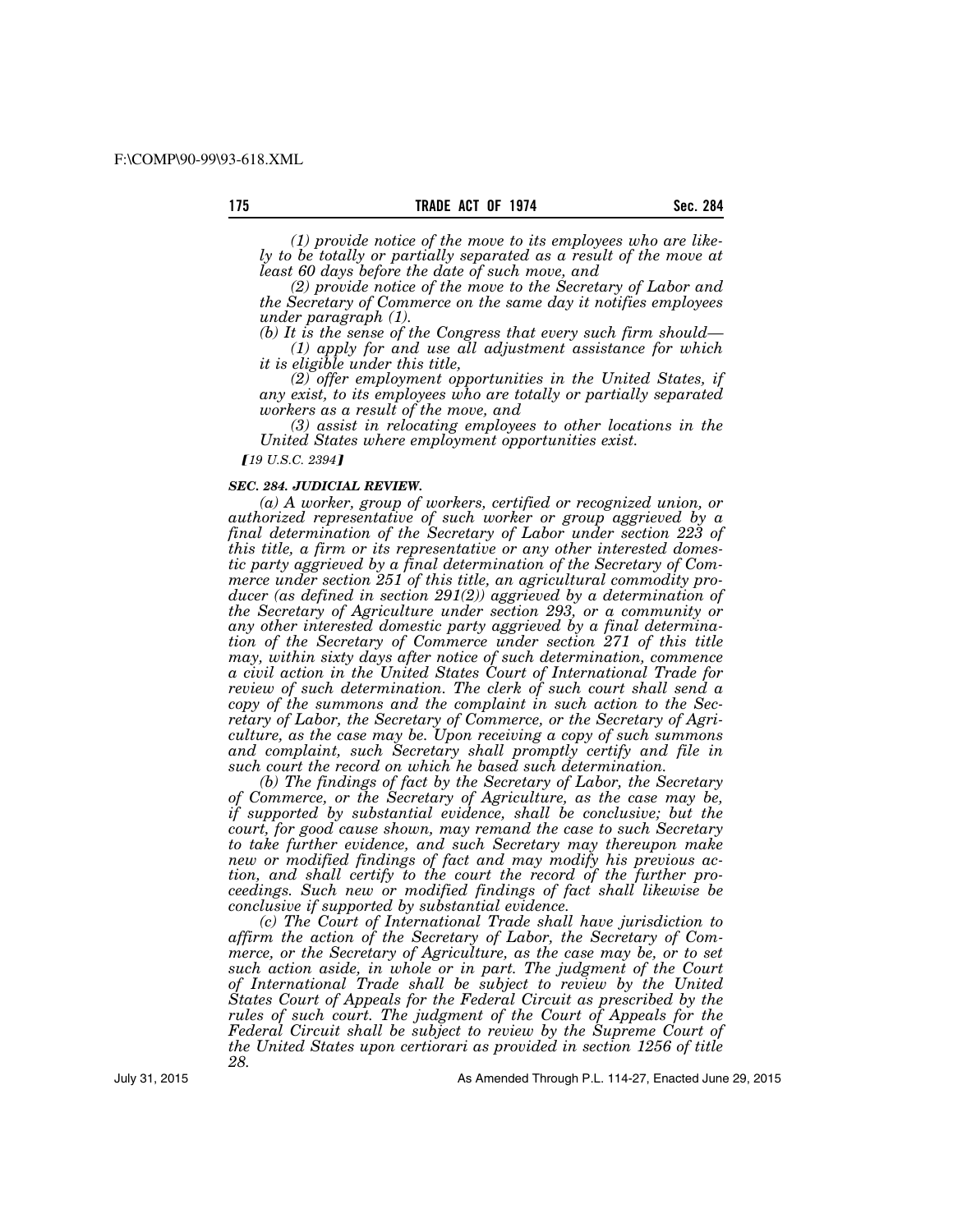*(1) provide notice of the move to its employees who are likely to be totally or partially separated as a result of the move at least 60 days before the date of such move, and*

*(2) provide notice of the move to the Secretary of Labor and the Secretary of Commerce on the same day it notifies employees under paragraph (1).*

*(b) It is the sense of the Congress that every such firm should—*

*(1) apply for and use all adjustment assistance for which it is eligible under this title,*

*(2) offer employment opportunities in the United States, if any exist, to its employees who are totally or partially separated workers as a result of the move, and*

*(3) assist in relocating employees to other locations in the United States where employment opportunities exist.*

*[19 U.S.C. 2394]*

***SEC. 284. JUDICIAL REVIEW.***

*(a) A worker, group of workers, certified or recognized union, or authorized representative of such worker or group aggrieved by a final determination of the Secretary of Labor under section 223 of this title, a firm or its representative or any other interested domestic party aggrieved by a final determination of the Secretary of Commerce under section 251 of this title, an agricultural commodity producer (as defined in section 291(2)) aggrieved by a determination of the Secretary of Agriculture under section 293, or a community or any other interested domestic party aggrieved by a final determination of the Secretary of Commerce under section 271 of this title may, within sixty days after notice of such determination, commence a civil action in the United States Court of International Trade for review of such determination. The clerk of such court shall send a copy of the summons and the complaint in such action to the Secretary of Labor, the Secretary of Commerce, or the Secretary of Agriculture, as the case may be. Upon receiving a copy of such summons and complaint, such Secretary shall promptly certify and file in such court the record on which he based such determination.*

*(b) The findings of fact by the Secretary of Labor, the Secretary of Commerce, or the Secretary of Agriculture, as the case may be, if supported by substantial evidence, shall be conclusive; but the court, for good cause shown, may remand the case to such Secretary to take further evidence, and such Secretary may thereupon make new or modified findings of fact and may modify his previous action, and shall certify to the court the record of the further proceedings. Such new or modified findings of fact shall likewise be conclusive if supported by substantial evidence.*

*(c) The Court of International Trade shall have jurisdiction to affirm the action of the Secretary of Labor, the Secretary of Commerce, or the Secretary of Agriculture, as the case may be, or to set such action aside, in whole or in part. The judgment of the Court of International Trade shall be subject to review by the United States Court of Appeals for the Federal Circuit as prescribed by the rules of such court. The judgment of the Court of Appeals for the Federal Circuit shall be subject to review by the Supreme Court of the United States upon certiorari as provided in section 1256 of title 28.*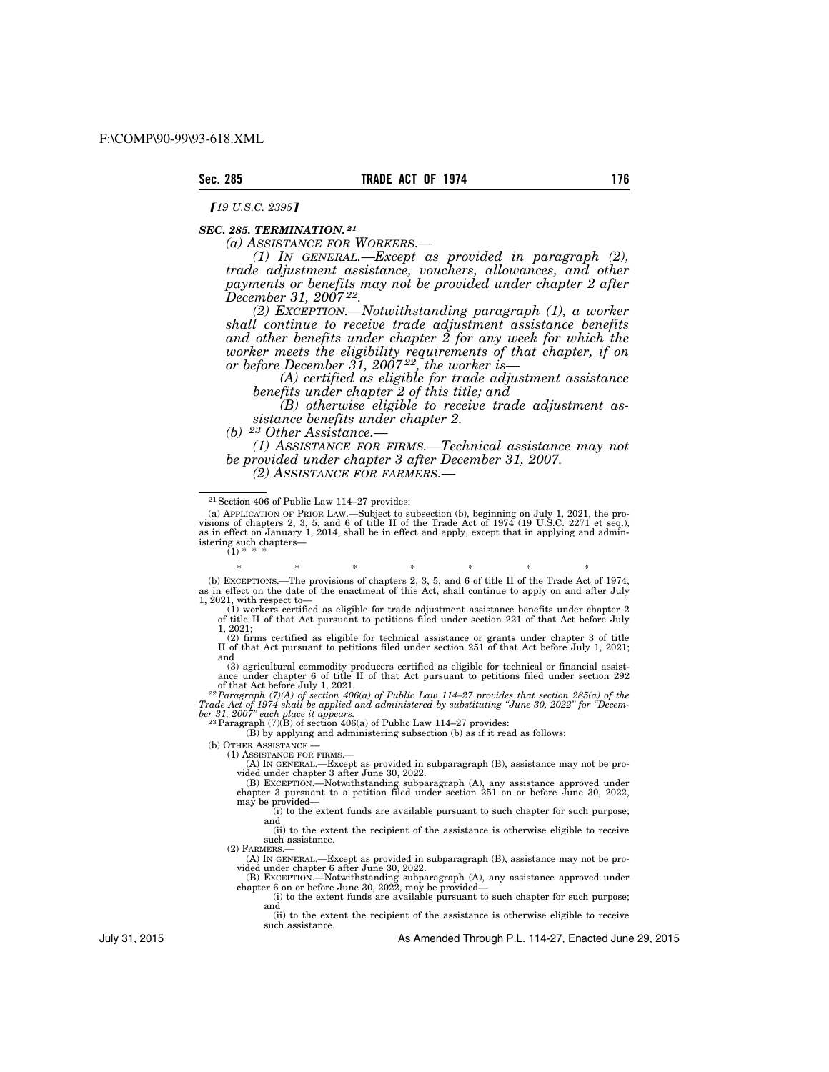*[19 U.S.C. 2395]*

***SEC. 285. TERMINATION.*** [21]

*(a) ASSISTANCE FOR WORKERS.—*

*(1) IN GENERAL.—Except as provided in paragraph (2), trade adjustment assistance, vouchers, allowances, and other payments or benefits may not be provided under chapter 2 after December 31, 2007* [22]*.*

*(2) EXCEPTION.—Notwithstanding paragraph (1), a worker shall continue to receive trade adjustment assistance benefits and other benefits under chapter 2 for any week for which the worker meets the eligibility requirements of that chapter, if on or before December 31, 2007* [22]*, the worker is—*

*(A) certified as eligible for trade adjustment assistance benefits under chapter 2 of this title; and*

*(B) otherwise eligible to receive trade adjustment assistance benefits under chapter 2.*

*(b)* [23] *Other Assistance.—*

*(1) ASSISTANCE FOR FIRMS.—Technical assistance may not be provided under chapter 3 after December 31, 2007.*

*(2) ASSISTANCE FOR FARMERS.—*

---

[21] Section 406 of Public Law 114–27 provides:

(a) APPLICATION OF PRIOR LAW.—Subject to subsection (b), beginning on July 1, 2021, the provisions of chapters 2, 3, 5, and 6 of title II of the Trade Act of 1974 (19 U.S.C. 2271 et seq.), as in effect on January 1, 2014, shall be in effect and apply, except that in applying and administering such chapters—

(1) * * *

\* \* \* \* \* \* \*

(b) EXCEPTIONS.—The provisions of chapters 2, 3, 5, and 6 of title II of the Trade Act of 1974, as in effect on the date of the enactment of this Act, shall continue to apply on and after July 1, 2021, with respect to—

(1) workers certified as eligible for trade adjustment assistance benefits under chapter 2 of title II of that Act pursuant to petitions filed under section 221 of that Act before July 1, 2021;

(2) firms certified as eligible for technical assistance or grants under chapter 3 of title II of that Act pursuant to petitions filed under section 251 of that Act before July 1, 2021; and

(3) agricultural commodity producers certified as eligible for technical or financial assistance under chapter 6 of title II of that Act pursuant to petitions filed under section 292 of that Act before July 1, 2021.

[22] *Paragraph (7)(A) of section 406(a) of Public Law 114–27 provides that section 285(a) of the Trade Act of 1974 shall be applied and administered by substituting "June 30, 2022" for "December 31, 2007" each place it appears.*

[23] Paragraph (7)(B) of section 406(a) of Public Law 114–27 provides:

(B) by applying and administering subsection (b) as if it read as follows:

(b) OTHER ASSISTANCE.—

(1) ASSISTANCE FOR FIRMS.—

(A) IN GENERAL.—Except as provided in subparagraph (B), assistance may not be provided under chapter 3 after June 30, 2022.

(B) EXCEPTION.—Notwithstanding subparagraph (A), any assistance approved under chapter 3 pursuant to a petition filed under section 251 on or before June 30, 2022, may be provided—

(i) to the extent funds are available pursuant to such chapter for such purpose; and

(ii) to the extent the recipient of the assistance is otherwise eligible to receive such assistance.

(2) FARMERS.—

(A) IN GENERAL.—Except as provided in subparagraph (B), assistance may not be provided under chapter 6 after June 30, 2022.

(B) EXCEPTION.—Notwithstanding subparagraph (A), any assistance approved under chapter 6 on or before June 30, 2022, may be provided—

(i) to the extent funds are available pursuant to such chapter for such purpose; and

(ii) to the extent the recipient of the assistance is otherwise eligible to receive such assistance.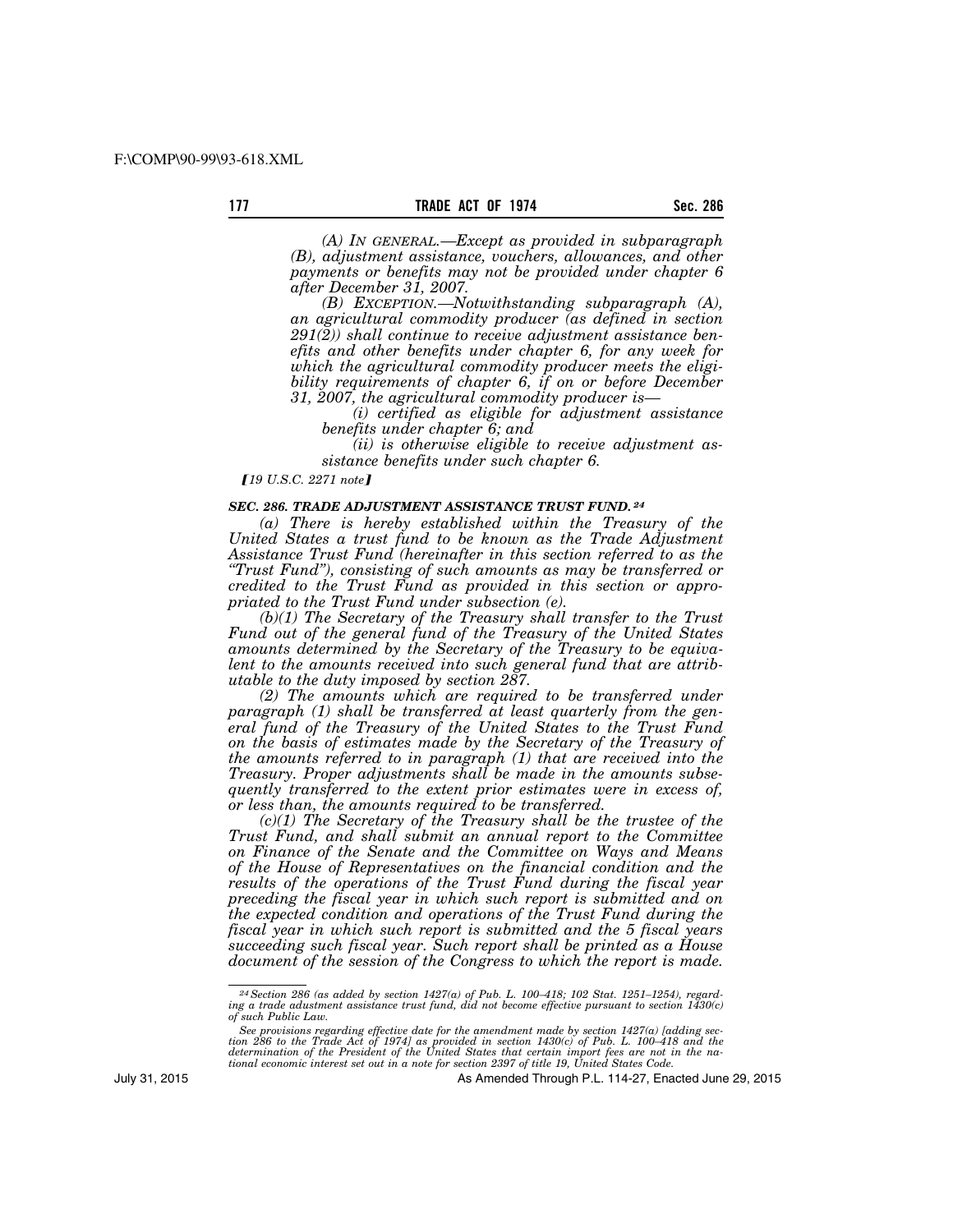*(A) IN GENERAL.—Except as provided in subparagraph (B), adjustment assistance, vouchers, allowances, and other payments or benefits may not be provided under chapter 6 after December 31, 2007.*

*(B) EXCEPTION.—Notwithstanding subparagraph (A), an agricultural commodity producer (as defined in section 291(2)) shall continue to receive adjustment assistance benefits and other benefits under chapter 6, for any week for which the agricultural commodity producer meets the eligibility requirements of chapter 6, if on or before December 31, 2007, the agricultural commodity producer is—*

*(i) certified as eligible for adjustment assistance benefits under chapter 6; and*

*(ii) is otherwise eligible to receive adjustment assistance benefits under such chapter 6.*

*[19 U.S.C. 2271 note]*

***SEC. 286. TRADE ADJUSTMENT ASSISTANCE TRUST FUND.*** [24]

*(a) There is hereby established within the Treasury of the United States a trust fund to be known as the Trade Adjustment Assistance Trust Fund (hereinafter in this section referred to as the "Trust Fund"), consisting of such amounts as may be transferred or credited to the Trust Fund as provided in this section or appropriated to the Trust Fund under subsection (e).*

*(b)(1) The Secretary of the Treasury shall transfer to the Trust Fund out of the general fund of the Treasury of the United States amounts determined by the Secretary of the Treasury to be equivalent to the amounts received into such general fund that are attributable to the duty imposed by section 287.*

*(2) The amounts which are required to be transferred under paragraph (1) shall be transferred at least quarterly from the general fund of the Treasury of the United States to the Trust Fund on the basis of estimates made by the Secretary of the Treasury of the amounts referred to in paragraph (1) that are received into the Treasury. Proper adjustments shall be made in the amounts subsequently transferred to the extent prior estimates were in excess of, or less than, the amounts required to be transferred.*

*(c)(1) The Secretary of the Treasury shall be the trustee of the Trust Fund, and shall submit an annual report to the Committee on Finance of the Senate and the Committee on Ways and Means of the House of Representatives on the financial condition and the results of the operations of the Trust Fund during the fiscal year preceding the fiscal year in which such report is submitted and on the expected condition and operations of the Trust Fund during the fiscal year in which such report is submitted and the 5 fiscal years succeeding such fiscal year. Such report shall be printed as a House document of the session of the Congress to which the report is made.*

---

*[24] Section 286 (as added by section 1427(a) of Pub. L. 100–418; 102 Stat. 1251–1254), regarding a trade adustment assistance trust fund, did not become effective pursuant to section 1430(c) of such Public Law.*

*See provisions regarding effective date for the amendment made by section 1427(a) [adding section 286 to the Trade Act of 1974] as provided in section 1430(c) of Pub. L. 100–418 and the determination of the President of the United States that certain import fees are not in the national economic interest set out in a note for section 2397 of title 19, United States Code.*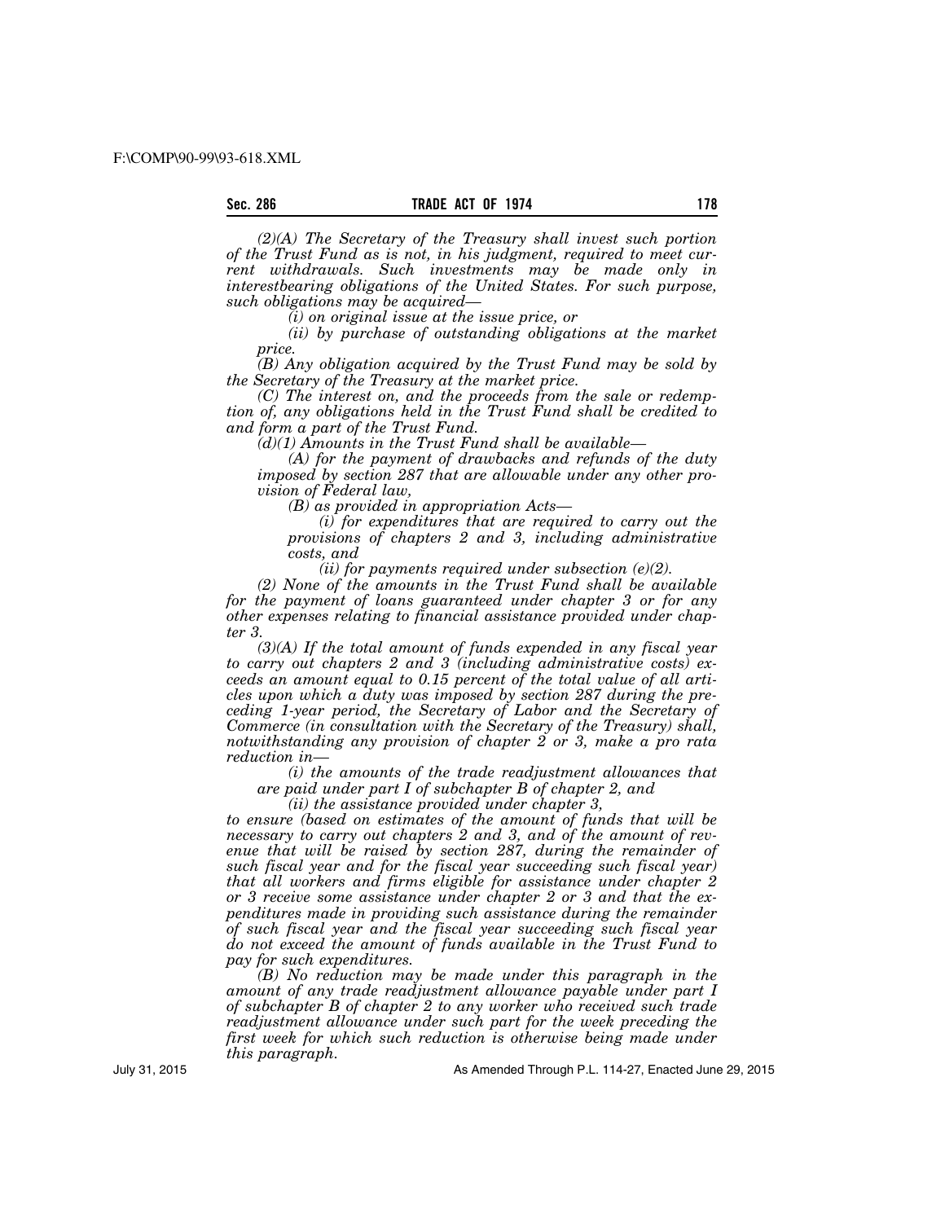*(2)(A) The Secretary of the Treasury shall invest such portion of the Trust Fund as is not, in his judgment, required to meet current withdrawals. Such investments may be made only in interestbearing obligations of the United States. For such purpose, such obligations may be acquired—*

*(i) on original issue at the issue price, or*

*(ii) by purchase of outstanding obligations at the market price.*

*(B) Any obligation acquired by the Trust Fund may be sold by the Secretary of the Treasury at the market price.*

*(C) The interest on, and the proceeds from the sale or redemption of, any obligations held in the Trust Fund shall be credited to and form a part of the Trust Fund.*

*(d)(1) Amounts in the Trust Fund shall be available—*

*(A) for the payment of drawbacks and refunds of the duty imposed by section 287 that are allowable under any other provision of Federal law,*

*(B) as provided in appropriation Acts—*

*(i) for expenditures that are required to carry out the provisions of chapters 2 and 3, including administrative costs, and*

*(ii) for payments required under subsection (e)(2).*

*(2) None of the amounts in the Trust Fund shall be available for the payment of loans guaranteed under chapter 3 or for any other expenses relating to financial assistance provided under chapter 3.*

*(3)(A) If the total amount of funds expended in any fiscal year to carry out chapters 2 and 3 (including administrative costs) exceeds an amount equal to 0.15 percent of the total value of all articles upon which a duty was imposed by section 287 during the preceding 1-year period, the Secretary of Labor and the Secretary of Commerce (in consultation with the Secretary of the Treasury) shall, notwithstanding any provision of chapter 2 or 3, make a pro rata reduction in—*

*(i) the amounts of the trade readjustment allowances that are paid under part I of subchapter B of chapter 2, and*

*(ii) the assistance provided under chapter 3,*

*to ensure (based on estimates of the amount of funds that will be necessary to carry out chapters 2 and 3, and of the amount of revenue that will be raised by section 287, during the remainder of such fiscal year and for the fiscal year succeeding such fiscal year) that all workers and firms eligible for assistance under chapter 2 or 3 receive some assistance under chapter 2 or 3 and that the expenditures made in providing such assistance during the remainder of such fiscal year and the fiscal year succeeding such fiscal year do not exceed the amount of funds available in the Trust Fund to pay for such expenditures.*

*(B) No reduction may be made under this paragraph in the amount of any trade readjustment allowance payable under part I of subchapter B of chapter 2 to any worker who received such trade readjustment allowance under such part for the week preceding the first week for which such reduction is otherwise being made under this paragraph.*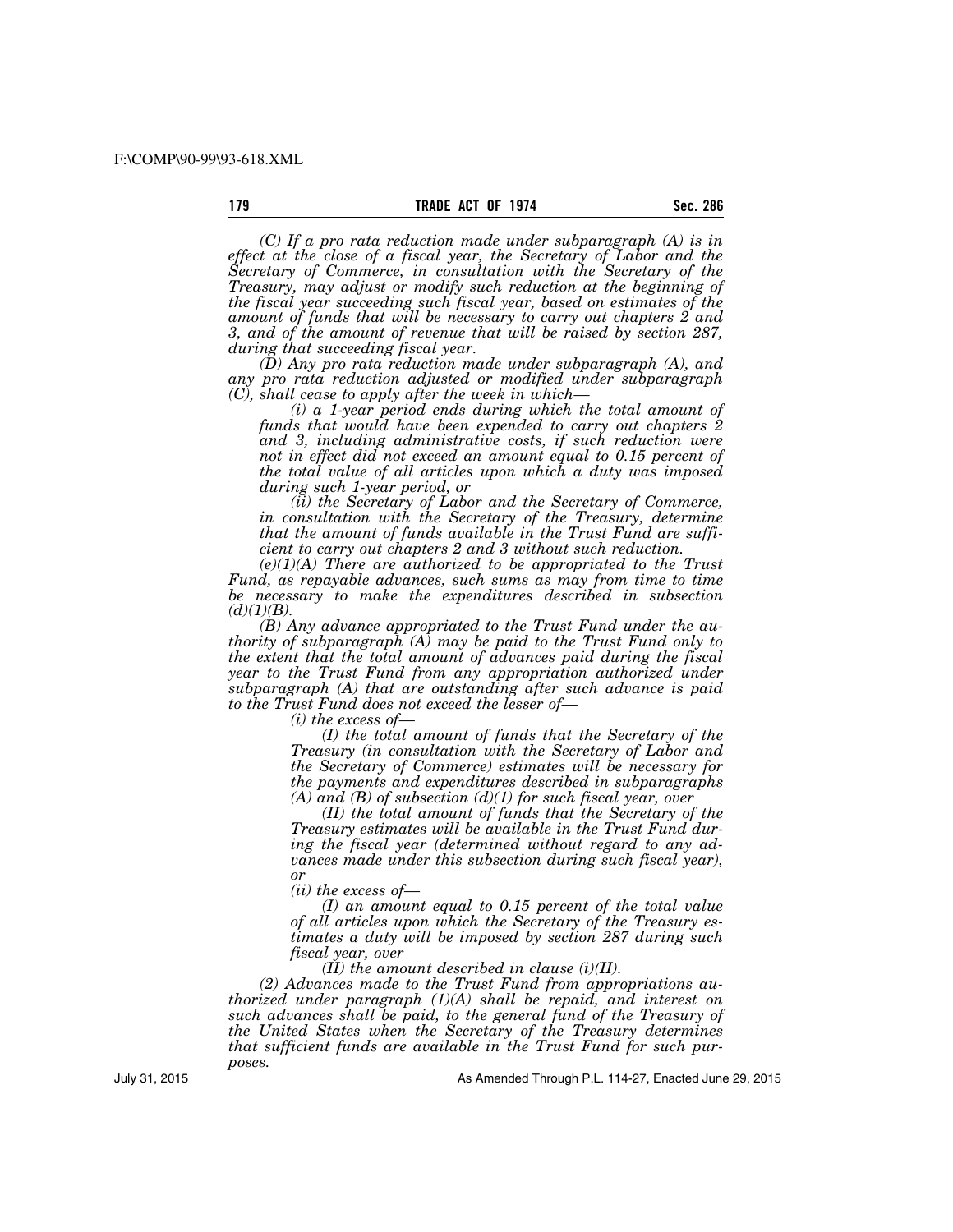*(C) If a pro rata reduction made under subparagraph (A) is in effect at the close of a fiscal year, the Secretary of Labor and the Secretary of Commerce, in consultation with the Secretary of the Treasury, may adjust or modify such reduction at the beginning of the fiscal year succeeding such fiscal year, based on estimates of the amount of funds that will be necessary to carry out chapters 2 and 3, and of the amount of revenue that will be raised by section 287, during that succeeding fiscal year.*

*(D) Any pro rata reduction made under subparagraph (A), and any pro rata reduction adjusted or modified under subparagraph (C), shall cease to apply after the week in which—*

*(i) a 1-year period ends during which the total amount of funds that would have been expended to carry out chapters 2 and 3, including administrative costs, if such reduction were not in effect did not exceed an amount equal to 0.15 percent of the total value of all articles upon which a duty was imposed during such 1-year period, or*

*(ii) the Secretary of Labor and the Secretary of Commerce, in consultation with the Secretary of the Treasury, determine that the amount of funds available in the Trust Fund are sufficient to carry out chapters 2 and 3 without such reduction.*

*(e)(1)(A) There are authorized to be appropriated to the Trust Fund, as repayable advances, such sums as may from time to time be necessary to make the expenditures described in subsection (d)(1)(B).*

*(B) Any advance appropriated to the Trust Fund under the authority of subparagraph (A) may be paid to the Trust Fund only to the extent that the total amount of advances paid during the fiscal year to the Trust Fund from any appropriation authorized under subparagraph (A) that are outstanding after such advance is paid to the Trust Fund does not exceed the lesser of—*

*(i) the excess of—*

*(I) the total amount of funds that the Secretary of the Treasury (in consultation with the Secretary of Labor and the Secretary of Commerce) estimates will be necessary for the payments and expenditures described in subparagraphs (A) and (B) of subsection (d)(1) for such fiscal year, over*

*(II) the total amount of funds that the Secretary of the Treasury estimates will be available in the Trust Fund during the fiscal year (determined without regard to any advances made under this subsection during such fiscal year), or*

*(ii) the excess of—*

*(I) an amount equal to 0.15 percent of the total value of all articles upon which the Secretary of the Treasury estimates a duty will be imposed by section 287 during such fiscal year, over*

*(II) the amount described in clause (i)(II).*

*(2) Advances made to the Trust Fund from appropriations authorized under paragraph (1)(A) shall be repaid, and interest on such advances shall be paid, to the general fund of the Treasury of the United States when the Secretary of the Treasury determines that sufficient funds are available in the Trust Fund for such purposes.*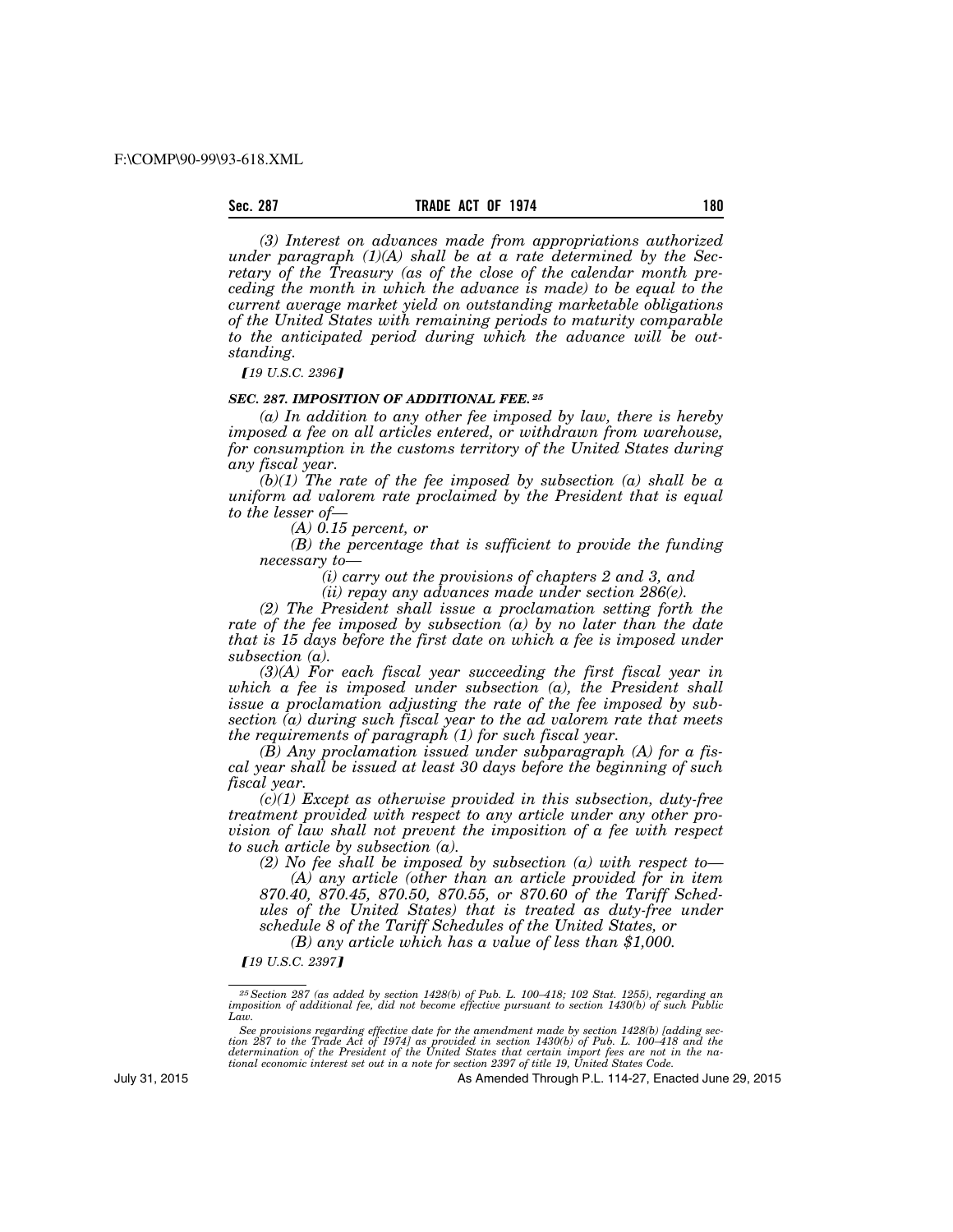*(3) Interest on advances made from appropriations authorized under paragraph (1)(A) shall be at a rate determined by the Secretary of the Treasury (as of the close of the calendar month preceding the month in which the advance is made) to be equal to the current average market yield on outstanding marketable obligations of the United States with remaining periods to maturity comparable to the anticipated period during which the advance will be outstanding.*

*⌊19 U.S.C. 2396⌋*

### *SEC. 287. IMPOSITION OF ADDITIONAL FEE.* [25]

*(a) In addition to any other fee imposed by law, there is hereby imposed a fee on all articles entered, or withdrawn from warehouse, for consumption in the customs territory of the United States during any fiscal year.*

*(b)(1) The rate of the fee imposed by subsection (a) shall be a uniform ad valorem rate proclaimed by the President that is equal to the lesser of—*

*(A) 0.15 percent, or*

*(B) the percentage that is sufficient to provide the funding necessary to—*

*(i) carry out the provisions of chapters 2 and 3, and*

*(ii) repay any advances made under section 286(e).*

*(2) The President shall issue a proclamation setting forth the rate of the fee imposed by subsection (a) by no later than the date that is 15 days before the first date on which a fee is imposed under subsection (a).*

*(3)(A) For each fiscal year succeeding the first fiscal year in which a fee is imposed under subsection (a), the President shall issue a proclamation adjusting the rate of the fee imposed by subsection (a) during such fiscal year to the ad valorem rate that meets the requirements of paragraph (1) for such fiscal year.*

*(B) Any proclamation issued under subparagraph (A) for a fiscal year shall be issued at least 30 days before the beginning of such fiscal year.*

*(c)(1) Except as otherwise provided in this subsection, duty-free treatment provided with respect to any article under any other provision of law shall not prevent the imposition of a fee with respect to such article by subsection (a).*

*(2) No fee shall be imposed by subsection (a) with respect to—*

*(A) any article (other than an article provided for in item 870.40, 870.45, 870.50, 870.55, or 870.60 of the Tariff Schedules of the United States) that is treated as duty-free under schedule 8 of the Tariff Schedules of the United States, or*

*(B) any article which has a value of less than $1,000.*

*⌊19 U.S.C. 2397⌋*

---

[25] *Section 287 (as added by section 1428(b) of Pub. L. 100–418; 102 Stat. 1255), regarding an imposition of additional fee, did not become effective pursuant to section 1430(b) of such Public Law.*

*See provisions regarding effective date for the amendment made by section 1428(b) [adding section 287 to the Trade Act of 1974] as provided in section 1430(b) of Pub. L. 100–418 and the determination of the President of the United States that certain import fees are not in the national economic interest set out in a note for section 2397 of title 19, United States Code.*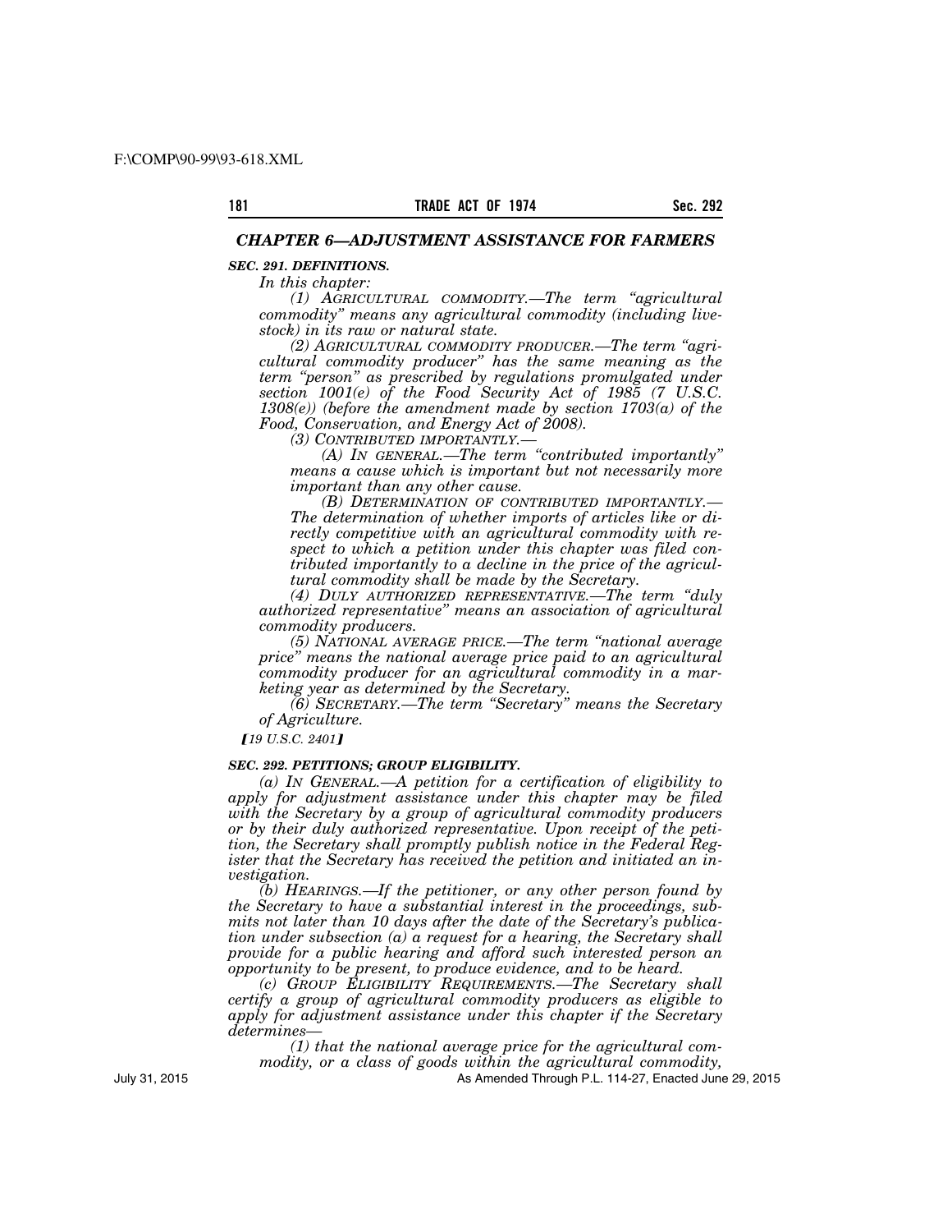## *CHAPTER 6—ADJUSTMENT ASSISTANCE FOR FARMERS*

***SEC. 291. DEFINITIONS.***

*In this chapter:*

*(1) AGRICULTURAL COMMODITY.—The term "agricultural commodity" means any agricultural commodity (including livestock) in its raw or natural state.*

*(2) AGRICULTURAL COMMODITY PRODUCER.—The term "agricultural commodity producer" has the same meaning as the term "person" as prescribed by regulations promulgated under section 1001(e) of the Food Security Act of 1985 (7 U.S.C. 1308(e)) (before the amendment made by section 1703(a) of the Food, Conservation, and Energy Act of 2008).*

*(3) CONTRIBUTED IMPORTANTLY.—*

*(A) IN GENERAL.—The term "contributed importantly" means a cause which is important but not necessarily more important than any other cause.*

*(B) DETERMINATION OF CONTRIBUTED IMPORTANTLY.—The determination of whether imports of articles like or directly competitive with an agricultural commodity with respect to which a petition under this chapter was filed contributed importantly to a decline in the price of the agricultural commodity shall be made by the Secretary.*

*(4) DULY AUTHORIZED REPRESENTATIVE.—The term "duly authorized representative" means an association of agricultural commodity producers.*

*(5) NATIONAL AVERAGE PRICE.—The term "national average price" means the national average price paid to an agricultural commodity producer for an agricultural commodity in a marketing year as determined by the Secretary.*

*(6) SECRETARY.—The term "Secretary" means the Secretary of Agriculture.*

*⟦19 U.S.C. 2401⟧*

***SEC. 292. PETITIONS; GROUP ELIGIBILITY.***

*(a) IN GENERAL.—A petition for a certification of eligibility to apply for adjustment assistance under this chapter may be filed with the Secretary by a group of agricultural commodity producers or by their duly authorized representative. Upon receipt of the petition, the Secretary shall promptly publish notice in the Federal Register that the Secretary has received the petition and initiated an investigation.*

*(b) HEARINGS.—If the petitioner, or any other person found by the Secretary to have a substantial interest in the proceedings, submits not later than 10 days after the date of the Secretary's publication under subsection (a) a request for a hearing, the Secretary shall provide for a public hearing and afford such interested person an opportunity to be present, to produce evidence, and to be heard.*

*(c) GROUP ELIGIBILITY REQUIREMENTS.—The Secretary shall certify a group of agricultural commodity producers as eligible to apply for adjustment assistance under this chapter if the Secretary determines—*

*(1) that the national average price for the agricultural commodity, or a class of goods within the agricultural commodity,*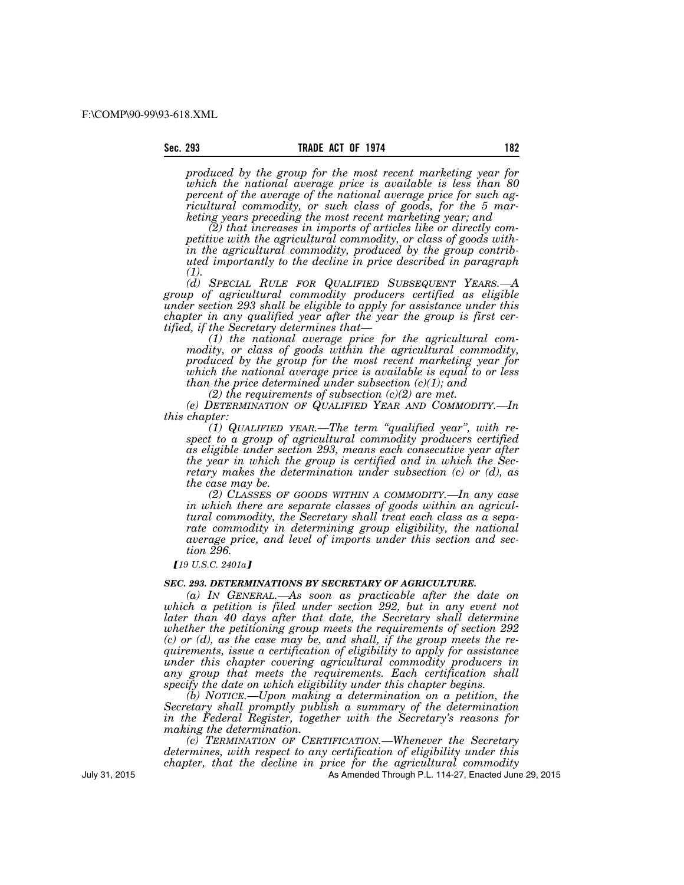*produced by the group for the most recent marketing year for which the national average price is available is less than 80 percent of the average of the national average price for such agricultural commodity, or such class of goods, for the 5 marketing years preceding the most recent marketing year; and*

*(2) that increases in imports of articles like or directly competitive with the agricultural commodity, or class of goods within the agricultural commodity, produced by the group contributed importantly to the decline in price described in paragraph (1).*

*(d) SPECIAL RULE FOR QUALIFIED SUBSEQUENT YEARS.—A group of agricultural commodity producers certified as eligible under section 293 shall be eligible to apply for assistance under this chapter in any qualified year after the year the group is first certified, if the Secretary determines that—*

*(1) the national average price for the agricultural commodity, or class of goods within the agricultural commodity, produced by the group for the most recent marketing year for which the national average price is available is equal to or less than the price determined under subsection (c)(1); and*

*(2) the requirements of subsection (c)(2) are met.*

*(e) DETERMINATION OF QUALIFIED YEAR AND COMMODITY.—In this chapter:*

*(1) QUALIFIED YEAR.—The term "qualified year", with respect to a group of agricultural commodity producers certified as eligible under section 293, means each consecutive year after the year in which the group is certified and in which the Secretary makes the determination under subsection (c) or (d), as the case may be.*

*(2) CLASSES OF GOODS WITHIN A COMMODITY.—In any case in which there are separate classes of goods within an agricultural commodity, the Secretary shall treat each class as a separate commodity in determining group eligibility, the national average price, and level of imports under this section and section 296.*

*[19 U.S.C. 2401a]*

***SEC. 293. DETERMINATIONS BY SECRETARY OF AGRICULTURE.***

*(a) IN GENERAL.—As soon as practicable after the date on which a petition is filed under section 292, but in any event not later than 40 days after that date, the Secretary shall determine whether the petitioning group meets the requirements of section 292 (c) or (d), as the case may be, and shall, if the group meets the requirements, issue a certification of eligibility to apply for assistance under this chapter covering agricultural commodity producers in any group that meets the requirements. Each certification shall specify the date on which eligibility under this chapter begins.*

*(b) NOTICE.—Upon making a determination on a petition, the Secretary shall promptly publish a summary of the determination in the Federal Register, together with the Secretary's reasons for making the determination.*

*(c) TERMINATION OF CERTIFICATION.—Whenever the Secretary determines, with respect to any certification of eligibility under this chapter, that the decline in price for the agricultural commodity*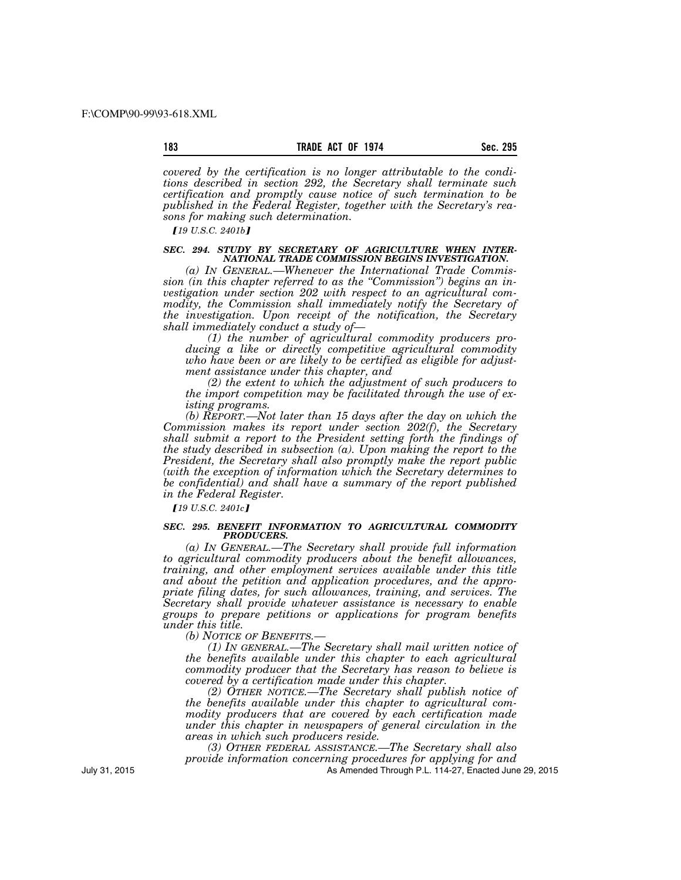*covered by the certification is no longer attributable to the conditions described in section 292, the Secretary shall terminate such certification and promptly cause notice of such termination to be published in the Federal Register, together with the Secretary's reasons for making such determination.*

*[19 U.S.C. 2401b]*

### *SEC. 294. STUDY BY SECRETARY OF AGRICULTURE WHEN INTERNATIONAL TRADE COMMISSION BEGINS INVESTIGATION.*

*(a) IN GENERAL.—Whenever the International Trade Commission (in this chapter referred to as the "Commission") begins an investigation under section 202 with respect to an agricultural commodity, the Commission shall immediately notify the Secretary of the investigation. Upon receipt of the notification, the Secretary shall immediately conduct a study of—*

*(1) the number of agricultural commodity producers producing a like or directly competitive agricultural commodity who have been or are likely to be certified as eligible for adjustment assistance under this chapter, and*

*(2) the extent to which the adjustment of such producers to the import competition may be facilitated through the use of existing programs.*

*(b) REPORT.—Not later than 15 days after the day on which the Commission makes its report under section 202(f), the Secretary shall submit a report to the President setting forth the findings of the study described in subsection (a). Upon making the report to the President, the Secretary shall also promptly make the report public (with the exception of information which the Secretary determines to be confidential) and shall have a summary of the report published in the Federal Register.*

*[19 U.S.C. 2401c]*

### *SEC. 295. BENEFIT INFORMATION TO AGRICULTURAL COMMODITY PRODUCERS.*

*(a) IN GENERAL.—The Secretary shall provide full information to agricultural commodity producers about the benefit allowances, training, and other employment services available under this title and about the petition and application procedures, and the appropriate filing dates, for such allowances, training, and services. The Secretary shall provide whatever assistance is necessary to enable groups to prepare petitions or applications for program benefits under this title.*

*(b) NOTICE OF BENEFITS.—*

*(1) IN GENERAL.—The Secretary shall mail written notice of the benefits available under this chapter to each agricultural commodity producer that the Secretary has reason to believe is covered by a certification made under this chapter.*

*(2) OTHER NOTICE.—The Secretary shall publish notice of the benefits available under this chapter to agricultural commodity producers that are covered by each certification made under this chapter in newspapers of general circulation in the areas in which such producers reside.*

*(3) OTHER FEDERAL ASSISTANCE.—The Secretary shall also provide information concerning procedures for applying for and*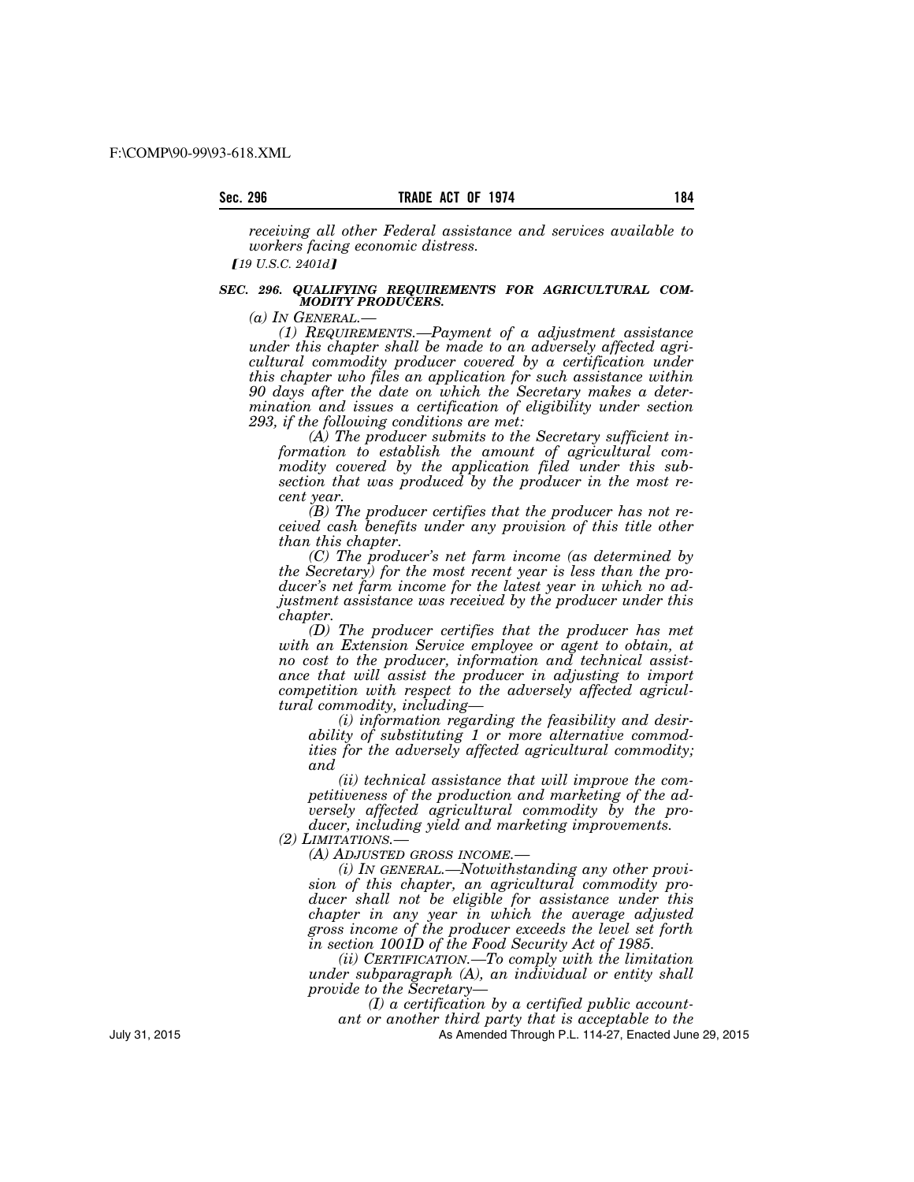*receiving all other Federal assistance and services available to workers facing economic distress.*

*[19 U.S.C. 2401d]*

### *SEC. 296. QUALIFYING REQUIREMENTS FOR AGRICULTURAL COMMODITY PRODUCERS.*

*(a) IN GENERAL.—*

*(1) REQUIREMENTS.—Payment of a adjustment assistance under this chapter shall be made to an adversely affected agricultural commodity producer covered by a certification under this chapter who files an application for such assistance within 90 days after the date on which the Secretary makes a determination and issues a certification of eligibility under section 293, if the following conditions are met:*

*(A) The producer submits to the Secretary sufficient information to establish the amount of agricultural commodity covered by the application filed under this subsection that was produced by the producer in the most recent year.*

*(B) The producer certifies that the producer has not received cash benefits under any provision of this title other than this chapter.*

*(C) The producer's net farm income (as determined by the Secretary) for the most recent year is less than the producer's net farm income for the latest year in which no adjustment assistance was received by the producer under this chapter.*

*(D) The producer certifies that the producer has met with an Extension Service employee or agent to obtain, at no cost to the producer, information and technical assistance that will assist the producer in adjusting to import competition with respect to the adversely affected agricultural commodity, including—*

*(i) information regarding the feasibility and desirability of substituting 1 or more alternative commodities for the adversely affected agricultural commodity; and*

*(ii) technical assistance that will improve the competitiveness of the production and marketing of the adversely affected agricultural commodity by the producer, including yield and marketing improvements.*

*(2) LIMITATIONS.—*

*(A) ADJUSTED GROSS INCOME.—*

*(i) IN GENERAL.—Notwithstanding any other provision of this chapter, an agricultural commodity producer shall not be eligible for assistance under this chapter in any year in which the average adjusted gross income of the producer exceeds the level set forth in section 1001D of the Food Security Act of 1985.*

*(ii) CERTIFICATION.—To comply with the limitation under subparagraph (A), an individual or entity shall provide to the Secretary—*

*(I) a certification by a certified public accountant or another third party that is acceptable to the*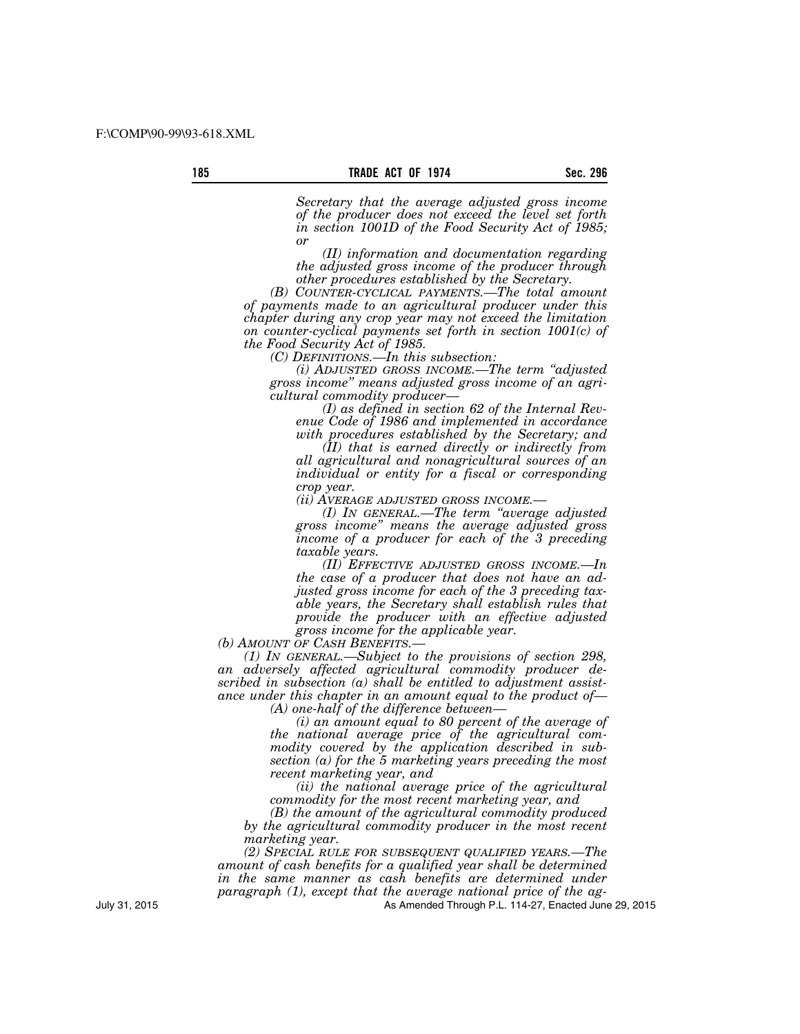*Secretary that the average adjusted gross income of the producer does not exceed the level set forth in section 1001D of the Food Security Act of 1985; or*

*(II) information and documentation regarding the adjusted gross income of the producer through other procedures established by the Secretary.*

*(B) COUNTER-CYCLICAL PAYMENTS.—The total amount of payments made to an agricultural producer under this chapter during any crop year may not exceed the limitation on counter-cyclical payments set forth in section 1001(c) of the Food Security Act of 1985.*

*(C) DEFINITIONS.—In this subsection:*

*(i) ADJUSTED GROSS INCOME.—The term "adjusted gross income" means adjusted gross income of an agricultural commodity producer—*

*(I) as defined in section 62 of the Internal Revenue Code of 1986 and implemented in accordance with procedures established by the Secretary; and*

*(II) that is earned directly or indirectly from all agricultural and nonagricultural sources of an individual or entity for a fiscal or corresponding crop year.*

*(ii) AVERAGE ADJUSTED GROSS INCOME.—*

*(I) IN GENERAL.—The term "average adjusted gross income" means the average adjusted gross income of a producer for each of the 3 preceding taxable years.*

*(II) EFFECTIVE ADJUSTED GROSS INCOME.—In the case of a producer that does not have an adjusted gross income for each of the 3 preceding taxable years, the Secretary shall establish rules that provide the producer with an effective adjusted gross income for the applicable year.*

*(b) AMOUNT OF CASH BENEFITS.—*

*(1) IN GENERAL.—Subject to the provisions of section 298, an adversely affected agricultural commodity producer described in subsection (a) shall be entitled to adjustment assistance under this chapter in an amount equal to the product of—*

*(A) one-half of the difference between—*

*(i) an amount equal to 80 percent of the average of the national average price of the agricultural commodity covered by the application described in subsection (a) for the 5 marketing years preceding the most recent marketing year, and*

*(ii) the national average price of the agricultural commodity for the most recent marketing year, and*

*(B) the amount of the agricultural commodity produced by the agricultural commodity producer in the most recent marketing year.*

*(2) SPECIAL RULE FOR SUBSEQUENT QUALIFIED YEARS.—The amount of cash benefits for a qualified year shall be determined in the same manner as cash benefits are determined under paragraph (1), except that the average national price of the ag-*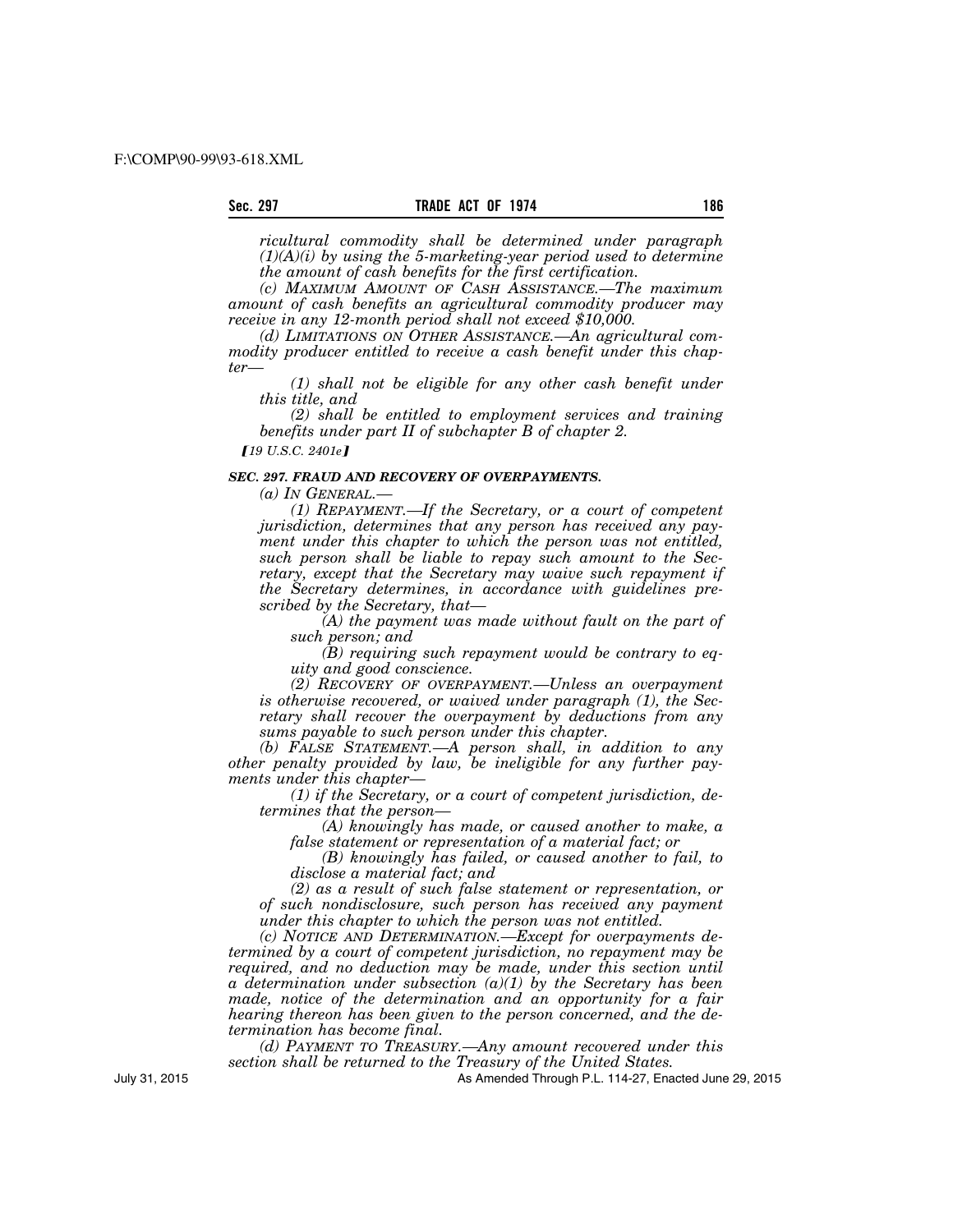*ricultural commodity shall be determined under paragraph (1)(A)(i) by using the 5-marketing-year period used to determine the amount of cash benefits for the first certification.*

*(c) MAXIMUM AMOUNT OF CASH ASSISTANCE.—The maximum amount of cash benefits an agricultural commodity producer may receive in any 12-month period shall not exceed $10,000.*

*(d) LIMITATIONS ON OTHER ASSISTANCE.—An agricultural commodity producer entitled to receive a cash benefit under this chapter—*

*(1) shall not be eligible for any other cash benefit under this title, and*

*(2) shall be entitled to employment services and training benefits under part II of subchapter B of chapter 2.*

*【19 U.S.C. 2401e】*

### *SEC. 297. FRAUD AND RECOVERY OF OVERPAYMENTS.*

*(a) IN GENERAL.—*

*(1) REPAYMENT.—If the Secretary, or a court of competent jurisdiction, determines that any person has received any payment under this chapter to which the person was not entitled, such person shall be liable to repay such amount to the Secretary, except that the Secretary may waive such repayment if the Secretary determines, in accordance with guidelines prescribed by the Secretary, that—*

*(A) the payment was made without fault on the part of such person; and*

*(B) requiring such repayment would be contrary to equity and good conscience.*

*(2) RECOVERY OF OVERPAYMENT.—Unless an overpayment is otherwise recovered, or waived under paragraph (1), the Secretary shall recover the overpayment by deductions from any sums payable to such person under this chapter.*

*(b) FALSE STATEMENT.—A person shall, in addition to any other penalty provided by law, be ineligible for any further payments under this chapter—*

*(1) if the Secretary, or a court of competent jurisdiction, determines that the person—*

*(A) knowingly has made, or caused another to make, a false statement or representation of a material fact; or*

*(B) knowingly has failed, or caused another to fail, to disclose a material fact; and*

*(2) as a result of such false statement or representation, or of such nondisclosure, such person has received any payment under this chapter to which the person was not entitled.*

*(c) NOTICE AND DETERMINATION.—Except for overpayments determined by a court of competent jurisdiction, no repayment may be required, and no deduction may be made, under this section until a determination under subsection (a)(1) by the Secretary has been made, notice of the determination and an opportunity for a fair hearing thereon has been given to the person concerned, and the determination has become final.*

*(d) PAYMENT TO TREASURY.—Any amount recovered under this section shall be returned to the Treasury of the United States.*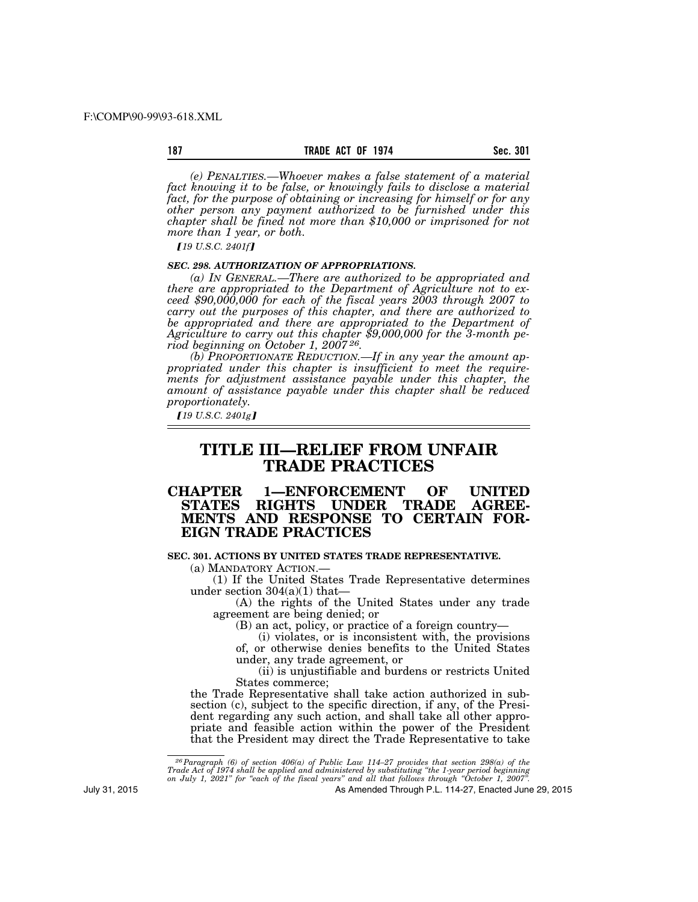*(e) PENALTIES.—Whoever makes a false statement of a material fact knowing it to be false, or knowingly fails to disclose a material fact, for the purpose of obtaining or increasing for himself or for any other person any payment authorized to be furnished under this chapter shall be fined not more than $10,000 or imprisoned for not more than 1 year, or both.*

*[19 U.S.C. 2401f]*

***SEC. 298. AUTHORIZATION OF APPROPRIATIONS.***

*(a) IN GENERAL.—There are authorized to be appropriated and there are appropriated to the Department of Agriculture not to exceed $90,000,000 for each of the fiscal years 2003 through 2007 to carry out the purposes of this chapter, and there are authorized to be appropriated and there are appropriated to the Department of Agriculture to carry out this chapter $9,000,000 for the 3-month period beginning on October 1, 2007*[26]*.*

*(b) PROPORTIONATE REDUCTION.—If in any year the amount appropriated under this chapter is insufficient to meet the requirements for adjustment assistance payable under this chapter, the amount of assistance payable under this chapter shall be reduced proportionately.*

*[19 U.S.C. 2401g]*

# TITLE III—RELIEF FROM UNFAIR TRADE PRACTICES

## CHAPTER 1—ENFORCEMENT OF UNITED STATES RIGHTS UNDER TRADE AGREEMENTS AND RESPONSE TO CERTAIN FOREIGN TRADE PRACTICES

**SEC. 301. ACTIONS BY UNITED STATES TRADE REPRESENTATIVE.**

(a) MANDATORY ACTION.—

(1) If the United States Trade Representative determines under section 304(a)(1) that—

(A) the rights of the United States under any trade agreement are being denied; or

(B) an act, policy, or practice of a foreign country—

(i) violates, or is inconsistent with, the provisions of, or otherwise denies benefits to the United States under, any trade agreement, or

(ii) is unjustifiable and burdens or restricts United States commerce;

the Trade Representative shall take action authorized in subsection (c), subject to the specific direction, if any, of the President regarding any such action, and shall take all other appropriate and feasible action within the power of the President that the President may direct the Trade Representative to take

---

[26] *Paragraph (6) of section 406(a) of Public Law 114–27 provides that section 298(a) of the Trade Act of 1974 shall be applied and administered by substituting "the 1-year period beginning on July 1, 2021" for "each of the fiscal years" and all that follows through "October 1, 2007".*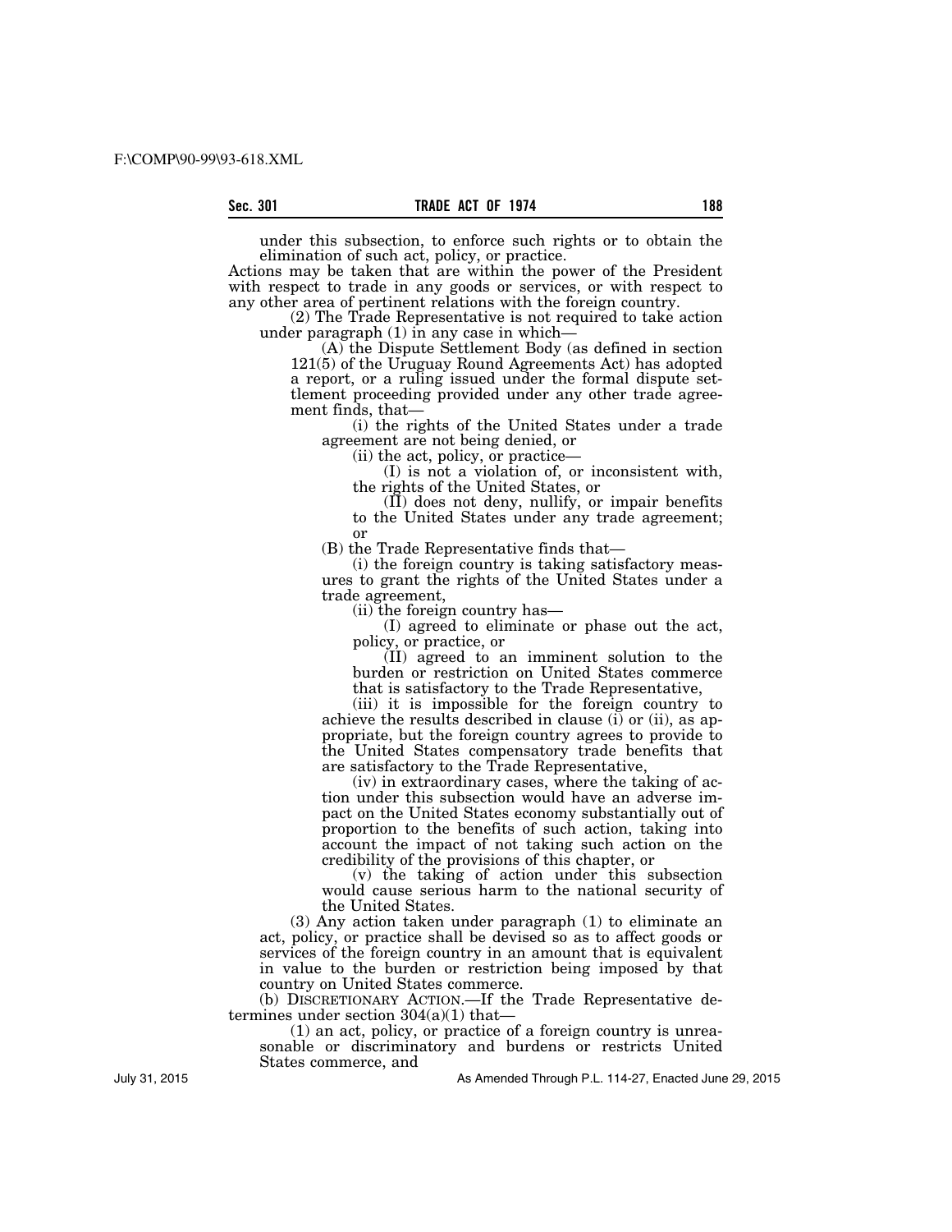under this subsection, to enforce such rights or to obtain the elimination of such act, policy, or practice.

Actions may be taken that are within the power of the President with respect to trade in any goods or services, or with respect to any other area of pertinent relations with the foreign country.

(2) The Trade Representative is not required to take action under paragraph (1) in any case in which—

(A) the Dispute Settlement Body (as defined in section 121(5) of the Uruguay Round Agreements Act) has adopted a report, or a ruling issued under the formal dispute settlement proceeding provided under any other trade agreement finds, that—

(i) the rights of the United States under a trade agreement are not being denied, or

(ii) the act, policy, or practice—

(I) is not a violation of, or inconsistent with, the rights of the United States, or

(II) does not deny, nullify, or impair benefits to the United States under any trade agreement; or

(B) the Trade Representative finds that—

(i) the foreign country is taking satisfactory measures to grant the rights of the United States under a trade agreement,

(ii) the foreign country has—

(I) agreed to eliminate or phase out the act, policy, or practice, or

(II) agreed to an imminent solution to the burden or restriction on United States commerce that is satisfactory to the Trade Representative,

(iii) it is impossible for the foreign country to achieve the results described in clause (i) or (ii), as appropriate, but the foreign country agrees to provide to the United States compensatory trade benefits that are satisfactory to the Trade Representative,

(iv) in extraordinary cases, where the taking of action under this subsection would have an adverse impact on the United States economy substantially out of proportion to the benefits of such action, taking into account the impact of not taking such action on the credibility of the provisions of this chapter, or

(v) the taking of action under this subsection would cause serious harm to the national security of the United States.

(3) Any action taken under paragraph (1) to eliminate an act, policy, or practice shall be devised so as to affect goods or services of the foreign country in an amount that is equivalent in value to the burden or restriction being imposed by that country on United States commerce.

(b) DISCRETIONARY ACTION.—If the Trade Representative determines under section 304(a)(1) that—

(1) an act, policy, or practice of a foreign country is unreasonable or discriminatory and burdens or restricts United States commerce, and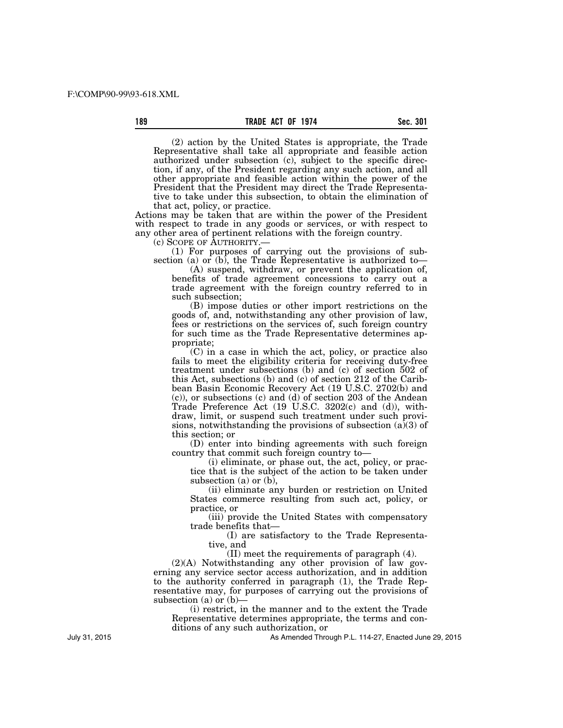(2) action by the United States is appropriate, the Trade Representative shall take all appropriate and feasible action authorized under subsection (c), subject to the specific direction, if any, of the President regarding any such action, and all other appropriate and feasible action within the power of the President that the President may direct the Trade Representative to take under this subsection, to obtain the elimination of that act, policy, or practice.

Actions may be taken that are within the power of the President with respect to trade in any goods or services, or with respect to any other area of pertinent relations with the foreign country.

(c) SCOPE OF AUTHORITY.—

(1) For purposes of carrying out the provisions of subsection (a) or (b), the Trade Representative is authorized to—

(A) suspend, withdraw, or prevent the application of, benefits of trade agreement concessions to carry out a trade agreement with the foreign country referred to in such subsection;

(B) impose duties or other import restrictions on the goods of, and, notwithstanding any other provision of law, fees or restrictions on the services of, such foreign country for such time as the Trade Representative determines appropriate;

(C) in a case in which the act, policy, or practice also fails to meet the eligibility criteria for receiving duty-free treatment under subsections (b) and (c) of section 502 of this Act, subsections (b) and (c) of section 212 of the Caribbean Basin Economic Recovery Act (19 U.S.C. 2702(b) and (c)), or subsections (c) and (d) of section 203 of the Andean Trade Preference Act (19 U.S.C. 3202(c) and (d)), withdraw, limit, or suspend such treatment under such provisions, notwithstanding the provisions of subsection (a)(3) of this section; or

(D) enter into binding agreements with such foreign country that commit such foreign country to—

(i) eliminate, or phase out, the act, policy, or practice that is the subject of the action to be taken under subsection (a) or (b),

(ii) eliminate any burden or restriction on United States commerce resulting from such act, policy, or practice, or

(iii) provide the United States with compensatory trade benefits that—

(I) are satisfactory to the Trade Representative, and

(II) meet the requirements of paragraph (4).

(2)(A) Notwithstanding any other provision of law governing any service sector access authorization, and in addition to the authority conferred in paragraph (1), the Trade Representative may, for purposes of carrying out the provisions of subsection (a) or (b)—

(i) restrict, in the manner and to the extent the Trade Representative determines appropriate, the terms and conditions of any such authorization, or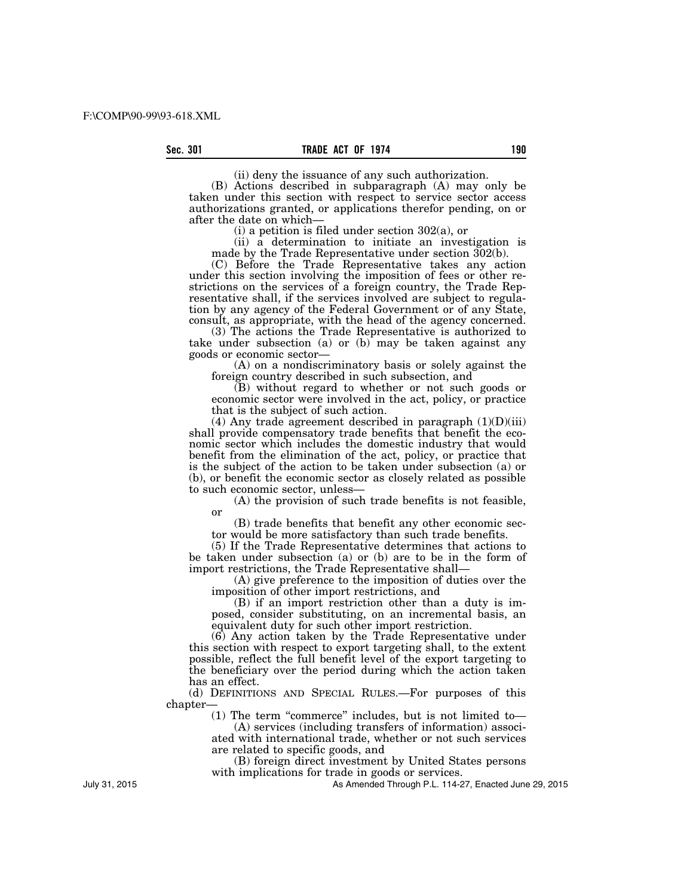(ii) deny the issuance of any such authorization.

(B) Actions described in subparagraph (A) may only be taken under this section with respect to service sector access authorizations granted, or applications therefor pending, on or after the date on which—

(i) a petition is filed under section 302(a), or

(ii) a determination to initiate an investigation is made by the Trade Representative under section 302(b).

(C) Before the Trade Representative takes any action under this section involving the imposition of fees or other restrictions on the services of a foreign country, the Trade Representative shall, if the services involved are subject to regulation by any agency of the Federal Government or of any State, consult, as appropriate, with the head of the agency concerned.

(3) The actions the Trade Representative is authorized to take under subsection (a) or (b) may be taken against any goods or economic sector—

(A) on a nondiscriminatory basis or solely against the foreign country described in such subsection, and

(B) without regard to whether or not such goods or economic sector were involved in the act, policy, or practice that is the subject of such action.

(4) Any trade agreement described in paragraph (1)(D)(iii) shall provide compensatory trade benefits that benefit the economic sector which includes the domestic industry that would benefit from the elimination of the act, policy, or practice that is the subject of the action to be taken under subsection (a) or (b), or benefit the economic sector as closely related as possible to such economic sector, unless—

(A) the provision of such trade benefits is not feasible, or

(B) trade benefits that benefit any other economic sector would be more satisfactory than such trade benefits.

(5) If the Trade Representative determines that actions to be taken under subsection (a) or (b) are to be in the form of import restrictions, the Trade Representative shall—

(A) give preference to the imposition of duties over the imposition of other import restrictions, and

(B) if an import restriction other than a duty is imposed, consider substituting, on an incremental basis, an equivalent duty for such other import restriction.

(6) Any action taken by the Trade Representative under this section with respect to export targeting shall, to the extent possible, reflect the full benefit level of the export targeting to the beneficiary over the period during which the action taken has an effect.

(d) DEFINITIONS AND SPECIAL RULES.—For purposes of this chapter—

(1) The term "commerce" includes, but is not limited to—

(A) services (including transfers of information) associated with international trade, whether or not such services are related to specific goods, and

(B) foreign direct investment by United States persons with implications for trade in goods or services.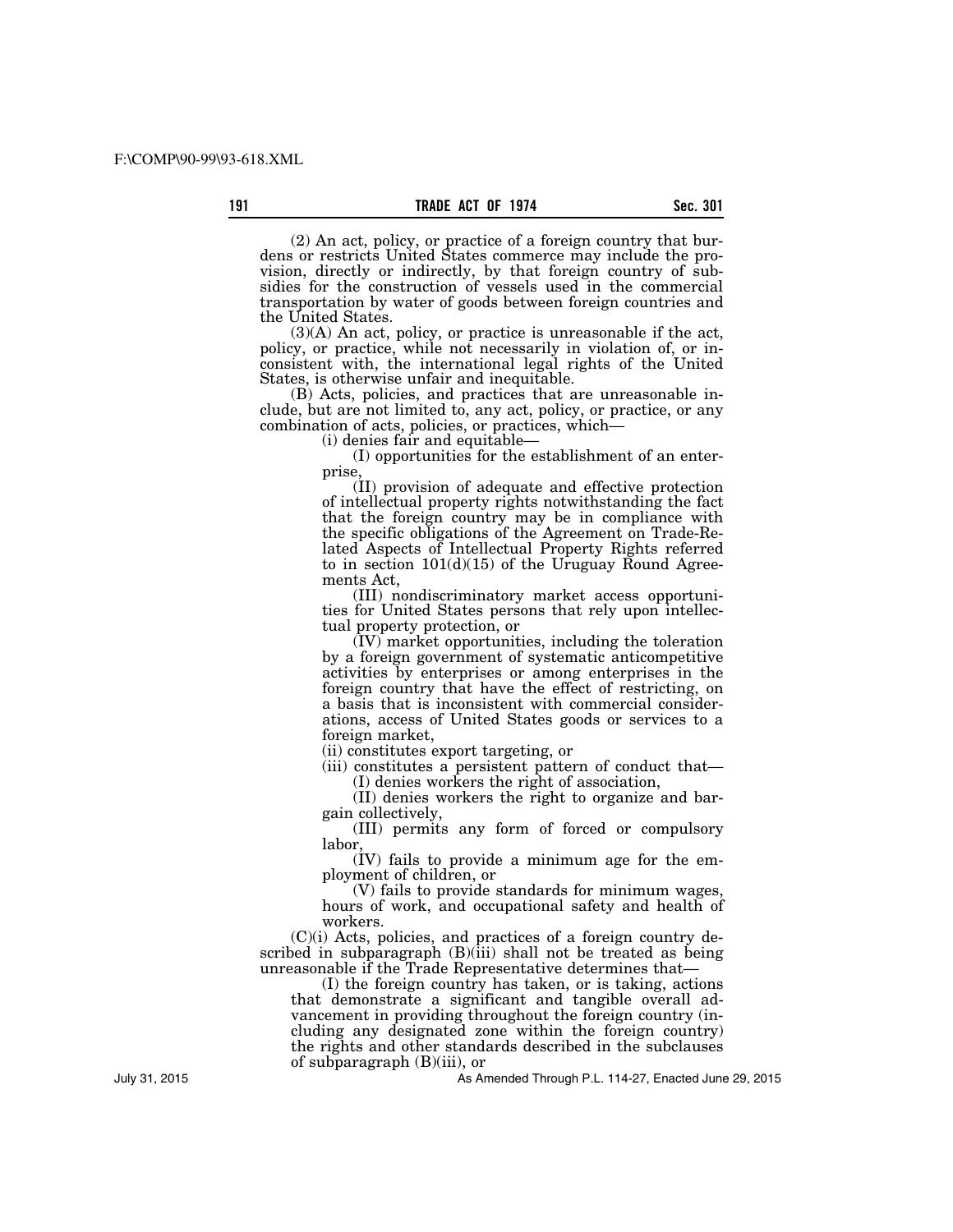(2) An act, policy, or practice of a foreign country that burdens or restricts United States commerce may include the provision, directly or indirectly, by that foreign country of subsidies for the construction of vessels used in the commercial transportation by water of goods between foreign countries and the United States.

(3)(A) An act, policy, or practice is unreasonable if the act, policy, or practice, while not necessarily in violation of, or inconsistent with, the international legal rights of the United States, is otherwise unfair and inequitable.

(B) Acts, policies, and practices that are unreasonable include, but are not limited to, any act, policy, or practice, or any combination of acts, policies, or practices, which—

(i) denies fair and equitable—

(I) opportunities for the establishment of an enterprise,

(II) provision of adequate and effective protection of intellectual property rights notwithstanding the fact that the foreign country may be in compliance with the specific obligations of the Agreement on Trade-Related Aspects of Intellectual Property Rights referred to in section 101(d)(15) of the Uruguay Round Agreements Act,

(III) nondiscriminatory market access opportunities for United States persons that rely upon intellectual property protection, or

(IV) market opportunities, including the toleration by a foreign government of systematic anticompetitive activities by enterprises or among enterprises in the foreign country that have the effect of restricting, on a basis that is inconsistent with commercial considerations, access of United States goods or services to a foreign market,

(ii) constitutes export targeting, or

(iii) constitutes a persistent pattern of conduct that—

(I) denies workers the right of association,

(II) denies workers the right to organize and bargain collectively,

(III) permits any form of forced or compulsory labor,

(IV) fails to provide a minimum age for the employment of children, or

(V) fails to provide standards for minimum wages, hours of work, and occupational safety and health of workers.

(C)(i) Acts, policies, and practices of a foreign country described in subparagraph (B)(iii) shall not be treated as being unreasonable if the Trade Representative determines that—

(I) the foreign country has taken, or is taking, actions that demonstrate a significant and tangible overall advancement in providing throughout the foreign country (including any designated zone within the foreign country) the rights and other standards described in the subclauses of subparagraph (B)(iii), or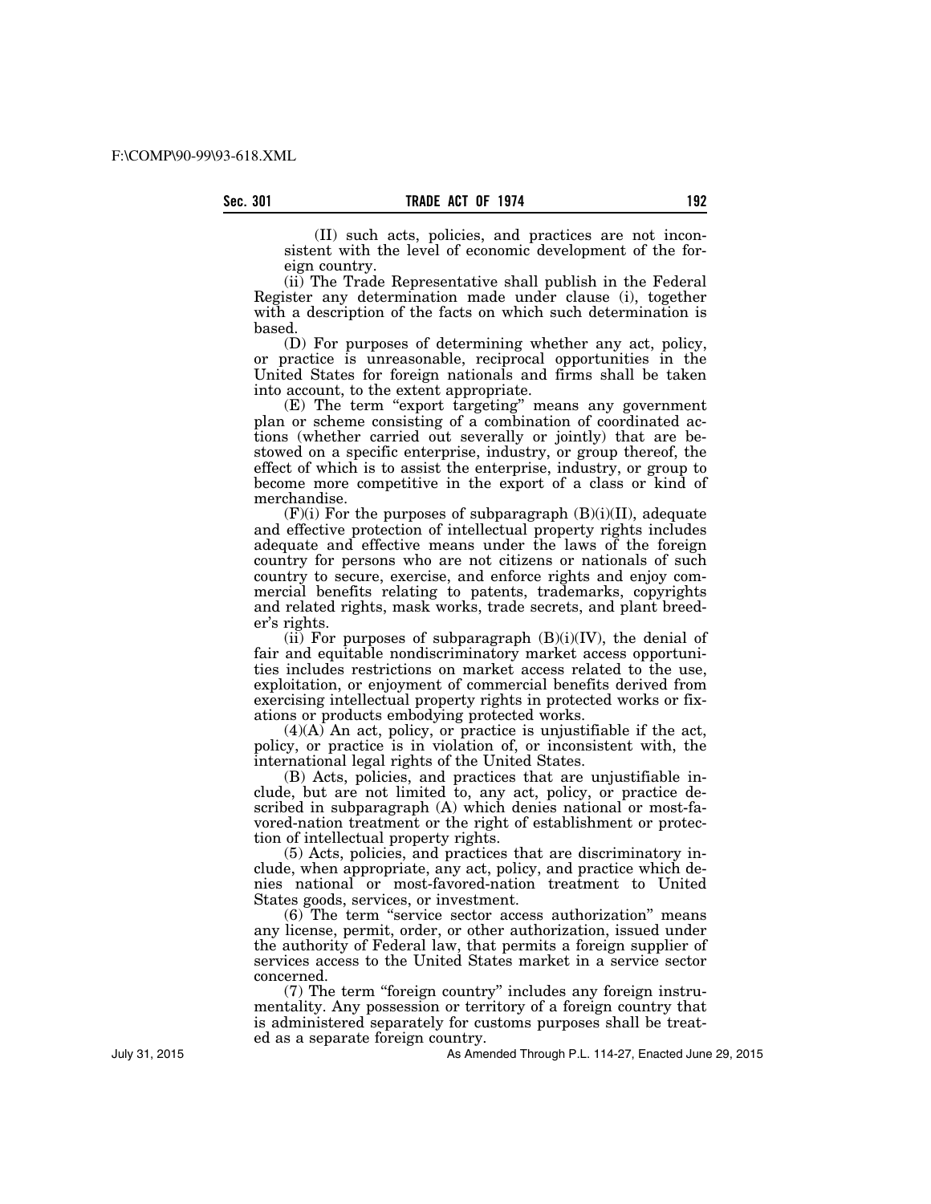(II) such acts, policies, and practices are not inconsistent with the level of economic development of the foreign country.

(ii) The Trade Representative shall publish in the Federal Register any determination made under clause (i), together with a description of the facts on which such determination is based.

(D) For purposes of determining whether any act, policy, or practice is unreasonable, reciprocal opportunities in the United States for foreign nationals and firms shall be taken into account, to the extent appropriate.

(E) The term "export targeting" means any government plan or scheme consisting of a combination of coordinated actions (whether carried out severally or jointly) that are bestowed on a specific enterprise, industry, or group thereof, the effect of which is to assist the enterprise, industry, or group to become more competitive in the export of a class or kind of merchandise.

(F)(i) For the purposes of subparagraph (B)(i)(II), adequate and effective protection of intellectual property rights includes adequate and effective means under the laws of the foreign country for persons who are not citizens or nationals of such country to secure, exercise, and enforce rights and enjoy commercial benefits relating to patents, trademarks, copyrights and related rights, mask works, trade secrets, and plant breeder's rights.

(ii) For purposes of subparagraph (B)(i)(IV), the denial of fair and equitable nondiscriminatory market access opportunities includes restrictions on market access related to the use, exploitation, or enjoyment of commercial benefits derived from exercising intellectual property rights in protected works or fixations or products embodying protected works.

(4)(A) An act, policy, or practice is unjustifiable if the act, policy, or practice is in violation of, or inconsistent with, the international legal rights of the United States.

(B) Acts, policies, and practices that are unjustifiable include, but are not limited to, any act, policy, or practice described in subparagraph (A) which denies national or most-favored-nation treatment or the right of establishment or protection of intellectual property rights.

(5) Acts, policies, and practices that are discriminatory include, when appropriate, any act, policy, and practice which denies national or most-favored-nation treatment to United States goods, services, or investment.

(6) The term "service sector access authorization" means any license, permit, order, or other authorization, issued under the authority of Federal law, that permits a foreign supplier of services access to the United States market in a service sector concerned.

(7) The term "foreign country" includes any foreign instrumentality. Any possession or territory of a foreign country that is administered separately for customs purposes shall be treated as a separate foreign country.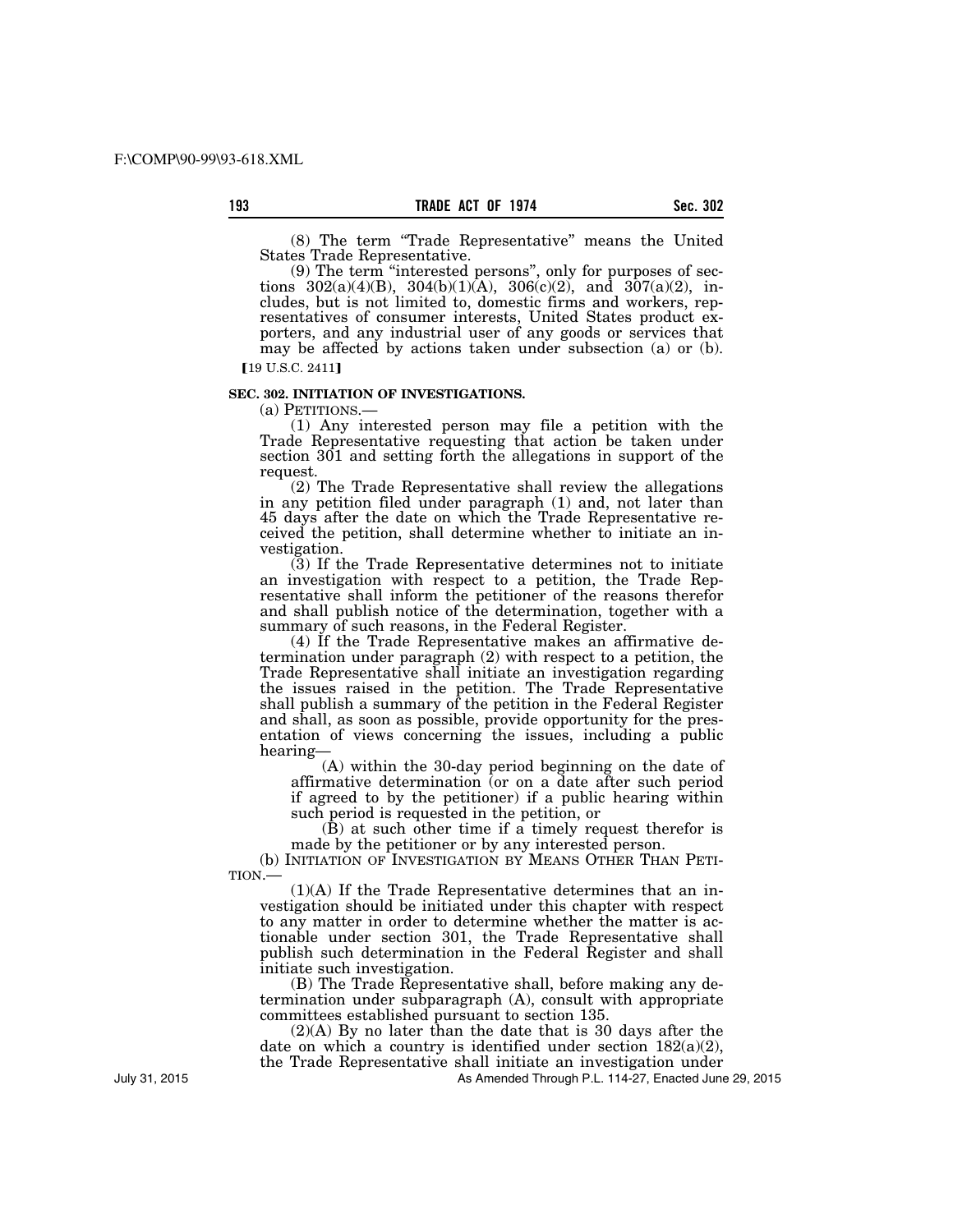(8) The term "Trade Representative" means the United States Trade Representative.

(9) The term "interested persons", only for purposes of sections 302(a)(4)(B), 304(b)(1)(A), 306(c)(2), and 307(a)(2), includes, but is not limited to, domestic firms and workers, representatives of consumer interests, United States product exporters, and any industrial user of any goods or services that may be affected by actions taken under subsection (a) or (b).

[19 U.S.C. 2411]

### SEC. 302. INITIATION OF INVESTIGATIONS.

(a) PETITIONS.—

(1) Any interested person may file a petition with the Trade Representative requesting that action be taken under section 301 and setting forth the allegations in support of the request.

(2) The Trade Representative shall review the allegations in any petition filed under paragraph (1) and, not later than 45 days after the date on which the Trade Representative received the petition, shall determine whether to initiate an investigation.

(3) If the Trade Representative determines not to initiate an investigation with respect to a petition, the Trade Representative shall inform the petitioner of the reasons therefor and shall publish notice of the determination, together with a summary of such reasons, in the Federal Register.

(4) If the Trade Representative makes an affirmative determination under paragraph (2) with respect to a petition, the Trade Representative shall initiate an investigation regarding the issues raised in the petition. The Trade Representative shall publish a summary of the petition in the Federal Register and shall, as soon as possible, provide opportunity for the presentation of views concerning the issues, including a public hearing—

(A) within the 30-day period beginning on the date of affirmative determination (or on a date after such period if agreed to by the petitioner) if a public hearing within such period is requested in the petition, or

(B) at such other time if a timely request therefor is made by the petitioner or by any interested person.

(b) INITIATION OF INVESTIGATION BY MEANS OTHER THAN PETITION.—

(1)(A) If the Trade Representative determines that an investigation should be initiated under this chapter with respect to any matter in order to determine whether the matter is actionable under section 301, the Trade Representative shall publish such determination in the Federal Register and shall initiate such investigation.

(B) The Trade Representative shall, before making any determination under subparagraph (A), consult with appropriate committees established pursuant to section 135.

(2)(A) By no later than the date that is 30 days after the date on which a country is identified under section 182(a)(2), the Trade Representative shall initiate an investigation under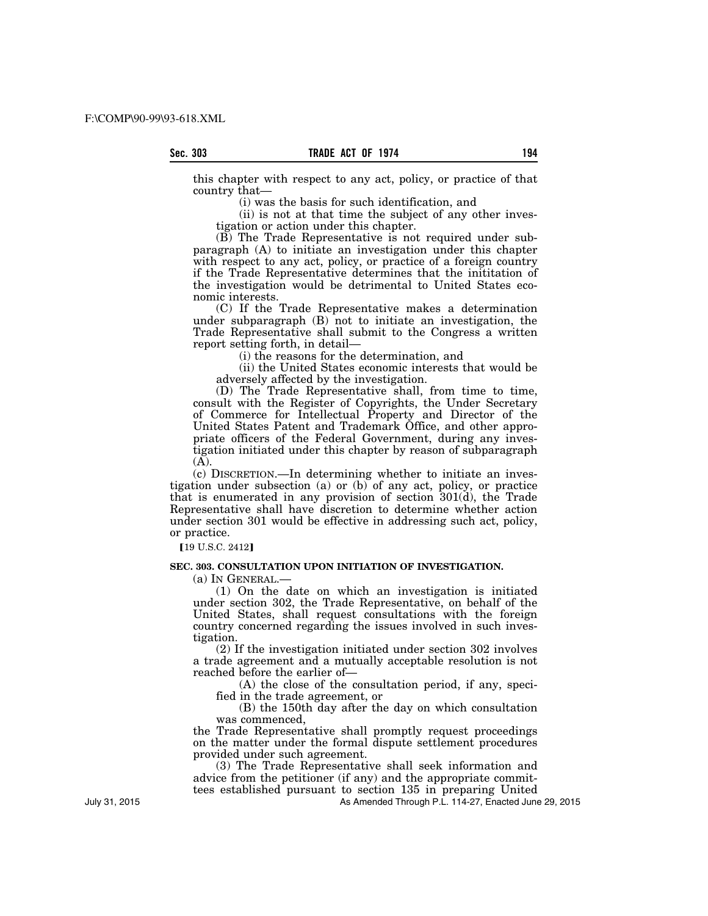this chapter with respect to any act, policy, or practice of that country that—

(i) was the basis for such identification, and

(ii) is not at that time the subject of any other investigation or action under this chapter.

(B) The Trade Representative is not required under subparagraph (A) to initiate an investigation under this chapter with respect to any act, policy, or practice of a foreign country if the Trade Representative determines that the inititation of the investigation would be detrimental to United States economic interests.

(C) If the Trade Representative makes a determination under subparagraph (B) not to initiate an investigation, the Trade Representative shall submit to the Congress a written report setting forth, in detail—

(i) the reasons for the determination, and

(ii) the United States economic interests that would be adversely affected by the investigation.

(D) The Trade Representative shall, from time to time, consult with the Register of Copyrights, the Under Secretary of Commerce for Intellectual Property and Director of the United States Patent and Trademark Office, and other appropriate officers of the Federal Government, during any investigation initiated under this chapter by reason of subparagraph (A).

(c) DISCRETION.—In determining whether to initiate an investigation under subsection (a) or (b) of any act, policy, or practice that is enumerated in any provision of section 301(d), the Trade Representative shall have discretion to determine whether action under section 301 would be effective in addressing such act, policy, or practice.

【19 U.S.C. 2412】

**SEC. 303. CONSULTATION UPON INITIATION OF INVESTIGATION.**

(a) IN GENERAL.—

(1) On the date on which an investigation is initiated under section 302, the Trade Representative, on behalf of the United States, shall request consultations with the foreign country concerned regarding the issues involved in such investigation.

(2) If the investigation initiated under section 302 involves a trade agreement and a mutually acceptable resolution is not reached before the earlier of—

(A) the close of the consultation period, if any, specified in the trade agreement, or

(B) the 150th day after the day on which consultation was commenced,

the Trade Representative shall promptly request proceedings on the matter under the formal dispute settlement procedures provided under such agreement.

(3) The Trade Representative shall seek information and advice from the petitioner (if any) and the appropriate committees established pursuant to section 135 in preparing United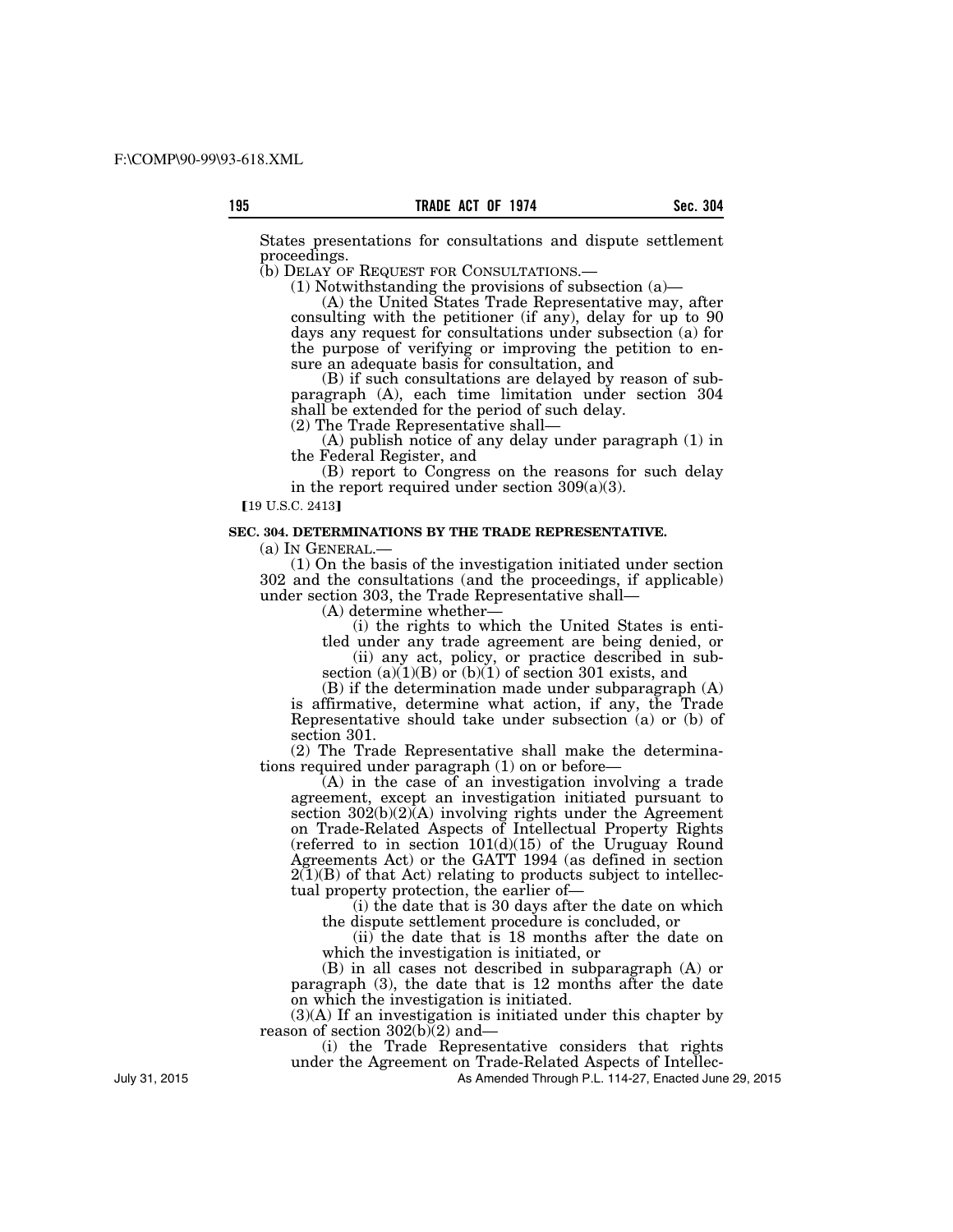States presentations for consultations and dispute settlement proceedings.

(b) DELAY OF REQUEST FOR CONSULTATIONS.—

(1) Notwithstanding the provisions of subsection (a)—

(A) the United States Trade Representative may, after consulting with the petitioner (if any), delay for up to 90 days any request for consultations under subsection (a) for the purpose of verifying or improving the petition to ensure an adequate basis for consultation, and

(B) if such consultations are delayed by reason of subparagraph (A), each time limitation under section 304 shall be extended for the period of such delay.

(2) The Trade Representative shall—

(A) publish notice of any delay under paragraph (1) in the Federal Register, and

(B) report to Congress on the reasons for such delay in the report required under section 309(a)(3).

【19 U.S.C. 2413】

**SEC. 304. DETERMINATIONS BY THE TRADE REPRESENTATIVE.**

(a) IN GENERAL.—

(1) On the basis of the investigation initiated under section 302 and the consultations (and the proceedings, if applicable) under section 303, the Trade Representative shall—

(A) determine whether—

(i) the rights to which the United States is entitled under any trade agreement are being denied, or

(ii) any act, policy, or practice described in subsection (a)(1)(B) or (b)(1) of section 301 exists, and

(B) if the determination made under subparagraph (A) is affirmative, determine what action, if any, the Trade Representative should take under subsection (a) or (b) of section 301.

(2) The Trade Representative shall make the determinations required under paragraph (1) on or before—

(A) in the case of an investigation involving a trade agreement, except an investigation initiated pursuant to section 302(b)(2)(A) involving rights under the Agreement on Trade-Related Aspects of Intellectual Property Rights (referred to in section 101(d)(15) of the Uruguay Round Agreements Act) or the GATT 1994 (as defined in section 2(1)(B) of that Act) relating to products subject to intellectual property protection, the earlier of—

(i) the date that is 30 days after the date on which the dispute settlement procedure is concluded, or

(ii) the date that is 18 months after the date on which the investigation is initiated, or

(B) in all cases not described in subparagraph (A) or paragraph (3), the date that is 12 months after the date on which the investigation is initiated.

(3)(A) If an investigation is initiated under this chapter by reason of section 302(b)(2) and—

(i) the Trade Representative considers that rights under the Agreement on Trade-Related Aspects of Intellec-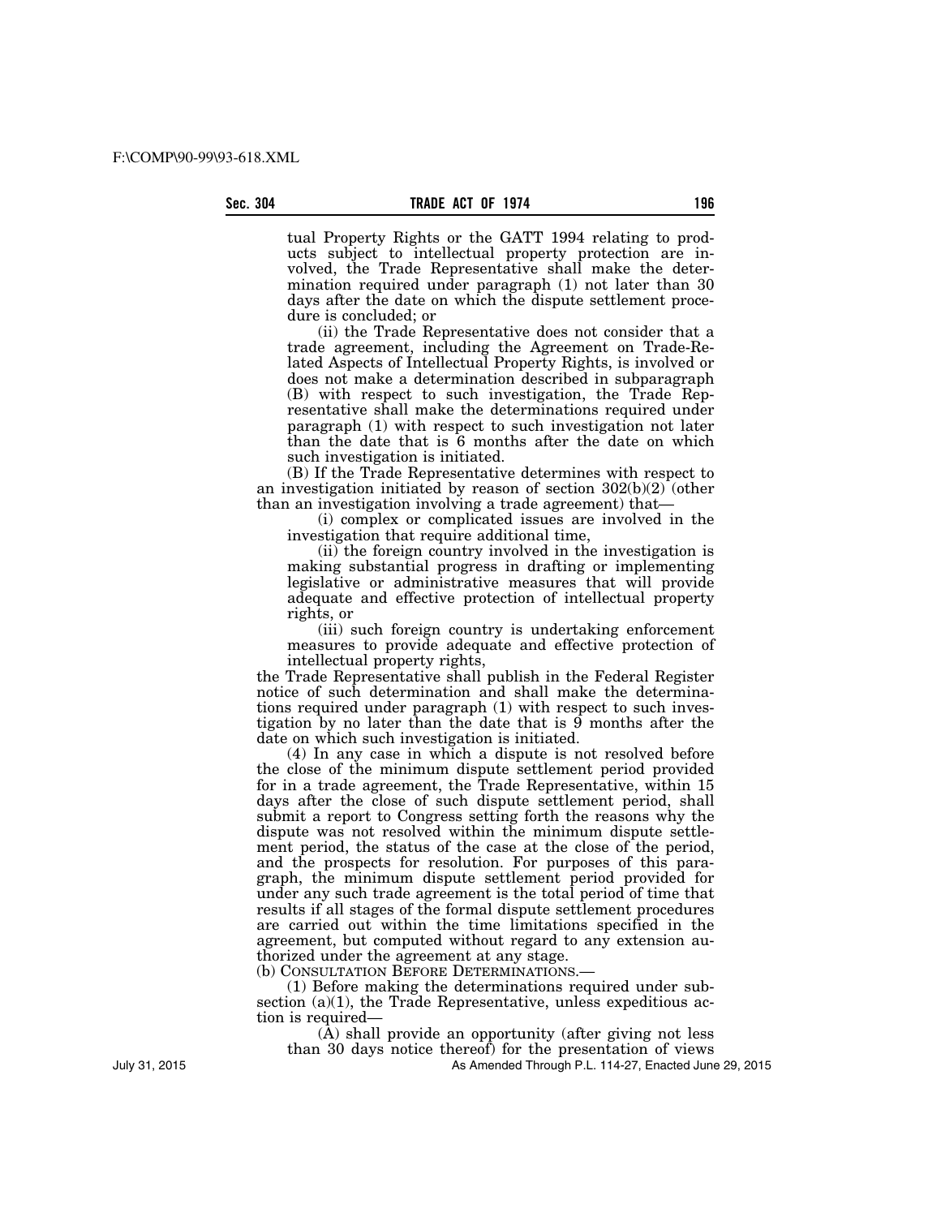tual Property Rights or the GATT 1994 relating to products subject to intellectual property protection are involved, the Trade Representative shall make the determination required under paragraph (1) not later than 30 days after the date on which the dispute settlement procedure is concluded; or

(ii) the Trade Representative does not consider that a trade agreement, including the Agreement on Trade-Related Aspects of Intellectual Property Rights, is involved or does not make a determination described in subparagraph (B) with respect to such investigation, the Trade Representative shall make the determinations required under paragraph (1) with respect to such investigation not later than the date that is 6 months after the date on which such investigation is initiated.

(B) If the Trade Representative determines with respect to an investigation initiated by reason of section 302(b)(2) (other than an investigation involving a trade agreement) that—

(i) complex or complicated issues are involved in the investigation that require additional time,

(ii) the foreign country involved in the investigation is making substantial progress in drafting or implementing legislative or administrative measures that will provide adequate and effective protection of intellectual property rights, or

(iii) such foreign country is undertaking enforcement measures to provide adequate and effective protection of intellectual property rights,

the Trade Representative shall publish in the Federal Register notice of such determination and shall make the determinations required under paragraph (1) with respect to such investigation by no later than the date that is 9 months after the date on which such investigation is initiated.

(4) In any case in which a dispute is not resolved before the close of the minimum dispute settlement period provided for in a trade agreement, the Trade Representative, within 15 days after the close of such dispute settlement period, shall submit a report to Congress setting forth the reasons why the dispute was not resolved within the minimum dispute settlement period, the status of the case at the close of the period, and the prospects for resolution. For purposes of this paragraph, the minimum dispute settlement period provided for under any such trade agreement is the total period of time that results if all stages of the formal dispute settlement procedures are carried out within the time limitations specified in the agreement, but computed without regard to any extension authorized under the agreement at any stage.

(b) CONSULTATION BEFORE DETERMINATIONS.—

(1) Before making the determinations required under subsection (a)(1), the Trade Representative, unless expeditious action is required—

(A) shall provide an opportunity (after giving not less than 30 days notice thereof) for the presentation of views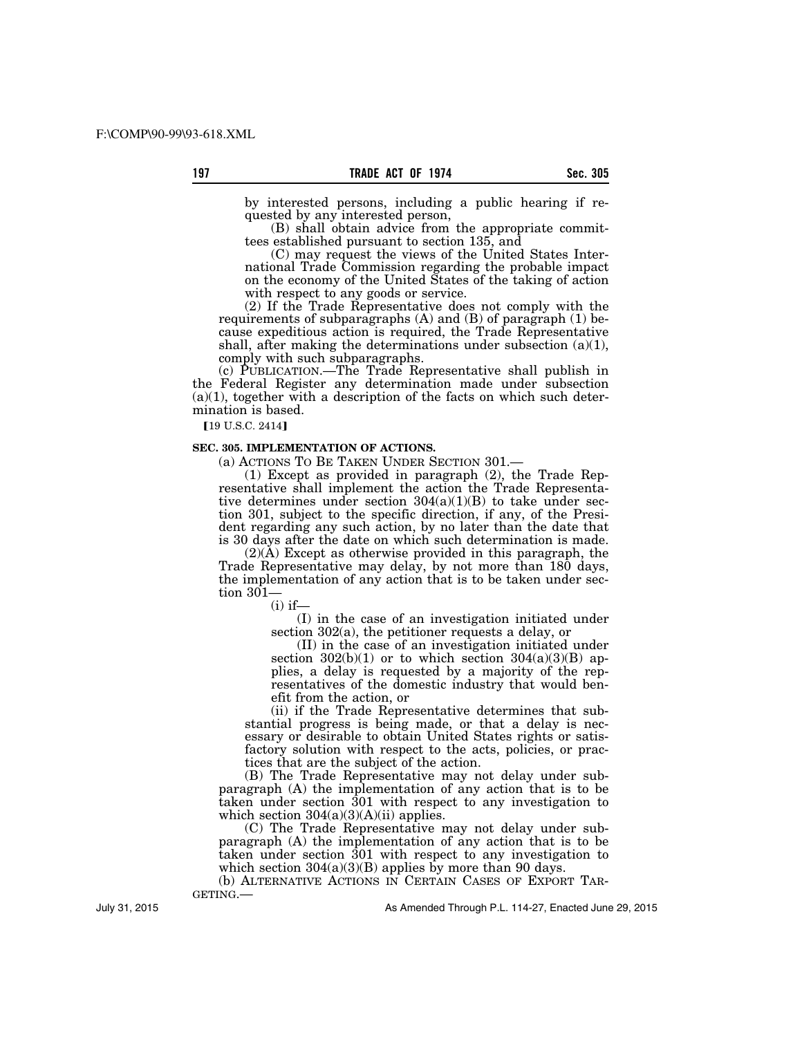by interested persons, including a public hearing if requested by any interested person,

(B) shall obtain advice from the appropriate committees established pursuant to section 135, and

(C) may request the views of the United States International Trade Commission regarding the probable impact on the economy of the United States of the taking of action with respect to any goods or service.

(2) If the Trade Representative does not comply with the requirements of subparagraphs (A) and (B) of paragraph (1) because expeditious action is required, the Trade Representative shall, after making the determinations under subsection (a)(1), comply with such subparagraphs.

(c) PUBLICATION.—The Trade Representative shall publish in the Federal Register any determination made under subsection (a)(1), together with a description of the facts on which such determination is based.

【19 U.S.C. 2414】

**SEC. 305. IMPLEMENTATION OF ACTIONS.**

(a) ACTIONS TO BE TAKEN UNDER SECTION 301.—

(1) Except as provided in paragraph (2), the Trade Representative shall implement the action the Trade Representative determines under section 304(a)(1)(B) to take under section 301, subject to the specific direction, if any, of the President regarding any such action, by no later than the date that is 30 days after the date on which such determination is made.

(2)(A) Except as otherwise provided in this paragraph, the Trade Representative may delay, by not more than 180 days, the implementation of any action that is to be taken under section 301—

(i) if—

(I) in the case of an investigation initiated under section 302(a), the petitioner requests a delay, or

(II) in the case of an investigation initiated under section 302(b)(1) or to which section 304(a)(3)(B) applies, a delay is requested by a majority of the representatives of the domestic industry that would benefit from the action, or

(ii) if the Trade Representative determines that substantial progress is being made, or that a delay is necessary or desirable to obtain United States rights or satisfactory solution with respect to the acts, policies, or practices that are the subject of the action.

(B) The Trade Representative may not delay under subparagraph (A) the implementation of any action that is to be taken under section 301 with respect to any investigation to which section 304(a)(3)(A)(ii) applies.

(C) The Trade Representative may not delay under subparagraph (A) the implementation of any action that is to be taken under section 301 with respect to any investigation to which section 304(a)(3)(B) applies by more than 90 days.

(b) ALTERNATIVE ACTIONS IN CERTAIN CASES OF EXPORT TARGETING.—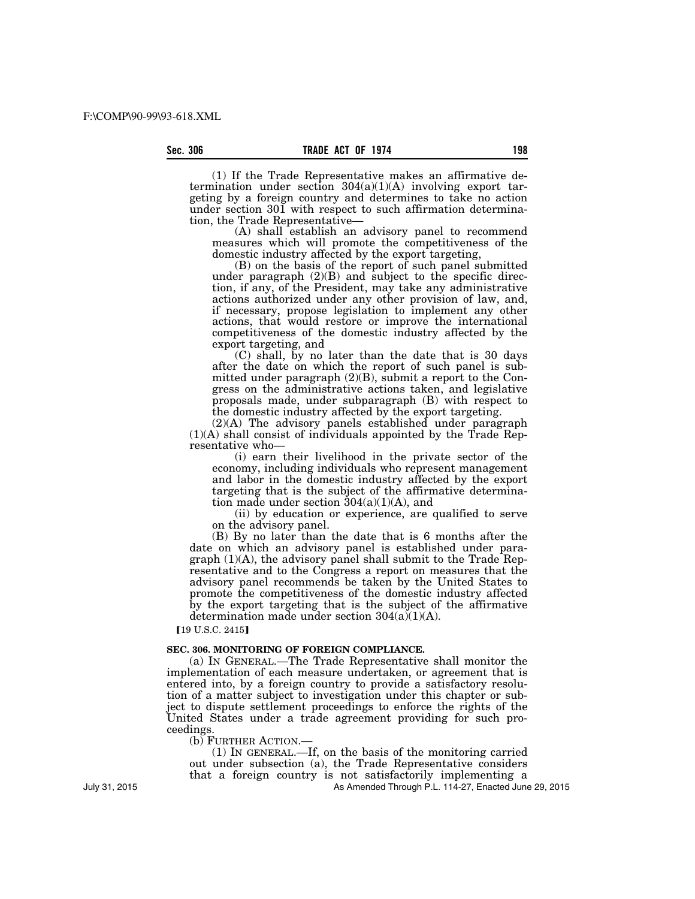(1) If the Trade Representative makes an affirmative determination under section 304(a)(1)(A) involving export targeting by a foreign country and determines to take no action under section 301 with respect to such affirmation determination, the Trade Representative—

(A) shall establish an advisory panel to recommend measures which will promote the competitiveness of the domestic industry affected by the export targeting,

(B) on the basis of the report of such panel submitted under paragraph (2)(B) and subject to the specific direction, if any, of the President, may take any administrative actions authorized under any other provision of law, and, if necessary, propose legislation to implement any other actions, that would restore or improve the international competitiveness of the domestic industry affected by the export targeting, and

(C) shall, by no later than the date that is 30 days after the date on which the report of such panel is submitted under paragraph (2)(B), submit a report to the Congress on the administrative actions taken, and legislative proposals made, under subparagraph (B) with respect to the domestic industry affected by the export targeting.

(2)(A) The advisory panels established under paragraph (1)(A) shall consist of individuals appointed by the Trade Representative who—

(i) earn their livelihood in the private sector of the economy, including individuals who represent management and labor in the domestic industry affected by the export targeting that is the subject of the affirmative determination made under section 304(a)(1)(A), and

(ii) by education or experience, are qualified to serve on the advisory panel.

(B) By no later than the date that is 6 months after the date on which an advisory panel is established under paragraph (1)(A), the advisory panel shall submit to the Trade Representative and to the Congress a report on measures that the advisory panel recommends be taken by the United States to promote the competitiveness of the domestic industry affected by the export targeting that is the subject of the affirmative determination made under section 304(a)(1)(A).

【19 U.S.C. 2415】

**SEC. 306. MONITORING OF FOREIGN COMPLIANCE.**

(a) IN GENERAL.—The Trade Representative shall monitor the implementation of each measure undertaken, or agreement that is entered into, by a foreign country to provide a satisfactory resolution of a matter subject to investigation under this chapter or subject to dispute settlement proceedings to enforce the rights of the United States under a trade agreement providing for such proceedings.

(b) FURTHER ACTION.—

(1) IN GENERAL.—If, on the basis of the monitoring carried out under subsection (a), the Trade Representative considers that a foreign country is not satisfactorily implementing a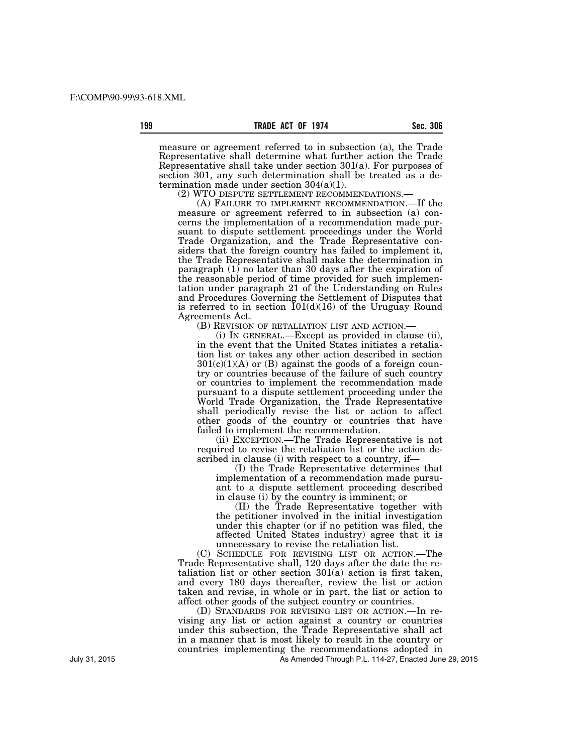measure or agreement referred to in subsection (a), the Trade Representative shall determine what further action the Trade Representative shall take under section 301(a). For purposes of section 301, any such determination shall be treated as a determination made under section 304(a)(1).

(2) WTO DISPUTE SETTLEMENT RECOMMENDATIONS.—

(A) FAILURE TO IMPLEMENT RECOMMENDATION.—If the measure or agreement referred to in subsection (a) concerns the implementation of a recommendation made pursuant to dispute settlement proceedings under the World Trade Organization, and the Trade Representative considers that the foreign country has failed to implement it, the Trade Representative shall make the determination in paragraph (1) no later than 30 days after the expiration of the reasonable period of time provided for such implementation under paragraph 21 of the Understanding on Rules and Procedures Governing the Settlement of Disputes that is referred to in section 101(d)(16) of the Uruguay Round Agreements Act.

(B) REVISION OF RETALIATION LIST AND ACTION.—

(i) IN GENERAL.—Except as provided in clause (ii), in the event that the United States initiates a retaliation list or takes any other action described in section 301(c)(1)(A) or (B) against the goods of a foreign country or countries because of the failure of such country or countries to implement the recommendation made pursuant to a dispute settlement proceeding under the World Trade Organization, the Trade Representative shall periodically revise the list or action to affect other goods of the country or countries that have failed to implement the recommendation.

(ii) EXCEPTION.—The Trade Representative is not required to revise the retaliation list or the action described in clause (i) with respect to a country, if—

(I) the Trade Representative determines that implementation of a recommendation made pursuant to a dispute settlement proceeding described in clause (i) by the country is imminent; or

(II) the Trade Representative together with the petitioner involved in the initial investigation under this chapter (or if no petition was filed, the affected United States industry) agree that it is unnecessary to revise the retaliation list.

(C) SCHEDULE FOR REVISING LIST OR ACTION.—The Trade Representative shall, 120 days after the date the retaliation list or other section 301(a) action is first taken, and every 180 days thereafter, review the list or action taken and revise, in whole or in part, the list or action to affect other goods of the subject country or countries.

(D) STANDARDS FOR REVISING LIST OR ACTION.—In revising any list or action against a country or countries under this subsection, the Trade Representative shall act in a manner that is most likely to result in the country or countries implementing the recommendations adopted in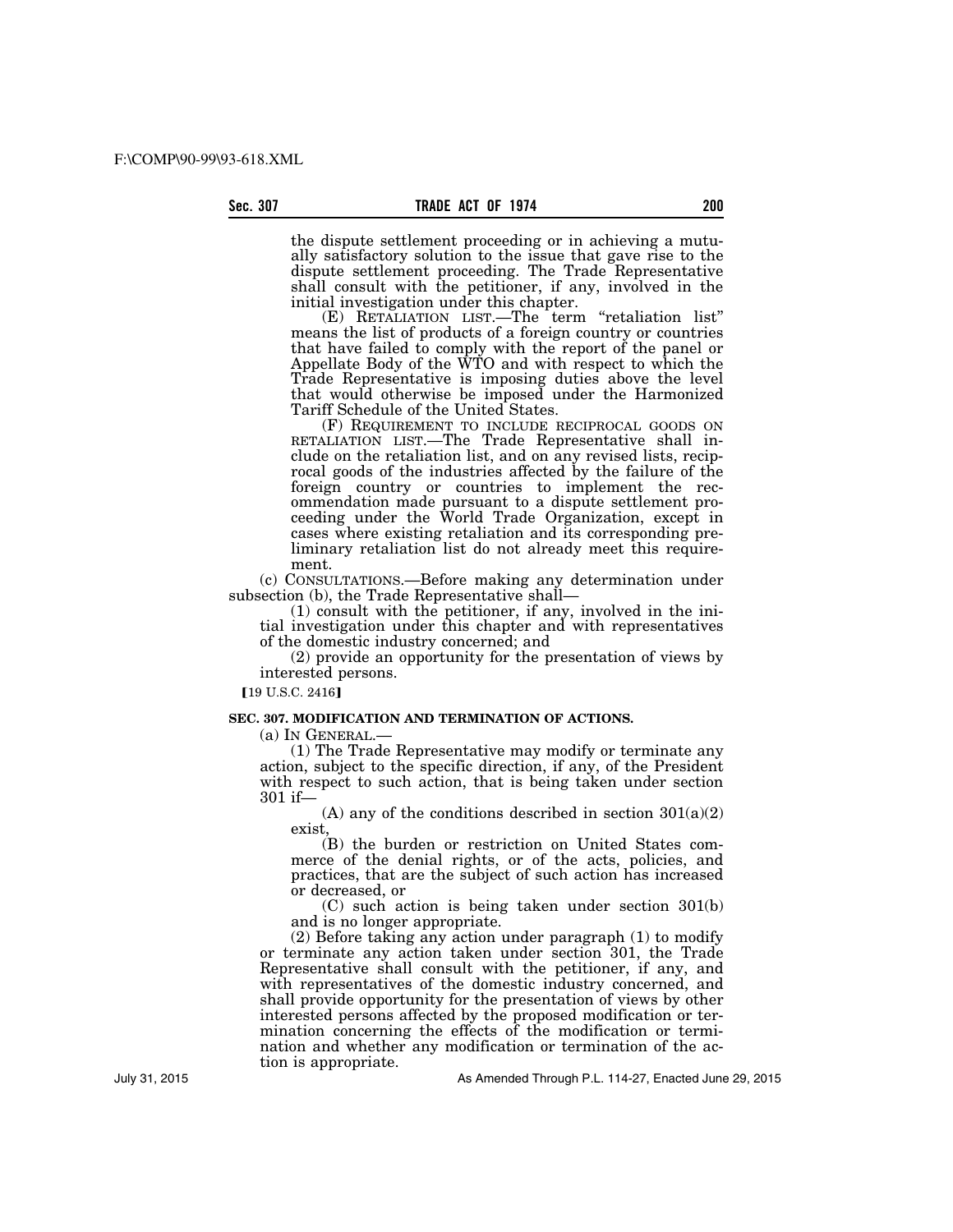the dispute settlement proceeding or in achieving a mutually satisfactory solution to the issue that gave rise to the dispute settlement proceeding. The Trade Representative shall consult with the petitioner, if any, involved in the initial investigation under this chapter.

(E) RETALIATION LIST.—The term "retaliation list" means the list of products of a foreign country or countries that have failed to comply with the report of the panel or Appellate Body of the WTO and with respect to which the Trade Representative is imposing duties above the level that would otherwise be imposed under the Harmonized Tariff Schedule of the United States.

(F) REQUIREMENT TO INCLUDE RECIPROCAL GOODS ON RETALIATION LIST.—The Trade Representative shall include on the retaliation list, and on any revised lists, reciprocal goods of the industries affected by the failure of the foreign country or countries to implement the recommendation made pursuant to a dispute settlement proceeding under the World Trade Organization, except in cases where existing retaliation and its corresponding preliminary retaliation list do not already meet this requirement.

(c) CONSULTATIONS.—Before making any determination under subsection (b), the Trade Representative shall—

(1) consult with the petitioner, if any, involved in the initial investigation under this chapter and with representatives of the domestic industry concerned; and

(2) provide an opportunity for the presentation of views by interested persons.

【19 U.S.C. 2416】

**SEC. 307. MODIFICATION AND TERMINATION OF ACTIONS.**

(a) IN GENERAL.—

(1) The Trade Representative may modify or terminate any action, subject to the specific direction, if any, of the President with respect to such action, that is being taken under section 301 if—

(A) any of the conditions described in section 301(a)(2) exist,

(B) the burden or restriction on United States commerce of the denial rights, or of the acts, policies, and practices, that are the subject of such action has increased or decreased, or

(C) such action is being taken under section 301(b) and is no longer appropriate.

(2) Before taking any action under paragraph (1) to modify or terminate any action taken under section 301, the Trade Representative shall consult with the petitioner, if any, and with representatives of the domestic industry concerned, and shall provide opportunity for the presentation of views by other interested persons affected by the proposed modification or termination concerning the effects of the modification or termination and whether any modification or termination of the action is appropriate.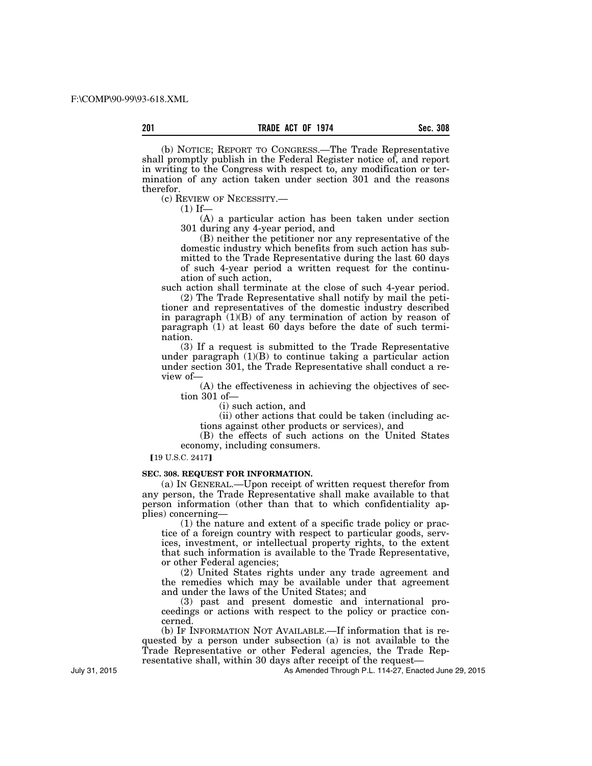(b) NOTICE; REPORT TO CONGRESS.—The Trade Representative shall promptly publish in the Federal Register notice of, and report in writing to the Congress with respect to, any modification or termination of any action taken under section 301 and the reasons therefor.

(c) REVIEW OF NECESSITY.—

(1) If—

(A) a particular action has been taken under section 301 during any 4-year period, and

(B) neither the petitioner nor any representative of the domestic industry which benefits from such action has submitted to the Trade Representative during the last 60 days of such 4-year period a written request for the continuation of such action,

such action shall terminate at the close of such 4-year period.

(2) The Trade Representative shall notify by mail the petitioner and representatives of the domestic industry described in paragraph (1)(B) of any termination of action by reason of paragraph (1) at least 60 days before the date of such termination.

(3) If a request is submitted to the Trade Representative under paragraph (1)(B) to continue taking a particular action under section 301, the Trade Representative shall conduct a review of—

(A) the effectiveness in achieving the objectives of section 301 of—

(i) such action, and

(ii) other actions that could be taken (including actions against other products or services), and

(B) the effects of such actions on the United States economy, including consumers.

【19 U.S.C. 2417】

**SEC. 308. REQUEST FOR INFORMATION.**

(a) IN GENERAL.—Upon receipt of written request therefor from any person, the Trade Representative shall make available to that person information (other than that to which confidentiality applies) concerning—

(1) the nature and extent of a specific trade policy or practice of a foreign country with respect to particular goods, services, investment, or intellectual property rights, to the extent that such information is available to the Trade Representative, or other Federal agencies;

(2) United States rights under any trade agreement and the remedies which may be available under that agreement and under the laws of the United States; and

(3) past and present domestic and international proceedings or actions with respect to the policy or practice concerned.

(b) IF INFORMATION NOT AVAILABLE.—If information that is requested by a person under subsection (a) is not available to the Trade Representative or other Federal agencies, the Trade Representative shall, within 30 days after receipt of the request—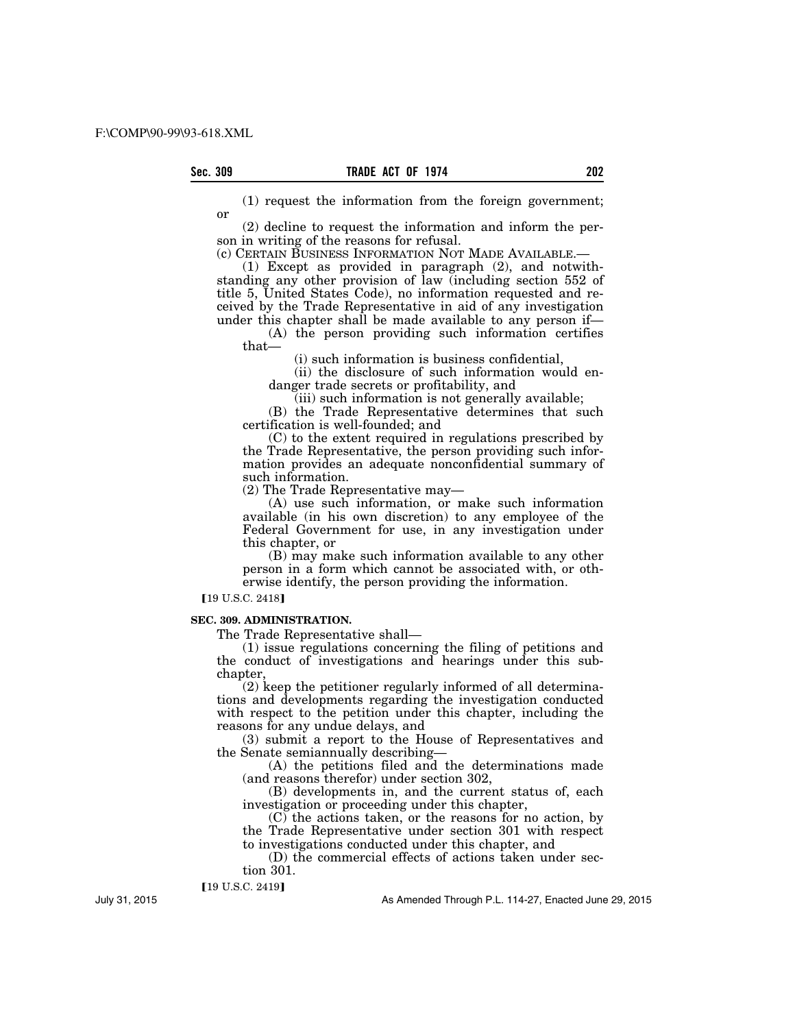(1) request the information from the foreign government; or

(2) decline to request the information and inform the person in writing of the reasons for refusal.

(c) CERTAIN BUSINESS INFORMATION NOT MADE AVAILABLE.—

(1) Except as provided in paragraph (2), and notwithstanding any other provision of law (including section 552 of title 5, United States Code), no information requested and received by the Trade Representative in aid of any investigation under this chapter shall be made available to any person if—

(A) the person providing such information certifies that—

(i) such information is business confidential,

(ii) the disclosure of such information would endanger trade secrets or profitability, and

(iii) such information is not generally available;

(B) the Trade Representative determines that such certification is well-founded; and

(C) to the extent required in regulations prescribed by the Trade Representative, the person providing such information provides an adequate nonconfidential summary of such information.

(2) The Trade Representative may—

(A) use such information, or make such information available (in his own discretion) to any employee of the Federal Government for use, in any investigation under this chapter, or

(B) may make such information available to any other person in a form which cannot be associated with, or otherwise identify, the person providing the information.

【19 U.S.C. 2418】

**SEC. 309. ADMINISTRATION.**

The Trade Representative shall—

(1) issue regulations concerning the filing of petitions and the conduct of investigations and hearings under this subchapter,

(2) keep the petitioner regularly informed of all determinations and developments regarding the investigation conducted with respect to the petition under this chapter, including the reasons for any undue delays, and

(3) submit a report to the House of Representatives and the Senate semiannually describing—

(A) the petitions filed and the determinations made (and reasons therefor) under section 302,

(B) developments in, and the current status of, each investigation or proceeding under this chapter,

(C) the actions taken, or the reasons for no action, by the Trade Representative under section 301 with respect to investigations conducted under this chapter, and

(D) the commercial effects of actions taken under section 301.

【19 U.S.C. 2419】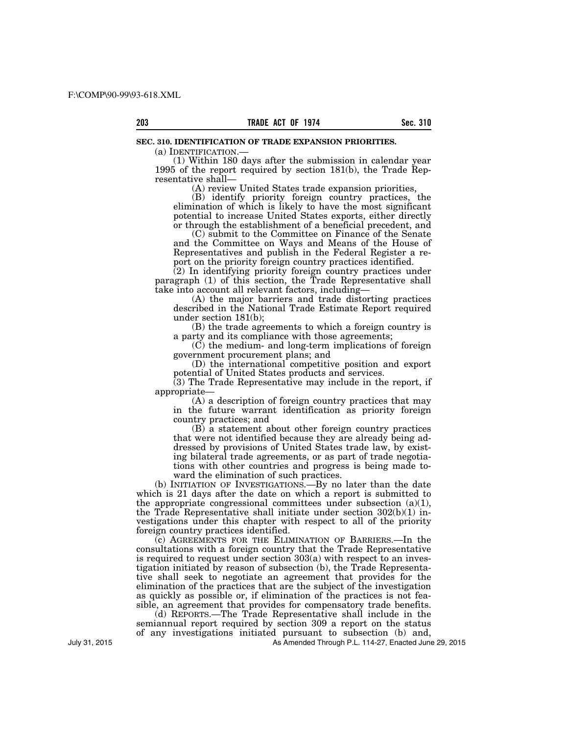**SEC. 310. IDENTIFICATION OF TRADE EXPANSION PRIORITIES.**

(a) IDENTIFICATION.—

(1) Within 180 days after the submission in calendar year 1995 of the report required by section 181(b), the Trade Representative shall—

(A) review United States trade expansion priorities,

(B) identify priority foreign country practices, the elimination of which is likely to have the most significant potential to increase United States exports, either directly or through the establishment of a beneficial precedent, and

(C) submit to the Committee on Finance of the Senate and the Committee on Ways and Means of the House of Representatives and publish in the Federal Register a report on the priority foreign country practices identified.

(2) In identifying priority foreign country practices under paragraph (1) of this section, the Trade Representative shall take into account all relevant factors, including—

(A) the major barriers and trade distorting practices described in the National Trade Estimate Report required under section 181(b);

(B) the trade agreements to which a foreign country is a party and its compliance with those agreements;

(C) the medium- and long-term implications of foreign government procurement plans; and

(D) the international competitive position and export potential of United States products and services.

(3) The Trade Representative may include in the report, if appropriate—

(A) a description of foreign country practices that may in the future warrant identification as priority foreign country practices; and

(B) a statement about other foreign country practices that were not identified because they are already being addressed by provisions of United States trade law, by existing bilateral trade agreements, or as part of trade negotiations with other countries and progress is being made toward the elimination of such practices.

(b) INITIATION OF INVESTIGATIONS.—By no later than the date which is 21 days after the date on which a report is submitted to the appropriate congressional committees under subsection (a)(1), the Trade Representative shall initiate under section 302(b)(1) investigations under this chapter with respect to all of the priority foreign country practices identified.

(c) AGREEMENTS FOR THE ELIMINATION OF BARRIERS.—In the consultations with a foreign country that the Trade Representative is required to request under section 303(a) with respect to an investigation initiated by reason of subsection (b), the Trade Representative shall seek to negotiate an agreement that provides for the elimination of the practices that are the subject of the investigation as quickly as possible or, if elimination of the practices is not feasible, an agreement that provides for compensatory trade benefits.

(d) REPORTS.—The Trade Representative shall include in the semiannual report required by section 309 a report on the status of any investigations initiated pursuant to subsection (b) and,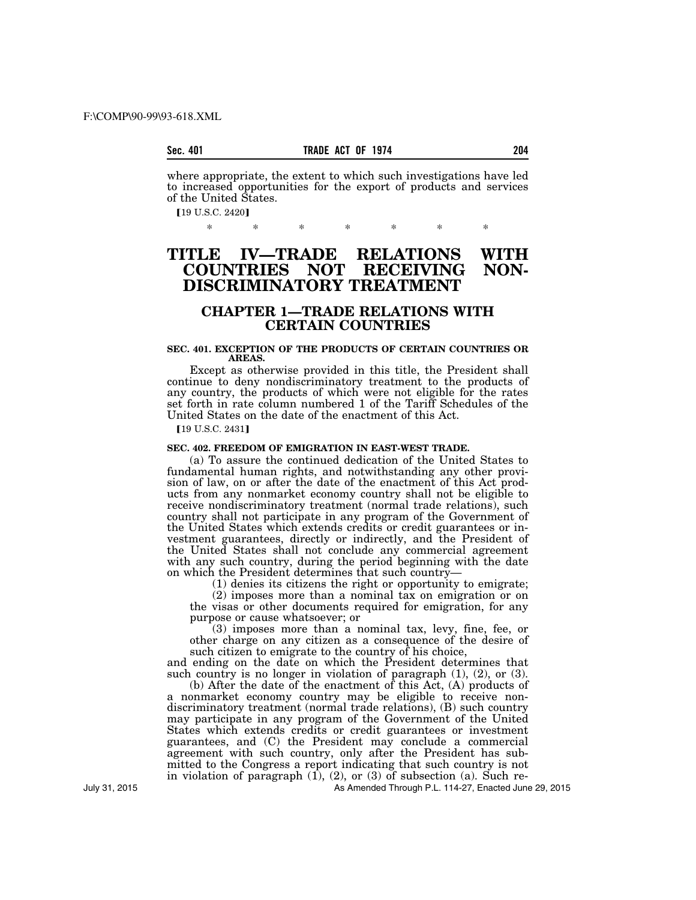where appropriate, the extent to which such investigations have led to increased opportunities for the export of products and services of the United States.

【19 U.S.C. 2420】

\* \* \* \* \* \* \*

# TITLE IV—TRADE RELATIONS WITH COUNTRIES NOT RECEIVING NON-DISCRIMINATORY TREATMENT

## CHAPTER 1—TRADE RELATIONS WITH CERTAIN COUNTRIES

**SEC. 401. EXCEPTION OF THE PRODUCTS OF CERTAIN COUNTRIES OR AREAS.**

Except as otherwise provided in this title, the President shall continue to deny nondiscriminatory treatment to the products of any country, the products of which were not eligible for the rates set forth in rate column numbered 1 of the Tariff Schedules of the United States on the date of the enactment of this Act.

【19 U.S.C. 2431】

**SEC. 402. FREEDOM OF EMIGRATION IN EAST-WEST TRADE.**

(a) To assure the continued dedication of the United States to fundamental human rights, and notwithstanding any other provision of law, on or after the date of the enactment of this Act products from any nonmarket economy country shall not be eligible to receive nondiscriminatory treatment (normal trade relations), such country shall not participate in any program of the Government of the United States which extends credits or credit guarantees or investment guarantees, directly or indirectly, and the President of the United States shall not conclude any commercial agreement with any such country, during the period beginning with the date on which the President determines that such country—

(1) denies its citizens the right or opportunity to emigrate;

(2) imposes more than a nominal tax on emigration or on the visas or other documents required for emigration, for any purpose or cause whatsoever; or

(3) imposes more than a nominal tax, levy, fine, fee, or other charge on any citizen as a consequence of the desire of such citizen to emigrate to the country of his choice,

and ending on the date on which the President determines that such country is no longer in violation of paragraph (1), (2), or (3).

(b) After the date of the enactment of this Act, (A) products of a nonmarket economy country may be eligible to receive nondiscriminatory treatment (normal trade relations), (B) such country may participate in any program of the Government of the United States which extends credits or credit guarantees or investment guarantees, and (C) the President may conclude a commercial agreement with such country, only after the President has submitted to the Congress a report indicating that such country is not in violation of paragraph (1), (2), or (3) of subsection (a). Such re-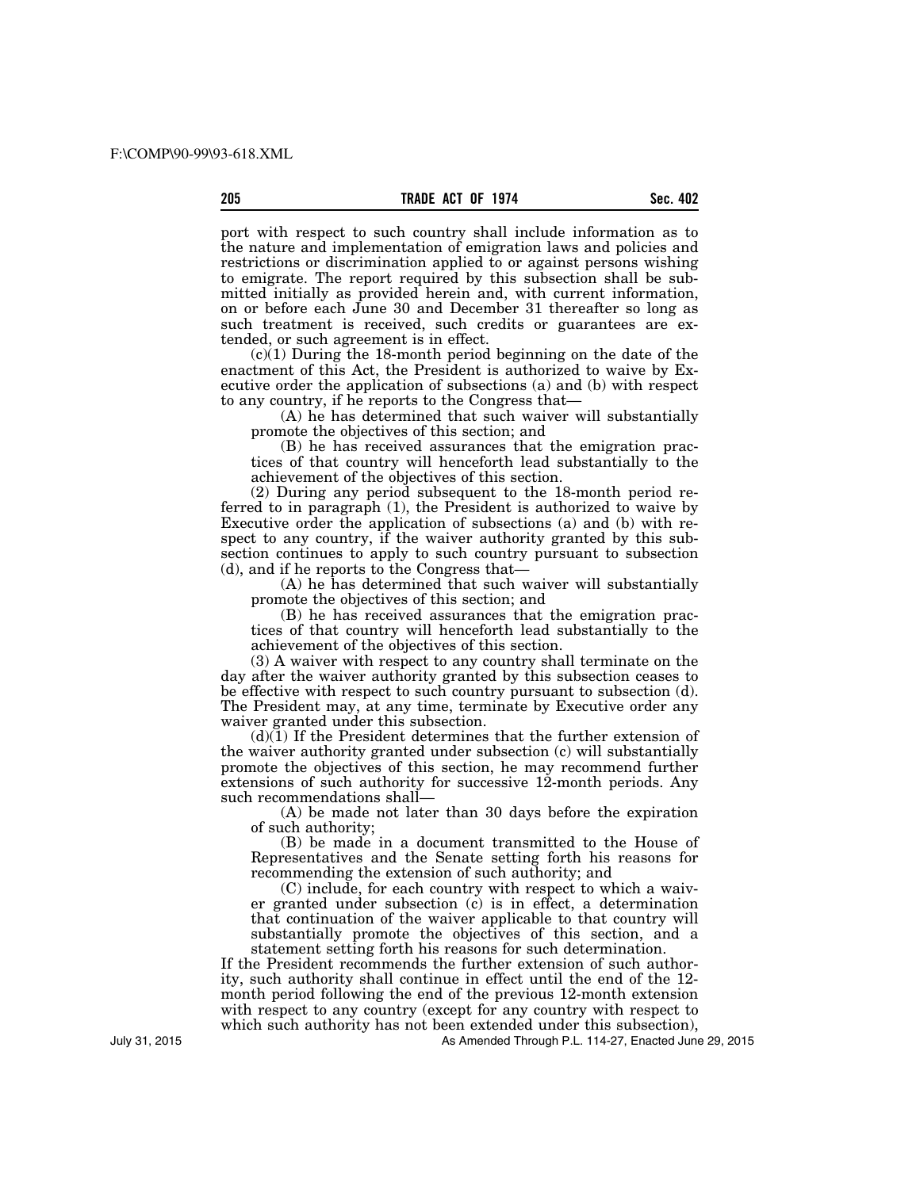port with respect to such country shall include information as to the nature and implementation of emigration laws and policies and restrictions or discrimination applied to or against persons wishing to emigrate. The report required by this subsection shall be submitted initially as provided herein and, with current information, on or before each June 30 and December 31 thereafter so long as such treatment is received, such credits or guarantees are extended, or such agreement is in effect.

(c)(1) During the 18-month period beginning on the date of the enactment of this Act, the President is authorized to waive by Executive order the application of subsections (a) and (b) with respect to any country, if he reports to the Congress that—

(A) he has determined that such waiver will substantially promote the objectives of this section; and

(B) he has received assurances that the emigration practices of that country will henceforth lead substantially to the achievement of the objectives of this section.

(2) During any period subsequent to the 18-month period referred to in paragraph (1), the President is authorized to waive by Executive order the application of subsections (a) and (b) with respect to any country, if the waiver authority granted by this subsection continues to apply to such country pursuant to subsection (d), and if he reports to the Congress that—

(A) he has determined that such waiver will substantially promote the objectives of this section; and

(B) he has received assurances that the emigration practices of that country will henceforth lead substantially to the achievement of the objectives of this section.

(3) A waiver with respect to any country shall terminate on the day after the waiver authority granted by this subsection ceases to be effective with respect to such country pursuant to subsection (d). The President may, at any time, terminate by Executive order any waiver granted under this subsection.

(d)(1) If the President determines that the further extension of the waiver authority granted under subsection (c) will substantially promote the objectives of this section, he may recommend further extensions of such authority for successive 12-month periods. Any such recommendations shall—

(A) be made not later than 30 days before the expiration of such authority;

(B) be made in a document transmitted to the House of Representatives and the Senate setting forth his reasons for recommending the extension of such authority; and

(C) include, for each country with respect to which a waiver granted under subsection (c) is in effect, a determination that continuation of the waiver applicable to that country will substantially promote the objectives of this section, and a statement setting forth his reasons for such determination.

If the President recommends the further extension of such authority, such authority shall continue in effect until the end of the 12-month period following the end of the previous 12-month extension with respect to any country (except for any country with respect to which such authority has not been extended under this subsection),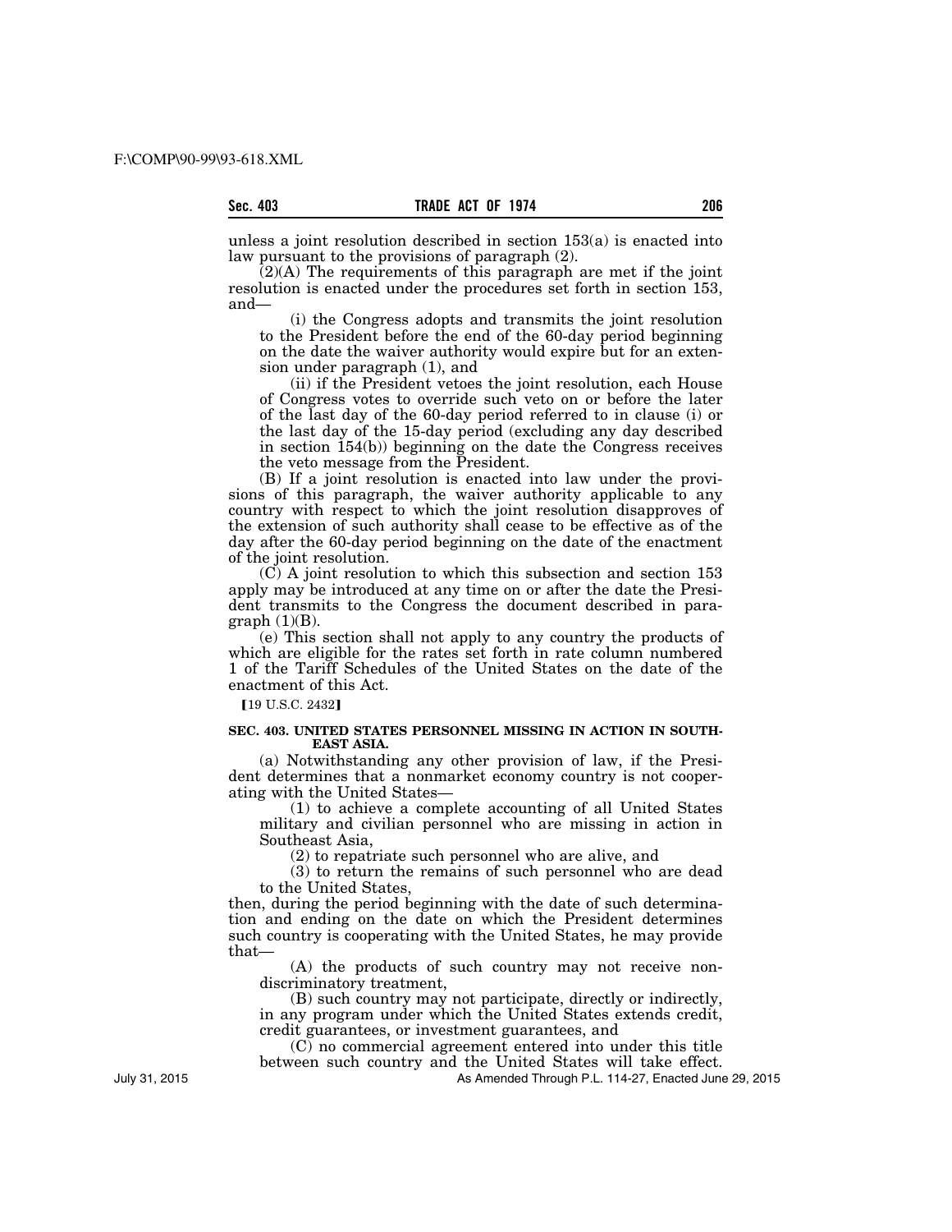unless a joint resolution described in section 153(a) is enacted into law pursuant to the provisions of paragraph (2).

(2)(A) The requirements of this paragraph are met if the joint resolution is enacted under the procedures set forth in section 153, and—

(i) the Congress adopts and transmits the joint resolution to the President before the end of the 60-day period beginning on the date the waiver authority would expire but for an extension under paragraph (1), and

(ii) if the President vetoes the joint resolution, each House of Congress votes to override such veto on or before the later of the last day of the 60-day period referred to in clause (i) or the last day of the 15-day period (excluding any day described in section 154(b)) beginning on the date the Congress receives the veto message from the President.

(B) If a joint resolution is enacted into law under the provisions of this paragraph, the waiver authority applicable to any country with respect to which the joint resolution disapproves of the extension of such authority shall cease to be effective as of the day after the 60-day period beginning on the date of the enactment of the joint resolution.

(C) A joint resolution to which this subsection and section 153 apply may be introduced at any time on or after the date the President transmits to the Congress the document described in paragraph (1)(B).

(e) This section shall not apply to any country the products of which are eligible for the rates set forth in rate column numbered 1 of the Tariff Schedules of the United States on the date of the enactment of this Act.

【19 U.S.C. 2432】

**SEC. 403. UNITED STATES PERSONNEL MISSING IN ACTION IN SOUTHEAST ASIA.**

(a) Notwithstanding any other provision of law, if the President determines that a nonmarket economy country is not cooperating with the United States—

(1) to achieve a complete accounting of all United States military and civilian personnel who are missing in action in Southeast Asia,

(2) to repatriate such personnel who are alive, and

(3) to return the remains of such personnel who are dead to the United States,

then, during the period beginning with the date of such determination and ending on the date on which the President determines such country is cooperating with the United States, he may provide that—

(A) the products of such country may not receive nondiscriminatory treatment,

(B) such country may not participate, directly or indirectly, in any program under which the United States extends credit, credit guarantees, or investment guarantees, and

(C) no commercial agreement entered into under this title between such country and the United States will take effect.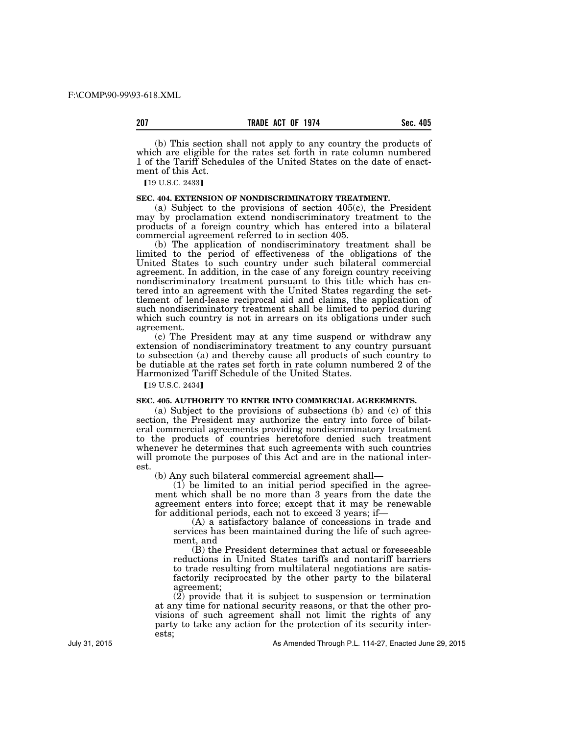(b) This section shall not apply to any country the products of which are eligible for the rates set forth in rate column numbered 1 of the Tariff Schedules of the United States on the date of enactment of this Act.

【19 U.S.C. 2433】

**SEC. 404. EXTENSION OF NONDISCRIMINATORY TREATMENT.**

(a) Subject to the provisions of section 405(c), the President may by proclamation extend nondiscriminatory treatment to the products of a foreign country which has entered into a bilateral commercial agreement referred to in section 405.

(b) The application of nondiscriminatory treatment shall be limited to the period of effectiveness of the obligations of the United States to such country under such bilateral commercial agreement. In addition, in the case of any foreign country receiving nondiscriminatory treatment pursuant to this title which has entered into an agreement with the United States regarding the settlement of lend-lease reciprocal aid and claims, the application of such nondiscriminatory treatment shall be limited to period during which such country is not in arrears on its obligations under such agreement.

(c) The President may at any time suspend or withdraw any extension of nondiscriminatory treatment to any country pursuant to subsection (a) and thereby cause all products of such country to be dutiable at the rates set forth in rate column numbered 2 of the Harmonized Tariff Schedule of the United States.

【19 U.S.C. 2434】

**SEC. 405. AUTHORITY TO ENTER INTO COMMERCIAL AGREEMENTS.**

(a) Subject to the provisions of subsections (b) and (c) of this section, the President may authorize the entry into force of bilateral commercial agreements providing nondiscriminatory treatment to the products of countries heretofore denied such treatment whenever he determines that such agreements with such countries will promote the purposes of this Act and are in the national interest.

(b) Any such bilateral commercial agreement shall—

(1) be limited to an initial period specified in the agreement which shall be no more than 3 years from the date the agreement enters into force; except that it may be renewable for additional periods, each not to exceed 3 years; if—

(A) a satisfactory balance of concessions in trade and services has been maintained during the life of such agreement, and

(B) the President determines that actual or foreseeable reductions in United States tariffs and nontariff barriers to trade resulting from multilateral negotiations are satisfactorily reciprocated by the other party to the bilateral agreement;

(2) provide that it is subject to suspension or termination at any time for national security reasons, or that the other provisions of such agreement shall not limit the rights of any party to take any action for the protection of its security interests;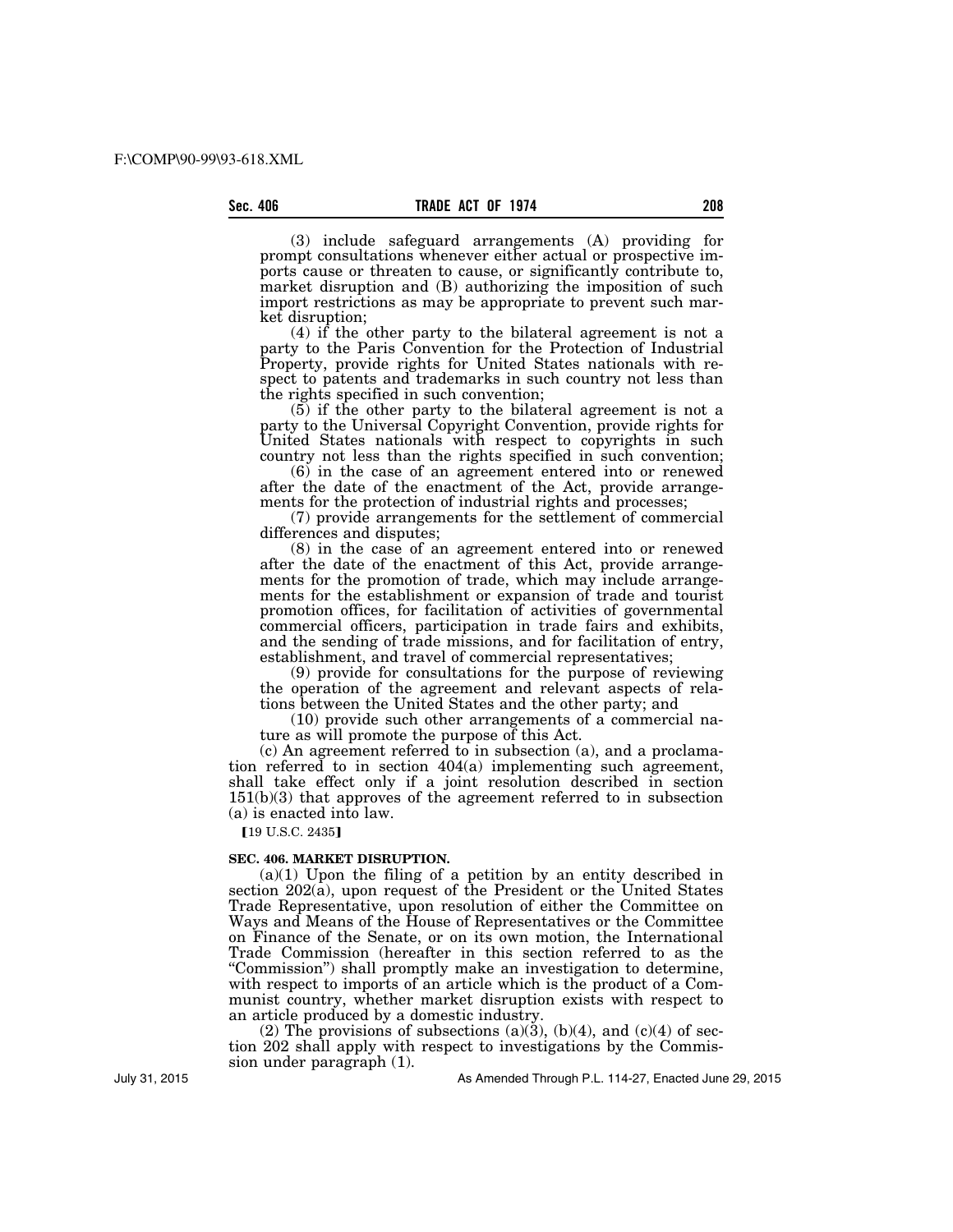(3) include safeguard arrangements (A) providing for prompt consultations whenever either actual or prospective imports cause or threaten to cause, or significantly contribute to, market disruption and (B) authorizing the imposition of such import restrictions as may be appropriate to prevent such market disruption;

(4) if the other party to the bilateral agreement is not a party to the Paris Convention for the Protection of Industrial Property, provide rights for United States nationals with respect to patents and trademarks in such country not less than the rights specified in such convention;

(5) if the other party to the bilateral agreement is not a party to the Universal Copyright Convention, provide rights for United States nationals with respect to copyrights in such country not less than the rights specified in such convention;

(6) in the case of an agreement entered into or renewed after the date of the enactment of the Act, provide arrangements for the protection of industrial rights and processes;

(7) provide arrangements for the settlement of commercial differences and disputes;

(8) in the case of an agreement entered into or renewed after the date of the enactment of this Act, provide arrangements for the promotion of trade, which may include arrangements for the establishment or expansion of trade and tourist promotion offices, for facilitation of activities of governmental commercial officers, participation in trade fairs and exhibits, and the sending of trade missions, and for facilitation of entry, establishment, and travel of commercial representatives;

(9) provide for consultations for the purpose of reviewing the operation of the agreement and relevant aspects of relations between the United States and the other party; and

(10) provide such other arrangements of a commercial nature as will promote the purpose of this Act.

(c) An agreement referred to in subsection (a), and a proclamation referred to in section 404(a) implementing such agreement, shall take effect only if a joint resolution described in section 151(b)(3) that approves of the agreement referred to in subsection (a) is enacted into law.

【19 U.S.C. 2435】

**SEC. 406. MARKET DISRUPTION.**

(a)(1) Upon the filing of a petition by an entity described in section 202(a), upon request of the President or the United States Trade Representative, upon resolution of either the Committee on Ways and Means of the House of Representatives or the Committee on Finance of the Senate, or on its own motion, the International Trade Commission (hereafter in this section referred to as the "Commission") shall promptly make an investigation to determine, with respect to imports of an article which is the product of a Communist country, whether market disruption exists with respect to an article produced by a domestic industry.

(2) The provisions of subsections (a)(3), (b)(4), and (c)(4) of section 202 shall apply with respect to investigations by the Commission under paragraph (1).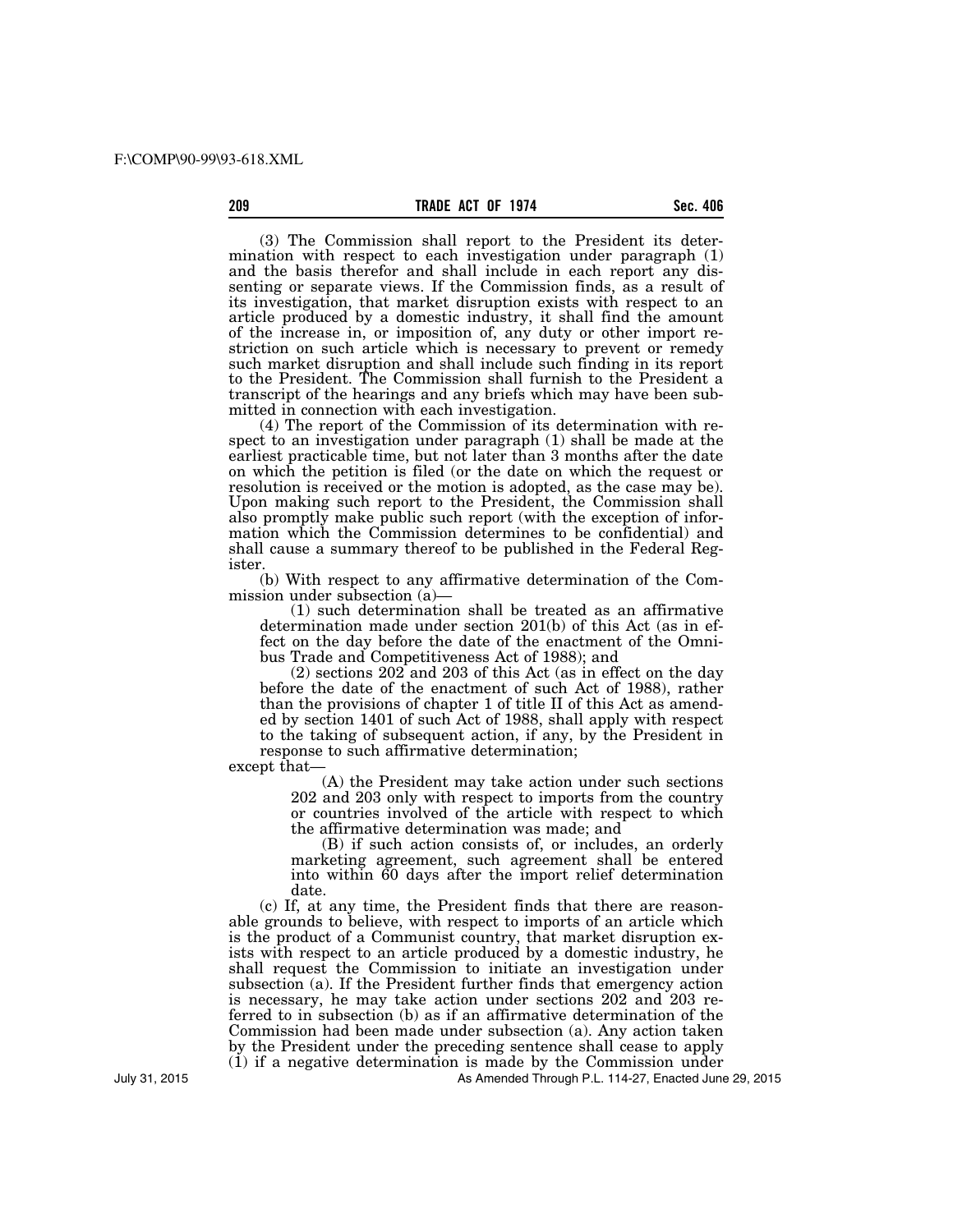(3) The Commission shall report to the President its determination with respect to each investigation under paragraph (1) and the basis therefor and shall include in each report any dissenting or separate views. If the Commission finds, as a result of its investigation, that market disruption exists with respect to an article produced by a domestic industry, it shall find the amount of the increase in, or imposition of, any duty or other import restriction on such article which is necessary to prevent or remedy such market disruption and shall include such finding in its report to the President. The Commission shall furnish to the President a transcript of the hearings and any briefs which may have been submitted in connection with each investigation.

(4) The report of the Commission of its determination with respect to an investigation under paragraph (1) shall be made at the earliest practicable time, but not later than 3 months after the date on which the petition is filed (or the date on which the request or resolution is received or the motion is adopted, as the case may be). Upon making such report to the President, the Commission shall also promptly make public such report (with the exception of information which the Commission determines to be confidential) and shall cause a summary thereof to be published in the Federal Register.

(b) With respect to any affirmative determination of the Commission under subsection (a)—

(1) such determination shall be treated as an affirmative determination made under section 201(b) of this Act (as in effect on the day before the date of the enactment of the Omnibus Trade and Competitiveness Act of 1988); and

(2) sections 202 and 203 of this Act (as in effect on the day before the date of the enactment of such Act of 1988), rather than the provisions of chapter 1 of title II of this Act as amended by section 1401 of such Act of 1988, shall apply with respect to the taking of subsequent action, if any, by the President in response to such affirmative determination;

except that—

(A) the President may take action under such sections 202 and 203 only with respect to imports from the country or countries involved of the article with respect to which the affirmative determination was made; and

(B) if such action consists of, or includes, an orderly marketing agreement, such agreement shall be entered into within 60 days after the import relief determination date.

(c) If, at any time, the President finds that there are reasonable grounds to believe, with respect to imports of an article which is the product of a Communist country, that market disruption exists with respect to an article produced by a domestic industry, he shall request the Commission to initiate an investigation under subsection (a). If the President further finds that emergency action is necessary, he may take action under sections 202 and 203 referred to in subsection (b) as if an affirmative determination of the Commission had been made under subsection (a). Any action taken by the President under the preceding sentence shall cease to apply (1) if a negative determination is made by the Commission under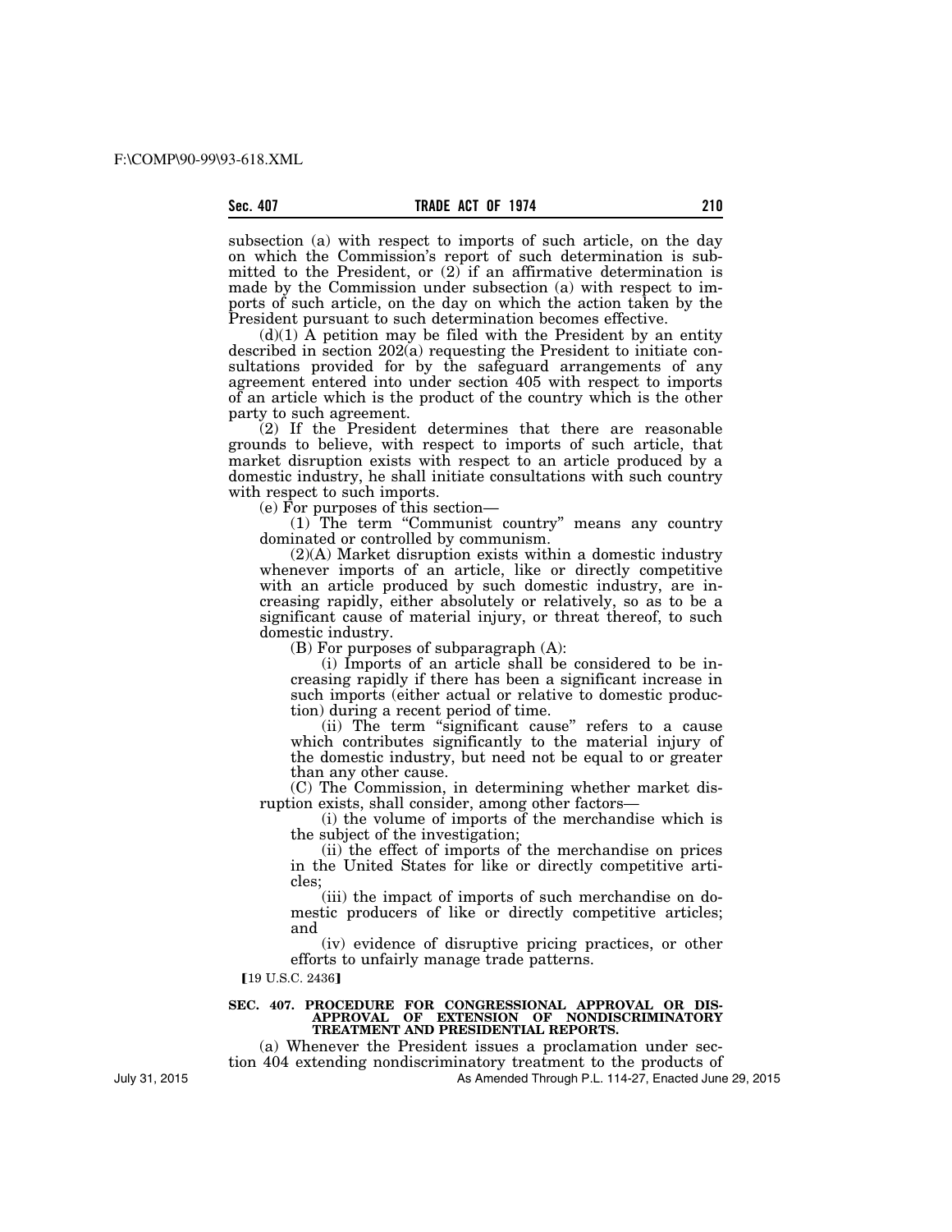subsection (a) with respect to imports of such article, on the day on which the Commission's report of such determination is submitted to the President, or (2) if an affirmative determination is made by the Commission under subsection (a) with respect to imports of such article, on the day on which the action taken by the President pursuant to such determination becomes effective.

(d)(1) A petition may be filed with the President by an entity described in section 202(a) requesting the President to initiate consultations provided for by the safeguard arrangements of any agreement entered into under section 405 with respect to imports of an article which is the product of the country which is the other party to such agreement.

(2) If the President determines that there are reasonable grounds to believe, with respect to imports of such article, that market disruption exists with respect to an article produced by a domestic industry, he shall initiate consultations with such country with respect to such imports.

(e) For purposes of this section—

(1) The term "Communist country" means any country dominated or controlled by communism.

(2)(A) Market disruption exists within a domestic industry whenever imports of an article, like or directly competitive with an article produced by such domestic industry, are increasing rapidly, either absolutely or relatively, so as to be a significant cause of material injury, or threat thereof, to such domestic industry.

(B) For purposes of subparagraph (A):

(i) Imports of an article shall be considered to be increasing rapidly if there has been a significant increase in such imports (either actual or relative to domestic production) during a recent period of time.

(ii) The term "significant cause" refers to a cause which contributes significantly to the material injury of the domestic industry, but need not be equal to or greater than any other cause.

(C) The Commission, in determining whether market disruption exists, shall consider, among other factors—

(i) the volume of imports of the merchandise which is the subject of the investigation;

(ii) the effect of imports of the merchandise on prices in the United States for like or directly competitive articles;

(iii) the impact of imports of such merchandise on domestic producers of like or directly competitive articles; and

(iv) evidence of disruptive pricing practices, or other efforts to unfairly manage trade patterns.

【19 U.S.C. 2436】

### SEC. 407. PROCEDURE FOR CONGRESSIONAL APPROVAL OR DISAPPROVAL OF EXTENSION OF NONDISCRIMINATORY TREATMENT AND PRESIDENTIAL REPORTS.

(a) Whenever the President issues a proclamation under section 404 extending nondiscriminatory treatment to the products of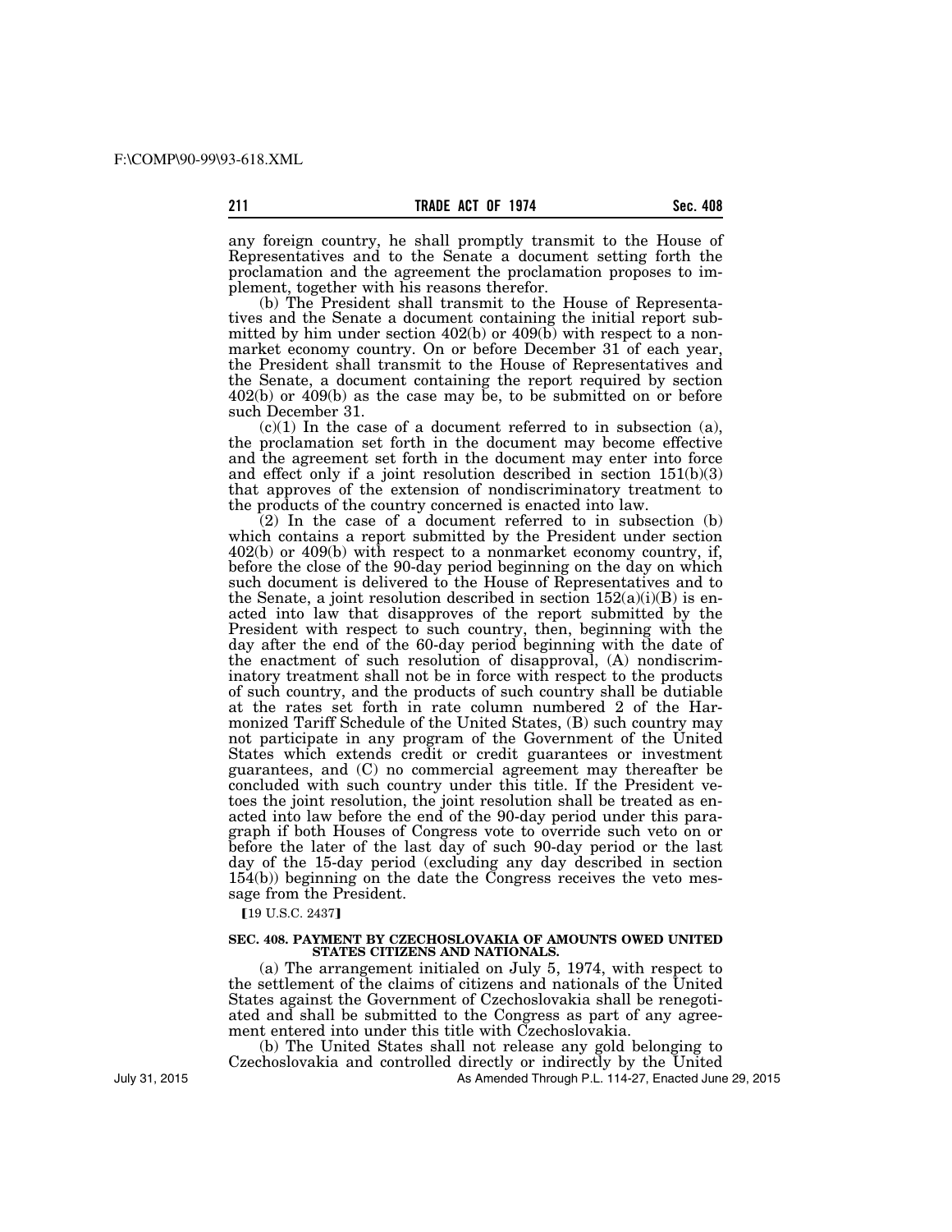any foreign country, he shall promptly transmit to the House of Representatives and to the Senate a document setting forth the proclamation and the agreement the proclamation proposes to implement, together with his reasons therefor.

(b) The President shall transmit to the House of Representatives and the Senate a document containing the initial report submitted by him under section 402(b) or 409(b) with respect to a nonmarket economy country. On or before December 31 of each year, the President shall transmit to the House of Representatives and the Senate, a document containing the report required by section 402(b) or 409(b) as the case may be, to be submitted on or before such December 31.

(c)(1) In the case of a document referred to in subsection (a), the proclamation set forth in the document may become effective and the agreement set forth in the document may enter into force and effect only if a joint resolution described in section 151(b)(3) that approves of the extension of nondiscriminatory treatment to the products of the country concerned is enacted into law.

(2) In the case of a document referred to in subsection (b) which contains a report submitted by the President under section 402(b) or 409(b) with respect to a nonmarket economy country, if, before the close of the 90-day period beginning on the day on which such document is delivered to the House of Representatives and to the Senate, a joint resolution described in section 152(a)(i)(B) is enacted into law that disapproves of the report submitted by the President with respect to such country, then, beginning with the day after the end of the 60-day period beginning with the date of the enactment of such resolution of disapproval, (A) nondiscriminatory treatment shall not be in force with respect to the products of such country, and the products of such country shall be dutiable at the rates set forth in rate column numbered 2 of the Harmonized Tariff Schedule of the United States, (B) such country may not participate in any program of the Government of the United States which extends credit or credit guarantees or investment guarantees, and (C) no commercial agreement may thereafter be concluded with such country under this title. If the President vetoes the joint resolution, the joint resolution shall be treated as enacted into law before the end of the 90-day period under this paragraph if both Houses of Congress vote to override such veto on or before the later of the last day of such 90-day period or the last day of the 15-day period (excluding any day described in section 154(b)) beginning on the date the Congress receives the veto message from the President.

【19 U.S.C. 2437】

#### SEC. 408. PAYMENT BY CZECHOSLOVAKIA OF AMOUNTS OWED UNITED STATES CITIZENS AND NATIONALS.

(a) The arrangement initialed on July 5, 1974, with respect to the settlement of the claims of citizens and nationals of the United States against the Government of Czechoslovakia shall be renegotiated and shall be submitted to the Congress as part of any agreement entered into under this title with Czechoslovakia.

(b) The United States shall not release any gold belonging to Czechoslovakia and controlled directly or indirectly by the United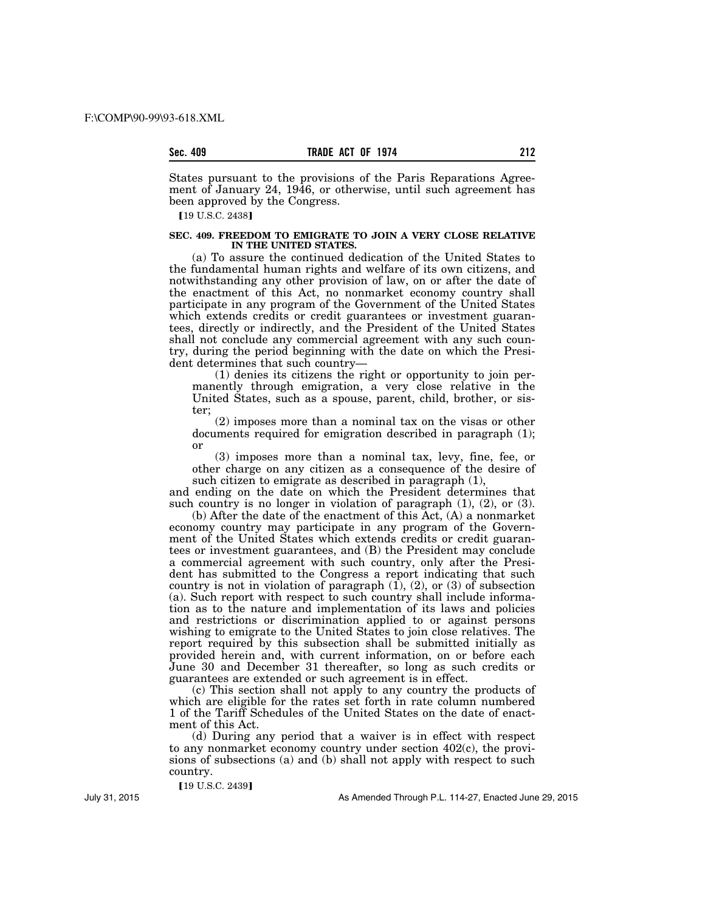States pursuant to the provisions of the Paris Reparations Agreement of January 24, 1946, or otherwise, until such agreement has been approved by the Congress.

【19 U.S.C. 2438】

### SEC. 409. FREEDOM TO EMIGRATE TO JOIN A VERY CLOSE RELATIVE IN THE UNITED STATES.

(a) To assure the continued dedication of the United States to the fundamental human rights and welfare of its own citizens, and notwithstanding any other provision of law, on or after the date of the enactment of this Act, no nonmarket economy country shall participate in any program of the Government of the United States which extends credits or credit guarantees or investment guarantees, directly or indirectly, and the President of the United States shall not conclude any commercial agreement with any such country, during the period beginning with the date on which the President determines that such country—

(1) denies its citizens the right or opportunity to join permanently through emigration, a very close relative in the United States, such as a spouse, parent, child, brother, or sister;

(2) imposes more than a nominal tax on the visas or other documents required for emigration described in paragraph (1); or

(3) imposes more than a nominal tax, levy, fine, fee, or other charge on any citizen as a consequence of the desire of such citizen to emigrate as described in paragraph (1),

and ending on the date on which the President determines that such country is no longer in violation of paragraph (1), (2), or (3).

(b) After the date of the enactment of this Act, (A) a nonmarket economy country may participate in any program of the Government of the United States which extends credits or credit guarantees or investment guarantees, and (B) the President may conclude a commercial agreement with such country, only after the President has submitted to the Congress a report indicating that such country is not in violation of paragraph (1), (2), or (3) of subsection (a). Such report with respect to such country shall include information as to the nature and implementation of its laws and policies and restrictions or discrimination applied to or against persons wishing to emigrate to the United States to join close relatives. The report required by this subsection shall be submitted initially as provided herein and, with current information, on or before each June 30 and December 31 thereafter, so long as such credits or guarantees are extended or such agreement is in effect.

(c) This section shall not apply to any country the products of which are eligible for the rates set forth in rate column numbered 1 of the Tariff Schedules of the United States on the date of enactment of this Act.

(d) During any period that a waiver is in effect with respect to any nonmarket economy country under section 402(c), the provisions of subsections (a) and (b) shall not apply with respect to such country.

【19 U.S.C. 2439】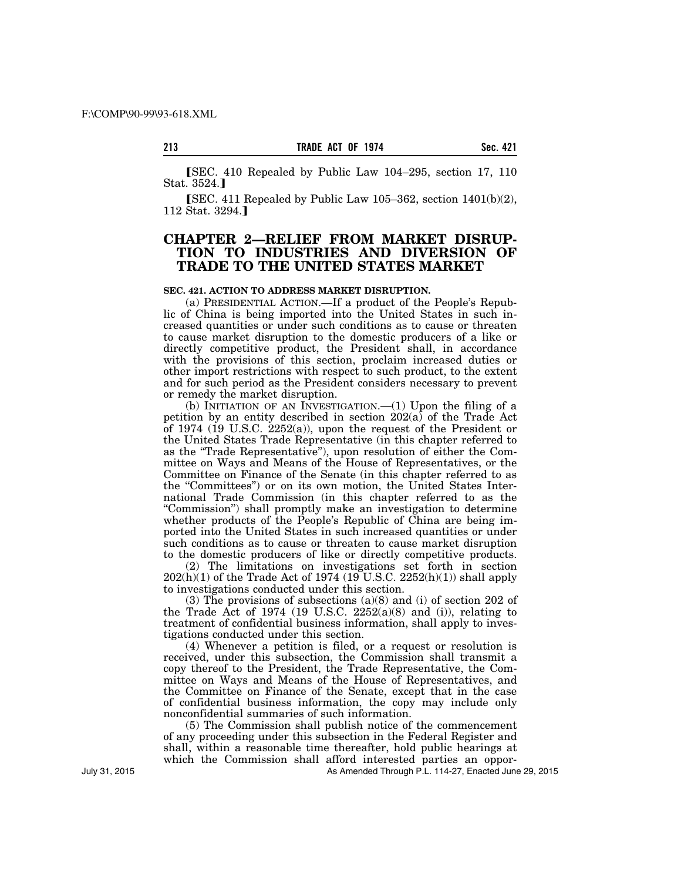⟦SEC. 410 Repealed by Public Law 104–295, section 17, 110 Stat. 3524.⟧

⟦SEC. 411 Repealed by Public Law 105–362, section 1401(b)(2), 112 Stat. 3294.⟧

## CHAPTER 2—RELIEF FROM MARKET DISRUPTION TO INDUSTRIES AND DIVERSION OF TRADE TO THE UNITED STATES MARKET

**SEC. 421. ACTION TO ADDRESS MARKET DISRUPTION.**

(a) PRESIDENTIAL ACTION.—If a product of the People's Republic of China is being imported into the United States in such increased quantities or under such conditions as to cause or threaten to cause market disruption to the domestic producers of a like or directly competitive product, the President shall, in accordance with the provisions of this section, proclaim increased duties or other import restrictions with respect to such product, to the extent and for such period as the President considers necessary to prevent or remedy the market disruption.

(b) INITIATION OF AN INVESTIGATION.—(1) Upon the filing of a petition by an entity described in section 202(a) of the Trade Act of 1974 (19 U.S.C. 2252(a)), upon the request of the President or the United States Trade Representative (in this chapter referred to as the "Trade Representative"), upon resolution of either the Committee on Ways and Means of the House of Representatives, or the Committee on Finance of the Senate (in this chapter referred to as the "Committees") or on its own motion, the United States International Trade Commission (in this chapter referred to as the "Commission") shall promptly make an investigation to determine whether products of the People's Republic of China are being imported into the United States in such increased quantities or under such conditions as to cause or threaten to cause market disruption to the domestic producers of like or directly competitive products.

(2) The limitations on investigations set forth in section 202(h)(1) of the Trade Act of 1974 (19 U.S.C. 2252(h)(1)) shall apply to investigations conducted under this section.

(3) The provisions of subsections (a)(8) and (i) of section 202 of the Trade Act of 1974 (19 U.S.C. 2252(a)(8) and (i)), relating to treatment of confidential business information, shall apply to investigations conducted under this section.

(4) Whenever a petition is filed, or a request or resolution is received, under this subsection, the Commission shall transmit a copy thereof to the President, the Trade Representative, the Committee on Ways and Means of the House of Representatives, and the Committee on Finance of the Senate, except that in the case of confidential business information, the copy may include only nonconfidential summaries of such information.

(5) The Commission shall publish notice of the commencement of any proceeding under this subsection in the Federal Register and shall, within a reasonable time thereafter, hold public hearings at which the Commission shall afford interested parties an oppor-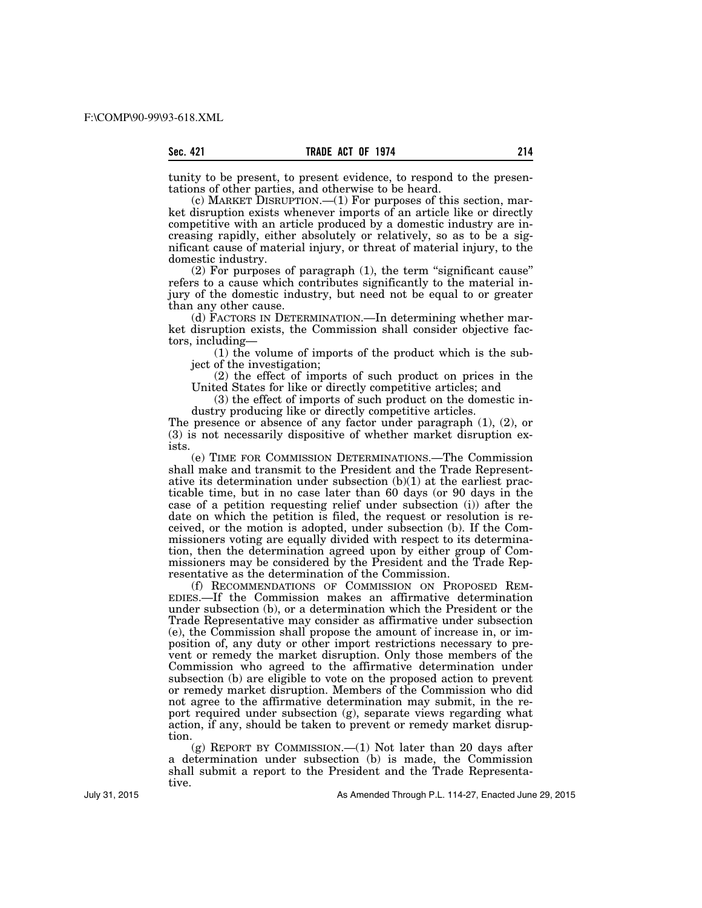tunity to be present, to present evidence, to respond to the presentations of other parties, and otherwise to be heard.

(c) MARKET DISRUPTION.—(1) For purposes of this section, market disruption exists whenever imports of an article like or directly competitive with an article produced by a domestic industry are increasing rapidly, either absolutely or relatively, so as to be a significant cause of material injury, or threat of material injury, to the domestic industry.

(2) For purposes of paragraph (1), the term "significant cause" refers to a cause which contributes significantly to the material injury of the domestic industry, but need not be equal to or greater than any other cause.

(d) FACTORS IN DETERMINATION.—In determining whether market disruption exists, the Commission shall consider objective factors, including—

(1) the volume of imports of the product which is the subject of the investigation;

(2) the effect of imports of such product on prices in the United States for like or directly competitive articles; and

(3) the effect of imports of such product on the domestic industry producing like or directly competitive articles.

The presence or absence of any factor under paragraph (1), (2), or (3) is not necessarily dispositive of whether market disruption exists.

(e) TIME FOR COMMISSION DETERMINATIONS.—The Commission shall make and transmit to the President and the Trade Representative its determination under subsection (b)(1) at the earliest practicable time, but in no case later than 60 days (or 90 days in the case of a petition requesting relief under subsection (i)) after the date on which the petition is filed, the request or resolution is received, or the motion is adopted, under subsection (b). If the Commissioners voting are equally divided with respect to its determination, then the determination agreed upon by either group of Commissioners may be considered by the President and the Trade Representative as the determination of the Commission.

(f) RECOMMENDATIONS OF COMMISSION ON PROPOSED REMEDIES.—If the Commission makes an affirmative determination under subsection (b), or a determination which the President or the Trade Representative may consider as affirmative under subsection (e), the Commission shall propose the amount of increase in, or imposition of, any duty or other import restrictions necessary to prevent or remedy the market disruption. Only those members of the Commission who agreed to the affirmative determination under subsection (b) are eligible to vote on the proposed action to prevent or remedy market disruption. Members of the Commission who did not agree to the affirmative determination may submit, in the report required under subsection (g), separate views regarding what action, if any, should be taken to prevent or remedy market disruption.

(g) REPORT BY COMMISSION.—(1) Not later than 20 days after a determination under subsection (b) is made, the Commission shall submit a report to the President and the Trade Representative.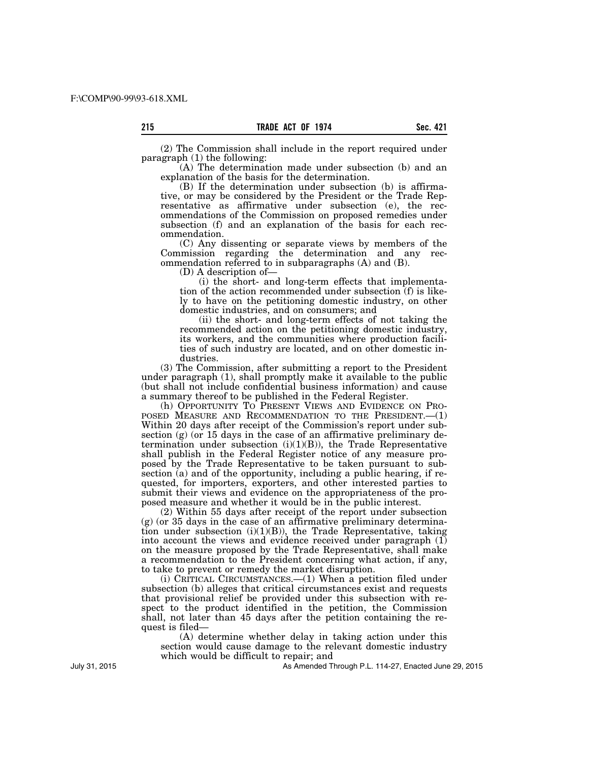(2) The Commission shall include in the report required under paragraph (1) the following:

(A) The determination made under subsection (b) and an explanation of the basis for the determination.

(B) If the determination under subsection (b) is affirmative, or may be considered by the President or the Trade Representative as affirmative under subsection (e), the recommendations of the Commission on proposed remedies under subsection (f) and an explanation of the basis for each recommendation.

(C) Any dissenting or separate views by members of the Commission regarding the determination and any recommendation referred to in subparagraphs (A) and (B).

(D) A description of—

(i) the short- and long-term effects that implementation of the action recommended under subsection (f) is likely to have on the petitioning domestic industry, on other domestic industries, and on consumers; and

(ii) the short- and long-term effects of not taking the recommended action on the petitioning domestic industry, its workers, and the communities where production facilities of such industry are located, and on other domestic industries.

(3) The Commission, after submitting a report to the President under paragraph (1), shall promptly make it available to the public (but shall not include confidential business information) and cause a summary thereof to be published in the Federal Register.

(h) OPPORTUNITY TO PRESENT VIEWS AND EVIDENCE ON PROPOSED MEASURE AND RECOMMENDATION TO THE PRESIDENT.—(1) Within 20 days after receipt of the Commission's report under subsection (g) (or 15 days in the case of an affirmative preliminary determination under subsection (i)(1)(B)), the Trade Representative shall publish in the Federal Register notice of any measure proposed by the Trade Representative to be taken pursuant to subsection (a) and of the opportunity, including a public hearing, if requested, for importers, exporters, and other interested parties to submit their views and evidence on the appropriateness of the proposed measure and whether it would be in the public interest.

(2) Within 55 days after receipt of the report under subsection (g) (or 35 days in the case of an affirmative preliminary determination under subsection (i)(1)(B)), the Trade Representative, taking into account the views and evidence received under paragraph (1) on the measure proposed by the Trade Representative, shall make a recommendation to the President concerning what action, if any, to take to prevent or remedy the market disruption.

(i) CRITICAL CIRCUMSTANCES.—(1) When a petition filed under subsection (b) alleges that critical circumstances exist and requests that provisional relief be provided under this subsection with respect to the product identified in the petition, the Commission shall, not later than 45 days after the petition containing the request is filed—

(A) determine whether delay in taking action under this section would cause damage to the relevant domestic industry which would be difficult to repair; and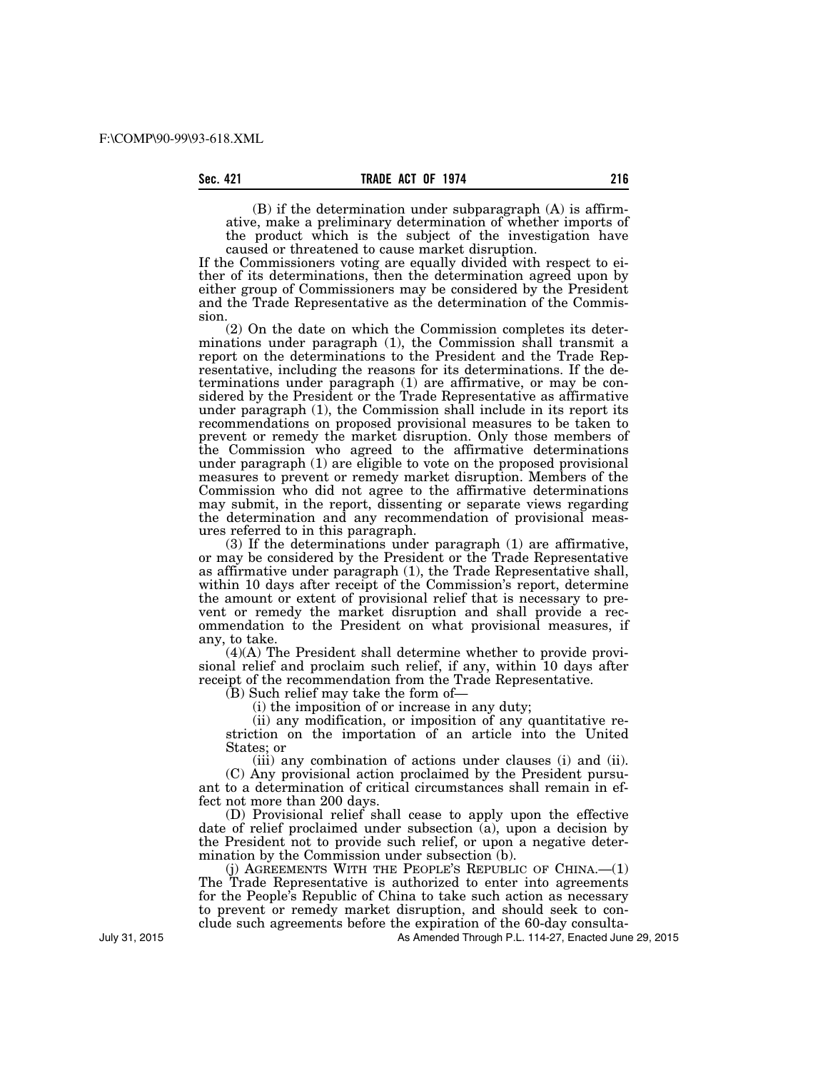(B) if the determination under subparagraph (A) is affirmative, make a preliminary determination of whether imports of the product which is the subject of the investigation have caused or threatened to cause market disruption.

If the Commissioners voting are equally divided with respect to either of its determinations, then the determination agreed upon by either group of Commissioners may be considered by the President and the Trade Representative as the determination of the Commission.

(2) On the date on which the Commission completes its determinations under paragraph (1), the Commission shall transmit a report on the determinations to the President and the Trade Representative, including the reasons for its determinations. If the determinations under paragraph (1) are affirmative, or may be considered by the President or the Trade Representative as affirmative under paragraph (1), the Commission shall include in its report its recommendations on proposed provisional measures to be taken to prevent or remedy the market disruption. Only those members of the Commission who agreed to the affirmative determinations under paragraph (1) are eligible to vote on the proposed provisional measures to prevent or remedy market disruption. Members of the Commission who did not agree to the affirmative determinations may submit, in the report, dissenting or separate views regarding the determination and any recommendation of provisional measures referred to in this paragraph.

(3) If the determinations under paragraph (1) are affirmative, or may be considered by the President or the Trade Representative as affirmative under paragraph (1), the Trade Representative shall, within 10 days after receipt of the Commission's report, determine the amount or extent of provisional relief that is necessary to prevent or remedy the market disruption and shall provide a recommendation to the President on what provisional measures, if any, to take.

(4)(A) The President shall determine whether to provide provisional relief and proclaim such relief, if any, within 10 days after receipt of the recommendation from the Trade Representative.

(B) Such relief may take the form of—

(i) the imposition of or increase in any duty;

(ii) any modification, or imposition of any quantitative restriction on the importation of an article into the United States; or

(iii) any combination of actions under clauses (i) and (ii).

(C) Any provisional action proclaimed by the President pursuant to a determination of critical circumstances shall remain in effect not more than 200 days.

(D) Provisional relief shall cease to apply upon the effective date of relief proclaimed under subsection (a), upon a decision by the President not to provide such relief, or upon a negative determination by the Commission under subsection (b).

(j) AGREEMENTS WITH THE PEOPLE'S REPUBLIC OF CHINA.—(1) The Trade Representative is authorized to enter into agreements for the People's Republic of China to take such action as necessary to prevent or remedy market disruption, and should seek to conclude such agreements before the expiration of the 60-day consulta-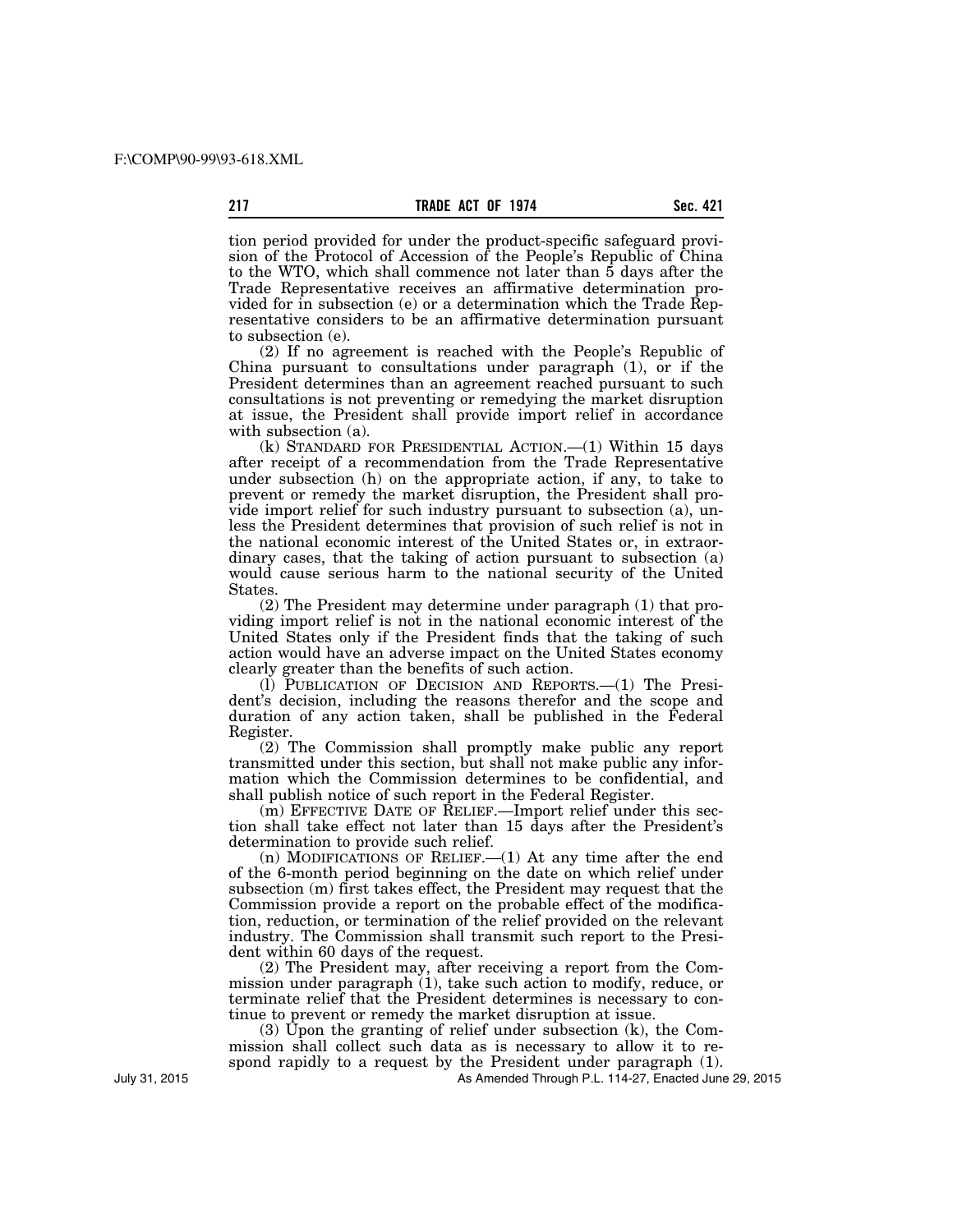tion period provided for under the product-specific safeguard provision of the Protocol of Accession of the People's Republic of China to the WTO, which shall commence not later than 5 days after the Trade Representative receives an affirmative determination provided for in subsection (e) or a determination which the Trade Representative considers to be an affirmative determination pursuant to subsection (e).

(2) If no agreement is reached with the People's Republic of China pursuant to consultations under paragraph (1), or if the President determines than an agreement reached pursuant to such consultations is not preventing or remedying the market disruption at issue, the President shall provide import relief in accordance with subsection (a).

(k) STANDARD FOR PRESIDENTIAL ACTION.—(1) Within 15 days after receipt of a recommendation from the Trade Representative under subsection (h) on the appropriate action, if any, to take to prevent or remedy the market disruption, the President shall provide import relief for such industry pursuant to subsection (a), unless the President determines that provision of such relief is not in the national economic interest of the United States or, in extraordinary cases, that the taking of action pursuant to subsection (a) would cause serious harm to the national security of the United States.

(2) The President may determine under paragraph (1) that providing import relief is not in the national economic interest of the United States only if the President finds that the taking of such action would have an adverse impact on the United States economy clearly greater than the benefits of such action.

(l) PUBLICATION OF DECISION AND REPORTS.—(1) The President's decision, including the reasons therefor and the scope and duration of any action taken, shall be published in the Federal Register.

(2) The Commission shall promptly make public any report transmitted under this section, but shall not make public any information which the Commission determines to be confidential, and shall publish notice of such report in the Federal Register.

(m) EFFECTIVE DATE OF RELIEF.—Import relief under this section shall take effect not later than 15 days after the President's determination to provide such relief.

(n) MODIFICATIONS OF RELIEF.—(1) At any time after the end of the 6-month period beginning on the date on which relief under subsection (m) first takes effect, the President may request that the Commission provide a report on the probable effect of the modification, reduction, or termination of the relief provided on the relevant industry. The Commission shall transmit such report to the President within 60 days of the request.

(2) The President may, after receiving a report from the Commission under paragraph (1), take such action to modify, reduce, or terminate relief that the President determines is necessary to continue to prevent or remedy the market disruption at issue.

(3) Upon the granting of relief under subsection (k), the Commission shall collect such data as is necessary to allow it to respond rapidly to a request by the President under paragraph (1).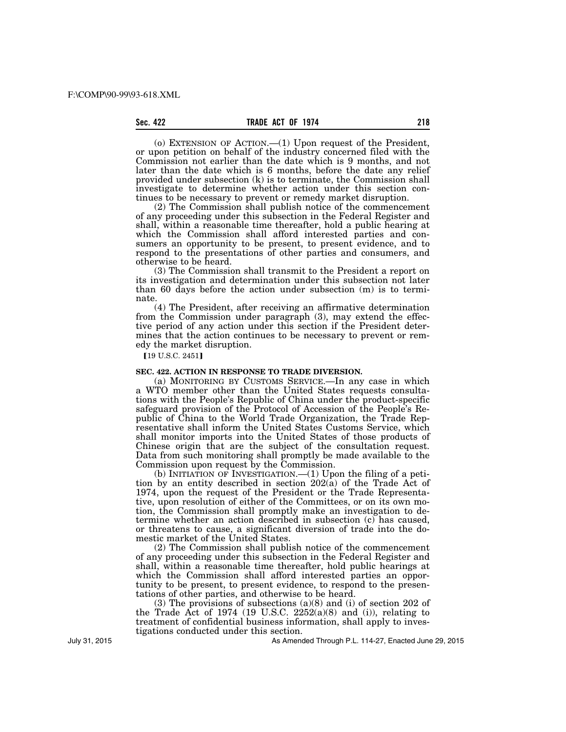(o) EXTENSION OF ACTION.—(1) Upon request of the President, or upon petition on behalf of the industry concerned filed with the Commission not earlier than the date which is 9 months, and not later than the date which is 6 months, before the date any relief provided under subsection (k) is to terminate, the Commission shall investigate to determine whether action under this section continues to be necessary to prevent or remedy market disruption.

(2) The Commission shall publish notice of the commencement of any proceeding under this subsection in the Federal Register and shall, within a reasonable time thereafter, hold a public hearing at which the Commission shall afford interested parties and consumers an opportunity to be present, to present evidence, and to respond to the presentations of other parties and consumers, and otherwise to be heard.

(3) The Commission shall transmit to the President a report on its investigation and determination under this subsection not later than 60 days before the action under subsection (m) is to terminate.

(4) The President, after receiving an affirmative determination from the Commission under paragraph (3), may extend the effective period of any action under this section if the President determines that the action continues to be necessary to prevent or remedy the market disruption.

【19 U.S.C. 2451】

**SEC. 422. ACTION IN RESPONSE TO TRADE DIVERSION.**

(a) MONITORING BY CUSTOMS SERVICE.—In any case in which a WTO member other than the United States requests consultations with the People's Republic of China under the product-specific safeguard provision of the Protocol of Accession of the People's Republic of China to the World Trade Organization, the Trade Representative shall inform the United States Customs Service, which shall monitor imports into the United States of those products of Chinese origin that are the subject of the consultation request. Data from such monitoring shall promptly be made available to the Commission upon request by the Commission.

(b) INITIATION OF INVESTIGATION.—(1) Upon the filing of a petition by an entity described in section 202(a) of the Trade Act of 1974, upon the request of the President or the Trade Representative, upon resolution of either of the Committees, or on its own motion, the Commission shall promptly make an investigation to determine whether an action described in subsection (c) has caused, or threatens to cause, a significant diversion of trade into the domestic market of the United States.

(2) The Commission shall publish notice of the commencement of any proceeding under this subsection in the Federal Register and shall, within a reasonable time thereafter, hold public hearings at which the Commission shall afford interested parties an opportunity to be present, to present evidence, to respond to the presentations of other parties, and otherwise to be heard.

(3) The provisions of subsections (a)(8) and (i) of section 202 of the Trade Act of 1974 (19 U.S.C. 2252(a)(8) and (i)), relating to treatment of confidential business information, shall apply to investigations conducted under this section.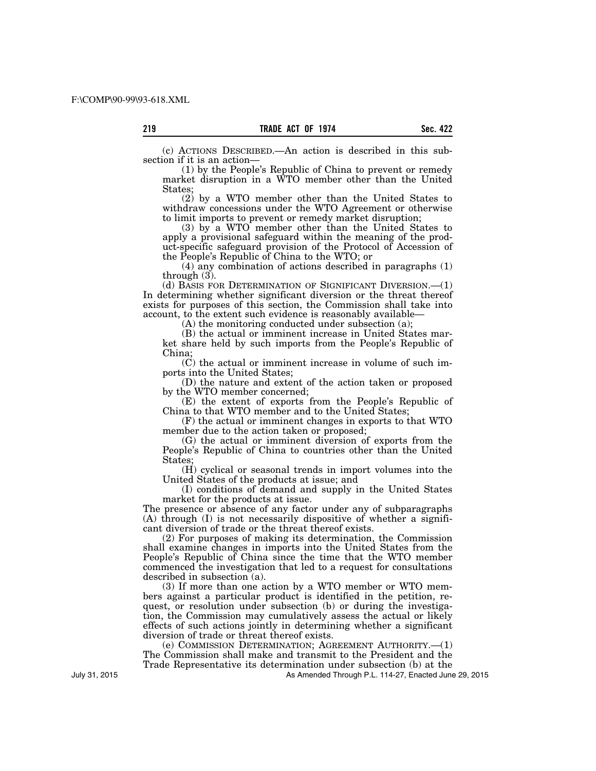(c) ACTIONS DESCRIBED.—An action is described in this subsection if it is an action—

(1) by the People's Republic of China to prevent or remedy market disruption in a WTO member other than the United States;

(2) by a WTO member other than the United States to withdraw concessions under the WTO Agreement or otherwise to limit imports to prevent or remedy market disruption;

(3) by a WTO member other than the United States to apply a provisional safeguard within the meaning of the product-specific safeguard provision of the Protocol of Accession of the People's Republic of China to the WTO; or

(4) any combination of actions described in paragraphs (1) through (3).

(d) BASIS FOR DETERMINATION OF SIGNIFICANT DIVERSION.—(1) In determining whether significant diversion or the threat thereof exists for purposes of this section, the Commission shall take into account, to the extent such evidence is reasonably available—

(A) the monitoring conducted under subsection (a);

(B) the actual or imminent increase in United States market share held by such imports from the People's Republic of China;

(C) the actual or imminent increase in volume of such imports into the United States;

(D) the nature and extent of the action taken or proposed by the WTO member concerned;

(E) the extent of exports from the People's Republic of China to that WTO member and to the United States;

(F) the actual or imminent changes in exports to that WTO member due to the action taken or proposed;

(G) the actual or imminent diversion of exports from the People's Republic of China to countries other than the United States;

(H) cyclical or seasonal trends in import volumes into the United States of the products at issue; and

(I) conditions of demand and supply in the United States market for the products at issue.

The presence or absence of any factor under any of subparagraphs (A) through (I) is not necessarily dispositive of whether a significant diversion of trade or the threat thereof exists.

(2) For purposes of making its determination, the Commission shall examine changes in imports into the United States from the People's Republic of China since the time that the WTO member commenced the investigation that led to a request for consultations described in subsection (a).

(3) If more than one action by a WTO member or WTO members against a particular product is identified in the petition, request, or resolution under subsection (b) or during the investigation, the Commission may cumulatively assess the actual or likely effects of such actions jointly in determining whether a significant diversion of trade or threat thereof exists.

(e) COMMISSION DETERMINATION; AGREEMENT AUTHORITY.—(1) The Commission shall make and transmit to the President and the Trade Representative its determination under subsection (b) at the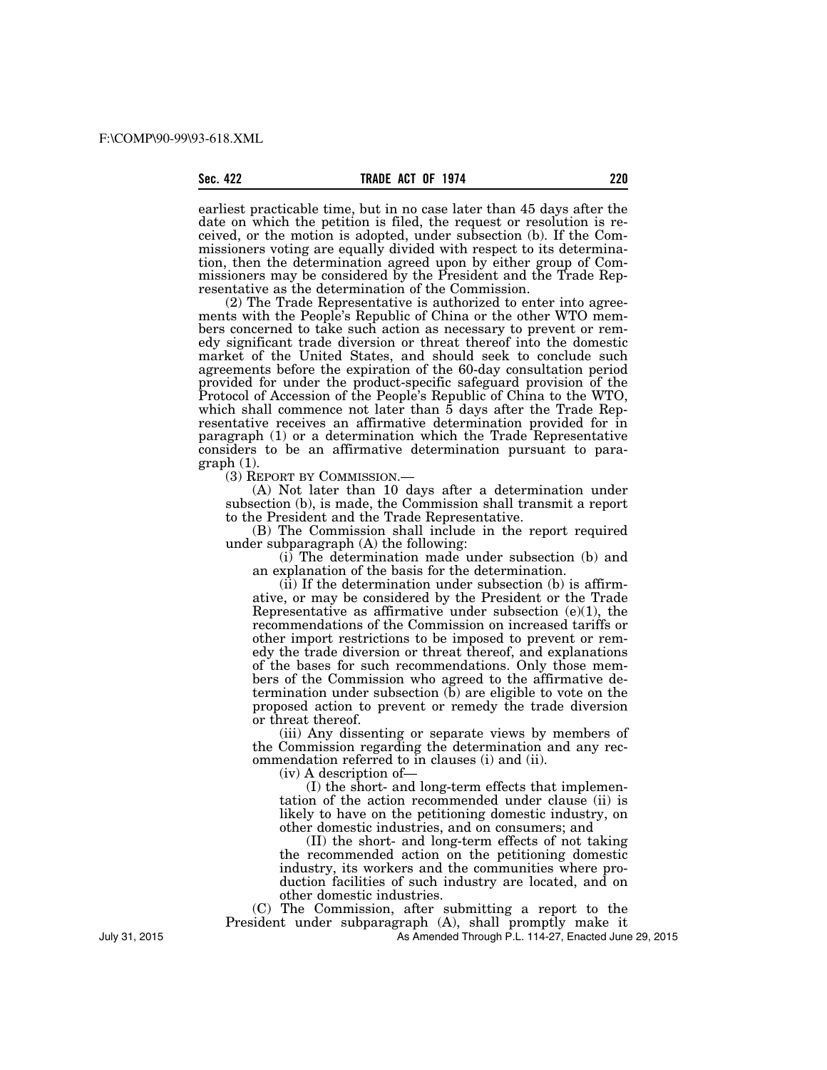earliest practicable time, but in no case later than 45 days after the date on which the petition is filed, the request or resolution is received, or the motion is adopted, under subsection (b). If the Commissioners voting are equally divided with respect to its determination, then the determination agreed upon by either group of Commissioners may be considered by the President and the Trade Representative as the determination of the Commission.

(2) The Trade Representative is authorized to enter into agreements with the People's Republic of China or the other WTO members concerned to take such action as necessary to prevent or remedy significant trade diversion or threat thereof into the domestic market of the United States, and should seek to conclude such agreements before the expiration of the 60-day consultation period provided for under the product-specific safeguard provision of the Protocol of Accession of the People's Republic of China to the WTO, which shall commence not later than 5 days after the Trade Representative receives an affirmative determination provided for in paragraph (1) or a determination which the Trade Representative considers to be an affirmative determination pursuant to paragraph (1).

(3) REPORT BY COMMISSION.—

(A) Not later than 10 days after a determination under subsection (b), is made, the Commission shall transmit a report to the President and the Trade Representative.

(B) The Commission shall include in the report required under subparagraph (A) the following:

(i) The determination made under subsection (b) and an explanation of the basis for the determination.

(ii) If the determination under subsection (b) is affirmative, or may be considered by the President or the Trade Representative as affirmative under subsection (e)(1), the recommendations of the Commission on increased tariffs or other import restrictions to be imposed to prevent or remedy the trade diversion or threat thereof, and explanations of the bases for such recommendations. Only those members of the Commission who agreed to the affirmative determination under subsection (b) are eligible to vote on the proposed action to prevent or remedy the trade diversion or threat thereof.

(iii) Any dissenting or separate views by members of the Commission regarding the determination and any recommendation referred to in clauses (i) and (ii).

(iv) A description of—

(I) the short- and long-term effects that implementation of the action recommended under clause (ii) is likely to have on the petitioning domestic industry, on other domestic industries, and on consumers; and

(II) the short- and long-term effects of not taking the recommended action on the petitioning domestic industry, its workers and the communities where production facilities of such industry are located, and on other domestic industries.

(C) The Commission, after submitting a report to the President under subparagraph (A), shall promptly make it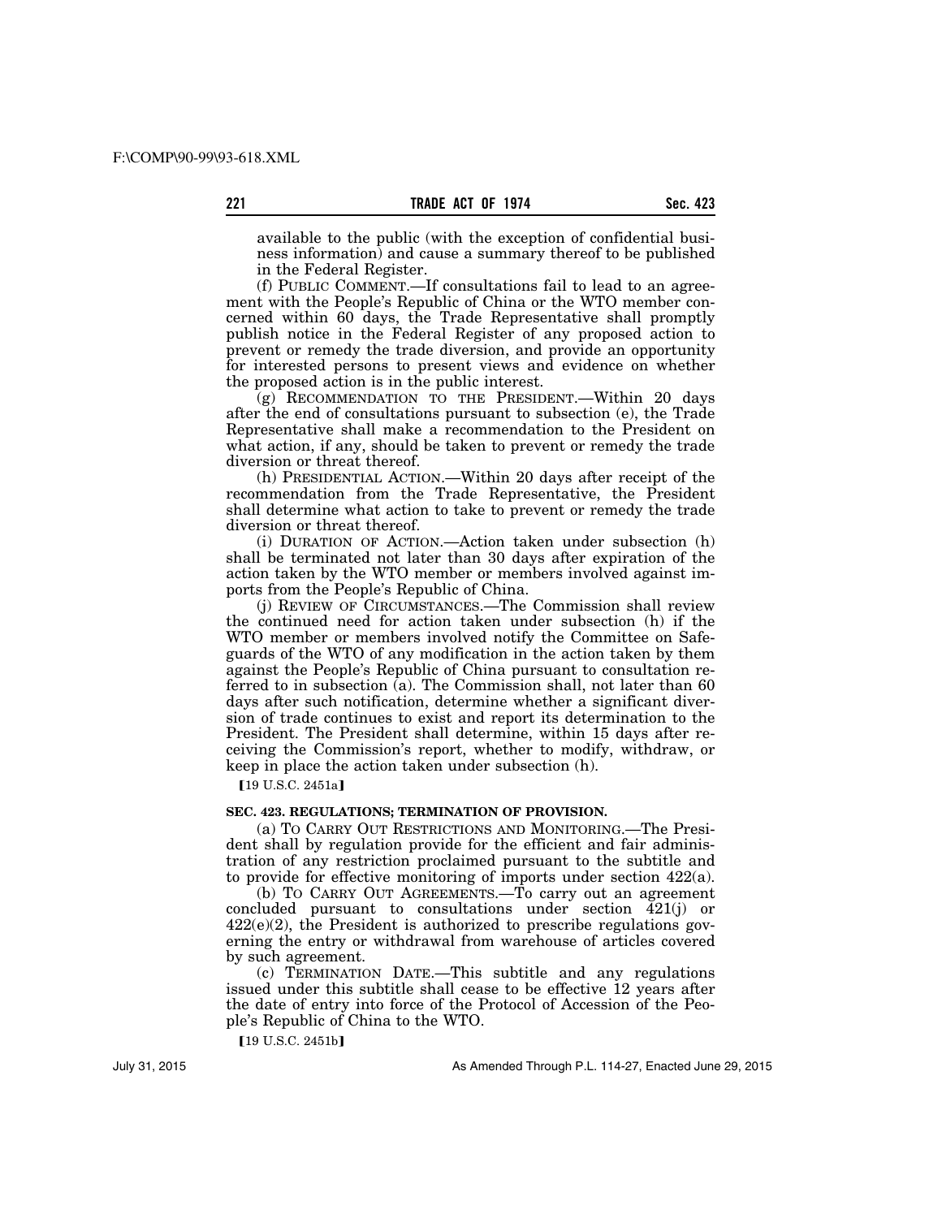available to the public (with the exception of confidential business information) and cause a summary thereof to be published in the Federal Register.

(f) PUBLIC COMMENT.—If consultations fail to lead to an agreement with the People's Republic of China or the WTO member concerned within 60 days, the Trade Representative shall promptly publish notice in the Federal Register of any proposed action to prevent or remedy the trade diversion, and provide an opportunity for interested persons to present views and evidence on whether the proposed action is in the public interest.

(g) RECOMMENDATION TO THE PRESIDENT.—Within 20 days after the end of consultations pursuant to subsection (e), the Trade Representative shall make a recommendation to the President on what action, if any, should be taken to prevent or remedy the trade diversion or threat thereof.

(h) PRESIDENTIAL ACTION.—Within 20 days after receipt of the recommendation from the Trade Representative, the President shall determine what action to take to prevent or remedy the trade diversion or threat thereof.

(i) DURATION OF ACTION.—Action taken under subsection (h) shall be terminated not later than 30 days after expiration of the action taken by the WTO member or members involved against imports from the People's Republic of China.

(j) REVIEW OF CIRCUMSTANCES.—The Commission shall review the continued need for action taken under subsection (h) if the WTO member or members involved notify the Committee on Safeguards of the WTO of any modification in the action taken by them against the People's Republic of China pursuant to consultation referred to in subsection (a). The Commission shall, not later than 60 days after such notification, determine whether a significant diversion of trade continues to exist and report its determination to the President. The President shall determine, within 15 days after receiving the Commission's report, whether to modify, withdraw, or keep in place the action taken under subsection (h).

【19 U.S.C. 2451a】

**SEC. 423. REGULATIONS; TERMINATION OF PROVISION.**

(a) TO CARRY OUT RESTRICTIONS AND MONITORING.—The President shall by regulation provide for the efficient and fair administration of any restriction proclaimed pursuant to the subtitle and to provide for effective monitoring of imports under section 422(a).

(b) TO CARRY OUT AGREEMENTS.—To carry out an agreement concluded pursuant to consultations under section 421(j) or 422(e)(2), the President is authorized to prescribe regulations governing the entry or withdrawal from warehouse of articles covered by such agreement.

(c) TERMINATION DATE.—This subtitle and any regulations issued under this subtitle shall cease to be effective 12 years after the date of entry into force of the Protocol of Accession of the People's Republic of China to the WTO.

【19 U.S.C. 2451b】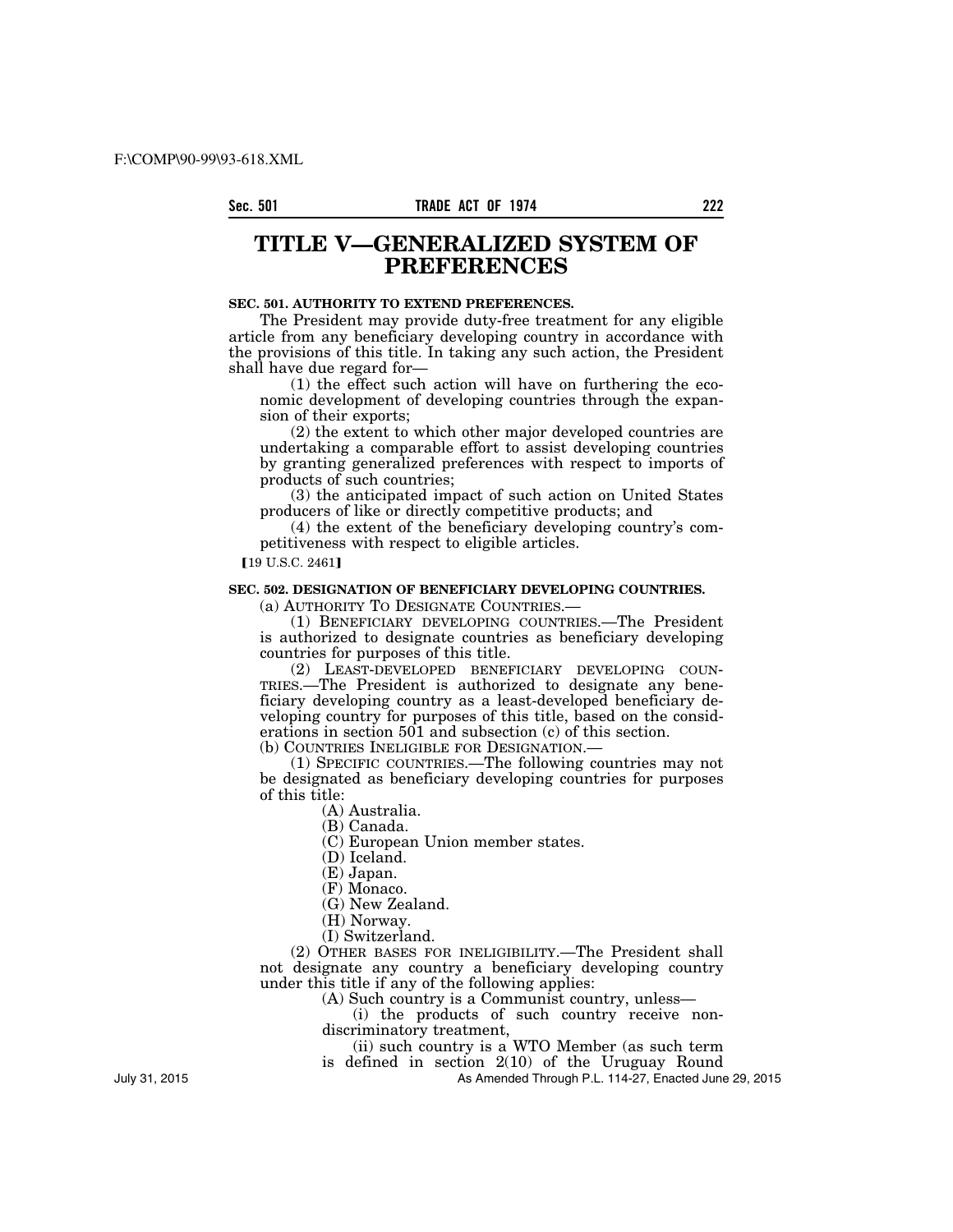# TITLE V—GENERALIZED SYSTEM OF PREFERENCES

**SEC. 501. AUTHORITY TO EXTEND PREFERENCES.**

The President may provide duty-free treatment for any eligible article from any beneficiary developing country in accordance with the provisions of this title. In taking any such action, the President shall have due regard for—

(1) the effect such action will have on furthering the economic development of developing countries through the expansion of their exports;

(2) the extent to which other major developed countries are undertaking a comparable effort to assist developing countries by granting generalized preferences with respect to imports of products of such countries;

(3) the anticipated impact of such action on United States producers of like or directly competitive products; and

(4) the extent of the beneficiary developing country's competitiveness with respect to eligible articles.

【19 U.S.C. 2461】

**SEC. 502. DESIGNATION OF BENEFICIARY DEVELOPING COUNTRIES.**

(a) AUTHORITY TO DESIGNATE COUNTRIES.—

(1) BENEFICIARY DEVELOPING COUNTRIES.—The President is authorized to designate countries as beneficiary developing countries for purposes of this title.

(2) LEAST-DEVELOPED BENEFICIARY DEVELOPING COUNTRIES.—The President is authorized to designate any beneficiary developing country as a least-developed beneficiary developing country for purposes of this title, based on the considerations in section 501 and subsection (c) of this section.

(b) COUNTRIES INELIGIBLE FOR DESIGNATION.—

(1) SPECIFIC COUNTRIES.—The following countries may not be designated as beneficiary developing countries for purposes of this title:

(A) Australia.

(B) Canada.

(C) European Union member states.

(D) Iceland.

(E) Japan.

(F) Monaco.

(G) New Zealand.

(H) Norway.

(I) Switzerland.

(2) OTHER BASES FOR INELIGIBILITY.—The President shall not designate any country a beneficiary developing country under this title if any of the following applies:

(A) Such country is a Communist country, unless—

(i) the products of such country receive nondiscriminatory treatment,

(ii) such country is a WTO Member (as such term is defined in section 2(10) of the Uruguay Round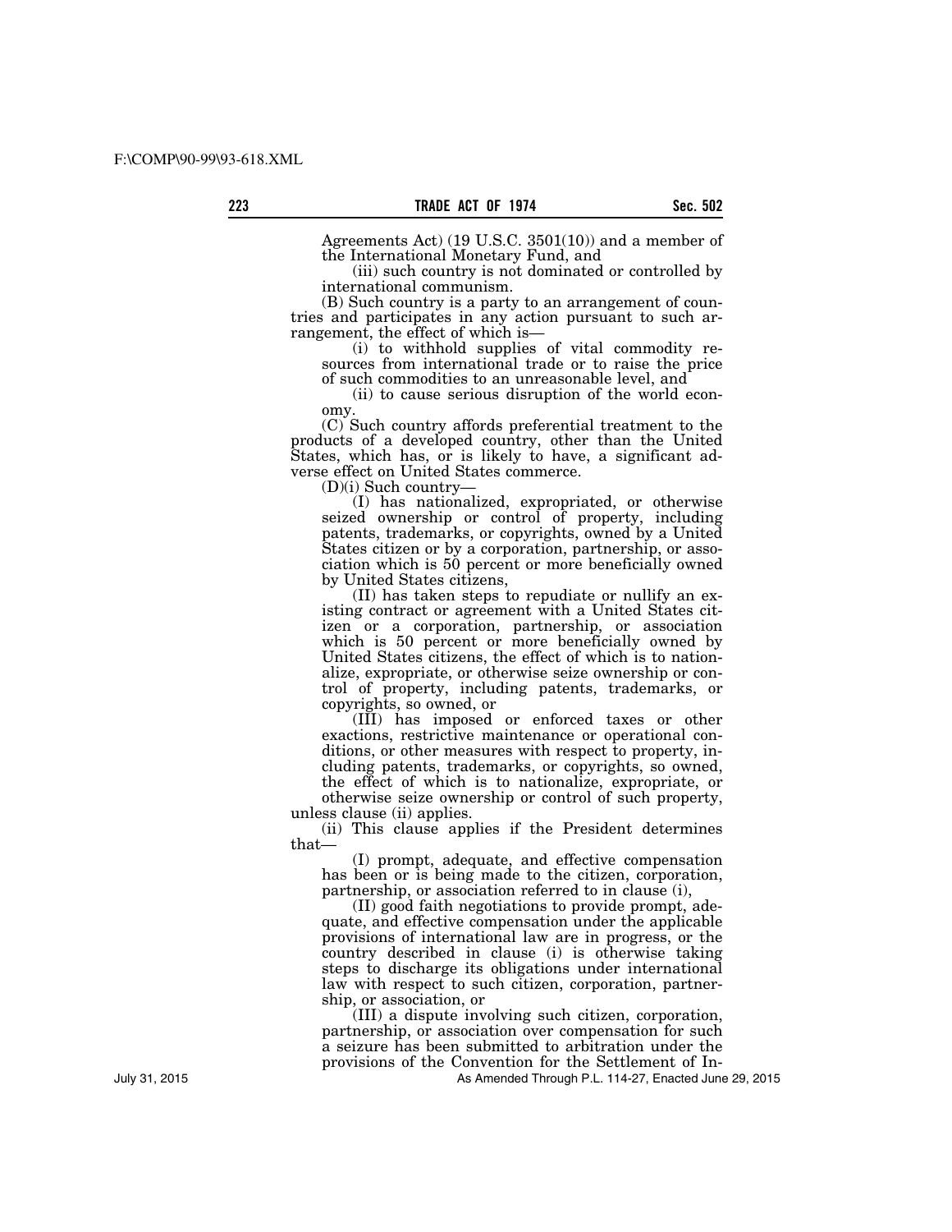Agreements Act) (19 U.S.C. 3501(10)) and a member of the International Monetary Fund, and

(iii) such country is not dominated or controlled by international communism.

(B) Such country is a party to an arrangement of countries and participates in any action pursuant to such arrangement, the effect of which is—

(i) to withhold supplies of vital commodity resources from international trade or to raise the price of such commodities to an unreasonable level, and

(ii) to cause serious disruption of the world economy.

(C) Such country affords preferential treatment to the products of a developed country, other than the United States, which has, or is likely to have, a significant adverse effect on United States commerce.

(D)(i) Such country—

(I) has nationalized, expropriated, or otherwise seized ownership or control of property, including patents, trademarks, or copyrights, owned by a United States citizen or by a corporation, partnership, or association which is 50 percent or more beneficially owned by United States citizens,

(II) has taken steps to repudiate or nullify an existing contract or agreement with a United States citizen or a corporation, partnership, or association which is 50 percent or more beneficially owned by United States citizens, the effect of which is to nationalize, expropriate, or otherwise seize ownership or control of property, including patents, trademarks, or copyrights, so owned, or

(III) has imposed or enforced taxes or other exactions, restrictive maintenance or operational conditions, or other measures with respect to property, including patents, trademarks, or copyrights, so owned, the effect of which is to nationalize, expropriate, or otherwise seize ownership or control of such property,

unless clause (ii) applies.

(ii) This clause applies if the President determines that—

(I) prompt, adequate, and effective compensation has been or is being made to the citizen, corporation, partnership, or association referred to in clause (i),

(II) good faith negotiations to provide prompt, adequate, and effective compensation under the applicable provisions of international law are in progress, or the country described in clause (i) is otherwise taking steps to discharge its obligations under international law with respect to such citizen, corporation, partnership, or association, or

(III) a dispute involving such citizen, corporation, partnership, or association over compensation for such a seizure has been submitted to arbitration under the provisions of the Convention for the Settlement of In-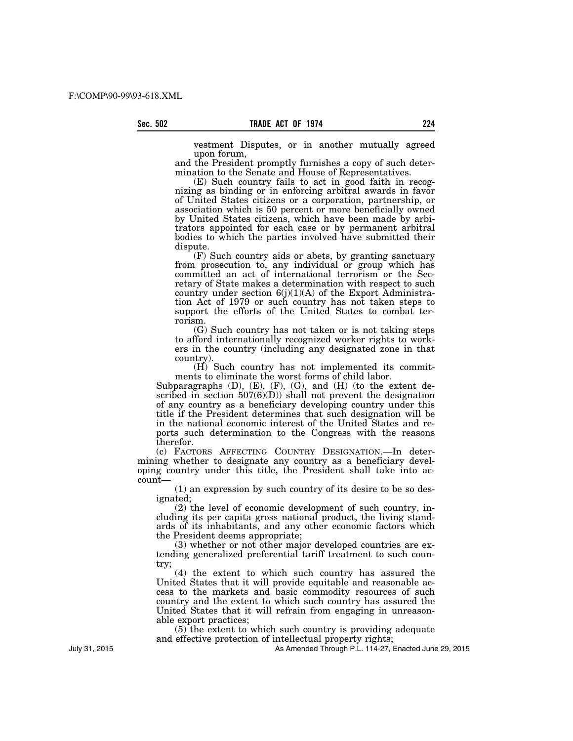vestment Disputes, or in another mutually agreed upon forum,

and the President promptly furnishes a copy of such determination to the Senate and House of Representatives.

(E) Such country fails to act in good faith in recognizing as binding or in enforcing arbitral awards in favor of United States citizens or a corporation, partnership, or association which is 50 percent or more beneficially owned by United States citizens, which have been made by arbitrators appointed for each case or by permanent arbitral bodies to which the parties involved have submitted their dispute.

(F) Such country aids or abets, by granting sanctuary from prosecution to, any individual or group which has committed an act of international terrorism or the Secretary of State makes a determination with respect to such country under section 6(j)(1)(A) of the Export Administration Act of 1979 or such country has not taken steps to support the efforts of the United States to combat terrorism.

(G) Such country has not taken or is not taking steps to afford internationally recognized worker rights to workers in the country (including any designated zone in that country).

(H) Such country has not implemented its commitments to eliminate the worst forms of child labor.

Subparagraphs (D), (E), (F), (G), and (H) (to the extent described in section 507(6)(D)) shall not prevent the designation of any country as a beneficiary developing country under this title if the President determines that such designation will be in the national economic interest of the United States and reports such determination to the Congress with the reasons therefor.

(c) FACTORS AFFECTING COUNTRY DESIGNATION.—In determining whether to designate any country as a beneficiary developing country under this title, the President shall take into account—

(1) an expression by such country of its desire to be so designated;

(2) the level of economic development of such country, including its per capita gross national product, the living standards of its inhabitants, and any other economic factors which the President deems appropriate;

(3) whether or not other major developed countries are extending generalized preferential tariff treatment to such country;

(4) the extent to which such country has assured the United States that it will provide equitable and reasonable access to the markets and basic commodity resources of such country and the extent to which such country has assured the United States that it will refrain from engaging in unreasonable export practices;

(5) the extent to which such country is providing adequate and effective protection of intellectual property rights;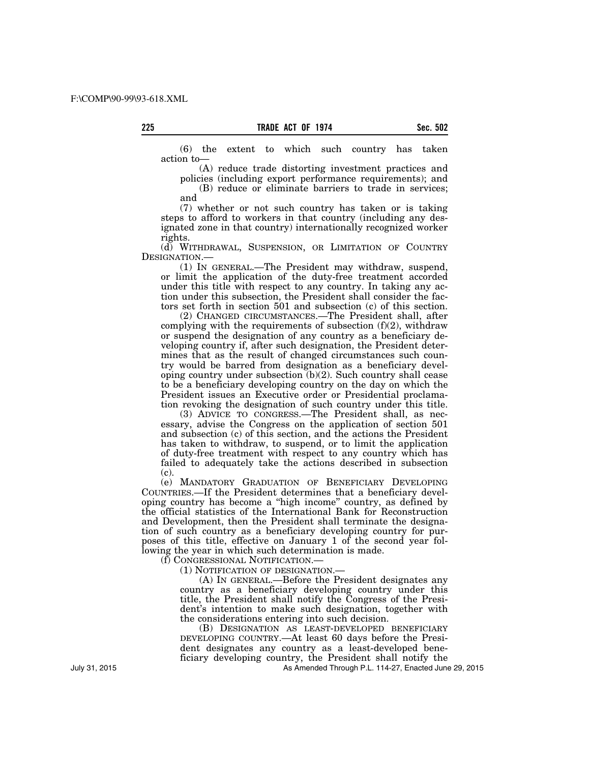(6) the extent to which such country has taken action to—

(A) reduce trade distorting investment practices and policies (including export performance requirements); and

(B) reduce or eliminate barriers to trade in services; and

(7) whether or not such country has taken or is taking steps to afford to workers in that country (including any designated zone in that country) internationally recognized worker rights.

(d) WITHDRAWAL, SUSPENSION, OR LIMITATION OF COUNTRY DESIGNATION.—

(1) IN GENERAL.—The President may withdraw, suspend, or limit the application of the duty-free treatment accorded under this title with respect to any country. In taking any action under this subsection, the President shall consider the factors set forth in section 501 and subsection (c) of this section.

(2) CHANGED CIRCUMSTANCES.—The President shall, after complying with the requirements of subsection (f)(2), withdraw or suspend the designation of any country as a beneficiary developing country if, after such designation, the President determines that as the result of changed circumstances such country would be barred from designation as a beneficiary developing country under subsection (b)(2). Such country shall cease to be a beneficiary developing country on the day on which the President issues an Executive order or Presidential proclamation revoking the designation of such country under this title.

(3) ADVICE TO CONGRESS.—The President shall, as necessary, advise the Congress on the application of section 501 and subsection (c) of this section, and the actions the President has taken to withdraw, to suspend, or to limit the application of duty-free treatment with respect to any country which has failed to adequately take the actions described in subsection (c).

(e) MANDATORY GRADUATION OF BENEFICIARY DEVELOPING COUNTRIES.—If the President determines that a beneficiary developing country has become a "high income" country, as defined by the official statistics of the International Bank for Reconstruction and Development, then the President shall terminate the designation of such country as a beneficiary developing country for purposes of this title, effective on January 1 of the second year following the year in which such determination is made.

(f) CONGRESSIONAL NOTIFICATION.—

(1) NOTIFICATION OF DESIGNATION.—

(A) IN GENERAL.—Before the President designates any country as a beneficiary developing country under this title, the President shall notify the Congress of the President's intention to make such designation, together with the considerations entering into such decision.

(B) DESIGNATION AS LEAST-DEVELOPED BENEFICIARY DEVELOPING COUNTRY.—At least 60 days before the President designates any country as a least-developed beneficiary developing country, the President shall notify the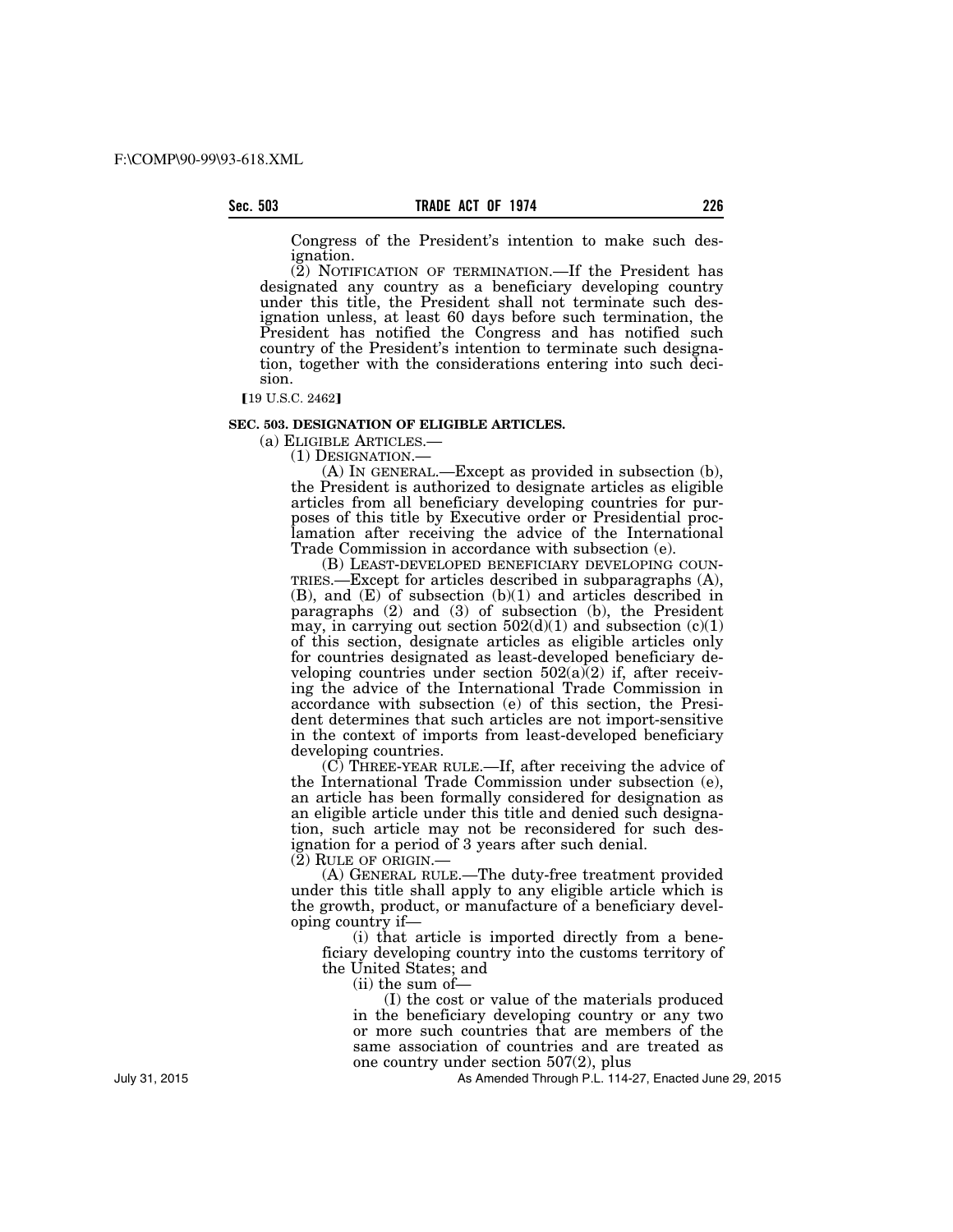Congress of the President's intention to make such designation.

(2) NOTIFICATION OF TERMINATION.—If the President has designated any country as a beneficiary developing country under this title, the President shall not terminate such designation unless, at least 60 days before such termination, the President has notified the Congress and has notified such country of the President's intention to terminate such designation, together with the considerations entering into such decision.

[19 U.S.C. 2462]

**SEC. 503. DESIGNATION OF ELIGIBLE ARTICLES.**

(a) ELIGIBLE ARTICLES.—

(1) DESIGNATION.—

(A) IN GENERAL.—Except as provided in subsection (b), the President is authorized to designate articles as eligible articles from all beneficiary developing countries for purposes of this title by Executive order or Presidential proclamation after receiving the advice of the International Trade Commission in accordance with subsection (e).

(B) LEAST-DEVELOPED BENEFICIARY DEVELOPING COUNTRIES.—Except for articles described in subparagraphs (A), (B), and (E) of subsection (b)(1) and articles described in paragraphs (2) and (3) of subsection (b), the President may, in carrying out section 502(d)(1) and subsection (c)(1) of this section, designate articles as eligible articles only for countries designated as least-developed beneficiary developing countries under section 502(a)(2) if, after receiving the advice of the International Trade Commission in accordance with subsection (e) of this section, the President determines that such articles are not import-sensitive in the context of imports from least-developed beneficiary developing countries.

(C) THREE-YEAR RULE.—If, after receiving the advice of the International Trade Commission under subsection (e), an article has been formally considered for designation as an eligible article under this title and denied such designation, such article may not be reconsidered for such designation for a period of 3 years after such denial.

(2) RULE OF ORIGIN.—

(A) GENERAL RULE.—The duty-free treatment provided under this title shall apply to any eligible article which is the growth, product, or manufacture of a beneficiary developing country if—

(i) that article is imported directly from a beneficiary developing country into the customs territory of the United States; and

(ii) the sum of—

(I) the cost or value of the materials produced in the beneficiary developing country or any two or more such countries that are members of the same association of countries and are treated as one country under section 507(2), plus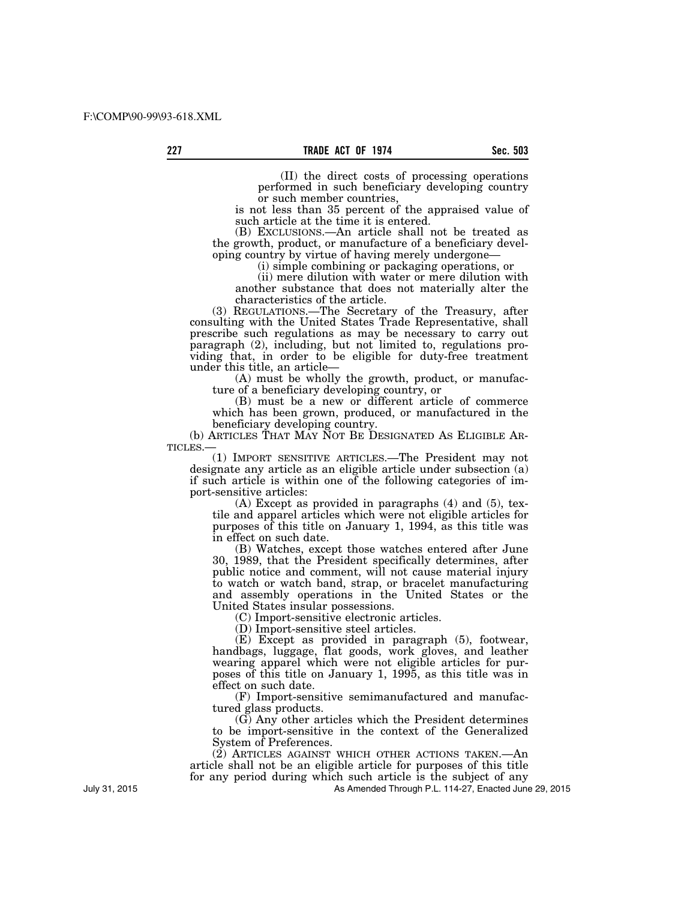(II) the direct costs of processing operations performed in such beneficiary developing country or such member countries,

is not less than 35 percent of the appraised value of such article at the time it is entered.

(B) EXCLUSIONS.—An article shall not be treated as the growth, product, or manufacture of a beneficiary developing country by virtue of having merely undergone—

(i) simple combining or packaging operations, or

(ii) mere dilution with water or mere dilution with another substance that does not materially alter the characteristics of the article.

(3) REGULATIONS.—The Secretary of the Treasury, after consulting with the United States Trade Representative, shall prescribe such regulations as may be necessary to carry out paragraph (2), including, but not limited to, regulations providing that, in order to be eligible for duty-free treatment under this title, an article—

(A) must be wholly the growth, product, or manufacture of a beneficiary developing country, or

(B) must be a new or different article of commerce which has been grown, produced, or manufactured in the beneficiary developing country.

(b) ARTICLES THAT MAY NOT BE DESIGNATED AS ELIGIBLE ARTICLES.—

(1) IMPORT SENSITIVE ARTICLES.—The President may not designate any article as an eligible article under subsection (a) if such article is within one of the following categories of import-sensitive articles:

(A) Except as provided in paragraphs (4) and (5), textile and apparel articles which were not eligible articles for purposes of this title on January 1, 1994, as this title was in effect on such date.

(B) Watches, except those watches entered after June 30, 1989, that the President specifically determines, after public notice and comment, will not cause material injury to watch or watch band, strap, or bracelet manufacturing and assembly operations in the United States or the United States insular possessions.

(C) Import-sensitive electronic articles.

(D) Import-sensitive steel articles.

(E) Except as provided in paragraph (5), footwear, handbags, luggage, flat goods, work gloves, and leather wearing apparel which were not eligible articles for purposes of this title on January 1, 1995, as this title was in effect on such date.

(F) Import-sensitive semimanufactured and manufactured glass products.

(G) Any other articles which the President determines to be import-sensitive in the context of the Generalized System of Preferences.

(2) ARTICLES AGAINST WHICH OTHER ACTIONS TAKEN.—An article shall not be an eligible article for purposes of this title for any period during which such article is the subject of any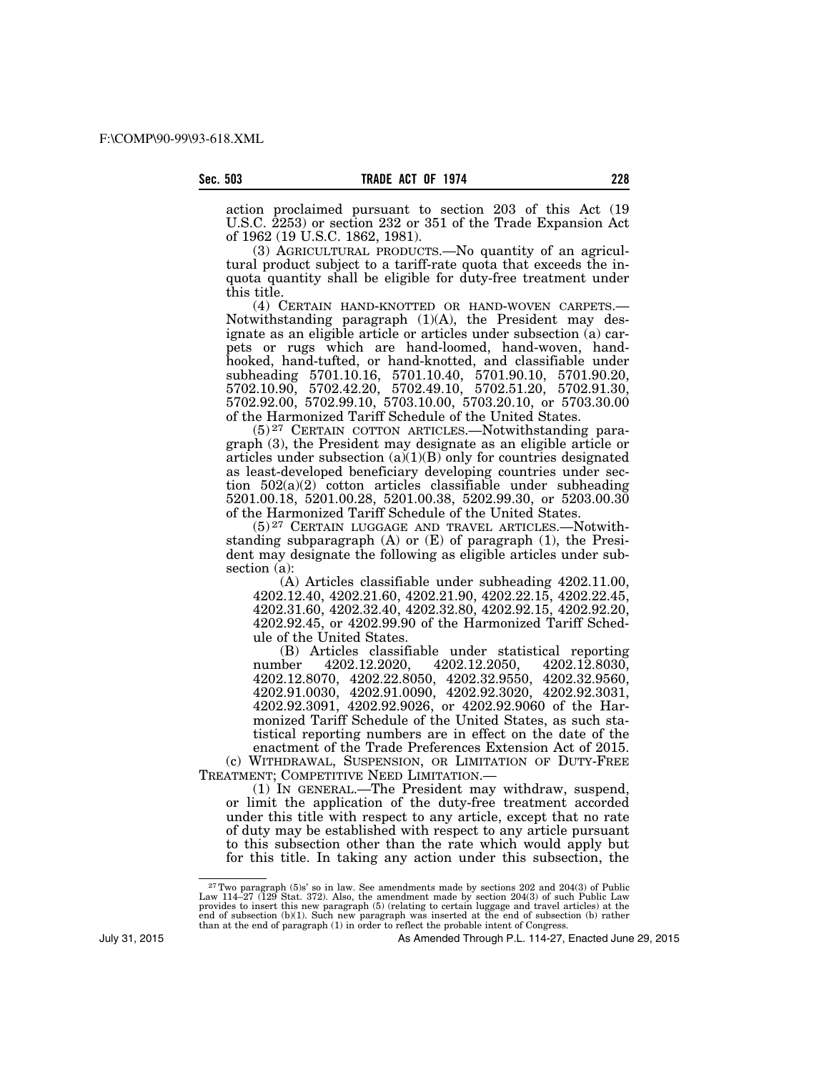action proclaimed pursuant to section 203 of this Act (19 U.S.C. 2253) or section 232 or 351 of the Trade Expansion Act of 1962 (19 U.S.C. 1862, 1981).

(3) AGRICULTURAL PRODUCTS.—No quantity of an agricultural product subject to a tariff-rate quota that exceeds the in-quota quantity shall be eligible for duty-free treatment under this title.

(4) CERTAIN HAND-KNOTTED OR HAND-WOVEN CARPETS.—Notwithstanding paragraph (1)(A), the President may designate as an eligible article or articles under subsection (a) carpets or rugs which are hand-loomed, hand-woven, hand-hooked, hand-tufted, or hand-knotted, and classifiable under subheading 5701.10.16, 5701.10.40, 5701.90.10, 5701.90.20, 5702.10.90, 5702.42.20, 5702.49.10, 5702.51.20, 5702.91.30, 5702.92.00, 5702.99.10, 5703.10.00, 5703.20.10, or 5703.30.00 of the Harmonized Tariff Schedule of the United States.

(5)[27] CERTAIN COTTON ARTICLES.—Notwithstanding paragraph (3), the President may designate as an eligible article or articles under subsection (a)(1)(B) only for countries designated as least-developed beneficiary developing countries under section 502(a)(2) cotton articles classifiable under subheading 5201.00.18, 5201.00.28, 5201.00.38, 5202.99.30, or 5203.00.30 of the Harmonized Tariff Schedule of the United States.

(5)[27] CERTAIN LUGGAGE AND TRAVEL ARTICLES.—Notwithstanding subparagraph (A) or (E) of paragraph (1), the President may designate the following as eligible articles under subsection (a):

(A) Articles classifiable under subheading 4202.11.00, 4202.12.40, 4202.21.60, 4202.21.90, 4202.22.15, 4202.22.45, 4202.31.60, 4202.32.40, 4202.32.80, 4202.92.15, 4202.92.20, 4202.92.45, or 4202.99.90 of the Harmonized Tariff Schedule of the United States.

(B) Articles classifiable under statistical reporting number 4202.12.2020, 4202.12.2050, 4202.12.8030, 4202.12.8070, 4202.22.8050, 4202.32.9550, 4202.32.9560, 4202.91.0030, 4202.91.0090, 4202.92.3020, 4202.92.3031, 4202.92.3091, 4202.92.9026, or 4202.92.9060 of the Harmonized Tariff Schedule of the United States, as such statistical reporting numbers are in effect on the date of the enactment of the Trade Preferences Extension Act of 2015.

(c) WITHDRAWAL, SUSPENSION, OR LIMITATION OF DUTY-FREE TREATMENT; COMPETITIVE NEED LIMITATION.—

(1) IN GENERAL.—The President may withdraw, suspend, or limit the application of the duty-free treatment accorded under this title with respect to any article, except that no rate of duty may be established with respect to any article pursuant to this subsection other than the rate which would apply but for this title. In taking any action under this subsection, the

[27] Two paragraph (5)s' so in law. See amendments made by sections 202 and 204(3) of Public Law 114–27 (129 Stat. 372). Also, the amendment made by section 204(3) of such Public Law provides to insert this new paragraph (5) (relating to certain luggage and travel articles) at the end of subsection (b)(1). Such new paragraph was inserted at the end of subsection (b) rather than at the end of paragraph (1) in order to reflect the probable intent of Congress.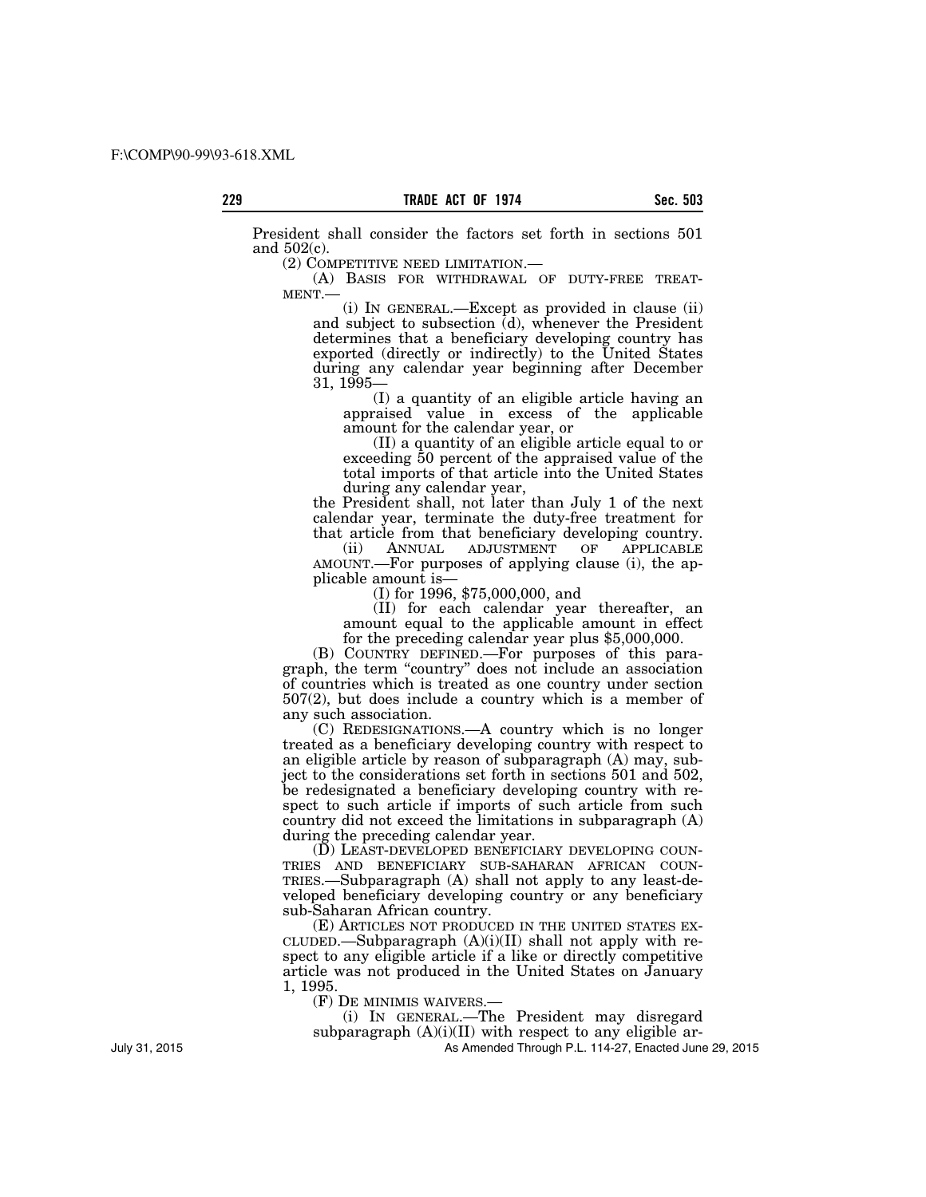President shall consider the factors set forth in sections 501 and 502(c).

(2) COMPETITIVE NEED LIMITATION.—

(A) BASIS FOR WITHDRAWAL OF DUTY-FREE TREATMENT.—

(i) IN GENERAL.—Except as provided in clause (ii) and subject to subsection (d), whenever the President determines that a beneficiary developing country has exported (directly or indirectly) to the United States during any calendar year beginning after December 31, 1995—

(I) a quantity of an eligible article having an appraised value in excess of the applicable amount for the calendar year, or

(II) a quantity of an eligible article equal to or exceeding 50 percent of the appraised value of the total imports of that article into the United States during any calendar year,

the President shall, not later than July 1 of the next calendar year, terminate the duty-free treatment for that article from that beneficiary developing country.

(ii) ANNUAL ADJUSTMENT OF APPLICABLE AMOUNT.—For purposes of applying clause (i), the applicable amount is—

(I) for 1996, $75,000,000, and

(II) for each calendar year thereafter, an amount equal to the applicable amount in effect for the preceding calendar year plus $5,000,000.

(B) COUNTRY DEFINED.—For purposes of this paragraph, the term "country" does not include an association of countries which is treated as one country under section 507(2), but does include a country which is a member of any such association.

(C) REDESIGNATIONS.—A country which is no longer treated as a beneficiary developing country with respect to an eligible article by reason of subparagraph (A) may, subject to the considerations set forth in sections 501 and 502, be redesignated a beneficiary developing country with respect to such article if imports of such article from such country did not exceed the limitations in subparagraph (A) during the preceding calendar year.

(D) LEAST-DEVELOPED BENEFICIARY DEVELOPING COUNTRIES AND BENEFICIARY SUB-SAHARAN AFRICAN COUNTRIES.—Subparagraph (A) shall not apply to any least-developed beneficiary developing country or any beneficiary sub-Saharan African country.

(E) ARTICLES NOT PRODUCED IN THE UNITED STATES EXCLUDED.—Subparagraph (A)(i)(II) shall not apply with respect to any eligible article if a like or directly competitive article was not produced in the United States on January 1, 1995.

(F) DE MINIMIS WAIVERS.—

(i) IN GENERAL.—The President may disregard subparagraph (A)(i)(II) with respect to any eligible ar-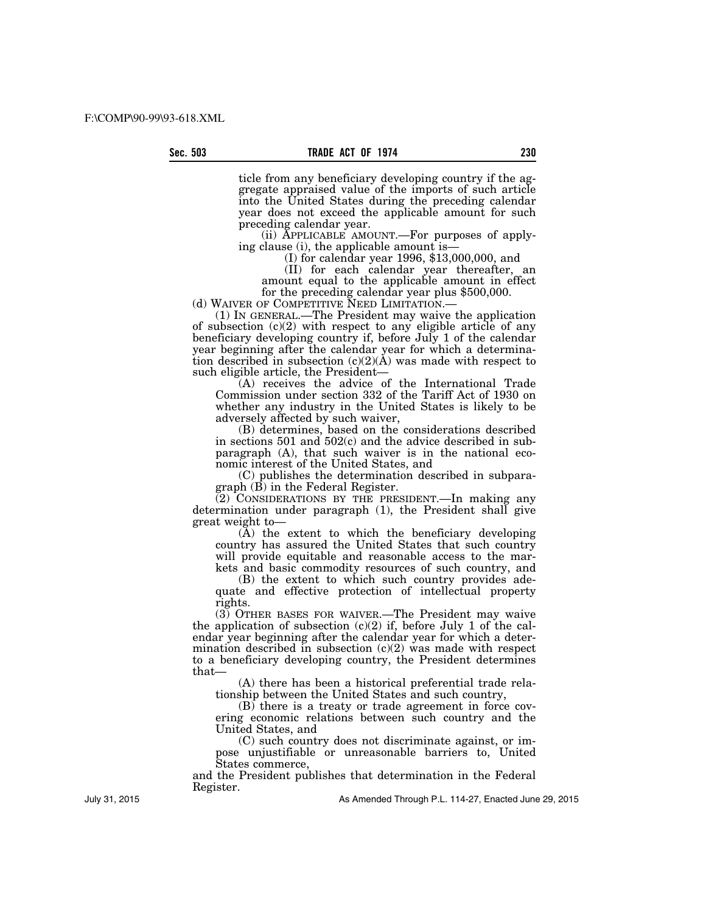ticle from any beneficiary developing country if the aggregate appraised value of the imports of such article into the United States during the preceding calendar year does not exceed the applicable amount for such preceding calendar year.

(ii) APPLICABLE AMOUNT.—For purposes of applying clause (i), the applicable amount is—

(I) for calendar year 1996, $13,000,000, and

(II) for each calendar year thereafter, an amount equal to the applicable amount in effect for the preceding calendar year plus $500,000.

(d) WAIVER OF COMPETITIVE NEED LIMITATION.—

(1) IN GENERAL.—The President may waive the application of subsection (c)(2) with respect to any eligible article of any beneficiary developing country if, before July 1 of the calendar year beginning after the calendar year for which a determination described in subsection (c)(2)(A) was made with respect to such eligible article, the President—

(A) receives the advice of the International Trade Commission under section 332 of the Tariff Act of 1930 on whether any industry in the United States is likely to be adversely affected by such waiver,

(B) determines, based on the considerations described in sections 501 and 502(c) and the advice described in subparagraph (A), that such waiver is in the national economic interest of the United States, and

(C) publishes the determination described in subparagraph (B) in the Federal Register.

(2) CONSIDERATIONS BY THE PRESIDENT.—In making any determination under paragraph (1), the President shall give great weight to—

(A) the extent to which the beneficiary developing country has assured the United States that such country will provide equitable and reasonable access to the markets and basic commodity resources of such country, and

(B) the extent to which such country provides adequate and effective protection of intellectual property rights.

(3) OTHER BASES FOR WAIVER.—The President may waive the application of subsection (c)(2) if, before July 1 of the calendar year beginning after the calendar year for which a determination described in subsection (c)(2) was made with respect to a beneficiary developing country, the President determines that—

(A) there has been a historical preferential trade relationship between the United States and such country,

(B) there is a treaty or trade agreement in force covering economic relations between such country and the United States, and

(C) such country does not discriminate against, or impose unjustifiable or unreasonable barriers to, United States commerce,

and the President publishes that determination in the Federal Register.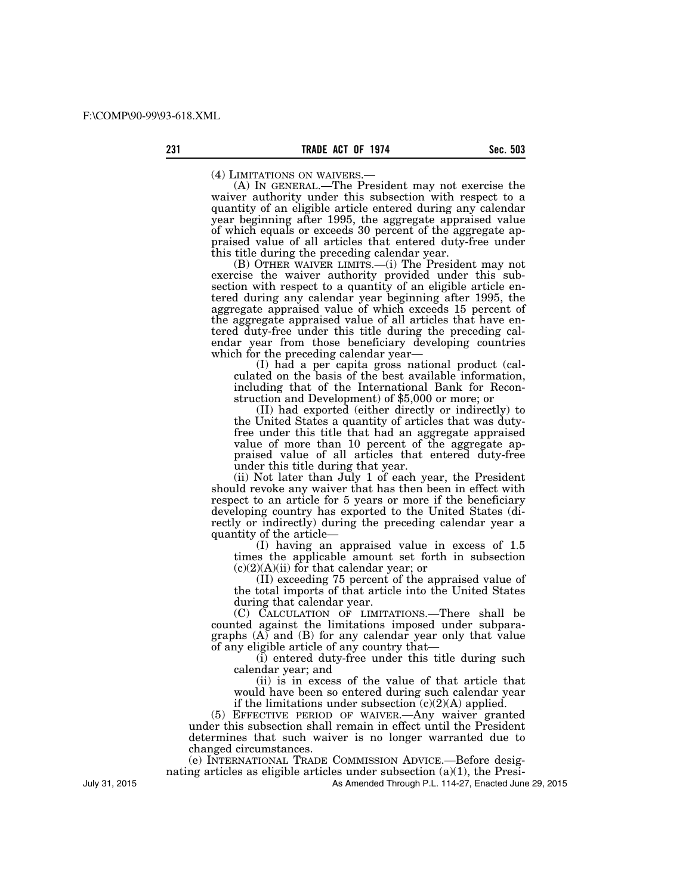(4) LIMITATIONS ON WAIVERS.—

(A) IN GENERAL.—The President may not exercise the waiver authority under this subsection with respect to a quantity of an eligible article entered during any calendar year beginning after 1995, the aggregate appraised value of which equals or exceeds 30 percent of the aggregate appraised value of all articles that entered duty-free under this title during the preceding calendar year.

(B) OTHER WAIVER LIMITS.—(i) The President may not exercise the waiver authority provided under this subsection with respect to a quantity of an eligible article entered during any calendar year beginning after 1995, the aggregate appraised value of which exceeds 15 percent of the aggregate appraised value of all articles that have entered duty-free under this title during the preceding calendar year from those beneficiary developing countries which for the preceding calendar year—

(I) had a per capita gross national product (calculated on the basis of the best available information, including that of the International Bank for Reconstruction and Development) of $5,000 or more; or

(II) had exported (either directly or indirectly) to the United States a quantity of articles that was duty-free under this title that had an aggregate appraised value of more than 10 percent of the aggregate appraised value of all articles that entered duty-free under this title during that year.

(ii) Not later than July 1 of each year, the President should revoke any waiver that has then been in effect with respect to an article for 5 years or more if the beneficiary developing country has exported to the United States (directly or indirectly) during the preceding calendar year a quantity of the article—

(I) having an appraised value in excess of 1.5 times the applicable amount set forth in subsection (c)(2)(A)(ii) for that calendar year; or

(II) exceeding 75 percent of the appraised value of the total imports of that article into the United States during that calendar year.

(C) CALCULATION OF LIMITATIONS.—There shall be counted against the limitations imposed under subparagraphs (A) and (B) for any calendar year only that value of any eligible article of any country that—

(i) entered duty-free under this title during such calendar year; and

(ii) is in excess of the value of that article that would have been so entered during such calendar year if the limitations under subsection (c)(2)(A) applied.

(5) EFFECTIVE PERIOD OF WAIVER.—Any waiver granted under this subsection shall remain in effect until the President determines that such waiver is no longer warranted due to changed circumstances.

(e) INTERNATIONAL TRADE COMMISSION ADVICE.—Before designating articles as eligible articles under subsection (a)(1), the Presi-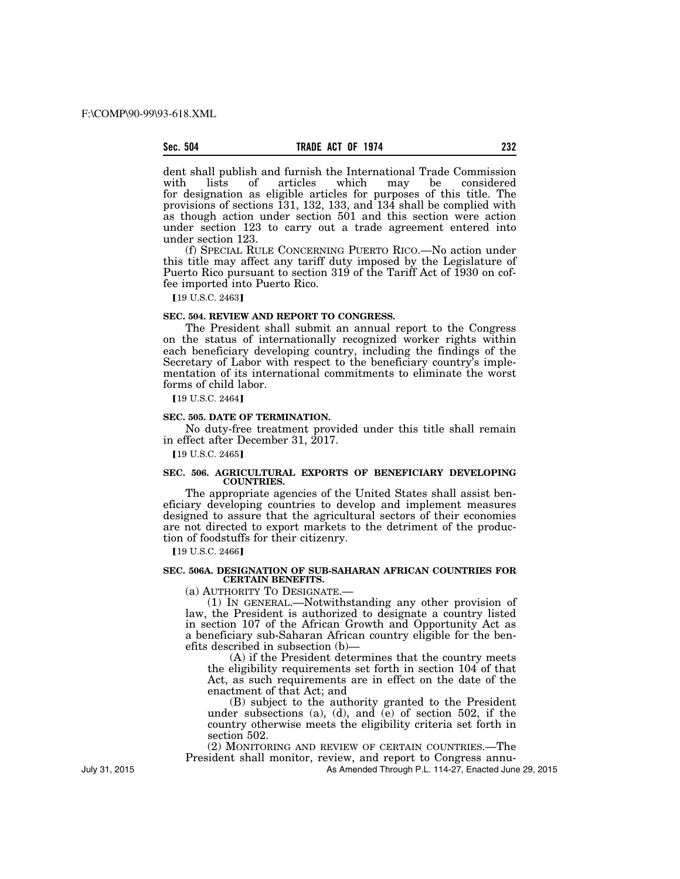dent shall publish and furnish the International Trade Commission with lists of articles which may be considered for designation as eligible articles for purposes of this title. The provisions of sections 131, 132, 133, and 134 shall be complied with as though action under section 501 and this section were action under section 123 to carry out a trade agreement entered into under section 123.

(f) SPECIAL RULE CONCERNING PUERTO RICO.—No action under this title may affect any tariff duty imposed by the Legislature of Puerto Rico pursuant to section 319 of the Tariff Act of 1930 on coffee imported into Puerto Rico.

【19 U.S.C. 2463】

**SEC. 504. REVIEW AND REPORT TO CONGRESS.**

The President shall submit an annual report to the Congress on the status of internationally recognized worker rights within each beneficiary developing country, including the findings of the Secretary of Labor with respect to the beneficiary country's implementation of its international commitments to eliminate the worst forms of child labor.

【19 U.S.C. 2464】

**SEC. 505. DATE OF TERMINATION.**

No duty-free treatment provided under this title shall remain in effect after December 31, 2017.

【19 U.S.C. 2465】

**SEC. 506. AGRICULTURAL EXPORTS OF BENEFICIARY DEVELOPING COUNTRIES.**

The appropriate agencies of the United States shall assist beneficiary developing countries to develop and implement measures designed to assure that the agricultural sectors of their economies are not directed to export markets to the detriment of the production of foodstuffs for their citizenry.

【19 U.S.C. 2466】

**SEC. 506A. DESIGNATION OF SUB-SAHARAN AFRICAN COUNTRIES FOR CERTAIN BENEFITS.**

(a) AUTHORITY TO DESIGNATE.—

(1) IN GENERAL.—Notwithstanding any other provision of law, the President is authorized to designate a country listed in section 107 of the African Growth and Opportunity Act as a beneficiary sub-Saharan African country eligible for the benefits described in subsection (b)—

(A) if the President determines that the country meets the eligibility requirements set forth in section 104 of that Act, as such requirements are in effect on the date of the enactment of that Act; and

(B) subject to the authority granted to the President under subsections (a), (d), and (e) of section 502, if the country otherwise meets the eligibility criteria set forth in section 502.

(2) MONITORING AND REVIEW OF CERTAIN COUNTRIES.—The President shall monitor, review, and report to Congress annu-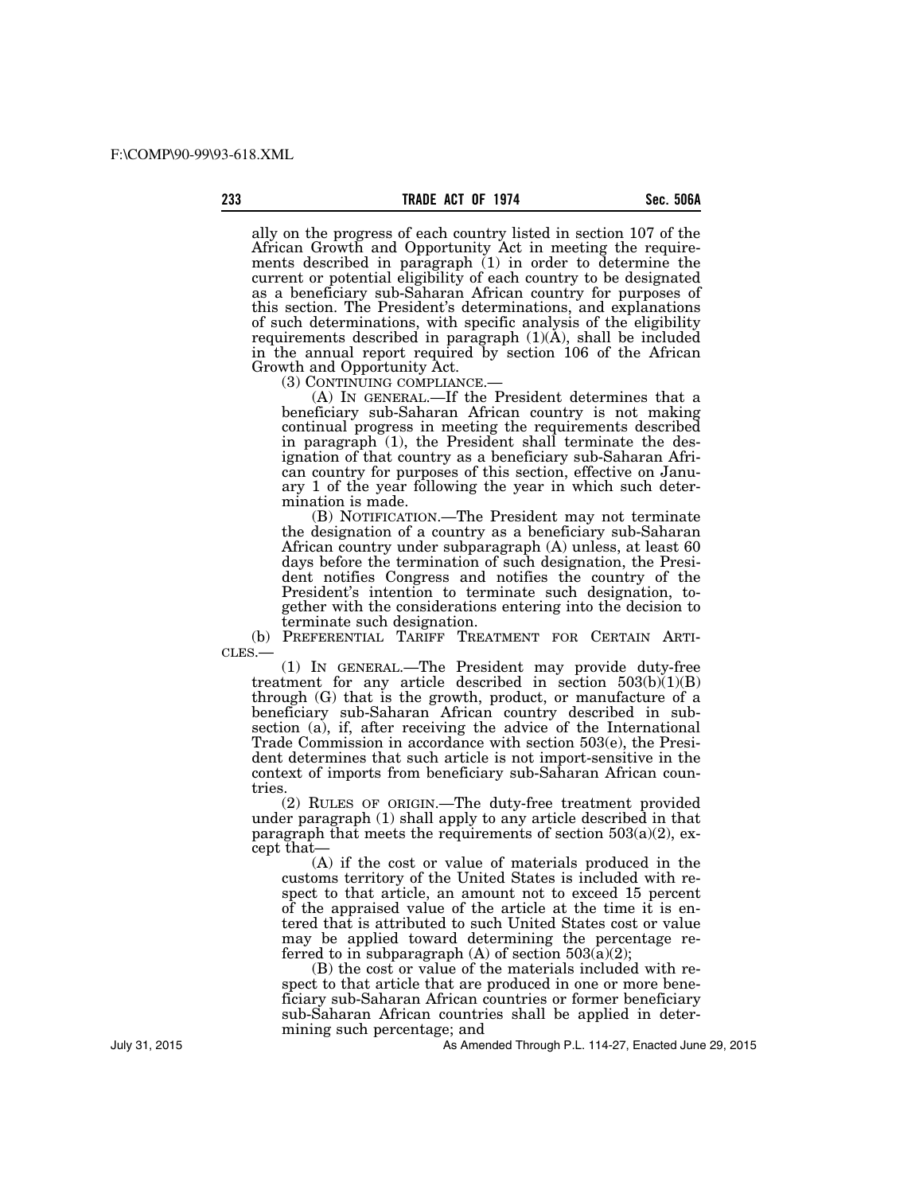ally on the progress of each country listed in section 107 of the African Growth and Opportunity Act in meeting the requirements described in paragraph (1) in order to determine the current or potential eligibility of each country to be designated as a beneficiary sub-Saharan African country for purposes of this section. The President's determinations, and explanations of such determinations, with specific analysis of the eligibility requirements described in paragraph (1)(A), shall be included in the annual report required by section 106 of the African Growth and Opportunity Act.

(3) CONTINUING COMPLIANCE.—

(A) IN GENERAL.—If the President determines that a beneficiary sub-Saharan African country is not making continual progress in meeting the requirements described in paragraph (1), the President shall terminate the designation of that country as a beneficiary sub-Saharan African country for purposes of this section, effective on January 1 of the year following the year in which such determination is made.

(B) NOTIFICATION.—The President may not terminate the designation of a country as a beneficiary sub-Saharan African country under subparagraph (A) unless, at least 60 days before the termination of such designation, the President notifies Congress and notifies the country of the President's intention to terminate such designation, together with the considerations entering into the decision to terminate such designation.

(b) PREFERENTIAL TARIFF TREATMENT FOR CERTAIN ARTICLES.—

(1) IN GENERAL.—The President may provide duty-free treatment for any article described in section 503(b)(1)(B) through (G) that is the growth, product, or manufacture of a beneficiary sub-Saharan African country described in subsection (a), if, after receiving the advice of the International Trade Commission in accordance with section 503(e), the President determines that such article is not import-sensitive in the context of imports from beneficiary sub-Saharan African countries.

(2) RULES OF ORIGIN.—The duty-free treatment provided under paragraph (1) shall apply to any article described in that paragraph that meets the requirements of section 503(a)(2), except that—

(A) if the cost or value of materials produced in the customs territory of the United States is included with respect to that article, an amount not to exceed 15 percent of the appraised value of the article at the time it is entered that is attributed to such United States cost or value may be applied toward determining the percentage referred to in subparagraph (A) of section 503(a)(2);

(B) the cost or value of the materials included with respect to that article that are produced in one or more beneficiary sub-Saharan African countries or former beneficiary sub-Saharan African countries shall be applied in determining such percentage; and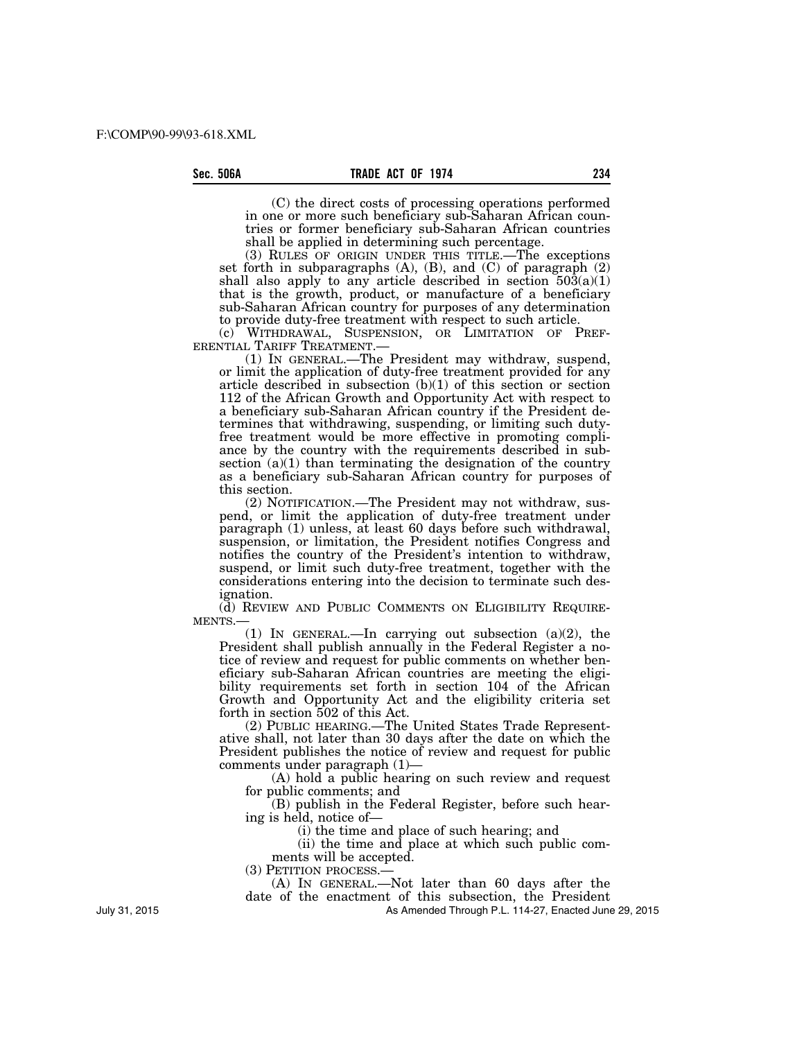(C) the direct costs of processing operations performed in one or more such beneficiary sub-Saharan African countries or former beneficiary sub-Saharan African countries shall be applied in determining such percentage.

(3) RULES OF ORIGIN UNDER THIS TITLE.—The exceptions set forth in subparagraphs (A), (B), and (C) of paragraph (2) shall also apply to any article described in section 503(a)(1) that is the growth, product, or manufacture of a beneficiary sub-Saharan African country for purposes of any determination to provide duty-free treatment with respect to such article.

(c) WITHDRAWAL, SUSPENSION, OR LIMITATION OF PREFERENTIAL TARIFF TREATMENT.—

(1) IN GENERAL.—The President may withdraw, suspend, or limit the application of duty-free treatment provided for any article described in subsection (b)(1) of this section or section 112 of the African Growth and Opportunity Act with respect to a beneficiary sub-Saharan African country if the President determines that withdrawing, suspending, or limiting such duty-free treatment would be more effective in promoting compliance by the country with the requirements described in subsection (a)(1) than terminating the designation of the country as a beneficiary sub-Saharan African country for purposes of this section.

(2) NOTIFICATION.—The President may not withdraw, suspend, or limit the application of duty-free treatment under paragraph (1) unless, at least 60 days before such withdrawal, suspension, or limitation, the President notifies Congress and notifies the country of the President's intention to withdraw, suspend, or limit such duty-free treatment, together with the considerations entering into the decision to terminate such designation.

(d) REVIEW AND PUBLIC COMMENTS ON ELIGIBILITY REQUIREMENTS.—

(1) IN GENERAL.—In carrying out subsection (a)(2), the President shall publish annually in the Federal Register a notice of review and request for public comments on whether beneficiary sub-Saharan African countries are meeting the eligibility requirements set forth in section 104 of the African Growth and Opportunity Act and the eligibility criteria set forth in section 502 of this Act.

(2) PUBLIC HEARING.—The United States Trade Representative shall, not later than 30 days after the date on which the President publishes the notice of review and request for public comments under paragraph (1)—

(A) hold a public hearing on such review and request for public comments; and

(B) publish in the Federal Register, before such hearing is held, notice of—

(i) the time and place of such hearing; and

(ii) the time and place at which such public comments will be accepted.

(3) PETITION PROCESS.—

(A) IN GENERAL.—Not later than 60 days after the date of the enactment of this subsection, the President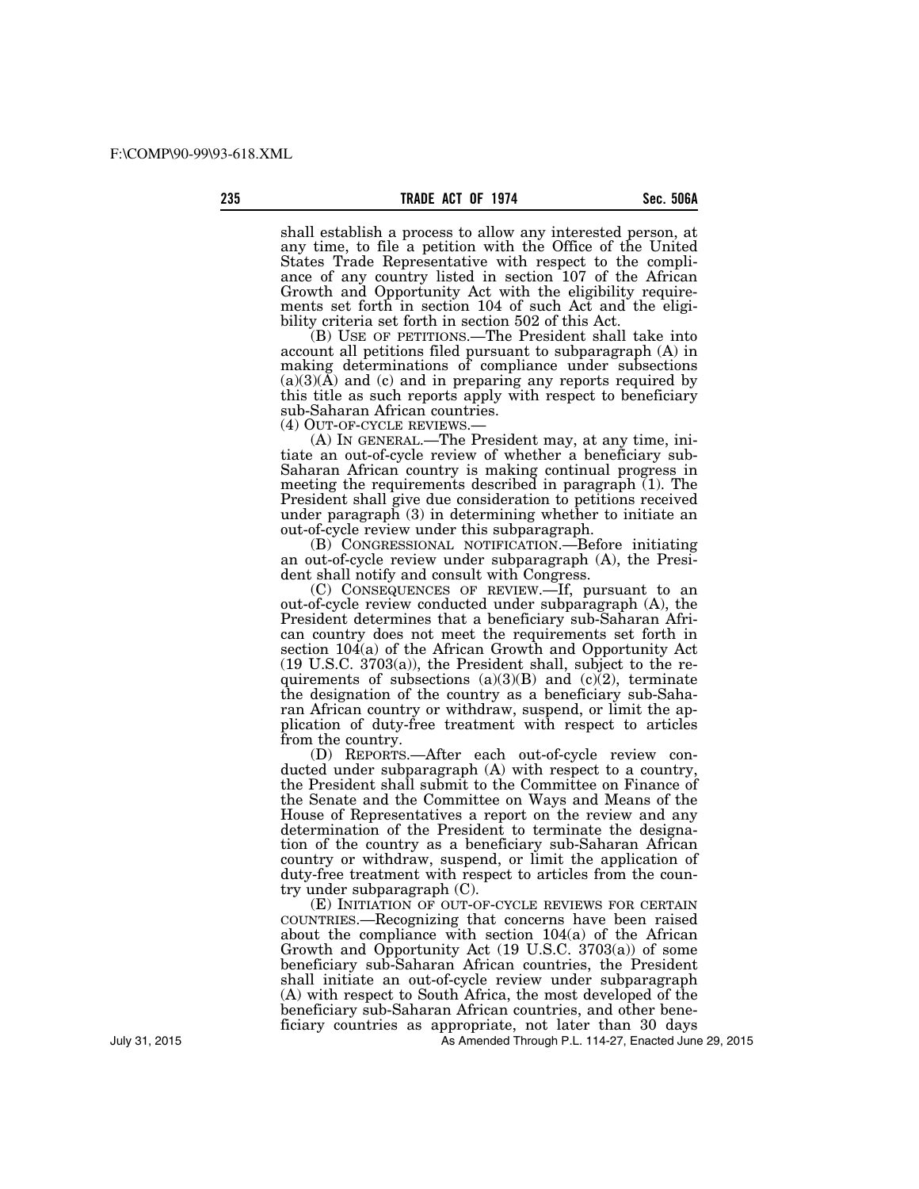shall establish a process to allow any interested person, at any time, to file a petition with the Office of the United States Trade Representative with respect to the compliance of any country listed in section 107 of the African Growth and Opportunity Act with the eligibility requirements set forth in section 104 of such Act and the eligibility criteria set forth in section 502 of this Act.

(B) USE OF PETITIONS.—The President shall take into account all petitions filed pursuant to subparagraph (A) in making determinations of compliance under subsections (a)(3)(A) and (c) and in preparing any reports required by this title as such reports apply with respect to beneficiary sub-Saharan African countries.

(4) OUT-OF-CYCLE REVIEWS.—

(A) IN GENERAL.—The President may, at any time, initiate an out-of-cycle review of whether a beneficiary sub-Saharan African country is making continual progress in meeting the requirements described in paragraph (1). The President shall give due consideration to petitions received under paragraph (3) in determining whether to initiate an out-of-cycle review under this subparagraph.

(B) CONGRESSIONAL NOTIFICATION.—Before initiating an out-of-cycle review under subparagraph (A), the President shall notify and consult with Congress.

(C) CONSEQUENCES OF REVIEW.—If, pursuant to an out-of-cycle review conducted under subparagraph (A), the President determines that a beneficiary sub-Saharan African country does not meet the requirements set forth in section 104(a) of the African Growth and Opportunity Act (19 U.S.C. 3703(a)), the President shall, subject to the requirements of subsections (a)(3)(B) and (c)(2), terminate the designation of the country as a beneficiary sub-Saharan African country or withdraw, suspend, or limit the application of duty-free treatment with respect to articles from the country.

(D) REPORTS.—After each out-of-cycle review conducted under subparagraph (A) with respect to a country, the President shall submit to the Committee on Finance of the Senate and the Committee on Ways and Means of the House of Representatives a report on the review and any determination of the President to terminate the designation of the country as a beneficiary sub-Saharan African country or withdraw, suspend, or limit the application of duty-free treatment with respect to articles from the country under subparagraph (C).

(E) INITIATION OF OUT-OF-CYCLE REVIEWS FOR CERTAIN COUNTRIES.—Recognizing that concerns have been raised about the compliance with section 104(a) of the African Growth and Opportunity Act (19 U.S.C. 3703(a)) of some beneficiary sub-Saharan African countries, the President shall initiate an out-of-cycle review under subparagraph (A) with respect to South Africa, the most developed of the beneficiary sub-Saharan African countries, and other beneficiary countries as appropriate, not later than 30 days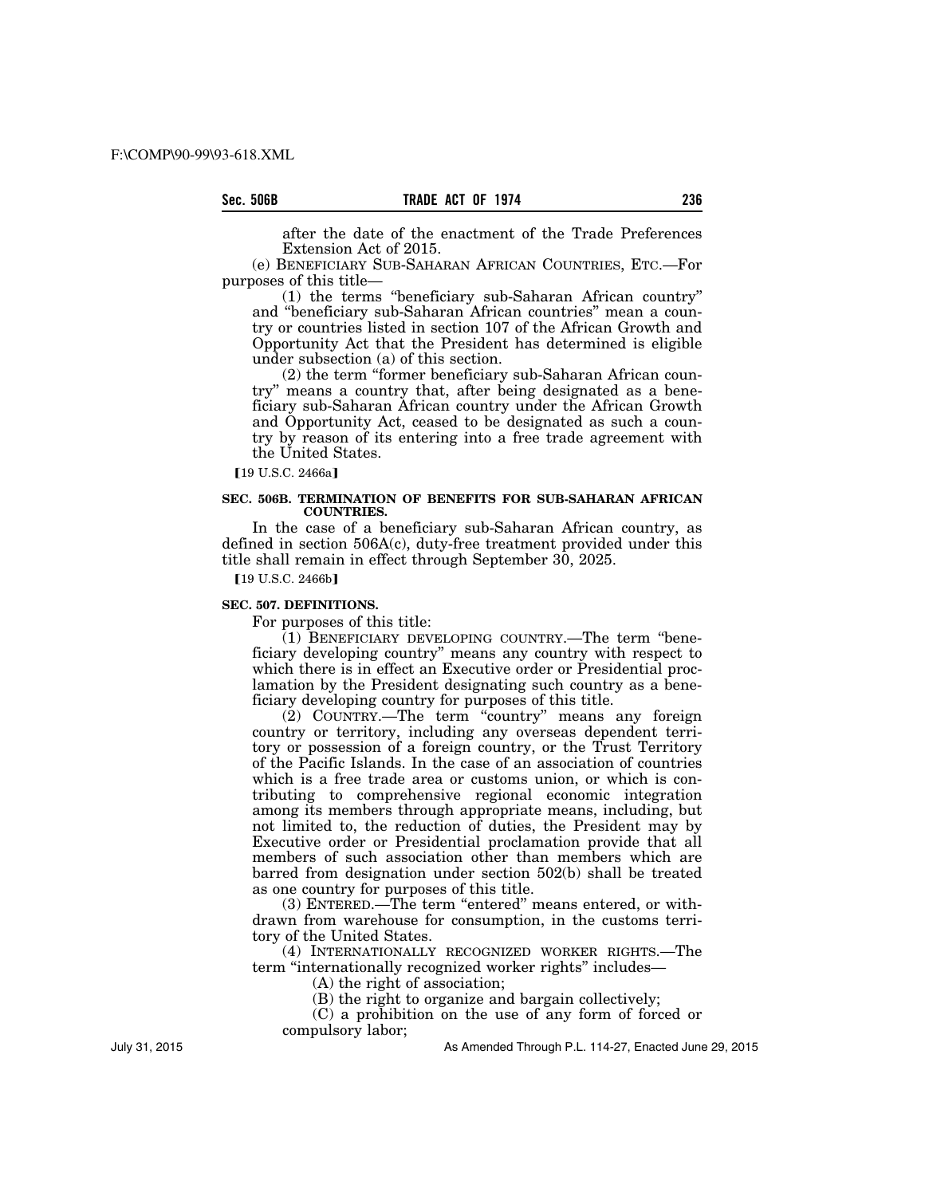after the date of the enactment of the Trade Preferences Extension Act of 2015.

(e) BENEFICIARY SUB-SAHARAN AFRICAN COUNTRIES, ETC.—For purposes of this title—

(1) the terms "beneficiary sub-Saharan African country" and "beneficiary sub-Saharan African countries" mean a country or countries listed in section 107 of the African Growth and Opportunity Act that the President has determined is eligible under subsection (a) of this section.

(2) the term "former beneficiary sub-Saharan African country" means a country that, after being designated as a beneficiary sub-Saharan African country under the African Growth and Opportunity Act, ceased to be designated as such a country by reason of its entering into a free trade agreement with the United States.

【19 U.S.C. 2466a】

### SEC. 506B. TERMINATION OF BENEFITS FOR SUB-SAHARAN AFRICAN COUNTRIES.

In the case of a beneficiary sub-Saharan African country, as defined in section 506A(c), duty-free treatment provided under this title shall remain in effect through September 30, 2025.

【19 U.S.C. 2466b】

### SEC. 507. DEFINITIONS.

For purposes of this title:

(1) BENEFICIARY DEVELOPING COUNTRY.—The term "beneficiary developing country" means any country with respect to which there is in effect an Executive order or Presidential proclamation by the President designating such country as a beneficiary developing country for purposes of this title.

(2) COUNTRY.—The term "country" means any foreign country or territory, including any overseas dependent territory or possession of a foreign country, or the Trust Territory of the Pacific Islands. In the case of an association of countries which is a free trade area or customs union, or which is contributing to comprehensive regional economic integration among its members through appropriate means, including, but not limited to, the reduction of duties, the President may by Executive order or Presidential proclamation provide that all members of such association other than members which are barred from designation under section 502(b) shall be treated as one country for purposes of this title.

(3) ENTERED.—The term "entered" means entered, or withdrawn from warehouse for consumption, in the customs territory of the United States.

(4) INTERNATIONALLY RECOGNIZED WORKER RIGHTS.—The term "internationally recognized worker rights" includes—

(A) the right of association;

(B) the right to organize and bargain collectively;

(C) a prohibition on the use of any form of forced or compulsory labor;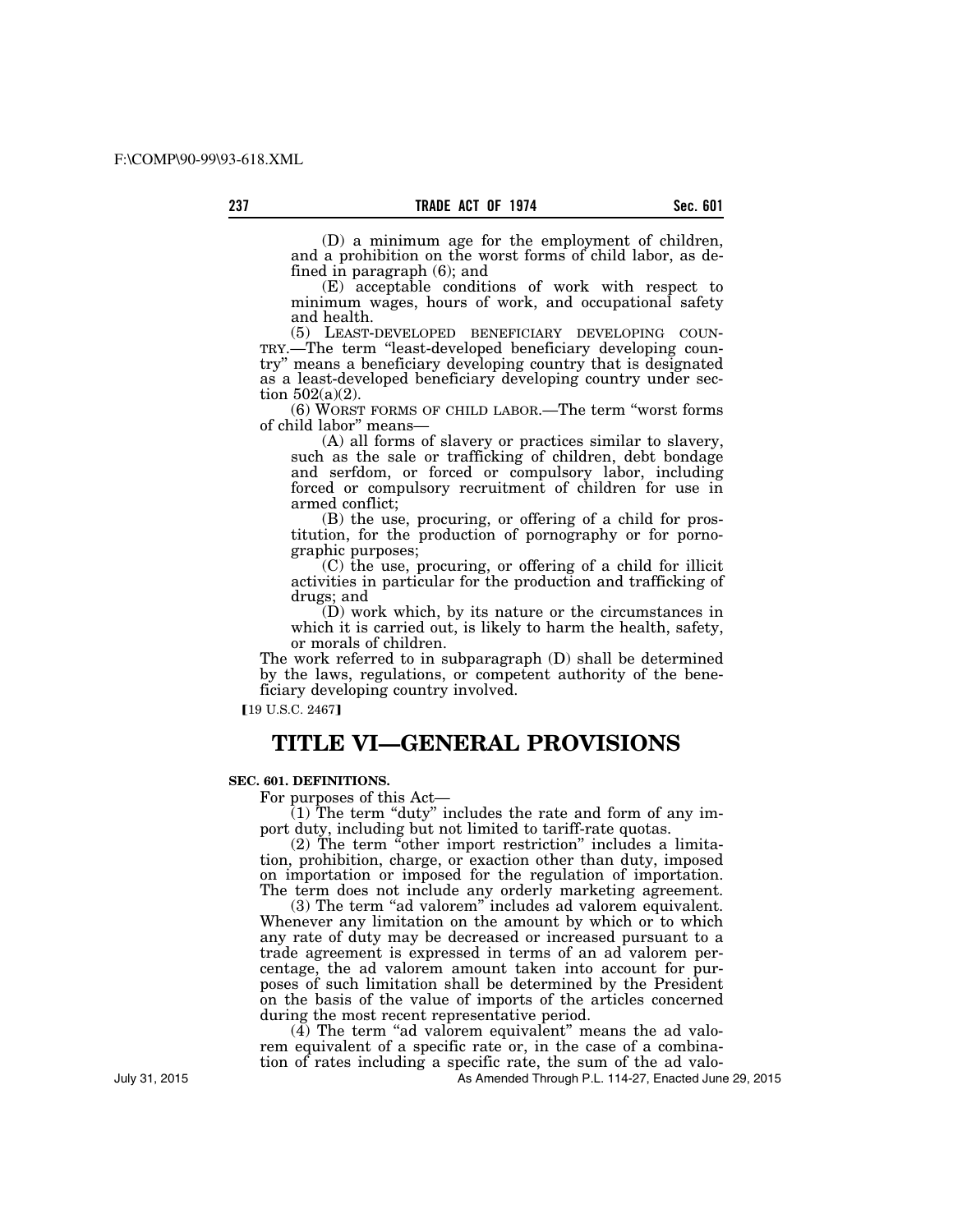(D) a minimum age for the employment of children, and a prohibition on the worst forms of child labor, as defined in paragraph (6); and

(E) acceptable conditions of work with respect to minimum wages, hours of work, and occupational safety and health.

(5) LEAST-DEVELOPED BENEFICIARY DEVELOPING COUNTRY.—The term "least-developed beneficiary developing country" means a beneficiary developing country that is designated as a least-developed beneficiary developing country under section 502(a)(2).

(6) WORST FORMS OF CHILD LABOR.—The term "worst forms of child labor" means—

(A) all forms of slavery or practices similar to slavery, such as the sale or trafficking of children, debt bondage and serfdom, or forced or compulsory labor, including forced or compulsory recruitment of children for use in armed conflict;

(B) the use, procuring, or offering of a child for prostitution, for the production of pornography or for pornographic purposes;

(C) the use, procuring, or offering of a child for illicit activities in particular for the production and trafficking of drugs; and

(D) work which, by its nature or the circumstances in which it is carried out, is likely to harm the health, safety, or morals of children.

The work referred to in subparagraph (D) shall be determined by the laws, regulations, or competent authority of the beneficiary developing country involved.

【19 U.S.C. 2467】

# TITLE VI—GENERAL PROVISIONS

**SEC. 601. DEFINITIONS.**

For purposes of this Act—

(1) The term "duty" includes the rate and form of any import duty, including but not limited to tariff-rate quotas.

(2) The term "other import restriction" includes a limitation, prohibition, charge, or exaction other than duty, imposed on importation or imposed for the regulation of importation. The term does not include any orderly marketing agreement.

(3) The term "ad valorem" includes ad valorem equivalent. Whenever any limitation on the amount by which or to which any rate of duty may be decreased or increased pursuant to a trade agreement is expressed in terms of an ad valorem percentage, the ad valorem amount taken into account for purposes of such limitation shall be determined by the President on the basis of the value of imports of the articles concerned during the most recent representative period.

(4) The term "ad valorem equivalent" means the ad valorem equivalent of a specific rate or, in the case of a combination of rates including a specific rate, the sum of the ad valo-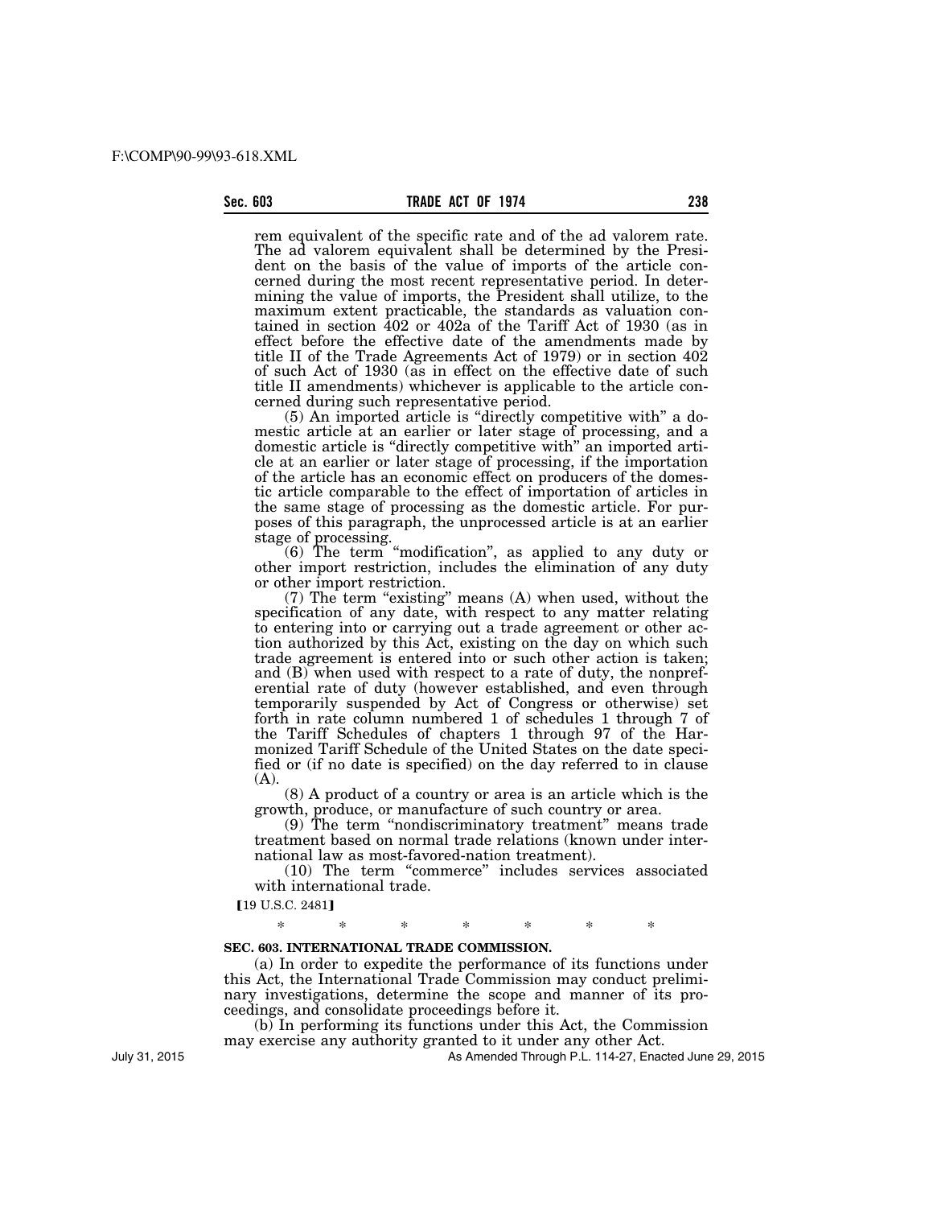rem equivalent of the specific rate and of the ad valorem rate. The ad valorem equivalent shall be determined by the President on the basis of the value of imports of the article concerned during the most recent representative period. In determining the value of imports, the President shall utilize, to the maximum extent practicable, the standards as valuation contained in section 402 or 402a of the Tariff Act of 1930 (as in effect before the effective date of the amendments made by title II of the Trade Agreements Act of 1979) or in section 402 of such Act of 1930 (as in effect on the effective date of such title II amendments) whichever is applicable to the article concerned during such representative period.

(5) An imported article is "directly competitive with" a domestic article at an earlier or later stage of processing, and a domestic article is "directly competitive with" an imported article at an earlier or later stage of processing, if the importation of the article has an economic effect on producers of the domestic article comparable to the effect of importation of articles in the same stage of processing as the domestic article. For purposes of this paragraph, the unprocessed article is at an earlier stage of processing.

(6) The term "modification", as applied to any duty or other import restriction, includes the elimination of any duty or other import restriction.

(7) The term "existing" means (A) when used, without the specification of any date, with respect to any matter relating to entering into or carrying out a trade agreement or other action authorized by this Act, existing on the day on which such trade agreement is entered into or such other action is taken; and (B) when used with respect to a rate of duty, the nonpreferential rate of duty (however established, and even through temporarily suspended by Act of Congress or otherwise) set forth in rate column numbered 1 of schedules 1 through 7 of the Tariff Schedules of chapters 1 through 97 of the Harmonized Tariff Schedule of the United States on the date specified or (if no date is specified) on the day referred to in clause (A).

(8) A product of a country or area is an article which is the growth, produce, or manufacture of such country or area.

(9) The term "nondiscriminatory treatment" means trade treatment based on normal trade relations (known under international law as most-favored-nation treatment).

(10) The term "commerce" includes services associated with international trade.

【19 U.S.C. 2481】

\* \* \* \* \* \* \*

**SEC. 603. INTERNATIONAL TRADE COMMISSION.**

(a) In order to expedite the performance of its functions under this Act, the International Trade Commission may conduct preliminary investigations, determine the scope and manner of its proceedings, and consolidate proceedings before it.

(b) In performing its functions under this Act, the Commission may exercise any authority granted to it under any other Act.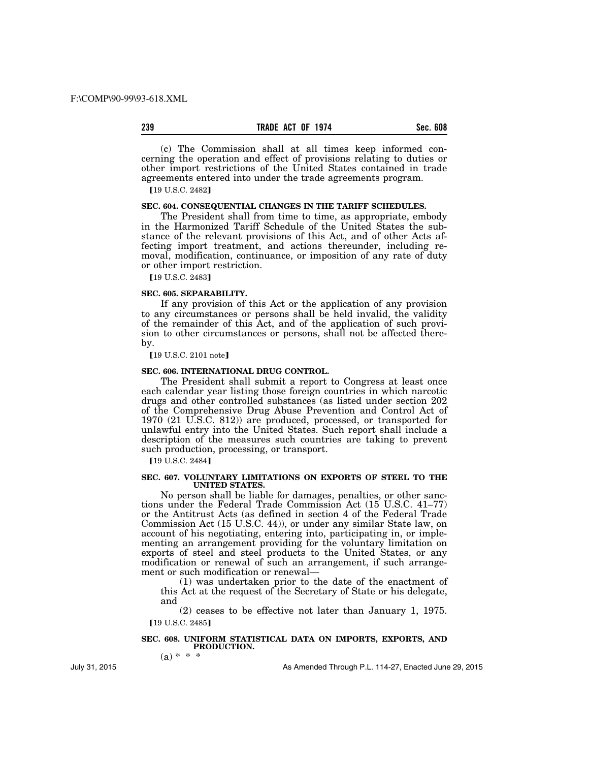(c) The Commission shall at all times keep informed concerning the operation and effect of provisions relating to duties or other import restrictions of the United States contained in trade agreements entered into under the trade agreements program.

【19 U.S.C. 2482】

**SEC. 604. CONSEQUENTIAL CHANGES IN THE TARIFF SCHEDULES.**

The President shall from time to time, as appropriate, embody in the Harmonized Tariff Schedule of the United States the substance of the relevant provisions of this Act, and of other Acts affecting import treatment, and actions thereunder, including removal, modification, continuance, or imposition of any rate of duty or other import restriction.

【19 U.S.C. 2483】

**SEC. 605. SEPARABILITY.**

If any provision of this Act or the application of any provision to any circumstances or persons shall be held invalid, the validity of the remainder of this Act, and of the application of such provision to other circumstances or persons, shall not be affected thereby.

【19 U.S.C. 2101 note】

**SEC. 606. INTERNATIONAL DRUG CONTROL.**

The President shall submit a report to Congress at least once each calendar year listing those foreign countries in which narcotic drugs and other controlled substances (as listed under section 202 of the Comprehensive Drug Abuse Prevention and Control Act of 1970 (21 U.S.C. 812)) are produced, processed, or transported for unlawful entry into the United States. Such report shall include a description of the measures such countries are taking to prevent such production, processing, or transport.

【19 U.S.C. 2484】

**SEC. 607. VOLUNTARY LIMITATIONS ON EXPORTS OF STEEL TO THE UNITED STATES.**

No person shall be liable for damages, penalties, or other sanctions under the Federal Trade Commission Act (15 U.S.C. 41–77) or the Antitrust Acts (as defined in section 4 of the Federal Trade Commission Act (15 U.S.C. 44)), or under any similar State law, on account of his negotiating, entering into, participating in, or implementing an arrangement providing for the voluntary limitation on exports of steel and steel products to the United States, or any modification or renewal of such an arrangement, if such arrangement or such modification or renewal—

(1) was undertaken prior to the date of the enactment of this Act at the request of the Secretary of State or his delegate, and

(2) ceases to be effective not later than January 1, 1975.

【19 U.S.C. 2485】

**SEC. 608. UNIFORM STATISTICAL DATA ON IMPORTS, EXPORTS, AND PRODUCTION.**

(a) * * *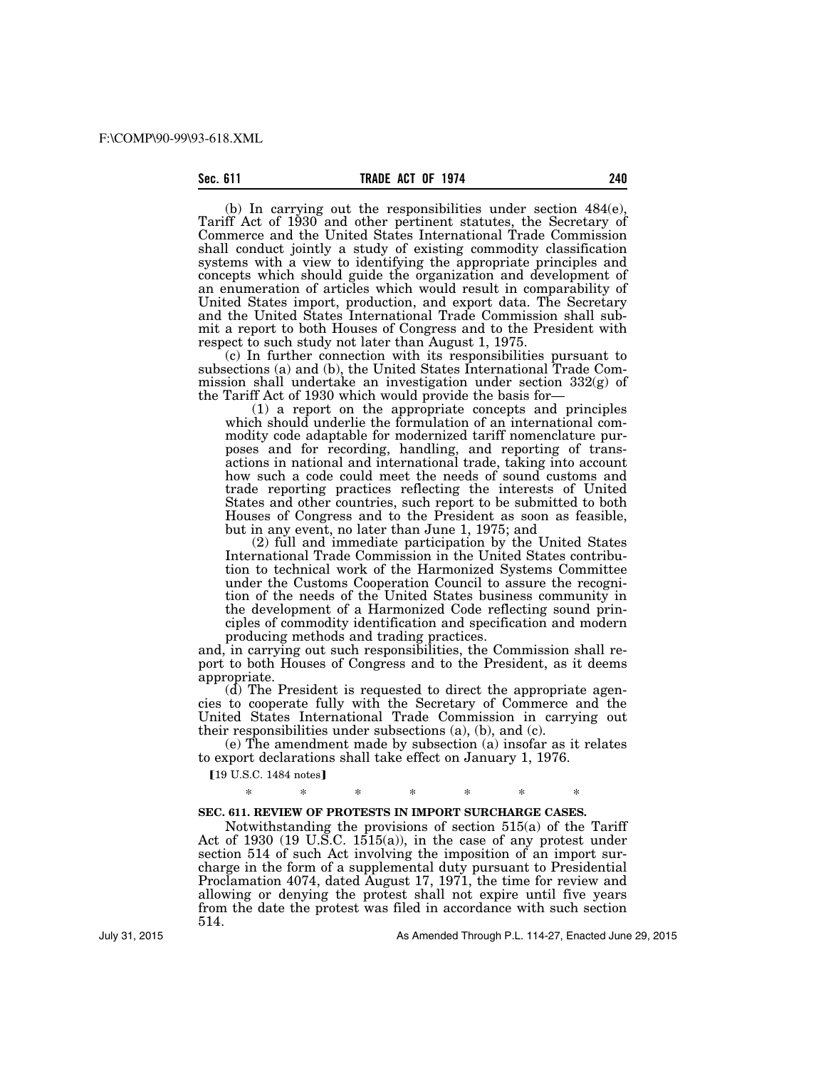(b) In carrying out the responsibilities under section 484(e), Tariff Act of 1930 and other pertinent statutes, the Secretary of Commerce and the United States International Trade Commission shall conduct jointly a study of existing commodity classification systems with a view to identifying the appropriate principles and concepts which should guide the organization and development of an enumeration of articles which would result in comparability of United States import, production, and export data. The Secretary and the United States International Trade Commission shall submit a report to both Houses of Congress and to the President with respect to such study not later than August 1, 1975.

(c) In further connection with its responsibilities pursuant to subsections (a) and (b), the United States International Trade Commission shall undertake an investigation under section 332(g) of the Tariff Act of 1930 which would provide the basis for—

(1) a report on the appropriate concepts and principles which should underlie the formulation of an international commodity code adaptable for modernized tariff nomenclature purposes and for recording, handling, and reporting of transactions in national and international trade, taking into account how such a code could meet the needs of sound customs and trade reporting practices reflecting the interests of United States and other countries, such report to be submitted to both Houses of Congress and to the President as soon as feasible, but in any event, no later than June 1, 1975; and

(2) full and immediate participation by the United States International Trade Commission in the United States contribution to technical work of the Harmonized Systems Committee under the Customs Cooperation Council to assure the recognition of the needs of the United States business community in the development of a Harmonized Code reflecting sound principles of commodity identification and specification and modern producing methods and trading practices.

and, in carrying out such responsibilities, the Commission shall report to both Houses of Congress and to the President, as it deems appropriate.

(d) The President is requested to direct the appropriate agencies to cooperate fully with the Secretary of Commerce and the United States International Trade Commission in carrying out their responsibilities under subsections (a), (b), and (c).

(e) The amendment made by subsection (a) insofar as it relates to export declarations shall take effect on January 1, 1976.

【19 U.S.C. 1484 notes】

\* \* \* \* \* \* \*

**SEC. 611. REVIEW OF PROTESTS IN IMPORT SURCHARGE CASES.**

Notwithstanding the provisions of section 515(a) of the Tariff Act of 1930 (19 U.S.C. 1515(a)), in the case of any protest under section 514 of such Act involving the imposition of an import surcharge in the form of a supplemental duty pursuant to Presidential Proclamation 4074, dated August 17, 1971, the time for review and allowing or denying the protest shall not expire until five years from the date the protest was filed in accordance with such section 514.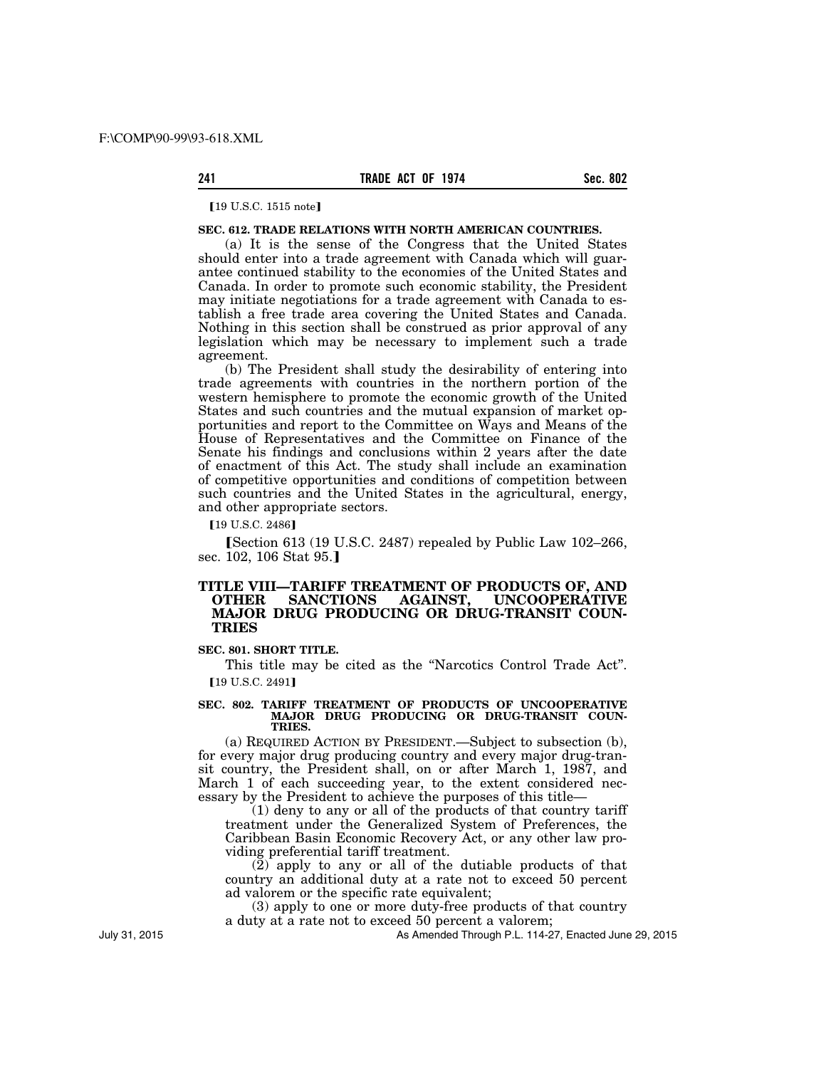【19 U.S.C. 1515 note】

**SEC. 612. TRADE RELATIONS WITH NORTH AMERICAN COUNTRIES.**

(a) It is the sense of the Congress that the United States should enter into a trade agreement with Canada which will guarantee continued stability to the economies of the United States and Canada. In order to promote such economic stability, the President may initiate negotiations for a trade agreement with Canada to establish a free trade area covering the United States and Canada. Nothing in this section shall be construed as prior approval of any legislation which may be necessary to implement such a trade agreement.

(b) The President shall study the desirability of entering into trade agreements with countries in the northern portion of the western hemisphere to promote the economic growth of the United States and such countries and the mutual expansion of market opportunities and report to the Committee on Ways and Means of the House of Representatives and the Committee on Finance of the Senate his findings and conclusions within 2 years after the date of enactment of this Act. The study shall include an examination of competitive opportunities and conditions of competition between such countries and the United States in the agricultural, energy, and other appropriate sectors.

【19 U.S.C. 2486】

【Section 613 (19 U.S.C. 2487) repealed by Public Law 102–266, sec. 102, 106 Stat 95.】

## TITLE VIII—TARIFF TREATMENT OF PRODUCTS OF, AND OTHER SANCTIONS AGAINST, UNCOOPERATIVE MAJOR DRUG PRODUCING OR DRUG-TRANSIT COUNTRIES

**SEC. 801. SHORT TITLE.**

This title may be cited as the "Narcotics Control Trade Act".

【19 U.S.C. 2491】

**SEC. 802. TARIFF TREATMENT OF PRODUCTS OF UNCOOPERATIVE MAJOR DRUG PRODUCING OR DRUG-TRANSIT COUNTRIES.**

(a) REQUIRED ACTION BY PRESIDENT.—Subject to subsection (b), for every major drug producing country and every major drug-transit country, the President shall, on or after March 1, 1987, and March 1 of each succeeding year, to the extent considered necessary by the President to achieve the purposes of this title—

(1) deny to any or all of the products of that country tariff treatment under the Generalized System of Preferences, the Caribbean Basin Economic Recovery Act, or any other law providing preferential tariff treatment.

(2) apply to any or all of the dutiable products of that country an additional duty at a rate not to exceed 50 percent ad valorem or the specific rate equivalent;

(3) apply to one or more duty-free products of that country a duty at a rate not to exceed 50 percent a valorem;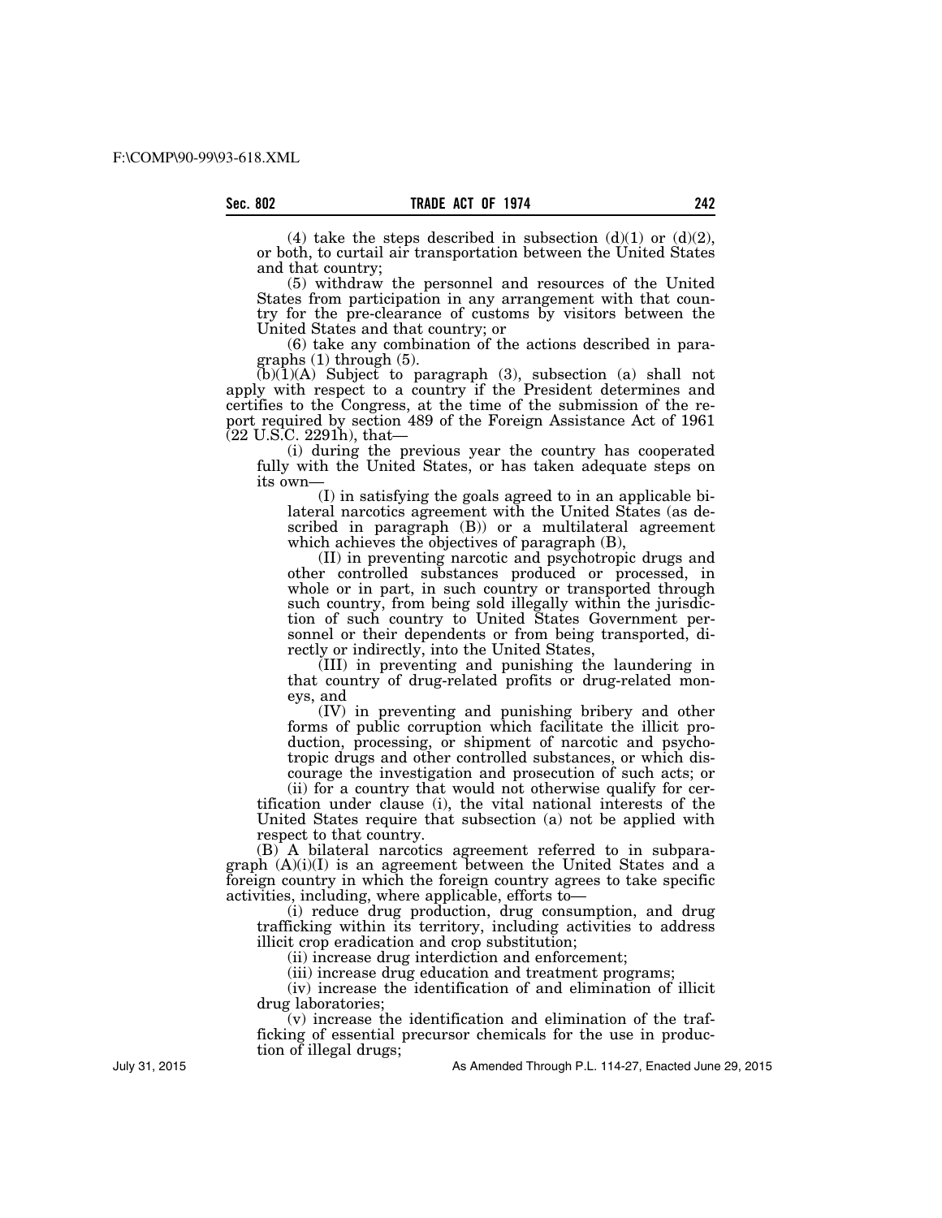(4) take the steps described in subsection (d)(1) or (d)(2), or both, to curtail air transportation between the United States and that country;

(5) withdraw the personnel and resources of the United States from participation in any arrangement with that country for the pre-clearance of customs by visitors between the United States and that country; or

(6) take any combination of the actions described in paragraphs (1) through (5).

(b)(1)(A) Subject to paragraph (3), subsection (a) shall not apply with respect to a country if the President determines and certifies to the Congress, at the time of the submission of the report required by section 489 of the Foreign Assistance Act of 1961 (22 U.S.C. 2291h), that—

(i) during the previous year the country has cooperated fully with the United States, or has taken adequate steps on its own—

(I) in satisfying the goals agreed to in an applicable bilateral narcotics agreement with the United States (as described in paragraph (B)) or a multilateral agreement which achieves the objectives of paragraph (B),

(II) in preventing narcotic and psychotropic drugs and other controlled substances produced or processed, in whole or in part, in such country or transported through such country, from being sold illegally within the jurisdiction of such country to United States Government personnel or their dependents or from being transported, directly or indirectly, into the United States,

(III) in preventing and punishing the laundering in that country of drug-related profits or drug-related moneys, and

(IV) in preventing and punishing bribery and other forms of public corruption which facilitate the illicit production, processing, or shipment of narcotic and psychotropic drugs and other controlled substances, or which discourage the investigation and prosecution of such acts; or

(ii) for a country that would not otherwise qualify for certification under clause (i), the vital national interests of the United States require that subsection (a) not be applied with respect to that country.

(B) A bilateral narcotics agreement referred to in subparagraph (A)(i)(I) is an agreement between the United States and a foreign country in which the foreign country agrees to take specific activities, including, where applicable, efforts to—

(i) reduce drug production, drug consumption, and drug trafficking within its territory, including activities to address illicit crop eradication and crop substitution;

(ii) increase drug interdiction and enforcement;

(iii) increase drug education and treatment programs;

(iv) increase the identification of and elimination of illicit drug laboratories;

(v) increase the identification and elimination of the trafficking of essential precursor chemicals for the use in production of illegal drugs;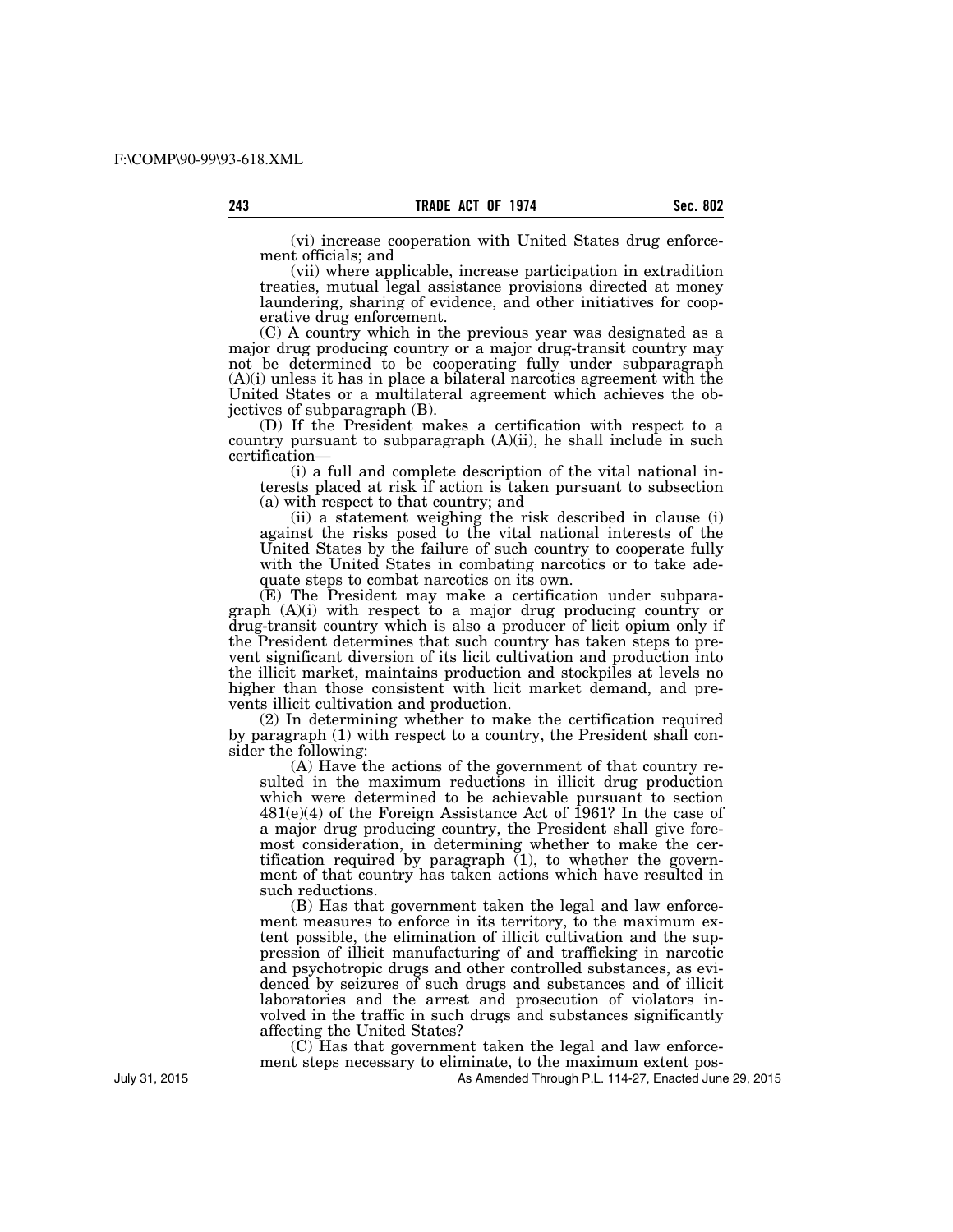(vi) increase cooperation with United States drug enforcement officials; and

(vii) where applicable, increase participation in extradition treaties, mutual legal assistance provisions directed at money laundering, sharing of evidence, and other initiatives for cooperative drug enforcement.

(C) A country which in the previous year was designated as a major drug producing country or a major drug-transit country may not be determined to be cooperating fully under subparagraph (A)(i) unless it has in place a bilateral narcotics agreement with the United States or a multilateral agreement which achieves the objectives of subparagraph (B).

(D) If the President makes a certification with respect to a country pursuant to subparagraph (A)(ii), he shall include in such certification—

(i) a full and complete description of the vital national interests placed at risk if action is taken pursuant to subsection (a) with respect to that country; and

(ii) a statement weighing the risk described in clause (i) against the risks posed to the vital national interests of the United States by the failure of such country to cooperate fully with the United States in combating narcotics or to take adequate steps to combat narcotics on its own.

(E) The President may make a certification under subparagraph (A)(i) with respect to a major drug producing country or drug-transit country which is also a producer of licit opium only if the President determines that such country has taken steps to prevent significant diversion of its licit cultivation and production into the illicit market, maintains production and stockpiles at levels no higher than those consistent with licit market demand, and prevents illicit cultivation and production.

(2) In determining whether to make the certification required by paragraph (1) with respect to a country, the President shall consider the following:

(A) Have the actions of the government of that country resulted in the maximum reductions in illicit drug production which were determined to be achievable pursuant to section 481(e)(4) of the Foreign Assistance Act of 1961? In the case of a major drug producing country, the President shall give foremost consideration, in determining whether to make the certification required by paragraph (1), to whether the government of that country has taken actions which have resulted in such reductions.

(B) Has that government taken the legal and law enforcement measures to enforce in its territory, to the maximum extent possible, the elimination of illicit cultivation and the suppression of illicit manufacturing of and trafficking in narcotic and psychotropic drugs and other controlled substances, as evidenced by seizures of such drugs and substances and of illicit laboratories and the arrest and prosecution of violators involved in the traffic in such drugs and substances significantly affecting the United States?

(C) Has that government taken the legal and law enforcement steps necessary to eliminate, to the maximum extent pos-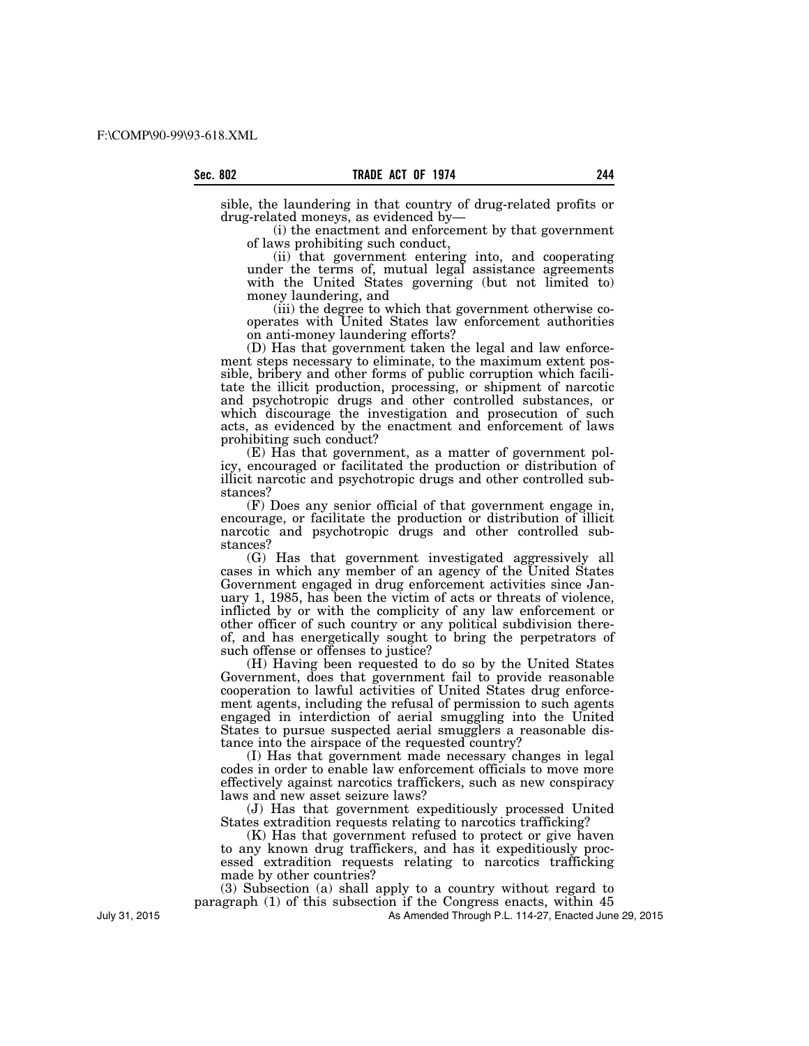sible, the laundering in that country of drug-related profits or drug-related moneys, as evidenced by—

(i) the enactment and enforcement by that government of laws prohibiting such conduct,

(ii) that government entering into, and cooperating under the terms of, mutual legal assistance agreements with the United States governing (but not limited to) money laundering, and

(iii) the degree to which that government otherwise cooperates with United States law enforcement authorities on anti-money laundering efforts?

(D) Has that government taken the legal and law enforcement steps necessary to eliminate, to the maximum extent possible, bribery and other forms of public corruption which facilitate the illicit production, processing, or shipment of narcotic and psychotropic drugs and other controlled substances, or which discourage the investigation and prosecution of such acts, as evidenced by the enactment and enforcement of laws prohibiting such conduct?

(E) Has that government, as a matter of government policy, encouraged or facilitated the production or distribution of illicit narcotic and psychotropic drugs and other controlled substances?

(F) Does any senior official of that government engage in, encourage, or facilitate the production or distribution of illicit narcotic and psychotropic drugs and other controlled substances?

(G) Has that government investigated aggressively all cases in which any member of an agency of the United States Government engaged in drug enforcement activities since January 1, 1985, has been the victim of acts or threats of violence, inflicted by or with the complicity of any law enforcement or other officer of such country or any political subdivision thereof, and has energetically sought to bring the perpetrators of such offense or offenses to justice?

(H) Having been requested to do so by the United States Government, does that government fail to provide reasonable cooperation to lawful activities of United States drug enforcement agents, including the refusal of permission to such agents engaged in interdiction of aerial smuggling into the United States to pursue suspected aerial smugglers a reasonable distance into the airspace of the requested country?

(I) Has that government made necessary changes in legal codes in order to enable law enforcement officials to move more effectively against narcotics traffickers, such as new conspiracy laws and new asset seizure laws?

(J) Has that government expeditiously processed United States extradition requests relating to narcotics trafficking?

(K) Has that government refused to protect or give haven to any known drug traffickers, and has it expeditiously processed extradition requests relating to narcotics trafficking made by other countries?

(3) Subsection (a) shall apply to a country without regard to paragraph (1) of this subsection if the Congress enacts, within 45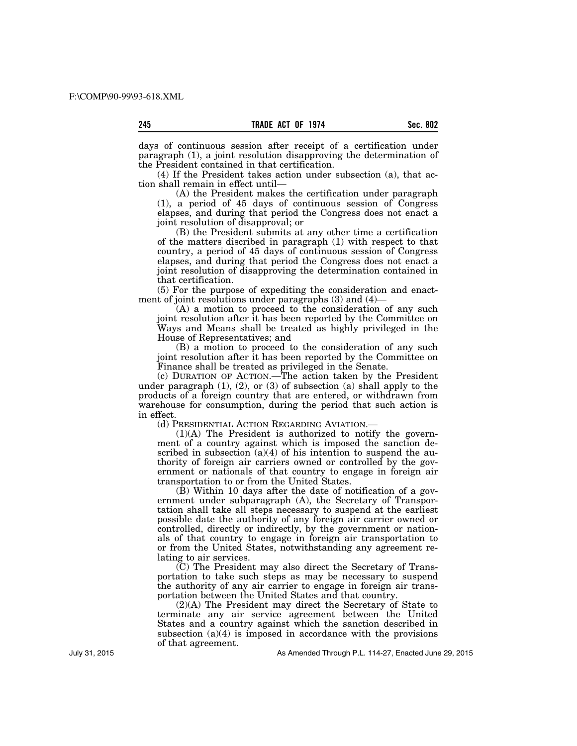days of continuous session after receipt of a certification under paragraph (1), a joint resolution disapproving the determination of the President contained in that certification.

(4) If the President takes action under subsection (a), that action shall remain in effect until—

(A) the President makes the certification under paragraph (1), a period of 45 days of continuous session of Congress elapses, and during that period the Congress does not enact a joint resolution of disapproval; or

(B) the President submits at any other time a certification of the matters discribed in paragraph (1) with respect to that country, a period of 45 days of continuous session of Congress elapses, and during that period the Congress does not enact a joint resolution of disapproving the determination contained in that certification.

(5) For the purpose of expediting the consideration and enactment of joint resolutions under paragraphs (3) and (4)—

(A) a motion to proceed to the consideration of any such joint resolution after it has been reported by the Committee on Ways and Means shall be treated as highly privileged in the House of Representatives; and

(B) a motion to proceed to the consideration of any such joint resolution after it has been reported by the Committee on Finance shall be treated as privileged in the Senate.

(c) DURATION OF ACTION.—The action taken by the President under paragraph (1), (2), or (3) of subsection (a) shall apply to the products of a foreign country that are entered, or withdrawn from warehouse for consumption, during the period that such action is in effect.

(d) PRESIDENTIAL ACTION REGARDING AVIATION.—

(1)(A) The President is authorized to notify the government of a country against which is imposed the sanction described in subsection (a)(4) of his intention to suspend the authority of foreign air carriers owned or controlled by the government or nationals of that country to engage in foreign air transportation to or from the United States.

(B) Within 10 days after the date of notification of a government under subparagraph (A), the Secretary of Transportation shall take all steps necessary to suspend at the earliest possible date the authority of any foreign air carrier owned or controlled, directly or indirectly, by the government or nationals of that country to engage in foreign air transportation to or from the United States, notwithstanding any agreement relating to air services.

(C) The President may also direct the Secretary of Transportation to take such steps as may be necessary to suspend the authority of any air carrier to engage in foreign air transportation between the United States and that country.

(2)(A) The President may direct the Secretary of State to terminate any air service agreement between the United States and a country against which the sanction described in subsection (a)(4) is imposed in accordance with the provisions of that agreement.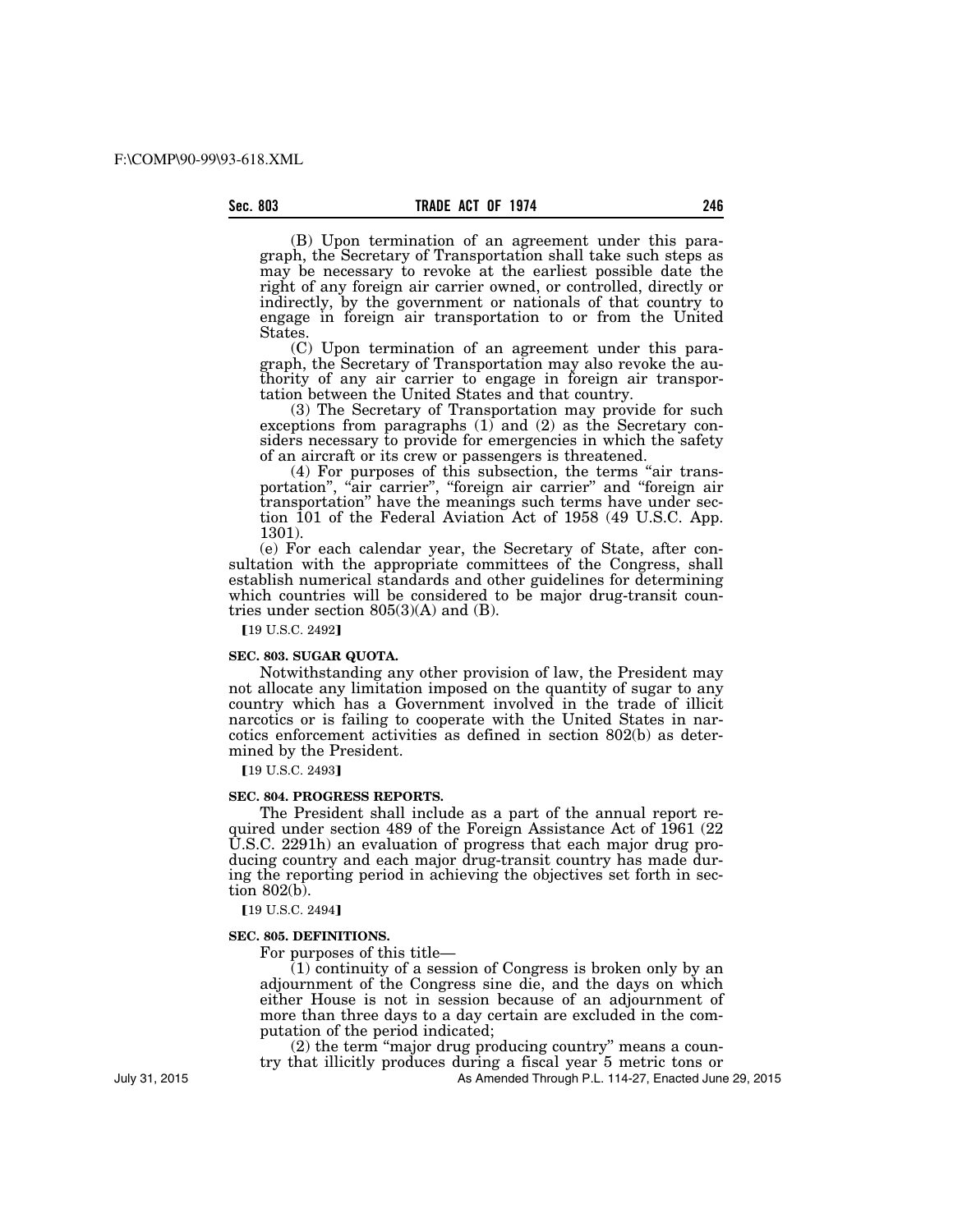(B) Upon termination of an agreement under this paragraph, the Secretary of Transportation shall take such steps as may be necessary to revoke at the earliest possible date the right of any foreign air carrier owned, or controlled, directly or indirectly, by the government or nationals of that country to engage in foreign air transportation to or from the United States.

(C) Upon termination of an agreement under this paragraph, the Secretary of Transportation may also revoke the authority of any air carrier to engage in foreign air transportation between the United States and that country.

(3) The Secretary of Transportation may provide for such exceptions from paragraphs (1) and (2) as the Secretary considers necessary to provide for emergencies in which the safety of an aircraft or its crew or passengers is threatened.

(4) For purposes of this subsection, the terms "air transportation", "air carrier", "foreign air carrier" and "foreign air transportation" have the meanings such terms have under section 101 of the Federal Aviation Act of 1958 (49 U.S.C. App. 1301).

(e) For each calendar year, the Secretary of State, after consultation with the appropriate committees of the Congress, shall establish numerical standards and other guidelines for determining which countries will be considered to be major drug-transit countries under section 805(3)(A) and (B).

【19 U.S.C. 2492】

**SEC. 803. SUGAR QUOTA.**

Notwithstanding any other provision of law, the President may not allocate any limitation imposed on the quantity of sugar to any country which has a Government involved in the trade of illicit narcotics or is failing to cooperate with the United States in narcotics enforcement activities as defined in section 802(b) as determined by the President.

【19 U.S.C. 2493】

**SEC. 804. PROGRESS REPORTS.**

The President shall include as a part of the annual report required under section 489 of the Foreign Assistance Act of 1961 (22 U.S.C. 2291h) an evaluation of progress that each major drug producing country and each major drug-transit country has made during the reporting period in achieving the objectives set forth in section 802(b).

【19 U.S.C. 2494】

**SEC. 805. DEFINITIONS.**

For purposes of this title—

(1) continuity of a session of Congress is broken only by an adjournment of the Congress sine die, and the days on which either House is not in session because of an adjournment of more than three days to a day certain are excluded in the computation of the period indicated;

(2) the term "major drug producing country" means a country that illicitly produces during a fiscal year 5 metric tons or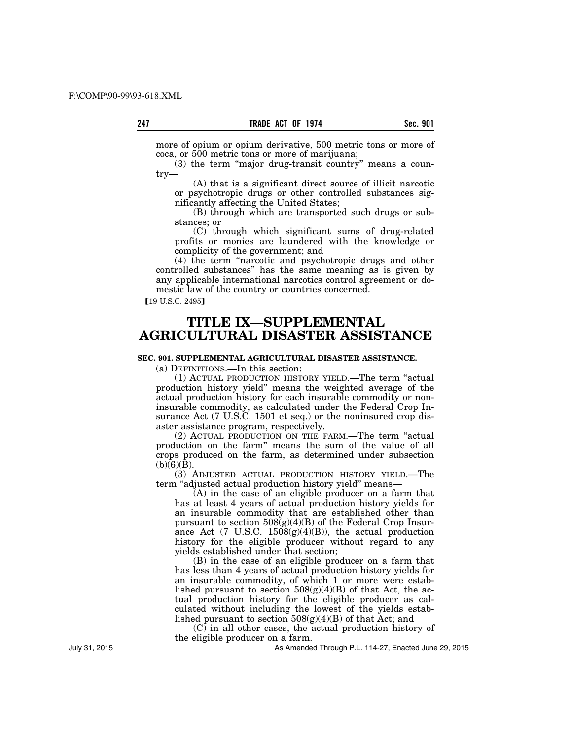more of opium or opium derivative, 500 metric tons or more of coca, or 500 metric tons or more of marijuana;

(3) the term "major drug-transit country" means a country—

(A) that is a significant direct source of illicit narcotic or psychotropic drugs or other controlled substances significantly affecting the United States;

(B) through which are transported such drugs or substances; or

(C) through which significant sums of drug-related profits or monies are laundered with the knowledge or complicity of the government; and

(4) the term "narcotic and psychotropic drugs and other controlled substances" has the same meaning as is given by any applicable international narcotics control agreement or domestic law of the country or countries concerned.

【19 U.S.C. 2495】

# TITLE IX—SUPPLEMENTAL AGRICULTURAL DISASTER ASSISTANCE

### SEC. 901. SUPPLEMENTAL AGRICULTURAL DISASTER ASSISTANCE.

(a) DEFINITIONS.—In this section:

(1) ACTUAL PRODUCTION HISTORY YIELD.—The term "actual production history yield" means the weighted average of the actual production history for each insurable commodity or noninsurable commodity, as calculated under the Federal Crop Insurance Act (7 U.S.C. 1501 et seq.) or the noninsured crop disaster assistance program, respectively.

(2) ACTUAL PRODUCTION ON THE FARM.—The term "actual production on the farm" means the sum of the value of all crops produced on the farm, as determined under subsection (b)(6)(B).

(3) ADJUSTED ACTUAL PRODUCTION HISTORY YIELD.—The term "adjusted actual production history yield" means—

(A) in the case of an eligible producer on a farm that has at least 4 years of actual production history yields for an insurable commodity that are established other than pursuant to section 508(g)(4)(B) of the Federal Crop Insurance Act (7 U.S.C. 1508(g)(4)(B)), the actual production history for the eligible producer without regard to any yields established under that section;

(B) in the case of an eligible producer on a farm that has less than 4 years of actual production history yields for an insurable commodity, of which 1 or more were established pursuant to section 508(g)(4)(B) of that Act, the actual production history for the eligible producer as calculated without including the lowest of the yields established pursuant to section 508(g)(4)(B) of that Act; and

(C) in all other cases, the actual production history of the eligible producer on a farm.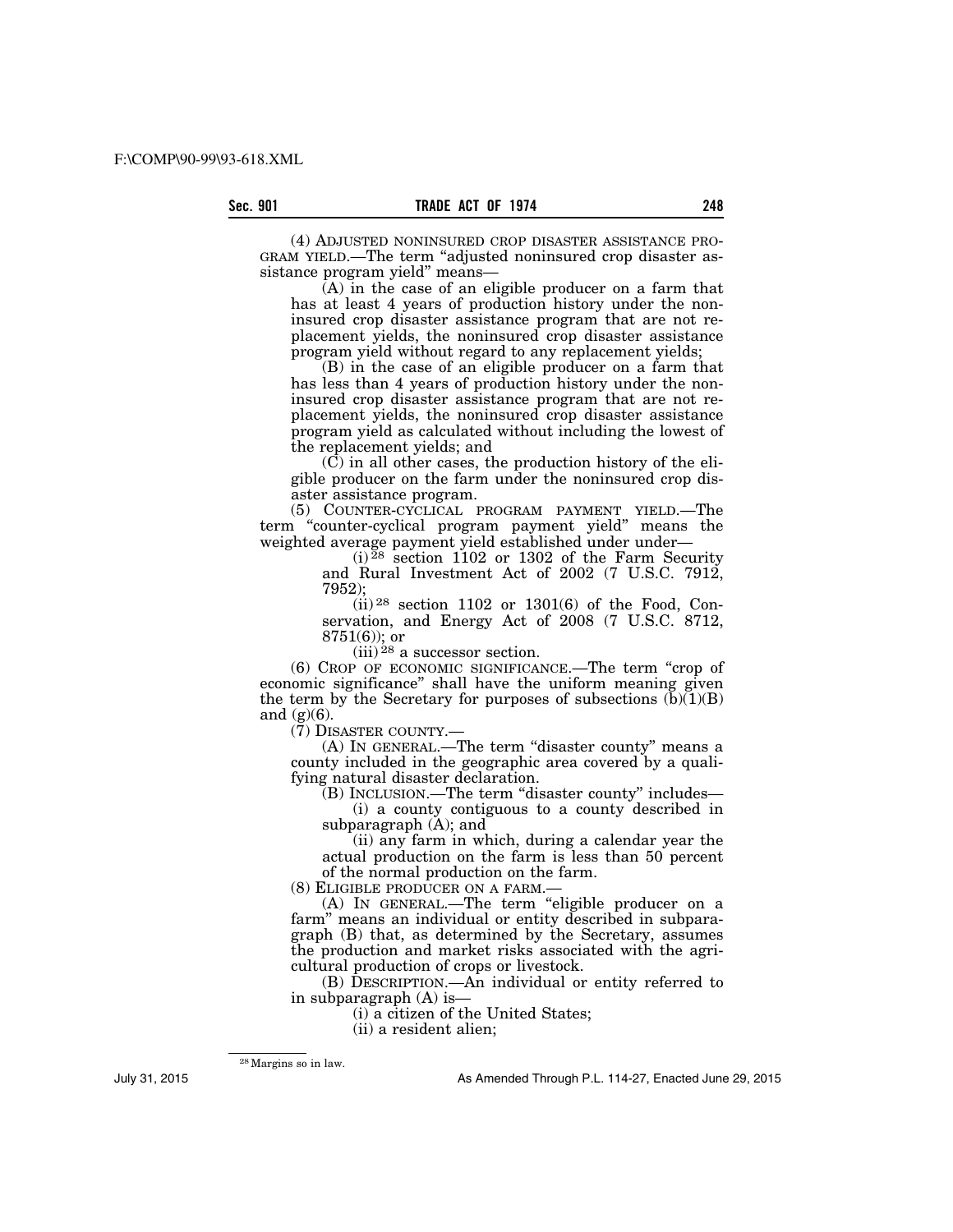(4) ADJUSTED NONINSURED CROP DISASTER ASSISTANCE PROGRAM YIELD.—The term "adjusted noninsured crop disaster assistance program yield" means—

(A) in the case of an eligible producer on a farm that has at least 4 years of production history under the noninsured crop disaster assistance program that are not replacement yields, the noninsured crop disaster assistance program yield without regard to any replacement yields;

(B) in the case of an eligible producer on a farm that has less than 4 years of production history under the noninsured crop disaster assistance program that are not replacement yields, the noninsured crop disaster assistance program yield as calculated without including the lowest of the replacement yields; and

(C) in all other cases, the production history of the eligible producer on the farm under the noninsured crop disaster assistance program.

(5) COUNTER-CYCLICAL PROGRAM PAYMENT YIELD.—The term "counter-cyclical program payment yield" means the weighted average payment yield established under under—

(i)[28] section 1102 or 1302 of the Farm Security and Rural Investment Act of 2002 (7 U.S.C. 7912, 7952);

(ii)[28] section 1102 or 1301(6) of the Food, Conservation, and Energy Act of 2008 (7 U.S.C. 8712, 8751(6)); or

(iii)[28] a successor section.

(6) CROP OF ECONOMIC SIGNIFICANCE.—The term "crop of economic significance" shall have the uniform meaning given the term by the Secretary for purposes of subsections (b)(1)(B) and (g)(6).

(7) DISASTER COUNTY.—

(A) IN GENERAL.—The term "disaster county" means a county included in the geographic area covered by a qualifying natural disaster declaration.

(B) INCLUSION.—The term "disaster county" includes—

(i) a county contiguous to a county described in subparagraph (A); and

(ii) any farm in which, during a calendar year the actual production on the farm is less than 50 percent of the normal production on the farm.

(8) ELIGIBLE PRODUCER ON A FARM.—

(A) IN GENERAL.—The term "eligible producer on a farm" means an individual or entity described in subparagraph (B) that, as determined by the Secretary, assumes the production and market risks associated with the agricultural production of crops or livestock.

(B) DESCRIPTION.—An individual or entity referred to in subparagraph (A) is—

(i) a citizen of the United States;

(ii) a resident alien;

---

[28] Margins so in law.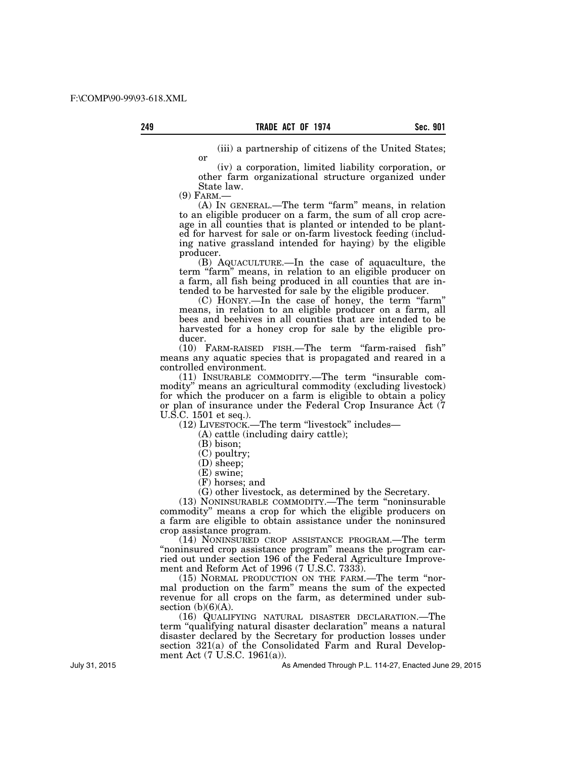(iii) a partnership of citizens of the United States; or

(iv) a corporation, limited liability corporation, or other farm organizational structure organized under State law.

(9) FARM.—

(A) IN GENERAL.—The term "farm" means, in relation to an eligible producer on a farm, the sum of all crop acreage in all counties that is planted or intended to be planted for harvest for sale or on-farm livestock feeding (including native grassland intended for haying) by the eligible producer.

(B) AQUACULTURE.—In the case of aquaculture, the term "farm" means, in relation to an eligible producer on a farm, all fish being produced in all counties that are intended to be harvested for sale by the eligible producer.

(C) HONEY.—In the case of honey, the term "farm" means, in relation to an eligible producer on a farm, all bees and beehives in all counties that are intended to be harvested for a honey crop for sale by the eligible producer.

(10) FARM-RAISED FISH.—The term "farm-raised fish" means any aquatic species that is propagated and reared in a controlled environment.

(11) INSURABLE COMMODITY.—The term "insurable commodity" means an agricultural commodity (excluding livestock) for which the producer on a farm is eligible to obtain a policy or plan of insurance under the Federal Crop Insurance Act (7 U.S.C. 1501 et seq.).

(12) LIVESTOCK.—The term "livestock" includes—

(A) cattle (including dairy cattle);

(B) bison;

(C) poultry;

(D) sheep;

(E) swine;

(F) horses; and

(G) other livestock, as determined by the Secretary.

(13) NONINSURABLE COMMODITY.—The term "noninsurable commodity" means a crop for which the eligible producers on a farm are eligible to obtain assistance under the noninsured crop assistance program.

(14) NONINSURED CROP ASSISTANCE PROGRAM.—The term "noninsured crop assistance program" means the program carried out under section 196 of the Federal Agriculture Improvement and Reform Act of 1996 (7 U.S.C. 7333).

(15) NORMAL PRODUCTION ON THE FARM.—The term "normal production on the farm" means the sum of the expected revenue for all crops on the farm, as determined under subsection (b)(6)(A).

(16) QUALIFYING NATURAL DISASTER DECLARATION.—The term "qualifying natural disaster declaration" means a natural disaster declared by the Secretary for production losses under section 321(a) of the Consolidated Farm and Rural Development Act (7 U.S.C. 1961(a)).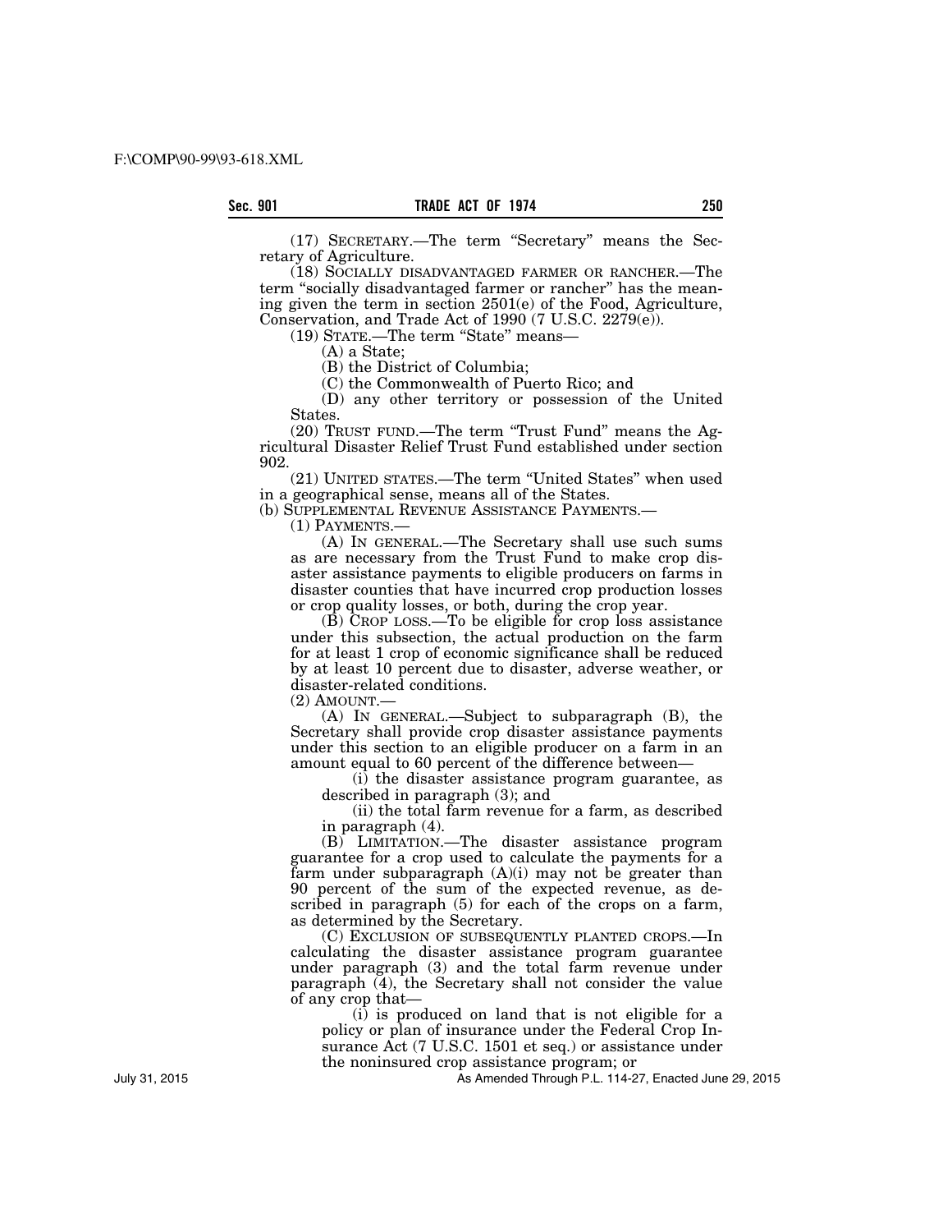(17) SECRETARY.—The term "Secretary" means the Secretary of Agriculture.

(18) SOCIALLY DISADVANTAGED FARMER OR RANCHER.—The term "socially disadvantaged farmer or rancher" has the meaning given the term in section 2501(e) of the Food, Agriculture, Conservation, and Trade Act of 1990 (7 U.S.C. 2279(e)).

(19) STATE.—The term "State" means—

(A) a State;

(B) the District of Columbia;

(C) the Commonwealth of Puerto Rico; and

(D) any other territory or possession of the United States.

(20) TRUST FUND.—The term "Trust Fund" means the Agricultural Disaster Relief Trust Fund established under section 902.

(21) UNITED STATES.—The term "United States" when used in a geographical sense, means all of the States.

(b) SUPPLEMENTAL REVENUE ASSISTANCE PAYMENTS.—

(1) PAYMENTS.—

(A) IN GENERAL.—The Secretary shall use such sums as are necessary from the Trust Fund to make crop disaster assistance payments to eligible producers on farms in disaster counties that have incurred crop production losses or crop quality losses, or both, during the crop year.

(B) CROP LOSS.—To be eligible for crop loss assistance under this subsection, the actual production on the farm for at least 1 crop of economic significance shall be reduced by at least 10 percent due to disaster, adverse weather, or disaster-related conditions.

(2) AMOUNT.—

(A) IN GENERAL.—Subject to subparagraph (B), the Secretary shall provide crop disaster assistance payments under this section to an eligible producer on a farm in an amount equal to 60 percent of the difference between—

(i) the disaster assistance program guarantee, as described in paragraph (3); and

(ii) the total farm revenue for a farm, as described in paragraph (4).

(B) LIMITATION.—The disaster assistance program guarantee for a crop used to calculate the payments for a farm under subparagraph (A)(i) may not be greater than 90 percent of the sum of the expected revenue, as described in paragraph (5) for each of the crops on a farm, as determined by the Secretary.

(C) EXCLUSION OF SUBSEQUENTLY PLANTED CROPS.—In calculating the disaster assistance program guarantee under paragraph (3) and the total farm revenue under paragraph (4), the Secretary shall not consider the value of any crop that—

(i) is produced on land that is not eligible for a policy or plan of insurance under the Federal Crop Insurance Act (7 U.S.C. 1501 et seq.) or assistance under the noninsured crop assistance program; or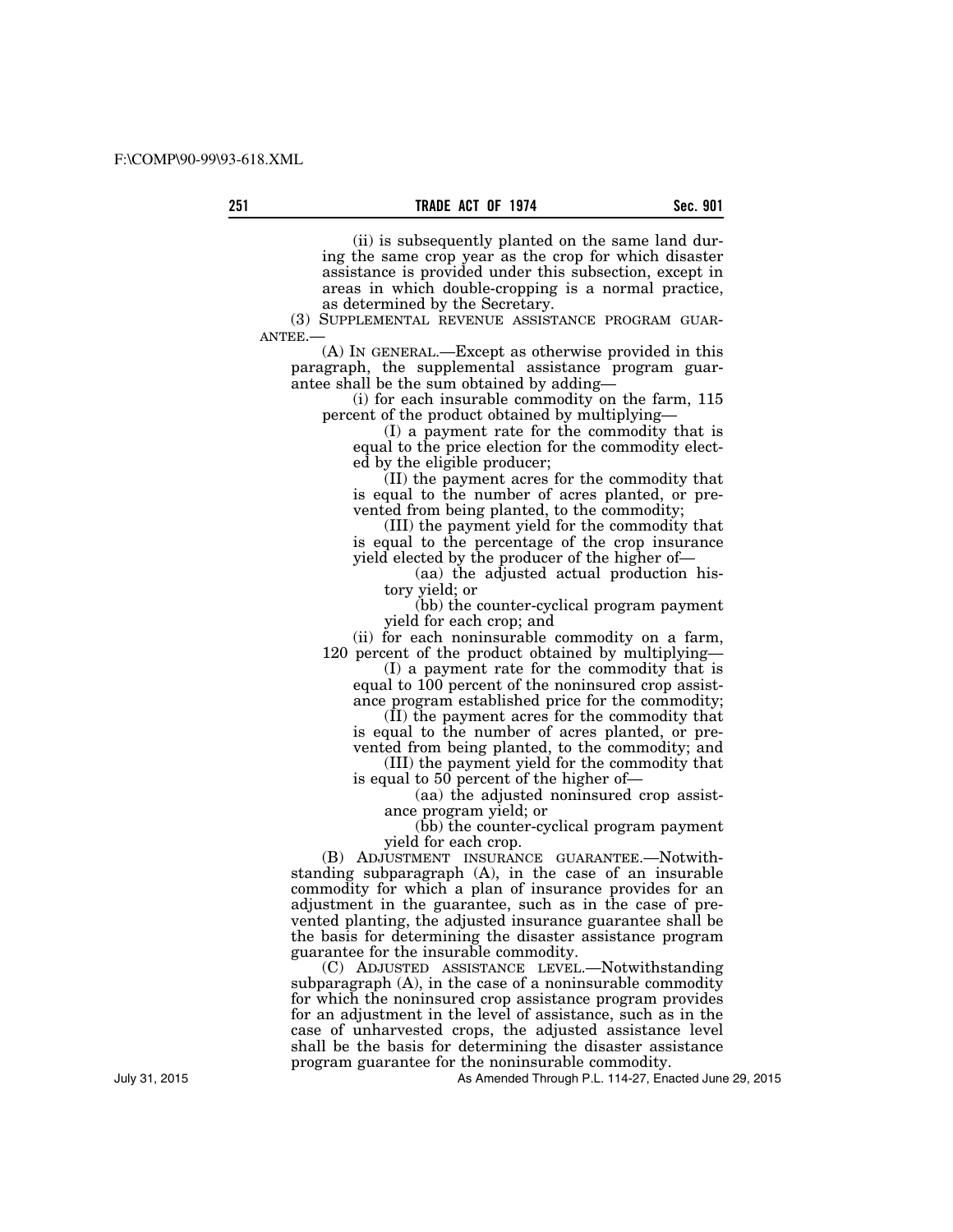(ii) is subsequently planted on the same land during the same crop year as the crop for which disaster assistance is provided under this subsection, except in areas in which double-cropping is a normal practice, as determined by the Secretary.

(3) SUPPLEMENTAL REVENUE ASSISTANCE PROGRAM GUARANTEE.—

(A) IN GENERAL.—Except as otherwise provided in this paragraph, the supplemental assistance program guarantee shall be the sum obtained by adding—

(i) for each insurable commodity on the farm, 115 percent of the product obtained by multiplying—

(I) a payment rate for the commodity that is equal to the price election for the commodity elected by the eligible producer;

(II) the payment acres for the commodity that is equal to the number of acres planted, or prevented from being planted, to the commodity;

(III) the payment yield for the commodity that is equal to the percentage of the crop insurance yield elected by the producer of the higher of—

(aa) the adjusted actual production history yield; or

(bb) the counter-cyclical program payment yield for each crop; and

(ii) for each noninsurable commodity on a farm, 120 percent of the product obtained by multiplying—

(I) a payment rate for the commodity that is equal to 100 percent of the noninsured crop assistance program established price for the commodity;

(II) the payment acres for the commodity that is equal to the number of acres planted, or prevented from being planted, to the commodity; and

(III) the payment yield for the commodity that is equal to 50 percent of the higher of—

(aa) the adjusted noninsured crop assistance program yield; or

(bb) the counter-cyclical program payment yield for each crop.

(B) ADJUSTMENT INSURANCE GUARANTEE.—Notwithstanding subparagraph (A), in the case of an insurable commodity for which a plan of insurance provides for an adjustment in the guarantee, such as in the case of prevented planting, the adjusted insurance guarantee shall be the basis for determining the disaster assistance program guarantee for the insurable commodity.

(C) ADJUSTED ASSISTANCE LEVEL.—Notwithstanding subparagraph (A), in the case of a noninsurable commodity for which the noninsured crop assistance program provides for an adjustment in the level of assistance, such as in the case of unharvested crops, the adjusted assistance level shall be the basis for determining the disaster assistance program guarantee for the noninsurable commodity.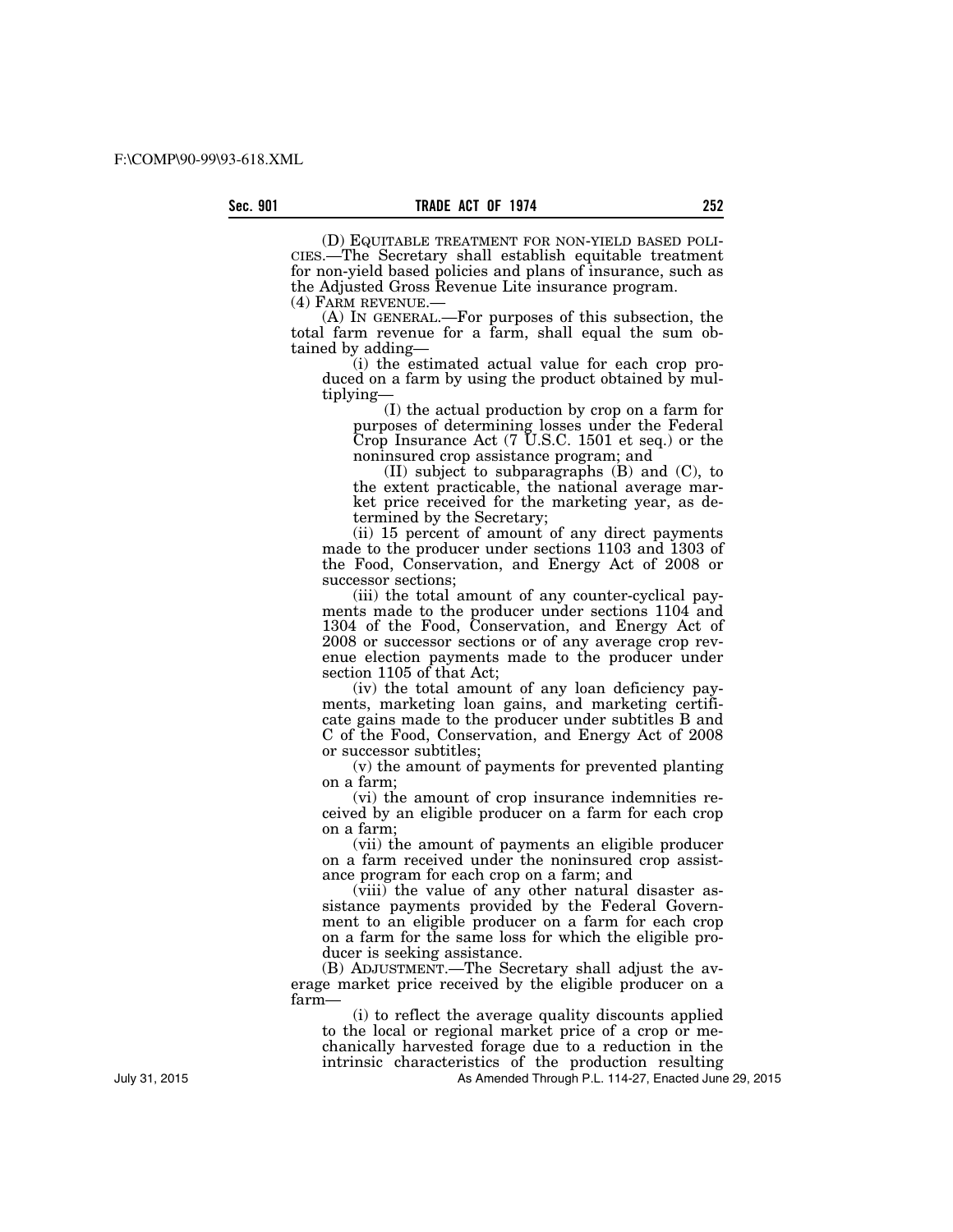(D) EQUITABLE TREATMENT FOR NON-YIELD BASED POLICIES.—The Secretary shall establish equitable treatment for non-yield based policies and plans of insurance, such as the Adjusted Gross Revenue Lite insurance program.

(4) FARM REVENUE.—

(A) IN GENERAL.—For purposes of this subsection, the total farm revenue for a farm, shall equal the sum obtained by adding—

(i) the estimated actual value for each crop produced on a farm by using the product obtained by multiplying—

(I) the actual production by crop on a farm for purposes of determining losses under the Federal Crop Insurance Act (7 U.S.C. 1501 et seq.) or the noninsured crop assistance program; and

(II) subject to subparagraphs (B) and (C), to the extent practicable, the national average market price received for the marketing year, as determined by the Secretary;

(ii) 15 percent of amount of any direct payments made to the producer under sections 1103 and 1303 of the Food, Conservation, and Energy Act of 2008 or successor sections;

(iii) the total amount of any counter-cyclical payments made to the producer under sections 1104 and 1304 of the Food, Conservation, and Energy Act of 2008 or successor sections or of any average crop revenue election payments made to the producer under section 1105 of that Act;

(iv) the total amount of any loan deficiency payments, marketing loan gains, and marketing certificate gains made to the producer under subtitles B and C of the Food, Conservation, and Energy Act of 2008 or successor subtitles;

(v) the amount of payments for prevented planting on a farm;

(vi) the amount of crop insurance indemnities received by an eligible producer on a farm for each crop on a farm;

(vii) the amount of payments an eligible producer on a farm received under the noninsured crop assistance program for each crop on a farm; and

(viii) the value of any other natural disaster assistance payments provided by the Federal Government to an eligible producer on a farm for each crop on a farm for the same loss for which the eligible producer is seeking assistance.

(B) ADJUSTMENT.—The Secretary shall adjust the average market price received by the eligible producer on a farm—

(i) to reflect the average quality discounts applied to the local or regional market price of a crop or mechanically harvested forage due to a reduction in the intrinsic characteristics of the production resulting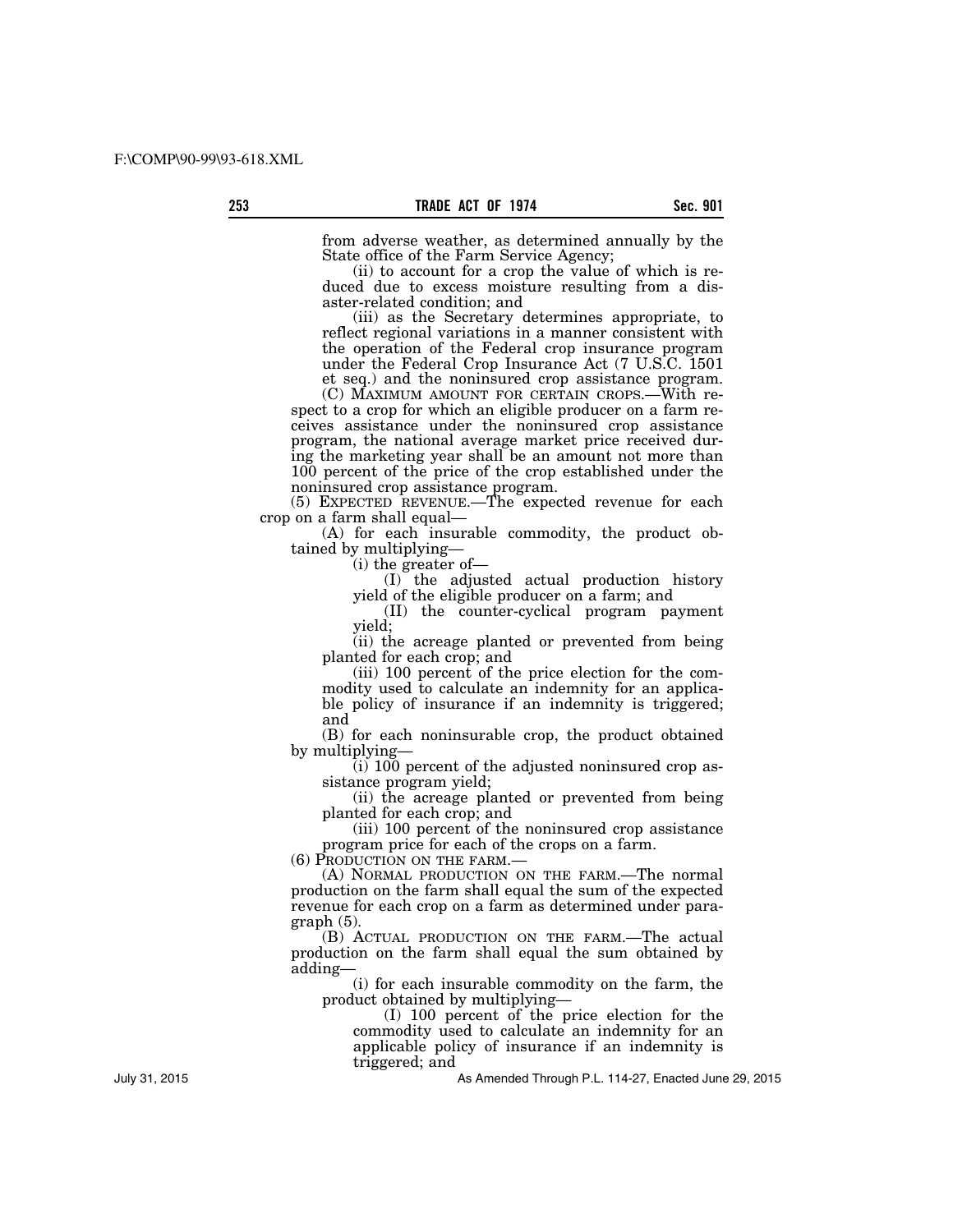from adverse weather, as determined annually by the State office of the Farm Service Agency;

(ii) to account for a crop the value of which is reduced due to excess moisture resulting from a disaster-related condition; and

(iii) as the Secretary determines appropriate, to reflect regional variations in a manner consistent with the operation of the Federal crop insurance program under the Federal Crop Insurance Act (7 U.S.C. 1501 et seq.) and the noninsured crop assistance program.

(C) MAXIMUM AMOUNT FOR CERTAIN CROPS.—With respect to a crop for which an eligible producer on a farm receives assistance under the noninsured crop assistance program, the national average market price received during the marketing year shall be an amount not more than 100 percent of the price of the crop established under the noninsured crop assistance program.

(5) EXPECTED REVENUE.—The expected revenue for each crop on a farm shall equal—

(A) for each insurable commodity, the product obtained by multiplying—

(i) the greater of—

(I) the adjusted actual production history yield of the eligible producer on a farm; and

(II) the counter-cyclical program payment yield;

(ii) the acreage planted or prevented from being planted for each crop; and

(iii) 100 percent of the price election for the commodity used to calculate an indemnity for an applicable policy of insurance if an indemnity is triggered; and

(B) for each noninsurable crop, the product obtained by multiplying—

(i) 100 percent of the adjusted noninsured crop assistance program yield;

(ii) the acreage planted or prevented from being planted for each crop; and

(iii) 100 percent of the noninsured crop assistance program price for each of the crops on a farm.

(6) PRODUCTION ON THE FARM.—

(A) NORMAL PRODUCTION ON THE FARM.—The normal production on the farm shall equal the sum of the expected revenue for each crop on a farm as determined under paragraph (5).

(B) ACTUAL PRODUCTION ON THE FARM.—The actual production on the farm shall equal the sum obtained by adding—

(i) for each insurable commodity on the farm, the product obtained by multiplying—

(I) 100 percent of the price election for the commodity used to calculate an indemnity for an applicable policy of insurance if an indemnity is triggered; and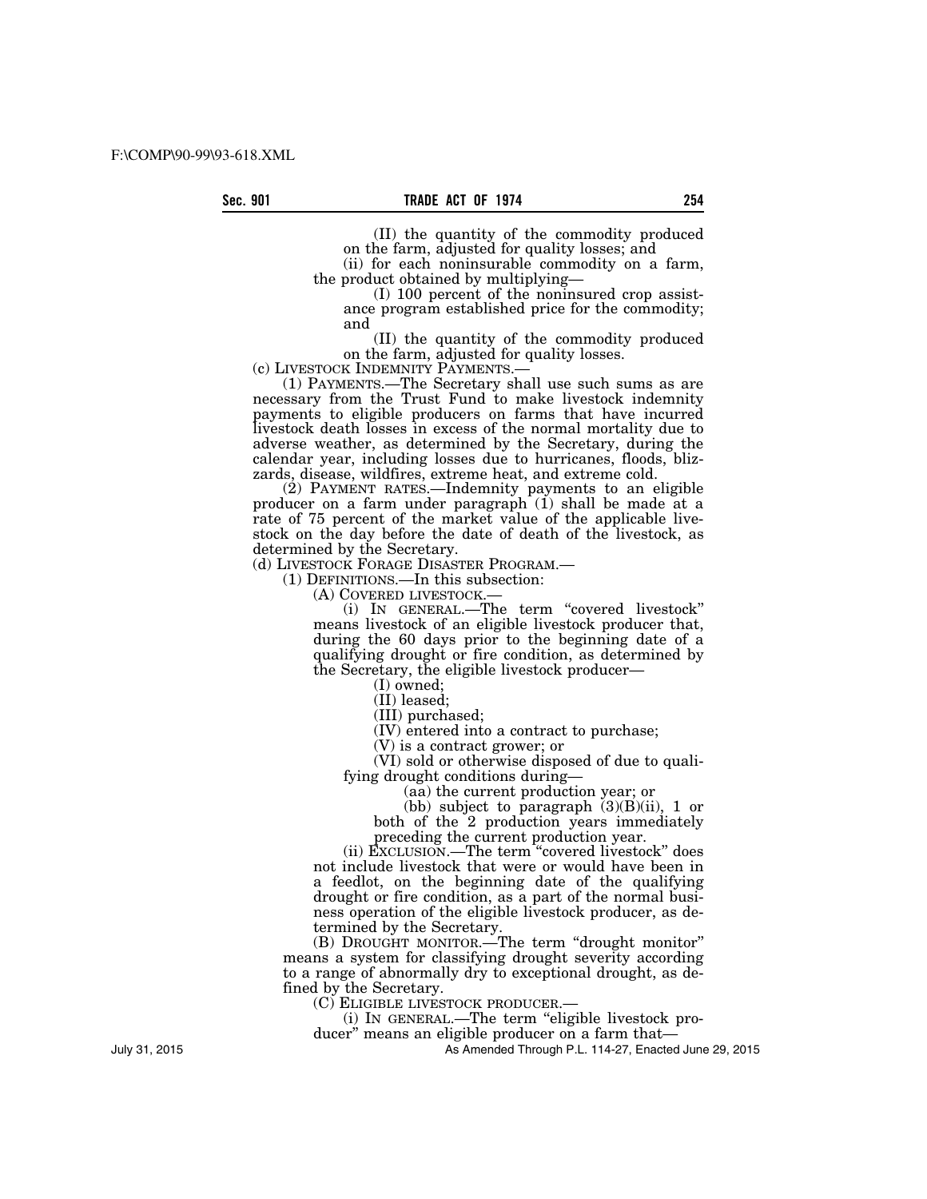(II) the quantity of the commodity produced on the farm, adjusted for quality losses; and

(ii) for each noninsurable commodity on a farm, the product obtained by multiplying—

(I) 100 percent of the noninsured crop assistance program established price for the commodity; and

(II) the quantity of the commodity produced on the farm, adjusted for quality losses.

(c) LIVESTOCK INDEMNITY PAYMENTS.—

(1) PAYMENTS.—The Secretary shall use such sums as are necessary from the Trust Fund to make livestock indemnity payments to eligible producers on farms that have incurred livestock death losses in excess of the normal mortality due to adverse weather, as determined by the Secretary, during the calendar year, including losses due to hurricanes, floods, blizzards, disease, wildfires, extreme heat, and extreme cold.

(2) PAYMENT RATES.—Indemnity payments to an eligible producer on a farm under paragraph (1) shall be made at a rate of 75 percent of the market value of the applicable livestock on the day before the date of death of the livestock, as determined by the Secretary.

(d) LIVESTOCK FORAGE DISASTER PROGRAM.—

(1) DEFINITIONS.—In this subsection:

(A) COVERED LIVESTOCK.—

(i) IN GENERAL.—The term "covered livestock" means livestock of an eligible livestock producer that, during the 60 days prior to the beginning date of a qualifying drought or fire condition, as determined by the Secretary, the eligible livestock producer—

(I) owned;

(II) leased;

(III) purchased;

(IV) entered into a contract to purchase;

(V) is a contract grower; or

(VI) sold or otherwise disposed of due to qualifying drought conditions during—

(aa) the current production year; or

(bb) subject to paragraph (3)(B)(ii), 1 or both of the 2 production years immediately preceding the current production year.

(ii) EXCLUSION.—The term "covered livestock" does not include livestock that were or would have been in a feedlot, on the beginning date of the qualifying drought or fire condition, as a part of the normal business operation of the eligible livestock producer, as determined by the Secretary.

(B) DROUGHT MONITOR.—The term "drought monitor" means a system for classifying drought severity according to a range of abnormally dry to exceptional drought, as defined by the Secretary.

(C) ELIGIBLE LIVESTOCK PRODUCER.—

(i) IN GENERAL.—The term "eligible livestock producer" means an eligible producer on a farm that—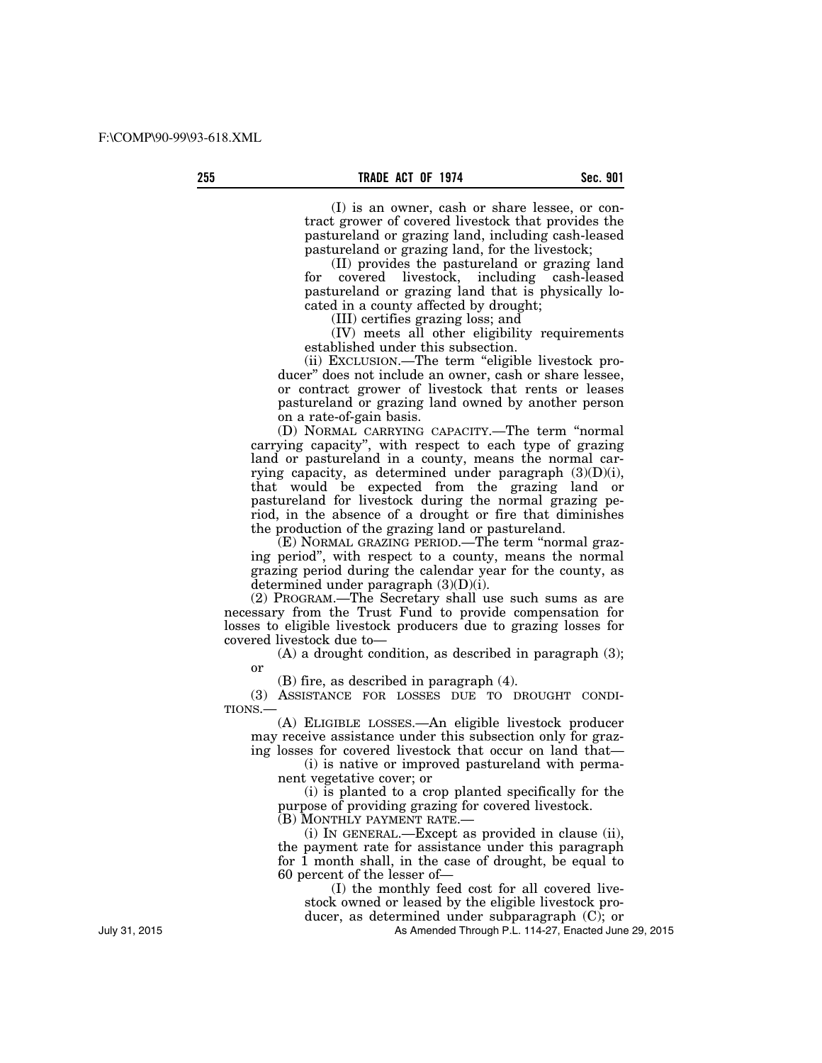(I) is an owner, cash or share lessee, or contract grower of covered livestock that provides the pastureland or grazing land, including cash-leased pastureland or grazing land, for the livestock;

(II) provides the pastureland or grazing land for covered livestock, including cash-leased pastureland or grazing land that is physically located in a county affected by drought;

(III) certifies grazing loss; and

(IV) meets all other eligibility requirements established under this subsection.

(ii) EXCLUSION.—The term "eligible livestock producer" does not include an owner, cash or share lessee, or contract grower of livestock that rents or leases pastureland or grazing land owned by another person on a rate-of-gain basis.

(D) NORMAL CARRYING CAPACITY.—The term "normal carrying capacity", with respect to each type of grazing land or pastureland in a county, means the normal carrying capacity, as determined under paragraph (3)(D)(i), that would be expected from the grazing land or pastureland for livestock during the normal grazing period, in the absence of a drought or fire that diminishes the production of the grazing land or pastureland.

(E) NORMAL GRAZING PERIOD.—The term "normal grazing period", with respect to a county, means the normal grazing period during the calendar year for the county, as determined under paragraph (3)(D)(i).

(2) PROGRAM.—The Secretary shall use such sums as are necessary from the Trust Fund to provide compensation for losses to eligible livestock producers due to grazing losses for covered livestock due to—

(A) a drought condition, as described in paragraph (3); or

(B) fire, as described in paragraph (4).

(3) ASSISTANCE FOR LOSSES DUE TO DROUGHT CONDITIONS.—

(A) ELIGIBLE LOSSES.—An eligible livestock producer may receive assistance under this subsection only for grazing losses for covered livestock that occur on land that—

(i) is native or improved pastureland with permanent vegetative cover; or

(i) is planted to a crop planted specifically for the purpose of providing grazing for covered livestock.

(B) MONTHLY PAYMENT RATE.—

(i) IN GENERAL.—Except as provided in clause (ii), the payment rate for assistance under this paragraph for 1 month shall, in the case of drought, be equal to 60 percent of the lesser of—

(I) the monthly feed cost for all covered livestock owned or leased by the eligible livestock producer, as determined under subparagraph (C); or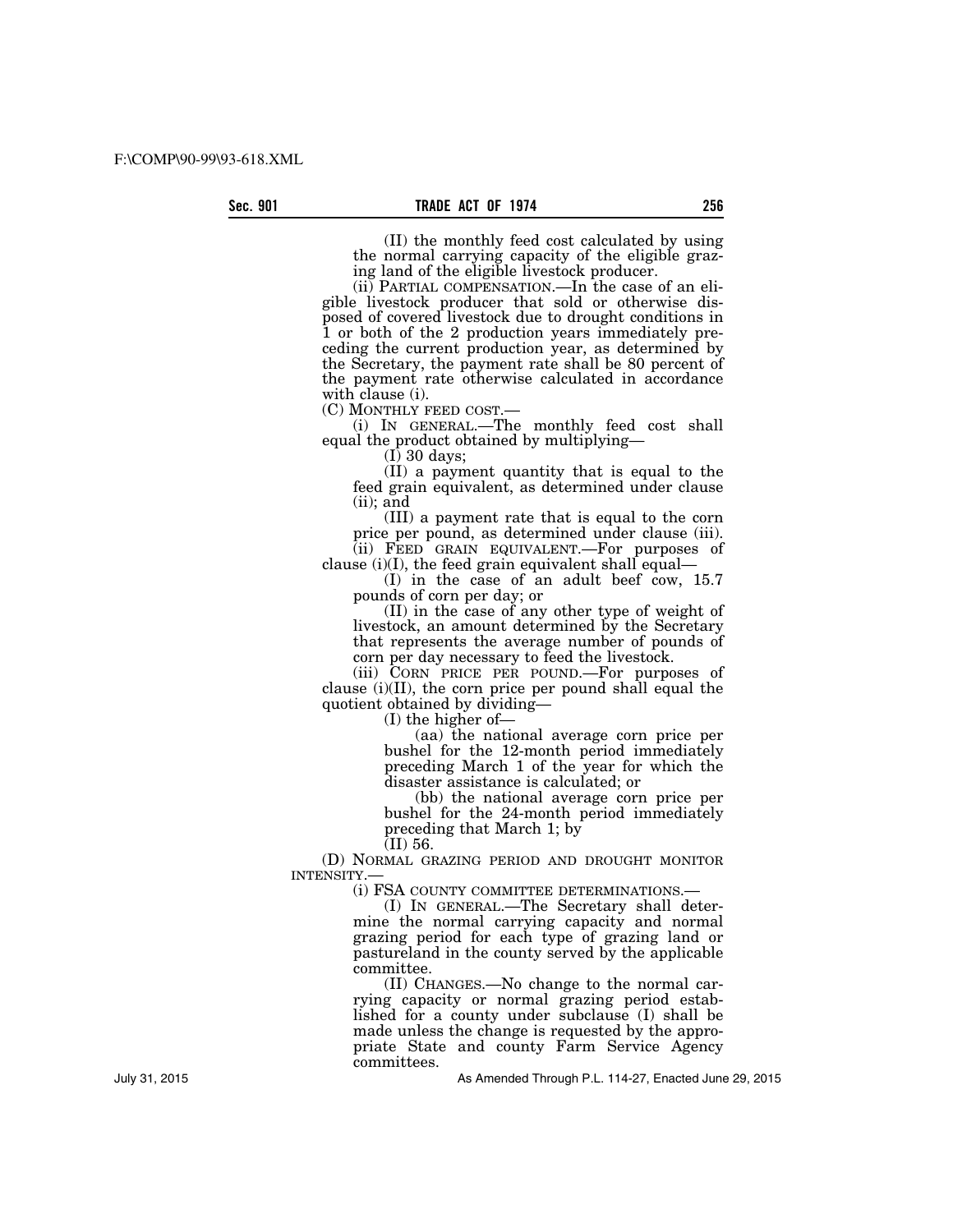(II) the monthly feed cost calculated by using the normal carrying capacity of the eligible grazing land of the eligible livestock producer.

(ii) PARTIAL COMPENSATION.—In the case of an eligible livestock producer that sold or otherwise disposed of covered livestock due to drought conditions in 1 or both of the 2 production years immediately preceding the current production year, as determined by the Secretary, the payment rate shall be 80 percent of the payment rate otherwise calculated in accordance with clause (i).

(C) MONTHLY FEED COST.—

(i) IN GENERAL.—The monthly feed cost shall equal the product obtained by multiplying—

(I) 30 days;

(II) a payment quantity that is equal to the feed grain equivalent, as determined under clause (ii); and

(III) a payment rate that is equal to the corn price per pound, as determined under clause (iii).

(ii) FEED GRAIN EQUIVALENT.—For purposes of clause (i)(I), the feed grain equivalent shall equal—

(I) in the case of an adult beef cow, 15.7 pounds of corn per day; or

(II) in the case of any other type of weight of livestock, an amount determined by the Secretary that represents the average number of pounds of corn per day necessary to feed the livestock.

(iii) CORN PRICE PER POUND.—For purposes of clause (i)(II), the corn price per pound shall equal the quotient obtained by dividing—

(I) the higher of—

(aa) the national average corn price per bushel for the 12-month period immediately preceding March 1 of the year for which the disaster assistance is calculated; or

(bb) the national average corn price per bushel for the 24-month period immediately preceding that March 1; by

(II) 56.

(D) NORMAL GRAZING PERIOD AND DROUGHT MONITOR INTENSITY.—

(i) FSA COUNTY COMMITTEE DETERMINATIONS.—

(I) IN GENERAL.—The Secretary shall determine the normal carrying capacity and normal grazing period for each type of grazing land or pastureland in the county served by the applicable committee.

(II) CHANGES.—No change to the normal carrying capacity or normal grazing period established for a county under subclause (I) shall be made unless the change is requested by the appropriate State and county Farm Service Agency committees.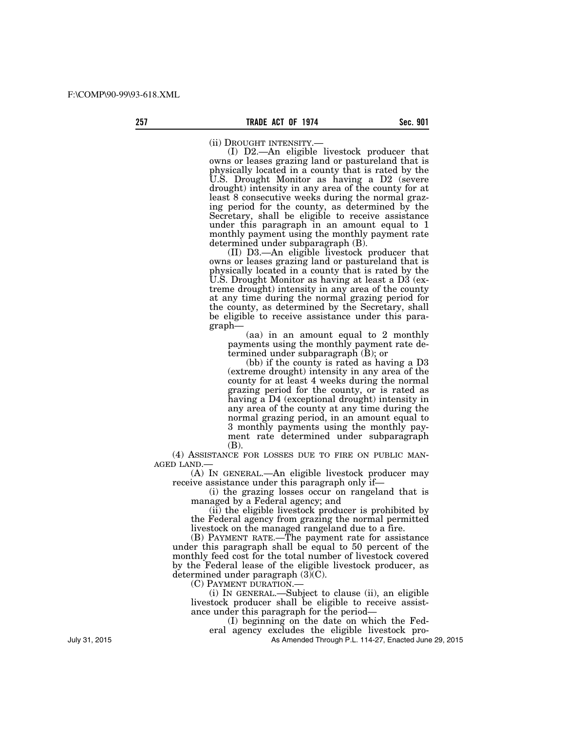(ii) DROUGHT INTENSITY.—

(I) D2.—An eligible livestock producer that owns or leases grazing land or pastureland that is physically located in a county that is rated by the U.S. Drought Monitor as having a D2 (severe drought) intensity in any area of the county for at least 8 consecutive weeks during the normal grazing period for the county, as determined by the Secretary, shall be eligible to receive assistance under this paragraph in an amount equal to 1 monthly payment using the monthly payment rate determined under subparagraph (B).

(II) D3.—An eligible livestock producer that owns or leases grazing land or pastureland that is physically located in a county that is rated by the U.S. Drought Monitor as having at least a D3 (extreme drought) intensity in any area of the county at any time during the normal grazing period for the county, as determined by the Secretary, shall be eligible to receive assistance under this paragraph—

(aa) in an amount equal to 2 monthly payments using the monthly payment rate determined under subparagraph (B); or

(bb) if the county is rated as having a D3 (extreme drought) intensity in any area of the county for at least 4 weeks during the normal grazing period for the county, or is rated as having a D4 (exceptional drought) intensity in any area of the county at any time during the normal grazing period, in an amount equal to 3 monthly payments using the monthly payment rate determined under subparagraph (B).

(4) ASSISTANCE FOR LOSSES DUE TO FIRE ON PUBLIC MANAGED LAND.—

(A) IN GENERAL.—An eligible livestock producer may receive assistance under this paragraph only if—

(i) the grazing losses occur on rangeland that is managed by a Federal agency; and

(ii) the eligible livestock producer is prohibited by the Federal agency from grazing the normal permitted livestock on the managed rangeland due to a fire.

(B) PAYMENT RATE.—The payment rate for assistance under this paragraph shall be equal to 50 percent of the monthly feed cost for the total number of livestock covered by the Federal lease of the eligible livestock producer, as determined under paragraph (3)(C).

(C) PAYMENT DURATION.—

(i) IN GENERAL.—Subject to clause (ii), an eligible livestock producer shall be eligible to receive assistance under this paragraph for the period—

(I) beginning on the date on which the Federal agency excludes the eligible livestock pro-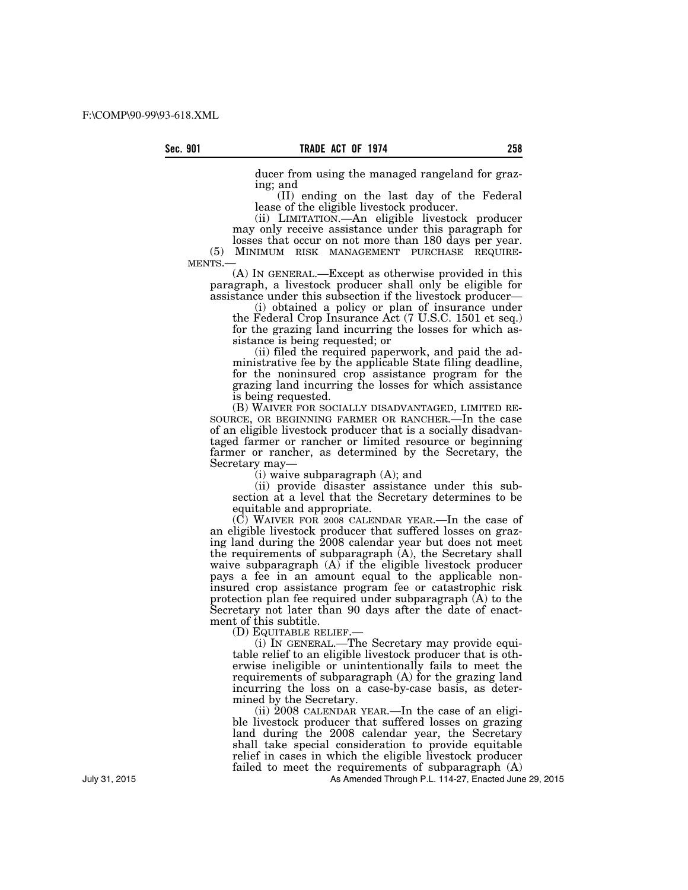ducer from using the managed rangeland for grazing; and

(II) ending on the last day of the Federal lease of the eligible livestock producer.

(ii) LIMITATION.—An eligible livestock producer may only receive assistance under this paragraph for losses that occur on not more than 180 days per year.

(5) MINIMUM RISK MANAGEMENT PURCHASE REQUIREMENTS.—

(A) IN GENERAL.—Except as otherwise provided in this paragraph, a livestock producer shall only be eligible for assistance under this subsection if the livestock producer—

(i) obtained a policy or plan of insurance under the Federal Crop Insurance Act (7 U.S.C. 1501 et seq.) for the grazing land incurring the losses for which assistance is being requested; or

(ii) filed the required paperwork, and paid the administrative fee by the applicable State filing deadline, for the noninsured crop assistance program for the grazing land incurring the losses for which assistance is being requested.

(B) WAIVER FOR SOCIALLY DISADVANTAGED, LIMITED RESOURCE, OR BEGINNING FARMER OR RANCHER.—In the case of an eligible livestock producer that is a socially disadvantaged farmer or rancher or limited resource or beginning farmer or rancher, as determined by the Secretary, the Secretary may—

(i) waive subparagraph (A); and

(ii) provide disaster assistance under this subsection at a level that the Secretary determines to be equitable and appropriate.

(C) WAIVER FOR 2008 CALENDAR YEAR.—In the case of an eligible livestock producer that suffered losses on grazing land during the 2008 calendar year but does not meet the requirements of subparagraph (A), the Secretary shall waive subparagraph (A) if the eligible livestock producer pays a fee in an amount equal to the applicable noninsured crop assistance program fee or catastrophic risk protection plan fee required under subparagraph (A) to the Secretary not later than 90 days after the date of enactment of this subtitle.

(D) EQUITABLE RELIEF.—

(i) IN GENERAL.—The Secretary may provide equitable relief to an eligible livestock producer that is otherwise ineligible or unintentionally fails to meet the requirements of subparagraph (A) for the grazing land incurring the loss on a case-by-case basis, as determined by the Secretary.

(ii) 2008 CALENDAR YEAR.—In the case of an eligible livestock producer that suffered losses on grazing land during the 2008 calendar year, the Secretary shall take special consideration to provide equitable relief in cases in which the eligible livestock producer failed to meet the requirements of subparagraph (A)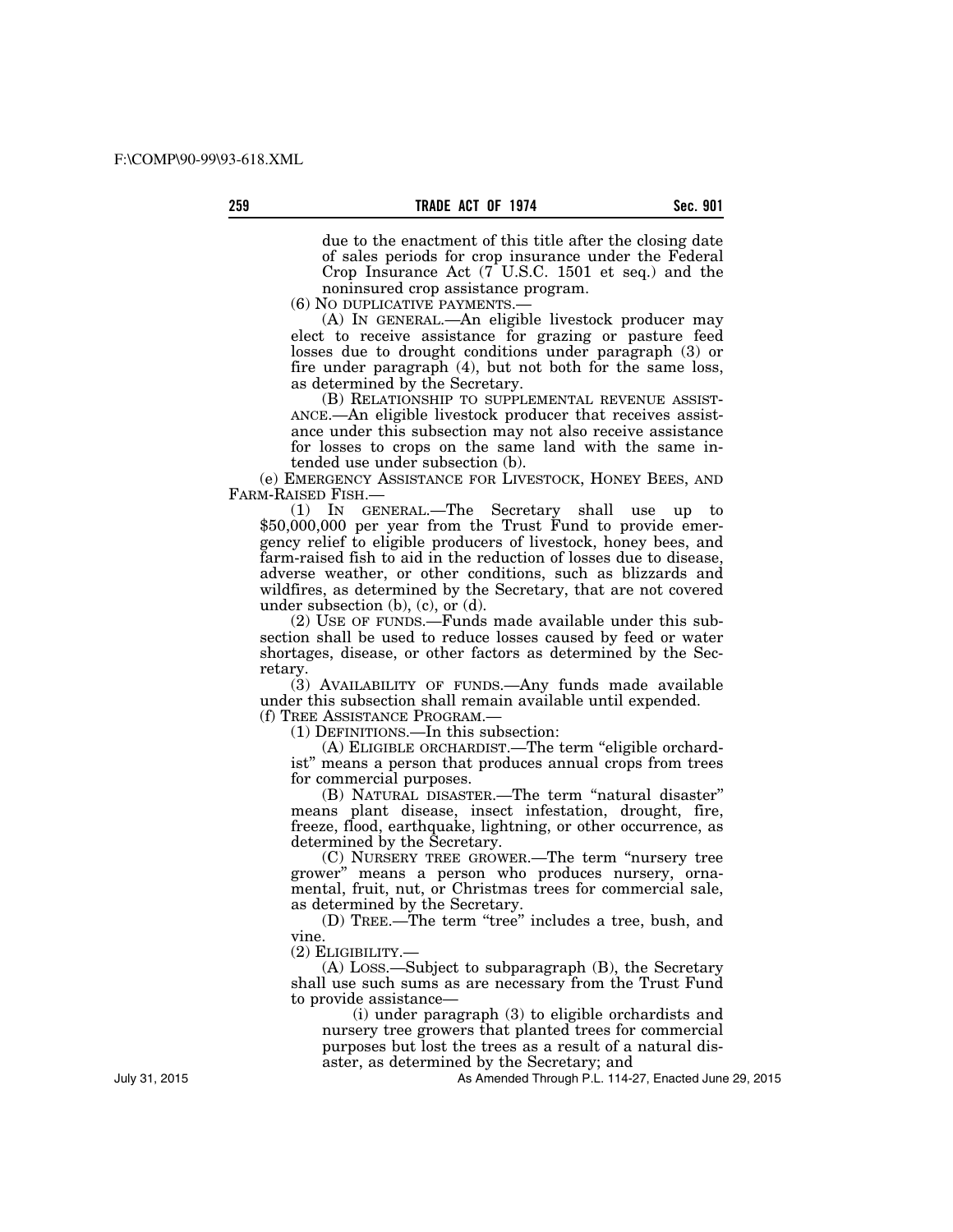due to the enactment of this title after the closing date of sales periods for crop insurance under the Federal Crop Insurance Act (7 U.S.C. 1501 et seq.) and the noninsured crop assistance program.

(6) NO DUPLICATIVE PAYMENTS.—

(A) IN GENERAL.—An eligible livestock producer may elect to receive assistance for grazing or pasture feed losses due to drought conditions under paragraph (3) or fire under paragraph (4), but not both for the same loss, as determined by the Secretary.

(B) RELATIONSHIP TO SUPPLEMENTAL REVENUE ASSISTANCE.—An eligible livestock producer that receives assistance under this subsection may not also receive assistance for losses to crops on the same land with the same intended use under subsection (b).

(e) EMERGENCY ASSISTANCE FOR LIVESTOCK, HONEY BEES, AND FARM-RAISED FISH.—

(1) IN GENERAL.—The Secretary shall use up to $50,000,000 per year from the Trust Fund to provide emergency relief to eligible producers of livestock, honey bees, and farm-raised fish to aid in the reduction of losses due to disease, adverse weather, or other conditions, such as blizzards and wildfires, as determined by the Secretary, that are not covered under subsection (b), (c), or (d).

(2) USE OF FUNDS.—Funds made available under this subsection shall be used to reduce losses caused by feed or water shortages, disease, or other factors as determined by the Secretary.

(3) AVAILABILITY OF FUNDS.—Any funds made available under this subsection shall remain available until expended.

(f) TREE ASSISTANCE PROGRAM.—

(1) DEFINITIONS.—In this subsection:

(A) ELIGIBLE ORCHARDIST.—The term "eligible orchardist" means a person that produces annual crops from trees for commercial purposes.

(B) NATURAL DISASTER.—The term "natural disaster" means plant disease, insect infestation, drought, fire, freeze, flood, earthquake, lightning, or other occurrence, as determined by the Secretary.

(C) NURSERY TREE GROWER.—The term "nursery tree grower" means a person who produces nursery, ornamental, fruit, nut, or Christmas trees for commercial sale, as determined by the Secretary.

(D) TREE.—The term "tree" includes a tree, bush, and vine.

(2) ELIGIBILITY.—

(A) LOSS.—Subject to subparagraph (B), the Secretary shall use such sums as are necessary from the Trust Fund to provide assistance—

(i) under paragraph (3) to eligible orchardists and nursery tree growers that planted trees for commercial purposes but lost the trees as a result of a natural disaster, as determined by the Secretary; and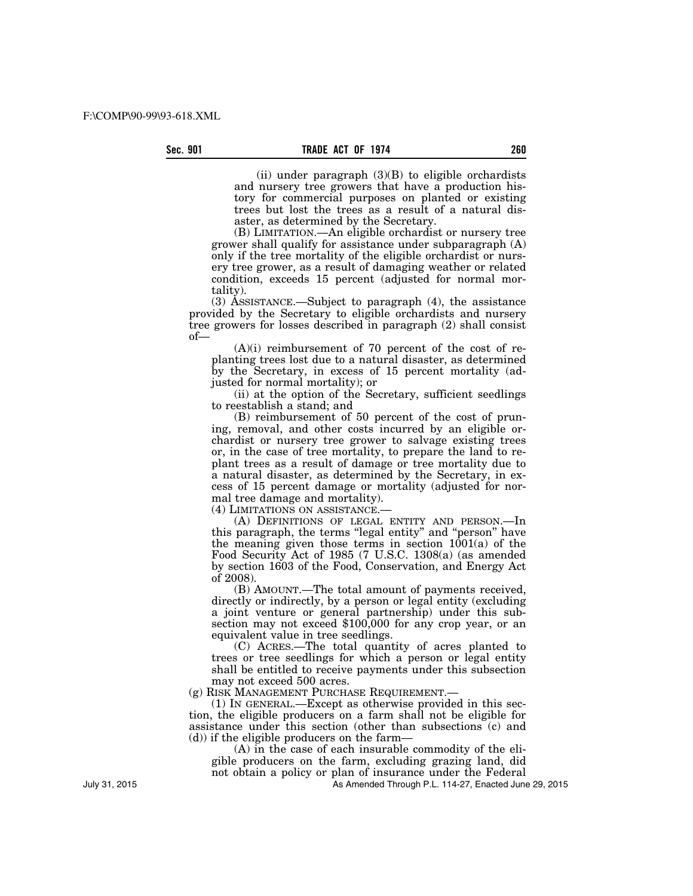(ii) under paragraph (3)(B) to eligible orchardists and nursery tree growers that have a production history for commercial purposes on planted or existing trees but lost the trees as a result of a natural disaster, as determined by the Secretary.

(B) LIMITATION.—An eligible orchardist or nursery tree grower shall qualify for assistance under subparagraph (A) only if the tree mortality of the eligible orchardist or nursery tree grower, as a result of damaging weather or related condition, exceeds 15 percent (adjusted for normal mortality).

(3) ASSISTANCE.—Subject to paragraph (4), the assistance provided by the Secretary to eligible orchardists and nursery tree growers for losses described in paragraph (2) shall consist of—

(A)(i) reimbursement of 70 percent of the cost of replanting trees lost due to a natural disaster, as determined by the Secretary, in excess of 15 percent mortality (adjusted for normal mortality); or

(ii) at the option of the Secretary, sufficient seedlings to reestablish a stand; and

(B) reimbursement of 50 percent of the cost of pruning, removal, and other costs incurred by an eligible orchardist or nursery tree grower to salvage existing trees or, in the case of tree mortality, to prepare the land to replant trees as a result of damage or tree mortality due to a natural disaster, as determined by the Secretary, in excess of 15 percent damage or mortality (adjusted for normal tree damage and mortality).

(4) LIMITATIONS ON ASSISTANCE.—

(A) DEFINITIONS OF LEGAL ENTITY AND PERSON.—In this paragraph, the terms "legal entity" and "person" have the meaning given those terms in section 1001(a) of the Food Security Act of 1985 (7 U.S.C. 1308(a) (as amended by section 1603 of the Food, Conservation, and Energy Act of 2008).

(B) AMOUNT.—The total amount of payments received, directly or indirectly, by a person or legal entity (excluding a joint venture or general partnership) under this subsection may not exceed $100,000 for any crop year, or an equivalent value in tree seedlings.

(C) ACRES.—The total quantity of acres planted to trees or tree seedlings for which a person or legal entity shall be entitled to receive payments under this subsection may not exceed 500 acres.

(g) RISK MANAGEMENT PURCHASE REQUIREMENT.—

(1) IN GENERAL.—Except as otherwise provided in this section, the eligible producers on a farm shall not be eligible for assistance under this section (other than subsections (c) and (d)) if the eligible producers on the farm—

(A) in the case of each insurable commodity of the eligible producers on the farm, excluding grazing land, did not obtain a policy or plan of insurance under the Federal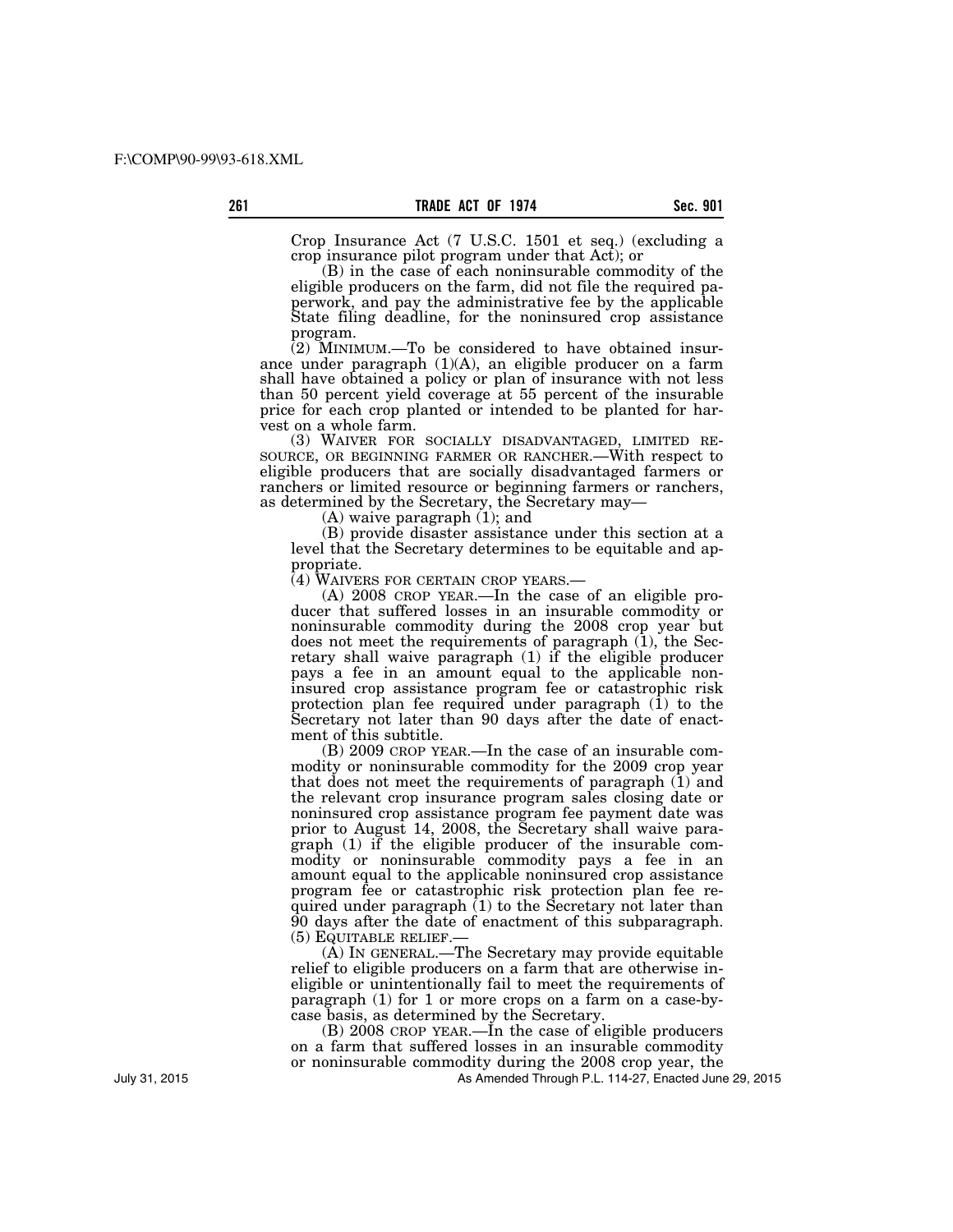Crop Insurance Act (7 U.S.C. 1501 et seq.) (excluding a crop insurance pilot program under that Act); or

(B) in the case of each noninsurable commodity of the eligible producers on the farm, did not file the required paperwork, and pay the administrative fee by the applicable State filing deadline, for the noninsured crop assistance program.

(2) MINIMUM.—To be considered to have obtained insurance under paragraph (1)(A), an eligible producer on a farm shall have obtained a policy or plan of insurance with not less than 50 percent yield coverage at 55 percent of the insurable price for each crop planted or intended to be planted for harvest on a whole farm.

(3) WAIVER FOR SOCIALLY DISADVANTAGED, LIMITED RESOURCE, OR BEGINNING FARMER OR RANCHER.—With respect to eligible producers that are socially disadvantaged farmers or ranchers or limited resource or beginning farmers or ranchers, as determined by the Secretary, the Secretary may—

(A) waive paragraph (1); and

(B) provide disaster assistance under this section at a level that the Secretary determines to be equitable and appropriate.

(4) WAIVERS FOR CERTAIN CROP YEARS.—

(A) 2008 CROP YEAR.—In the case of an eligible producer that suffered losses in an insurable commodity or noninsurable commodity during the 2008 crop year but does not meet the requirements of paragraph (1), the Secretary shall waive paragraph (1) if the eligible producer pays a fee in an amount equal to the applicable noninsured crop assistance program fee or catastrophic risk protection plan fee required under paragraph (1) to the Secretary not later than 90 days after the date of enactment of this subtitle.

(B) 2009 CROP YEAR.—In the case of an insurable commodity or noninsurable commodity for the 2009 crop year that does not meet the requirements of paragraph (1) and the relevant crop insurance program sales closing date or noninsured crop assistance program fee payment date was prior to August 14, 2008, the Secretary shall waive paragraph (1) if the eligible producer of the insurable commodity or noninsurable commodity pays a fee in an amount equal to the applicable noninsured crop assistance program fee or catastrophic risk protection plan fee required under paragraph (1) to the Secretary not later than 90 days after the date of enactment of this subparagraph.

(5) EQUITABLE RELIEF.—

(A) IN GENERAL.—The Secretary may provide equitable relief to eligible producers on a farm that are otherwise ineligible or unintentionally fail to meet the requirements of paragraph (1) for 1 or more crops on a farm on a case-by-case basis, as determined by the Secretary.

(B) 2008 CROP YEAR.—In the case of eligible producers on a farm that suffered losses in an insurable commodity or noninsurable commodity during the 2008 crop year, the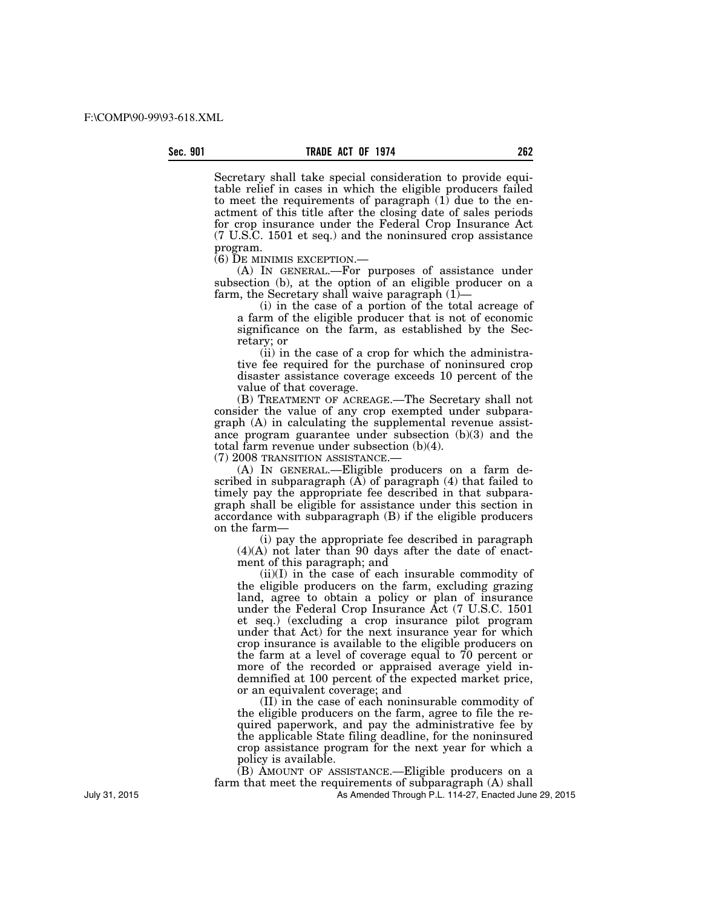Secretary shall take special consideration to provide equitable relief in cases in which the eligible producers failed to meet the requirements of paragraph (1) due to the enactment of this title after the closing date of sales periods for crop insurance under the Federal Crop Insurance Act (7 U.S.C. 1501 et seq.) and the noninsured crop assistance program.

(6) DE MINIMIS EXCEPTION.—

(A) IN GENERAL.—For purposes of assistance under subsection (b), at the option of an eligible producer on a farm, the Secretary shall waive paragraph (1)—

(i) in the case of a portion of the total acreage of a farm of the eligible producer that is not of economic significance on the farm, as established by the Secretary; or

(ii) in the case of a crop for which the administrative fee required for the purchase of noninsured crop disaster assistance coverage exceeds 10 percent of the value of that coverage.

(B) TREATMENT OF ACREAGE.—The Secretary shall not consider the value of any crop exempted under subparagraph (A) in calculating the supplemental revenue assistance program guarantee under subsection (b)(3) and the total farm revenue under subsection (b)(4).

(7) 2008 TRANSITION ASSISTANCE.—

(A) IN GENERAL.—Eligible producers on a farm described in subparagraph (A) of paragraph (4) that failed to timely pay the appropriate fee described in that subparagraph shall be eligible for assistance under this section in accordance with subparagraph (B) if the eligible producers on the farm—

(i) pay the appropriate fee described in paragraph (4)(A) not later than 90 days after the date of enactment of this paragraph; and

(ii)(I) in the case of each insurable commodity of the eligible producers on the farm, excluding grazing land, agree to obtain a policy or plan of insurance under the Federal Crop Insurance Act (7 U.S.C. 1501 et seq.) (excluding a crop insurance pilot program under that Act) for the next insurance year for which crop insurance is available to the eligible producers on the farm at a level of coverage equal to 70 percent or more of the recorded or appraised average yield indemnified at 100 percent of the expected market price, or an equivalent coverage; and

(II) in the case of each noninsurable commodity of the eligible producers on the farm, agree to file the required paperwork, and pay the administrative fee by the applicable State filing deadline, for the noninsured crop assistance program for the next year for which a policy is available.

(B) AMOUNT OF ASSISTANCE.—Eligible producers on a farm that meet the requirements of subparagraph (A) shall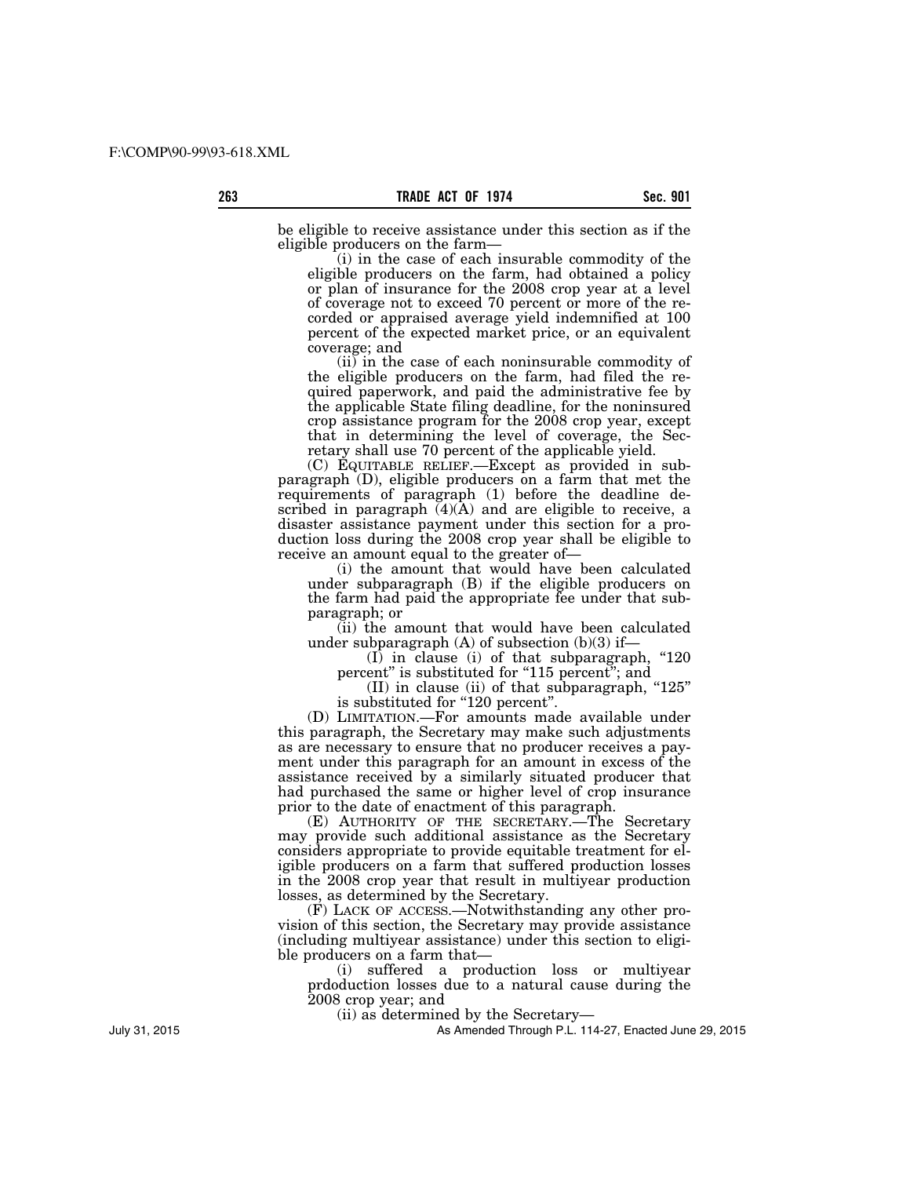be eligible to receive assistance under this section as if the eligible producers on the farm—

(i) in the case of each insurable commodity of the eligible producers on the farm, had obtained a policy or plan of insurance for the 2008 crop year at a level of coverage not to exceed 70 percent or more of the recorded or appraised average yield indemnified at 100 percent of the expected market price, or an equivalent coverage; and

(ii) in the case of each noninsurable commodity of the eligible producers on the farm, had filed the required paperwork, and paid the administrative fee by the applicable State filing deadline, for the noninsured crop assistance program for the 2008 crop year, except that in determining the level of coverage, the Secretary shall use 70 percent of the applicable yield.

(C) EQUITABLE RELIEF.—Except as provided in subparagraph (D), eligible producers on a farm that met the requirements of paragraph (1) before the deadline described in paragraph (4)(A) and are eligible to receive, a disaster assistance payment under this section for a production loss during the 2008 crop year shall be eligible to receive an amount equal to the greater of—

(i) the amount that would have been calculated under subparagraph (B) if the eligible producers on the farm had paid the appropriate fee under that subparagraph; or

(ii) the amount that would have been calculated under subparagraph (A) of subsection (b)(3) if—

(I) in clause (i) of that subparagraph, "120 percent" is substituted for "115 percent"; and

(II) in clause (ii) of that subparagraph, "125" is substituted for "120 percent".

(D) LIMITATION.—For amounts made available under this paragraph, the Secretary may make such adjustments as are necessary to ensure that no producer receives a payment under this paragraph for an amount in excess of the assistance received by a similarly situated producer that had purchased the same or higher level of crop insurance prior to the date of enactment of this paragraph.

(E) AUTHORITY OF THE SECRETARY.—The Secretary may provide such additional assistance as the Secretary considers appropriate to provide equitable treatment for eligible producers on a farm that suffered production losses in the 2008 crop year that result in multiyear production losses, as determined by the Secretary.

(F) LACK OF ACCESS.—Notwithstanding any other provision of this section, the Secretary may provide assistance (including multiyear assistance) under this section to eligible producers on a farm that—

(i) suffered a production loss or multiyear prdoduction losses due to a natural cause during the 2008 crop year; and

(ii) as determined by the Secretary—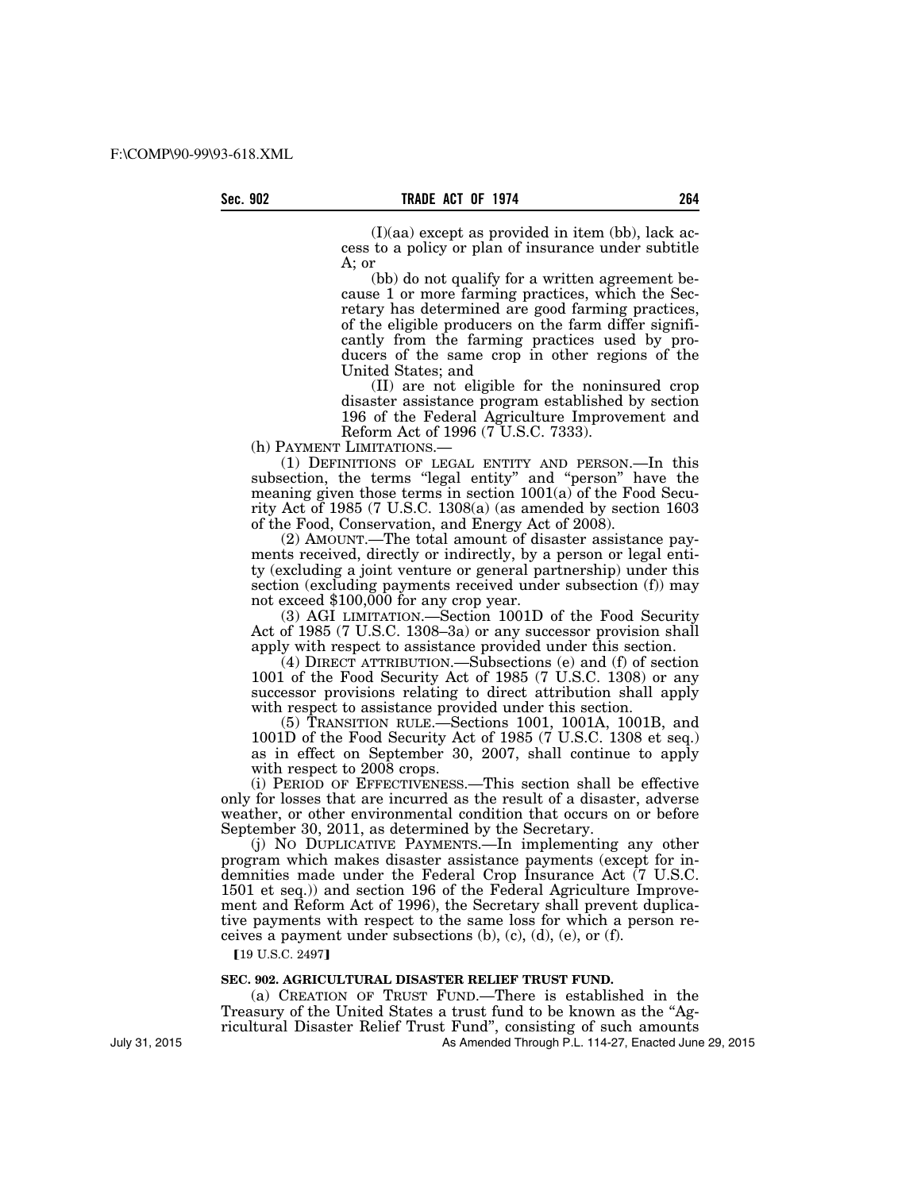(I)(aa) except as provided in item (bb), lack access to a policy or plan of insurance under subtitle A; or

(bb) do not qualify for a written agreement because 1 or more farming practices, which the Secretary has determined are good farming practices, of the eligible producers on the farm differ significantly from the farming practices used by producers of the same crop in other regions of the United States; and

(II) are not eligible for the noninsured crop disaster assistance program established by section 196 of the Federal Agriculture Improvement and Reform Act of 1996 (7 U.S.C. 7333).

(h) PAYMENT LIMITATIONS.—

(1) DEFINITIONS OF LEGAL ENTITY AND PERSON.—In this subsection, the terms "legal entity" and "person" have the meaning given those terms in section 1001(a) of the Food Security Act of 1985 (7 U.S.C. 1308(a) (as amended by section 1603 of the Food, Conservation, and Energy Act of 2008).

(2) AMOUNT.—The total amount of disaster assistance payments received, directly or indirectly, by a person or legal entity (excluding a joint venture or general partnership) under this section (excluding payments received under subsection (f)) may not exceed $100,000 for any crop year.

(3) AGI LIMITATION.—Section 1001D of the Food Security Act of 1985 (7 U.S.C. 1308–3a) or any successor provision shall apply with respect to assistance provided under this section.

(4) DIRECT ATTRIBUTION.—Subsections (e) and (f) of section 1001 of the Food Security Act of 1985 (7 U.S.C. 1308) or any successor provisions relating to direct attribution shall apply with respect to assistance provided under this section.

(5) TRANSITION RULE.—Sections 1001, 1001A, 1001B, and 1001D of the Food Security Act of 1985 (7 U.S.C. 1308 et seq.) as in effect on September 30, 2007, shall continue to apply with respect to 2008 crops.

(i) PERIOD OF EFFECTIVENESS.—This section shall be effective only for losses that are incurred as the result of a disaster, adverse weather, or other environmental condition that occurs on or before September 30, 2011, as determined by the Secretary.

(j) NO DUPLICATIVE PAYMENTS.—In implementing any other program which makes disaster assistance payments (except for indemnities made under the Federal Crop Insurance Act (7 U.S.C. 1501 et seq.)) and section 196 of the Federal Agriculture Improvement and Reform Act of 1996), the Secretary shall prevent duplicative payments with respect to the same loss for which a person receives a payment under subsections (b), (c), (d), (e), or (f).

【19 U.S.C. 2497】

**SEC. 902. AGRICULTURAL DISASTER RELIEF TRUST FUND.**

(a) CREATION OF TRUST FUND.—There is established in the Treasury of the United States a trust fund to be known as the "Agricultural Disaster Relief Trust Fund", consisting of such amounts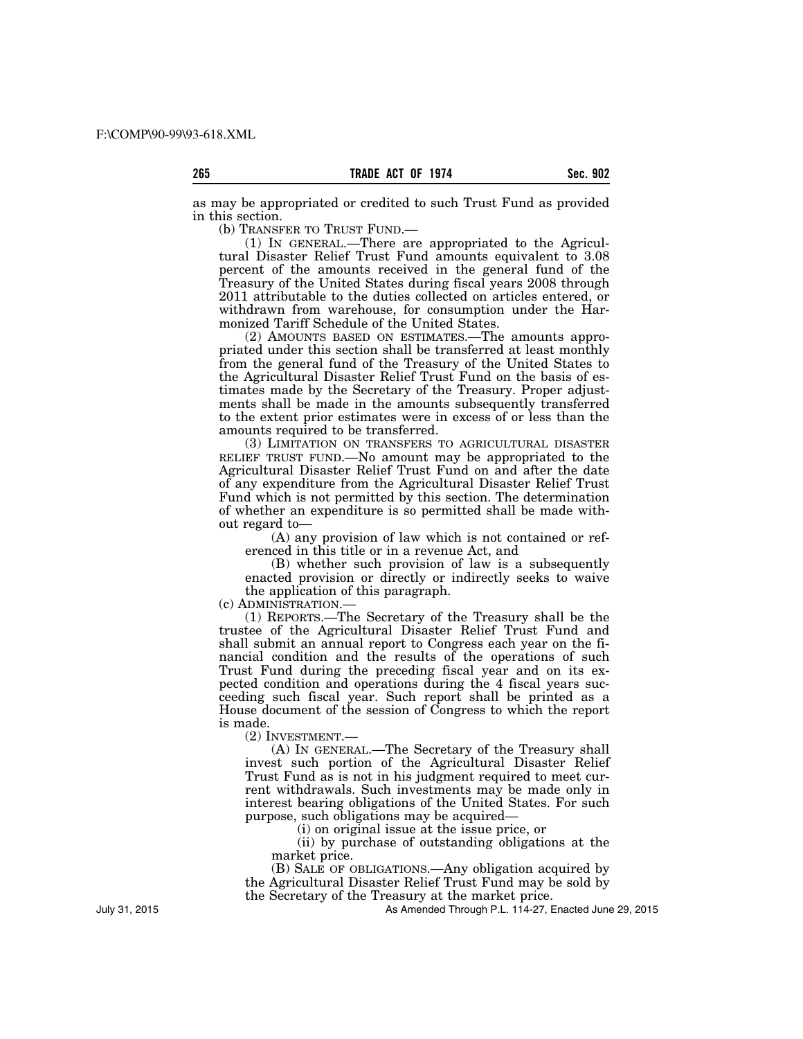as may be appropriated or credited to such Trust Fund as provided in this section.

(b) TRANSFER TO TRUST FUND.—

(1) IN GENERAL.—There are appropriated to the Agricultural Disaster Relief Trust Fund amounts equivalent to 3.08 percent of the amounts received in the general fund of the Treasury of the United States during fiscal years 2008 through 2011 attributable to the duties collected on articles entered, or withdrawn from warehouse, for consumption under the Harmonized Tariff Schedule of the United States.

(2) AMOUNTS BASED ON ESTIMATES.—The amounts appropriated under this section shall be transferred at least monthly from the general fund of the Treasury of the United States to the Agricultural Disaster Relief Trust Fund on the basis of estimates made by the Secretary of the Treasury. Proper adjustments shall be made in the amounts subsequently transferred to the extent prior estimates were in excess of or less than the amounts required to be transferred.

(3) LIMITATION ON TRANSFERS TO AGRICULTURAL DISASTER RELIEF TRUST FUND.—No amount may be appropriated to the Agricultural Disaster Relief Trust Fund on and after the date of any expenditure from the Agricultural Disaster Relief Trust Fund which is not permitted by this section. The determination of whether an expenditure is so permitted shall be made without regard to—

(A) any provision of law which is not contained or referenced in this title or in a revenue Act, and

(B) whether such provision of law is a subsequently enacted provision or directly or indirectly seeks to waive the application of this paragraph.

(c) ADMINISTRATION.—

(1) REPORTS.—The Secretary of the Treasury shall be the trustee of the Agricultural Disaster Relief Trust Fund and shall submit an annual report to Congress each year on the financial condition and the results of the operations of such Trust Fund during the preceding fiscal year and on its expected condition and operations during the 4 fiscal years succeeding such fiscal year. Such report shall be printed as a House document of the session of Congress to which the report is made.

(2) INVESTMENT.—

(A) IN GENERAL.—The Secretary of the Treasury shall invest such portion of the Agricultural Disaster Relief Trust Fund as is not in his judgment required to meet current withdrawals. Such investments may be made only in interest bearing obligations of the United States. For such purpose, such obligations may be acquired—

(i) on original issue at the issue price, or

(ii) by purchase of outstanding obligations at the market price.

(B) SALE OF OBLIGATIONS.—Any obligation acquired by the Agricultural Disaster Relief Trust Fund may be sold by the Secretary of the Treasury at the market price.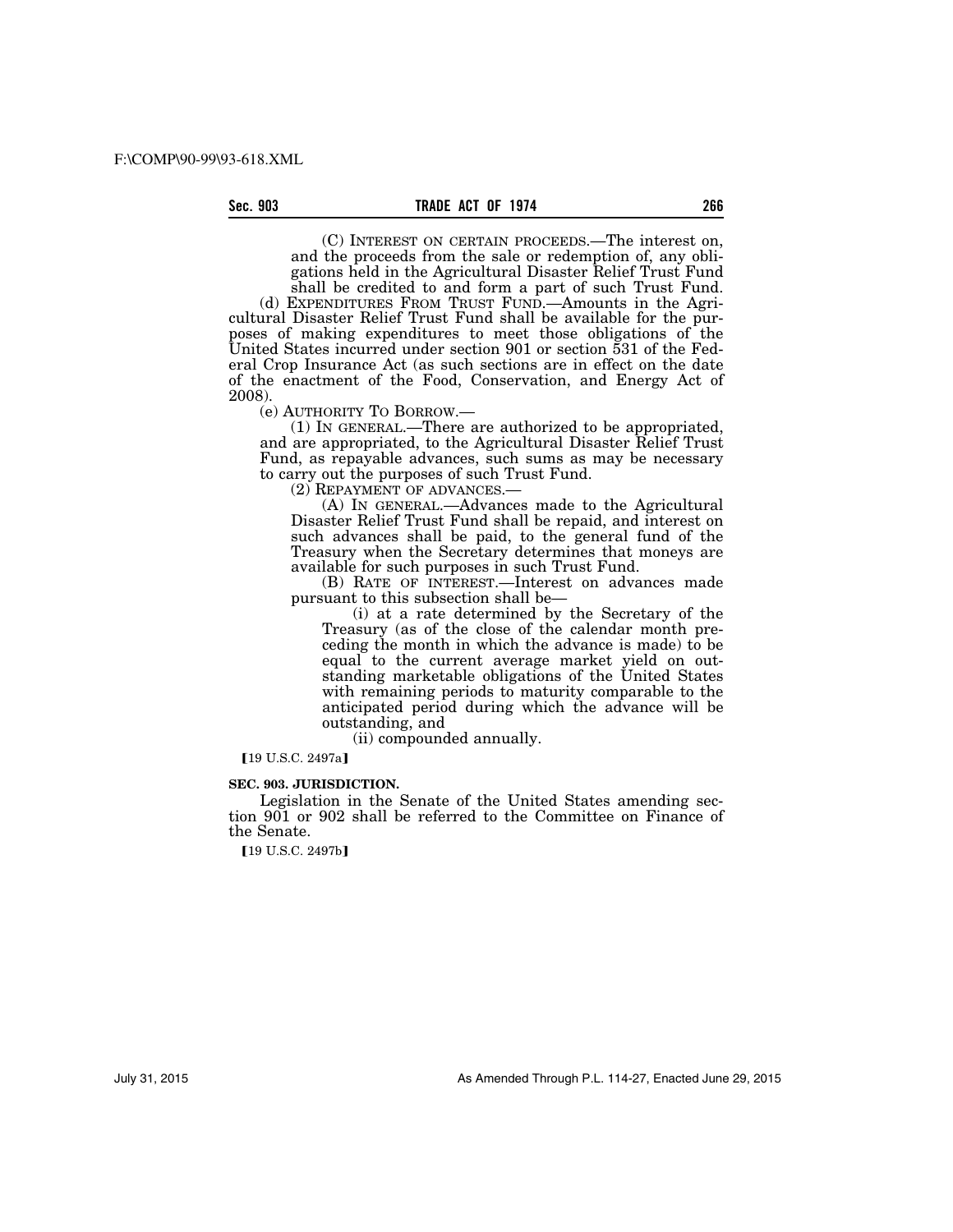(C) INTEREST ON CERTAIN PROCEEDS.—The interest on, and the proceeds from the sale or redemption of, any obligations held in the Agricultural Disaster Relief Trust Fund shall be credited to and form a part of such Trust Fund.

(d) EXPENDITURES FROM TRUST FUND.—Amounts in the Agricultural Disaster Relief Trust Fund shall be available for the purposes of making expenditures to meet those obligations of the United States incurred under section 901 or section 531 of the Federal Crop Insurance Act (as such sections are in effect on the date of the enactment of the Food, Conservation, and Energy Act of 2008).

(e) AUTHORITY TO BORROW.—

(1) IN GENERAL.—There are authorized to be appropriated, and are appropriated, to the Agricultural Disaster Relief Trust Fund, as repayable advances, such sums as may be necessary to carry out the purposes of such Trust Fund.

(2) REPAYMENT OF ADVANCES.—

(A) IN GENERAL.—Advances made to the Agricultural Disaster Relief Trust Fund shall be repaid, and interest on such advances shall be paid, to the general fund of the Treasury when the Secretary determines that moneys are available for such purposes in such Trust Fund.

(B) RATE OF INTEREST.—Interest on advances made pursuant to this subsection shall be—

(i) at a rate determined by the Secretary of the Treasury (as of the close of the calendar month preceding the month in which the advance is made) to be equal to the current average market yield on outstanding marketable obligations of the United States with remaining periods to maturity comparable to the anticipated period during which the advance will be outstanding, and

(ii) compounded annually.

【19 U.S.C. 2497a】

**SEC. 903. JURISDICTION.**

Legislation in the Senate of the United States amending section 901 or 902 shall be referred to the Committee on Finance of the Senate.

【19 U.S.C. 2497b】